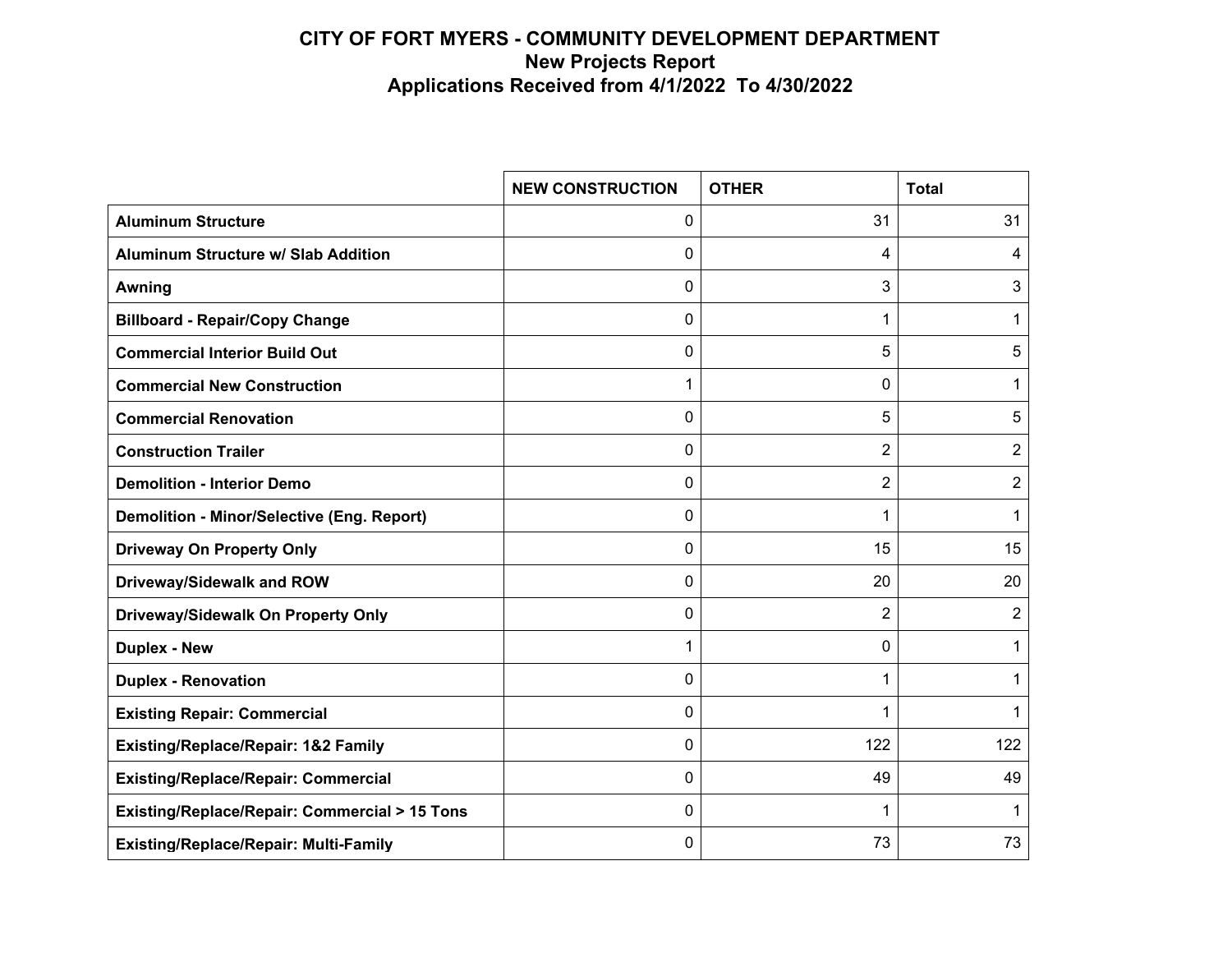# CITY OF FORT MYERS - COMMUNITY DEVELOPMENT DEPARTMENT

## New Projects Report

## Applications Received from 4/1/2022 To 4/30/2022

| | NEW CONSTRUCTION | OTHER | Total |
|---|---|---|---|
| **Aluminum Structure** | 0 | 31 | 31 |
| **Aluminum Structure w/ Slab Addition** | 0 | 4 | 4 |
| **Awning** | 0 | 3 | 3 |
| **Billboard - Repair/Copy Change** | 0 | 1 | 1 |
| **Commercial Interior Build Out** | 0 | 5 | 5 |
| **Commercial New Construction** | 1 | 0 | 1 |
| **Commercial Renovation** | 0 | 5 | 5 |
| **Construction Trailer** | 0 | 2 | 2 |
| **Demolition - Interior Demo** | 0 | 2 | 2 |
| **Demolition - Minor/Selective (Eng. Report)** | 0 | 1 | 1 |
| **Driveway On Property Only** | 0 | 15 | 15 |
| **Driveway/Sidewalk and ROW** | 0 | 20 | 20 |
| **Driveway/Sidewalk On Property Only** | 0 | 2 | 2 |
| **Duplex - New** | 1 | 0 | 1 |
| **Duplex - Renovation** | 0 | 1 | 1 |
| **Existing Repair: Commercial** | 0 | 1 | 1 |
| **Existing/Replace/Repair: 1&2 Family** | 0 | 122 | 122 |
| **Existing/Replace/Repair: Commercial** | 0 | 49 | 49 |
| **Existing/Replace/Repair: Commercial > 15 Tons** | 0 | 1 | 1 |
| **Existing/Replace/Repair: Multi-Family** | 0 | 73 | 73 |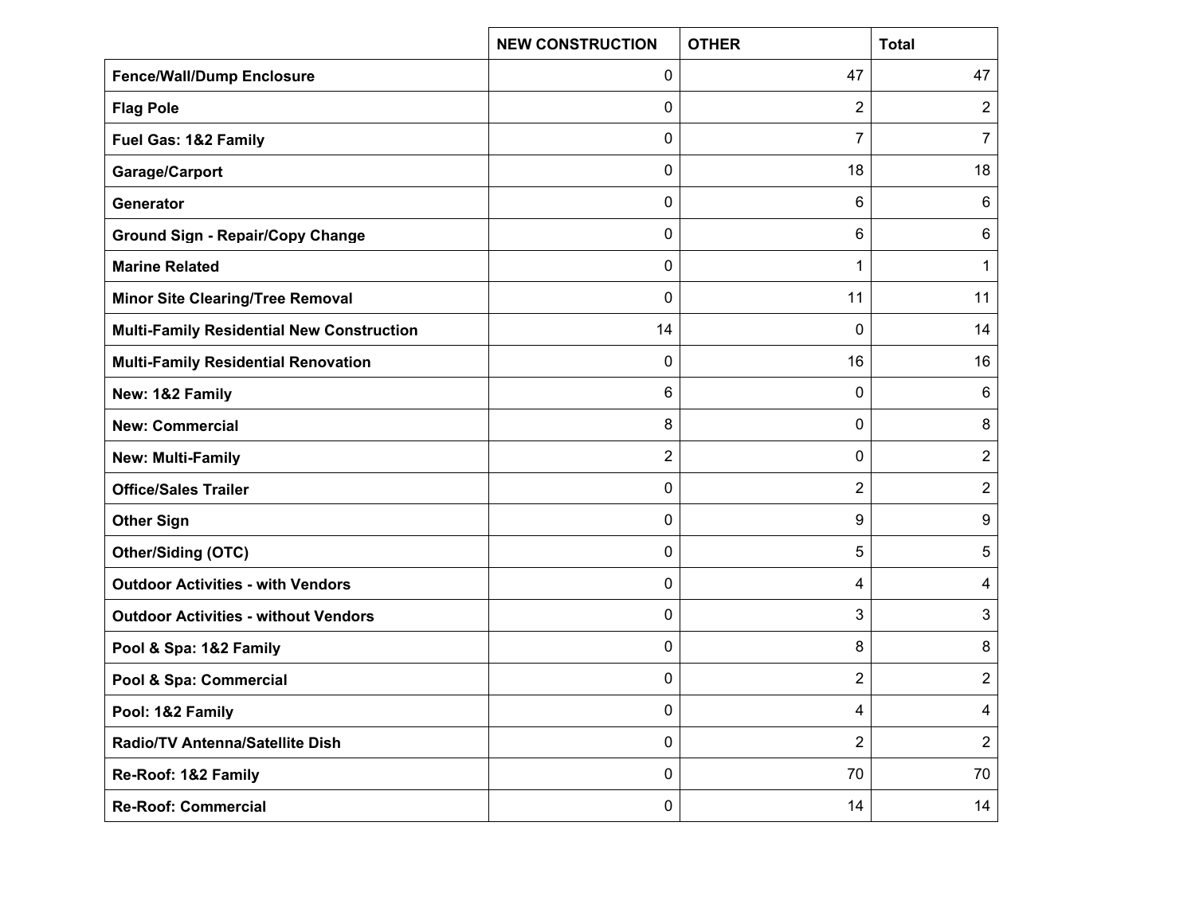| | NEW CONSTRUCTION | OTHER | Total |
| --- | --- | --- | --- |
| **Fence/Wall/Dump Enclosure** | 0 | 47 | 47 |
| **Flag Pole** | 0 | 2 | 2 |
| **Fuel Gas: 1&2 Family** | 0 | 7 | 7 |
| **Garage/Carport** | 0 | 18 | 18 |
| **Generator** | 0 | 6 | 6 |
| **Ground Sign - Repair/Copy Change** | 0 | 6 | 6 |
| **Marine Related** | 0 | 1 | 1 |
| **Minor Site Clearing/Tree Removal** | 0 | 11 | 11 |
| **Multi-Family Residential New Construction** | 14 | 0 | 14 |
| **Multi-Family Residential Renovation** | 0 | 16 | 16 |
| **New: 1&2 Family** | 6 | 0 | 6 |
| **New: Commercial** | 8 | 0 | 8 |
| **New: Multi-Family** | 2 | 0 | 2 |
| **Office/Sales Trailer** | 0 | 2 | 2 |
| **Other Sign** | 0 | 9 | 9 |
| **Other/Siding (OTC)** | 0 | 5 | 5 |
| **Outdoor Activities - with Vendors** | 0 | 4 | 4 |
| **Outdoor Activities - without Vendors** | 0 | 3 | 3 |
| **Pool & Spa: 1&2 Family** | 0 | 8 | 8 |
| **Pool & Spa: Commercial** | 0 | 2 | 2 |
| **Pool: 1&2 Family** | 0 | 4 | 4 |
| **Radio/TV Antenna/Satellite Dish** | 0 | 2 | 2 |
| **Re-Roof: 1&2 Family** | 0 | 70 | 70 |
| **Re-Roof: Commercial** | 0 | 14 | 14 |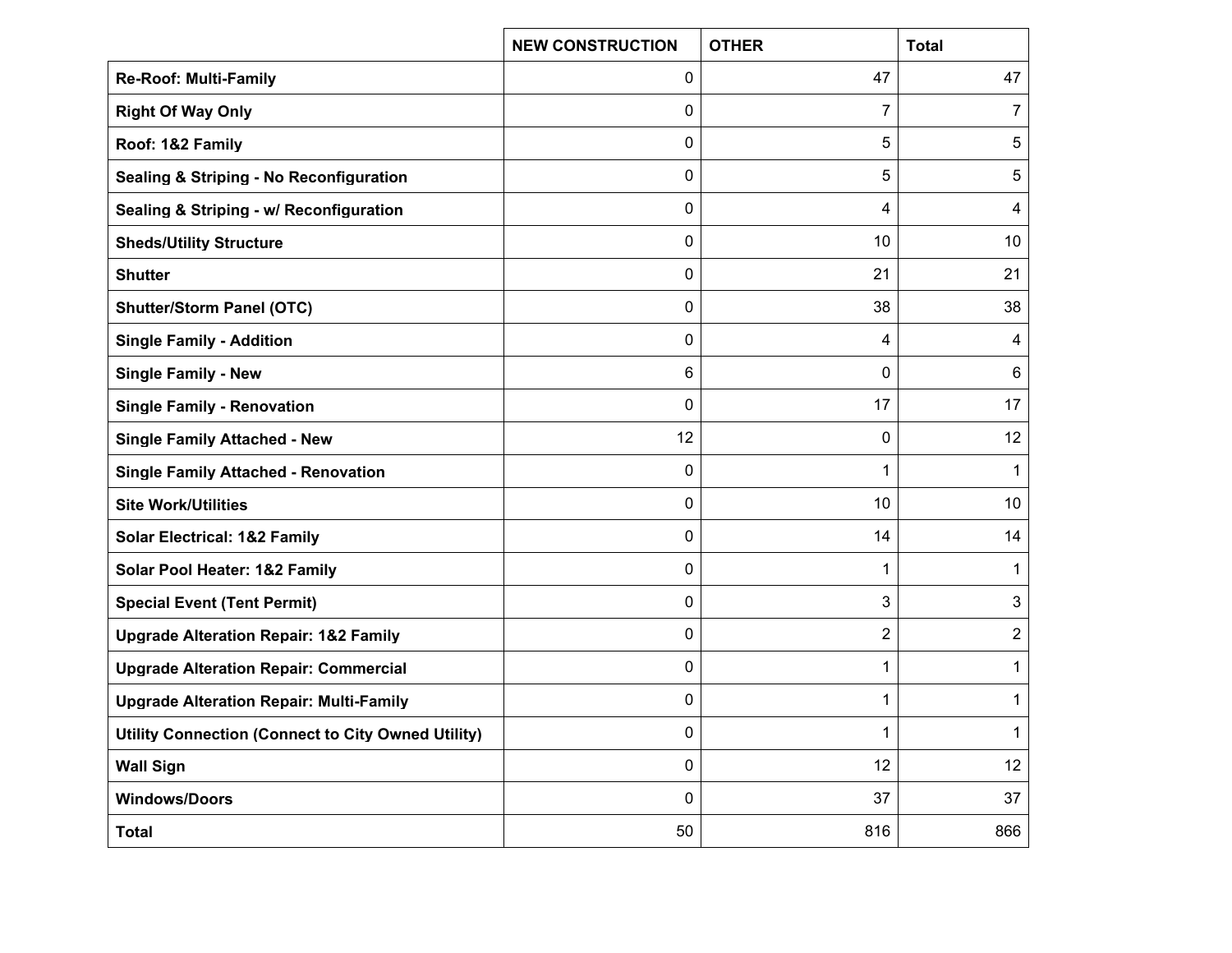| | NEW CONSTRUCTION | OTHER | Total |
|---|---|---|---|
| **Re-Roof: Multi-Family** | 0 | 47 | 47 |
| **Right Of Way Only** | 0 | 7 | 7 |
| **Roof: 1&2 Family** | 0 | 5 | 5 |
| **Sealing & Striping - No Reconfiguration** | 0 | 5 | 5 |
| **Sealing & Striping - w/ Reconfiguration** | 0 | 4 | 4 |
| **Sheds/Utility Structure** | 0 | 10 | 10 |
| **Shutter** | 0 | 21 | 21 |
| **Shutter/Storm Panel (OTC)** | 0 | 38 | 38 |
| **Single Family - Addition** | 0 | 4 | 4 |
| **Single Family - New** | 6 | 0 | 6 |
| **Single Family - Renovation** | 0 | 17 | 17 |
| **Single Family Attached - New** | 12 | 0 | 12 |
| **Single Family Attached - Renovation** | 0 | 1 | 1 |
| **Site Work/Utilities** | 0 | 10 | 10 |
| **Solar Electrical: 1&2 Family** | 0 | 14 | 14 |
| **Solar Pool Heater: 1&2 Family** | 0 | 1 | 1 |
| **Special Event (Tent Permit)** | 0 | 3 | 3 |
| **Upgrade Alteration Repair: 1&2 Family** | 0 | 2 | 2 |
| **Upgrade Alteration Repair: Commercial** | 0 | 1 | 1 |
| **Upgrade Alteration Repair: Multi-Family** | 0 | 1 | 1 |
| **Utility Connection (Connect to City Owned Utility)** | 0 | 1 | 1 |
| **Wall Sign** | 0 | 12 | 12 |
| **Windows/Doors** | 0 | 37 | 37 |
| **Total** | 50 | 816 | 866 |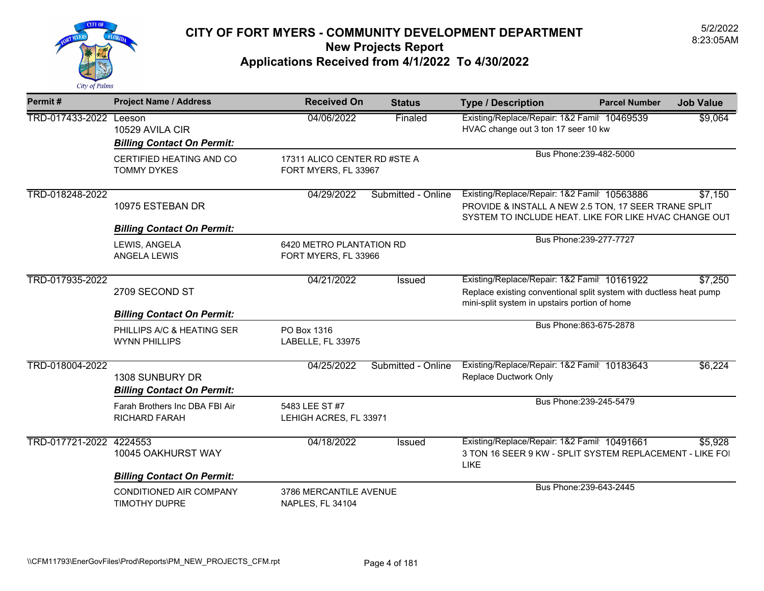# CITY OF FORT MYERS - COMMUNITY DEVELOPMENT DEPARTMENT
## New Projects Report
## Applications Received from 4/1/2022 To 4/30/2022

5/2/2022
8:23:05AM

| Permit # | Project Name / Address | Received On | Status | Type / Description | Parcel Number | Job Value |
|---|---|---|---|---|---|---|
| TRD-017433-2022 | Leeson<br>10529 AVILA CIR | 04/06/2022 | Finaled | Existing/Replace/Repair: 1&2 Famil<br>HVAC change out 3 ton 17 seer 10 kw | 10469539 | $9,064 |
| | ***Billing Contact On Permit:***<br>CERTIFIED HEATING AND CO<br>TOMMY DYKES | 17311 ALICO CENTER RD #STE A<br>FORT MYERS, FL 33967 | | Bus Phone:239-482-5000 | | |
| TRD-018248-2022 | 10975 ESTEBAN DR | 04/29/2022 | Submitted - Online | Existing/Replace/Repair: 1&2 Famil<br>PROVIDE & INSTALL A NEW 2.5 TON, 17 SEER TRANE SPLIT SYSTEM TO INCLUDE HEAT. LIKE FOR LIKE HVAC CHANGE OUT | 10563886 | $7,150 |
| | ***Billing Contact On Permit:***<br>LEWIS, ANGELA<br>ANGELA LEWIS | 6420 METRO PLANTATION RD<br>FORT MYERS, FL 33966 | | Bus Phone:239-277-7727 | | |
| TRD-017935-2022 | 2709 SECOND ST | 04/21/2022 | Issued | Existing/Replace/Repair: 1&2 Famil<br>Replace existing conventional split system with ductless heat pump mini-split system in upstairs portion of home | 10161922 | $7,250 |
| | ***Billing Contact On Permit:***<br>PHILLIPS A/C & HEATING SER<br>WYNN PHILLIPS | PO Box 1316<br>LABELLE, FL 33975 | | Bus Phone:863-675-2878 | | |
| TRD-018004-2022 | 1308 SUNBURY DR | 04/25/2022 | Submitted - Online | Existing/Replace/Repair: 1&2 Famil<br>Replace Ductwork Only | 10183643 | $6,224 |
| | ***Billing Contact On Permit:***<br>Farah Brothers Inc DBA FBI Air<br>RICHARD FARAH | 5483 LEE ST #7<br>LEHIGH ACRES, FL 33971 | | Bus Phone:239-245-5479 | | |
| TRD-017721-2022 | 4224553<br>10045 OAKHURST WAY | 04/18/2022 | Issued | Existing/Replace/Repair: 1&2 Famil<br>3 TON 16 SEER 9 KW - SPLIT SYSTEM REPLACEMENT - LIKE FOI LIKE | 10491661 | $5,928 |
| | ***Billing Contact On Permit:***<br>CONDITIONED AIR COMPANY<br>TIMOTHY DUPRE | 3786 MERCANTILE AVENUE<br>NAPLES, FL 34104 | | Bus Phone:239-643-2445 | | |

\\CFM11793\EnerGovFiles\Prod\Reports\PM_NEW_PROJECTS_CFM.rpt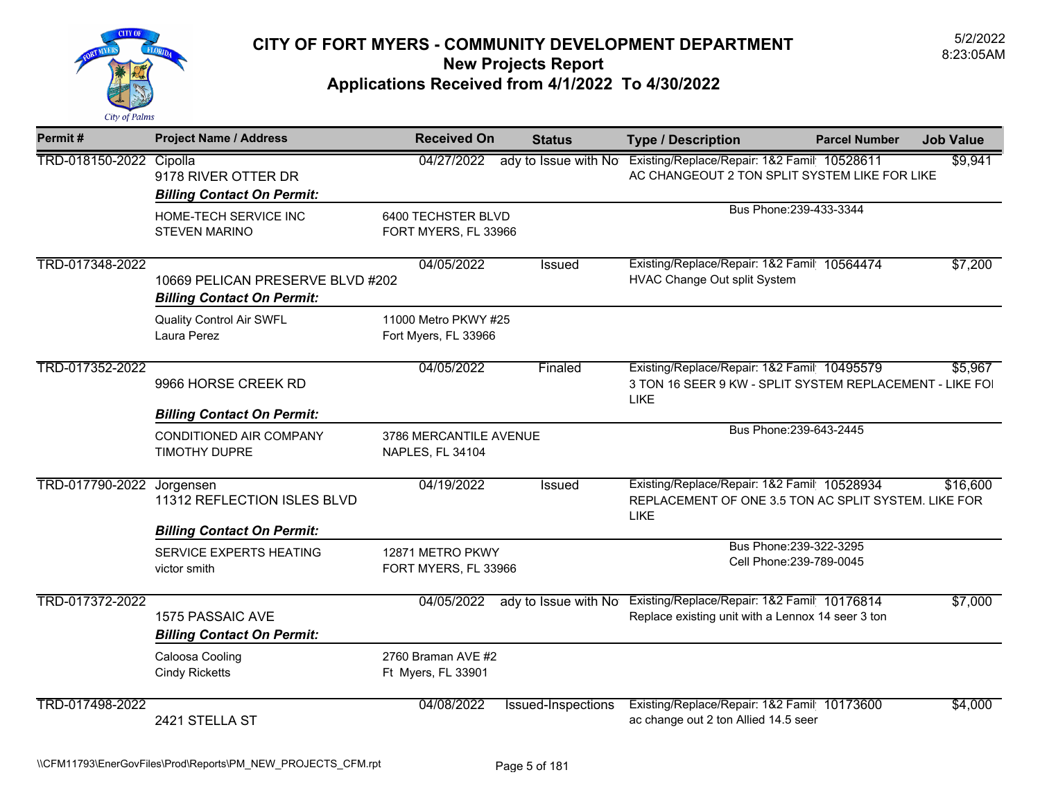# CITY OF FORT MYERS - COMMUNITY DEVELOPMENT DEPARTMENT
## New Projects Report
## Applications Received from 4/1/2022 To 4/30/2022

5/2/2022
8:23:05AM

| Permit # | Project Name / Address | Received On | Status | Type / Description | Parcel Number | Job Value |
|---|---|---|---|---|---|---|
| TRD-018150-2022 | Cipolla<br>9178 RIVER OTTER DR | 04/27/2022 | ady to Issue with No | Existing/Replace/Repair: 1&2 Famil<br>AC CHANGEOUT 2 TON SPLIT SYSTEM LIKE FOR LIKE | 10528611 | $9,941 |
| | ***Billing Contact On Permit:*** | | | | | |
| | HOME-TECH SERVICE INC<br>STEVEN MARINO | 6400 TECHSTER BLVD<br>FORT MYERS, FL 33966 | | Bus Phone:239-433-3344 | | |
| TRD-017348-2022 | 10669 PELICAN PRESERVE BLVD #202 | 04/05/2022 | Issued | Existing/Replace/Repair: 1&2 Famil<br>HVAC Change Out split System | 10564474 | $7,200 |
| | ***Billing Contact On Permit:*** | | | | | |
| | Quality Control Air SWFL<br>Laura Perez | 11000 Metro PKWY #25<br>Fort Myers, FL 33966 | | | | |
| TRD-017352-2022 | 9966 HORSE CREEK RD | 04/05/2022 | Finaled | Existing/Replace/Repair: 1&2 Famil<br>3 TON 16 SEER 9 KW - SPLIT SYSTEM REPLACEMENT - LIKE FOI LIKE | 10495579 | $5,967 |
| | ***Billing Contact On Permit:*** | | | | | |
| | CONDITIONED AIR COMPANY<br>TIMOTHY DUPRE | 3786 MERCANTILE AVENUE<br>NAPLES, FL 34104 | | Bus Phone:239-643-2445 | | |
| TRD-017790-2022 | Jorgensen<br>11312 REFLECTION ISLES BLVD | 04/19/2022 | Issued | Existing/Replace/Repair: 1&2 Famil<br>REPLACEMENT OF ONE 3.5 TON AC SPLIT SYSTEM. LIKE FOR LIKE | 10528934 | $16,600 |
| | ***Billing Contact On Permit:*** | | | | | |
| | SERVICE EXPERTS HEATING<br>victor smith | 12871 METRO PKWY<br>FORT MYERS, FL 33966 | | Bus Phone:239-322-3295<br>Cell Phone:239-789-0045 | | |
| TRD-017372-2022 | 1575 PASSAIC AVE | 04/05/2022 | ady to Issue with No | Existing/Replace/Repair: 1&2 Famil<br>Replace existing unit with a Lennox 14 seer 3 ton | 10176814 | $7,000 |
| | ***Billing Contact On Permit:*** | | | | | |
| | Caloosa Cooling<br>Cindy Ricketts | 2760 Braman AVE #2<br>Ft Myers, FL 33901 | | | | |
| TRD-017498-2022 | 2421 STELLA ST | 04/08/2022 | Issued-Inspections | Existing/Replace/Repair: 1&2 Famil<br>ac change out 2 ton Allied 14.5 seer | 10173600 | $4,000 |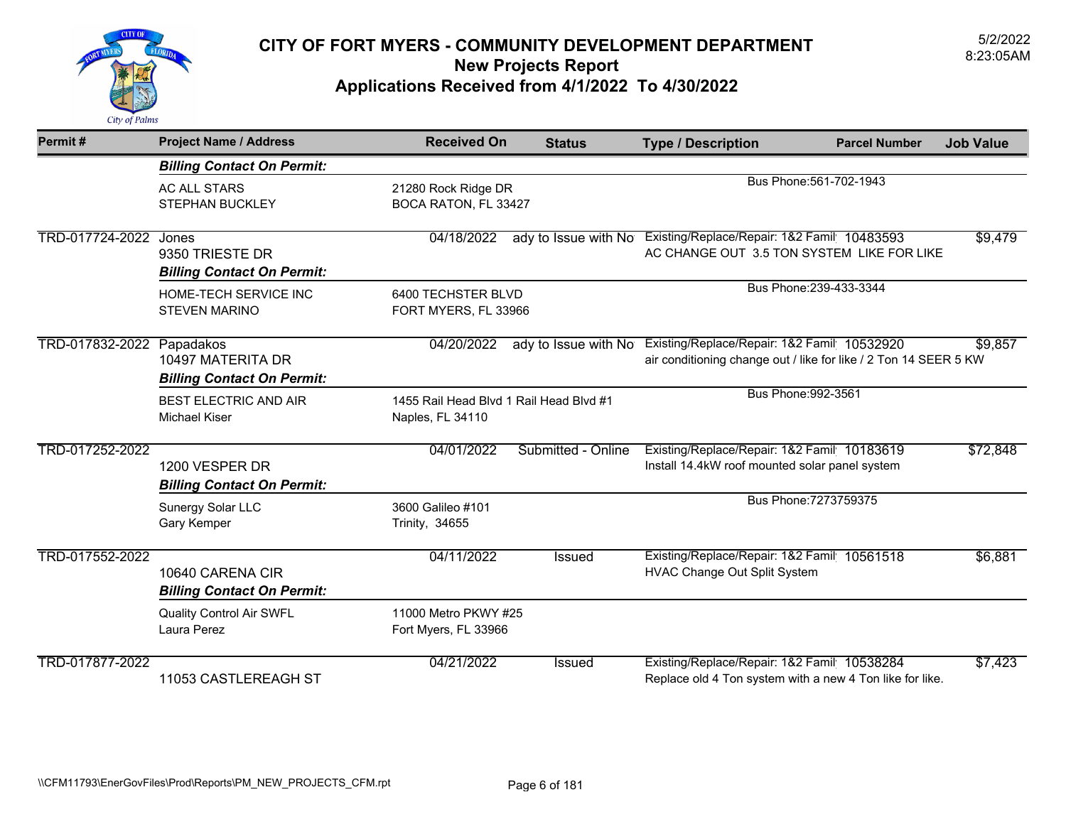# CITY OF FORT MYERS - COMMUNITY DEVELOPMENT DEPARTMENT

## New Projects Report

## Applications Received from 4/1/2022 To 4/30/2022

5/2/2022
8:23:05AM

| Permit # | Project Name / Address | Received On | Status | Type / Description | Parcel Number | Job Value |
|---|---|---|---|---|---|---|
| | ***Billing Contact On Permit:*** | | | | | |
| | AC ALL STARS<br>STEPHAN BUCKLEY | 21280 Rock Ridge DR<br>BOCA RATON, FL 33427 | | Bus Phone:561-702-1943 | | |
| TRD-017724-2022 | Jones<br>9350 TRIESTE DR | 04/18/2022 | ady to Issue with No | Existing/Replace/Repair: 1&2 Famil<br>AC CHANGE OUT 3.5 TON SYSTEM LIKE FOR LIKE | 10483593 | $9,479 |
| | ***Billing Contact On Permit:*** | | | | | |
| | HOME-TECH SERVICE INC<br>STEVEN MARINO | 6400 TECHSTER BLVD<br>FORT MYERS, FL 33966 | | Bus Phone:239-433-3344 | | |
| TRD-017832-2022 | Papadakos<br>10497 MATERITA DR | 04/20/2022 | ady to Issue with No | Existing/Replace/Repair: 1&2 Famil<br>air conditioning change out / like for like / 2 Ton 14 SEER 5 KW | 10532920 | $9,857 |
| | ***Billing Contact On Permit:*** | | | | | |
| | BEST ELECTRIC AND AIR<br>Michael Kiser | 1455 Rail Head Blvd 1 Rail Head Blvd #1<br>Naples, FL 34110 | | Bus Phone:992-3561 | | |
| TRD-017252-2022 | 1200 VESPER DR | 04/01/2022 | Submitted - Online | Existing/Replace/Repair: 1&2 Famil<br>Install 14.4kW roof mounted solar panel system | 10183619 | $72,848 |
| | ***Billing Contact On Permit:*** | | | | | |
| | Sunergy Solar LLC<br>Gary Kemper | 3600 Galileo #101<br>Trinity, 34655 | | Bus Phone:7273759375 | | |
| TRD-017552-2022 | 10640 CARENA CIR | 04/11/2022 | Issued | Existing/Replace/Repair: 1&2 Famil<br>HVAC Change Out Split System | 10561518 | $6,881 |
| | ***Billing Contact On Permit:*** | | | | | |
| | Quality Control Air SWFL<br>Laura Perez | 11000 Metro PKWY #25<br>Fort Myers, FL 33966 | | | | |
| TRD-017877-2022 | 11053 CASTLEREAGH ST | 04/21/2022 | Issued | Existing/Replace/Repair: 1&2 Famil<br>Replace old 4 Ton system with a new 4 Ton like for like. | 10538284 | $7,423 |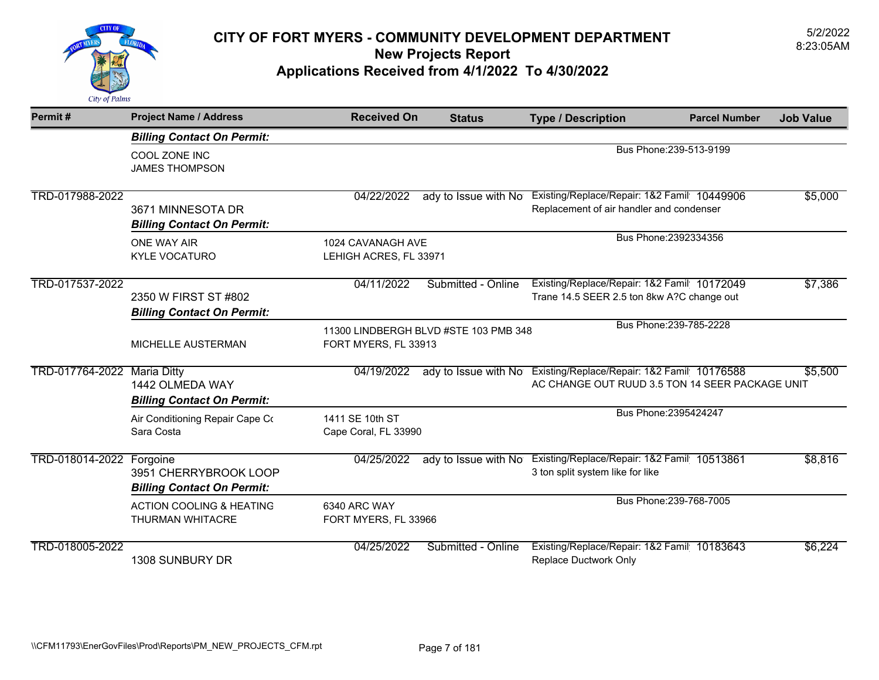# CITY OF FORT MYERS - COMMUNITY DEVELOPMENT DEPARTMENT
## New Projects Report
## Applications Received from 4/1/2022 To 4/30/2022

5/2/2022
8:23:05AM

| Permit # | Project Name / Address | Received On | Status | Type / Description | Parcel Number | Job Value |
|---|---|---|---|---|---|---|
| | ***Billing Contact On Permit:*** | | | | | |
| | COOL ZONE INC<br>JAMES THOMPSON | | | Bus Phone:239-513-9199 | | |
| TRD-017988-2022 | 3671 MINNESOTA DR | 04/22/2022 | ady to Issue with No | Existing/Replace/Repair: 1&2 Famil<br>Replacement of air handler and condenser | 10449906 | $5,000 |
| | ***Billing Contact On Permit:*** | | | | | |
| | ONE WAY AIR<br>KYLE VOCATURO | 1024 CAVANAGH AVE<br>LEHIGH ACRES, FL 33971 | | Bus Phone:2392334356 | | |
| TRD-017537-2022 | 2350 W FIRST ST #802 | 04/11/2022 | Submitted - Online | Existing/Replace/Repair: 1&2 Famil<br>Trane 14.5 SEER 2.5 ton 8kw A?C change out | 10172049 | $7,386 |
| | ***Billing Contact On Permit:*** | | | | | |
| | MICHELLE AUSTERMAN | 11300 LINDBERGH BLVD #STE 103 PMB 348<br>FORT MYERS, FL 33913 | | Bus Phone:239-785-2228 | | |
| TRD-017764-2022 | Maria Ditty<br>1442 OLMEDA WAY | 04/19/2022 | ady to Issue with No | Existing/Replace/Repair: 1&2 Famil<br>AC CHANGE OUT RUUD 3.5 TON 14 SEER PACKAGE UNIT | 10176588 | $5,500 |
| | ***Billing Contact On Permit:*** | | | | | |
| | Air Conditioning Repair Cape Co<br>Sara Costa | 1411 SE 10th ST<br>Cape Coral, FL 33990 | | Bus Phone:2395424247 | | |
| TRD-018014-2022 | Forgoine<br>3951 CHERRYBROOK LOOP | 04/25/2022 | ady to Issue with No | Existing/Replace/Repair: 1&2 Famil<br>3 ton split system like for like | 10513861 | $8,816 |
| | ***Billing Contact On Permit:*** | | | | | |
| | ACTION COOLING & HEATING<br>THURMAN WHITACRE | 6340 ARC WAY<br>FORT MYERS, FL 33966 | | Bus Phone:239-768-7005 | | |
| TRD-018005-2022 | 1308 SUNBURY DR | 04/25/2022 | Submitted - Online | Existing/Replace/Repair: 1&2 Famil<br>Replace Ductwork Only | 10183643 | $6,224 |

\\CFM11793\EnerGovFiles\Prod\Reports\PM_NEW_PROJECTS_CFM.rpt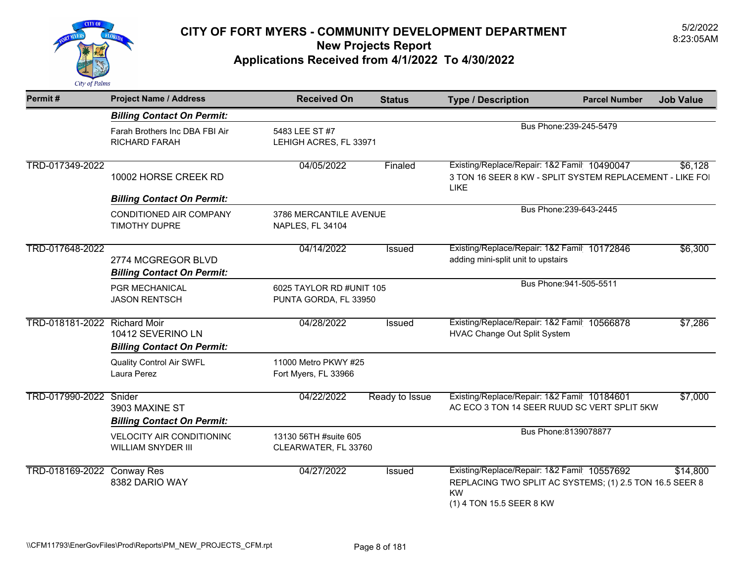# CITY OF FORT MYERS - COMMUNITY DEVELOPMENT DEPARTMENT
## New Projects Report
## Applications Received from 4/1/2022 To 4/30/2022

5/2/2022
8:23:05AM

| Permit # | Project Name / Address | Received On | Status | Type / Description | Parcel Number | Job Value |
|---|---|---|---|---|---|---|
| | ***Billing Contact On Permit:*** | | | | | |
| | Farah Brothers Inc DBA FBI Air<br>RICHARD FARAH | 5483 LEE ST #7<br>LEHIGH ACRES, FL 33971 | | Bus Phone:239-245-5479 | | |
| TRD-017349-2022 | 10002 HORSE CREEK RD | 04/05/2022 | Finaled | Existing/Replace/Repair: 1&2 Famil<br>3 TON 16 SEER 8 KW - SPLIT SYSTEM REPLACEMENT - LIKE FOI LIKE | 10490047 | $6,128 |
| | ***Billing Contact On Permit:*** | | | | | |
| | CONDITIONED AIR COMPANY<br>TIMOTHY DUPRE | 3786 MERCANTILE AVENUE<br>NAPLES, FL 34104 | | Bus Phone:239-643-2445 | | |
| TRD-017648-2022 | 2774 MCGREGOR BLVD | 04/14/2022 | Issued | Existing/Replace/Repair: 1&2 Famil<br>adding mini-split unit to upstairs | 10172846 | $6,300 |
| | ***Billing Contact On Permit:*** | | | | | |
| | PGR MECHANICAL<br>JASON RENTSCH | 6025 TAYLOR RD #UNIT 105<br>PUNTA GORDA, FL 33950 | | Bus Phone:941-505-5511 | | |
| TRD-018181-2022 | Richard Moir<br>10412 SEVERINO LN | 04/28/2022 | Issued | Existing/Replace/Repair: 1&2 Famil<br>HVAC Change Out Split System | 10566878 | $7,286 |
| | ***Billing Contact On Permit:*** | | | | | |
| | Quality Control Air SWFL<br>Laura Perez | 11000 Metro PKWY #25<br>Fort Myers, FL 33966 | | | | |
| TRD-017990-2022 | Snider<br>3903 MAXINE ST | 04/22/2022 | Ready to Issue | Existing/Replace/Repair: 1&2 Famil<br>AC ECO 3 TON 14 SEER RUUD SC VERT SPLIT 5KW | 10184601 | $7,000 |
| | ***Billing Contact On Permit:*** | | | | | |
| | VELOCITY AIR CONDITIONINC<br>WILLIAM SNYDER III | 13130 56TH #suite 605<br>CLEARWATER, FL 33760 | | Bus Phone:8139078877 | | |
| TRD-018169-2022 | Conway Res<br>8382 DARIO WAY | 04/27/2022 | Issued | Existing/Replace/Repair: 1&2 Famil<br>REPLACING TWO SPLIT AC SYSTEMS; (1) 2.5 TON 16.5 SEER 8 KW<br>(1) 4 TON 15.5 SEER 8 KW | 10557692 | $14,800 |

\\CFM11793\EnerGovFiles\Prod\Reports\PM_NEW_PROJECTS_CFM.rpt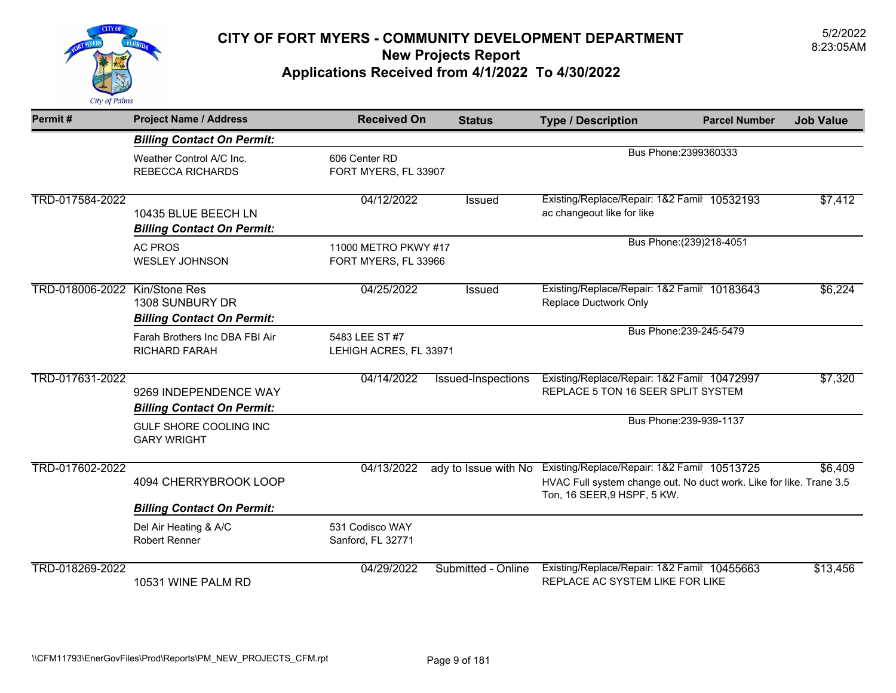# CITY OF FORT MYERS - COMMUNITY DEVELOPMENT DEPARTMENT

## New Projects Report

## Applications Received from 4/1/2022 To 4/30/2022

5/2/2022
8:23:05AM

| Permit # | Project Name / Address | Received On | Status | Type / Description | Parcel Number | Job Value |
|---|---|---|---|---|---|---|
| | ***Billing Contact On Permit:*** | | | | | |
| | Weather Control A/C Inc.<br>REBECCA RICHARDS | 606 Center RD<br>FORT MYERS, FL 33907 | | Bus Phone:2399360333 | | |
| TRD-017584-2022 | 10435 BLUE BEECH LN | 04/12/2022 | Issued | Existing/Replace/Repair: 1&2 Famil<br>ac changeout like for like | 10532193 | $7,412 |
| | ***Billing Contact On Permit:*** | | | | | |
| | AC PROS<br>WESLEY JOHNSON | 11000 METRO PKWY #17<br>FORT MYERS, FL 33966 | | Bus Phone:(239)218-4051 | | |
| TRD-018006-2022 | Kin/Stone Res<br>1308 SUNBURY DR | 04/25/2022 | Issued | Existing/Replace/Repair: 1&2 Famil<br>Replace Ductwork Only | 10183643 | $6,224 |
| | ***Billing Contact On Permit:*** | | | | | |
| | Farah Brothers Inc DBA FBI Air<br>RICHARD FARAH | 5483 LEE ST #7<br>LEHIGH ACRES, FL 33971 | | Bus Phone:239-245-5479 | | |
| TRD-017631-2022 | 9269 INDEPENDENCE WAY | 04/14/2022 | Issued-Inspections | Existing/Replace/Repair: 1&2 Famil<br>REPLACE 5 TON 16 SEER SPLIT SYSTEM | 10472997 | $7,320 |
| | ***Billing Contact On Permit:*** | | | | | |
| | GULF SHORE COOLING INC<br>GARY WRIGHT | | | Bus Phone:239-939-1137 | | |
| TRD-017602-2022 | 4094 CHERRYBROOK LOOP | 04/13/2022 | ady to Issue with No | Existing/Replace/Repair: 1&2 Famil<br>HVAC Full system change out. No duct work. Like for like. Trane 3.5 Ton, 16 SEER,9 HSPF, 5 KW. | 10513725 | $6,409 |
| | ***Billing Contact On Permit:*** | | | | | |
| | Del Air Heating & A/C<br>Robert Renner | 531 Codisco WAY<br>Sanford, FL 32771 | | | | |
| TRD-018269-2022 | 10531 WINE PALM RD | 04/29/2022 | Submitted - Online | Existing/Replace/Repair: 1&2 Famil<br>REPLACE AC SYSTEM LIKE FOR LIKE | 10455663 | $13,456 |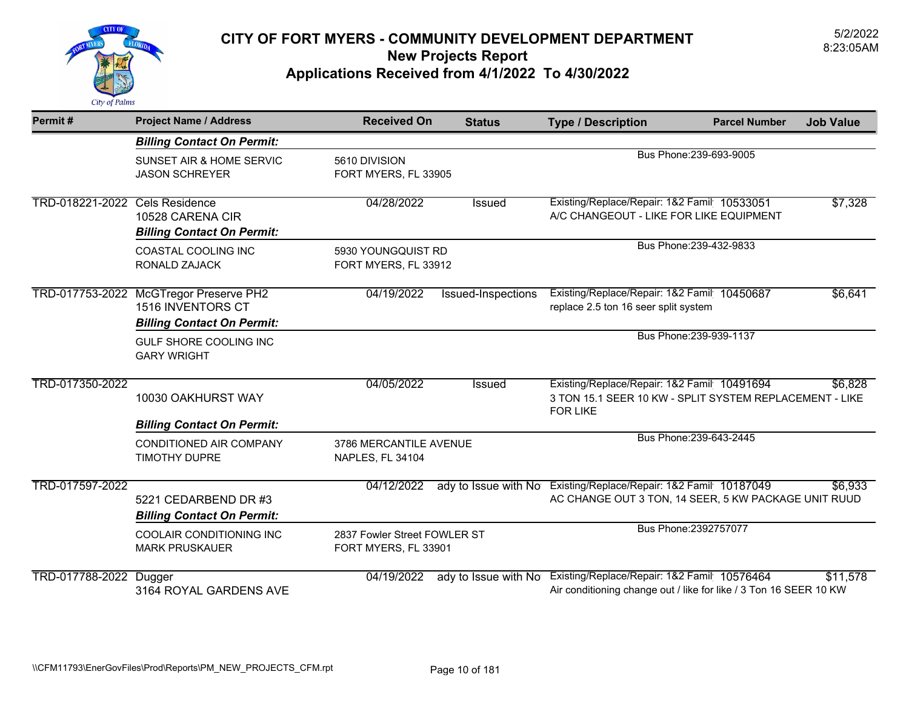# CITY OF FORT MYERS - COMMUNITY DEVELOPMENT DEPARTMENT

## New Projects Report

## Applications Received from 4/1/2022 To 4/30/2022

5/2/2022
8:23:05AM

| Permit # | Project Name / Address | Received On | Status | Type / Description | Parcel Number | Job Value |
|---|---|---|---|---|---|---|
| | ***Billing Contact On Permit:*** | | | | | |
| | SUNSET AIR & HOME SERVIC<br>JASON SCHREYER | 5610 DIVISION<br>FORT MYERS, FL 33905 | | Bus Phone:239-693-9005 | | |
| TRD-018221-2022 | Cels Residence<br>10528 CARENA CIR | 04/28/2022 | Issued | Existing/Replace/Repair: 1&2 Famil<br>A/C CHANGEOUT - LIKE FOR LIKE EQUIPMENT | 10533051 | $7,328 |
| | ***Billing Contact On Permit:*** | | | | | |
| | COASTAL COOLING INC<br>RONALD ZAJACK | 5930 YOUNGQUIST RD<br>FORT MYERS, FL 33912 | | Bus Phone:239-432-9833 | | |
| TRD-017753-2022 | McGTregor Preserve PH2<br>1516 INVENTORS CT | 04/19/2022 | Issued-Inspections | Existing/Replace/Repair: 1&2 Famil<br>replace 2.5 ton 16 seer split system | 10450687 | $6,641 |
| | ***Billing Contact On Permit:*** | | | | | |
| | GULF SHORE COOLING INC<br>GARY WRIGHT | | | Bus Phone:239-939-1137 | | |
| TRD-017350-2022 | 10030 OAKHURST WAY | 04/05/2022 | Issued | Existing/Replace/Repair: 1&2 Famil<br>3 TON 15.1 SEER 10 KW - SPLIT SYSTEM REPLACEMENT - LIKE FOR LIKE | 10491694 | $6,828 |
| | ***Billing Contact On Permit:*** | | | | | |
| | CONDITIONED AIR COMPANY<br>TIMOTHY DUPRE | 3786 MERCANTILE AVENUE<br>NAPLES, FL 34104 | | Bus Phone:239-643-2445 | | |
| TRD-017597-2022 | 5221 CEDARBEND DR #3 | 04/12/2022 | ady to Issue with No | Existing/Replace/Repair: 1&2 Famil<br>AC CHANGE OUT 3 TON, 14 SEER, 5 KW PACKAGE UNIT RUUD | 10187049 | $6,933 |
| | ***Billing Contact On Permit:*** | | | | | |
| | COOLAIR CONDITIONING INC<br>MARK PRUSKAUER | 2837 Fowler Street FOWLER ST<br>FORT MYERS, FL 33901 | | Bus Phone:2392757077 | | |
| TRD-017788-2022 | Dugger<br>3164 ROYAL GARDENS AVE | 04/19/2022 | ady to Issue with No | Existing/Replace/Repair: 1&2 Famil<br>Air conditioning change out / like for like / 3 Ton 16 SEER 10 KW | 10576464 | $11,578 |

\\CFM11793\EnerGovFiles\Prod\Reports\PM_NEW_PROJECTS_CFM.rpt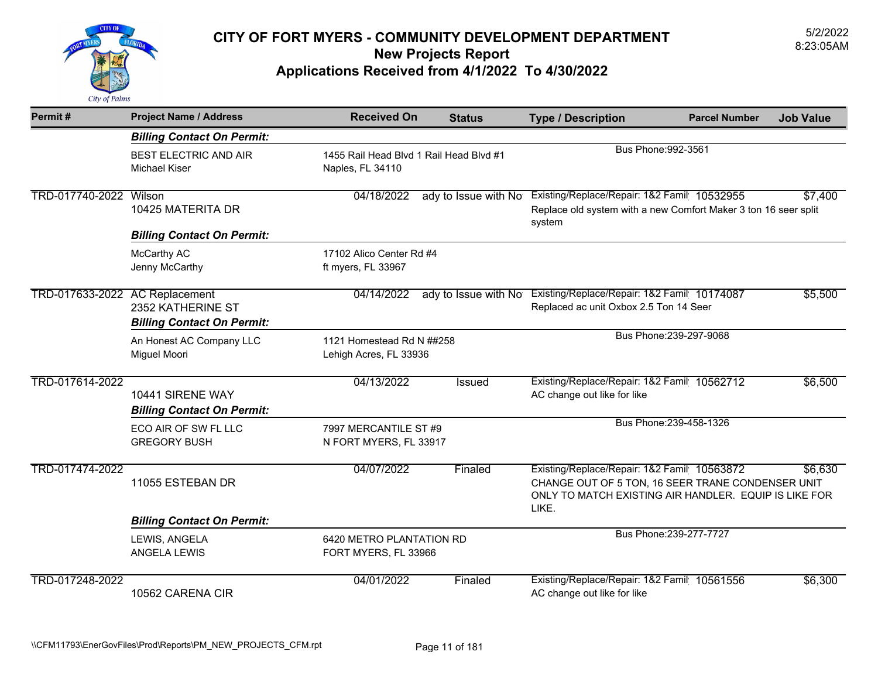# CITY OF FORT MYERS - COMMUNITY DEVELOPMENT DEPARTMENT
## New Projects Report
## Applications Received from 4/1/2022 To 4/30/2022

5/2/2022
8:23:05AM

| Permit # | Project Name / Address | Received On | Status | Type / Description | Parcel Number | Job Value |
|---|---|---|---|---|---|---|
| | ***Billing Contact On Permit:*** | | | | | |
| | BEST ELECTRIC AND AIR<br>Michael Kiser | 1455 Rail Head Blvd 1 Rail Head Blvd #1<br>Naples, FL 34110 | | Bus Phone:992-3561 | | |
| TRD-017740-2022 | Wilson<br>10425 MATERITA DR | 04/18/2022 | ady to Issue with No | Existing/Replace/Repair: 1&2 Famil<br>Replace old system with a new Comfort Maker 3 ton 16 seer split system | 10532955 | $7,400 |
| | ***Billing Contact On Permit:*** | | | | | |
| | McCarthy AC<br>Jenny McCarthy | 17102 Alico Center Rd #4<br>ft myers, FL 33967 | | | | |
| TRD-017633-2022 | AC Replacement<br>2352 KATHERINE ST | 04/14/2022 | ady to Issue with No | Existing/Replace/Repair: 1&2 Famil<br>Replaced ac unit Oxbox 2.5 Ton 14 Seer | 10174087 | $5,500 |
| | ***Billing Contact On Permit:*** | | | | | |
| | An Honest AC Company LLC<br>Miguel Moori | 1121 Homestead Rd N ##258<br>Lehigh Acres, FL 33936 | | Bus Phone:239-297-9068 | | |
| TRD-017614-2022 | 10441 SIRENE WAY | 04/13/2022 | Issued | Existing/Replace/Repair: 1&2 Famil<br>AC change out like for like | 10562712 | $6,500 |
| | ***Billing Contact On Permit:*** | | | | | |
| | ECO AIR OF SW FL LLC<br>GREGORY BUSH | 7997 MERCANTILE ST #9<br>N FORT MYERS, FL 33917 | | Bus Phone:239-458-1326 | | |
| TRD-017474-2022 | 11055 ESTEBAN DR | 04/07/2022 | Finaled | Existing/Replace/Repair: 1&2 Famil<br>CHANGE OUT OF 5 TON, 16 SEER TRANE CONDENSER UNIT ONLY TO MATCH EXISTING AIR HANDLER. EQUIP IS LIKE FOR LIKE. | 10563872 | $6,630 |
| | ***Billing Contact On Permit:*** | | | | | |
| | LEWIS, ANGELA<br>ANGELA LEWIS | 6420 METRO PLANTATION RD<br>FORT MYERS, FL 33966 | | Bus Phone:239-277-7727 | | |
| TRD-017248-2022 | 10562 CARENA CIR | 04/01/2022 | Finaled | Existing/Replace/Repair: 1&2 Famil<br>AC change out like for like | 10561556 | $6,300 |

\\CFM11793\EnerGovFiles\Prod\Reports\PM_NEW_PROJECTS_CFM.rpt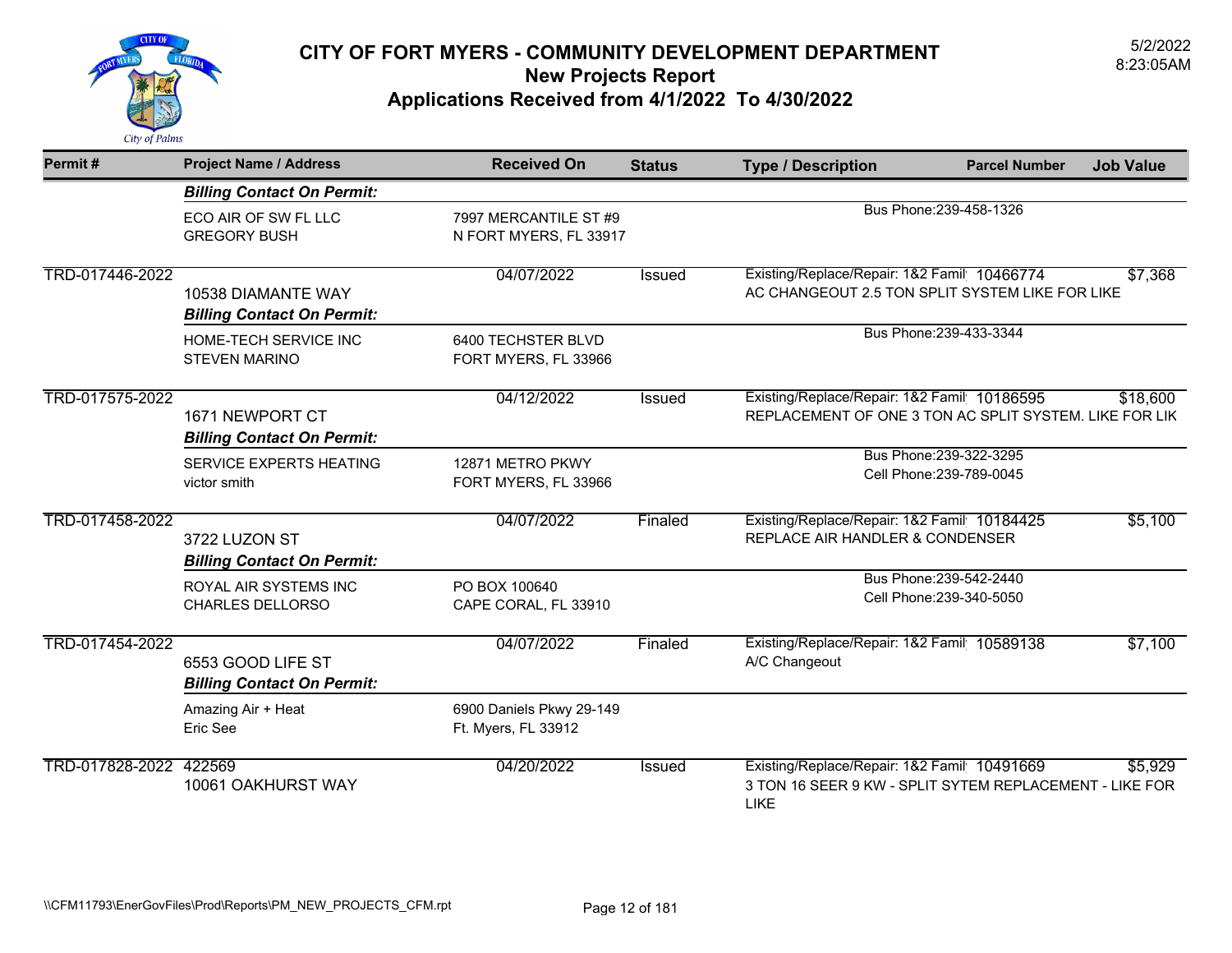# CITY OF FORT MYERS - COMMUNITY DEVELOPMENT DEPARTMENT
## New Projects Report
## Applications Received from 4/1/2022 To 4/30/2022

5/2/2022
8:23:05AM

| Permit # | Project Name / Address | Received On | Status | Type / Description | Parcel Number | Job Value |
|---|---|---|---|---|---|---|
| | ***Billing Contact On Permit:*** | | | | | |
| | ECO AIR OF SW FL LLC<br>GREGORY BUSH | 7997 MERCANTILE ST #9<br>N FORT MYERS, FL 33917 | | Bus Phone:239-458-1326 | | |
| TRD-017446-2022 | 10538 DIAMANTE WAY<br>***Billing Contact On Permit:*** | 04/07/2022 | Issued | Existing/Replace/Repair: 1&2 Famil<br>AC CHANGEOUT 2.5 TON SPLIT SYSTEM LIKE FOR LIKE | 10466774 | $7,368 |
| | HOME-TECH SERVICE INC<br>STEVEN MARINO | 6400 TECHSTER BLVD<br>FORT MYERS, FL 33966 | | Bus Phone:239-433-3344 | | |
| TRD-017575-2022 | 1671 NEWPORT CT<br>***Billing Contact On Permit:*** | 04/12/2022 | Issued | Existing/Replace/Repair: 1&2 Famil<br>REPLACEMENT OF ONE 3 TON AC SPLIT SYSTEM. LIKE FOR LIK | 10186595 | $18,600 |
| | SERVICE EXPERTS HEATING<br>victor smith | 12871 METRO PKWY<br>FORT MYERS, FL 33966 | | Bus Phone:239-322-3295<br>Cell Phone:239-789-0045 | | |
| TRD-017458-2022 | 3722 LUZON ST<br>***Billing Contact On Permit:*** | 04/07/2022 | Finaled | Existing/Replace/Repair: 1&2 Famil<br>REPLACE AIR HANDLER & CONDENSER | 10184425 | $5,100 |
| | ROYAL AIR SYSTEMS INC<br>CHARLES DELLORSO | PO BOX 100640<br>CAPE CORAL, FL 33910 | | Bus Phone:239-542-2440<br>Cell Phone:239-340-5050 | | |
| TRD-017454-2022 | 6553 GOOD LIFE ST<br>***Billing Contact On Permit:*** | 04/07/2022 | Finaled | Existing/Replace/Repair: 1&2 Famil<br>A/C Changeout | 10589138 | $7,100 |
| | Amazing Air + Heat<br>Eric See | 6900 Daniels Pkwy 29-149<br>Ft. Myers, FL 33912 | | | | |
| TRD-017828-2022 | 422569<br>10061 OAKHURST WAY | 04/20/2022 | Issued | Existing/Replace/Repair: 1&2 Famil<br>3 TON 16 SEER 9 KW - SPLIT SYTEM REPLACEMENT - LIKE FOR LIKE | 10491669 | $5,929 |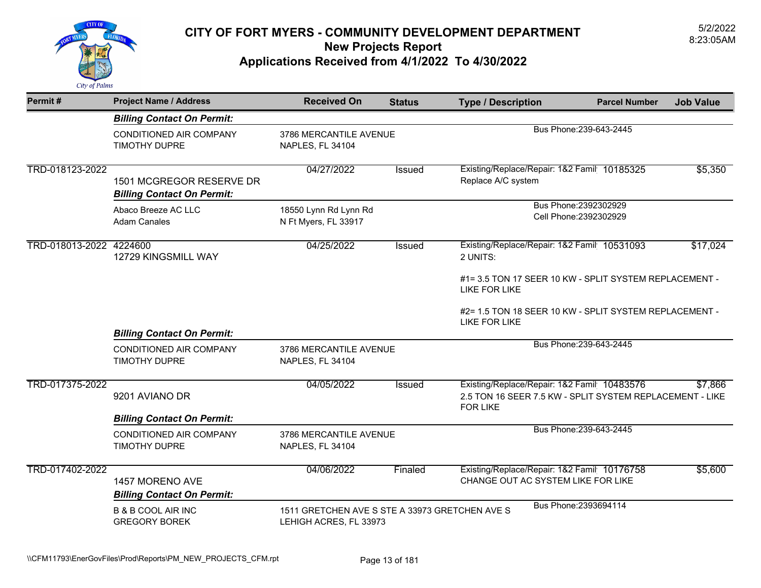# CITY OF FORT MYERS - COMMUNITY DEVELOPMENT DEPARTMENT

## New Projects Report

## Applications Received from 4/1/2022 To 4/30/2022

5/2/2022
8:23:05AM

| Permit # | Project Name / Address | Received On | Status | Type / Description | Parcel Number | Job Value |
|---|---|---|---|---|---|---|
| | ***Billing Contact On Permit:*** | | | | | |
| | CONDITIONED AIR COMPANY<br>TIMOTHY DUPRE | 3786 MERCANTILE AVENUE<br>NAPLES, FL 34104 | | Bus Phone:239-643-2445 | | |
| TRD-018123-2022 | 1501 MCGREGOR RESERVE DR | 04/27/2022 | Issued | Existing/Replace/Repair: 1&2 Famil<br>Replace A/C system | 10185325 | $5,350 |
| | ***Billing Contact On Permit:*** | | | | | |
| | Abaco Breeze AC LLC<br>Adam Canales | 18550 Lynn Rd Lynn Rd<br>N Ft Myers, FL 33917 | | Bus Phone:2392302929<br>Cell Phone:2392302929 | | |
| TRD-018013-2022 | 4224600<br>12729 KINGSMILL WAY | 04/25/2022 | Issued | Existing/Replace/Repair: 1&2 Famil<br>2 UNITS:<br><br>#1= 3.5 TON 17 SEER 10 KW - SPLIT SYSTEM REPLACEMENT - LIKE FOR LIKE<br><br>#2= 1.5 TON 18 SEER 10 KW - SPLIT SYSTEM REPLACEMENT - LIKE FOR LIKE | 10531093 | $17,024 |
| | ***Billing Contact On Permit:*** | | | | | |
| | CONDITIONED AIR COMPANY<br>TIMOTHY DUPRE | 3786 MERCANTILE AVENUE<br>NAPLES, FL 34104 | | Bus Phone:239-643-2445 | | |
| TRD-017375-2022 | 9201 AVIANO DR | 04/05/2022 | Issued | Existing/Replace/Repair: 1&2 Famil<br>2.5 TON 16 SEER 7.5 KW - SPLIT SYSTEM REPLACEMENT - LIKE FOR LIKE | 10483576 | $7,866 |
| | ***Billing Contact On Permit:*** | | | | | |
| | CONDITIONED AIR COMPANY<br>TIMOTHY DUPRE | 3786 MERCANTILE AVENUE<br>NAPLES, FL 34104 | | Bus Phone:239-643-2445 | | |
| TRD-017402-2022 | 1457 MORENO AVE | 04/06/2022 | Finaled | Existing/Replace/Repair: 1&2 Famil<br>CHANGE OUT AC SYSTEM LIKE FOR LIKE | 10176758 | $5,600 |
| | ***Billing Contact On Permit:*** | | | | | |
| | B & B COOL AIR INC<br>GREGORY BOREK | 1511 GRETCHEN AVE S STE A 33973 GRETCHEN AVE S<br>LEHIGH ACRES, FL 33973 | | Bus Phone:2393694114 | | |

\\CFM11793\EnerGovFiles\Prod\Reports\PM_NEW_PROJECTS_CFM.rpt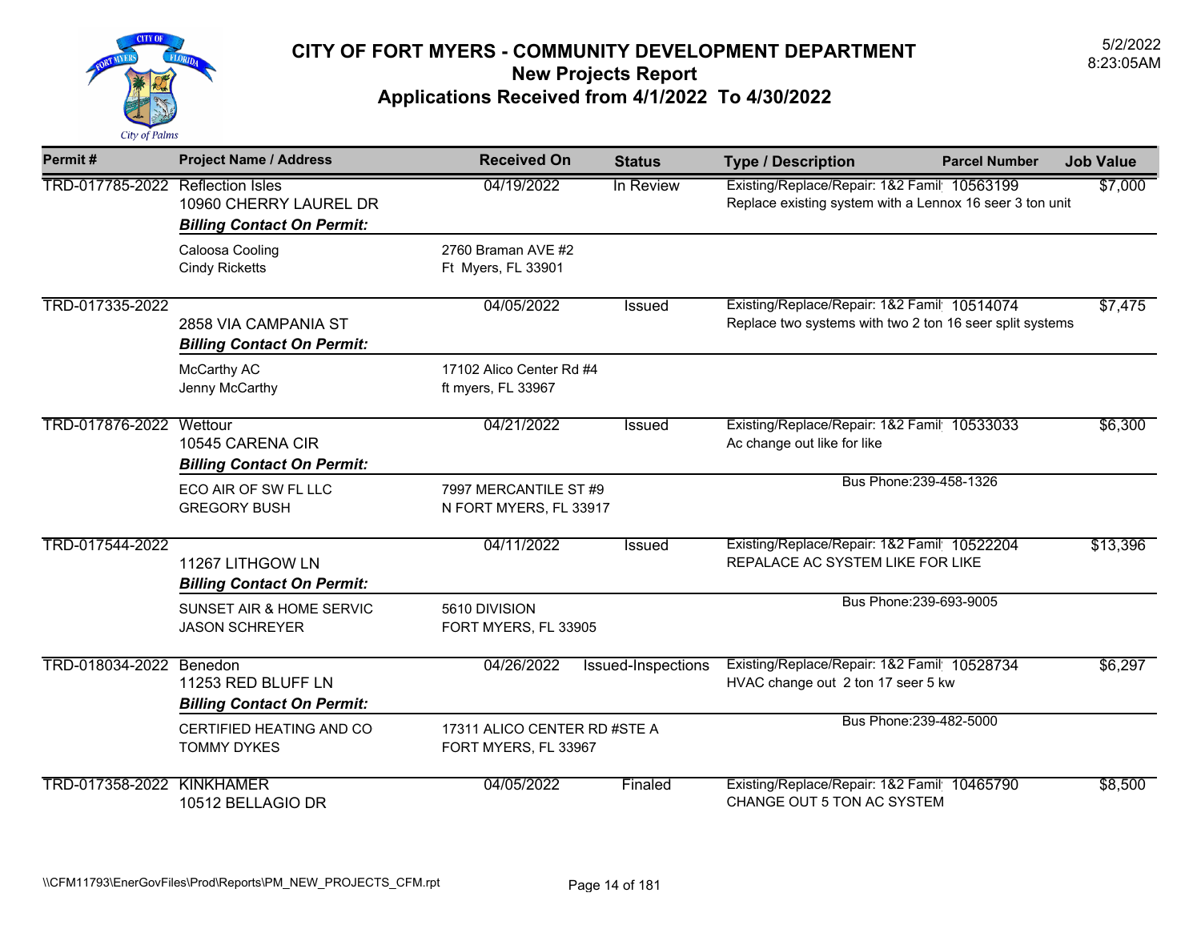# CITY OF FORT MYERS - COMMUNITY DEVELOPMENT DEPARTMENT

## New Projects Report

## Applications Received from 4/1/2022 To 4/30/2022

5/2/2022
8:23:05AM

| Permit # | Project Name / Address | Received On | Status | Type / Description | Parcel Number | Job Value |
|---|---|---|---|---|---|---|
| TRD-017785-2022 | Reflection Isles<br>10960 CHERRY LAUREL DR<br>***Billing Contact On Permit:*** | 04/19/2022 | In Review | Existing/Replace/Repair: 1&2 Famil<br>Replace existing system with a Lennox 16 seer 3 ton unit | 10563199 | $7,000 |
| | Caloosa Cooling<br>Cindy Ricketts | 2760 Braman AVE #2<br>Ft Myers, FL 33901 | | | | |
| TRD-017335-2022 | 2858 VIA CAMPANIA ST<br>***Billing Contact On Permit:*** | 04/05/2022 | Issued | Existing/Replace/Repair: 1&2 Famil<br>Replace two systems with two 2 ton 16 seer split systems | 10514074 | $7,475 |
| | McCarthy AC<br>Jenny McCarthy | 17102 Alico Center Rd #4<br>ft myers, FL 33967 | | | | |
| TRD-017876-2022 | Wettour<br>10545 CARENA CIR<br>***Billing Contact On Permit:*** | 04/21/2022 | Issued | Existing/Replace/Repair: 1&2 Famil<br>Ac change out like for like | 10533033 | $6,300 |
| | ECO AIR OF SW FL LLC<br>GREGORY BUSH | 7997 MERCANTILE ST #9<br>N FORT MYERS, FL 33917 | | Bus Phone:239-458-1326 | | |
| TRD-017544-2022 | 11267 LITHGOW LN<br>***Billing Contact On Permit:*** | 04/11/2022 | Issued | Existing/Replace/Repair: 1&2 Famil<br>REPALACE AC SYSTEM LIKE FOR LIKE | 10522204 | $13,396 |
| | SUNSET AIR & HOME SERVIC<br>JASON SCHREYER | 5610 DIVISION<br>FORT MYERS, FL 33905 | | Bus Phone:239-693-9005 | | |
| TRD-018034-2022 | Benedon<br>11253 RED BLUFF LN<br>***Billing Contact On Permit:*** | 04/26/2022 | Issued-Inspections | Existing/Replace/Repair: 1&2 Famil<br>HVAC change out 2 ton 17 seer 5 kw | 10528734 | $6,297 |
| | CERTIFIED HEATING AND CO<br>TOMMY DYKES | 17311 ALICO CENTER RD #STE A<br>FORT MYERS, FL 33967 | | Bus Phone:239-482-5000 | | |
| TRD-017358-2022 | KINKHAMER<br>10512 BELLAGIO DR | 04/05/2022 | Finaled | Existing/Replace/Repair: 1&2 Famil<br>CHANGE OUT 5 TON AC SYSTEM | 10465790 | $8,500 |

\\CFM11793\EnerGovFiles\Prod\Reports\PM_NEW_PROJECTS_CFM.rpt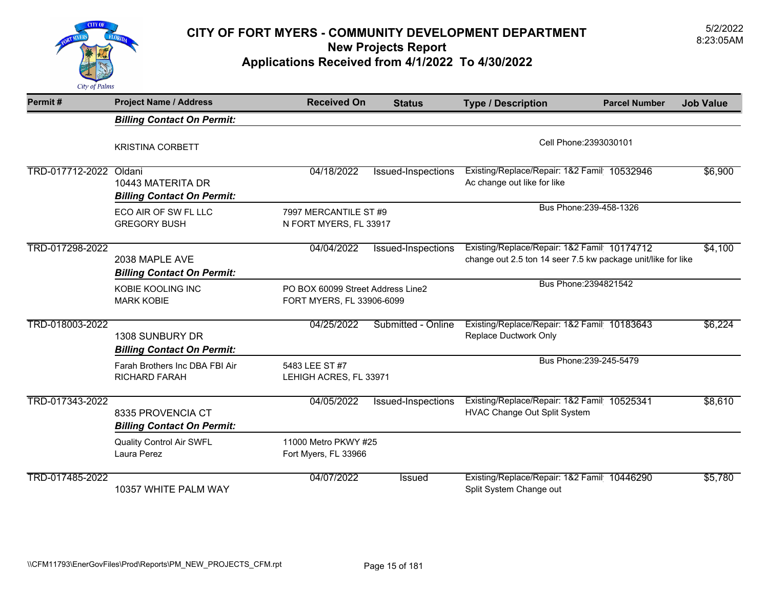# CITY OF FORT MYERS - COMMUNITY DEVELOPMENT DEPARTMENT
## New Projects Report
## Applications Received from 4/1/2022 To 4/30/2022

5/2/2022
8:23:05AM

| Permit # | Project Name / Address | Received On | Status | Type / Description | Parcel Number | Job Value |
|---|---|---|---|---|---|---|
| | ***Billing Contact On Permit:*** | | | | | |
| | KRISTINA CORBETT | | | Cell Phone:2393030101 | | |
| TRD-017712-2022 | Oldani<br>10443 MATERITA DR | 04/18/2022 | Issued-Inspections | Existing/Replace/Repair: 1&2 Famil<br>Ac change out like for like | 10532946 | $6,900 |
| | ***Billing Contact On Permit:*** | | | | | |
| | ECO AIR OF SW FL LLC<br>GREGORY BUSH | 7997 MERCANTILE ST #9<br>N FORT MYERS, FL 33917 | | Bus Phone:239-458-1326 | | |
| TRD-017298-2022 | 2038 MAPLE AVE | 04/04/2022 | Issued-Inspections | Existing/Replace/Repair: 1&2 Famil<br>change out 2.5 ton 14 seer 7.5 kw package unit/like for like | 10174712 | $4,100 |
| | ***Billing Contact On Permit:*** | | | | | |
| | KOBIE KOOLING INC<br>MARK KOBIE | PO BOX 60099 Street Address Line2<br>FORT MYERS, FL 33906-6099 | | Bus Phone:2394821542 | | |
| TRD-018003-2022 | 1308 SUNBURY DR | 04/25/2022 | Submitted - Online | Existing/Replace/Repair: 1&2 Famil<br>Replace Ductwork Only | 10183643 | $6,224 |
| | ***Billing Contact On Permit:*** | | | | | |
| | Farah Brothers Inc DBA FBI Air<br>RICHARD FARAH | 5483 LEE ST #7<br>LEHIGH ACRES, FL 33971 | | Bus Phone:239-245-5479 | | |
| TRD-017343-2022 | 8335 PROVENCIA CT | 04/05/2022 | Issued-Inspections | Existing/Replace/Repair: 1&2 Famil<br>HVAC Change Out Split System | 10525341 | $8,610 |
| | ***Billing Contact On Permit:*** | | | | | |
| | Quality Control Air SWFL<br>Laura Perez | 11000 Metro PKWY #25<br>Fort Myers, FL 33966 | | | | |
| TRD-017485-2022 | 10357 WHITE PALM WAY | 04/07/2022 | Issued | Existing/Replace/Repair: 1&2 Famil<br>Split System Change out | 10446290 | $5,780 |

\\CFM11793\EnerGovFiles\Prod\Reports\PM_NEW_PROJECTS_CFM.rpt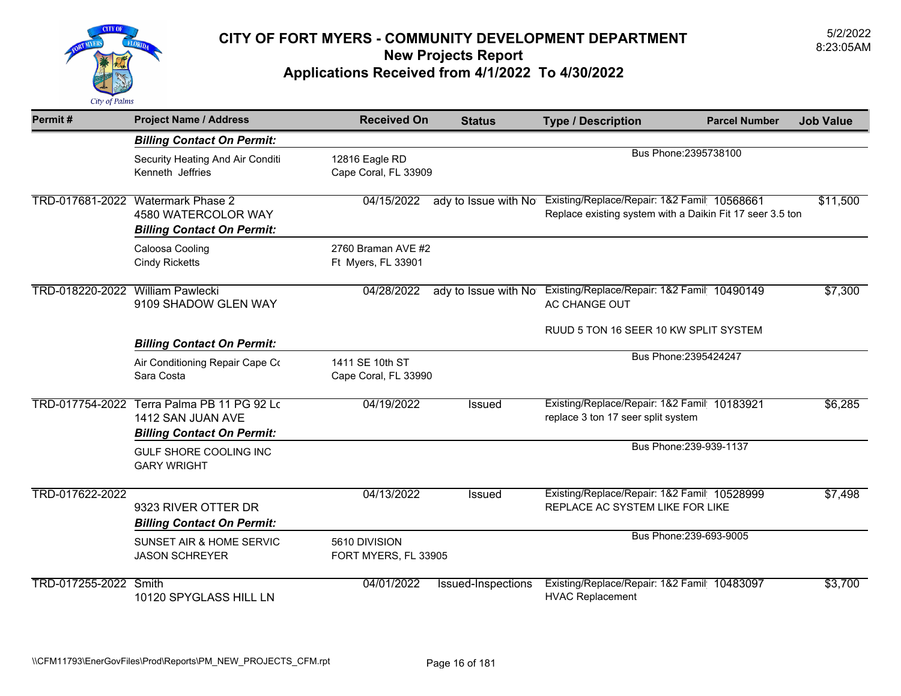# CITY OF FORT MYERS - COMMUNITY DEVELOPMENT DEPARTMENT
## New Projects Report
## Applications Received from 4/1/2022 To 4/30/2022

5/2/2022
8:23:05AM

| Permit # | Project Name / Address | Received On | Status | Type / Description | Parcel Number | Job Value |
|---|---|---|---|---|---|---|
| | ***Billing Contact On Permit:*** | | | | | |
| | Security Heating And Air Conditi<br>Kenneth Jeffries | 12816 Eagle RD<br>Cape Coral, FL 33909 | | Bus Phone:2395738100 | | |
| TRD-017681-2022 | Watermark Phase 2<br>4580 WATERCOLOR WAY | 04/15/2022 | ady to Issue with No | Existing/Replace/Repair: 1&2 Famil<br>Replace existing system with a Daikin Fit 17 seer 3.5 ton | 10568661 | $11,500 |
| | ***Billing Contact On Permit:*** | | | | | |
| | Caloosa Cooling<br>Cindy Ricketts | 2760 Braman AVE #2<br>Ft Myers, FL 33901 | | | | |
| TRD-018220-2022 | William Pawlecki<br>9109 SHADOW GLEN WAY | 04/28/2022 | ady to Issue with No | Existing/Replace/Repair: 1&2 Famil<br>AC CHANGE OUT<br><br>RUUD 5 TON 16 SEER 10 KW SPLIT SYSTEM | 10490149 | $7,300 |
| | ***Billing Contact On Permit:*** | | | | | |
| | Air Conditioning Repair Cape Co<br>Sara Costa | 1411 SE 10th ST<br>Cape Coral, FL 33990 | | Bus Phone:2395424247 | | |
| TRD-017754-2022 | Terra Palma PB 11 PG 92 Lc<br>1412 SAN JUAN AVE | 04/19/2022 | Issued | Existing/Replace/Repair: 1&2 Famil<br>replace 3 ton 17 seer split system | 10183921 | $6,285 |
| | ***Billing Contact On Permit:*** | | | | | |
| | GULF SHORE COOLING INC<br>GARY WRIGHT | | | Bus Phone:239-939-1137 | | |
| TRD-017622-2022 | 9323 RIVER OTTER DR | 04/13/2022 | Issued | Existing/Replace/Repair: 1&2 Famil<br>REPLACE AC SYSTEM LIKE FOR LIKE | 10528999 | $7,498 |
| | ***Billing Contact On Permit:*** | | | | | |
| | SUNSET AIR & HOME SERVIC<br>JASON SCHREYER | 5610 DIVISION<br>FORT MYERS, FL 33905 | | Bus Phone:239-693-9005 | | |
| TRD-017255-2022 | Smith<br>10120 SPYGLASS HILL LN | 04/01/2022 | Issued-Inspections | Existing/Replace/Repair: 1&2 Famil<br>HVAC Replacement | 10483097 | $3,700 |

\\CFM11793\EnerGovFiles\Prod\Reports\PM_NEW_PROJECTS_CFM.rpt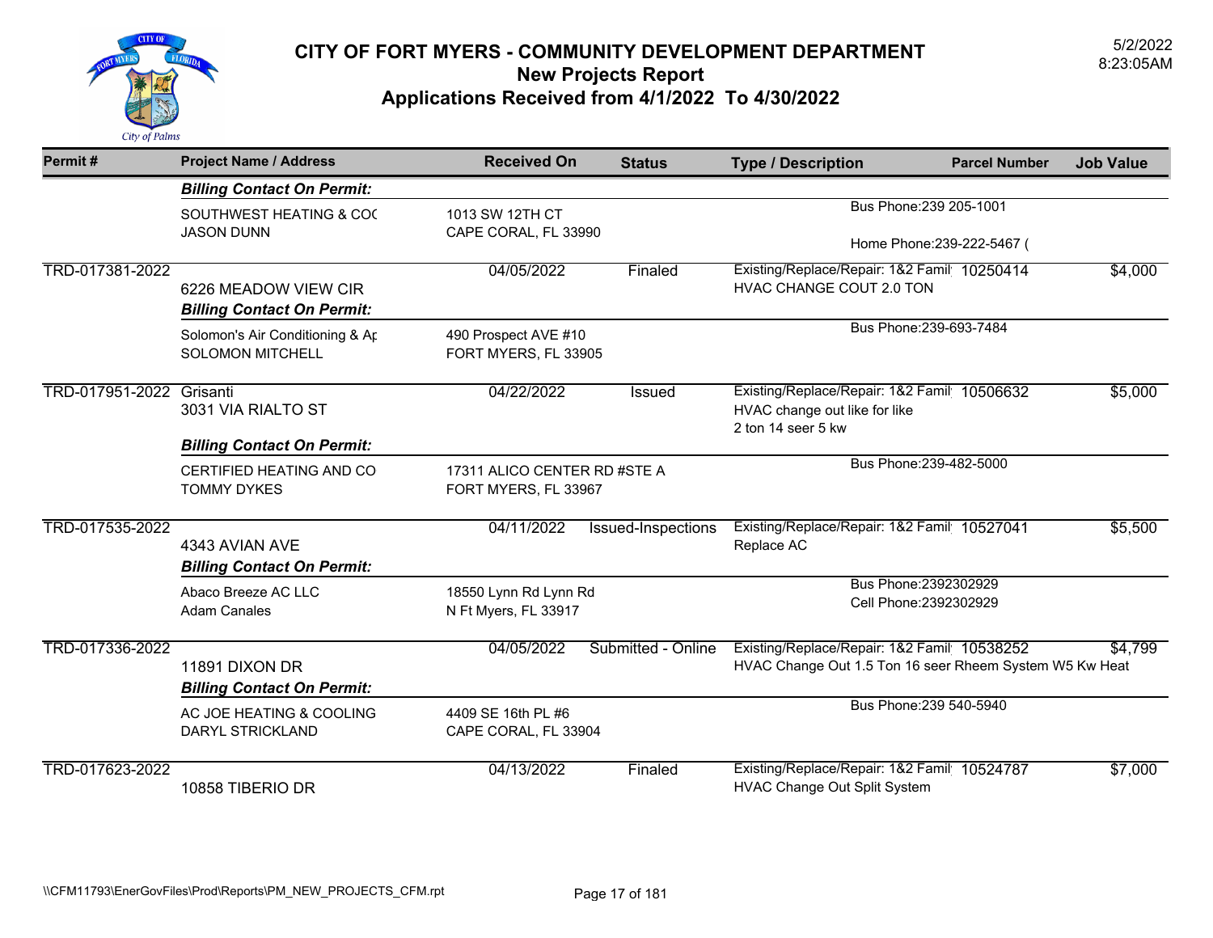# CITY OF FORT MYERS - COMMUNITY DEVELOPMENT DEPARTMENT
## New Projects Report
## Applications Received from 4/1/2022 To 4/30/2022

5/2/2022
8:23:05AM

| Permit # | Project Name / Address | Received On | Status | Type / Description | Parcel Number | Job Value |
|---|---|---|---|---|---|---|
| | ***Billing Contact On Permit:*** | | | | | |
| | SOUTHWEST HEATING & COC<br>JASON DUNN | 1013 SW 12TH CT<br>CAPE CORAL, FL 33990 | | Bus Phone:239 205-1001<br>Home Phone:239-222-5467 ( | | |
| TRD-017381-2022 | 6226 MEADOW VIEW CIR | 04/05/2022 | Finaled | Existing/Replace/Repair: 1&2 Famil<br>HVAC CHANGE COUT 2.0 TON | 10250414 | $4,000 |
| | ***Billing Contact On Permit:*** | | | | | |
| | Solomon's Air Conditioning & Ap<br>SOLOMON MITCHELL | 490 Prospect AVE #10<br>FORT MYERS, FL 33905 | | Bus Phone:239-693-7484 | | |
| TRD-017951-2022 | Grisanti<br>3031 VIA RIALTO ST | 04/22/2022 | Issued | Existing/Replace/Repair: 1&2 Famil<br>HVAC change out like for like<br>2 ton 14 seer 5 kw | 10506632 | $5,000 |
| | ***Billing Contact On Permit:*** | | | | | |
| | CERTIFIED HEATING AND CO<br>TOMMY DYKES | 17311 ALICO CENTER RD #STE A<br>FORT MYERS, FL 33967 | | Bus Phone:239-482-5000 | | |
| TRD-017535-2022 | 4343 AVIAN AVE | 04/11/2022 | Issued-Inspections | Existing/Replace/Repair: 1&2 Famil<br>Replace AC | 10527041 | $5,500 |
| | ***Billing Contact On Permit:*** | | | | | |
| | Abaco Breeze AC LLC<br>Adam Canales | 18550 Lynn Rd Lynn Rd<br>N Ft Myers, FL 33917 | | Bus Phone:2392302929<br>Cell Phone:2392302929 | | |
| TRD-017336-2022 | 11891 DIXON DR | 04/05/2022 | Submitted - Online | Existing/Replace/Repair: 1&2 Famil<br>HVAC Change Out 1.5 Ton 16 seer Rheem System W5 Kw Heat | 10538252 | $4,799 |
| | ***Billing Contact On Permit:*** | | | | | |
| | AC JOE HEATING & COOLING<br>DARYL STRICKLAND | 4409 SE 16th PL #6<br>CAPE CORAL, FL 33904 | | Bus Phone:239 540-5940 | | |
| TRD-017623-2022 | 10858 TIBERIO DR | 04/13/2022 | Finaled | Existing/Replace/Repair: 1&2 Famil<br>HVAC Change Out Split System | 10524787 | $7,000 |

\\CFM11793\EnerGovFiles\Prod\Reports\PM_NEW_PROJECTS_CFM.rpt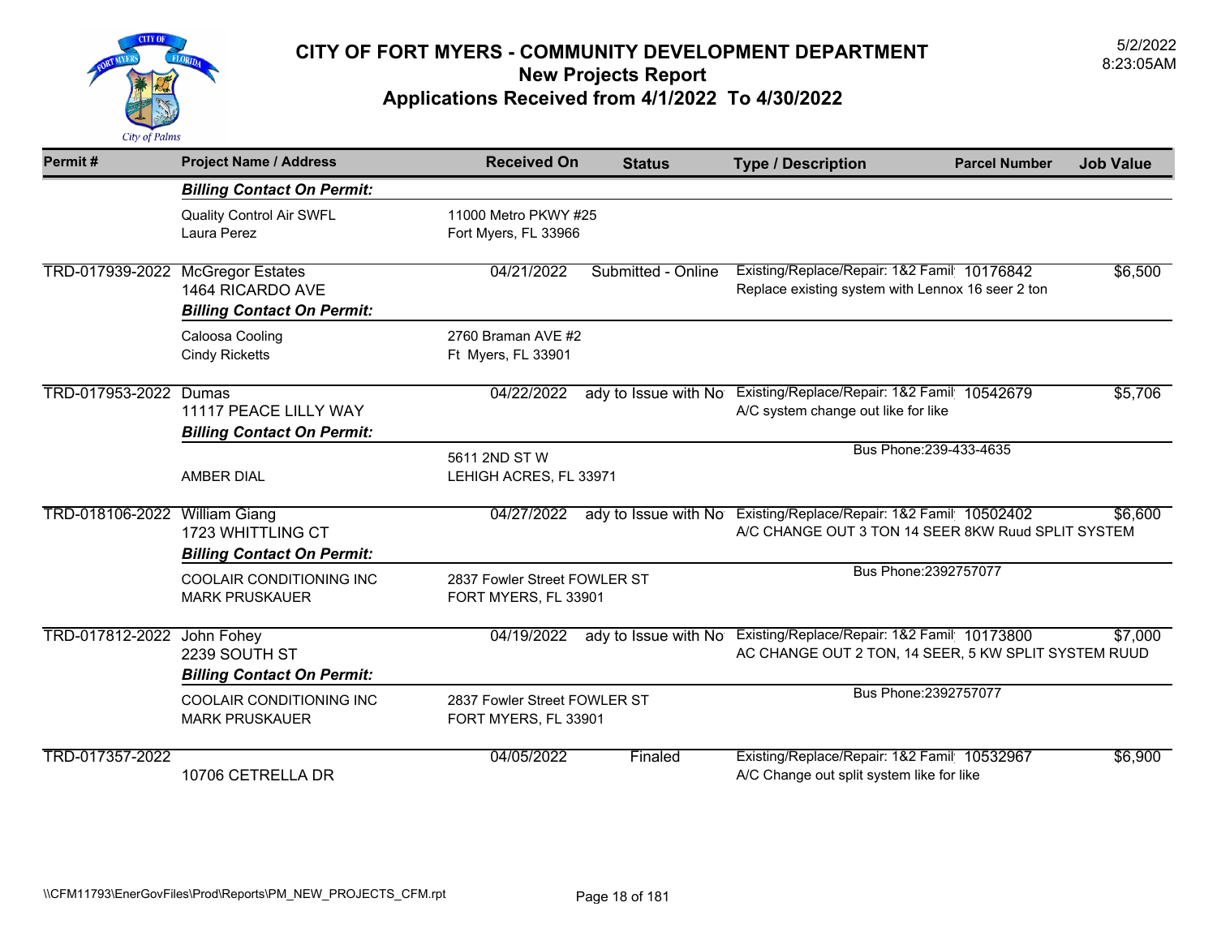# CITY OF FORT MYERS - COMMUNITY DEVELOPMENT DEPARTMENT

## New Projects Report

## Applications Received from 4/1/2022 To 4/30/2022

5/2/2022
8:23:05AM

| Permit # | Project Name / Address | Received On | Status | Type / Description | Parcel Number | Job Value |
|---|---|---|---|---|---|---|
| | ***Billing Contact On Permit:*** | | | | | |
| | Quality Control Air SWFL<br>Laura Perez | 11000 Metro PKWY #25<br>Fort Myers, FL 33966 | | | | |
| TRD-017939-2022 | McGregor Estates<br>1464 RICARDO AVE | 04/21/2022 | Submitted - Online | Existing/Replace/Repair: 1&2 Famil<br>Replace existing system with Lennox 16 seer 2 ton | 10176842 | $6,500 |
| | ***Billing Contact On Permit:*** | | | | | |
| | Caloosa Cooling<br>Cindy Ricketts | 2760 Braman AVE #2<br>Ft Myers, FL 33901 | | | | |
| TRD-017953-2022 | Dumas<br>11117 PEACE LILLY WAY | 04/22/2022 | ady to Issue with No | Existing/Replace/Repair: 1&2 Famil<br>A/C system change out like for like | 10542679 | $5,706 |
| | ***Billing Contact On Permit:*** | | | | | |
| | AMBER DIAL | 5611 2ND ST W<br>LEHIGH ACRES, FL 33971 | | Bus Phone:239-433-4635 | | |
| TRD-018106-2022 | William Giang<br>1723 WHITTLING CT | 04/27/2022 | ady to Issue with No | Existing/Replace/Repair: 1&2 Famil<br>A/C CHANGE OUT 3 TON 14 SEER 8KW Ruud SPLIT SYSTEM | 10502402 | $6,600 |
| | ***Billing Contact On Permit:*** | | | | | |
| | COOLAIR CONDITIONING INC<br>MARK PRUSKAUER | 2837 Fowler Street FOWLER ST<br>FORT MYERS, FL 33901 | | Bus Phone:2392757077 | | |
| TRD-017812-2022 | John Fohey<br>2239 SOUTH ST | 04/19/2022 | ady to Issue with No | Existing/Replace/Repair: 1&2 Famil<br>AC CHANGE OUT 2 TON, 14 SEER, 5 KW SPLIT SYSTEM RUUD | 10173800 | $7,000 |
| | ***Billing Contact On Permit:*** | | | | | |
| | COOLAIR CONDITIONING INC<br>MARK PRUSKAUER | 2837 Fowler Street FOWLER ST<br>FORT MYERS, FL 33901 | | Bus Phone:2392757077 | | |
| TRD-017357-2022 | 10706 CETRELLA DR | 04/05/2022 | Finaled | Existing/Replace/Repair: 1&2 Famil<br>A/C Change out split system like for like | 10532967 | $6,900 |

\\CFM11793\EnerGovFiles\Prod\Reports\PM_NEW_PROJECTS_CFM.rpt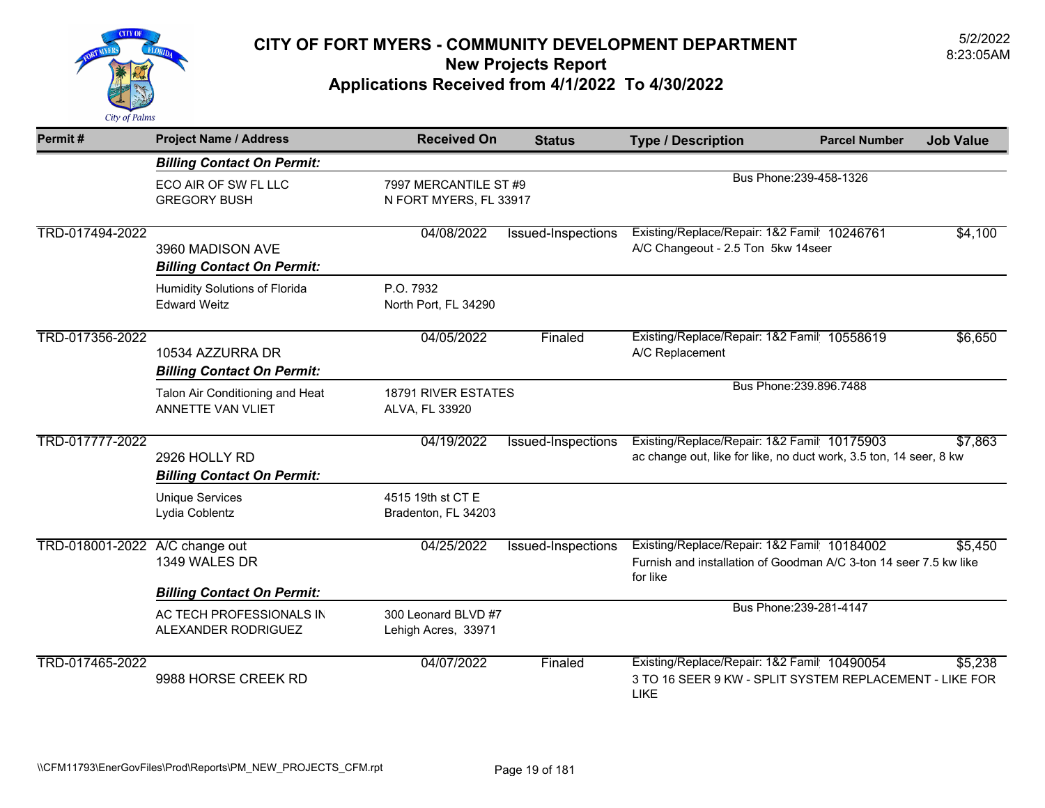# CITY OF FORT MYERS - COMMUNITY DEVELOPMENT DEPARTMENT

## New Projects Report

## Applications Received from 4/1/2022 To 4/30/2022

5/2/2022
8:23:05AM

| Permit # | Project Name / Address | Received On | Status | Type / Description | Parcel Number | Job Value |
|---|---|---|---|---|---|---|
| | ***Billing Contact On Permit:*** | | | | | |
| | ECO AIR OF SW FL LLC<br>GREGORY BUSH | 7997 MERCANTILE ST #9<br>N FORT MYERS, FL 33917 | | Bus Phone:239-458-1326 | | |
| TRD-017494-2022 | 3960 MADISON AVE | 04/08/2022 | Issued-Inspections | Existing/Replace/Repair: 1&2 Famil<br>A/C Changeout - 2.5 Ton 5kw 14seer | 10246761 | $4,100 |
| | ***Billing Contact On Permit:*** | | | | | |
| | Humidity Solutions of Florida<br>Edward Weitz | P.O. 7932<br>North Port, FL 34290 | | | | |
| TRD-017356-2022 | 10534 AZZURRA DR | 04/05/2022 | Finaled | Existing/Replace/Repair: 1&2 Famil<br>A/C Replacement | 10558619 | $6,650 |
| | ***Billing Contact On Permit:*** | | | | | |
| | Talon Air Conditioning and Heat<br>ANNETTE VAN VLIET | 18791 RIVER ESTATES<br>ALVA, FL 33920 | | Bus Phone:239.896.7488 | | |
| TRD-017777-2022 | 2926 HOLLY RD | 04/19/2022 | Issued-Inspections | Existing/Replace/Repair: 1&2 Famil<br>ac change out, like for like, no duct work, 3.5 ton, 14 seer, 8 kw | 10175903 | $7,863 |
| | ***Billing Contact On Permit:*** | | | | | |
| | Unique Services<br>Lydia Coblentz | 4515 19th st CT E<br>Bradenton, FL 34203 | | | | |
| TRD-018001-2022 | A/C change out<br>1349 WALES DR | 04/25/2022 | Issued-Inspections | Existing/Replace/Repair: 1&2 Famil<br>Furnish and installation of Goodman A/C 3-ton 14 seer 7.5 kw like for like | 10184002 | $5,450 |
| | ***Billing Contact On Permit:*** | | | | | |
| | AC TECH PROFESSIONALS IN<br>ALEXANDER RODRIGUEZ | 300 Leonard BLVD #7<br>Lehigh Acres, 33971 | | Bus Phone:239-281-4147 | | |
| TRD-017465-2022 | 9988 HORSE CREEK RD | 04/07/2022 | Finaled | Existing/Replace/Repair: 1&2 Famil<br>3 TO 16 SEER 9 KW - SPLIT SYSTEM REPLACEMENT - LIKE FOR LIKE | 10490054 | $5,238 |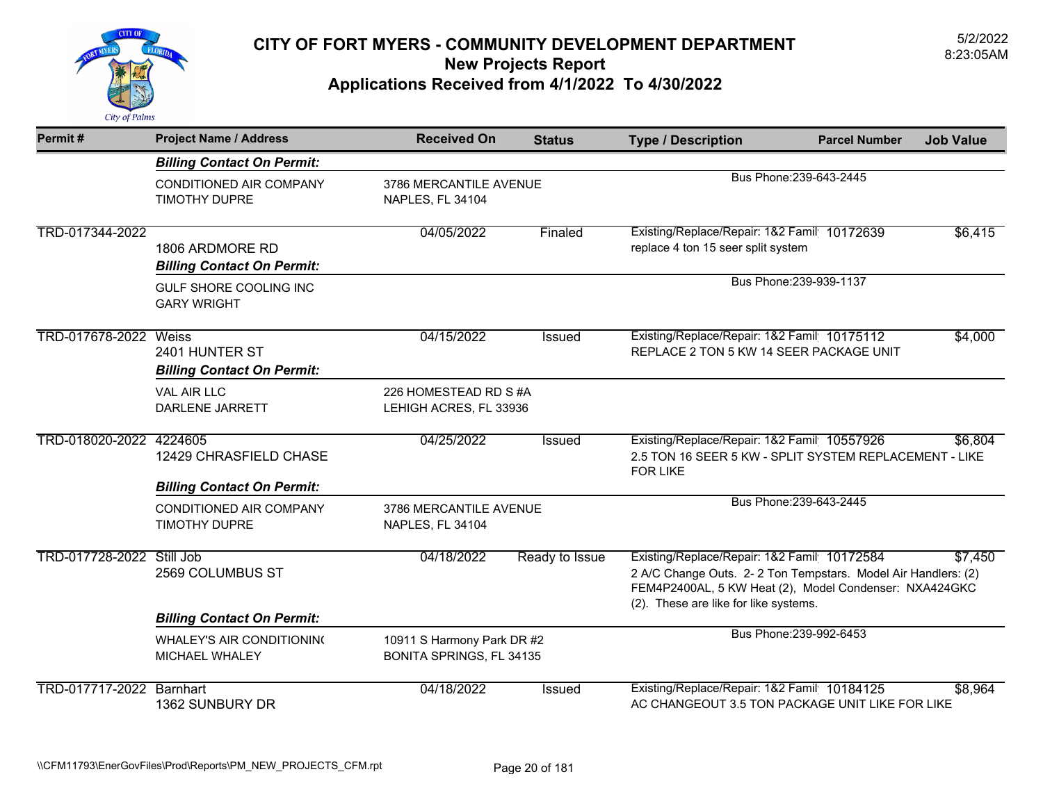# CITY OF FORT MYERS - COMMUNITY DEVELOPMENT DEPARTMENT

## New Projects Report

## Applications Received from 4/1/2022 To 4/30/2022

5/2/2022
8:23:05AM

| Permit # | Project Name / Address | Received On | Status | Type / Description | Parcel Number | Job Value |
|---|---|---|---|---|---|---|
| | ***Billing Contact On Permit:*** | | | | | |
| | CONDITIONED AIR COMPANY<br>TIMOTHY DUPRE | 3786 MERCANTILE AVENUE<br>NAPLES, FL 34104 | | Bus Phone:239-643-2445 | | |
| TRD-017344-2022 | 1806 ARDMORE RD | 04/05/2022 | Finaled | Existing/Replace/Repair: 1&2 Famil<br>replace 4 ton 15 seer split system | 10172639 | $6,415 |
| | ***Billing Contact On Permit:*** | | | | | |
| | GULF SHORE COOLING INC<br>GARY WRIGHT | | | Bus Phone:239-939-1137 | | |
| TRD-017678-2022 | Weiss<br>2401 HUNTER ST | 04/15/2022 | Issued | Existing/Replace/Repair: 1&2 Famil<br>REPLACE 2 TON 5 KW 14 SEER PACKAGE UNIT | 10175112 | $4,000 |
| | ***Billing Contact On Permit:*** | | | | | |
| | VAL AIR LLC<br>DARLENE JARRETT | 226 HOMESTEAD RD S #A<br>LEHIGH ACRES, FL 33936 | | | | |
| TRD-018020-2022 | 4224605<br>12429 CHRASFIELD CHASE | 04/25/2022 | Issued | Existing/Replace/Repair: 1&2 Famil<br>2.5 TON 16 SEER 5 KW - SPLIT SYSTEM REPLACEMENT - LIKE FOR LIKE | 10557926 | $6,804 |
| | ***Billing Contact On Permit:*** | | | | | |
| | CONDITIONED AIR COMPANY<br>TIMOTHY DUPRE | 3786 MERCANTILE AVENUE<br>NAPLES, FL 34104 | | Bus Phone:239-643-2445 | | |
| TRD-017728-2022 | Still Job<br>2569 COLUMBUS ST | 04/18/2022 | Ready to Issue | Existing/Replace/Repair: 1&2 Famil<br>2 A/C Change Outs. 2- 2 Ton Tempstars. Model Air Handlers: (2) FEM4P2400AL, 5 KW Heat (2), Model Condenser: NXA424GKC (2). These are like for like systems. | 10172584 | $7,450 |
| | ***Billing Contact On Permit:*** | | | | | |
| | WHALEY'S AIR CONDITIONIN(<br>MICHAEL WHALEY | 10911 S Harmony Park DR #2<br>BONITA SPRINGS, FL 34135 | | Bus Phone:239-992-6453 | | |
| TRD-017717-2022 | Barnhart<br>1362 SUNBURY DR | 04/18/2022 | Issued | Existing/Replace/Repair: 1&2 Famil<br>AC CHANGEOUT 3.5 TON PACKAGE UNIT LIKE FOR LIKE | 10184125 | $8,964 |

\\CFM11793\EnerGovFiles\Prod\Reports\PM_NEW_PROJECTS_CFM.rpt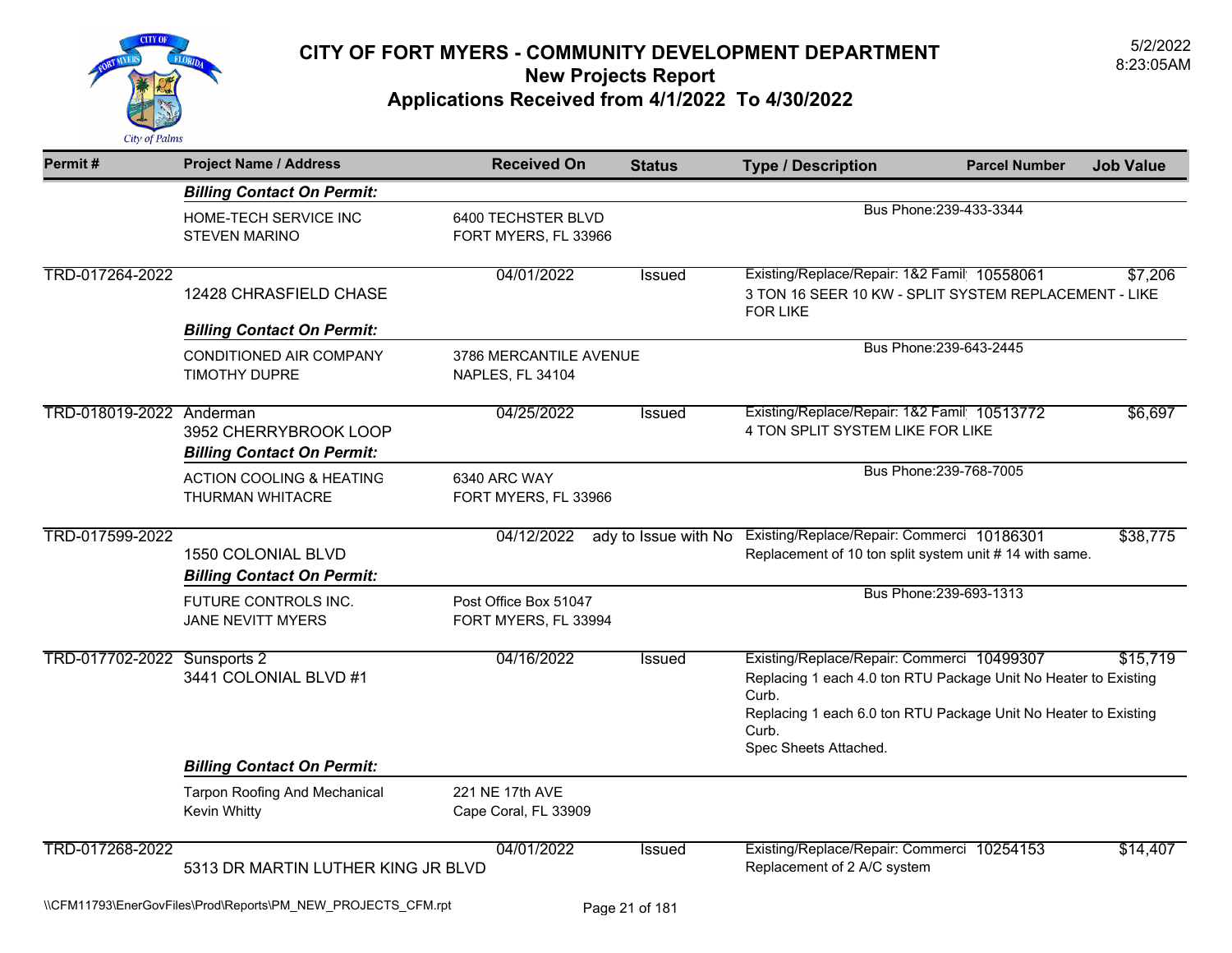# CITY OF FORT MYERS - COMMUNITY DEVELOPMENT DEPARTMENT

## New Projects Report

## Applications Received from 4/1/2022 To 4/30/2022

5/2/2022
8:23:05AM

| Permit # | Project Name / Address | Received On | Status | Type / Description | Parcel Number | Job Value |
|---|---|---|---|---|---|---|
| | ***Billing Contact On Permit:*** | | | | | |
| | HOME-TECH SERVICE INC<br>STEVEN MARINO | 6400 TECHSTER BLVD<br>FORT MYERS, FL 33966 | | Bus Phone:239-433-3344 | | |
| TRD-017264-2022 | 12428 CHRASFIELD CHASE | 04/01/2022 | Issued | Existing/Replace/Repair: 1&2 Famil<br>3 TON 16 SEER 10 KW - SPLIT SYSTEM REPLACEMENT - LIKE FOR LIKE | 10558061 | $7,206 |
| | ***Billing Contact On Permit:*** | | | | | |
| | CONDITIONED AIR COMPANY<br>TIMOTHY DUPRE | 3786 MERCANTILE AVENUE<br>NAPLES, FL 34104 | | Bus Phone:239-643-2445 | | |
| TRD-018019-2022 | Anderman<br>3952 CHERRYBROOK LOOP | 04/25/2022 | Issued | Existing/Replace/Repair: 1&2 Famil<br>4 TON SPLIT SYSTEM LIKE FOR LIKE | 10513772 | $6,697 |
| | ***Billing Contact On Permit:*** | | | | | |
| | ACTION COOLING & HEATING<br>THURMAN WHITACRE | 6340 ARC WAY<br>FORT MYERS, FL 33966 | | Bus Phone:239-768-7005 | | |
| TRD-017599-2022 | 1550 COLONIAL BLVD | 04/12/2022 | ady to Issue with No | Existing/Replace/Repair: Commerci<br>Replacement of 10 ton split system unit # 14 with same. | 10186301 | $38,775 |
| | ***Billing Contact On Permit:*** | | | | | |
| | FUTURE CONTROLS INC.<br>JANE NEVITT MYERS | Post Office Box 51047<br>FORT MYERS, FL 33994 | | Bus Phone:239-693-1313 | | |
| TRD-017702-2022 | Sunsports 2<br>3441 COLONIAL BLVD #1 | 04/16/2022 | Issued | Existing/Replace/Repair: Commerci<br>Replacing 1 each 4.0 ton RTU Package Unit No Heater to Existing Curb.<br>Replacing 1 each 6.0 ton RTU Package Unit No Heater to Existing Curb.<br>Spec Sheets Attached. | 10499307 | $15,719 |
| | ***Billing Contact On Permit:*** | | | | | |
| | Tarpon Roofing And Mechanical<br>Kevin Whitty | 221 NE 17th AVE<br>Cape Coral, FL 33909 | | | | |
| TRD-017268-2022 | 5313 DR MARTIN LUTHER KING JR BLVD | 04/01/2022 | Issued | Existing/Replace/Repair: Commerci<br>Replacement of 2 A/C system | 10254153 | $14,407 |

\\CFM11793\EnerGovFiles\Prod\Reports\PM_NEW_PROJECTS_CFM.rpt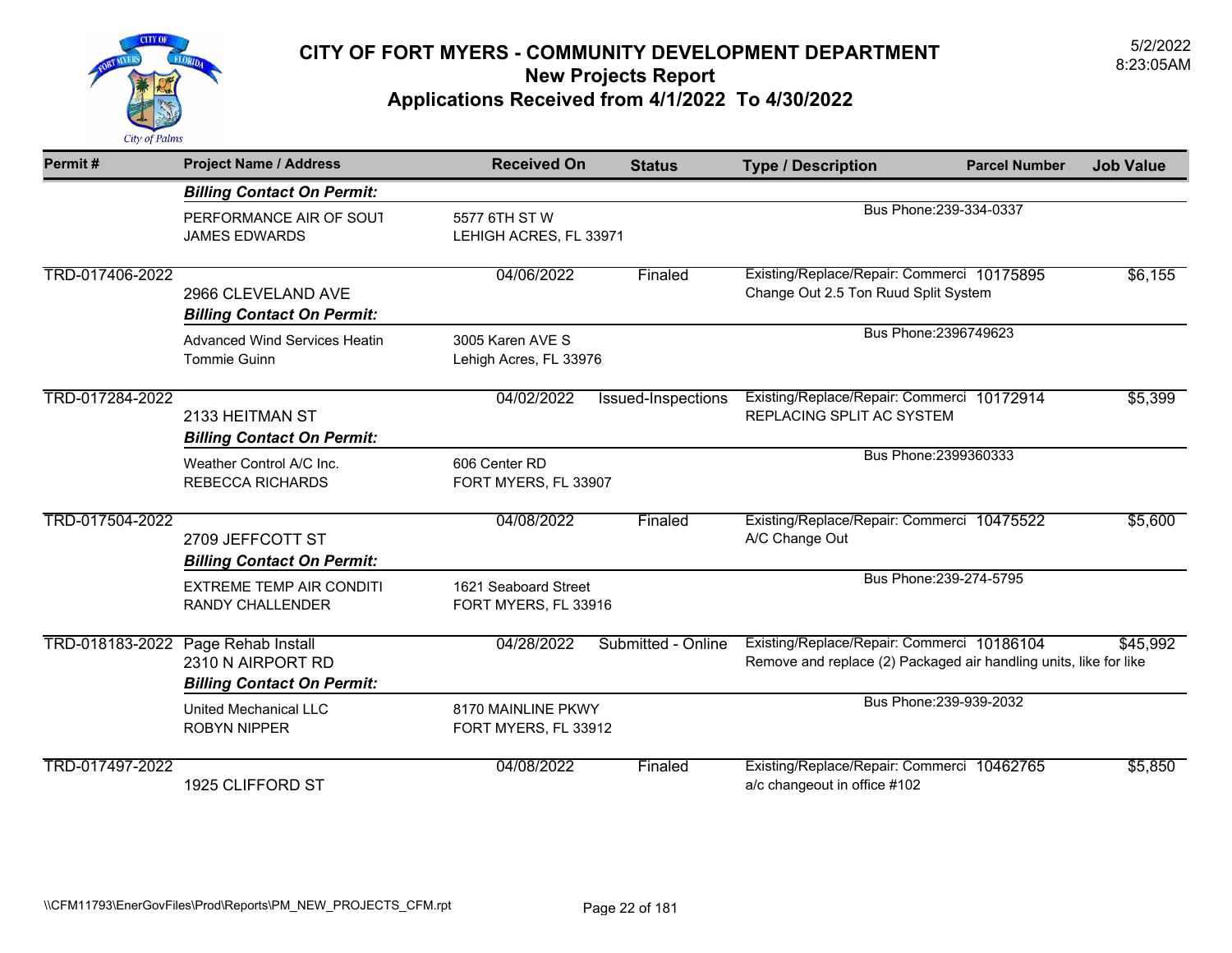# CITY OF FORT MYERS - COMMUNITY DEVELOPMENT DEPARTMENT

## New Projects Report

## Applications Received from 4/1/2022 To 4/30/2022

5/2/2022
8:23:05AM

| Permit # | Project Name / Address | Received On | Status | Type / Description | Parcel Number | Job Value |
|---|---|---|---|---|---|---|
| | ***Billing Contact On Permit:*** | | | | | |
| | PERFORMANCE AIR OF SOUT<br>JAMES EDWARDS | 5577 6TH ST W<br>LEHIGH ACRES, FL 33971 | | Bus Phone:239-334-0337 | | |
| TRD-017406-2022 | 2966 CLEVELAND AVE<br>***Billing Contact On Permit:*** | 04/06/2022 | Finaled | Existing/Replace/Repair: Commerci<br>Change Out 2.5 Ton Ruud Split System | 10175895 | $6,155 |
| | Advanced Wind Services Heatin<br>Tommie Guinn | 3005 Karen AVE S<br>Lehigh Acres, FL 33976 | | Bus Phone:2396749623 | | |
| TRD-017284-2022 | 2133 HEITMAN ST<br>***Billing Contact On Permit:*** | 04/02/2022 | Issued-Inspections | Existing/Replace/Repair: Commerci<br>REPLACING SPLIT AC SYSTEM | 10172914 | $5,399 |
| | Weather Control A/C Inc.<br>REBECCA RICHARDS | 606 Center RD<br>FORT MYERS, FL 33907 | | Bus Phone:2399360333 | | |
| TRD-017504-2022 | 2709 JEFFCOTT ST<br>***Billing Contact On Permit:*** | 04/08/2022 | Finaled | Existing/Replace/Repair: Commerci<br>A/C Change Out | 10475522 | $5,600 |
| | EXTREME TEMP AIR CONDITI<br>RANDY CHALLENDER | 1621 Seaboard Street<br>FORT MYERS, FL 33916 | | Bus Phone:239-274-5795 | | |
| TRD-018183-2022 | Page Rehab Install<br>2310 N AIRPORT RD<br>***Billing Contact On Permit:*** | 04/28/2022 | Submitted - Online | Existing/Replace/Repair: Commerci<br>Remove and replace (2) Packaged air handling units, like for like | 10186104 | $45,992 |
| | United Mechanical LLC<br>ROBYN NIPPER | 8170 MAINLINE PKWY<br>FORT MYERS, FL 33912 | | Bus Phone:239-939-2032 | | |
| TRD-017497-2022 | 1925 CLIFFORD ST | 04/08/2022 | Finaled | Existing/Replace/Repair: Commerci<br>a/c changeout in office #102 | 10462765 | $5,850 |

\\CFM11793\EnerGovFiles\Prod\Reports\PM_NEW_PROJECTS_CFM.rpt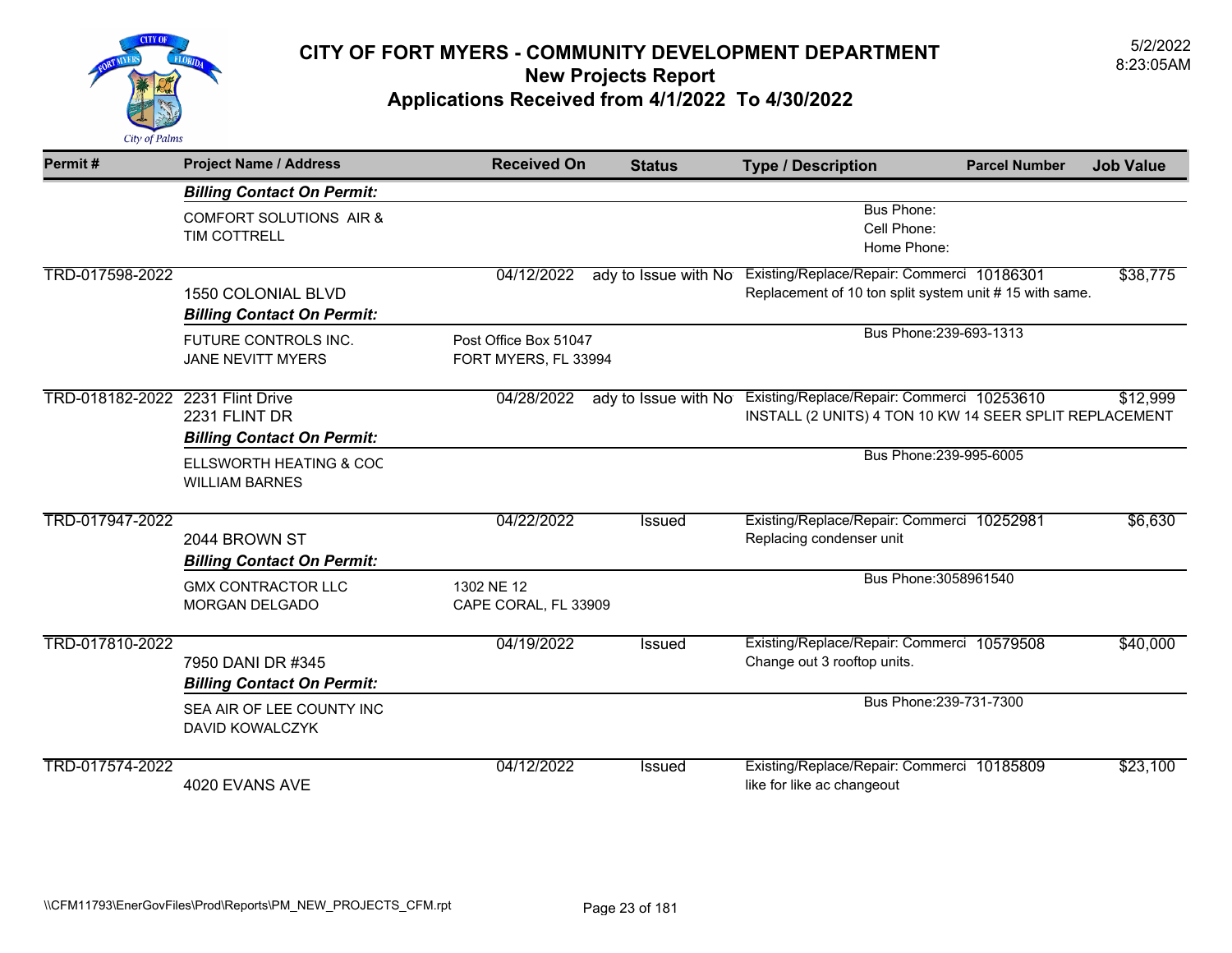# CITY OF FORT MYERS - COMMUNITY DEVELOPMENT DEPARTMENT

## New Projects Report

## Applications Received from 4/1/2022 To 4/30/2022

5/2/2022
8:23:05AM

| Permit # | Project Name / Address | Received On | Status | Type / Description | Parcel Number | Job Value |
|---|---|---|---|---|---|---|
| | ***Billing Contact On Permit:*** | | | | | |
| | COMFORT SOLUTIONS AIR & TIM COTTRELL | | | Bus Phone: Cell Phone: Home Phone: | | |
| TRD-017598-2022 | 1550 COLONIAL BLVD | 04/12/2022 | ady to Issue with No | Existing/Replace/Repair: Commerci Replacement of 10 ton split system unit # 15 with same. | 10186301 | $38,775 |
| | ***Billing Contact On Permit:*** | | | | | |
| | FUTURE CONTROLS INC. JANE NEVITT MYERS | Post Office Box 51047 FORT MYERS, FL 33994 | | Bus Phone:239-693-1313 | | |
| TRD-018182-2022 | 2231 Flint Drive 2231 FLINT DR | 04/28/2022 | ady to Issue with No | Existing/Replace/Repair: Commerci INSTALL (2 UNITS) 4 TON 10 KW 14 SEER SPLIT REPLACEMENT | 10253610 | $12,999 |
| | ***Billing Contact On Permit:*** | | | | | |
| | ELLSWORTH HEATING & COC WILLIAM BARNES | | | Bus Phone:239-995-6005 | | |
| TRD-017947-2022 | 2044 BROWN ST | 04/22/2022 | Issued | Existing/Replace/Repair: Commerci Replacing condenser unit | 10252981 | $6,630 |
| | ***Billing Contact On Permit:*** | | | | | |
| | GMX CONTRACTOR LLC MORGAN DELGADO | 1302 NE 12 CAPE CORAL, FL 33909 | | Bus Phone:3058961540 | | |
| TRD-017810-2022 | 7950 DANI DR #345 | 04/19/2022 | Issued | Existing/Replace/Repair: Commerci Change out 3 rooftop units. | 10579508 | $40,000 |
| | ***Billing Contact On Permit:*** | | | | | |
| | SEA AIR OF LEE COUNTY INC DAVID KOWALCZYK | | | Bus Phone:239-731-7300 | | |
| TRD-017574-2022 | 4020 EVANS AVE | 04/12/2022 | Issued | Existing/Replace/Repair: Commerci like for like ac changeout | 10185809 | $23,100 |

\\CFM11793\EnerGovFiles\Prod\Reports\PM_NEW_PROJECTS_CFM.rpt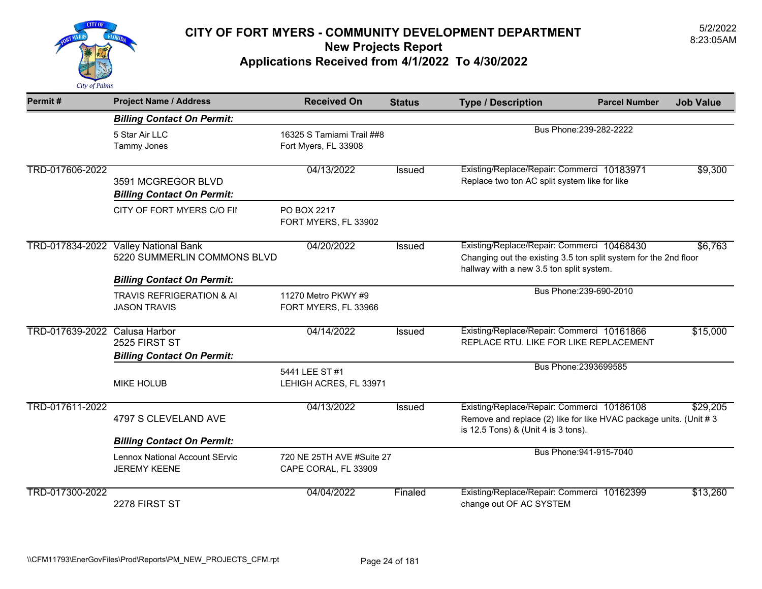# CITY OF FORT MYERS - COMMUNITY DEVELOPMENT DEPARTMENT

## New Projects Report

## Applications Received from 4/1/2022 To 4/30/2022

5/2/2022
8:23:05AM

| Permit # | Project Name / Address | Received On | Status | Type / Description | Parcel Number | Job Value |
|---|---|---|---|---|---|---|
| | ***Billing Contact On Permit:*** | | | | | |
| | 5 Star Air LLC<br>Tammy Jones | 16325 S Tamiami Trail ##8<br>Fort Myers, FL 33908 | | Bus Phone:239-282-2222 | | |
| TRD-017606-2022 | 3591 MCGREGOR BLVD | 04/13/2022 | Issued | Existing/Replace/Repair: Commerci<br>Replace two ton AC split system like for like | 10183971 | $9,300 |
| | ***Billing Contact On Permit:*** | | | | | |
| | CITY OF FORT MYERS C/O FII | PO BOX 2217<br>FORT MYERS, FL 33902 | | | | |
| TRD-017834-2022 | Valley National Bank<br>5220 SUMMERLIN COMMONS BLVD | 04/20/2022 | Issued | Existing/Replace/Repair: Commerci<br>Changing out the existing 3.5 ton split system for the 2nd floor hallway with a new 3.5 ton split system. | 10468430 | $6,763 |
| | ***Billing Contact On Permit:*** | | | | | |
| | TRAVIS REFRIGERATION & AI<br>JASON TRAVIS | 11270 Metro PKWY #9<br>FORT MYERS, FL 33966 | | Bus Phone:239-690-2010 | | |
| TRD-017639-2022 | Calusa Harbor<br>2525 FIRST ST | 04/14/2022 | Issued | Existing/Replace/Repair: Commerci<br>REPLACE RTU. LIKE FOR LIKE REPLACEMENT | 10161866 | $15,000 |
| | ***Billing Contact On Permit:*** | | | | | |
| | MIKE HOLUB | 5441 LEE ST #1<br>LEHIGH ACRES, FL 33971 | | Bus Phone:2393699585 | | |
| TRD-017611-2022 | 4797 S CLEVELAND AVE | 04/13/2022 | Issued | Existing/Replace/Repair: Commerci<br>Remove and replace (2) like for like HVAC package units. (Unit # 3 is 12.5 Tons) & (Unit 4 is 3 tons). | 10186108 | $29,205 |
| | ***Billing Contact On Permit:*** | | | | | |
| | Lennox National Account SErvic<br>JEREMY KEENE | 720 NE 25TH AVE #Suite 27<br>CAPE CORAL, FL 33909 | | Bus Phone:941-915-7040 | | |
| TRD-017300-2022 | 2278 FIRST ST | 04/04/2022 | Finaled | Existing/Replace/Repair: Commerci<br>change out OF AC SYSTEM | 10162399 | $13,260 |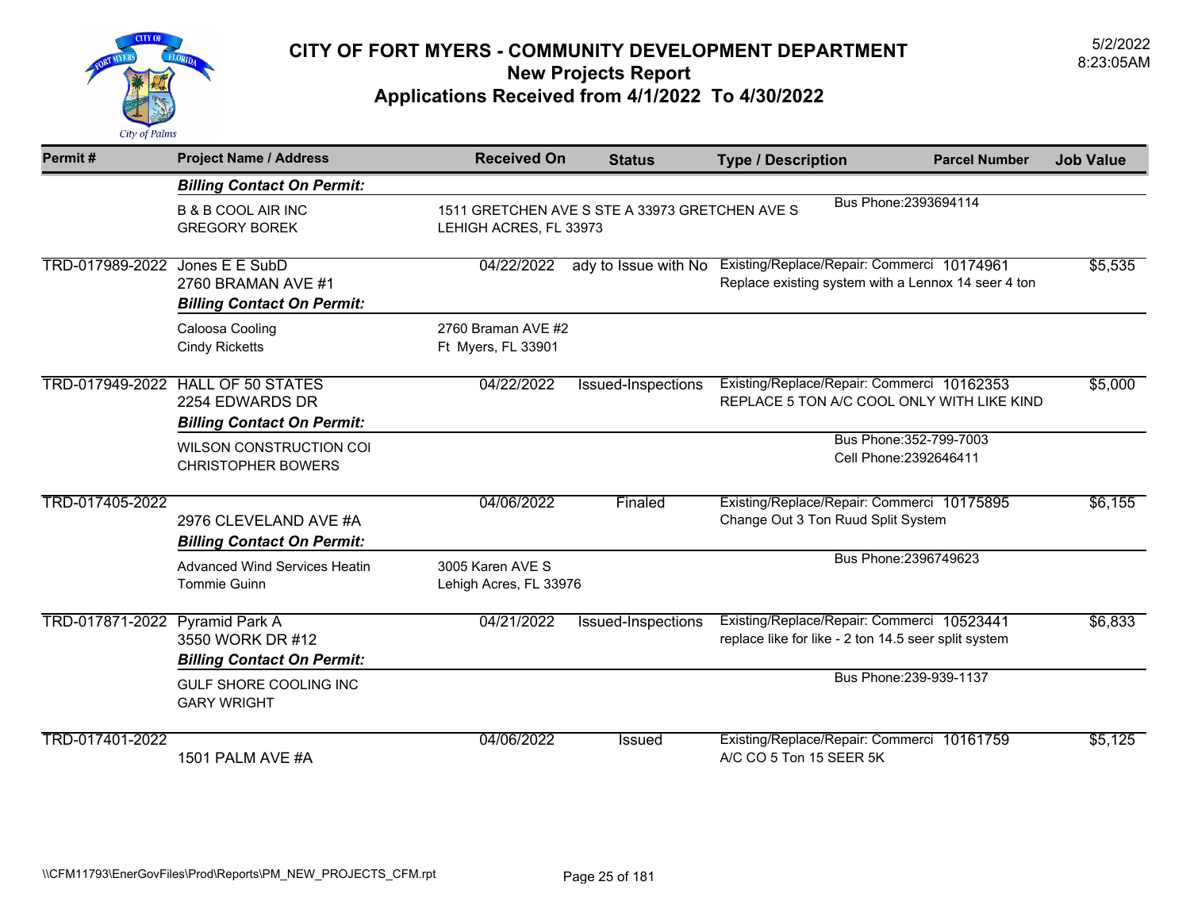# CITY OF FORT MYERS - COMMUNITY DEVELOPMENT DEPARTMENT

## New Projects Report

## Applications Received from 4/1/2022 To 4/30/2022

5/2/2022
8:23:05AM

| Permit # | Project Name / Address | Received On | Status | Type / Description | Parcel Number | Job Value |
|---|---|---|---|---|---|---|
| | ***Billing Contact On Permit:*** | | | | | |
| | B & B COOL AIR INC<br>GREGORY BOREK | 1511 GRETCHEN AVE S STE A 33973 GRETCHEN AVE S<br>LEHIGH ACRES, FL 33973 | | Bus Phone:2393694114 | | |
| TRD-017989-2022 | Jones E E SubD<br>2760 BRAMAN AVE #1 | 04/22/2022 | ady to Issue with No | Existing/Replace/Repair: Commerci<br>Replace existing system with a Lennox 14 seer 4 ton | 10174961 | $5,535 |
| | ***Billing Contact On Permit:*** | | | | | |
| | Caloosa Cooling<br>Cindy Ricketts | 2760 Braman AVE #2<br>Ft Myers, FL 33901 | | | | |
| TRD-017949-2022 | HALL OF 50 STATES<br>2254 EDWARDS DR | 04/22/2022 | Issued-Inspections | Existing/Replace/Repair: Commerci<br>REPLACE 5 TON A/C COOL ONLY WITH LIKE KIND | 10162353 | $5,000 |
| | ***Billing Contact On Permit:*** | | | | | |
| | WILSON CONSTRUCTION COI<br>CHRISTOPHER BOWERS | | | Bus Phone:352-799-7003<br>Cell Phone:2392646411 | | |
| TRD-017405-2022 | 2976 CLEVELAND AVE #A | 04/06/2022 | Finaled | Existing/Replace/Repair: Commerci<br>Change Out 3 Ton Ruud Split System | 10175895 | $6,155 |
| | ***Billing Contact On Permit:*** | | | | | |
| | Advanced Wind Services Heatin<br>Tommie Guinn | 3005 Karen AVE S<br>Lehigh Acres, FL 33976 | | Bus Phone:2396749623 | | |
| TRD-017871-2022 | Pyramid Park A<br>3550 WORK DR #12 | 04/21/2022 | Issued-Inspections | Existing/Replace/Repair: Commerci<br>replace like for like - 2 ton 14.5 seer split system | 10523441 | $6,833 |
| | ***Billing Contact On Permit:*** | | | | | |
| | GULF SHORE COOLING INC<br>GARY WRIGHT | | | Bus Phone:239-939-1137 | | |
| TRD-017401-2022 | 1501 PALM AVE #A | 04/06/2022 | Issued | Existing/Replace/Repair: Commerci<br>A/C CO 5 Ton 15 SEER 5K | 10161759 | $5,125 |

\\CFM11793\EnerGovFiles\Prod\Reports\PM_NEW_PROJECTS_CFM.rpt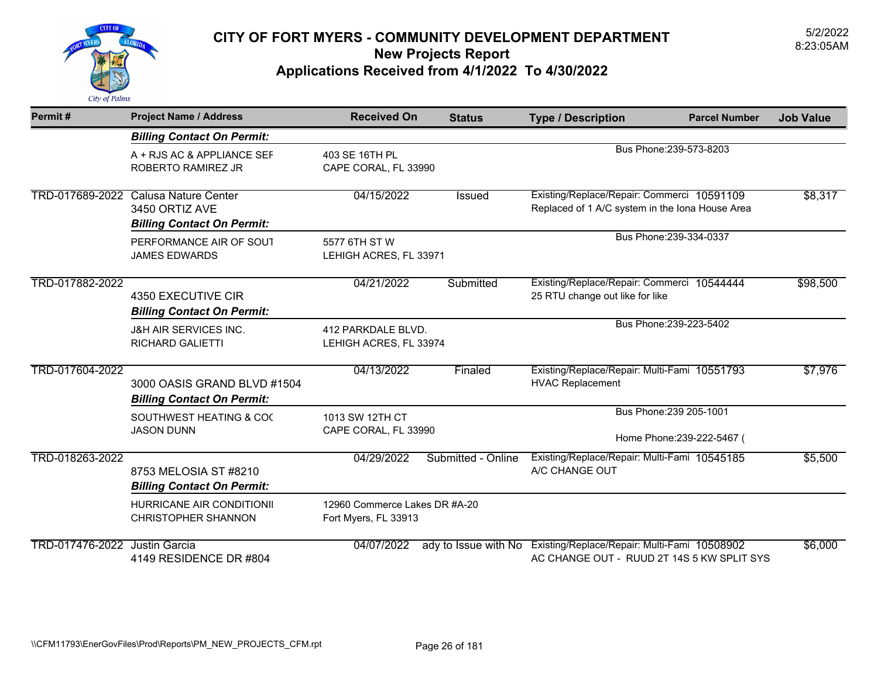# CITY OF FORT MYERS - COMMUNITY DEVELOPMENT DEPARTMENT

## New Projects Report

## Applications Received from 4/1/2022 To 4/30/2022

5/2/2022
8:23:05AM

| Permit # | Project Name / Address | Received On | Status | Type / Description | Parcel Number | Job Value |
|---|---|---|---|---|---|---|
| | ***Billing Contact On Permit:*** | | | | | |
| | A + RJS AC & APPLIANCE SEF<br>ROBERTO RAMIREZ JR | 403 SE 16TH PL<br>CAPE CORAL, FL 33990 | | Bus Phone:239-573-8203 | | |
| TRD-017689-2022 | Calusa Nature Center<br>3450 ORTIZ AVE<br>***Billing Contact On Permit:*** | 04/15/2022 | Issued | Existing/Replace/Repair: Commerci<br>Replaced of 1 A/C system in the Iona House Area | 10591109 | $8,317 |
| | PERFORMANCE AIR OF SOUT<br>JAMES EDWARDS | 5577 6TH ST W<br>LEHIGH ACRES, FL 33971 | | Bus Phone:239-334-0337 | | |
| TRD-017882-2022 | 4350 EXECUTIVE CIR<br>***Billing Contact On Permit:*** | 04/21/2022 | Submitted | Existing/Replace/Repair: Commerci<br>25 RTU change out like for like | 10544444 | $98,500 |
| | J&H AIR SERVICES INC.<br>RICHARD GALIETTI | 412 PARKDALE BLVD.<br>LEHIGH ACRES, FL 33974 | | Bus Phone:239-223-5402 | | |
| TRD-017604-2022 | 3000 OASIS GRAND BLVD #1504<br>***Billing Contact On Permit:*** | 04/13/2022 | Finaled | Existing/Replace/Repair: Multi-Fami<br>HVAC Replacement | 10551793 | $7,976 |
| | SOUTHWEST HEATING & COC<br>JASON DUNN | 1013 SW 12TH CT<br>CAPE CORAL, FL 33990 | | Bus Phone:239 205-1001<br>Home Phone:239-222-5467 ( | | |
| TRD-018263-2022 | 8753 MELOSIA ST #8210<br>***Billing Contact On Permit:*** | 04/29/2022 | Submitted - Online | Existing/Replace/Repair: Multi-Fami<br>A/C CHANGE OUT | 10545185 | $5,500 |
| | HURRICANE AIR CONDITIONII<br>CHRISTOPHER SHANNON | 12960 Commerce Lakes DR #A-20<br>Fort Myers, FL 33913 | | | | |
| TRD-017476-2022 | Justin Garcia<br>4149 RESIDENCE DR #804 | 04/07/2022 | ady to Issue with No | Existing/Replace/Repair: Multi-Fami<br>AC CHANGE OUT - RUUD 2T 14S 5 KW SPLIT SYS | 10508902 | $6,000 |

\\CFM11793\EnerGovFiles\Prod\Reports\PM_NEW_PROJECTS_CFM.rpt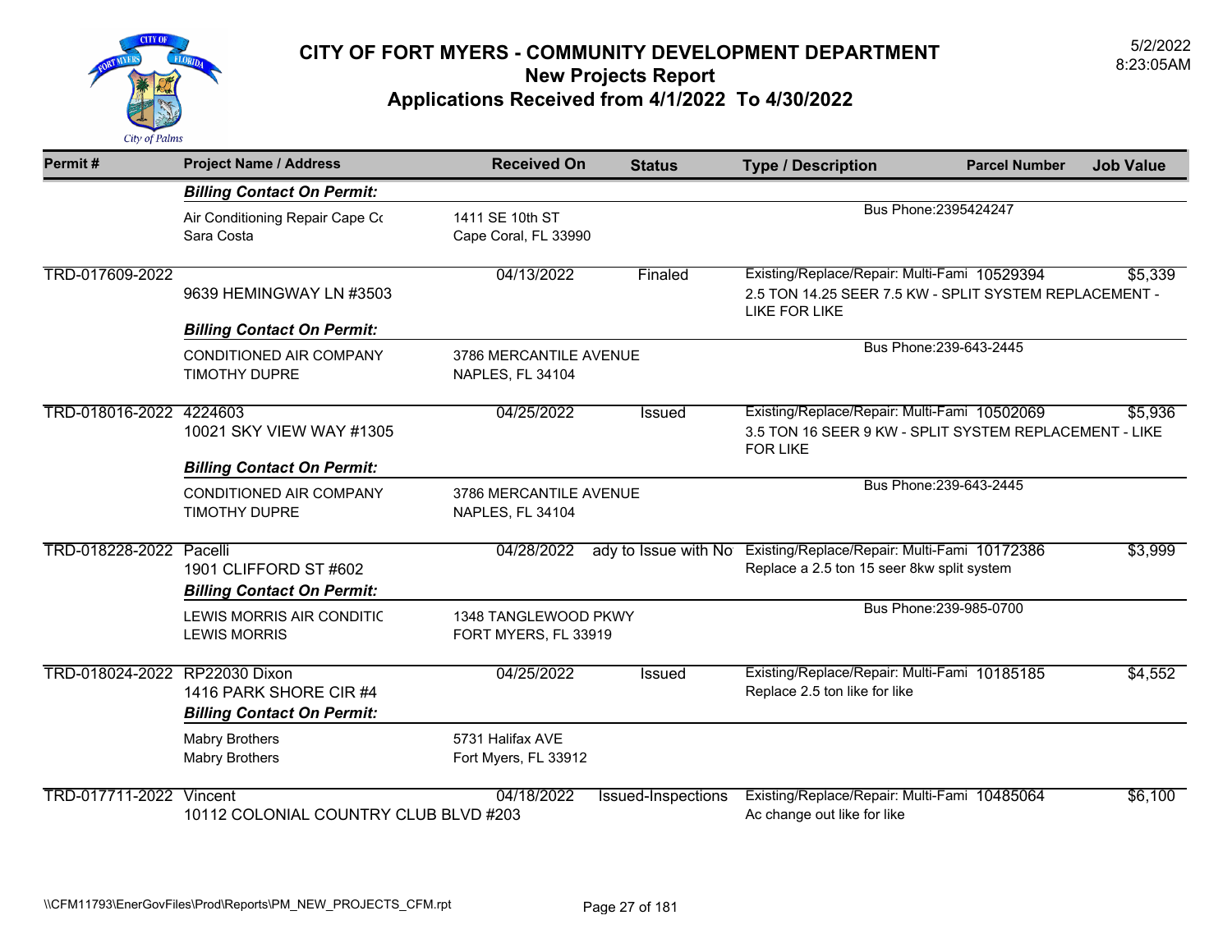# CITY OF FORT MYERS - COMMUNITY DEVELOPMENT DEPARTMENT
## New Projects Report
## Applications Received from 4/1/2022 To 4/30/2022

5/2/2022
8:23:05AM

| Permit # | Project Name / Address | Received On | Status | Type / Description | Parcel Number | Job Value |
|---|---|---|---|---|---|---|
| | ***Billing Contact On Permit:*** | | | | | |
| | Air Conditioning Repair Cape Cc<br>Sara Costa | 1411 SE 10th ST<br>Cape Coral, FL 33990 | | Bus Phone:2395424247 | | |
| TRD-017609-2022 | 9639 HEMINGWAY LN #3503 | 04/13/2022 | Finaled | Existing/Replace/Repair: Multi-Fami<br>2.5 TON 14.25 SEER 7.5 KW - SPLIT SYSTEM REPLACEMENT - LIKE FOR LIKE | 10529394 | $5,339 |
| | ***Billing Contact On Permit:*** | | | | | |
| | CONDITIONED AIR COMPANY<br>TIMOTHY DUPRE | 3786 MERCANTILE AVENUE<br>NAPLES, FL 34104 | | Bus Phone:239-643-2445 | | |
| TRD-018016-2022 | 4224603<br>10021 SKY VIEW WAY #1305 | 04/25/2022 | Issued | Existing/Replace/Repair: Multi-Fami<br>3.5 TON 16 SEER 9 KW - SPLIT SYSTEM REPLACEMENT - LIKE FOR LIKE | 10502069 | $5,936 |
| | ***Billing Contact On Permit:*** | | | | | |
| | CONDITIONED AIR COMPANY<br>TIMOTHY DUPRE | 3786 MERCANTILE AVENUE<br>NAPLES, FL 34104 | | Bus Phone:239-643-2445 | | |
| TRD-018228-2022 | Pacelli<br>1901 CLIFFORD ST #602 | 04/28/2022 | ady to Issue with No | Existing/Replace/Repair: Multi-Fami<br>Replace a 2.5 ton 15 seer 8kw split system | 10172386 | $3,999 |
| | ***Billing Contact On Permit:*** | | | | | |
| | LEWIS MORRIS AIR CONDITIC<br>LEWIS MORRIS | 1348 TANGLEWOOD PKWY<br>FORT MYERS, FL 33919 | | Bus Phone:239-985-0700 | | |
| TRD-018024-2022 | RP22030 Dixon<br>1416 PARK SHORE CIR #4 | 04/25/2022 | Issued | Existing/Replace/Repair: Multi-Fami<br>Replace 2.5 ton like for like | 10185185 | $4,552 |
| | ***Billing Contact On Permit:*** | | | | | |
| | Mabry Brothers<br>Mabry Brothers | 5731 Halifax AVE<br>Fort Myers, FL 33912 | | | | |
| TRD-017711-2022 | Vincent<br>10112 COLONIAL COUNTRY CLUB BLVD #203 | 04/18/2022 | Issued-Inspections | Existing/Replace/Repair: Multi-Fami<br>Ac change out like for like | 10485064 | $6,100 |

\\CFM11793\EnerGovFiles\Prod\Reports\PM_NEW_PROJECTS_CFM.rpt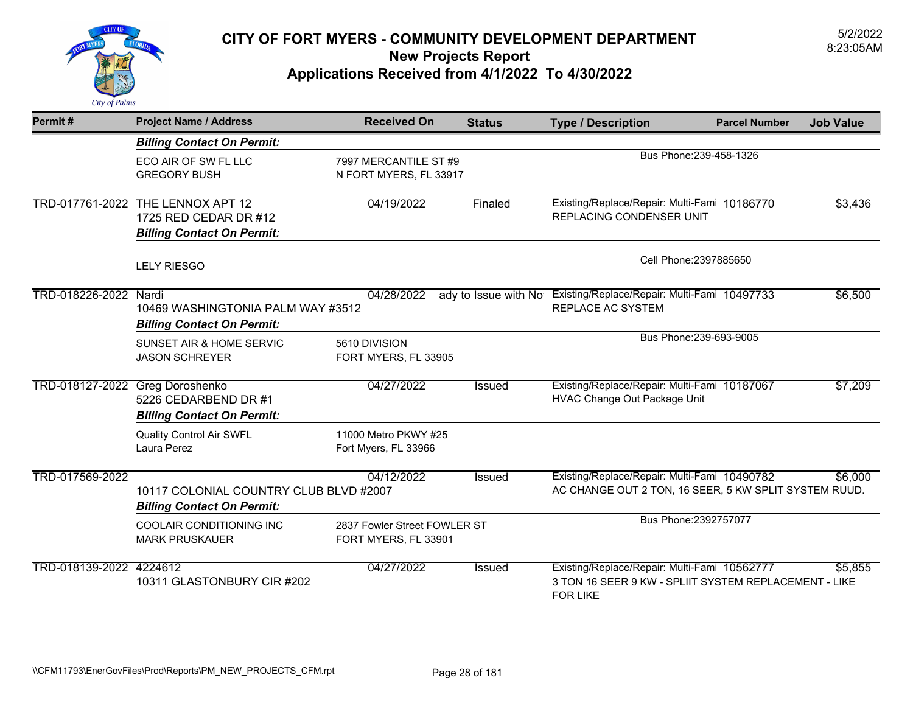# CITY OF FORT MYERS - COMMUNITY DEVELOPMENT DEPARTMENT

## New Projects Report

## Applications Received from 4/1/2022 To 4/30/2022

5/2/2022
8:23:05AM

| Permit # | Project Name / Address | Received On | Status | Type / Description | Parcel Number | Job Value |
|---|---|---|---|---|---|---|
| | ***Billing Contact On Permit:*** | | | | | |
| | ECO AIR OF SW FL LLC<br>GREGORY BUSH | 7997 MERCANTILE ST #9<br>N FORT MYERS, FL 33917 | | Bus Phone:239-458-1326 | | |
| TRD-017761-2022 | THE LENNOX APT 12<br>1725 RED CEDAR DR #12 | 04/19/2022 | Finaled | Existing/Replace/Repair: Multi-Fami<br>REPLACING CONDENSER UNIT | 10186770 | $3,436 |
| | ***Billing Contact On Permit:*** | | | | | |
| | LELY RIESGO | | | Cell Phone:2397885650 | | |
| TRD-018226-2022 | Nardi<br>10469 WASHINGTONIA PALM WAY #3512 | 04/28/2022 | ady to Issue with No | Existing/Replace/Repair: Multi-Fami<br>REPLACE AC SYSTEM | 10497733 | $6,500 |
| | ***Billing Contact On Permit:*** | | | | | |
| | SUNSET AIR & HOME SERVIC<br>JASON SCHREYER | 5610 DIVISION<br>FORT MYERS, FL 33905 | | Bus Phone:239-693-9005 | | |
| TRD-018127-2022 | Greg Doroshenko<br>5226 CEDARBEND DR #1 | 04/27/2022 | Issued | Existing/Replace/Repair: Multi-Fami<br>HVAC Change Out Package Unit | 10187067 | $7,209 |
| | ***Billing Contact On Permit:*** | | | | | |
| | Quality Control Air SWFL<br>Laura Perez | 11000 Metro PKWY #25<br>Fort Myers, FL 33966 | | | | |
| TRD-017569-2022 | 10117 COLONIAL COUNTRY CLUB BLVD #2007 | 04/12/2022 | Issued | Existing/Replace/Repair: Multi-Fami<br>AC CHANGE OUT 2 TON, 16 SEER, 5 KW SPLIT SYSTEM RUUD. | 10490782 | $6,000 |
| | ***Billing Contact On Permit:*** | | | | | |
| | COOLAIR CONDITIONING INC<br>MARK PRUSKAUER | 2837 Fowler Street FOWLER ST<br>FORT MYERS, FL 33901 | | Bus Phone:2392757077 | | |
| TRD-018139-2022 | 4224612<br>10311 GLASTONBURY CIR #202 | 04/27/2022 | Issued | Existing/Replace/Repair: Multi-Fami<br>3 TON 16 SEER 9 KW - SPLIIT SYSTEM REPLACEMENT - LIKE FOR LIKE | 10562777 | $5,855 |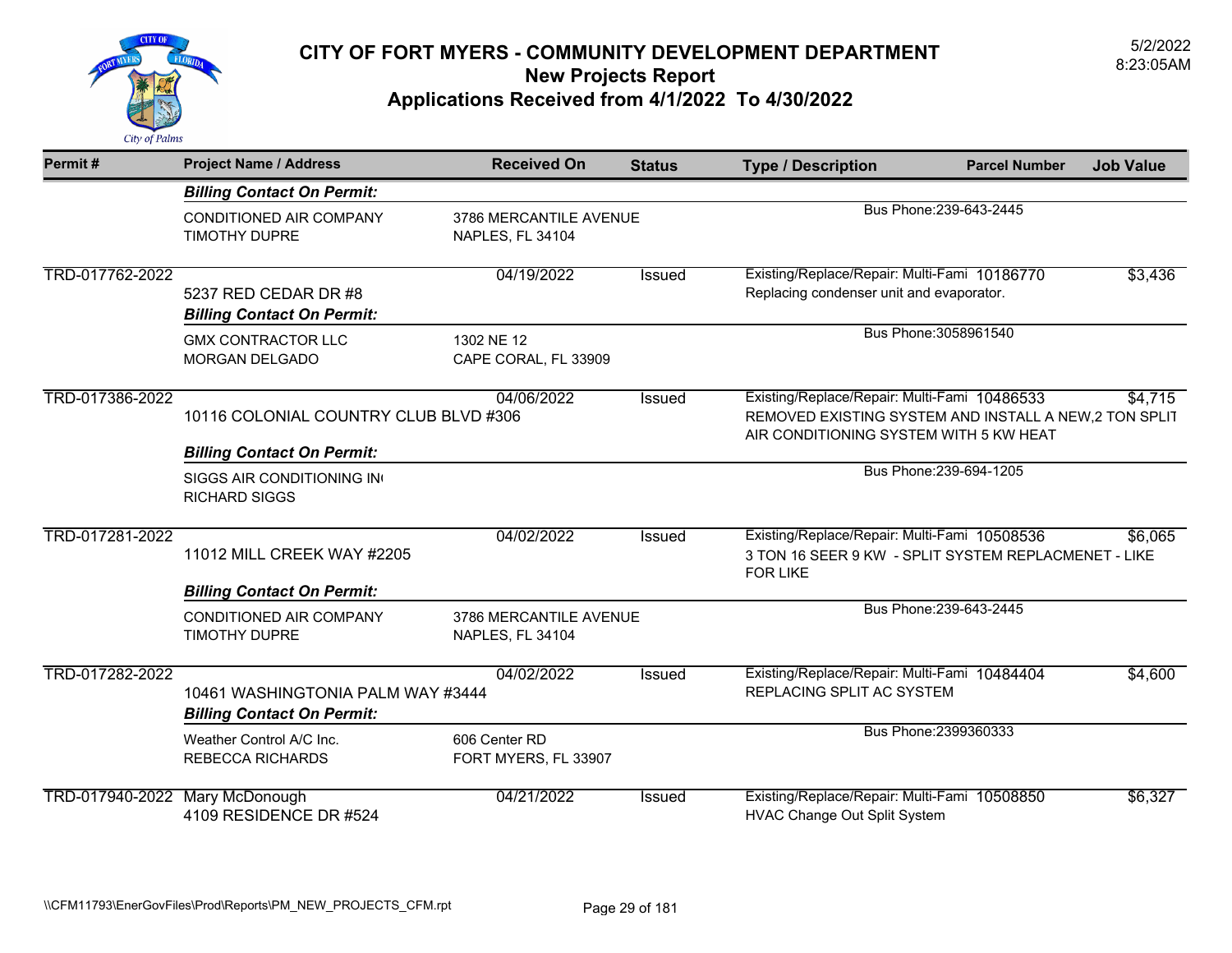# CITY OF FORT MYERS - COMMUNITY DEVELOPMENT DEPARTMENT

## New Projects Report

## Applications Received from 4/1/2022 To 4/30/2022

5/2/2022
8:23:05AM

| Permit # | Project Name / Address | Received On | Status | Type / Description | Parcel Number | Job Value |
|---|---|---|---|---|---|---|
| | ***Billing Contact On Permit:*** | | | | | |
| | CONDITIONED AIR COMPANY<br>TIMOTHY DUPRE | 3786 MERCANTILE AVENUE<br>NAPLES, FL 34104 | | Bus Phone:239-643-2445 | | |
| TRD-017762-2022 | 5237 RED CEDAR DR #8 | 04/19/2022 | Issued | Existing/Replace/Repair: Multi-Fami<br>Replacing condenser unit and evaporator. | 10186770 | $3,436 |
| | ***Billing Contact On Permit:*** | | | | | |
| | GMX CONTRACTOR LLC<br>MORGAN DELGADO | 1302 NE 12<br>CAPE CORAL, FL 33909 | | Bus Phone:3058961540 | | |
| TRD-017386-2022 | 10116 COLONIAL COUNTRY CLUB BLVD #306 | 04/06/2022 | Issued | Existing/Replace/Repair: Multi-Fami<br>REMOVED EXISTING SYSTEM AND INSTALL A NEW,2 TON SPLIT AIR CONDITIONING SYSTEM WITH 5 KW HEAT | 10486533 | $4,715 |
| | ***Billing Contact On Permit:*** | | | | | |
| | SIGGS AIR CONDITIONING IN(<br>RICHARD SIGGS | | | Bus Phone:239-694-1205 | | |
| TRD-017281-2022 | 11012 MILL CREEK WAY #2205 | 04/02/2022 | Issued | Existing/Replace/Repair: Multi-Fami<br>3 TON 16 SEER 9 KW - SPLIT SYSTEM REPLACMENET - LIKE FOR LIKE | 10508536 | $6,065 |
| | ***Billing Contact On Permit:*** | | | | | |
| | CONDITIONED AIR COMPANY<br>TIMOTHY DUPRE | 3786 MERCANTILE AVENUE<br>NAPLES, FL 34104 | | Bus Phone:239-643-2445 | | |
| TRD-017282-2022 | 10461 WASHINGTONIA PALM WAY #3444 | 04/02/2022 | Issued | Existing/Replace/Repair: Multi-Fami<br>REPLACING SPLIT AC SYSTEM | 10484404 | $4,600 |
| | ***Billing Contact On Permit:*** | | | | | |
| | Weather Control A/C Inc.<br>REBECCA RICHARDS | 606 Center RD<br>FORT MYERS, FL 33907 | | Bus Phone:2399360333 | | |
| TRD-017940-2022 | Mary McDonough<br>4109 RESIDENCE DR #524 | 04/21/2022 | Issued | Existing/Replace/Repair: Multi-Fami<br>HVAC Change Out Split System | 10508850 | $6,327 |

\\CFM11793\EnerGovFiles\Prod\Reports\PM_NEW_PROJECTS_CFM.rpt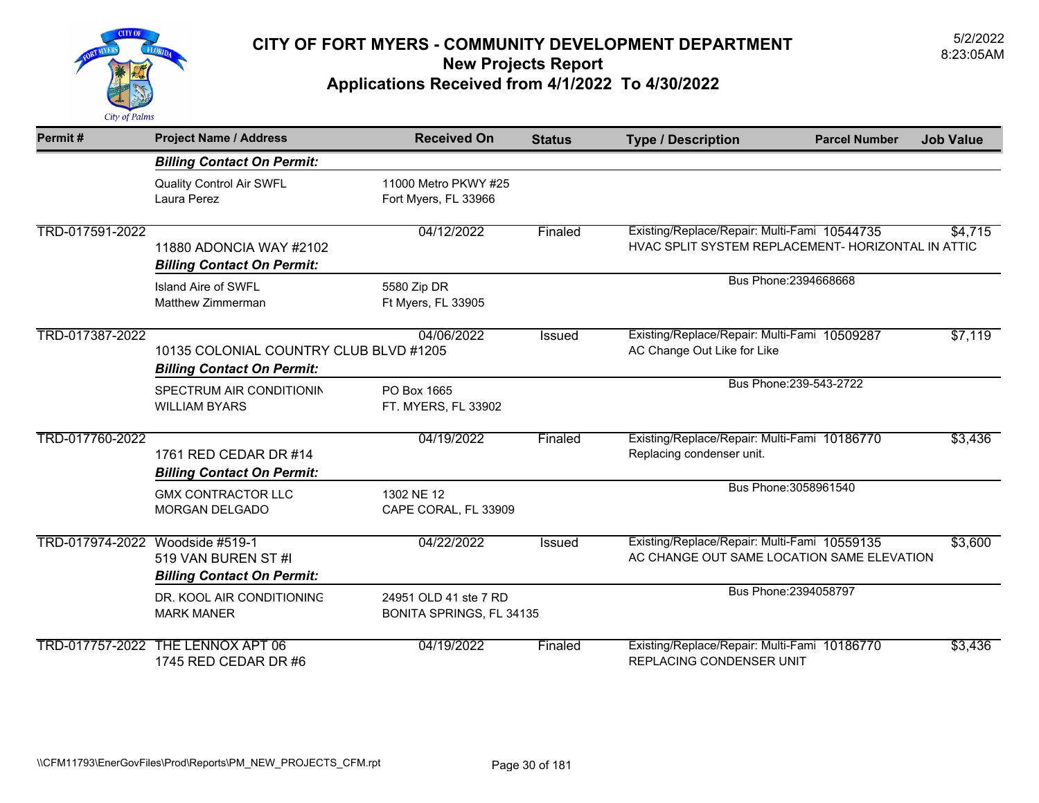# CITY OF FORT MYERS - COMMUNITY DEVELOPMENT DEPARTMENT
## New Projects Report
## Applications Received from 4/1/2022 To 4/30/2022

5/2/2022
8:23:05AM

| Permit # | Project Name / Address | Received On | Status | Type / Description | Parcel Number | Job Value |
|---|---|---|---|---|---|---|
| | ***Billing Contact On Permit:*** | | | | | |
| | Quality Control Air SWFL<br>Laura Perez | 11000 Metro PKWY #25<br>Fort Myers, FL 33966 | | | | |
| TRD-017591-2022 | 11880 ADONCIA WAY #2102 | 04/12/2022 | Finaled | Existing/Replace/Repair: Multi-Fami<br>HVAC SPLIT SYSTEM REPLACEMENT- HORIZONTAL IN ATTIC | 10544735 | $4,715 |
| | ***Billing Contact On Permit:*** | | | | | |
| | Island Aire of SWFL<br>Matthew Zimmerman | 5580 Zip DR<br>Ft Myers, FL 33905 | | Bus Phone:2394668668 | | |
| TRD-017387-2022 | 10135 COLONIAL COUNTRY CLUB BLVD #1205 | 04/06/2022 | Issued | Existing/Replace/Repair: Multi-Fami<br>AC Change Out Like for Like | 10509287 | $7,119 |
| | ***Billing Contact On Permit:*** | | | | | |
| | SPECTRUM AIR CONDITIONIN<br>WILLIAM BYARS | PO Box 1665<br>FT. MYERS, FL 33902 | | Bus Phone:239-543-2722 | | |
| TRD-017760-2022 | 1761 RED CEDAR DR #14 | 04/19/2022 | Finaled | Existing/Replace/Repair: Multi-Fami<br>Replacing condenser unit. | 10186770 | $3,436 |
| | ***Billing Contact On Permit:*** | | | | | |
| | GMX CONTRACTOR LLC<br>MORGAN DELGADO | 1302 NE 12<br>CAPE CORAL, FL 33909 | | Bus Phone:3058961540 | | |
| TRD-017974-2022 | Woodside #519-1<br>519 VAN BUREN ST #I | 04/22/2022 | Issued | Existing/Replace/Repair: Multi-Fami<br>AC CHANGE OUT SAME LOCATION SAME ELEVATION | 10559135 | $3,600 |
| | ***Billing Contact On Permit:*** | | | | | |
| | DR. KOOL AIR CONDITIONING<br>MARK MANER | 24951 OLD 41 ste 7 RD<br>BONITA SPRINGS, FL 34135 | | Bus Phone:2394058797 | | |
| TRD-017757-2022 | THE LENNOX APT 06<br>1745 RED CEDAR DR #6 | 04/19/2022 | Finaled | Existing/Replace/Repair: Multi-Fami<br>REPLACING CONDENSER UNIT | 10186770 | $3,436 |

\\CFM11793\EnerGovFiles\Prod\Reports\PM_NEW_PROJECTS_CFM.rpt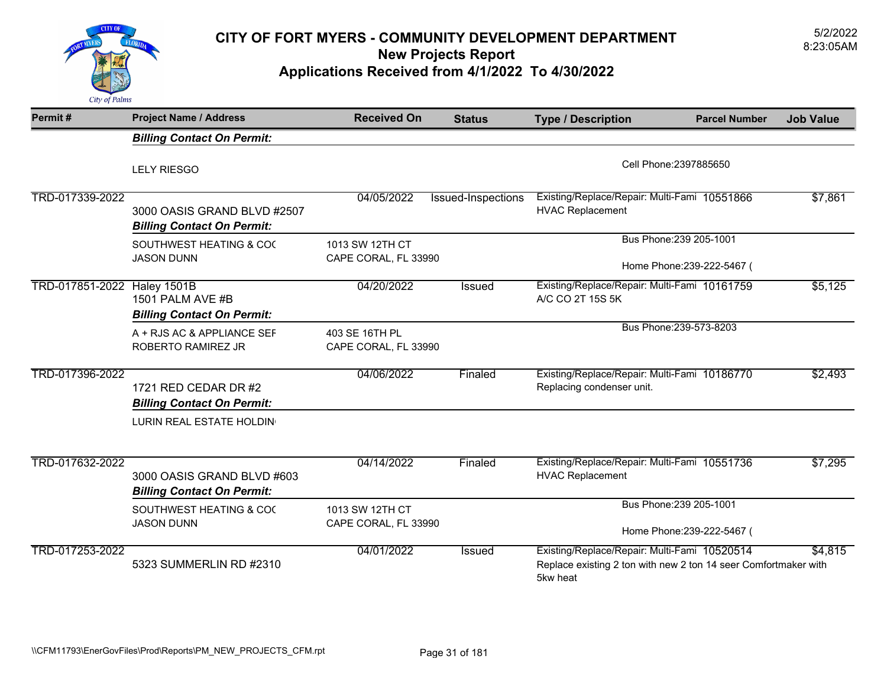# CITY OF FORT MYERS - COMMUNITY DEVELOPMENT DEPARTMENT
## New Projects Report
## Applications Received from 4/1/2022 To 4/30/2022

5/2/2022
8:23:05AM

| Permit # | Project Name / Address | Received On | Status | Type / Description | Parcel Number | Job Value |
|---|---|---|---|---|---|---|
| | ***Billing Contact On Permit:*** | | | | | |
| | LELY RIESGO | | | Cell Phone:2397885650 | | |
| TRD-017339-2022 | 3000 OASIS GRAND BLVD #2507 | 04/05/2022 | Issued-Inspections | Existing/Replace/Repair: Multi-Fami HVAC Replacement | 10551866 | $7,861 |
| | ***Billing Contact On Permit:*** | | | | | |
| | SOUTHWEST HEATING & COC JASON DUNN | 1013 SW 12TH CT CAPE CORAL, FL 33990 | | Bus Phone:239 205-1001 Home Phone:239-222-5467 ( | | |
| TRD-017851-2022 | Haley 1501B 1501 PALM AVE #B | 04/20/2022 | Issued | Existing/Replace/Repair: Multi-Fami A/C CO 2T 15S 5K | 10161759 | $5,125 |
| | ***Billing Contact On Permit:*** | | | | | |
| | A + RJS AC & APPLIANCE SEF ROBERTO RAMIREZ JR | 403 SE 16TH PL CAPE CORAL, FL 33990 | | Bus Phone:239-573-8203 | | |
| TRD-017396-2022 | 1721 RED CEDAR DR #2 | 04/06/2022 | Finaled | Existing/Replace/Repair: Multi-Fami Replacing condenser unit. | 10186770 | $2,493 |
| | ***Billing Contact On Permit:*** | | | | | |
| | LURIN REAL ESTATE HOLDIN | | | | | |
| TRD-017632-2022 | 3000 OASIS GRAND BLVD #603 | 04/14/2022 | Finaled | Existing/Replace/Repair: Multi-Fami HVAC Replacement | 10551736 | $7,295 |
| | ***Billing Contact On Permit:*** | | | | | |
| | SOUTHWEST HEATING & COC JASON DUNN | 1013 SW 12TH CT CAPE CORAL, FL 33990 | | Bus Phone:239 205-1001 Home Phone:239-222-5467 ( | | |
| TRD-017253-2022 | 5323 SUMMERLIN RD #2310 | 04/01/2022 | Issued | Existing/Replace/Repair: Multi-Fami Replace existing 2 ton with new 2 ton 14 seer Comfortmaker with 5kw heat | 10520514 | $4,815 |

\\CFM11793\EnerGovFiles\Prod\Reports\PM_NEW_PROJECTS_CFM.rpt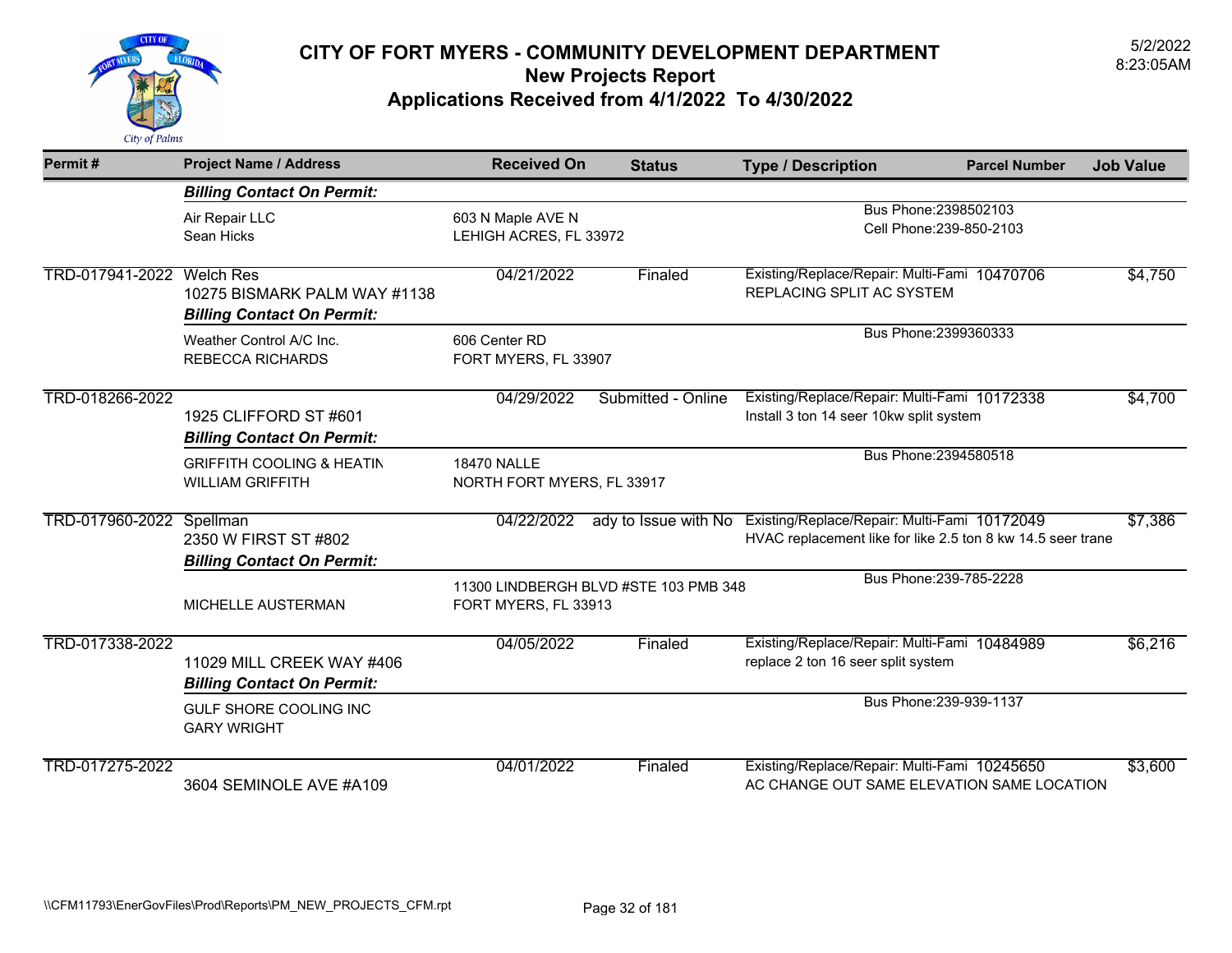# CITY OF FORT MYERS - COMMUNITY DEVELOPMENT DEPARTMENT

## New Projects Report

## Applications Received from 4/1/2022 To 4/30/2022

5/2/2022
8:23:05AM

| Permit # | Project Name / Address | Received On | Status | Type / Description | Parcel Number | Job Value |
|---|---|---|---|---|---|---|
| | ***Billing Contact On Permit:*** | | | | | |
| | Air Repair LLC<br>Sean Hicks | 603 N Maple AVE N<br>LEHIGH ACRES, FL 33972 | | Bus Phone:2398502103<br>Cell Phone:239-850-2103 | | |
| TRD-017941-2022 | Welch Res<br>10275 BISMARK PALM WAY #1138 | 04/21/2022 | Finaled | Existing/Replace/Repair: Multi-Fami<br>REPLACING SPLIT AC SYSTEM | 10470706 | $4,750 |
| | ***Billing Contact On Permit:*** | | | | | |
| | Weather Control A/C Inc.<br>REBECCA RICHARDS | 606 Center RD<br>FORT MYERS, FL 33907 | | Bus Phone:2399360333 | | |
| TRD-018266-2022 | 1925 CLIFFORD ST #601 | 04/29/2022 | Submitted - Online | Existing/Replace/Repair: Multi-Fami<br>Install 3 ton 14 seer 10kw split system | 10172338 | $4,700 |
| | ***Billing Contact On Permit:*** | | | | | |
| | GRIFFITH COOLING & HEATIN<br>WILLIAM GRIFFITH | 18470 NALLE<br>NORTH FORT MYERS, FL 33917 | | Bus Phone:2394580518 | | |
| TRD-017960-2022 | Spellman<br>2350 W FIRST ST #802 | 04/22/2022 | ady to Issue with No | Existing/Replace/Repair: Multi-Fami<br>HVAC replacement like for like 2.5 ton 8 kw 14.5 seer trane | 10172049 | $7,386 |
| | ***Billing Contact On Permit:*** | | | | | |
| | MICHELLE AUSTERMAN | 11300 LINDBERGH BLVD #STE 103 PMB 348<br>FORT MYERS, FL 33913 | | Bus Phone:239-785-2228 | | |
| TRD-017338-2022 | 11029 MILL CREEK WAY #406 | 04/05/2022 | Finaled | Existing/Replace/Repair: Multi-Fami<br>replace 2 ton 16 seer split system | 10484989 | $6,216 |
| | ***Billing Contact On Permit:*** | | | | | |
| | GULF SHORE COOLING INC<br>GARY WRIGHT | | | Bus Phone:239-939-1137 | | |
| TRD-017275-2022 | 3604 SEMINOLE AVE #A109 | 04/01/2022 | Finaled | Existing/Replace/Repair: Multi-Fami<br>AC CHANGE OUT SAME ELEVATION SAME LOCATION | 10245650 | $3,600 |

\\CFM11793\EnerGovFiles\Prod\Reports\PM_NEW_PROJECTS_CFM.rpt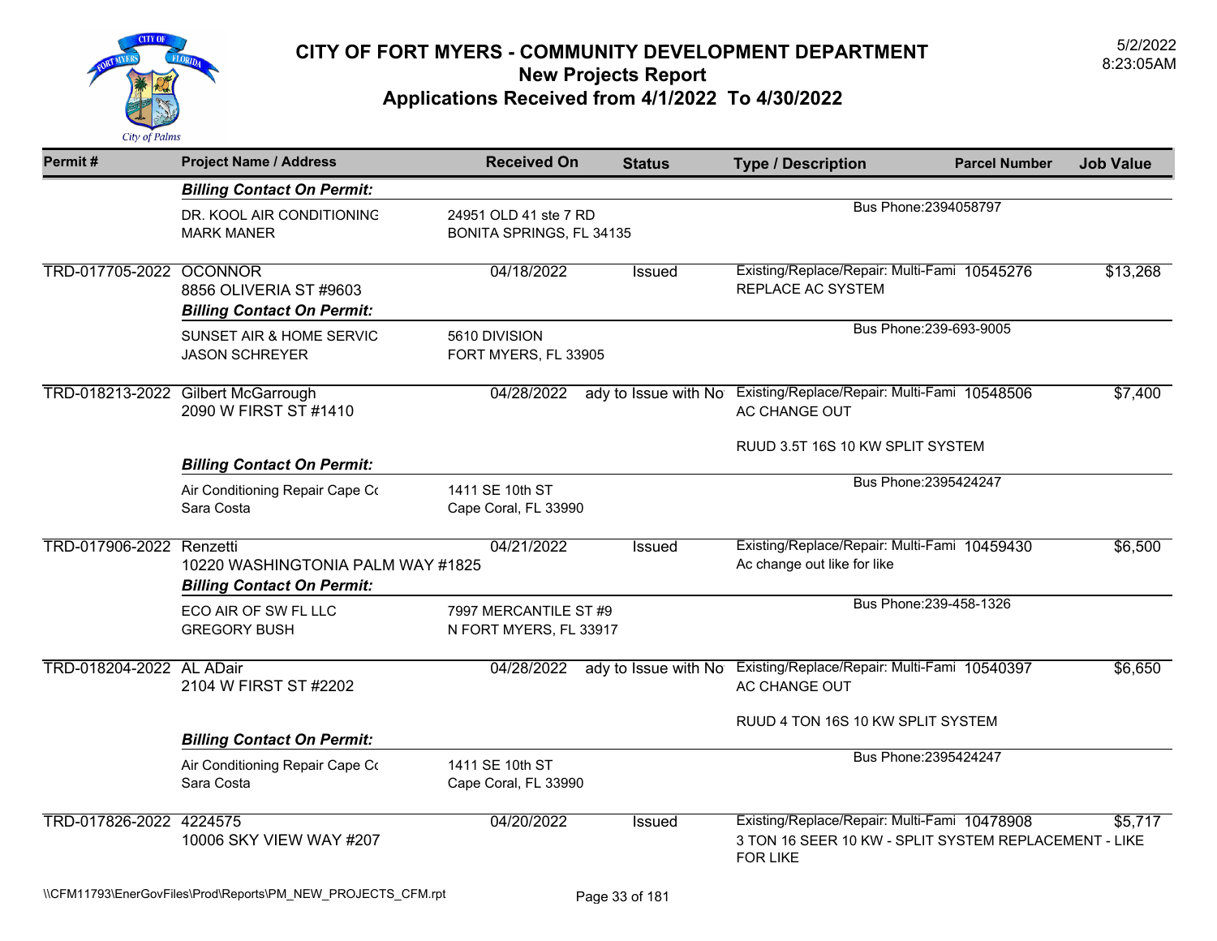# CITY OF FORT MYERS - COMMUNITY DEVELOPMENT DEPARTMENT
## New Projects Report
## Applications Received from 4/1/2022 To 4/30/2022

5/2/2022
8:23:05AM

| Permit # | Project Name / Address | Received On | Status | Type / Description | Parcel Number | Job Value |
|---|---|---|---|---|---|---|
| | ***Billing Contact On Permit:*** | | | | | |
| | DR. KOOL AIR CONDITIONING<br>MARK MANER | 24951 OLD 41 ste 7 RD<br>BONITA SPRINGS, FL 34135 | | Bus Phone:2394058797 | | |
| TRD-017705-2022 | OCONNOR<br>8856 OLIVERIA ST #9603 | 04/18/2022 | Issued | Existing/Replace/Repair: Multi-Fami<br>REPLACE AC SYSTEM | 10545276 | $13,268 |
| | ***Billing Contact On Permit:*** | | | | | |
| | SUNSET AIR & HOME SERVIC<br>JASON SCHREYER | 5610 DIVISION<br>FORT MYERS, FL 33905 | | Bus Phone:239-693-9005 | | |
| TRD-018213-2022 | Gilbert McGarrough<br>2090 W FIRST ST #1410 | 04/28/2022 | ady to Issue with No | Existing/Replace/Repair: Multi-Fami<br>AC CHANGE OUT<br><br>RUUD 3.5T 16S 10 KW SPLIT SYSTEM | 10548506 | $7,400 |
| | ***Billing Contact On Permit:*** | | | | | |
| | Air Conditioning Repair Cape Co<br>Sara Costa | 1411 SE 10th ST<br>Cape Coral, FL 33990 | | Bus Phone:2395424247 | | |
| TRD-017906-2022 | Renzetti<br>10220 WASHINGTONIA PALM WAY #1825 | 04/21/2022 | Issued | Existing/Replace/Repair: Multi-Fami<br>Ac change out like for like | 10459430 | $6,500 |
| | ***Billing Contact On Permit:*** | | | | | |
| | ECO AIR OF SW FL LLC<br>GREGORY BUSH | 7997 MERCANTILE ST #9<br>N FORT MYERS, FL 33917 | | Bus Phone:239-458-1326 | | |
| TRD-018204-2022 | AL ADair<br>2104 W FIRST ST #2202 | 04/28/2022 | ady to Issue with No | Existing/Replace/Repair: Multi-Fami<br>AC CHANGE OUT<br><br>RUUD 4 TON 16S 10 KW SPLIT SYSTEM | 10540397 | $6,650 |
| | ***Billing Contact On Permit:*** | | | | | |
| | Air Conditioning Repair Cape Co<br>Sara Costa | 1411 SE 10th ST<br>Cape Coral, FL 33990 | | Bus Phone:2395424247 | | |
| TRD-017826-2022 | 4224575<br>10006 SKY VIEW WAY #207 | 04/20/2022 | Issued | Existing/Replace/Repair: Multi-Fami<br>3 TON 16 SEER 10 KW - SPLIT SYSTEM REPLACEMENT - LIKE FOR LIKE | 10478908 | $5,717 |

\\CFM11793\EnerGovFiles\Prod\Reports\PM_NEW_PROJECTS_CFM.rpt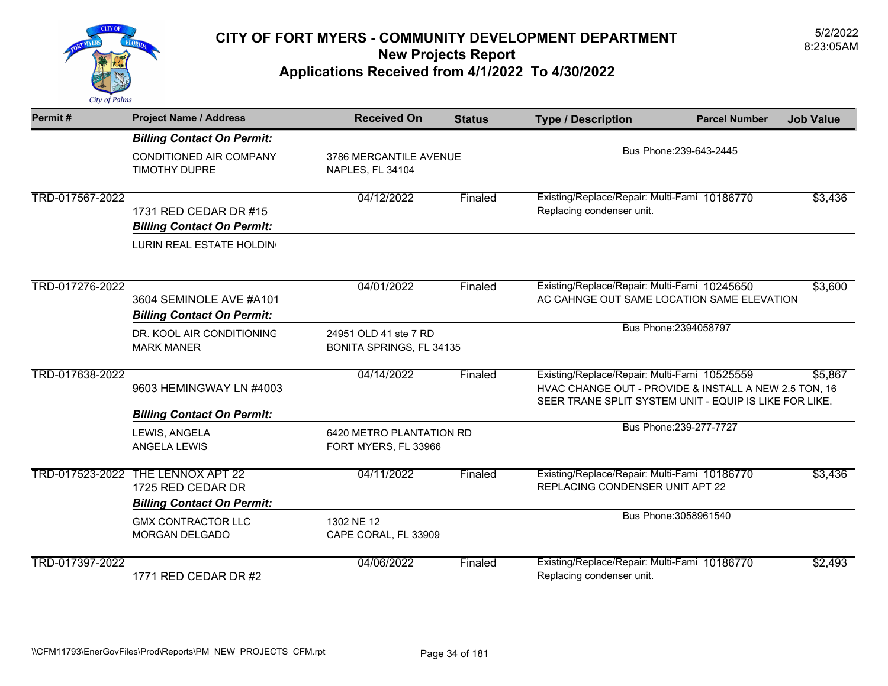# CITY OF FORT MYERS - COMMUNITY DEVELOPMENT DEPARTMENT
## New Projects Report
## Applications Received from 4/1/2022 To 4/30/2022

5/2/2022
8:23:05AM

| Permit # | Project Name / Address | Received On | Status | Type / Description | Parcel Number | Job Value |
|---|---|---|---|---|---|---|
| | ***Billing Contact On Permit:*** | | | | | |
| | CONDITIONED AIR COMPANY<br>TIMOTHY DUPRE | 3786 MERCANTILE AVENUE<br>NAPLES, FL 34104 | | Bus Phone:239-643-2445 | | |
| TRD-017567-2022 | 1731 RED CEDAR DR #15 | 04/12/2022 | Finaled | Existing/Replace/Repair: Multi-Fami<br>Replacing condenser unit. | 10186770 | $3,436 |
| | ***Billing Contact On Permit:*** | | | | | |
| | LURIN REAL ESTATE HOLDIN | | | | | |
| TRD-017276-2022 | 3604 SEMINOLE AVE #A101 | 04/01/2022 | Finaled | Existing/Replace/Repair: Multi-Fami<br>AC CAHNGE OUT SAME LOCATION SAME ELEVATION | 10245650 | $3,600 |
| | ***Billing Contact On Permit:*** | | | | | |
| | DR. KOOL AIR CONDITIONING<br>MARK MANER | 24951 OLD 41 ste 7 RD<br>BONITA SPRINGS, FL 34135 | | Bus Phone:2394058797 | | |
| TRD-017638-2022 | 9603 HEMINGWAY LN #4003 | 04/14/2022 | Finaled | Existing/Replace/Repair: Multi-Fami<br>HVAC CHANGE OUT - PROVIDE & INSTALL A NEW 2.5 TON, 16 SEER TRANE SPLIT SYSTEM UNIT - EQUIP IS LIKE FOR LIKE. | 10525559 | $5,867 |
| | ***Billing Contact On Permit:*** | | | | | |
| | LEWIS, ANGELA<br>ANGELA LEWIS | 6420 METRO PLANTATION RD<br>FORT MYERS, FL 33966 | | Bus Phone:239-277-7727 | | |
| TRD-017523-2022 | THE LENNOX APT 22<br>1725 RED CEDAR DR | 04/11/2022 | Finaled | Existing/Replace/Repair: Multi-Fami<br>REPLACING CONDENSER UNIT APT 22 | 10186770 | $3,436 |
| | ***Billing Contact On Permit:*** | | | | | |
| | GMX CONTRACTOR LLC<br>MORGAN DELGADO | 1302 NE 12<br>CAPE CORAL, FL 33909 | | Bus Phone:3058961540 | | |
| TRD-017397-2022 | 1771 RED CEDAR DR #2 | 04/06/2022 | Finaled | Existing/Replace/Repair: Multi-Fami<br>Replacing condenser unit. | 10186770 | $2,493 |

\\CFM11793\EnerGovFiles\Prod\Reports\PM_NEW_PROJECTS_CFM.rpt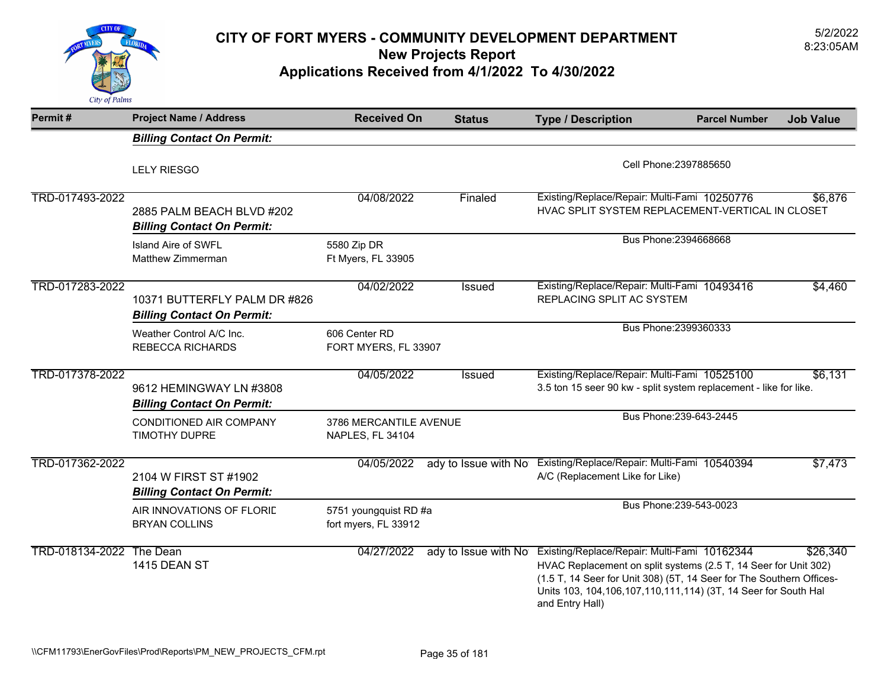# CITY OF FORT MYERS - COMMUNITY DEVELOPMENT DEPARTMENT
## New Projects Report
## Applications Received from 4/1/2022 To 4/30/2022

5/2/2022
8:23:05AM

| Permit # | Project Name / Address | Received On | Status | Type / Description | Parcel Number | Job Value |
|---|---|---|---|---|---|---|
| | ***Billing Contact On Permit:*** | | | | | |
| | LELY RIESGO | | | Cell Phone:2397885650 | | |
| TRD-017493-2022 | 2885 PALM BEACH BLVD #202 | 04/08/2022 | Finaled | Existing/Replace/Repair: Multi-Fami HVAC SPLIT SYSTEM REPLACEMENT-VERTICAL IN CLOSET | 10250776 | $6,876 |
| | ***Billing Contact On Permit:*** | | | | | |
| | Island Aire of SWFL Matthew Zimmerman | 5580 Zip DR Ft Myers, FL 33905 | | Bus Phone:2394668668 | | |
| TRD-017283-2022 | 10371 BUTTERFLY PALM DR #826 | 04/02/2022 | Issued | Existing/Replace/Repair: Multi-Fami REPLACING SPLIT AC SYSTEM | 10493416 | $4,460 |
| | ***Billing Contact On Permit:*** | | | | | |
| | Weather Control A/C Inc. REBECCA RICHARDS | 606 Center RD FORT MYERS, FL 33907 | | Bus Phone:2399360333 | | |
| TRD-017378-2022 | 9612 HEMINGWAY LN #3808 | 04/05/2022 | Issued | Existing/Replace/Repair: Multi-Fami 3.5 ton 15 seer 90 kw - split system replacement - like for like. | 10525100 | $6,131 |
| | ***Billing Contact On Permit:*** | | | | | |
| | CONDITIONED AIR COMPANY TIMOTHY DUPRE | 3786 MERCANTILE AVENUE NAPLES, FL 34104 | | Bus Phone:239-643-2445 | | |
| TRD-017362-2022 | 2104 W FIRST ST #1902 | 04/05/2022 | ady to Issue with No | Existing/Replace/Repair: Multi-Fami A/C (Replacement Like for Like) | 10540394 | $7,473 |
| | ***Billing Contact On Permit:*** | | | | | |
| | AIR INNOVATIONS OF FLORIC BRYAN COLLINS | 5751 youngquist RD #a fort myers, FL 33912 | | Bus Phone:239-543-0023 | | |
| TRD-018134-2022 | The Dean 1415 DEAN ST | 04/27/2022 | ady to Issue with No | Existing/Replace/Repair: Multi-Fami HVAC Replacement on split systems (2.5 T, 14 Seer for Unit 302) (1.5 T, 14 Seer for Unit 308) (5T, 14 Seer for The Southern Offices-Units 103, 104,106,107,110,111,114) (3T, 14 Seer for South Hal and Entry Hall) | 10162344 | $26,340 |

\\CFM11793\EnerGovFiles\Prod\Reports\PM_NEW_PROJECTS_CFM.rpt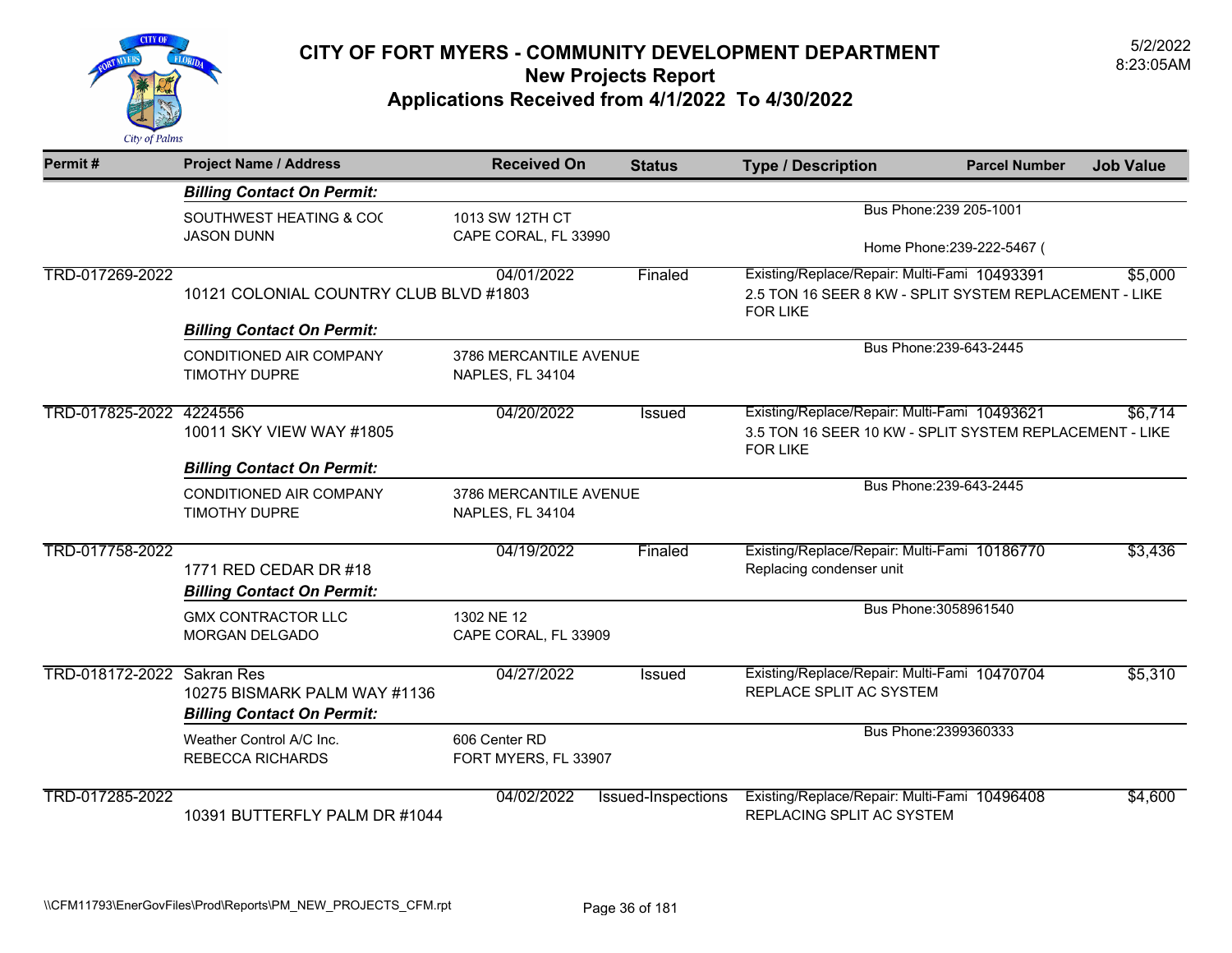# CITY OF FORT MYERS - COMMUNITY DEVELOPMENT DEPARTMENT
## New Projects Report
## Applications Received from 4/1/2022 To 4/30/2022

5/2/2022
8:23:05AM

| Permit # | Project Name / Address | Received On | Status | Type / Description | Parcel Number | Job Value |
|---|---|---|---|---|---|---|
| | ***Billing Contact On Permit:*** | | | | | |
| | SOUTHWEST HEATING & COO<br>JASON DUNN | 1013 SW 12TH CT<br>CAPE CORAL, FL 33990 | | Bus Phone:239 205-1001<br>Home Phone:239-222-5467 ( | | |
| TRD-017269-2022 | 10121 COLONIAL COUNTRY CLUB BLVD #1803 | 04/01/2022 | Finaled | Existing/Replace/Repair: Multi-Fami<br>2.5 TON 16 SEER 8 KW - SPLIT SYSTEM REPLACEMENT - LIKE FOR LIKE | 10493391 | $5,000 |
| | ***Billing Contact On Permit:*** | | | | | |
| | CONDITIONED AIR COMPANY<br>TIMOTHY DUPRE | 3786 MERCANTILE AVENUE<br>NAPLES, FL 34104 | | Bus Phone:239-643-2445 | | |
| TRD-017825-2022 | 4224556<br>10011 SKY VIEW WAY #1805 | 04/20/2022 | Issued | Existing/Replace/Repair: Multi-Fami<br>3.5 TON 16 SEER 10 KW - SPLIT SYSTEM REPLACEMENT - LIKE FOR LIKE | 10493621 | $6,714 |
| | ***Billing Contact On Permit:*** | | | | | |
| | CONDITIONED AIR COMPANY<br>TIMOTHY DUPRE | 3786 MERCANTILE AVENUE<br>NAPLES, FL 34104 | | Bus Phone:239-643-2445 | | |
| TRD-017758-2022 | 1771 RED CEDAR DR #18 | 04/19/2022 | Finaled | Existing/Replace/Repair: Multi-Fami<br>Replacing condenser unit | 10186770 | $3,436 |
| | ***Billing Contact On Permit:*** | | | | | |
| | GMX CONTRACTOR LLC<br>MORGAN DELGADO | 1302 NE 12<br>CAPE CORAL, FL 33909 | | Bus Phone:3058961540 | | |
| TRD-018172-2022 | Sakran Res<br>10275 BISMARK PALM WAY #1136 | 04/27/2022 | Issued | Existing/Replace/Repair: Multi-Fami<br>REPLACE SPLIT AC SYSTEM | 10470704 | $5,310 |
| | ***Billing Contact On Permit:*** | | | | | |
| | Weather Control A/C Inc.<br>REBECCA RICHARDS | 606 Center RD<br>FORT MYERS, FL 33907 | | Bus Phone:2399360333 | | |
| TRD-017285-2022 | 10391 BUTTERFLY PALM DR #1044 | 04/02/2022 | Issued-Inspections | Existing/Replace/Repair: Multi-Fami<br>REPLACING SPLIT AC SYSTEM | 10496408 | $4,600 |

\\CFM11793\EnerGovFiles\Prod\Reports\PM_NEW_PROJECTS_CFM.rpt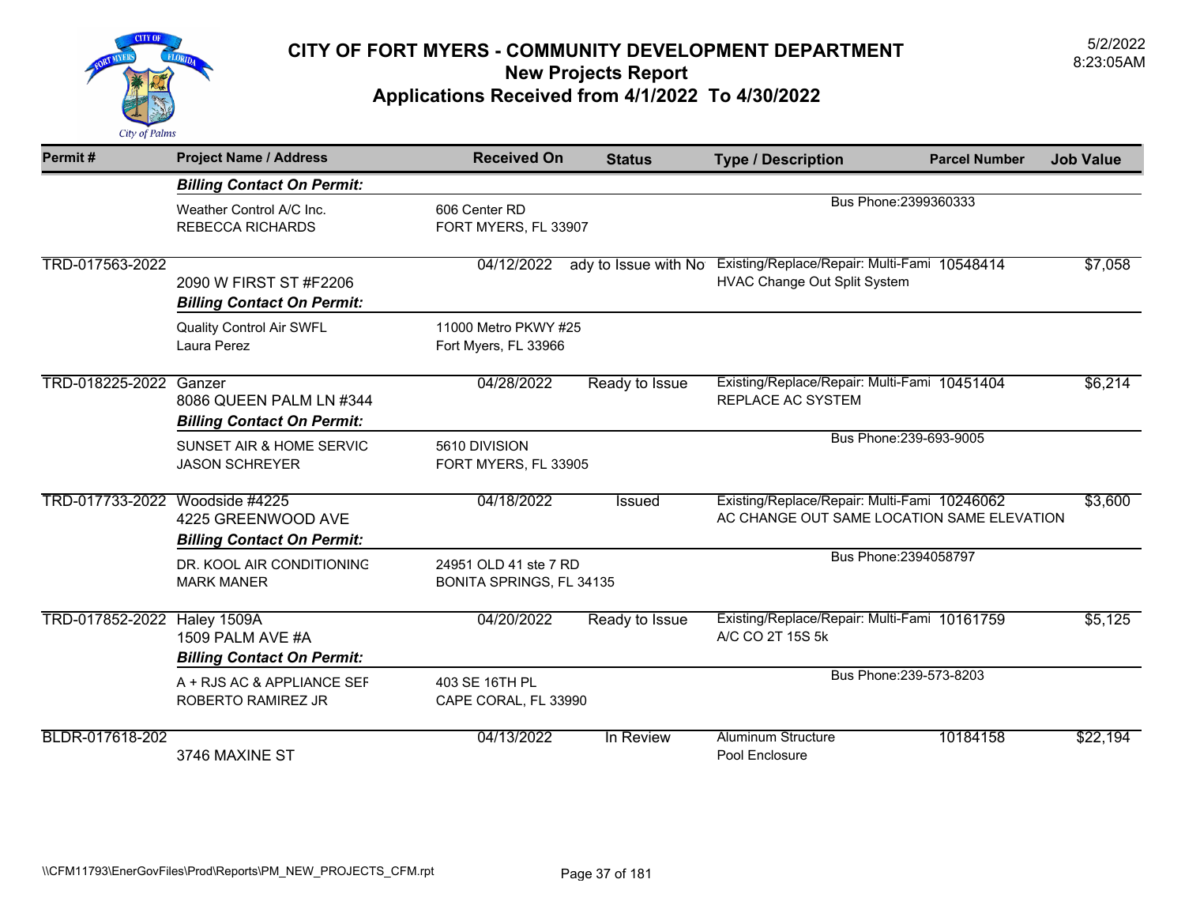# CITY OF FORT MYERS - COMMUNITY DEVELOPMENT DEPARTMENT
## New Projects Report
## Applications Received from 4/1/2022 To 4/30/2022

5/2/2022
8:23:05AM

| Permit # | Project Name / Address | Received On | Status | Type / Description | Parcel Number | Job Value |
|---|---|---|---|---|---|---|
| | ***Billing Contact On Permit:*** | | | | | |
| | Weather Control A/C Inc.<br>REBECCA RICHARDS | 606 Center RD<br>FORT MYERS, FL 33907 | | Bus Phone:2399360333 | | |
| TRD-017563-2022 | 2090 W FIRST ST #F2206<br>***Billing Contact On Permit:*** | 04/12/2022 | ady to Issue with No | Existing/Replace/Repair: Multi-Fami<br>HVAC Change Out Split System | 10548414 | $7,058 |
| | Quality Control Air SWFL<br>Laura Perez | 11000 Metro PKWY #25<br>Fort Myers, FL 33966 | | | | |
| TRD-018225-2022 | Ganzer<br>8086 QUEEN PALM LN #344<br>***Billing Contact On Permit:*** | 04/28/2022 | Ready to Issue | Existing/Replace/Repair: Multi-Fami<br>REPLACE AC SYSTEM | 10451404 | $6,214 |
| | SUNSET AIR & HOME SERVIC<br>JASON SCHREYER | 5610 DIVISION<br>FORT MYERS, FL 33905 | | Bus Phone:239-693-9005 | | |
| TRD-017733-2022 | Woodside #4225<br>4225 GREENWOOD AVE<br>***Billing Contact On Permit:*** | 04/18/2022 | Issued | Existing/Replace/Repair: Multi-Fami<br>AC CHANGE OUT SAME LOCATION SAME ELEVATION | 10246062 | $3,600 |
| | DR. KOOL AIR CONDITIONING<br>MARK MANER | 24951 OLD 41 ste 7 RD<br>BONITA SPRINGS, FL 34135 | | Bus Phone:2394058797 | | |
| TRD-017852-2022 | Haley 1509A<br>1509 PALM AVE #A<br>***Billing Contact On Permit:*** | 04/20/2022 | Ready to Issue | Existing/Replace/Repair: Multi-Fami<br>A/C CO 2T 15S 5k | 10161759 | $5,125 |
| | A + RJS AC & APPLIANCE SEF<br>ROBERTO RAMIREZ JR | 403 SE 16TH PL<br>CAPE CORAL, FL 33990 | | Bus Phone:239-573-8203 | | |
| BLDR-017618-202 | 3746 MAXINE ST | 04/13/2022 | In Review | Aluminum Structure<br>Pool Enclosure | 10184158 | $22,194 |

\\CFM11793\EnerGovFiles\Prod\Reports\PM_NEW_PROJECTS_CFM.rpt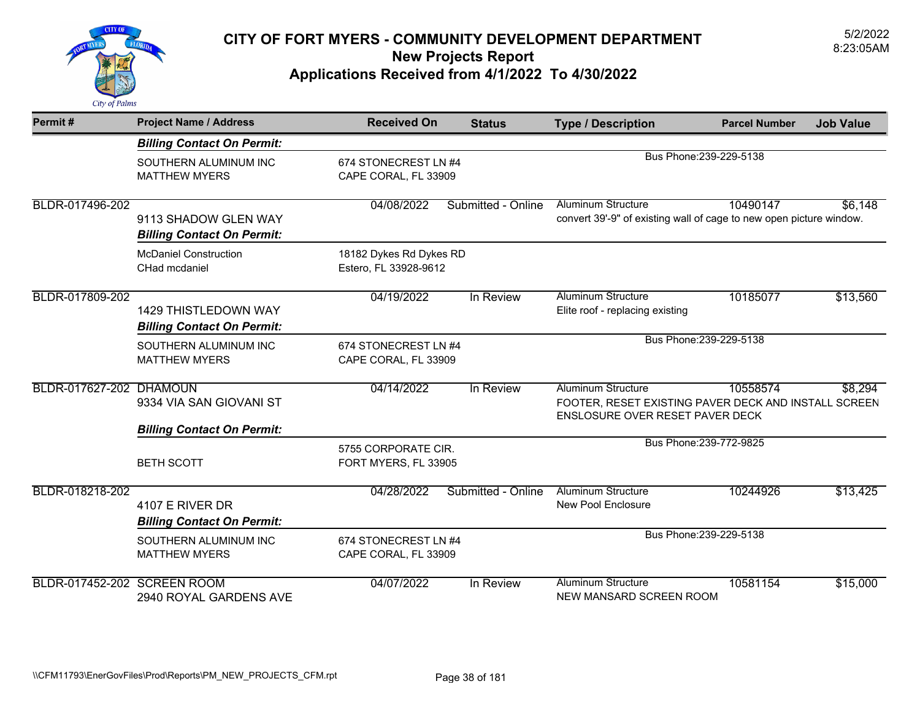# CITY OF FORT MYERS - COMMUNITY DEVELOPMENT DEPARTMENT

## New Projects Report

## Applications Received from 4/1/2022 To 4/30/2022

5/2/2022
8:23:05AM

| Permit # | Project Name / Address | Received On | Status | Type / Description | Parcel Number | Job Value |
|---|---|---|---|---|---|---|
| | ***Billing Contact On Permit:*** | | | | | |
| | SOUTHERN ALUMINUM INC<br>MATTHEW MYERS | 674 STONECREST LN #4<br>CAPE CORAL, FL 33909 | | Bus Phone:239-229-5138 | | |
| BLDR-017496-202 | 9113 SHADOW GLEN WAY | 04/08/2022 | Submitted - Online | Aluminum Structure<br>convert 39'-9" of existing wall of cage to new open picture window. | 10490147 | $6,148 |
| | ***Billing Contact On Permit:*** | | | | | |
| | McDaniel Construction<br>CHad mcdaniel | 18182 Dykes Rd Dykes RD<br>Estero, FL 33928-9612 | | | | |
| BLDR-017809-202 | 1429 THISTLEDOWN WAY | 04/19/2022 | In Review | Aluminum Structure<br>Elite roof - replacing existing | 10185077 | $13,560 |
| | ***Billing Contact On Permit:*** | | | | | |
| | SOUTHERN ALUMINUM INC<br>MATTHEW MYERS | 674 STONECREST LN #4<br>CAPE CORAL, FL 33909 | | Bus Phone:239-229-5138 | | |
| BLDR-017627-202 | DHAMOUN<br>9334 VIA SAN GIOVANI ST | 04/14/2022 | In Review | Aluminum Structure<br>FOOTER, RESET EXISTING PAVER DECK AND INSTALL SCREEN ENSLOSURE OVER RESET PAVER DECK | 10558574 | $8,294 |
| | ***Billing Contact On Permit:*** | | | | | |
| | BETH SCOTT | 5755 CORPORATE CIR.<br>FORT MYERS, FL 33905 | | Bus Phone:239-772-9825 | | |
| BLDR-018218-202 | 4107 E RIVER DR | 04/28/2022 | Submitted - Online | Aluminum Structure<br>New Pool Enclosure | 10244926 | $13,425 |
| | ***Billing Contact On Permit:*** | | | | | |
| | SOUTHERN ALUMINUM INC<br>MATTHEW MYERS | 674 STONECREST LN #4<br>CAPE CORAL, FL 33909 | | Bus Phone:239-229-5138 | | |
| BLDR-017452-202 | SCREEN ROOM<br>2940 ROYAL GARDENS AVE | 04/07/2022 | In Review | Aluminum Structure<br>NEW MANSARD SCREEN ROOM | 10581154 | $15,000 |

\\CFM11793\EnerGovFiles\Prod\Reports\PM_NEW_PROJECTS_CFM.rpt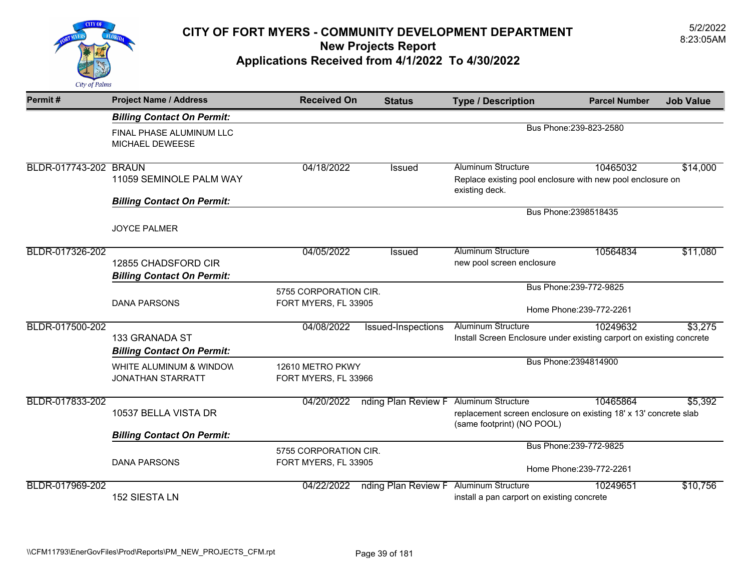# CITY OF FORT MYERS - COMMUNITY DEVELOPMENT DEPARTMENT
## New Projects Report
## Applications Received from 4/1/2022 To 4/30/2022

5/2/2022
8:23:05AM

| Permit # | Project Name / Address | Received On | Status | Type / Description | Parcel Number | Job Value |
|---|---|---|---|---|---|---|
| | ***Billing Contact On Permit:*** | | | | | |
| | FINAL PHASE ALUMINUM LLC<br>MICHAEL DEWEESE | | | Bus Phone:239-823-2580 | | |
| BLDR-017743-202 | BRAUN<br>11059 SEMINOLE PALM WAY | 04/18/2022 | Issued | Aluminum Structure<br>Replace existing pool enclosure with new pool enclosure on existing deck. | 10465032 | $14,000 |
| | ***Billing Contact On Permit:*** | | | | | |
| | JOYCE PALMER | | | Bus Phone:2398518435 | | |
| BLDR-017326-202 | 12855 CHADSFORD CIR | 04/05/2022 | Issued | Aluminum Structure<br>new pool screen enclosure | 10564834 | $11,080 |
| | ***Billing Contact On Permit:*** | | | | | |
| | DANA PARSONS | 5755 CORPORATION CIR.<br>FORT MYERS, FL 33905 | | Bus Phone:239-772-9825<br>Home Phone:239-772-2261 | | |
| BLDR-017500-202 | 133 GRANADA ST | 04/08/2022 | Issued-Inspections | Aluminum Structure<br>Install Screen Enclosure under existing carport on existing concrete | 10249632 | $3,275 |
| | ***Billing Contact On Permit:*** | | | | | |
| | WHITE ALUMINUM & WINDOW<br>JONATHAN STARRATT | 12610 METRO PKWY<br>FORT MYERS, FL 33966 | | Bus Phone:2394814900 | | |
| BLDR-017833-202 | 10537 BELLA VISTA DR | 04/20/2022 | nding Plan Review F | Aluminum Structure<br>replacement screen enclosure on existing 18' x 13' concrete slab (same footprint) (NO POOL) | 10465864 | $5,392 |
| | ***Billing Contact On Permit:*** | | | | | |
| | DANA PARSONS | 5755 CORPORATION CIR.<br>FORT MYERS, FL 33905 | | Bus Phone:239-772-9825<br>Home Phone:239-772-2261 | | |
| BLDR-017969-202 | 152 SIESTA LN | 04/22/2022 | nding Plan Review F | Aluminum Structure<br>install a pan carport on existing concrete | 10249651 | $10,756 |

\\CFM11793\EnerGovFiles\Prod\Reports\PM_NEW_PROJECTS_CFM.rpt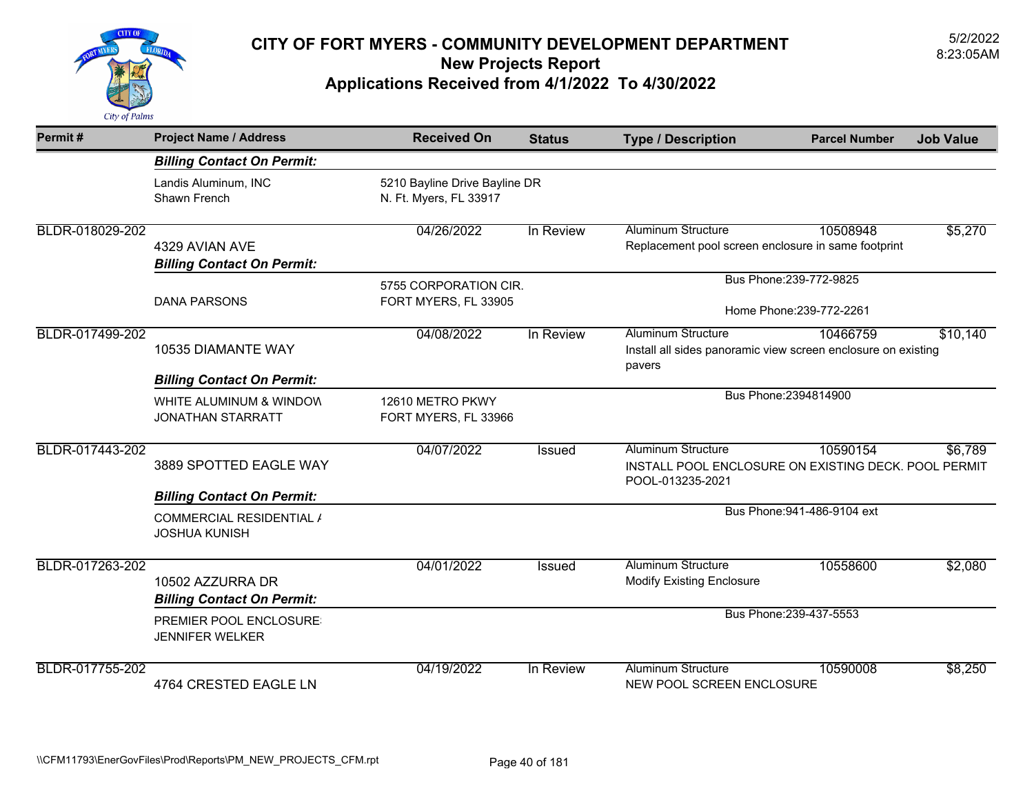# CITY OF FORT MYERS - COMMUNITY DEVELOPMENT DEPARTMENT

## New Projects Report

## Applications Received from 4/1/2022 To 4/30/2022

5/2/2022
8:23:05AM

| Permit # | Project Name / Address | Received On | Status | Type / Description | Parcel Number | Job Value |
|---|---|---|---|---|---|---|
| | ***Billing Contact On Permit:*** | | | | | |
| | Landis Aluminum, INC<br>Shawn French | 5210 Bayline Drive Bayline DR<br>N. Ft. Myers, FL 33917 | | | | |
| BLDR-018029-202 | 4329 AVIAN AVE | 04/26/2022 | In Review | Aluminum Structure<br>Replacement pool screen enclosure in same footprint | 10508948 | $5,270 |
| | ***Billing Contact On Permit:*** | | | | | |
| | DANA PARSONS | 5755 CORPORATION CIR.<br>FORT MYERS, FL 33905 | | Bus Phone:239-772-9825<br>Home Phone:239-772-2261 | | |
| BLDR-017499-202 | 10535 DIAMANTE WAY | 04/08/2022 | In Review | Aluminum Structure<br>Install all sides panoramic view screen enclosure on existing pavers | 10466759 | $10,140 |
| | ***Billing Contact On Permit:*** | | | | | |
| | WHITE ALUMINUM & WINDOW<br>JONATHAN STARRATT | 12610 METRO PKWY<br>FORT MYERS, FL 33966 | | Bus Phone:2394814900 | | |
| BLDR-017443-202 | 3889 SPOTTED EAGLE WAY | 04/07/2022 | Issued | Aluminum Structure<br>INSTALL POOL ENCLOSURE ON EXISTING DECK. POOL PERMIT POOL-013235-2021 | 10590154 | $6,789 |
| | ***Billing Contact On Permit:*** | | | | | |
| | COMMERCIAL RESIDENTIAL /<br>JOSHUA KUNISH | | | Bus Phone:941-486-9104 ext | | |
| BLDR-017263-202 | 10502 AZZURRA DR | 04/01/2022 | Issued | Aluminum Structure<br>Modify Existing Enclosure | 10558600 | $2,080 |
| | ***Billing Contact On Permit:*** | | | | | |
| | PREMIER POOL ENCLOSURE<br>JENNIFER WELKER | | | Bus Phone:239-437-5553 | | |
| BLDR-017755-202 | 4764 CRESTED EAGLE LN | 04/19/2022 | In Review | Aluminum Structure<br>NEW POOL SCREEN ENCLOSURE | 10590008 | $8,250 |

\\CFM11793\EnerGovFiles\Prod\Reports\PM_NEW_PROJECTS_CFM.rpt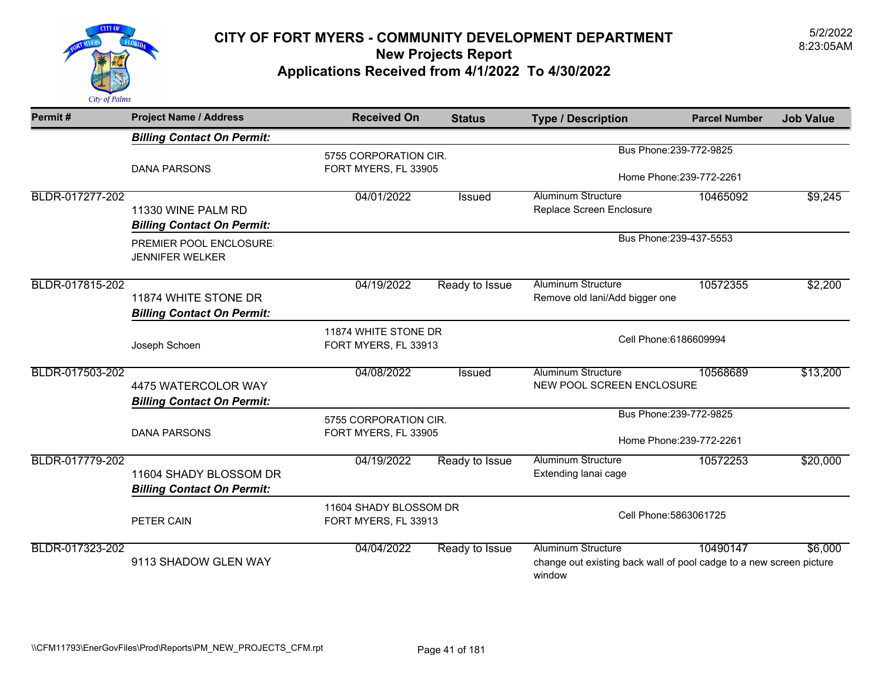# CITY OF FORT MYERS - COMMUNITY DEVELOPMENT DEPARTMENT
## New Projects Report
## Applications Received from 4/1/2022 To 4/30/2022

5/2/2022
8:23:05AM

| Permit # | Project Name / Address | Received On | Status | Type / Description | Parcel Number | Job Value |
|---|---|---|---|---|---|---|
| | ***Billing Contact On Permit:*** | | | | | |
| | DANA PARSONS | 5755 CORPORATION CIR. FORT MYERS, FL 33905 | | Bus Phone:239-772-9825 Home Phone:239-772-2261 | | |
| BLDR-017277-202 | 11330 WINE PALM RD | 04/01/2022 | Issued | Aluminum Structure Replace Screen Enclosure | 10465092 | $9,245 |
| | ***Billing Contact On Permit:*** | | | | | |
| | PREMIER POOL ENCLOSURE: JENNIFER WELKER | | | Bus Phone:239-437-5553 | | |
| BLDR-017815-202 | 11874 WHITE STONE DR | 04/19/2022 | Ready to Issue | Aluminum Structure Remove old lani/Add bigger one | 10572355 | $2,200 |
| | ***Billing Contact On Permit:*** | | | | | |
| | Joseph Schoen | 11874 WHITE STONE DR FORT MYERS, FL 33913 | | Cell Phone:6186609994 | | |
| BLDR-017503-202 | 4475 WATERCOLOR WAY | 04/08/2022 | Issued | Aluminum Structure NEW POOL SCREEN ENCLOSURE | 10568689 | $13,200 |
| | ***Billing Contact On Permit:*** | | | | | |
| | DANA PARSONS | 5755 CORPORATION CIR. FORT MYERS, FL 33905 | | Bus Phone:239-772-9825 Home Phone:239-772-2261 | | |
| BLDR-017779-202 | 11604 SHADY BLOSSOM DR | 04/19/2022 | Ready to Issue | Aluminum Structure Extending lanai cage | 10572253 | $20,000 |
| | ***Billing Contact On Permit:*** | | | | | |
| | PETER CAIN | 11604 SHADY BLOSSOM DR FORT MYERS, FL 33913 | | Cell Phone:5863061725 | | |
| BLDR-017323-202 | 9113 SHADOW GLEN WAY | 04/04/2022 | Ready to Issue | Aluminum Structure change out existing back wall of pool cadge to a new screen picture window | 10490147 | $6,000 |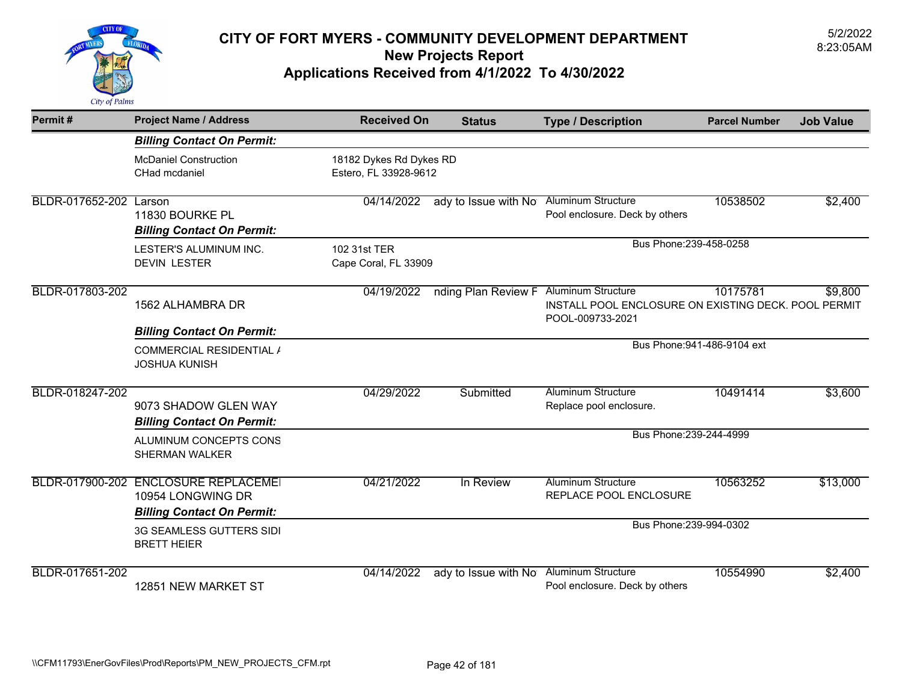# CITY OF FORT MYERS - COMMUNITY DEVELOPMENT DEPARTMENT

## New Projects Report

## Applications Received from 4/1/2022 To 4/30/2022

5/2/2022
8:23:05AM

| Permit # | Project Name / Address | Received On | Status | Type / Description | Parcel Number | Job Value |
|---|---|---|---|---|---|---|
| | ***Billing Contact On Permit:*** | | | | | |
| | McDaniel Construction<br>CHad mcdaniel | 18182 Dykes Rd Dykes RD<br>Estero, FL 33928-9612 | | | | |
| BLDR-017652-202 | Larson<br>11830 BOURKE PL | 04/14/2022 | ady to Issue with No | Aluminum Structure<br>Pool enclosure. Deck by others | 10538502 | $2,400 |
| | ***Billing Contact On Permit:*** | | | | | |
| | LESTER'S ALUMINUM INC.<br>DEVIN LESTER | 102 31st TER<br>Cape Coral, FL 33909 | | Bus Phone:239-458-0258 | | |
| BLDR-017803-202 | 1562 ALHAMBRA DR | 04/19/2022 | nding Plan Review F | Aluminum Structure<br>INSTALL POOL ENCLOSURE ON EXISTING DECK. POOL PERMIT POOL-009733-2021 | 10175781 | $9,800 |
| | ***Billing Contact On Permit:*** | | | | | |
| | COMMERCIAL RESIDENTIAL /<br>JOSHUA KUNISH | | | Bus Phone:941-486-9104 ext | | |
| BLDR-018247-202 | 9073 SHADOW GLEN WAY | 04/29/2022 | Submitted | Aluminum Structure<br>Replace pool enclosure. | 10491414 | $3,600 |
| | ***Billing Contact On Permit:*** | | | | | |
| | ALUMINUM CONCEPTS CONS<br>SHERMAN WALKER | | | Bus Phone:239-244-4999 | | |
| BLDR-017900-202 | ENCLOSURE REPLACEME<br>10954 LONGWING DR | 04/21/2022 | In Review | Aluminum Structure<br>REPLACE POOL ENCLOSURE | 10563252 | $13,000 |
| | ***Billing Contact On Permit:*** | | | | | |
| | 3G SEAMLESS GUTTERS SIDI<br>BRETT HEIER | | | Bus Phone:239-994-0302 | | |
| BLDR-017651-202 | 12851 NEW MARKET ST | 04/14/2022 | ady to Issue with No | Aluminum Structure<br>Pool enclosure. Deck by others | 10554990 | $2,400 |

\\CFM11793\EnerGovFiles\Prod\Reports\PM_NEW_PROJECTS_CFM.rpt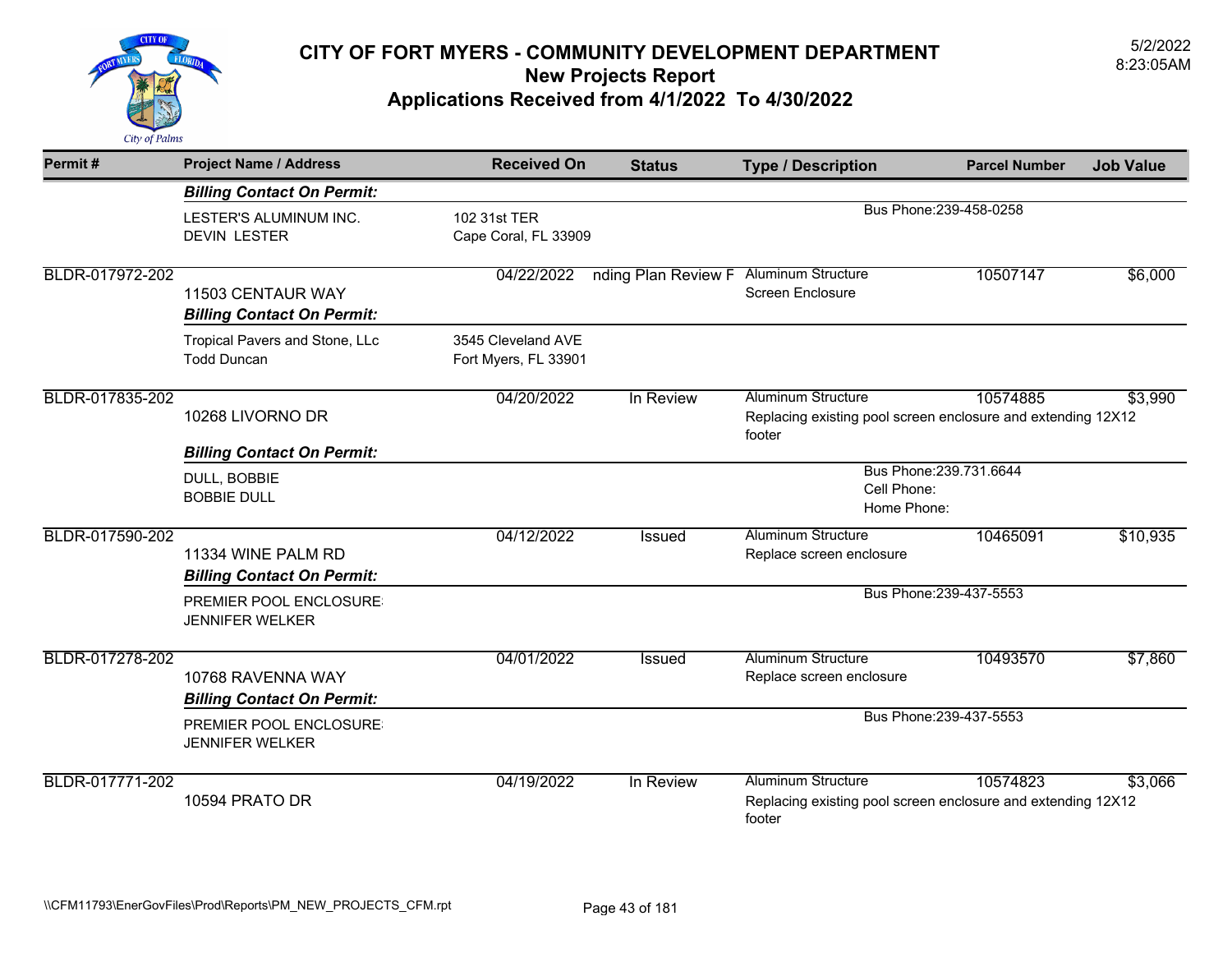# CITY OF FORT MYERS - COMMUNITY DEVELOPMENT DEPARTMENT

## New Projects Report

## Applications Received from 4/1/2022 To 4/30/2022

5/2/2022
8:23:05AM

| Permit # | Project Name / Address | Received On | Status | Type / Description | Parcel Number | Job Value |
|---|---|---|---|---|---|---|
| | ***Billing Contact On Permit:*** | | | | | |
| | LESTER'S ALUMINUM INC.<br>DEVIN LESTER | 102 31st TER<br>Cape Coral, FL 33909 | | Bus Phone:239-458-0258 | | |
| BLDR-017972-202 | 11503 CENTAUR WAY | 04/22/2022 | nding Plan Review F | Aluminum Structure<br>Screen Enclosure | 10507147 | $6,000 |
| | ***Billing Contact On Permit:*** | | | | | |
| | Tropical Pavers and Stone, LLc<br>Todd Duncan | 3545 Cleveland AVE<br>Fort Myers, FL 33901 | | | | |
| BLDR-017835-202 | 10268 LIVORNO DR | 04/20/2022 | In Review | Aluminum Structure<br>Replacing existing pool screen enclosure and extending 12X12 footer | 10574885 | $3,990 |
| | ***Billing Contact On Permit:*** | | | | | |
| | DULL, BOBBIE<br>BOBBIE DULL | | | Bus Phone:239.731.6644<br>Cell Phone:<br>Home Phone: | | |
| BLDR-017590-202 | 11334 WINE PALM RD | 04/12/2022 | Issued | Aluminum Structure<br>Replace screen enclosure | 10465091 | $10,935 |
| | ***Billing Contact On Permit:*** | | | | | |
| | PREMIER POOL ENCLOSURE<br>JENNIFER WELKER | | | Bus Phone:239-437-5553 | | |
| BLDR-017278-202 | 10768 RAVENNA WAY | 04/01/2022 | Issued | Aluminum Structure<br>Replace screen enclosure | 10493570 | $7,860 |
| | ***Billing Contact On Permit:*** | | | | | |
| | PREMIER POOL ENCLOSURE<br>JENNIFER WELKER | | | Bus Phone:239-437-5553 | | |
| BLDR-017771-202 | 10594 PRATO DR | 04/19/2022 | In Review | Aluminum Structure<br>Replacing existing pool screen enclosure and extending 12X12 footer | 10574823 | $3,066 |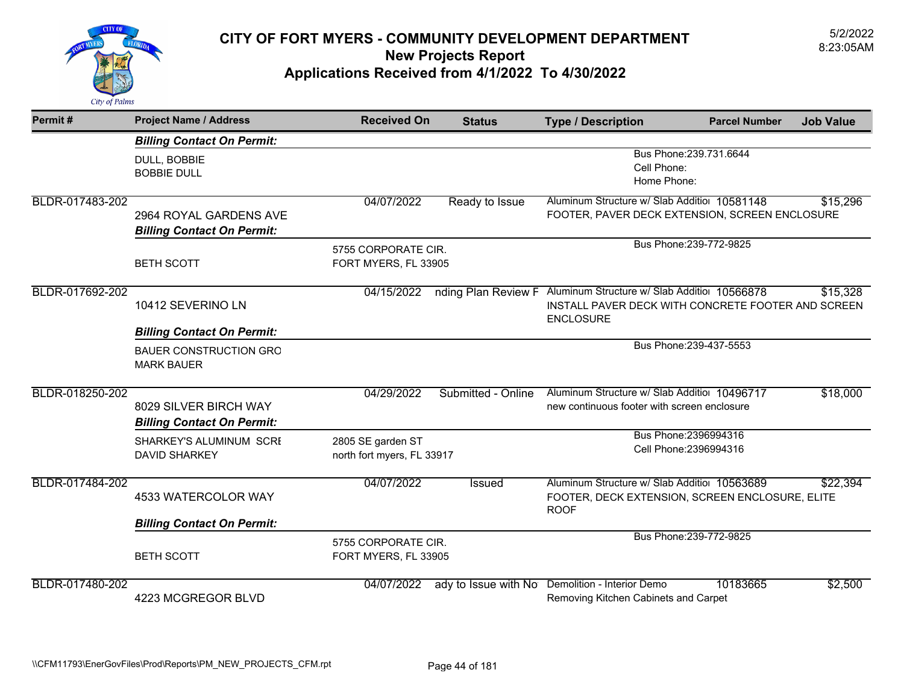# CITY OF FORT MYERS - COMMUNITY DEVELOPMENT DEPARTMENT

## New Projects Report

## Applications Received from 4/1/2022 To 4/30/2022

5/2/2022
8:23:05AM

| Permit # | Project Name / Address | Received On | Status | Type / Description | Parcel Number | Job Value |
|---|---|---|---|---|---|---|
| | ***Billing Contact On Permit:*** | | | | | |
| | DULL, BOBBIE<br>BOBBIE DULL | | | Bus Phone:239.731.6644<br>Cell Phone:<br>Home Phone: | | |
| BLDR-017483-202 | 2964 ROYAL GARDENS AVE | 04/07/2022 | Ready to Issue | Aluminum Structure w/ Slab Additio<br>FOOTER, PAVER DECK EXTENSION, SCREEN ENCLOSURE | 10581148 | $15,296 |
| | ***Billing Contact On Permit:*** | | | | | |
| | BETH SCOTT | 5755 CORPORATE CIR.<br>FORT MYERS, FL 33905 | | Bus Phone:239-772-9825 | | |
| BLDR-017692-202 | 10412 SEVERINO LN | 04/15/2022 | nding Plan Review F | Aluminum Structure w/ Slab Additio<br>INSTALL PAVER DECK WITH CONCRETE FOOTER AND SCREEN ENCLOSURE | 10566878 | $15,328 |
| | ***Billing Contact On Permit:*** | | | | | |
| | BAUER CONSTRUCTION GRO<br>MARK BAUER | | | Bus Phone:239-437-5553 | | |
| BLDR-018250-202 | 8029 SILVER BIRCH WAY | 04/29/2022 | Submitted - Online | Aluminum Structure w/ Slab Additio<br>new continuous footer with screen enclosure | 10496717 | $18,000 |
| | ***Billing Contact On Permit:*** | | | | | |
| | SHARKEY'S ALUMINUM SCRE<br>DAVID SHARKEY | 2805 SE garden ST<br>north fort myers, FL 33917 | | Bus Phone:2396994316<br>Cell Phone:2396994316 | | |
| BLDR-017484-202 | 4533 WATERCOLOR WAY | 04/07/2022 | Issued | Aluminum Structure w/ Slab Additio<br>FOOTER, DECK EXTENSION, SCREEN ENCLOSURE, ELITE ROOF | 10563689 | $22,394 |
| | ***Billing Contact On Permit:*** | | | | | |
| | BETH SCOTT | 5755 CORPORATE CIR.<br>FORT MYERS, FL 33905 | | Bus Phone:239-772-9825 | | |
| BLDR-017480-202 | 4223 MCGREGOR BLVD | 04/07/2022 | ady to Issue with No | Demolition - Interior Demo<br>Removing Kitchen Cabinets and Carpet | 10183665 | $2,500 |

\\CFM11793\EnerGovFiles\Prod\Reports\PM_NEW_PROJECTS_CFM.rpt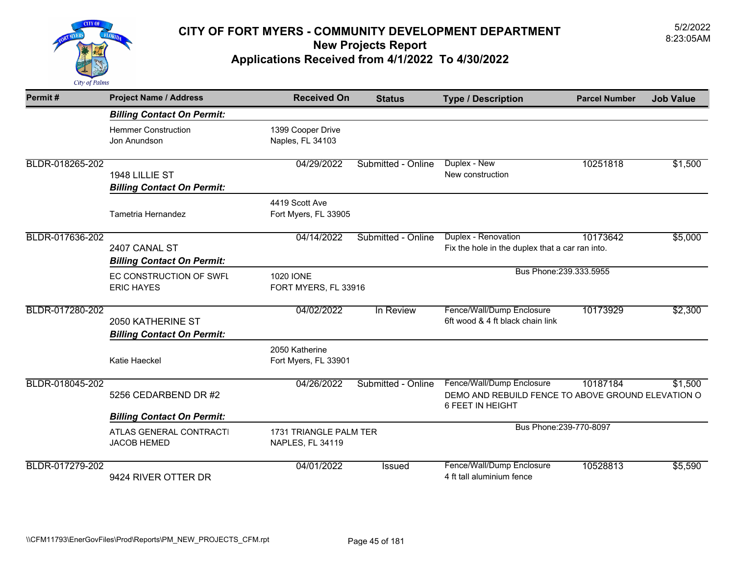# CITY OF FORT MYERS - COMMUNITY DEVELOPMENT DEPARTMENT
## New Projects Report
## Applications Received from 4/1/2022 To 4/30/2022

5/2/2022
8:23:05AM

| Permit # | Project Name / Address | Received On | Status | Type / Description | Parcel Number | Job Value |
|---|---|---|---|---|---|---|
| | ***Billing Contact On Permit:*** | | | | | |
| | Hemmer Construction<br>Jon Anundson | 1399 Cooper Drive<br>Naples, FL 34103 | | | | |
| BLDR-018265-202 | 1948 LILLIE ST | 04/29/2022 | Submitted - Online | Duplex - New<br>New construction | 10251818 | $1,500 |
| | ***Billing Contact On Permit:*** | | | | | |
| | Tametria Hernandez | 4419 Scott Ave<br>Fort Myers, FL 33905 | | | | |
| BLDR-017636-202 | 2407 CANAL ST | 04/14/2022 | Submitted - Online | Duplex - Renovation<br>Fix the hole in the duplex that a car ran into. | 10173642 | $5,000 |
| | ***Billing Contact On Permit:*** | | | | | |
| | EC CONSTRUCTION OF SWFL<br>ERIC HAYES | 1020 IONE<br>FORT MYERS, FL 33916 | | Bus Phone:239.333.5955 | | |
| BLDR-017280-202 | 2050 KATHERINE ST | 04/02/2022 | In Review | Fence/Wall/Dump Enclosure<br>6ft wood & 4 ft black chain link | 10173929 | $2,300 |
| | ***Billing Contact On Permit:*** | | | | | |
| | Katie Haeckel | 2050 Katherine<br>Fort Myers, FL 33901 | | | | |
| BLDR-018045-202 | 5256 CEDARBEND DR #2 | 04/26/2022 | Submitted - Online | Fence/Wall/Dump Enclosure<br>DEMO AND REBUILD FENCE TO ABOVE GROUND ELEVATION O 6 FEET IN HEIGHT | 10187184 | $1,500 |
| | ***Billing Contact On Permit:*** | | | | | |
| | ATLAS GENERAL CONTRACTI<br>JACOB HEMED | 1731 TRIANGLE PALM TER<br>NAPLES, FL 34119 | | Bus Phone:239-770-8097 | | |
| BLDR-017279-202 | 9424 RIVER OTTER DR | 04/01/2022 | Issued | Fence/Wall/Dump Enclosure<br>4 ft tall aluminium fence | 10528813 | $5,590 |

\\CFM11793\EnerGovFiles\Prod\Reports\PM_NEW_PROJECTS_CFM.rpt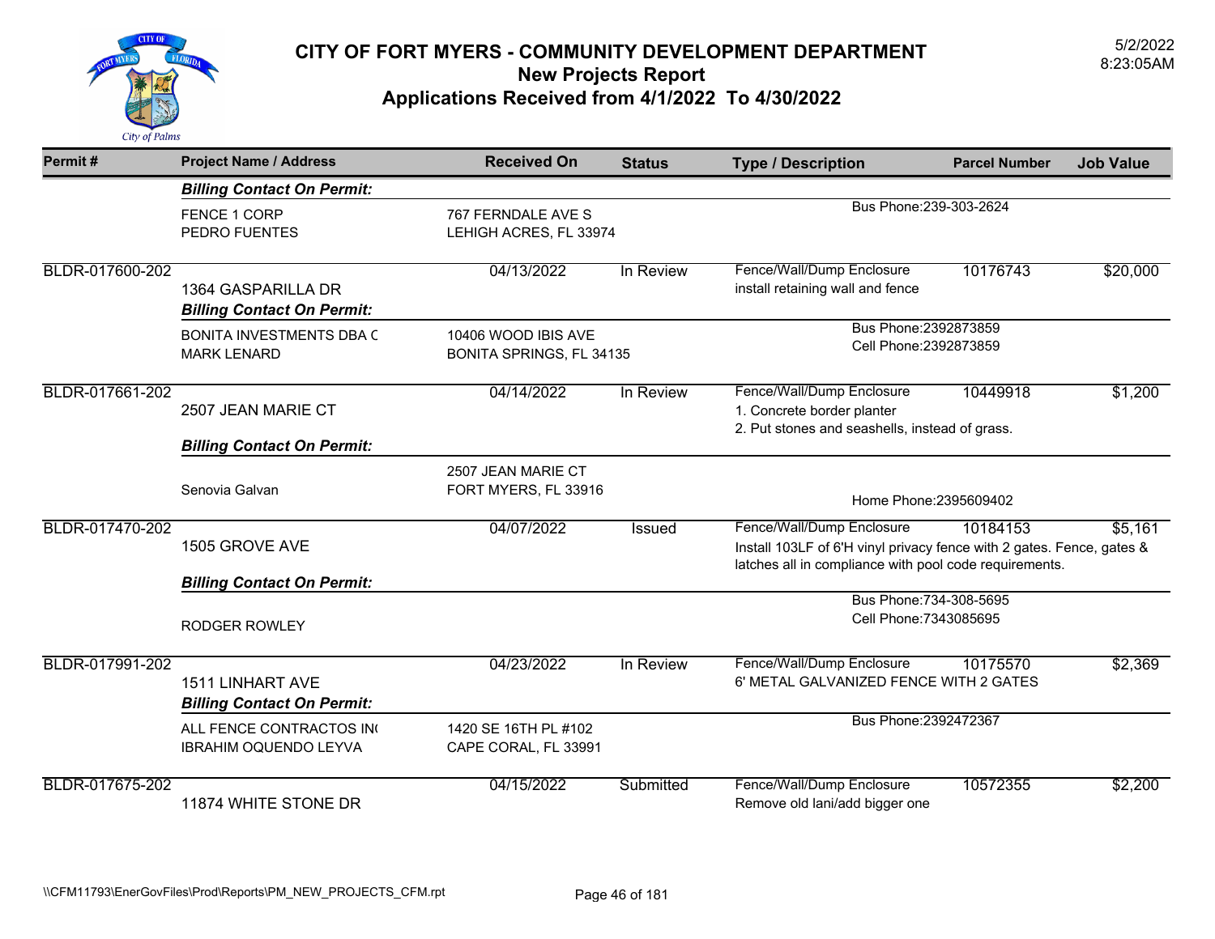# CITY OF FORT MYERS - COMMUNITY DEVELOPMENT DEPARTMENT

## New Projects Report

## Applications Received from 4/1/2022 To 4/30/2022

5/2/2022
8:23:05AM

| Permit # | Project Name / Address | Received On | Status | Type / Description | Parcel Number | Job Value |
|---|---|---|---|---|---|---|
| | ***Billing Contact On Permit:*** | | | | | |
| | FENCE 1 CORP<br>PEDRO FUENTES | 767 FERNDALE AVE S<br>LEHIGH ACRES, FL 33974 | | Bus Phone:239-303-2624 | | |
| BLDR-017600-202 | 1364 GASPARILLA DR | 04/13/2022 | In Review | Fence/Wall/Dump Enclosure<br>install retaining wall and fence | 10176743 | $20,000 |
| | ***Billing Contact On Permit:*** | | | | | |
| | BONITA INVESTMENTS DBA C<br>MARK LENARD | 10406 WOOD IBIS AVE<br>BONITA SPRINGS, FL 34135 | | Bus Phone:2392873859<br>Cell Phone:2392873859 | | |
| BLDR-017661-202 | 2507 JEAN MARIE CT | 04/14/2022 | In Review | Fence/Wall/Dump Enclosure<br>1. Concrete border planter<br>2. Put stones and seashells, instead of grass. | 10449918 | $1,200 |
| | ***Billing Contact On Permit:*** | | | | | |
| | Senovia Galvan | 2507 JEAN MARIE CT<br>FORT MYERS, FL 33916 | | Home Phone:2395609402 | | |
| BLDR-017470-202 | 1505 GROVE AVE | 04/07/2022 | Issued | Fence/Wall/Dump Enclosure<br>Install 103LF of 6'H vinyl privacy fence with 2 gates. Fence, gates & latches all in compliance with pool code requirements. | 10184153 | $5,161 |
| | ***Billing Contact On Permit:*** | | | | | |
| | RODGER ROWLEY | | | Bus Phone:734-308-5695<br>Cell Phone:7343085695 | | |
| BLDR-017991-202 | 1511 LINHART AVE | 04/23/2022 | In Review | Fence/Wall/Dump Enclosure<br>6' METAL GALVANIZED FENCE WITH 2 GATES | 10175570 | $2,369 |
| | ***Billing Contact On Permit:*** | | | | | |
| | ALL FENCE CONTRACTOS IN(<br>IBRAHIM OQUENDO LEYVA | 1420 SE 16TH PL #102<br>CAPE CORAL, FL 33991 | | Bus Phone:2392472367 | | |
| BLDR-017675-202 | 11874 WHITE STONE DR | 04/15/2022 | Submitted | Fence/Wall/Dump Enclosure<br>Remove old lani/add bigger one | 10572355 | $2,200 |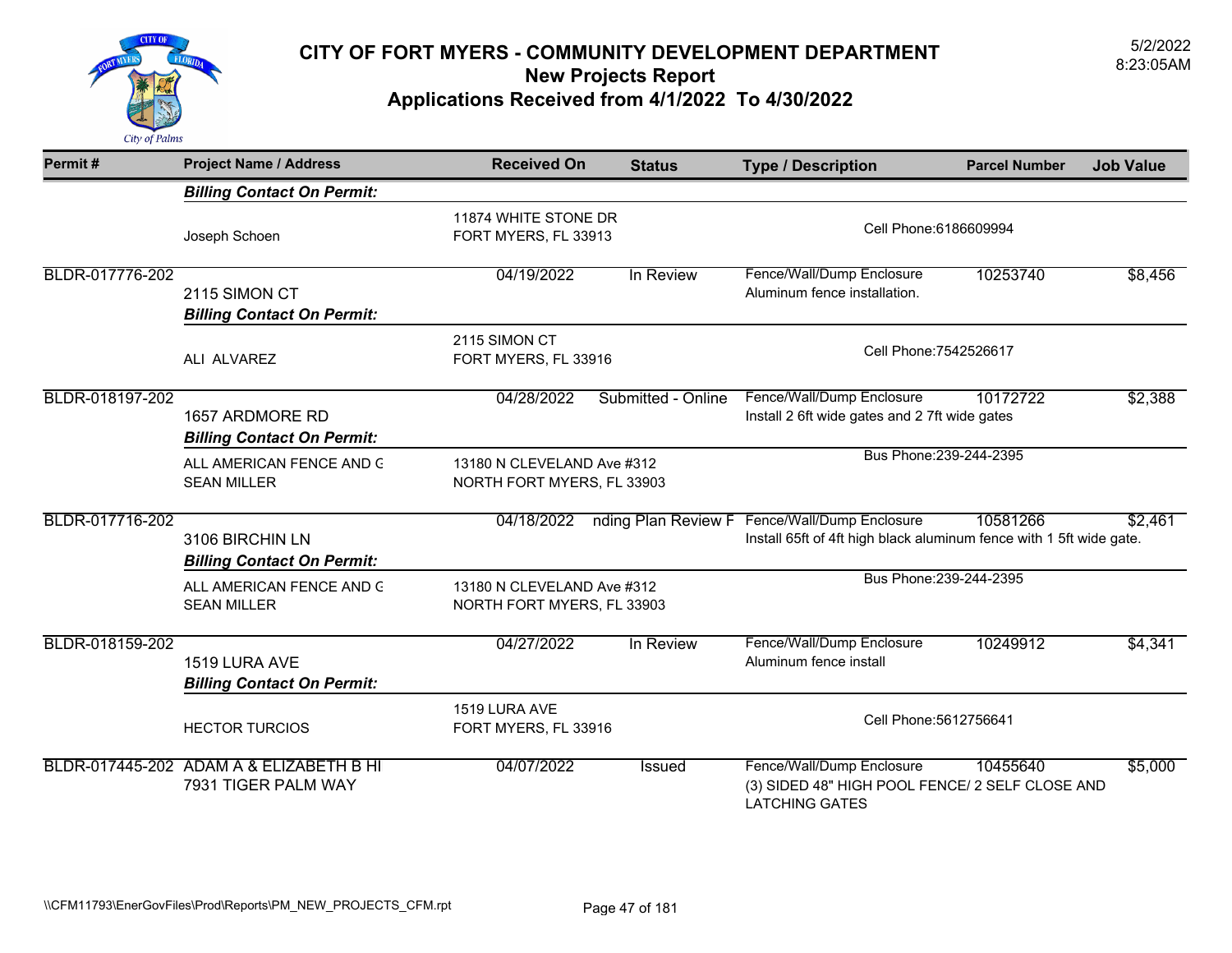# CITY OF FORT MYERS - COMMUNITY DEVELOPMENT DEPARTMENT
## New Projects Report
## Applications Received from 4/1/2022 To 4/30/2022

5/2/2022
8:23:05AM

| Permit # | Project Name / Address | Received On | Status | Type / Description | Parcel Number | Job Value |
|---|---|---|---|---|---|---|
| | ***Billing Contact On Permit:*** | | | | | |
| | Joseph Schoen | 11874 WHITE STONE DR<br>FORT MYERS, FL 33913 | | Cell Phone:6186609994 | | |
| BLDR-017776-202 | 2115 SIMON CT<br>***Billing Contact On Permit:*** | 04/19/2022 | In Review | Fence/Wall/Dump Enclosure<br>Aluminum fence installation. | 10253740 | $8,456 |
| | ALI ALVAREZ | 2115 SIMON CT<br>FORT MYERS, FL 33916 | | Cell Phone:7542526617 | | |
| BLDR-018197-202 | 1657 ARDMORE RD<br>***Billing Contact On Permit:*** | 04/28/2022 | Submitted - Online | Fence/Wall/Dump Enclosure<br>Install 2 6ft wide gates and 2 7ft wide gates | 10172722 | $2,388 |
| | ALL AMERICAN FENCE AND G<br>SEAN MILLER | 13180 N CLEVELAND Ave #312<br>NORTH FORT MYERS, FL 33903 | | Bus Phone:239-244-2395 | | |
| BLDR-017716-202 | 3106 BIRCHIN LN<br>***Billing Contact On Permit:*** | 04/18/2022 | nding Plan Review F | Fence/Wall/Dump Enclosure<br>Install 65ft of 4ft high black aluminum fence with 1 5ft wide gate. | 10581266 | $2,461 |
| | ALL AMERICAN FENCE AND G<br>SEAN MILLER | 13180 N CLEVELAND Ave #312<br>NORTH FORT MYERS, FL 33903 | | Bus Phone:239-244-2395 | | |
| BLDR-018159-202 | 1519 LURA AVE<br>***Billing Contact On Permit:*** | 04/27/2022 | In Review | Fence/Wall/Dump Enclosure<br>Aluminum fence install | 10249912 | $4,341 |
| | HECTOR TURCIOS | 1519 LURA AVE<br>FORT MYERS, FL 33916 | | Cell Phone:5612756641 | | |
| BLDR-017445-202 | ADAM A & ELIZABETH B HI<br>7931 TIGER PALM WAY | 04/07/2022 | Issued | Fence/Wall/Dump Enclosure<br>(3) SIDED 48" HIGH POOL FENCE/ 2 SELF CLOSE AND LATCHING GATES | 10455640 | $5,000 |

\\CFM11793\EnerGovFiles\Prod\Reports\PM_NEW_PROJECTS_CFM.rpt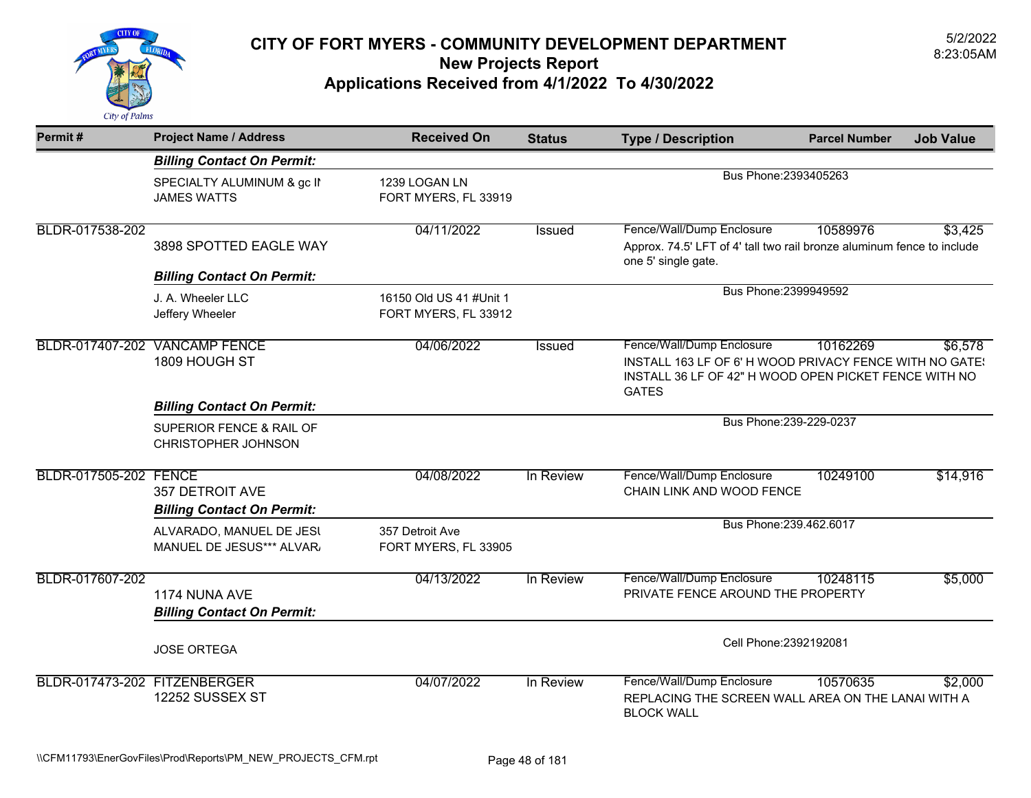# CITY OF FORT MYERS - COMMUNITY DEVELOPMENT DEPARTMENT
## New Projects Report
## Applications Received from 4/1/2022 To 4/30/2022

5/2/2022
8:23:05AM

| Permit # | Project Name / Address | Received On | Status | Type / Description | Parcel Number | Job Value |
|---|---|---|---|---|---|---|
| | ***Billing Contact On Permit:*** | | | | | |
| | SPECIALTY ALUMINUM & gc IN<br>JAMES WATTS | 1239 LOGAN LN<br>FORT MYERS, FL 33919 | | Bus Phone:2393405263 | | |
| BLDR-017538-202 | 3898 SPOTTED EAGLE WAY | 04/11/2022 | Issued | Fence/Wall/Dump Enclosure<br>Approx. 74.5' LFT of 4' tall two rail bronze aluminum fence to include one 5' single gate. | 10589976 | $3,425 |
| | ***Billing Contact On Permit:*** | | | | | |
| | J. A. Wheeler LLC<br>Jeffery Wheeler | 16150 Old US 41 #Unit 1<br>FORT MYERS, FL 33912 | | Bus Phone:2399949592 | | |
| BLDR-017407-202 | VANCAMP FENCE<br>1809 HOUGH ST | 04/06/2022 | Issued | Fence/Wall/Dump Enclosure<br>INSTALL 163 LF OF 6' H WOOD PRIVACY FENCE WITH NO GATES INSTALL 36 LF OF 42" H WOOD OPEN PICKET FENCE WITH NO GATES | 10162269 | $6,578 |
| | ***Billing Contact On Permit:*** | | | | | |
| | SUPERIOR FENCE & RAIL OF<br>CHRISTOPHER JOHNSON | | | Bus Phone:239-229-0237 | | |
| BLDR-017505-202 | FENCE<br>357 DETROIT AVE | 04/08/2022 | In Review | Fence/Wall/Dump Enclosure<br>CHAIN LINK AND WOOD FENCE | 10249100 | $14,916 |
| | ***Billing Contact On Permit:*** | | | | | |
| | ALVARADO, MANUEL DE JESU<br>MANUEL DE JESUS*** ALVAR/ | 357 Detroit Ave<br>FORT MYERS, FL 33905 | | Bus Phone:239.462.6017 | | |
| BLDR-017607-202 | 1174 NUNA AVE | 04/13/2022 | In Review | Fence/Wall/Dump Enclosure<br>PRIVATE FENCE AROUND THE PROPERTY | 10248115 | $5,000 |
| | ***Billing Contact On Permit:*** | | | | | |
| | JOSE ORTEGA | | | Cell Phone:2392192081 | | |
| BLDR-017473-202 | FITZENBERGER<br>12252 SUSSEX ST | 04/07/2022 | In Review | Fence/Wall/Dump Enclosure<br>REPLACING THE SCREEN WALL AREA ON THE LANAI WITH A BLOCK WALL | 10570635 | $2,000 |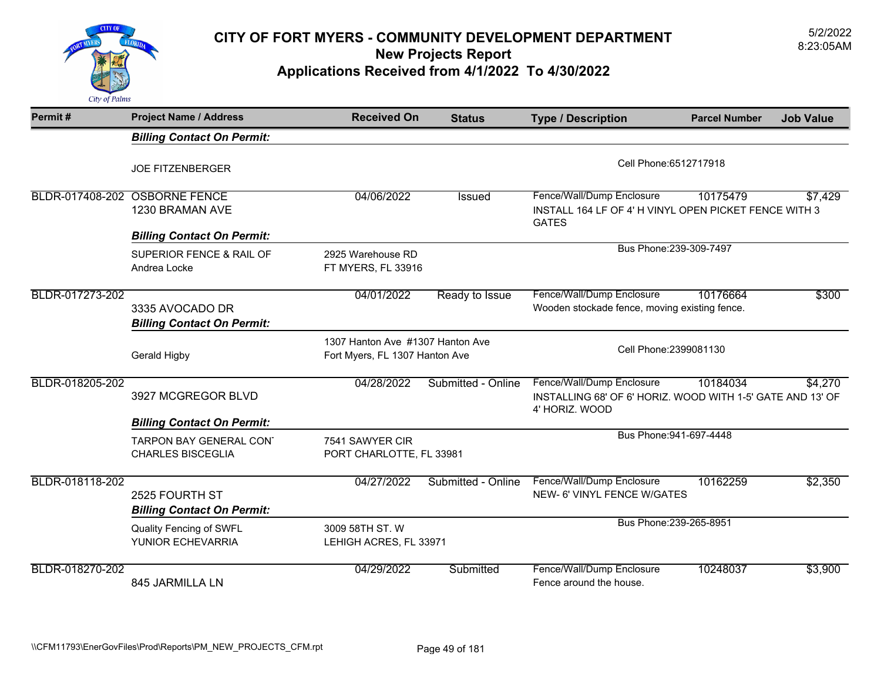# CITY OF FORT MYERS - COMMUNITY DEVELOPMENT DEPARTMENT
## New Projects Report
## Applications Received from 4/1/2022 To 4/30/2022

5/2/2022
8:23:05AM

| Permit # | Project Name / Address | Received On | Status | Type / Description | Parcel Number | Job Value |
|---|---|---|---|---|---|---|
| | ***Billing Contact On Permit:*** | | | | | |
| | JOE FITZENBERGER | | | Cell Phone:6512717918 | | |
| BLDR-017408-202 | OSBORNE FENCE<br>1230 BRAMAN AVE | 04/06/2022 | Issued | Fence/Wall/Dump Enclosure<br>INSTALL 164 LF OF 4' H VINYL OPEN PICKET FENCE WITH 3 GATES | 10175479 | $7,429 |
| | ***Billing Contact On Permit:*** | | | | | |
| | SUPERIOR FENCE & RAIL OF<br>Andrea Locke | 2925 Warehouse RD<br>FT MYERS, FL 33916 | | Bus Phone:239-309-7497 | | |
| BLDR-017273-202 | 3335 AVOCADO DR | 04/01/2022 | Ready to Issue | Fence/Wall/Dump Enclosure<br>Wooden stockade fence, moving existing fence. | 10176664 | $300 |
| | ***Billing Contact On Permit:*** | | | | | |
| | Gerald Higby | 1307 Hanton Ave #1307 Hanton Ave<br>Fort Myers, FL 1307 Hanton Ave | | Cell Phone:2399081130 | | |
| BLDR-018205-202 | 3927 MCGREGOR BLVD | 04/28/2022 | Submitted - Online | Fence/Wall/Dump Enclosure<br>INSTALLING 68' OF 6' HORIZ. WOOD WITH 1-5' GATE AND 13' OF 4' HORIZ. WOOD | 10184034 | $4,270 |
| | ***Billing Contact On Permit:*** | | | | | |
| | TARPON BAY GENERAL CON<br>CHARLES BISCEGLIA | 7541 SAWYER CIR<br>PORT CHARLOTTE, FL 33981 | | Bus Phone:941-697-4448 | | |
| BLDR-018118-202 | 2525 FOURTH ST | 04/27/2022 | Submitted - Online | Fence/Wall/Dump Enclosure<br>NEW- 6' VINYL FENCE W/GATES | 10162259 | $2,350 |
| | ***Billing Contact On Permit:*** | | | | | |
| | Quality Fencing of SWFL<br>YUNIOR ECHEVARRIA | 3009 58TH ST. W<br>LEHIGH ACRES, FL 33971 | | Bus Phone:239-265-8951 | | |
| BLDR-018270-202 | 845 JARMILLA LN | 04/29/2022 | Submitted | Fence/Wall/Dump Enclosure<br>Fence around the house. | 10248037 | $3,900 |

\\CFM11793\EnerGovFiles\Prod\Reports\PM_NEW_PROJECTS_CFM.rpt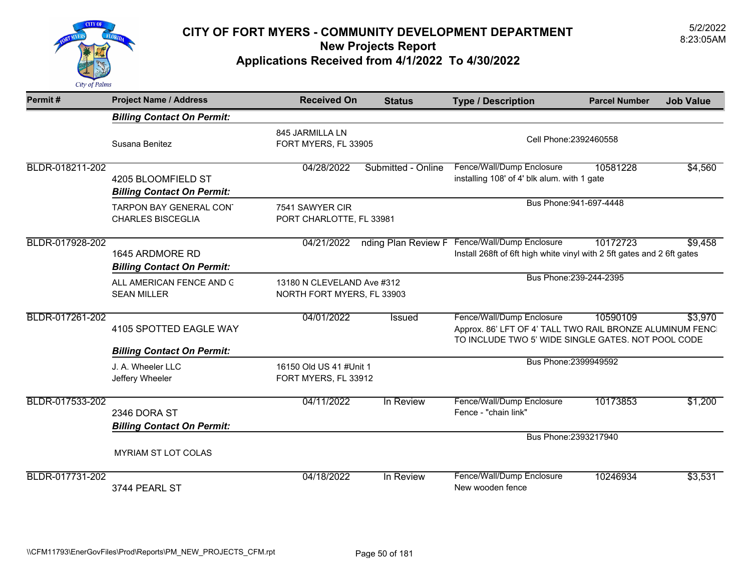# CITY OF FORT MYERS - COMMUNITY DEVELOPMENT DEPARTMENT
## New Projects Report
## Applications Received from 4/1/2022 To 4/30/2022

5/2/2022
8:23:05AM

| Permit # | Project Name / Address | Received On | Status | Type / Description | Parcel Number | Job Value |
|---|---|---|---|---|---|---|
| | ***Billing Contact On Permit:*** | | | | | |
| | Susana Benitez | 845 JARMILLA LN<br>FORT MYERS, FL 33905 | | Cell Phone:2392460558 | | |
| BLDR-018211-202 | 4205 BLOOMFIELD ST | 04/28/2022 | Submitted - Online | Fence/Wall/Dump Enclosure<br>installing 108' of 4' blk alum. with 1 gate | 10581228 | $4,560 |
| | ***Billing Contact On Permit:*** | | | | | |
| | TARPON BAY GENERAL CON'<br>CHARLES BISCEGLIA | 7541 SAWYER CIR<br>PORT CHARLOTTE, FL 33981 | | Bus Phone:941-697-4448 | | |
| BLDR-017928-202 | 1645 ARDMORE RD | 04/21/2022 | nding Plan Review F | Fence/Wall/Dump Enclosure<br>Install 268ft of 6ft high white vinyl with 2 5ft gates and 2 6ft gates | 10172723 | $9,458 |
| | ***Billing Contact On Permit:*** | | | | | |
| | ALL AMERICAN FENCE AND G<br>SEAN MILLER | 13180 N CLEVELAND Ave #312<br>NORTH FORT MYERS, FL 33903 | | Bus Phone:239-244-2395 | | |
| BLDR-017261-202 | 4105 SPOTTED EAGLE WAY | 04/01/2022 | Issued | Fence/Wall/Dump Enclosure<br>Approx. 86' LFT OF 4' TALL TWO RAIL BRONZE ALUMINUM FENCI TO INCLUDE TWO 5' WIDE SINGLE GATES. NOT POOL CODE | 10590109 | $3,970 |
| | ***Billing Contact On Permit:*** | | | | | |
| | J. A. Wheeler LLC<br>Jeffery Wheeler | 16150 Old US 41 #Unit 1<br>FORT MYERS, FL 33912 | | Bus Phone:2399949592 | | |
| BLDR-017533-202 | 2346 DORA ST | 04/11/2022 | In Review | Fence/Wall/Dump Enclosure<br>Fence - "chain link" | 10173853 | $1,200 |
| | ***Billing Contact On Permit:*** | | | | | |
| | MYRIAM ST LOT COLAS | | | Bus Phone:2393217940 | | |
| BLDR-017731-202 | 3744 PEARL ST | 04/18/2022 | In Review | Fence/Wall/Dump Enclosure<br>New wooden fence | 10246934 | $3,531 |

\\CFM11793\EnerGovFiles\Prod\Reports\PM_NEW_PROJECTS_CFM.rpt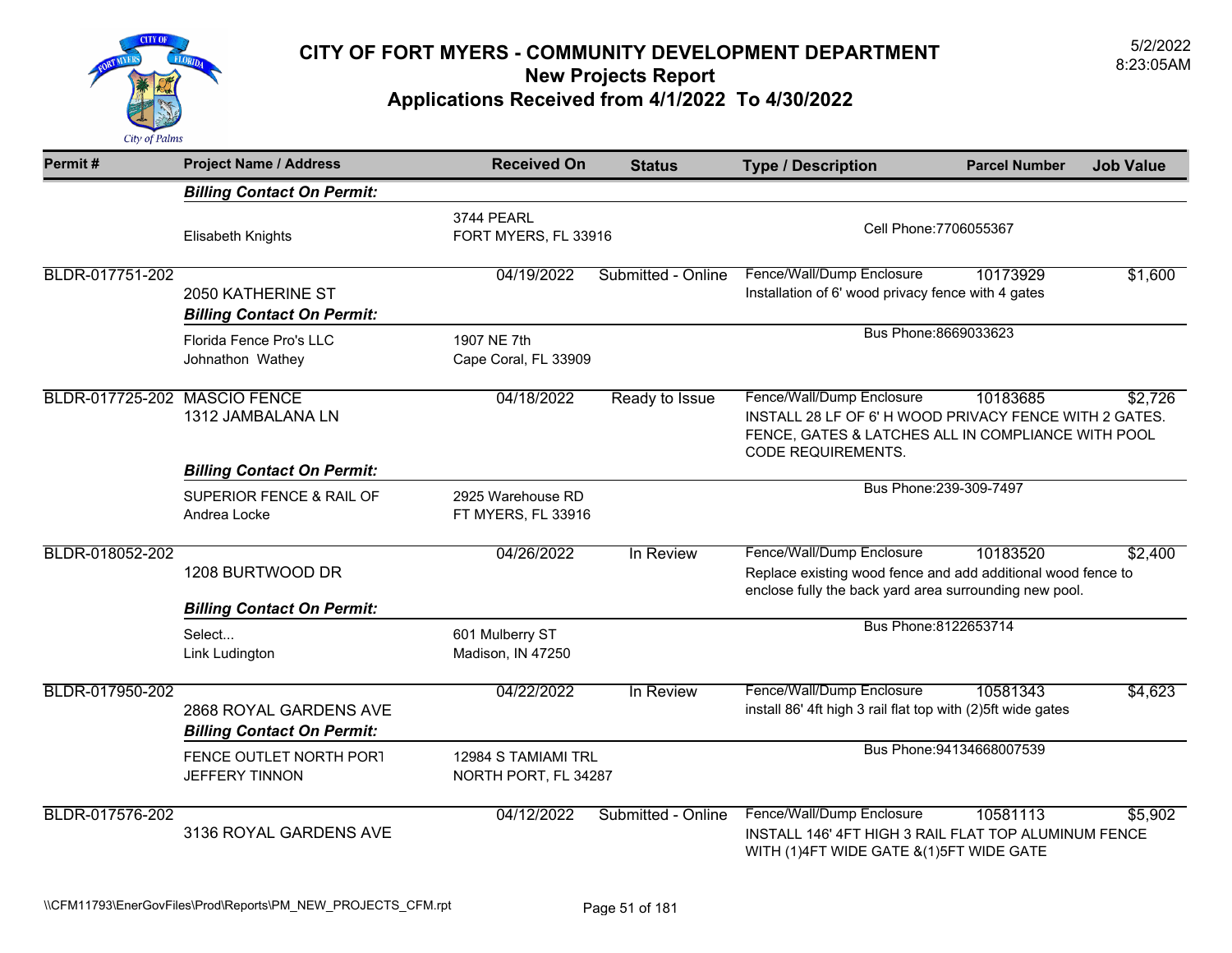# CITY OF FORT MYERS - COMMUNITY DEVELOPMENT DEPARTMENT

## New Projects Report

## Applications Received from 4/1/2022 To 4/30/2022

5/2/2022
8:23:05AM

| Permit # | Project Name / Address | Received On | Status | Type / Description | Parcel Number | Job Value |
|---|---|---|---|---|---|---|
| | ***Billing Contact On Permit:*** | | | | | |
| | Elisabeth Knights | 3744 PEARL<br>FORT MYERS, FL 33916 | | Cell Phone:7706055367 | | |
| BLDR-017751-202 | 2050 KATHERINE ST | 04/19/2022 | Submitted - Online | Fence/Wall/Dump Enclosure<br>Installation of 6' wood privacy fence with 4 gates | 10173929 | $1,600 |
| | ***Billing Contact On Permit:*** | | | | | |
| | Florida Fence Pro's LLC<br>Johnathon Wathey | 1907 NE 7th<br>Cape Coral, FL 33909 | | Bus Phone:8669033623 | | |
| BLDR-017725-202 | MASCIO FENCE<br>1312 JAMBALANA LN | 04/18/2022 | Ready to Issue | Fence/Wall/Dump Enclosure<br>INSTALL 28 LF OF 6' H WOOD PRIVACY FENCE WITH 2 GATES. FENCE, GATES & LATCHES ALL IN COMPLIANCE WITH POOL CODE REQUIREMENTS. | 10183685 | $2,726 |
| | ***Billing Contact On Permit:*** | | | | | |
| | SUPERIOR FENCE & RAIL OF<br>Andrea Locke | 2925 Warehouse RD<br>FT MYERS, FL 33916 | | Bus Phone:239-309-7497 | | |
| BLDR-018052-202 | 1208 BURTWOOD DR | 04/26/2022 | In Review | Fence/Wall/Dump Enclosure<br>Replace existing wood fence and add additional wood fence to enclose fully the back yard area surrounding new pool. | 10183520 | $2,400 |
| | ***Billing Contact On Permit:*** | | | | | |
| | Select...<br>Link Ludington | 601 Mulberry ST<br>Madison, IN 47250 | | Bus Phone:8122653714 | | |
| BLDR-017950-202 | 2868 ROYAL GARDENS AVE | 04/22/2022 | In Review | Fence/Wall/Dump Enclosure<br>install 86' 4ft high 3 rail flat top with (2)5ft wide gates | 10581343 | $4,623 |
| | ***Billing Contact On Permit:*** | | | | | |
| | FENCE OUTLET NORTH PORT<br>JEFFERY TINNON | 12984 S TAMIAMI TRL<br>NORTH PORT, FL 34287 | | Bus Phone:94134668007539 | | |
| BLDR-017576-202 | 3136 ROYAL GARDENS AVE | 04/12/2022 | Submitted - Online | Fence/Wall/Dump Enclosure<br>INSTALL 146' 4FT HIGH 3 RAIL FLAT TOP ALUMINUM FENCE WITH (1)4FT WIDE GATE &(1)5FT WIDE GATE | 10581113 | $5,902 |

\\CFM11793\EnerGovFiles\Prod\Reports\PM_NEW_PROJECTS_CFM.rpt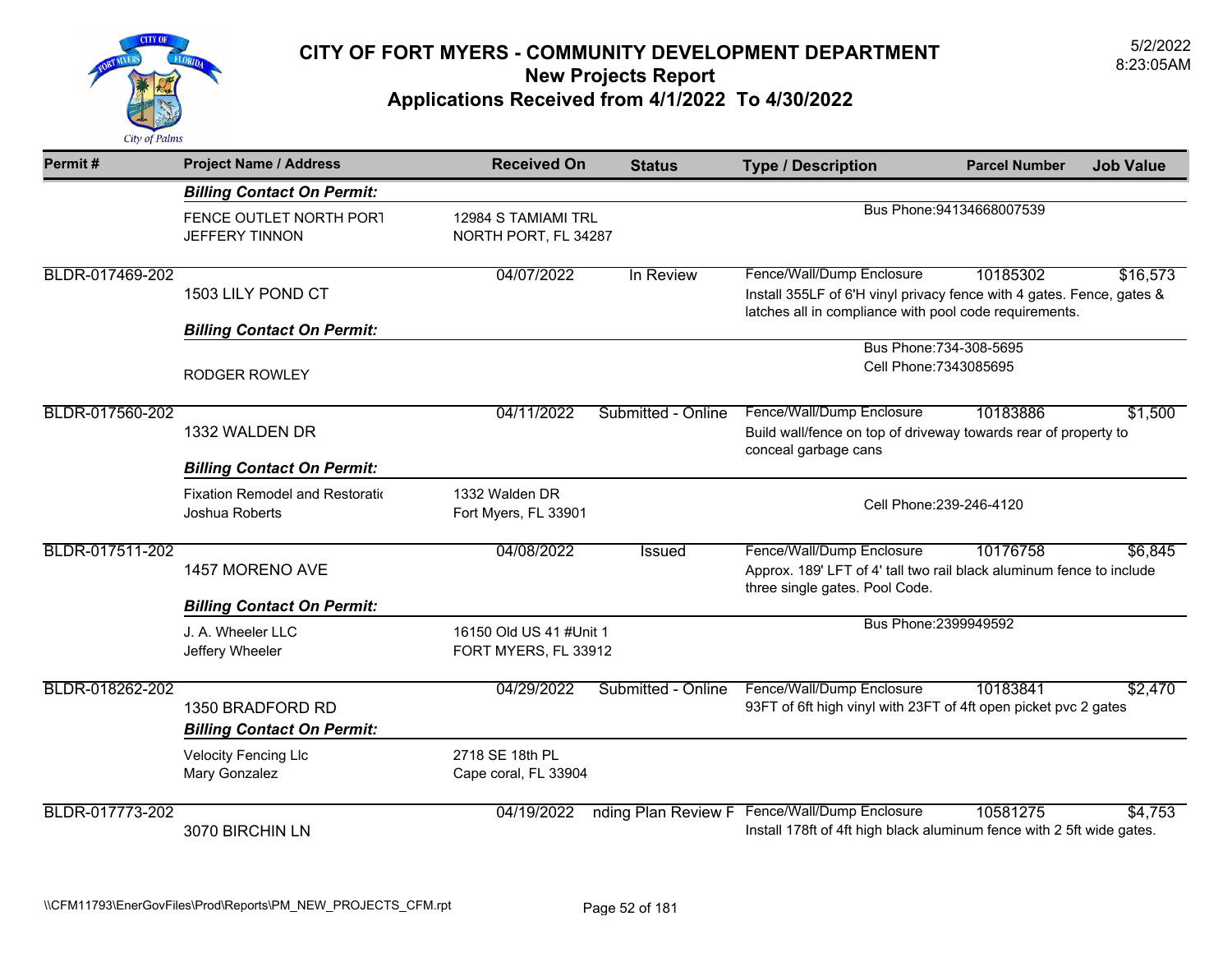# CITY OF FORT MYERS - COMMUNITY DEVELOPMENT DEPARTMENT
## New Projects Report
## Applications Received from 4/1/2022 To 4/30/2022

5/2/2022
8:23:05AM

| Permit # | Project Name / Address | Received On | Status | Type / Description | Parcel Number | Job Value |
|---|---|---|---|---|---|---|
| | ***Billing Contact On Permit:*** | | | | | |
| | FENCE OUTLET NORTH PORT<br>JEFFERY TINNON | 12984 S TAMIAMI TRL<br>NORTH PORT, FL 34287 | | Bus Phone:94134668007539 | | |
| BLDR-017469-202 | 1503 LILY POND CT | 04/07/2022 | In Review | Fence/Wall/Dump Enclosure<br>Install 355LF of 6'H vinyl privacy fence with 4 gates. Fence, gates & latches all in compliance with pool code requirements. | 10185302 | $16,573 |
| | ***Billing Contact On Permit:*** | | | | | |
| | RODGER ROWLEY | | | Bus Phone:734-308-5695<br>Cell Phone:7343085695 | | |
| BLDR-017560-202 | 1332 WALDEN DR | 04/11/2022 | Submitted - Online | Fence/Wall/Dump Enclosure<br>Build wall/fence on top of driveway towards rear of property to conceal garbage cans | 10183886 | $1,500 |
| | ***Billing Contact On Permit:*** | | | | | |
| | Fixation Remodel and Restoratio<br>Joshua Roberts | 1332 Walden DR<br>Fort Myers, FL 33901 | | Cell Phone:239-246-4120 | | |
| BLDR-017511-202 | 1457 MORENO AVE | 04/08/2022 | Issued | Fence/Wall/Dump Enclosure<br>Approx. 189' LFT of 4' tall two rail black aluminum fence to include three single gates. Pool Code. | 10176758 | $6,845 |
| | ***Billing Contact On Permit:*** | | | | | |
| | J. A. Wheeler LLC<br>Jeffery Wheeler | 16150 Old US 41 #Unit 1<br>FORT MYERS, FL 33912 | | Bus Phone:2399949592 | | |
| BLDR-018262-202 | 1350 BRADFORD RD | 04/29/2022 | Submitted - Online | Fence/Wall/Dump Enclosure<br>93FT of 6ft high vinyl with 23FT of 4ft open picket pvc 2 gates | 10183841 | $2,470 |
| | ***Billing Contact On Permit:*** | | | | | |
| | Velocity Fencing Llc<br>Mary Gonzalez | 2718 SE 18th PL<br>Cape coral, FL 33904 | | | | |
| BLDR-017773-202 | 3070 BIRCHIN LN | 04/19/2022 | nding Plan Review F | Fence/Wall/Dump Enclosure<br>Install 178ft of 4ft high black aluminum fence with 2 5ft wide gates. | 10581275 | $4,753 |

\\CFM11793\EnerGovFiles\Prod\Reports\PM_NEW_PROJECTS_CFM.rpt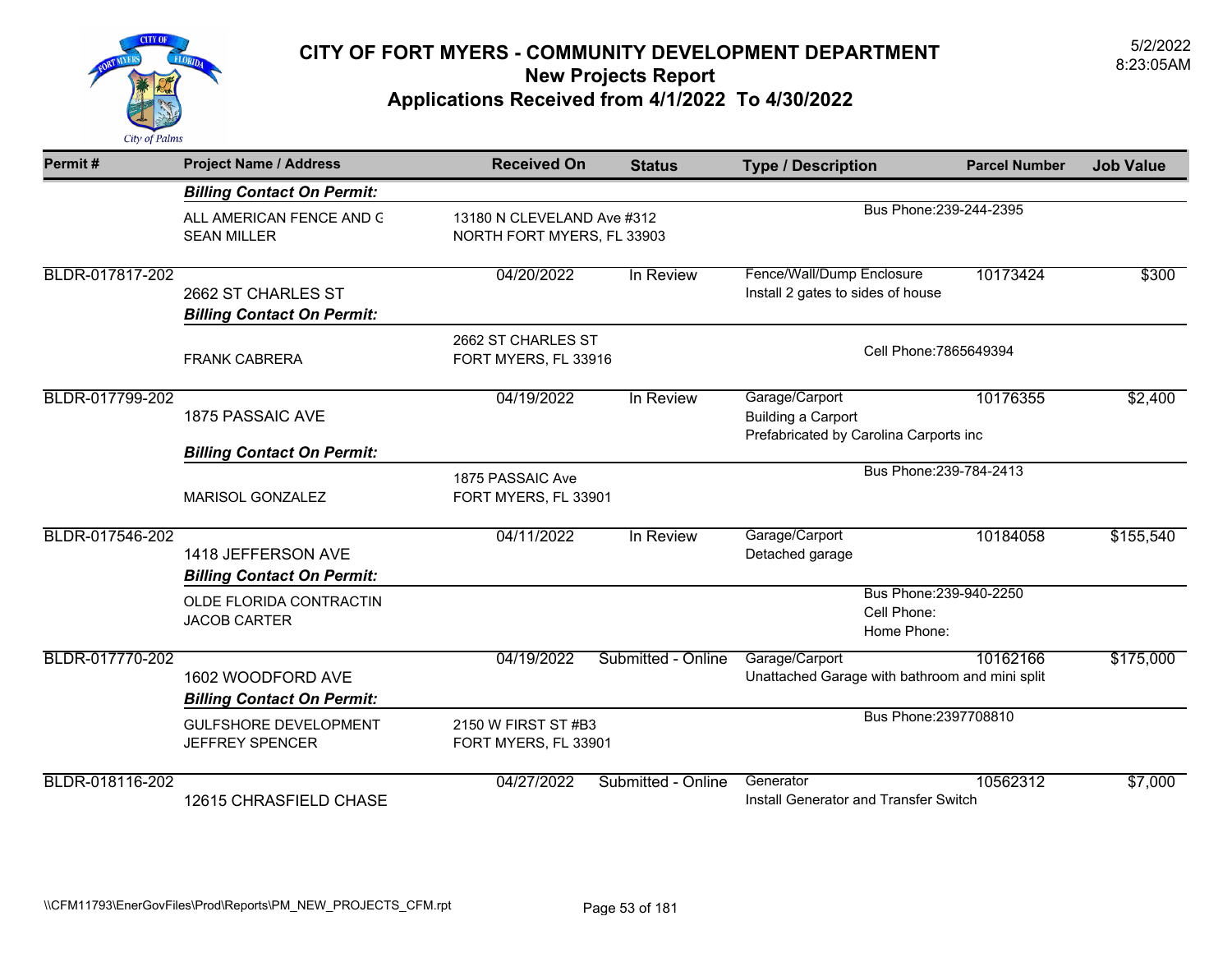# CITY OF FORT MYERS - COMMUNITY DEVELOPMENT DEPARTMENT
## New Projects Report
## Applications Received from 4/1/2022 To 4/30/2022

5/2/2022
8:23:05AM

| Permit # | Project Name / Address | Received On | Status | Type / Description | Parcel Number | Job Value |
|---|---|---|---|---|---|---|
| | ***Billing Contact On Permit:*** | | | | | |
| | ALL AMERICAN FENCE AND G<br>SEAN MILLER | 13180 N CLEVELAND Ave #312<br>NORTH FORT MYERS, FL 33903 | | Bus Phone:239-244-2395 | | |
| BLDR-017817-202 | 2662 ST CHARLES ST | 04/20/2022 | In Review | Fence/Wall/Dump Enclosure<br>Install 2 gates to sides of house | 10173424 | $300 |
| | ***Billing Contact On Permit:*** | | | | | |
| | FRANK CABRERA | 2662 ST CHARLES ST<br>FORT MYERS, FL 33916 | | Cell Phone:7865649394 | | |
| BLDR-017799-202 | 1875 PASSAIC AVE | 04/19/2022 | In Review | Garage/Carport<br>Building a Carport<br>Prefabricated by Carolina Carports inc | 10176355 | $2,400 |
| | ***Billing Contact On Permit:*** | | | | | |
| | MARISOL GONZALEZ | 1875 PASSAIC Ave<br>FORT MYERS, FL 33901 | | Bus Phone:239-784-2413 | | |
| BLDR-017546-202 | 1418 JEFFERSON AVE | 04/11/2022 | In Review | Garage/Carport<br>Detached garage | 10184058 | $155,540 |
| | ***Billing Contact On Permit:*** | | | | | |
| | OLDE FLORIDA CONTRACTIN<br>JACOB CARTER | | | Bus Phone:239-940-2250<br>Cell Phone:<br>Home Phone: | | |
| BLDR-017770-202 | 1602 WOODFORD AVE | 04/19/2022 | Submitted - Online | Garage/Carport<br>Unattached Garage with bathroom and mini split | 10162166 | $175,000 |
| | ***Billing Contact On Permit:*** | | | | | |
| | GULFSHORE DEVELOPMENT<br>JEFFREY SPENCER | 2150 W FIRST ST #B3<br>FORT MYERS, FL 33901 | | Bus Phone:2397708810 | | |
| BLDR-018116-202 | 12615 CHRASFIELD CHASE | 04/27/2022 | Submitted - Online | Generator<br>Install Generator and Transfer Switch | 10562312 | $7,000 |

\\CFM11793\EnerGovFiles\Prod\Reports\PM_NEW_PROJECTS_CFM.rpt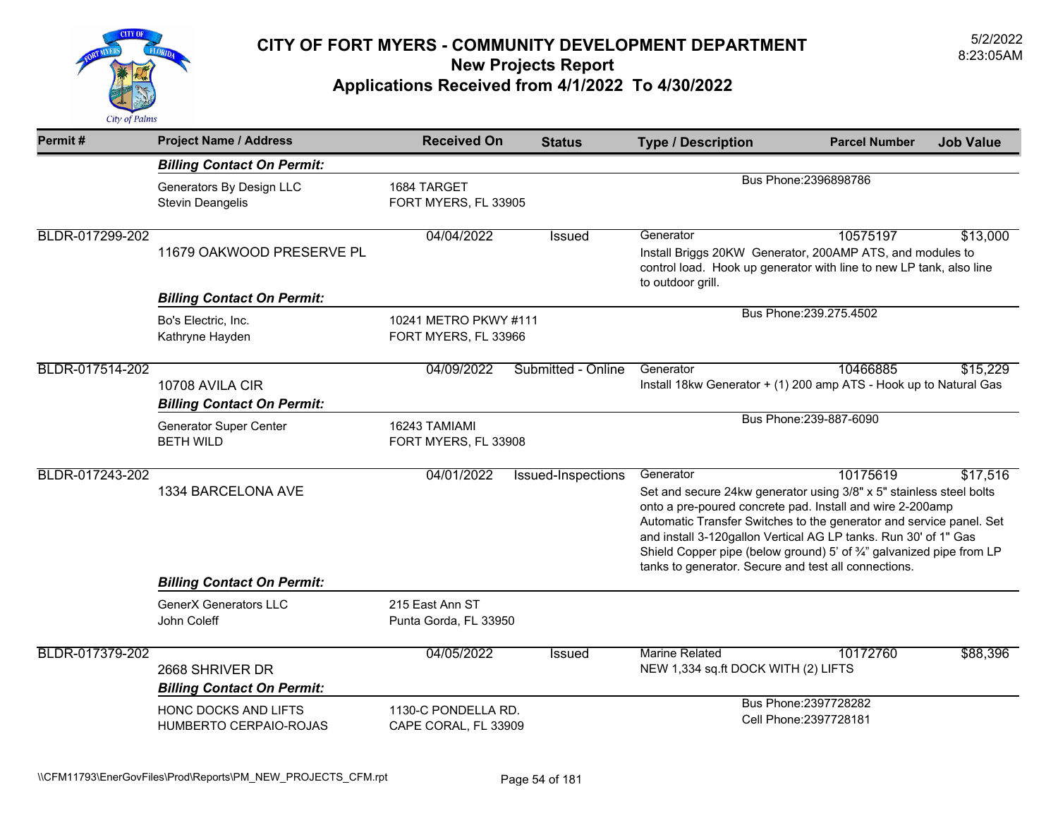# CITY OF FORT MYERS - COMMUNITY DEVELOPMENT DEPARTMENT
## New Projects Report
## Applications Received from 4/1/2022 To 4/30/2022

5/2/2022
8:23:05AM

| Permit # | Project Name / Address | Received On | Status | Type / Description | Parcel Number | Job Value |
|---|---|---|---|---|---|---|
| | ***Billing Contact On Permit:*** | | | | | |
| | Generators By Design LLC<br>Stevin Deangelis | 1684 TARGET<br>FORT MYERS, FL 33905 | | Bus Phone:2396898786 | | |
| BLDR-017299-202 | 11679 OAKWOOD PRESERVE PL | 04/04/2022 | Issued | Generator<br>Install Briggs 20KW Generator, 200AMP ATS, and modules to control load. Hook up generator with line to new LP tank, also line to outdoor grill. | 10575197 | $13,000 |
| | ***Billing Contact On Permit:*** | | | | | |
| | Bo's Electric, Inc.<br>Kathryne Hayden | 10241 METRO PKWY #111<br>FORT MYERS, FL 33966 | | Bus Phone:239.275.4502 | | |
| BLDR-017514-202 | 10708 AVILA CIR | 04/09/2022 | Submitted - Online | Generator<br>Install 18kw Generator + (1) 200 amp ATS - Hook up to Natural Gas | 10466885 | $15,229 |
| | ***Billing Contact On Permit:*** | | | | | |
| | Generator Super Center<br>BETH WILD | 16243 TAMIAMI<br>FORT MYERS, FL 33908 | | Bus Phone:239-887-6090 | | |
| BLDR-017243-202 | 1334 BARCELONA AVE | 04/01/2022 | Issued-Inspections | Generator<br>Set and secure 24kw generator using 3/8" x 5" stainless steel bolts onto a pre-poured concrete pad. Install and wire 2-200amp Automatic Transfer Switches to the generator and service panel. Set and install 3-120gallon Vertical AG LP tanks. Run 30' of 1" Gas Shield Copper pipe (below ground) 5' of ¾" galvanized pipe from LP tanks to generator. Secure and test all connections. | 10175619 | $17,516 |
| | ***Billing Contact On Permit:*** | | | | | |
| | GenerX Generators LLC<br>John Coleff | 215 East Ann ST<br>Punta Gorda, FL 33950 | | | | |
| BLDR-017379-202 | 2668 SHRIVER DR | 04/05/2022 | Issued | Marine Related<br>NEW 1,334 sq.ft DOCK WITH (2) LIFTS | 10172760 | $88,396 |
| | ***Billing Contact On Permit:*** | | | | | |
| | HONC DOCKS AND LIFTS<br>HUMBERTO CERPAIO-ROJAS | 1130-C PONDELLA RD.<br>CAPE CORAL, FL 33909 | | Bus Phone:2397728282<br>Cell Phone:2397728181 | | |

\\CFM11793\EnerGovFiles\Prod\Reports\PM_NEW_PROJECTS_CFM.rpt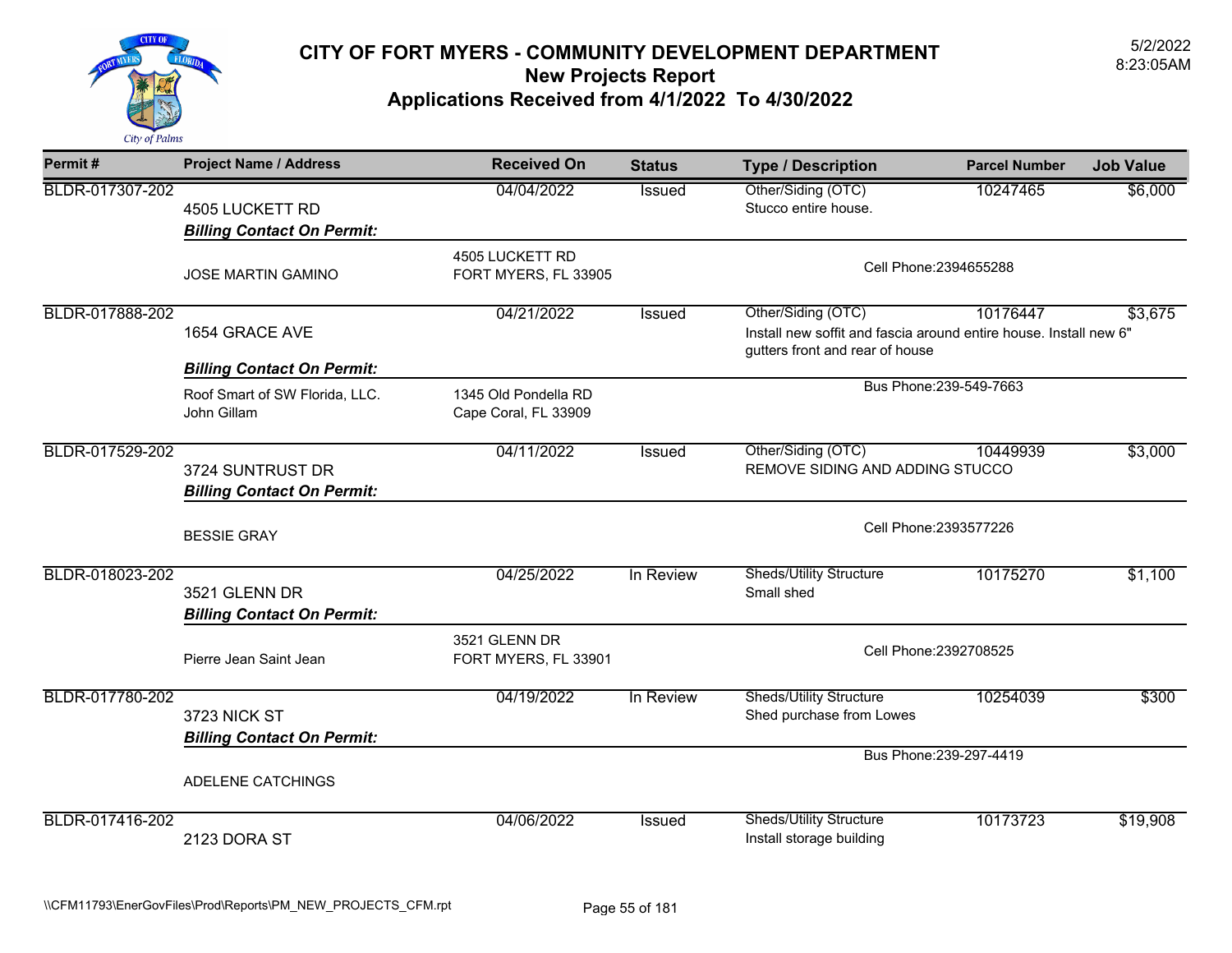# CITY OF FORT MYERS - COMMUNITY DEVELOPMENT DEPARTMENT

## New Projects Report

## Applications Received from 4/1/2022 To 4/30/2022

5/2/2022
8:23:05AM

| Permit # | Project Name / Address | Received On | Status | Type / Description | Parcel Number | Job Value |
|---|---|---|---|---|---|---|
| BLDR-017307-202 | 4505 LUCKETT RD | 04/04/2022 | Issued | Other/Siding (OTC)<br>Stucco entire house. | 10247465 | $6,000 |
| | ***Billing Contact On Permit:*** | | | | | |
| | JOSE MARTIN GAMINO | 4505 LUCKETT RD<br>FORT MYERS, FL 33905 | | Cell Phone:2394655288 | | |
| BLDR-017888-202 | 1654 GRACE AVE | 04/21/2022 | Issued | Other/Siding (OTC)<br>Install new soffit and fascia around entire house. Install new 6" gutters front and rear of house | 10176447 | $3,675 |
| | ***Billing Contact On Permit:*** | | | | | |
| | Roof Smart of SW Florida, LLC.<br>John Gillam | 1345 Old Pondella RD<br>Cape Coral, FL 33909 | | Bus Phone:239-549-7663 | | |
| BLDR-017529-202 | 3724 SUNTRUST DR | 04/11/2022 | Issued | Other/Siding (OTC)<br>REMOVE SIDING AND ADDING STUCCO | 10449939 | $3,000 |
| | ***Billing Contact On Permit:*** | | | | | |
| | BESSIE GRAY | | | Cell Phone:2393577226 | | |
| BLDR-018023-202 | 3521 GLENN DR | 04/25/2022 | In Review | Sheds/Utility Structure<br>Small shed | 10175270 | $1,100 |
| | ***Billing Contact On Permit:*** | | | | | |
| | Pierre Jean Saint Jean | 3521 GLENN DR<br>FORT MYERS, FL 33901 | | Cell Phone:2392708525 | | |
| BLDR-017780-202 | 3723 NICK ST | 04/19/2022 | In Review | Sheds/Utility Structure<br>Shed purchase from Lowes | 10254039 | $300 |
| | ***Billing Contact On Permit:*** | | | | | |
| | ADELENE CATCHINGS | | | Bus Phone:239-297-4419 | | |
| BLDR-017416-202 | 2123 DORA ST | 04/06/2022 | Issued | Sheds/Utility Structure<br>Install storage building | 10173723 | $19,908 |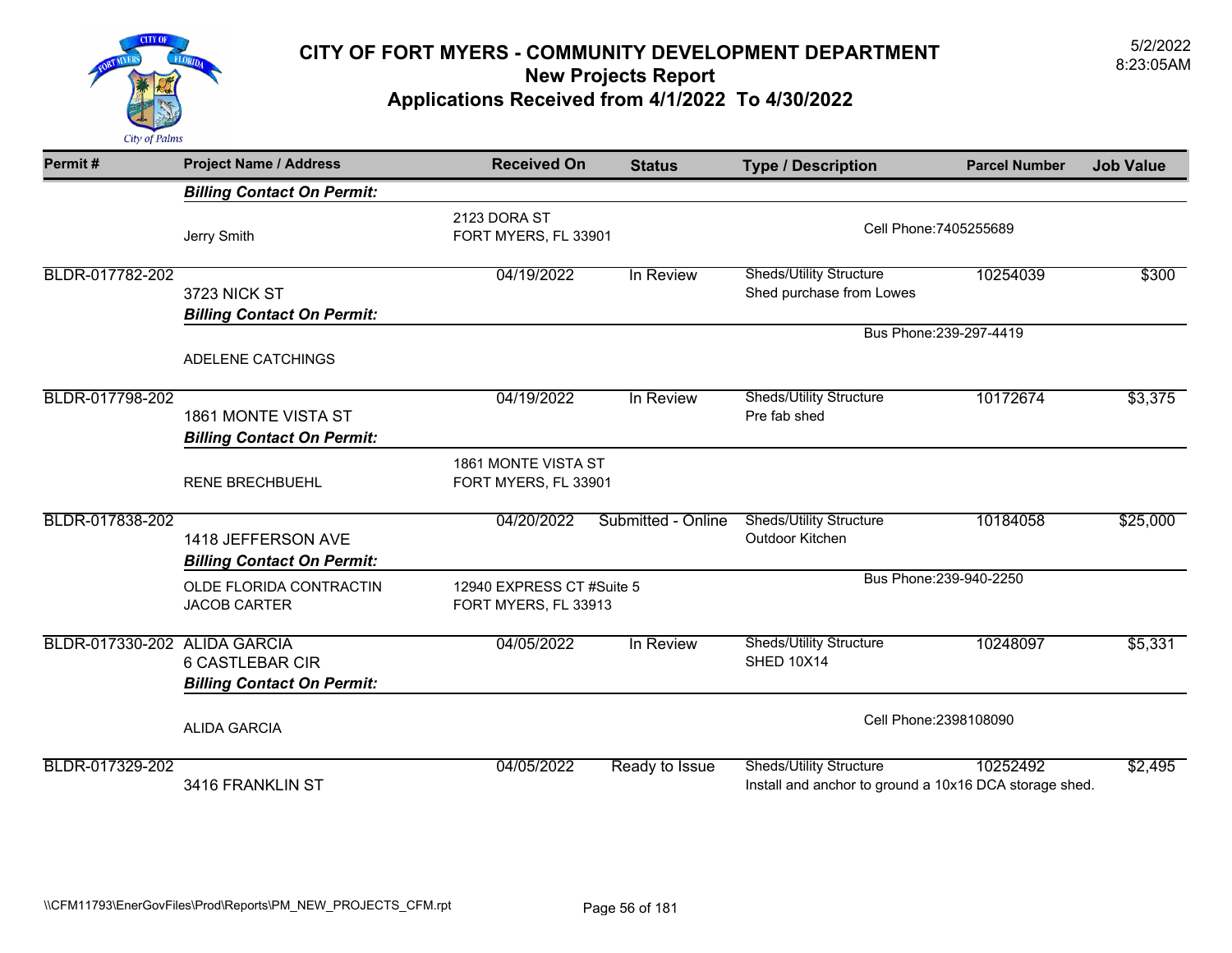# CITY OF FORT MYERS - COMMUNITY DEVELOPMENT DEPARTMENT
## New Projects Report
## Applications Received from 4/1/2022 To 4/30/2022

5/2/2022
8:23:05AM

| Permit # | Project Name / Address | Received On | Status | Type / Description | Parcel Number | Job Value |
|---|---|---|---|---|---|---|
| | ***Billing Contact On Permit:*** | | | | | |
| | Jerry Smith | 2123 DORA ST<br>FORT MYERS, FL 33901 | | Cell Phone:7405255689 | | |
| BLDR-017782-202 | 3723 NICK ST | 04/19/2022 | In Review | Sheds/Utility Structure<br>Shed purchase from Lowes | 10254039 | $300 |
| | ***Billing Contact On Permit:*** | | | | | |
| | ADELENE CATCHINGS | | | Bus Phone:239-297-4419 | | |
| BLDR-017798-202 | 1861 MONTE VISTA ST | 04/19/2022 | In Review | Sheds/Utility Structure<br>Pre fab shed | 10172674 | $3,375 |
| | ***Billing Contact On Permit:*** | | | | | |
| | RENE BRECHBUEHL | 1861 MONTE VISTA ST<br>FORT MYERS, FL 33901 | | | | |
| BLDR-017838-202 | 1418 JEFFERSON AVE | 04/20/2022 | Submitted - Online | Sheds/Utility Structure<br>Outdoor Kitchen | 10184058 | $25,000 |
| | ***Billing Contact On Permit:*** | | | | | |
| | OLDE FLORIDA CONTRACTIN<br>JACOB CARTER | 12940 EXPRESS CT #Suite 5<br>FORT MYERS, FL 33913 | | Bus Phone:239-940-2250 | | |
| BLDR-017330-202 | ALIDA GARCIA<br>6 CASTLEBAR CIR | 04/05/2022 | In Review | Sheds/Utility Structure<br>SHED 10X14 | 10248097 | $5,331 |
| | ***Billing Contact On Permit:*** | | | | | |
| | ALIDA GARCIA | | | Cell Phone:2398108090 | | |
| BLDR-017329-202 | 3416 FRANKLIN ST | 04/05/2022 | Ready to Issue | Sheds/Utility Structure<br>Install and anchor to ground a 10x16 DCA storage shed. | 10252492 | $2,495 |

\\CFM11793\EnerGovFiles\Prod\Reports\PM_NEW_PROJECTS_CFM.rpt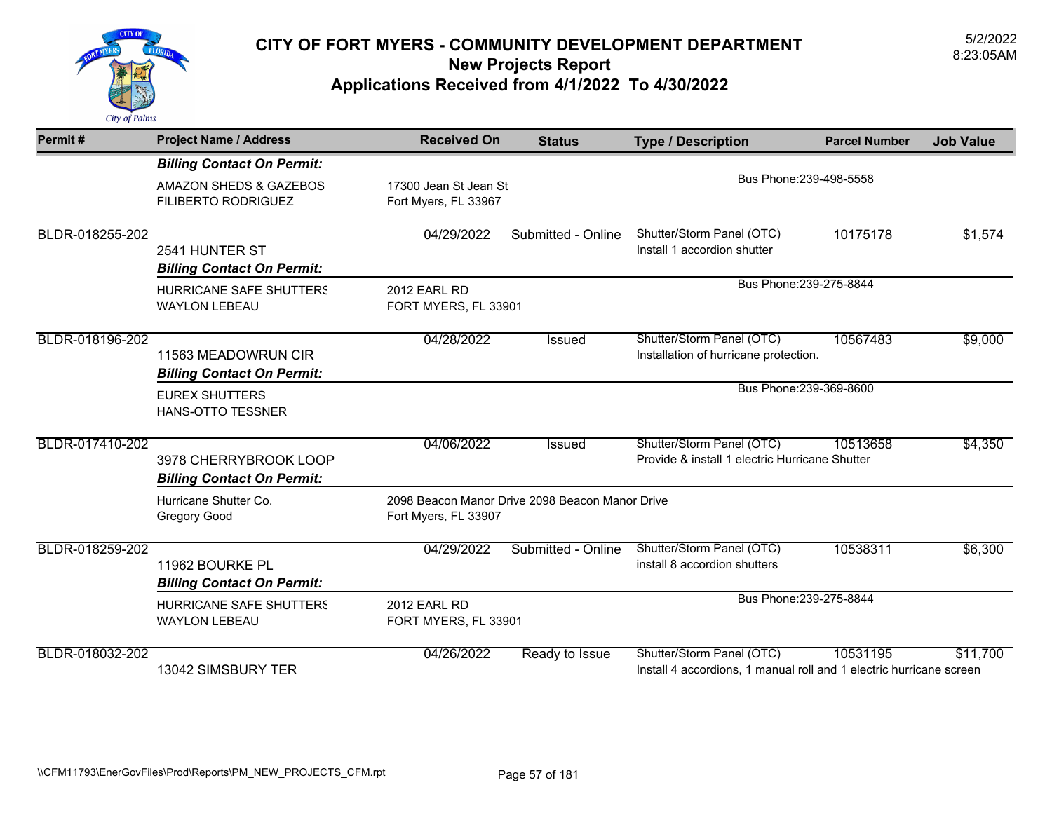# CITY OF FORT MYERS - COMMUNITY DEVELOPMENT DEPARTMENT

## New Projects Report

## Applications Received from 4/1/2022 To 4/30/2022

5/2/2022
8:23:05AM

| Permit # | Project Name / Address | Received On | Status | Type / Description | Parcel Number | Job Value |
|---|---|---|---|---|---|---|
| | ***Billing Contact On Permit:*** | | | | | |
| | AMAZON SHEDS & GAZEBOS<br>FILIBERTO RODRIGUEZ | 17300 Jean St Jean St<br>Fort Myers, FL 33967 | | Bus Phone:239-498-5558 | | |
| BLDR-018255-202 | 2541 HUNTER ST | 04/29/2022 | Submitted - Online | Shutter/Storm Panel (OTC)<br>Install 1 accordion shutter | 10175178 | $1,574 |
| | ***Billing Contact On Permit:*** | | | | | |
| | HURRICANE SAFE SHUTTERS<br>WAYLON LEBEAU | 2012 EARL RD<br>FORT MYERS, FL 33901 | | Bus Phone:239-275-8844 | | |
| BLDR-018196-202 | 11563 MEADOWRUN CIR | 04/28/2022 | Issued | Shutter/Storm Panel (OTC)<br>Installation of hurricane protection. | 10567483 | $9,000 |
| | ***Billing Contact On Permit:*** | | | | | |
| | EUREX SHUTTERS<br>HANS-OTTO TESSNER | | | Bus Phone:239-369-8600 | | |
| BLDR-017410-202 | 3978 CHERRYBROOK LOOP | 04/06/2022 | Issued | Shutter/Storm Panel (OTC)<br>Provide & install 1 electric Hurricane Shutter | 10513658 | $4,350 |
| | ***Billing Contact On Permit:*** | | | | | |
| | Hurricane Shutter Co.<br>Gregory Good | 2098 Beacon Manor Drive 2098 Beacon Manor Drive<br>Fort Myers, FL 33907 | | | | |
| BLDR-018259-202 | 11962 BOURKE PL | 04/29/2022 | Submitted - Online | Shutter/Storm Panel (OTC)<br>install 8 accordion shutters | 10538311 | $6,300 |
| | ***Billing Contact On Permit:*** | | | | | |
| | HURRICANE SAFE SHUTTERS<br>WAYLON LEBEAU | 2012 EARL RD<br>FORT MYERS, FL 33901 | | Bus Phone:239-275-8844 | | |
| BLDR-018032-202 | 13042 SIMSBURY TER | 04/26/2022 | Ready to Issue | Shutter/Storm Panel (OTC)<br>Install 4 accordions, 1 manual roll and 1 electric hurricane screen | 10531195 | $11,700 |

\\CFM11793\EnerGovFiles\Prod\Reports\PM_NEW_PROJECTS_CFM.rpt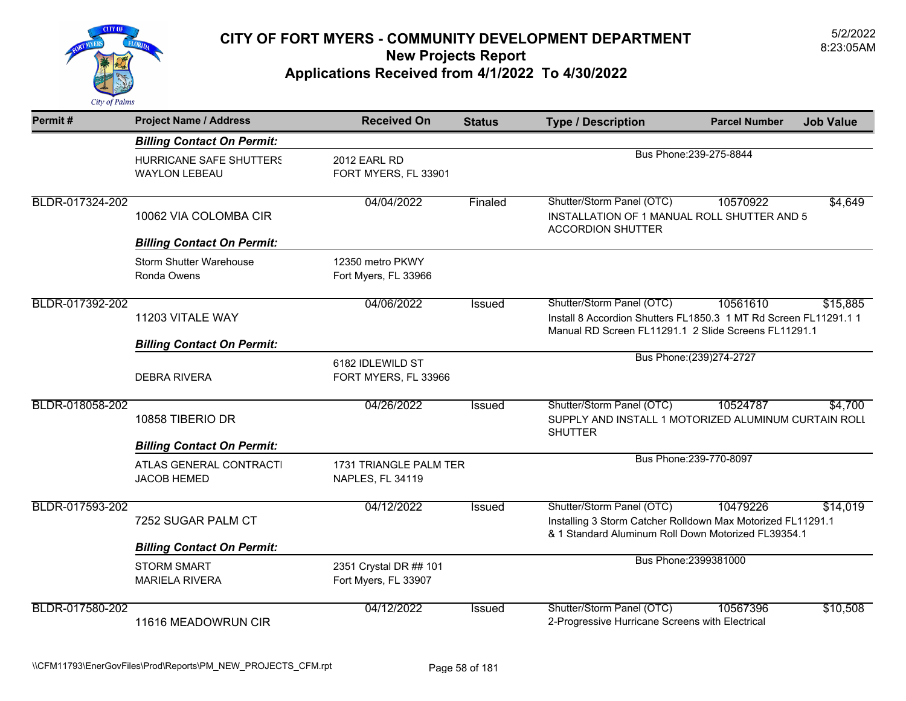# CITY OF FORT MYERS - COMMUNITY DEVELOPMENT DEPARTMENT
## New Projects Report
## Applications Received from 4/1/2022 To 4/30/2022

5/2/2022
8:23:05AM

| Permit # | Project Name / Address | Received On | Status | Type / Description | Parcel Number | Job Value |
|---|---|---|---|---|---|---|
| | ***Billing Contact On Permit:*** | | | | | |
| | HURRICANE SAFE SHUTTERS<br>WAYLON LEBEAU | 2012 EARL RD<br>FORT MYERS, FL 33901 | | Bus Phone:239-275-8844 | | |
| BLDR-017324-202 | 10062 VIA COLOMBA CIR | 04/04/2022 | Finaled | Shutter/Storm Panel (OTC)<br>INSTALLATION OF 1 MANUAL ROLL SHUTTER AND 5 ACCORDION SHUTTER | 10570922 | $4,649 |
| | ***Billing Contact On Permit:*** | | | | | |
| | Storm Shutter Warehouse<br>Ronda Owens | 12350 metro PKWY<br>Fort Myers, FL 33966 | | | | |
| BLDR-017392-202 | 11203 VITALE WAY | 04/06/2022 | Issued | Shutter/Storm Panel (OTC)<br>Install 8 Accordion Shutters FL1850.3 1 MT Rd Screen FL11291.1 1 Manual RD Screen FL11291.1 2 Slide Screens FL11291.1 | 10561610 | $15,885 |
| | ***Billing Contact On Permit:*** | | | | | |
| | DEBRA RIVERA | 6182 IDLEWILD ST<br>FORT MYERS, FL 33966 | | Bus Phone:(239)274-2727 | | |
| BLDR-018058-202 | 10858 TIBERIO DR | 04/26/2022 | Issued | Shutter/Storm Panel (OTC)<br>SUPPLY AND INSTALL 1 MOTORIZED ALUMINUM CURTAIN ROLL SHUTTER | 10524787 | $4,700 |
| | ***Billing Contact On Permit:*** | | | | | |
| | ATLAS GENERAL CONTRACTI<br>JACOB HEMED | 1731 TRIANGLE PALM TER<br>NAPLES, FL 34119 | | Bus Phone:239-770-8097 | | |
| BLDR-017593-202 | 7252 SUGAR PALM CT | 04/12/2022 | Issued | Shutter/Storm Panel (OTC)<br>Installing 3 Storm Catcher Rolldown Max Motorized FL11291.1 & 1 Standard Aluminum Roll Down Motorized FL39354.1 | 10479226 | $14,019 |
| | ***Billing Contact On Permit:*** | | | | | |
| | STORM SMART<br>MARIELA RIVERA | 2351 Crystal DR ## 101<br>Fort Myers, FL 33907 | | Bus Phone:2399381000 | | |
| BLDR-017580-202 | 11616 MEADOWRUN CIR | 04/12/2022 | Issued | Shutter/Storm Panel (OTC)<br>2-Progressive Hurricane Screens with Electrical | 10567396 | $10,508 |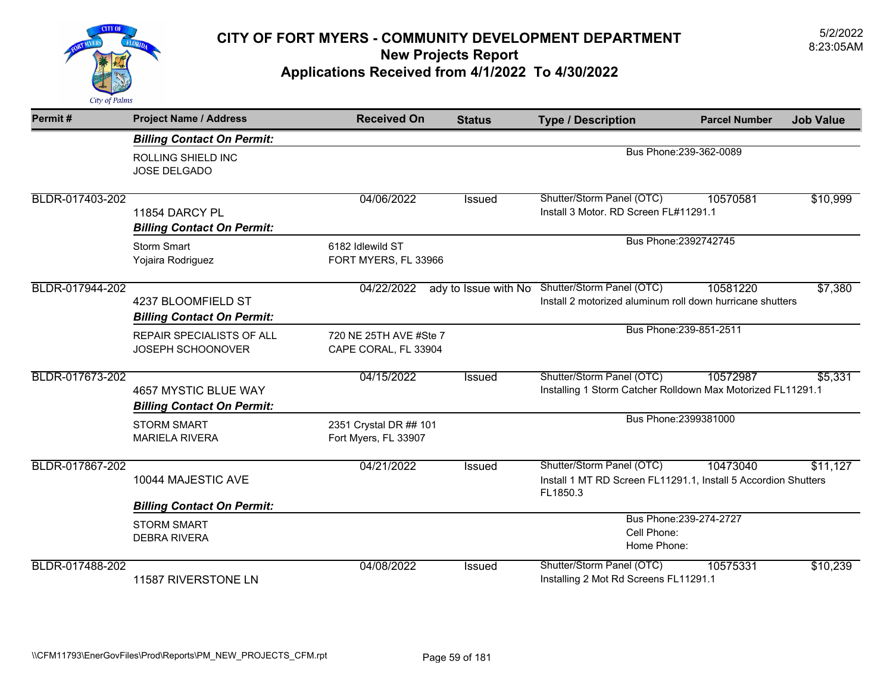# CITY OF FORT MYERS - COMMUNITY DEVELOPMENT DEPARTMENT
## New Projects Report
## Applications Received from 4/1/2022 To 4/30/2022

5/2/2022
8:23:05AM

| Permit # | Project Name / Address | Received On | Status | Type / Description | Parcel Number | Job Value |
|---|---|---|---|---|---|---|
| | ***Billing Contact On Permit:*** | | | | | |
| | ROLLING SHIELD INC<br>JOSE DELGADO | | | Bus Phone:239-362-0089 | | |
| BLDR-017403-202 | 11854 DARCY PL | 04/06/2022 | Issued | Shutter/Storm Panel (OTC)<br>Install 3 Motor. RD Screen FL#11291.1 | 10570581 | $10,999 |
| | ***Billing Contact On Permit:*** | | | | | |
| | Storm Smart<br>Yojaira Rodriguez | 6182 Idlewild ST<br>FORT MYERS, FL 33966 | | Bus Phone:2392742745 | | |
| BLDR-017944-202 | 4237 BLOOMFIELD ST | 04/22/2022 | ady to Issue with No | Shutter/Storm Panel (OTC)<br>Install 2 motorized aluminum roll down hurricane shutters | 10581220 | $7,380 |
| | ***Billing Contact On Permit:*** | | | | | |
| | REPAIR SPECIALISTS OF ALL<br>JOSEPH SCHOONOVER | 720 NE 25TH AVE #Ste 7<br>CAPE CORAL, FL 33904 | | Bus Phone:239-851-2511 | | |
| BLDR-017673-202 | 4657 MYSTIC BLUE WAY | 04/15/2022 | Issued | Shutter/Storm Panel (OTC)<br>Installing 1 Storm Catcher Rolldown Max Motorized FL11291.1 | 10572987 | $5,331 |
| | ***Billing Contact On Permit:*** | | | | | |
| | STORM SMART<br>MARIELA RIVERA | 2351 Crystal DR ## 101<br>Fort Myers, FL 33907 | | Bus Phone:2399381000 | | |
| BLDR-017867-202 | 10044 MAJESTIC AVE | 04/21/2022 | Issued | Shutter/Storm Panel (OTC)<br>Install 1 MT RD Screen FL11291.1, Install 5 Accordion Shutters FL1850.3 | 10473040 | $11,127 |
| | ***Billing Contact On Permit:*** | | | | | |
| | STORM SMART<br>DEBRA RIVERA | | | Bus Phone:239-274-2727<br>Cell Phone:<br>Home Phone: | | |
| BLDR-017488-202 | 11587 RIVERSTONE LN | 04/08/2022 | Issued | Shutter/Storm Panel (OTC)<br>Installing 2 Mot Rd Screens FL11291.1 | 10575331 | $10,239 |

\\CFM11793\EnerGovFiles\Prod\Reports\PM_NEW_PROJECTS_CFM.rpt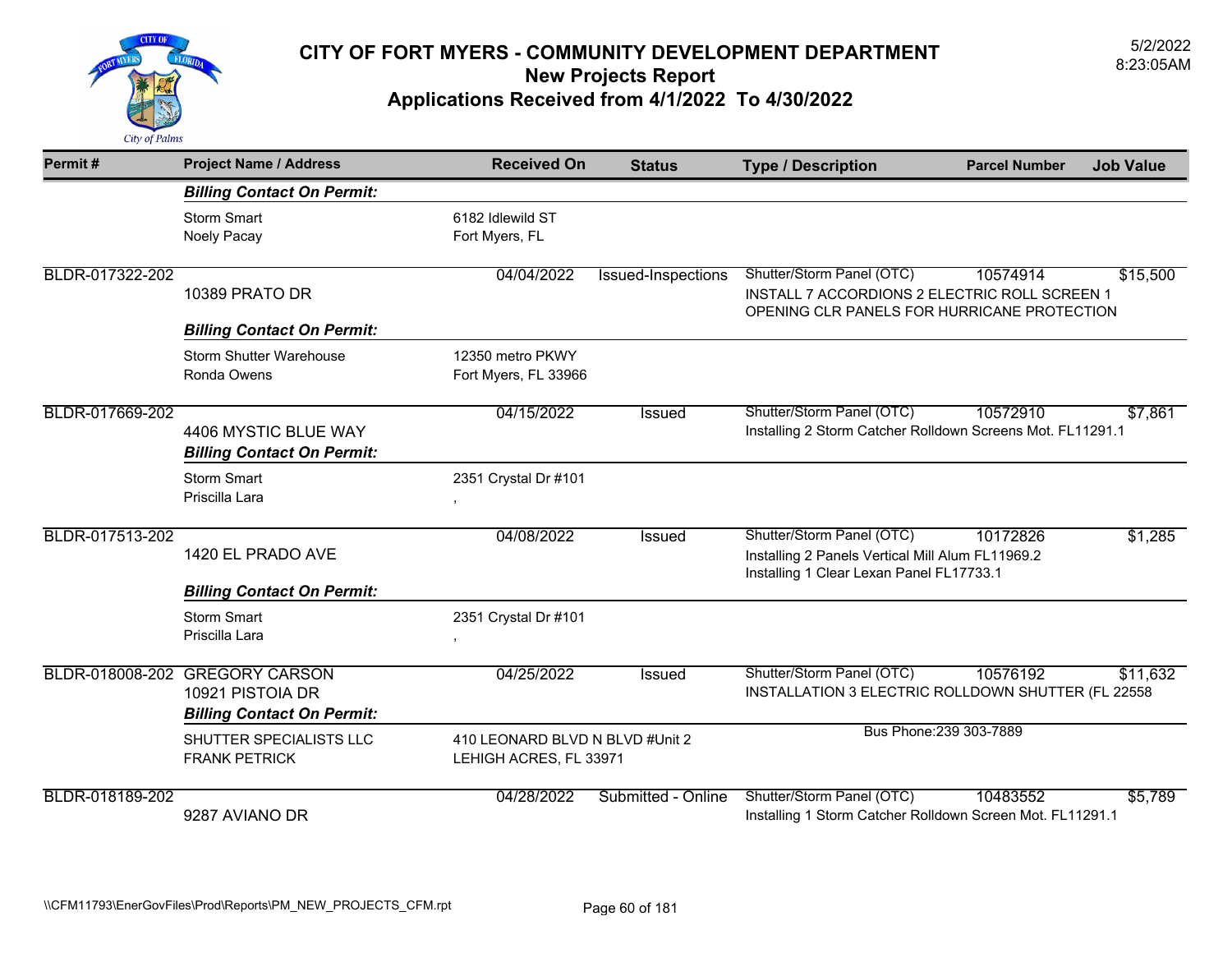# CITY OF FORT MYERS - COMMUNITY DEVELOPMENT DEPARTMENT
## New Projects Report
## Applications Received from 4/1/2022 To 4/30/2022

5/2/2022
8:23:05AM

| Permit # | Project Name / Address | Received On | Status | Type / Description | Parcel Number | Job Value |
|---|---|---|---|---|---|---|
| | ***Billing Contact On Permit:*** | | | | | |
| | Storm Smart<br>Noely Pacay | 6182 Idlewild ST<br>Fort Myers, FL | | | | |
| BLDR-017322-202 | 10389 PRATO DR | 04/04/2022 | Issued-Inspections | Shutter/Storm Panel (OTC)<br>INSTALL 7 ACCORDIONS 2 ELECTRIC ROLL SCREEN 1 OPENING CLR PANELS FOR HURRICANE PROTECTION | 10574914 | $15,500 |
| | ***Billing Contact On Permit:*** | | | | | |
| | Storm Shutter Warehouse<br>Ronda Owens | 12350 metro PKWY<br>Fort Myers, FL 33966 | | | | |
| BLDR-017669-202 | 4406 MYSTIC BLUE WAY | 04/15/2022 | Issued | Shutter/Storm Panel (OTC)<br>Installing 2 Storm Catcher Rolldown Screens Mot. FL11291.1 | 10572910 | $7,861 |
| | ***Billing Contact On Permit:*** | | | | | |
| | Storm Smart<br>Priscilla Lara | 2351 Crystal Dr #101<br>, | | | | |
| BLDR-017513-202 | 1420 EL PRADO AVE | 04/08/2022 | Issued | Shutter/Storm Panel (OTC)<br>Installing 2 Panels Vertical Mill Alum FL11969.2<br>Installing 1 Clear Lexan Panel FL17733.1 | 10172826 | $1,285 |
| | ***Billing Contact On Permit:*** | | | | | |
| | Storm Smart<br>Priscilla Lara | 2351 Crystal Dr #101<br>, | | | | |
| BLDR-018008-202 | GREGORY CARSON<br>10921 PISTOIA DR | 04/25/2022 | Issued | Shutter/Storm Panel (OTC)<br>INSTALLATION 3 ELECTRIC ROLLDOWN SHUTTER (FL 22558 | 10576192 | $11,632 |
| | ***Billing Contact On Permit:*** | | | | | |
| | SHUTTER SPECIALISTS LLC<br>FRANK PETRICK | 410 LEONARD BLVD N BLVD #Unit 2<br>LEHIGH ACRES, FL 33971 | | Bus Phone:239 303-7889 | | |
| BLDR-018189-202 | 9287 AVIANO DR | 04/28/2022 | Submitted - Online | Shutter/Storm Panel (OTC)<br>Installing 1 Storm Catcher Rolldown Screen Mot. FL11291.1 | 10483552 | $5,789 |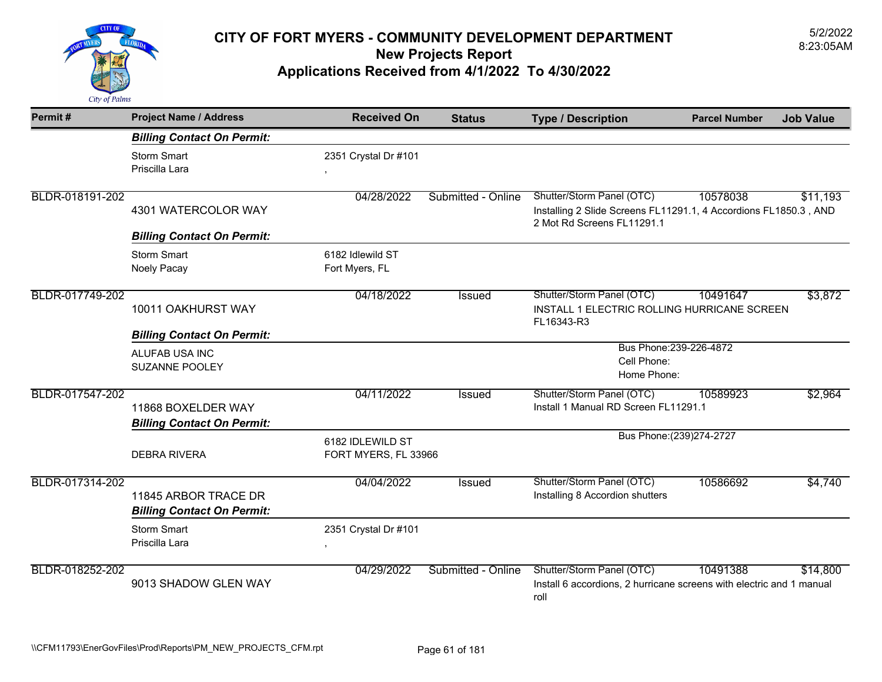# CITY OF FORT MYERS - COMMUNITY DEVELOPMENT DEPARTMENT

## New Projects Report

## Applications Received from 4/1/2022 To 4/30/2022

5/2/2022
8:23:05AM

| Permit # | Project Name / Address | Received On | Status | Type / Description | Parcel Number | Job Value |
|---|---|---|---|---|---|---|
| | ***Billing Contact On Permit:*** | | | | | |
| | Storm Smart<br>Priscilla Lara | 2351 Crystal Dr #101<br>, | | | | |
| BLDR-018191-202 | 4301 WATERCOLOR WAY | 04/28/2022 | Submitted - Online | Shutter/Storm Panel (OTC)<br>Installing 2 Slide Screens FL11291.1, 4 Accordions FL1850.3 , AND 2 Mot Rd Screens FL11291.1 | 10578038 | $11,193 |
| | ***Billing Contact On Permit:*** | | | | | |
| | Storm Smart<br>Noely Pacay | 6182 Idlewild ST<br>Fort Myers, FL | | | | |
| BLDR-017749-202 | 10011 OAKHURST WAY | 04/18/2022 | Issued | Shutter/Storm Panel (OTC)<br>INSTALL 1 ELECTRIC ROLLING HURRICANE SCREEN FL16343-R3 | 10491647 | $3,872 |
| | ***Billing Contact On Permit:*** | | | | | |
| | ALUFAB USA INC<br>SUZANNE POOLEY | | | Bus Phone:239-226-4872<br>Cell Phone:<br>Home Phone: | | |
| BLDR-017547-202 | 11868 BOXELDER WAY | 04/11/2022 | Issued | Shutter/Storm Panel (OTC)<br>Install 1 Manual RD Screen FL11291.1 | 10589923 | $2,964 |
| | ***Billing Contact On Permit:*** | | | | | |
| | DEBRA RIVERA | 6182 IDLEWILD ST<br>FORT MYERS, FL 33966 | | Bus Phone:(239)274-2727 | | |
| BLDR-017314-202 | 11845 ARBOR TRACE DR | 04/04/2022 | Issued | Shutter/Storm Panel (OTC)<br>Installing 8 Accordion shutters | 10586692 | $4,740 |
| | ***Billing Contact On Permit:*** | | | | | |
| | Storm Smart<br>Priscilla Lara | 2351 Crystal Dr #101<br>, | | | | |
| BLDR-018252-202 | 9013 SHADOW GLEN WAY | 04/29/2022 | Submitted - Online | Shutter/Storm Panel (OTC)<br>Install 6 accordions, 2 hurricane screens with electric and 1 manual roll | 10491388 | $14,800 |

\\CFM11793\EnerGovFiles\Prod\Reports\PM_NEW_PROJECTS_CFM.rpt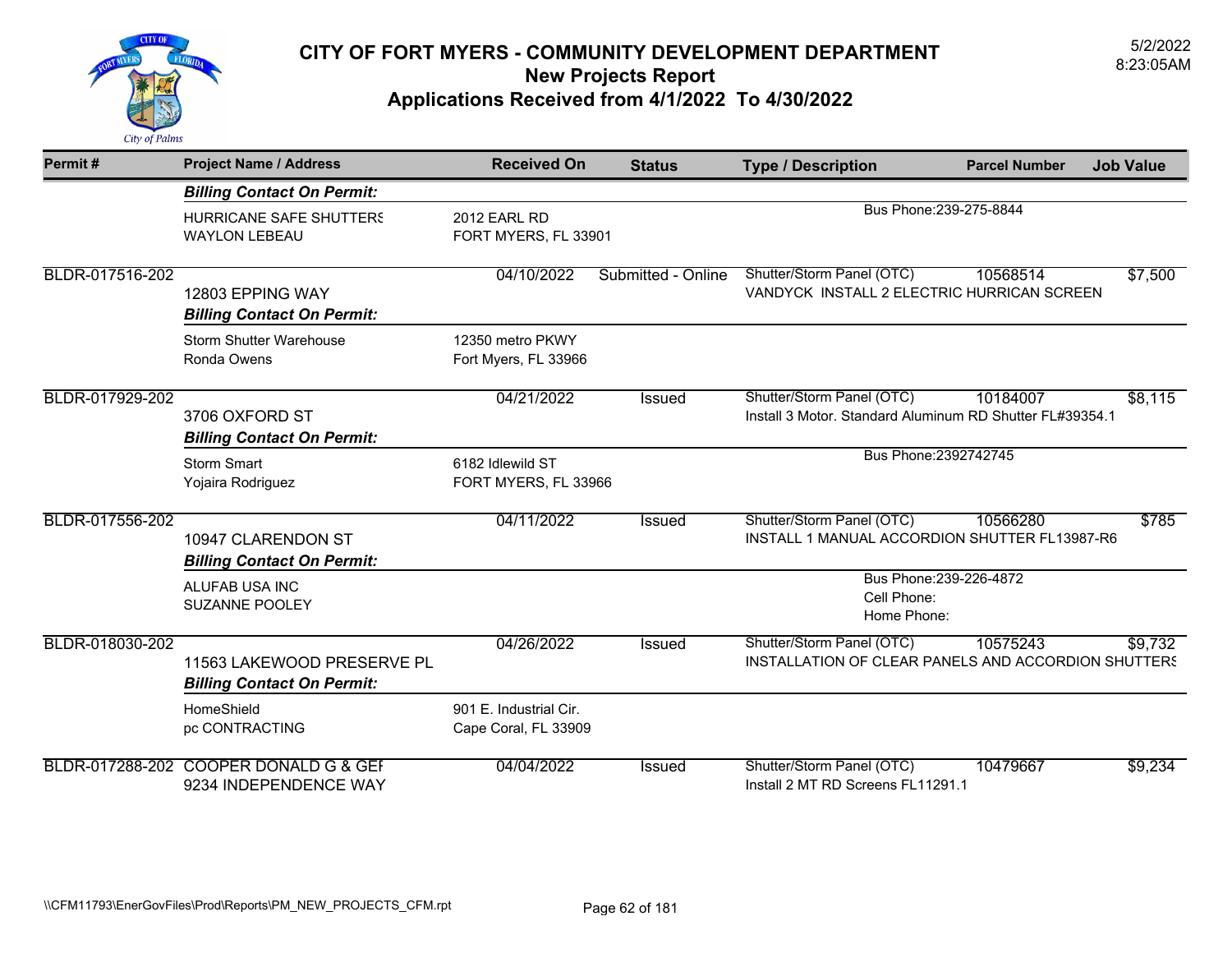# CITY OF FORT MYERS - COMMUNITY DEVELOPMENT DEPARTMENT

## New Projects Report

## Applications Received from 4/1/2022 To 4/30/2022

5/2/2022
8:23:05AM

| Permit # | Project Name / Address | Received On | Status | Type / Description | Parcel Number | Job Value |
|---|---|---|---|---|---|---|
| | ***Billing Contact On Permit:*** | | | | | |
| | HURRICANE SAFE SHUTTERS<br>WAYLON LEBEAU | 2012 EARL RD<br>FORT MYERS, FL 33901 | | Bus Phone:239-275-8844 | | |
| BLDR-017516-202 | 12803 EPPING WAY | 04/10/2022 | Submitted - Online | Shutter/Storm Panel (OTC)<br>VANDYCK INSTALL 2 ELECTRIC HURRICAN SCREEN | 10568514 | $7,500 |
| | ***Billing Contact On Permit:*** | | | | | |
| | Storm Shutter Warehouse<br>Ronda Owens | 12350 metro PKWY<br>Fort Myers, FL 33966 | | | | |
| BLDR-017929-202 | 3706 OXFORD ST | 04/21/2022 | Issued | Shutter/Storm Panel (OTC)<br>Install 3 Motor. Standard Aluminum RD Shutter FL#39354.1 | 10184007 | $8,115 |
| | ***Billing Contact On Permit:*** | | | | | |
| | Storm Smart<br>Yojaira Rodriguez | 6182 Idlewild ST<br>FORT MYERS, FL 33966 | | Bus Phone:2392742745 | | |
| BLDR-017556-202 | 10947 CLARENDON ST | 04/11/2022 | Issued | Shutter/Storm Panel (OTC)<br>INSTALL 1 MANUAL ACCORDION SHUTTER FL13987-R6 | 10566280 | $785 |
| | ***Billing Contact On Permit:*** | | | | | |
| | ALUFAB USA INC<br>SUZANNE POOLEY | | | Bus Phone:239-226-4872<br>Cell Phone:<br>Home Phone: | | |
| BLDR-018030-202 | 11563 LAKEWOOD PRESERVE PL | 04/26/2022 | Issued | Shutter/Storm Panel (OTC)<br>INSTALLATION OF CLEAR PANELS AND ACCORDION SHUTTERS | 10575243 | $9,732 |
| | ***Billing Contact On Permit:*** | | | | | |
| | HomeShield<br>pc CONTRACTING | 901 E. Industrial Cir.<br>Cape Coral, FL 33909 | | | | |
| BLDR-017288-202 | COOPER DONALD G & GEI<br>9234 INDEPENDENCE WAY | 04/04/2022 | Issued | Shutter/Storm Panel (OTC)<br>Install 2 MT RD Screens FL11291.1 | 10479667 | $9,234 |

\\CFM11793\EnerGovFiles\Prod\Reports\PM_NEW_PROJECTS_CFM.rpt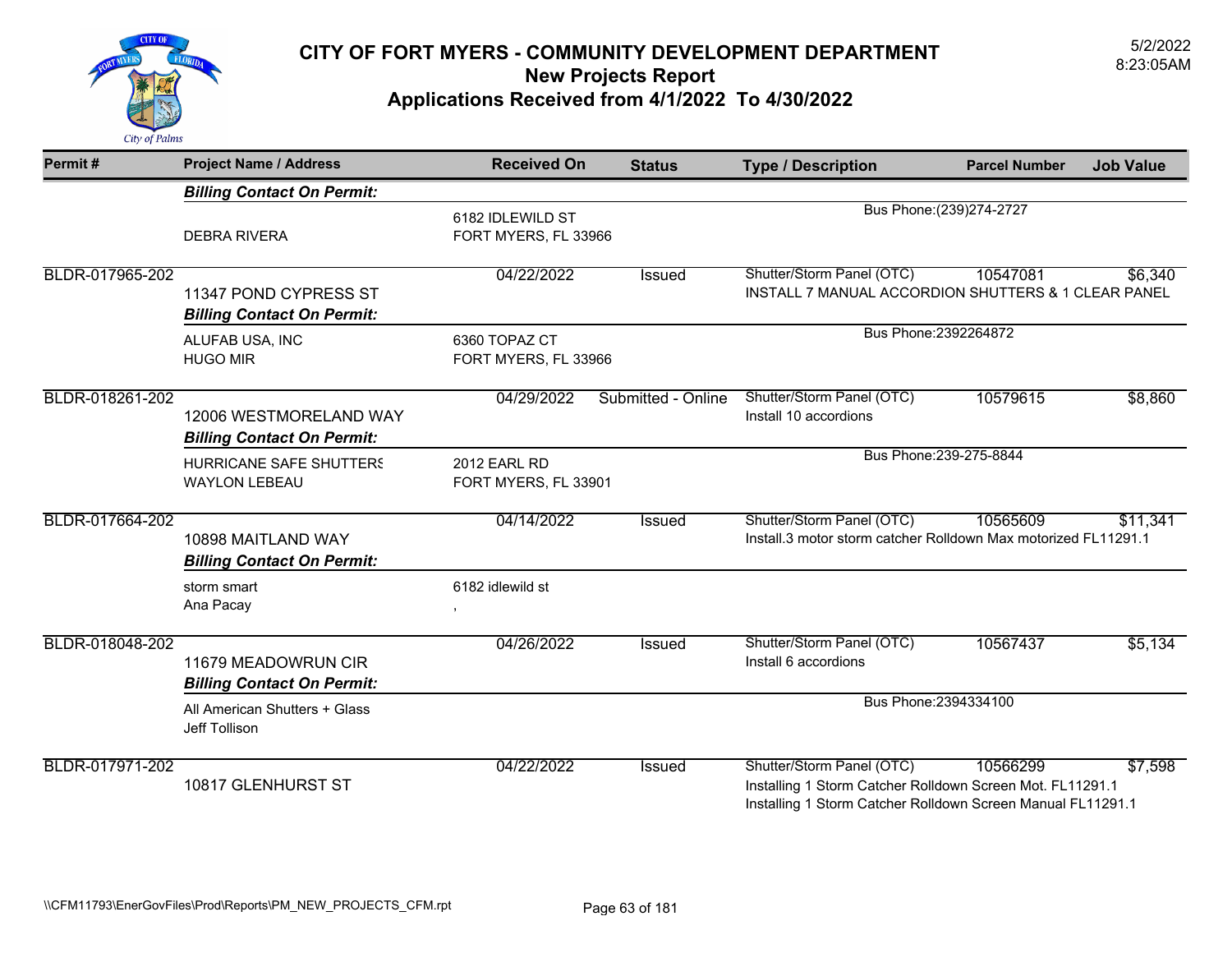# CITY OF FORT MYERS - COMMUNITY DEVELOPMENT DEPARTMENT

## New Projects Report

## Applications Received from 4/1/2022 To 4/30/2022

5/2/2022
8:23:05AM

| Permit # | Project Name / Address | Received On | Status | Type / Description | Parcel Number | Job Value |
|---|---|---|---|---|---|---|
| | ***Billing Contact On Permit:*** | | | | | |
| | DEBRA RIVERA | 6182 IDLEWILD ST<br>FORT MYERS, FL 33966 | | Bus Phone:(239)274-2727 | | |
| BLDR-017965-202 | 11347 POND CYPRESS ST | 04/22/2022 | Issued | Shutter/Storm Panel (OTC)<br>INSTALL 7 MANUAL ACCORDION SHUTTERS & 1 CLEAR PANEL | 10547081 | $6,340 |
| | ***Billing Contact On Permit:*** | | | | | |
| | ALUFAB USA, INC<br>HUGO MIR | 6360 TOPAZ CT<br>FORT MYERS, FL 33966 | | Bus Phone:2392264872 | | |
| BLDR-018261-202 | 12006 WESTMORELAND WAY | 04/29/2022 | Submitted - Online | Shutter/Storm Panel (OTC)<br>Install 10 accordions | 10579615 | $8,860 |
| | ***Billing Contact On Permit:*** | | | | | |
| | HURRICANE SAFE SHUTTERS<br>WAYLON LEBEAU | 2012 EARL RD<br>FORT MYERS, FL 33901 | | Bus Phone:239-275-8844 | | |
| BLDR-017664-202 | 10898 MAITLAND WAY | 04/14/2022 | Issued | Shutter/Storm Panel (OTC)<br>Install.3 motor storm catcher Rolldown Max motorized FL11291.1 | 10565609 | $11,341 |
| | ***Billing Contact On Permit:*** | | | | | |
| | storm smart<br>Ana Pacay | 6182 idlewild st<br>, | | | | |
| BLDR-018048-202 | 11679 MEADOWRUN CIR | 04/26/2022 | Issued | Shutter/Storm Panel (OTC)<br>Install 6 accordions | 10567437 | $5,134 |
| | ***Billing Contact On Permit:*** | | | | | |
| | All American Shutters + Glass<br>Jeff Tollison | | | Bus Phone:2394334100 | | |
| BLDR-017971-202 | 10817 GLENHURST ST | 04/22/2022 | Issued | Shutter/Storm Panel (OTC)<br>Installing 1 Storm Catcher Rolldown Screen Mot. FL11291.1<br>Installing 1 Storm Catcher Rolldown Screen Manual FL11291.1 | 10566299 | $7,598 |

\\CFM11793\EnerGovFiles\Prod\Reports\PM_NEW_PROJECTS_CFM.rpt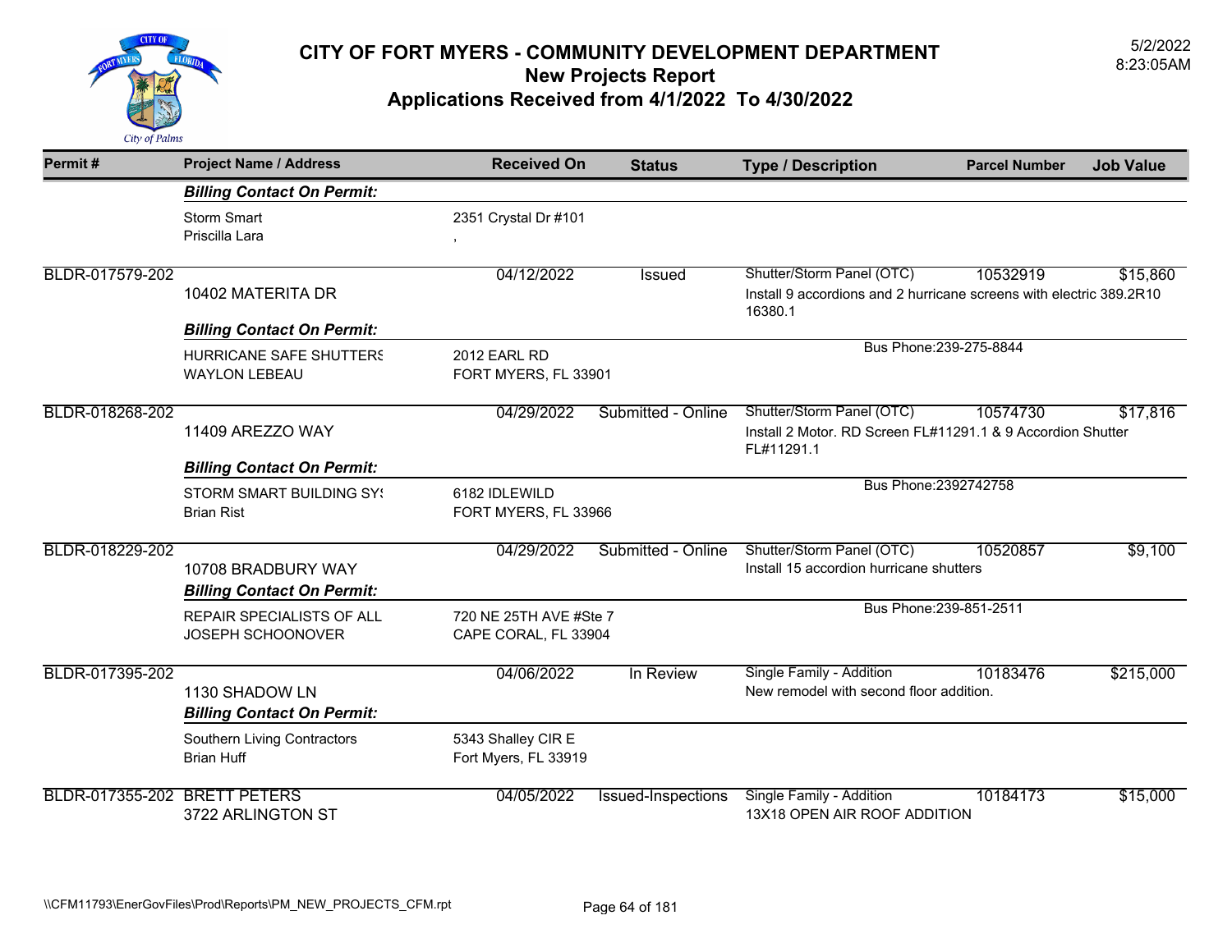# CITY OF FORT MYERS - COMMUNITY DEVELOPMENT DEPARTMENT
## New Projects Report
## Applications Received from 4/1/2022 To 4/30/2022

5/2/2022
8:23:05AM

| Permit # | Project Name / Address | Received On | Status | Type / Description | Parcel Number | Job Value |
|---|---|---|---|---|---|---|
| | ***Billing Contact On Permit:*** | | | | | |
| | Storm Smart<br>Priscilla Lara | 2351 Crystal Dr #101<br>, | | | | |
| BLDR-017579-202 | 10402 MATERITA DR | 04/12/2022 | Issued | Shutter/Storm Panel (OTC)<br>Install 9 accordions and 2 hurricane screens with electric 389.2R10 16380.1 | 10532919 | $15,860 |
| | ***Billing Contact On Permit:*** | | | | | |
| | HURRICANE SAFE SHUTTERS<br>WAYLON LEBEAU | 2012 EARL RD<br>FORT MYERS, FL 33901 | | Bus Phone:239-275-8844 | | |
| BLDR-018268-202 | 11409 AREZZO WAY | 04/29/2022 | Submitted - Online | Shutter/Storm Panel (OTC)<br>Install 2 Motor. RD Screen FL#11291.1 & 9 Accordion Shutter FL#11291.1 | 10574730 | $17,816 |
| | ***Billing Contact On Permit:*** | | | | | |
| | STORM SMART BUILDING SYS<br>Brian Rist | 6182 IDLEWILD<br>FORT MYERS, FL 33966 | | Bus Phone:2392742758 | | |
| BLDR-018229-202 | 10708 BRADBURY WAY | 04/29/2022 | Submitted - Online | Shutter/Storm Panel (OTC)<br>Install 15 accordion hurricane shutters | 10520857 | $9,100 |
| | ***Billing Contact On Permit:*** | | | | | |
| | REPAIR SPECIALISTS OF ALL<br>JOSEPH SCHOONOVER | 720 NE 25TH AVE #Ste 7<br>CAPE CORAL, FL 33904 | | Bus Phone:239-851-2511 | | |
| BLDR-017395-202 | 1130 SHADOW LN | 04/06/2022 | In Review | Single Family - Addition<br>New remodel with second floor addition. | 10183476 | $215,000 |
| | ***Billing Contact On Permit:*** | | | | | |
| | Southern Living Contractors<br>Brian Huff | 5343 Shalley CIR E<br>Fort Myers, FL 33919 | | | | |
| BLDR-017355-202 | BRETT PETERS<br>3722 ARLINGTON ST | 04/05/2022 | Issued-Inspections | Single Family - Addition<br>13X18 OPEN AIR ROOF ADDITION | 10184173 | $15,000 |

\\CFM11793\EnerGovFiles\Prod\Reports\PM_NEW_PROJECTS_CFM.rpt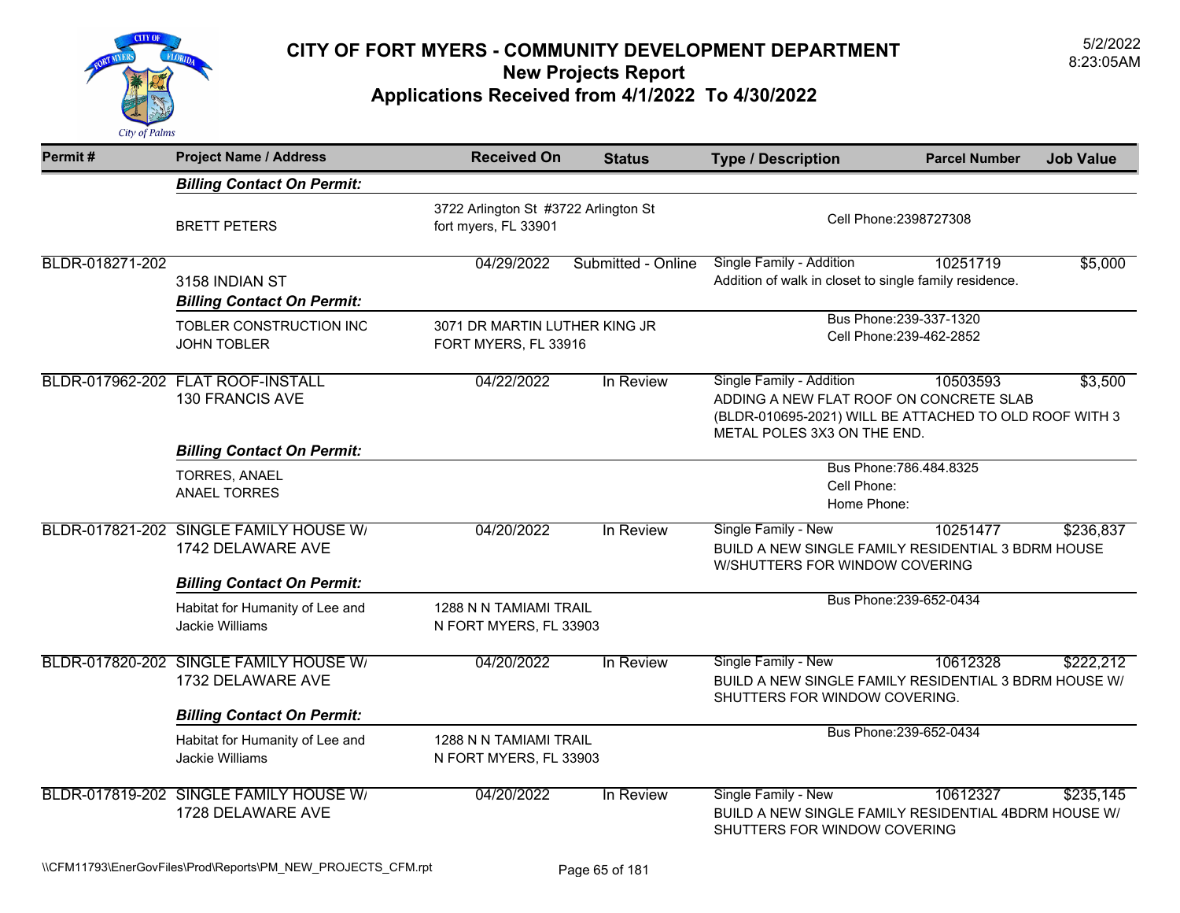# CITY OF FORT MYERS - COMMUNITY DEVELOPMENT DEPARTMENT
## New Projects Report
## Applications Received from 4/1/2022 To 4/30/2022

5/2/2022
8:23:05AM

| Permit # | Project Name / Address | Received On | Status | Type / Description | Parcel Number | Job Value |
|---|---|---|---|---|---|---|
| | ***Billing Contact On Permit:*** | | | | | |
| | BRETT PETERS | 3722 Arlington St #3722 Arlington St fort myers, FL 33901 | | Cell Phone:2398727308 | | |
| BLDR-018271-202 | 3158 INDIAN ST | 04/29/2022 | Submitted - Online | Single Family - Addition<br>Addition of walk in closet to single family residence. | 10251719 | $5,000 |
| | ***Billing Contact On Permit:*** | | | | | |
| | TOBLER CONSTRUCTION INC<br>JOHN TOBLER | 3071 DR MARTIN LUTHER KING JR<br>FORT MYERS, FL 33916 | | Bus Phone:239-337-1320<br>Cell Phone:239-462-2852 | | |
| BLDR-017962-202 | FLAT ROOF-INSTALL<br>130 FRANCIS AVE | 04/22/2022 | In Review | Single Family - Addition<br>ADDING A NEW FLAT ROOF ON CONCRETE SLAB (BLDR-010695-2021) WILL BE ATTACHED TO OLD ROOF WITH 3 METAL POLES 3X3 ON THE END. | 10503593 | $3,500 |
| | ***Billing Contact On Permit:*** | | | | | |
| | TORRES, ANAEL<br>ANAEL TORRES | | | Bus Phone:786.484.8325<br>Cell Phone:<br>Home Phone: | | |
| BLDR-017821-202 | SINGLE FAMILY HOUSE W/<br>1742 DELAWARE AVE | 04/20/2022 | In Review | Single Family - New<br>BUILD A NEW SINGLE FAMILY RESIDENTIAL 3 BDRM HOUSE W/SHUTTERS FOR WINDOW COVERING | 10251477 | $236,837 |
| | ***Billing Contact On Permit:*** | | | | | |
| | Habitat for Humanity of Lee and<br>Jackie Williams | 1288 N N TAMIAMI TRAIL<br>N FORT MYERS, FL 33903 | | Bus Phone:239-652-0434 | | |
| BLDR-017820-202 | SINGLE FAMILY HOUSE W/<br>1732 DELAWARE AVE | 04/20/2022 | In Review | Single Family - New<br>BUILD A NEW SINGLE FAMILY RESIDENTIAL 3 BDRM HOUSE W/ SHUTTERS FOR WINDOW COVERING. | 10612328 | $222,212 |
| | ***Billing Contact On Permit:*** | | | | | |
| | Habitat for Humanity of Lee and<br>Jackie Williams | 1288 N N TAMIAMI TRAIL<br>N FORT MYERS, FL 33903 | | Bus Phone:239-652-0434 | | |
| BLDR-017819-202 | SINGLE FAMILY HOUSE W/<br>1728 DELAWARE AVE | 04/20/2022 | In Review | Single Family - New<br>BUILD A NEW SINGLE FAMILY RESIDENTIAL 4BDRM HOUSE W/ SHUTTERS FOR WINDOW COVERING | 10612327 | $235,145 |

\\CFM11793\EnerGovFiles\Prod\Reports\PM_NEW_PROJECTS_CFM.rpt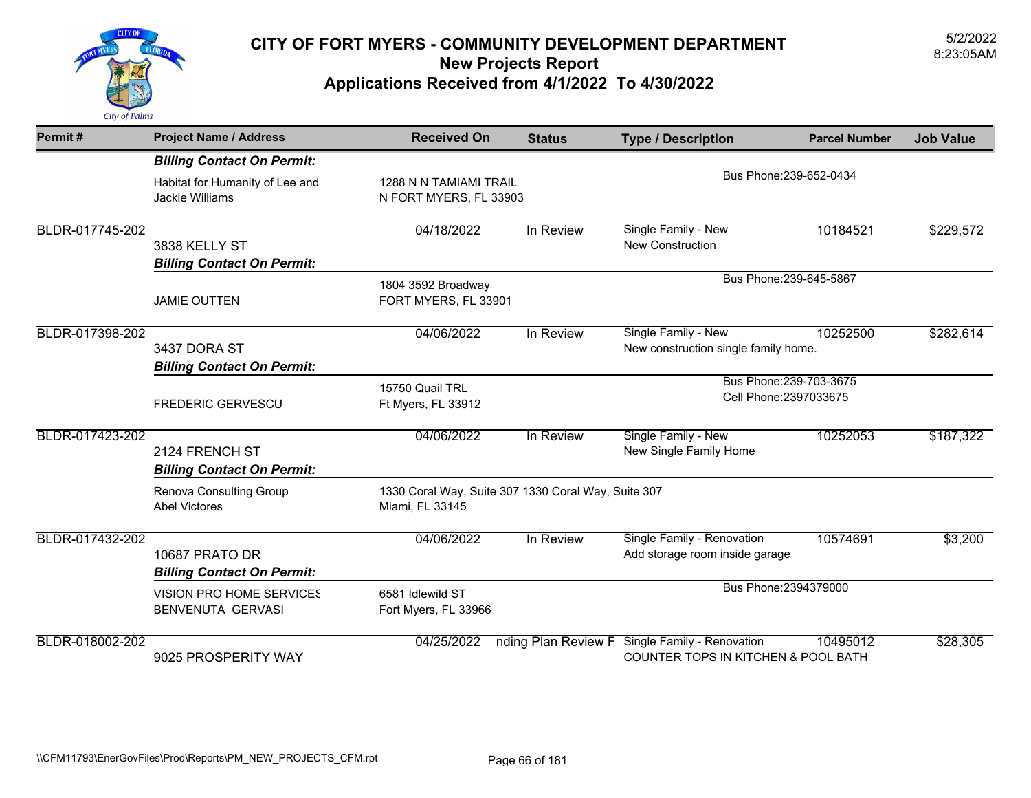# CITY OF FORT MYERS - COMMUNITY DEVELOPMENT DEPARTMENT
## New Projects Report
### Applications Received from 4/1/2022 To 4/30/2022

5/2/2022
8:23:05AM

| Permit # | Project Name / Address | Received On | Status | Type / Description | Parcel Number | Job Value |
|---|---|---|---|---|---|---|
| | ***Billing Contact On Permit:*** | | | | | |
| | Habitat for Humanity of Lee and Jackie Williams | 1288 N N TAMIAMI TRAIL N FORT MYERS, FL 33903 | | Bus Phone:239-652-0434 | | |
| BLDR-017745-202 | 3838 KELLY ST | 04/18/2022 | In Review | Single Family - New New Construction | 10184521 | $229,572 |
| | ***Billing Contact On Permit:*** | | | | | |
| | JAMIE OUTTEN | 1804 3592 Broadway FORT MYERS, FL 33901 | | Bus Phone:239-645-5867 | | |
| BLDR-017398-202 | 3437 DORA ST | 04/06/2022 | In Review | Single Family - New New construction single family home. | 10252500 | $282,614 |
| | ***Billing Contact On Permit:*** | | | | | |
| | FREDERIC GERVESCU | 15750 Quail TRL Ft Myers, FL 33912 | | Bus Phone:239-703-3675 Cell Phone:2397033675 | | |
| BLDR-017423-202 | 2124 FRENCH ST | 04/06/2022 | In Review | Single Family - New New Single Family Home | 10252053 | $187,322 |
| | ***Billing Contact On Permit:*** | | | | | |
| | Renova Consulting Group Abel Victores | 1330 Coral Way, Suite 307 1330 Coral Way, Suite 307 Miami, FL 33145 | | | | |
| BLDR-017432-202 | 10687 PRATO DR | 04/06/2022 | In Review | Single Family - Renovation Add storage room inside garage | 10574691 | $3,200 |
| | ***Billing Contact On Permit:*** | | | | | |
| | VISION PRO HOME SERVICES BENVENUTA GERVASI | 6581 Idlewild ST Fort Myers, FL 33966 | | Bus Phone:2394379000 | | |
| BLDR-018002-202 | 9025 PROSPERITY WAY | 04/25/2022 | nding Plan Review F | Single Family - Renovation COUNTER TOPS IN KITCHEN & POOL BATH | 10495012 | $28,305 |

\\CFM11793\EnerGovFiles\Prod\Reports\PM_NEW_PROJECTS_CFM.rpt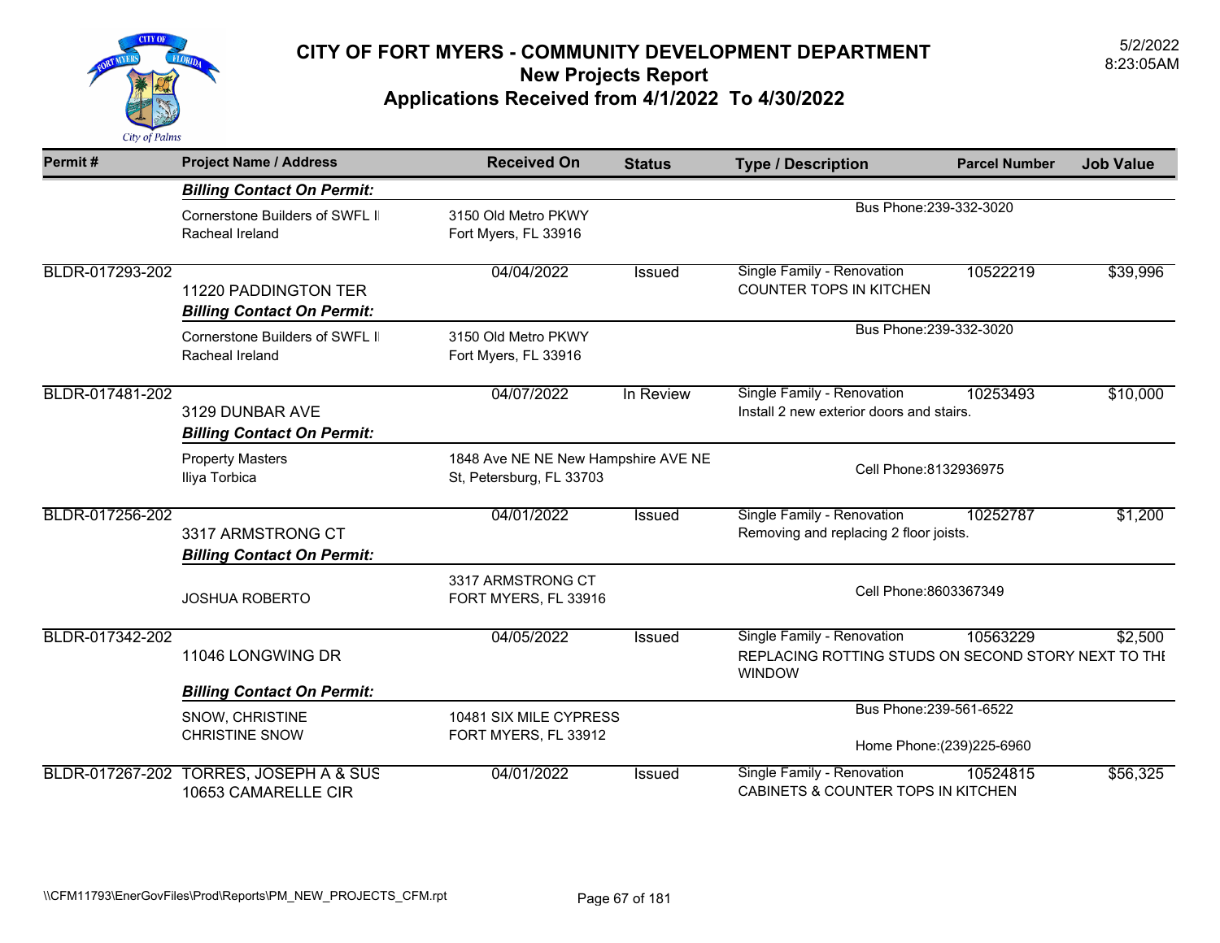# CITY OF FORT MYERS - COMMUNITY DEVELOPMENT DEPARTMENT

## New Projects Report

## Applications Received from 4/1/2022 To 4/30/2022

5/2/2022
8:23:05AM

| Permit # | Project Name / Address | Received On | Status | Type / Description | Parcel Number | Job Value |
|---|---|---|---|---|---|---|
| | ***Billing Contact On Permit:*** | | | | | |
| | Cornerstone Builders of SWFL I<br>Racheal Ireland | 3150 Old Metro PKWY<br>Fort Myers, FL 33916 | | Bus Phone:239-332-3020 | | |
| BLDR-017293-202 | 11220 PADDINGTON TER | 04/04/2022 | Issued | Single Family - Renovation<br>COUNTER TOPS IN KITCHEN | 10522219 | $39,996 |
| | ***Billing Contact On Permit:*** | | | | | |
| | Cornerstone Builders of SWFL I<br>Racheal Ireland | 3150 Old Metro PKWY<br>Fort Myers, FL 33916 | | Bus Phone:239-332-3020 | | |
| BLDR-017481-202 | 3129 DUNBAR AVE | 04/07/2022 | In Review | Single Family - Renovation<br>Install 2 new exterior doors and stairs. | 10253493 | $10,000 |
| | ***Billing Contact On Permit:*** | | | | | |
| | Property Masters<br>Iliya Torbica | 1848 Ave NE NE New Hampshire AVE NE<br>St, Petersburg, FL 33703 | | Cell Phone:8132936975 | | |
| BLDR-017256-202 | 3317 ARMSTRONG CT | 04/01/2022 | Issued | Single Family - Renovation<br>Removing and replacing 2 floor joists. | 10252787 | $1,200 |
| | ***Billing Contact On Permit:*** | | | | | |
| | JOSHUA ROBERTO | 3317 ARMSTRONG CT<br>FORT MYERS, FL 33916 | | Cell Phone:8603367349 | | |
| BLDR-017342-202 | 11046 LONGWING DR | 04/05/2022 | Issued | Single Family - Renovation<br>REPLACING ROTTING STUDS ON SECOND STORY NEXT TO THE WINDOW | 10563229 | $2,500 |
| | ***Billing Contact On Permit:*** | | | | | |
| | SNOW, CHRISTINE<br>CHRISTINE SNOW | 10481 SIX MILE CYPRESS<br>FORT MYERS, FL 33912 | | Bus Phone:239-561-6522<br>Home Phone:(239)225-6960 | | |
| BLDR-017267-202 | TORRES, JOSEPH A & SUS<br>10653 CAMARELLE CIR | 04/01/2022 | Issued | Single Family - Renovation<br>CABINETS & COUNTER TOPS IN KITCHEN | 10524815 | $56,325 |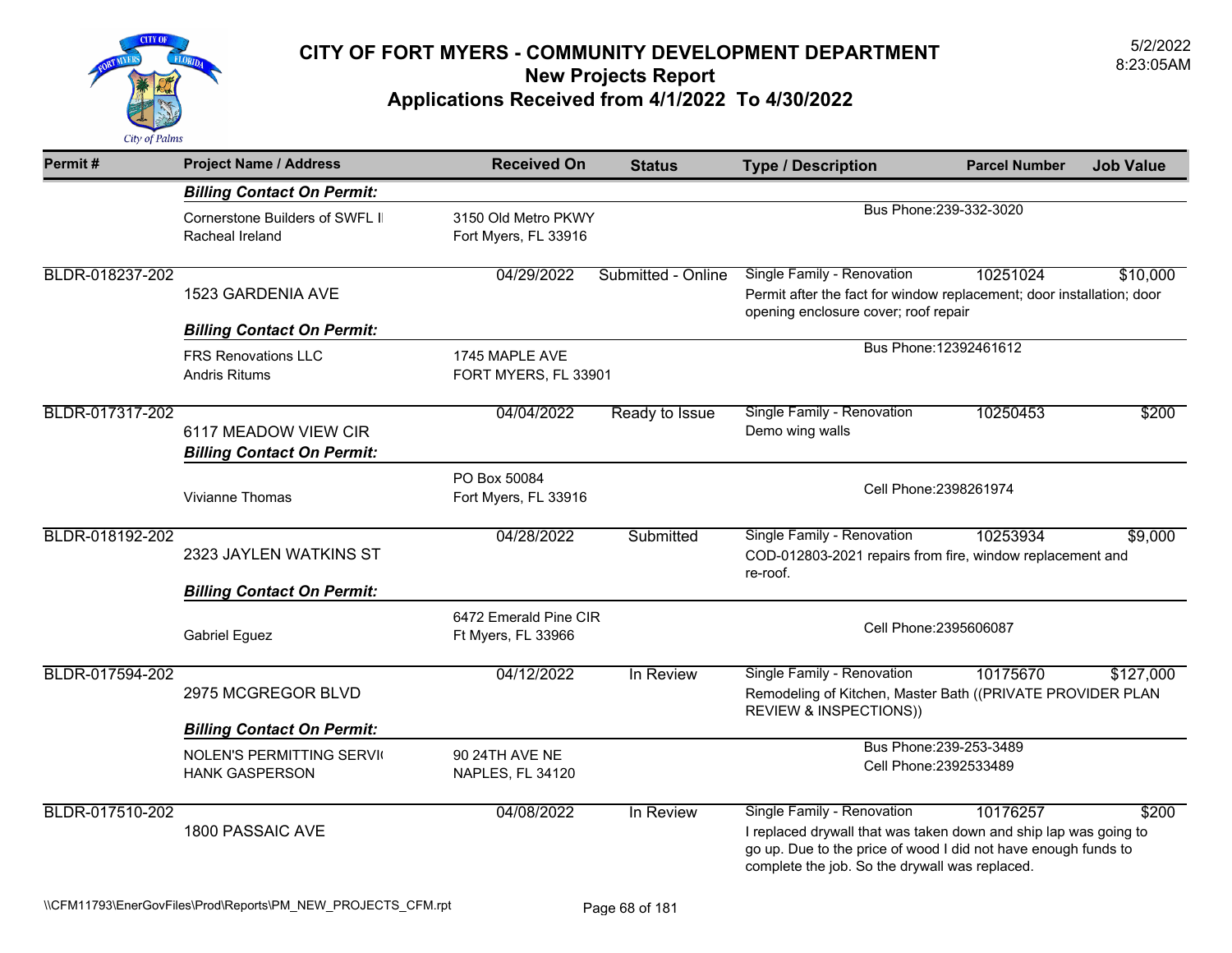# CITY OF FORT MYERS - COMMUNITY DEVELOPMENT DEPARTMENT
## New Projects Report
## Applications Received from 4/1/2022 To 4/30/2022

5/2/2022
8:23:05AM

| Permit # | Project Name / Address | Received On | Status | Type / Description | Parcel Number | Job Value |
|---|---|---|---|---|---|---|
| | ***Billing Contact On Permit:*** | | | | | |
| | Cornerstone Builders of SWFL I<br>Racheal Ireland | 3150 Old Metro PKWY<br>Fort Myers, FL 33916 | | Bus Phone:239-332-3020 | | |
| BLDR-018237-202 | 1523 GARDENIA AVE | 04/29/2022 | Submitted - Online | Single Family - Renovation<br>Permit after the fact for window replacement; door installation; door opening enclosure cover; roof repair | 10251024 | $10,000 |
| | ***Billing Contact On Permit:*** | | | | | |
| | FRS Renovations LLC<br>Andris Ritums | 1745 MAPLE AVE<br>FORT MYERS, FL 33901 | | Bus Phone:12392461612 | | |
| BLDR-017317-202 | 6117 MEADOW VIEW CIR | 04/04/2022 | Ready to Issue | Single Family - Renovation<br>Demo wing walls | 10250453 | $200 |
| | ***Billing Contact On Permit:*** | | | | | |
| | Vivianne Thomas | PO Box 50084<br>Fort Myers, FL 33916 | | Cell Phone:2398261974 | | |
| BLDR-018192-202 | 2323 JAYLEN WATKINS ST | 04/28/2022 | Submitted | Single Family - Renovation<br>COD-012803-2021 repairs from fire, window replacement and re-roof. | 10253934 | $9,000 |
| | ***Billing Contact On Permit:*** | | | | | |
| | Gabriel Eguez | 6472 Emerald Pine CIR<br>Ft Myers, FL 33966 | | Cell Phone:2395606087 | | |
| BLDR-017594-202 | 2975 MCGREGOR BLVD | 04/12/2022 | In Review | Single Family - Renovation<br>Remodeling of Kitchen, Master Bath ((PRIVATE PROVIDER PLAN REVIEW & INSPECTIONS)) | 10175670 | $127,000 |
| | ***Billing Contact On Permit:*** | | | | | |
| | NOLEN'S PERMITTING SERVI(<br>HANK GASPERSON | 90 24TH AVE NE<br>NAPLES, FL 34120 | | Bus Phone:239-253-3489<br>Cell Phone:2392533489 | | |
| BLDR-017510-202 | 1800 PASSAIC AVE | 04/08/2022 | In Review | Single Family - Renovation<br>I replaced drywall that was taken down and ship lap was going to go up. Due to the price of wood I did not have enough funds to complete the job. So the drywall was replaced. | 10176257 | $200 |

\\CFM11793\EnerGovFiles\Prod\Reports\PM_NEW_PROJECTS_CFM.rpt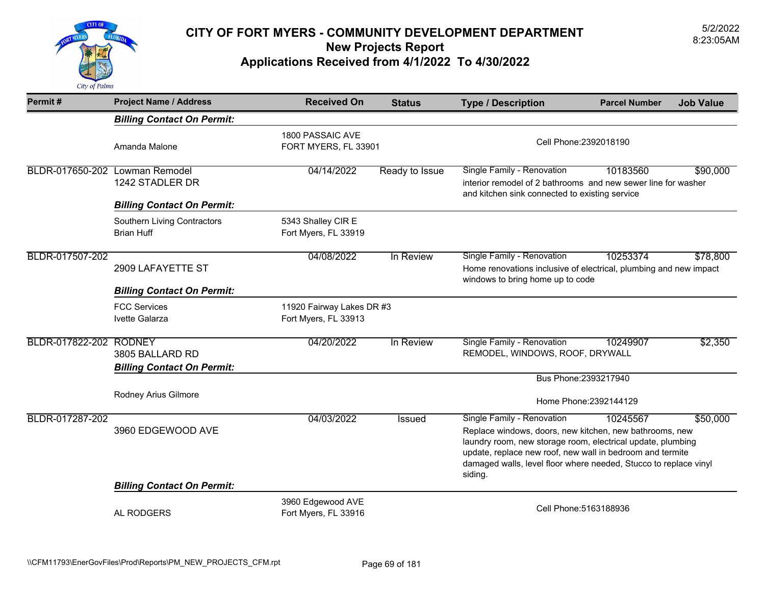# CITY OF FORT MYERS - COMMUNITY DEVELOPMENT DEPARTMENT
## New Projects Report
## Applications Received from 4/1/2022 To 4/30/2022

5/2/2022
8:23:05AM

| Permit # | Project Name / Address | Received On | Status | Type / Description | Parcel Number | Job Value |
|---|---|---|---|---|---|---|
| | ***Billing Contact On Permit:*** | | | | | |
| | Amanda Malone | 1800 PASSAIC AVE<br>FORT MYERS, FL 33901 | | Cell Phone:2392018190 | | |
| BLDR-017650-202 | Lowman Remodel<br>1242 STADLER DR | 04/14/2022 | Ready to Issue | Single Family - Renovation<br>interior remodel of 2 bathrooms and new sewer line for washer and kitchen sink connected to existing service | 10183560 | $90,000 |
| | ***Billing Contact On Permit:*** | | | | | |
| | Southern Living Contractors<br>Brian Huff | 5343 Shalley CIR E<br>Fort Myers, FL 33919 | | | | |
| BLDR-017507-202 | 2909 LAFAYETTE ST | 04/08/2022 | In Review | Single Family - Renovation<br>Home renovations inclusive of electrical, plumbing and new impact windows to bring home up to code | 10253374 | $78,800 |
| | ***Billing Contact On Permit:*** | | | | | |
| | FCC Services<br>Ivette Galarza | 11920 Fairway Lakes DR #3<br>Fort Myers, FL 33913 | | | | |
| BLDR-017822-202 | RODNEY<br>3805 BALLARD RD | 04/20/2022 | In Review | Single Family - Renovation<br>REMODEL, WINDOWS, ROOF, DRYWALL | 10249907 | $2,350 |
| | ***Billing Contact On Permit:*** | | | | | |
| | Rodney Arius Gilmore | | | Bus Phone:2393217940<br>Home Phone:2392144129 | | |
| BLDR-017287-202 | 3960 EDGEWOOD AVE | 04/03/2022 | Issued | Single Family - Renovation<br>Replace windows, doors, new kitchen, new bathrooms, new laundry room, new storage room, electrical update, plumbing update, replace new roof, new wall in bedroom and termite damaged walls, level floor where needed, Stucco to replace vinyl siding. | 10245567 | $50,000 |
| | ***Billing Contact On Permit:*** | | | | | |
| | AL RODGERS | 3960 Edgewood AVE<br>Fort Myers, FL 33916 | | Cell Phone:5163188936 | | |

\\CFM11793\EnerGovFiles\Prod\Reports\PM_NEW_PROJECTS_CFM.rpt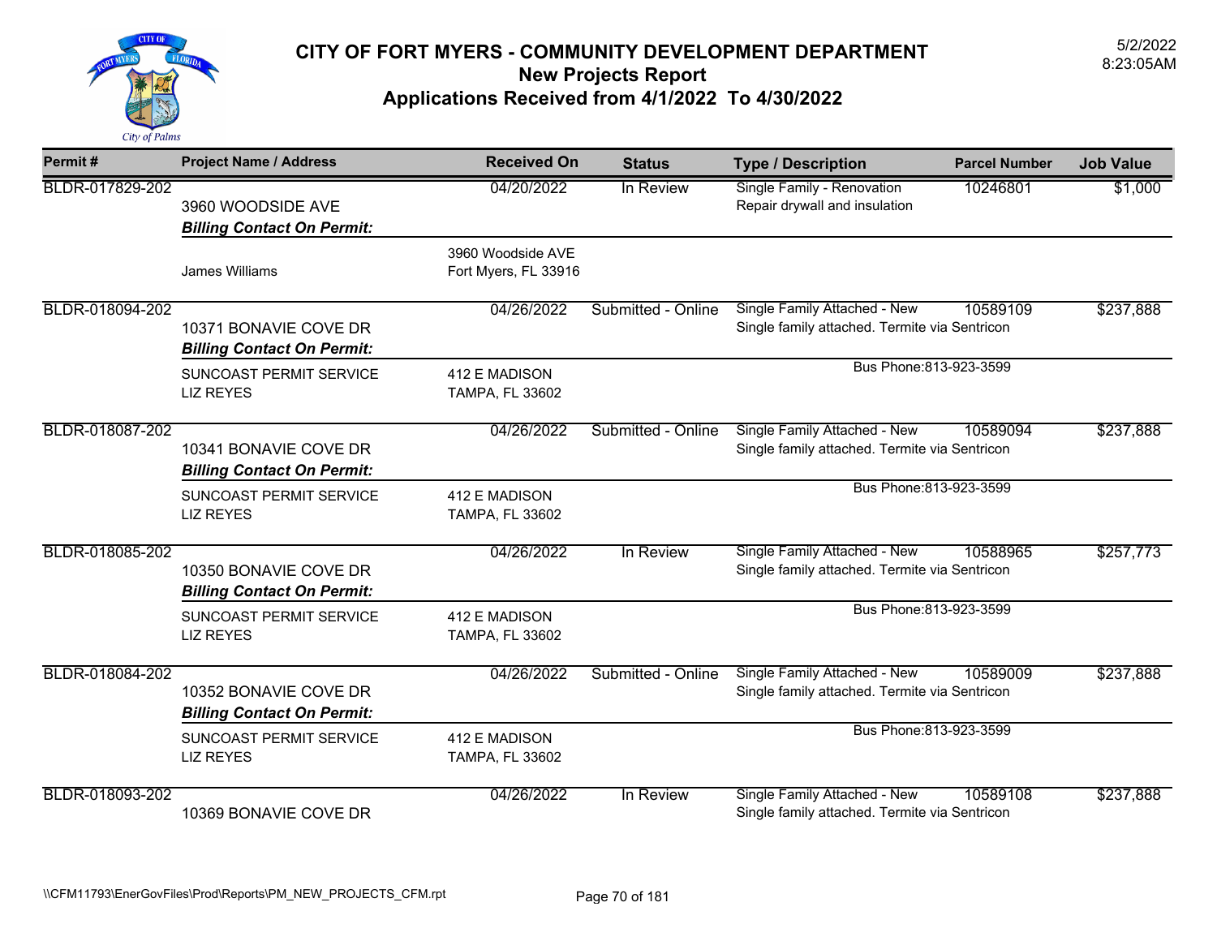# CITY OF FORT MYERS - COMMUNITY DEVELOPMENT DEPARTMENT
## New Projects Report
## Applications Received from 4/1/2022 To 4/30/2022

5/2/2022
8:23:05AM

| Permit # | Project Name / Address | Received On | Status | Type / Description | Parcel Number | Job Value |
|---|---|---|---|---|---|---|
| BLDR-017829-202 | 3960 WOODSIDE AVE | 04/20/2022 | In Review | Single Family - Renovation<br>Repair drywall and insulation | 10246801 | $1,000 |
| | ***Billing Contact On Permit:*** | | | | | |
| | James Williams | 3960 Woodside AVE<br>Fort Myers, FL 33916 | | | | |
| BLDR-018094-202 | 10371 BONAVIE COVE DR | 04/26/2022 | Submitted - Online | Single Family Attached - New<br>Single family attached. Termite via Sentricon | 10589109 | $237,888 |
| | ***Billing Contact On Permit:*** | | | | | |
| | SUNCOAST PERMIT SERVICE<br>LIZ REYES | 412 E MADISON<br>TAMPA, FL 33602 | | Bus Phone:813-923-3599 | | |
| BLDR-018087-202 | 10341 BONAVIE COVE DR | 04/26/2022 | Submitted - Online | Single Family Attached - New<br>Single family attached. Termite via Sentricon | 10589094 | $237,888 |
| | ***Billing Contact On Permit:*** | | | | | |
| | SUNCOAST PERMIT SERVICE<br>LIZ REYES | 412 E MADISON<br>TAMPA, FL 33602 | | Bus Phone:813-923-3599 | | |
| BLDR-018085-202 | 10350 BONAVIE COVE DR | 04/26/2022 | In Review | Single Family Attached - New<br>Single family attached. Termite via Sentricon | 10588965 | $257,773 |
| | ***Billing Contact On Permit:*** | | | | | |
| | SUNCOAST PERMIT SERVICE<br>LIZ REYES | 412 E MADISON<br>TAMPA, FL 33602 | | Bus Phone:813-923-3599 | | |
| BLDR-018084-202 | 10352 BONAVIE COVE DR | 04/26/2022 | Submitted - Online | Single Family Attached - New<br>Single family attached. Termite via Sentricon | 10589009 | $237,888 |
| | ***Billing Contact On Permit:*** | | | | | |
| | SUNCOAST PERMIT SERVICE<br>LIZ REYES | 412 E MADISON<br>TAMPA, FL 33602 | | Bus Phone:813-923-3599 | | |
| BLDR-018093-202 | 10369 BONAVIE COVE DR | 04/26/2022 | In Review | Single Family Attached - New<br>Single family attached. Termite via Sentricon | 10589108 | $237,888 |

\\CFM11793\EnerGovFiles\Prod\Reports\PM_NEW_PROJECTS_CFM.rpt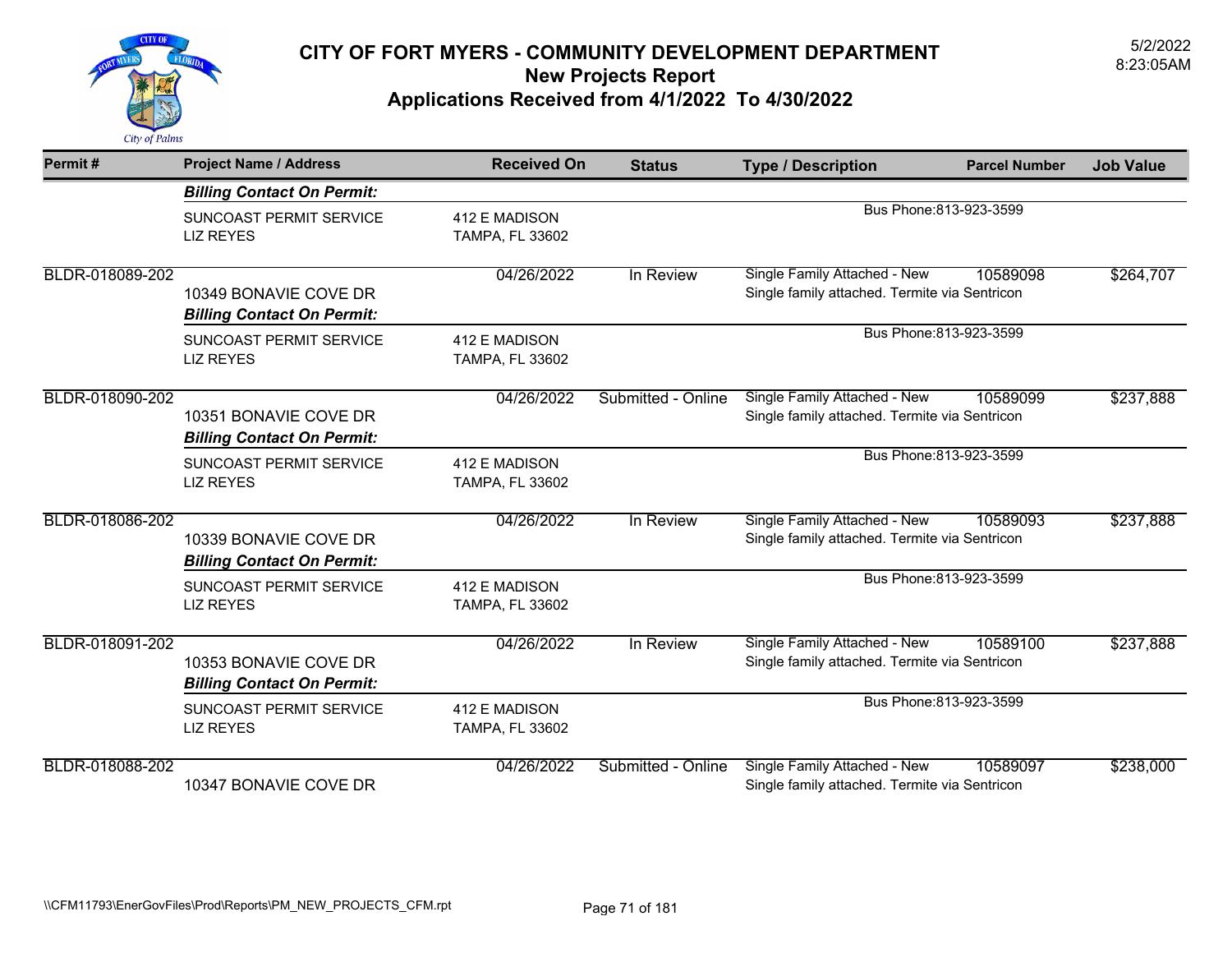# CITY OF FORT MYERS - COMMUNITY DEVELOPMENT DEPARTMENT

## New Projects Report

## Applications Received from 4/1/2022 To 4/30/2022

5/2/2022
8:23:05AM

| Permit # | Project Name / Address | Received On | Status | Type / Description | Parcel Number | Job Value |
|---|---|---|---|---|---|---|
| | ***Billing Contact On Permit:*** | | | | | |
| | SUNCOAST PERMIT SERVICE<br>LIZ REYES | 412 E MADISON<br>TAMPA, FL 33602 | | Bus Phone:813-923-3599 | | |
| BLDR-018089-202 | 10349 BONAVIE COVE DR | 04/26/2022 | In Review | Single Family Attached - New<br>Single family attached. Termite via Sentricon | 10589098 | $264,707 |
| | ***Billing Contact On Permit:*** | | | | | |
| | SUNCOAST PERMIT SERVICE<br>LIZ REYES | 412 E MADISON<br>TAMPA, FL 33602 | | Bus Phone:813-923-3599 | | |
| BLDR-018090-202 | 10351 BONAVIE COVE DR | 04/26/2022 | Submitted - Online | Single Family Attached - New<br>Single family attached. Termite via Sentricon | 10589099 | $237,888 |
| | ***Billing Contact On Permit:*** | | | | | |
| | SUNCOAST PERMIT SERVICE<br>LIZ REYES | 412 E MADISON<br>TAMPA, FL 33602 | | Bus Phone:813-923-3599 | | |
| BLDR-018086-202 | 10339 BONAVIE COVE DR | 04/26/2022 | In Review | Single Family Attached - New<br>Single family attached. Termite via Sentricon | 10589093 | $237,888 |
| | ***Billing Contact On Permit:*** | | | | | |
| | SUNCOAST PERMIT SERVICE<br>LIZ REYES | 412 E MADISON<br>TAMPA, FL 33602 | | Bus Phone:813-923-3599 | | |
| BLDR-018091-202 | 10353 BONAVIE COVE DR | 04/26/2022 | In Review | Single Family Attached - New<br>Single family attached. Termite via Sentricon | 10589100 | $237,888 |
| | ***Billing Contact On Permit:*** | | | | | |
| | SUNCOAST PERMIT SERVICE<br>LIZ REYES | 412 E MADISON<br>TAMPA, FL 33602 | | Bus Phone:813-923-3599 | | |
| BLDR-018088-202 | 10347 BONAVIE COVE DR | 04/26/2022 | Submitted - Online | Single Family Attached - New<br>Single family attached. Termite via Sentricon | 10589097 | $238,000 |

\\CFM11793\EnerGovFiles\Prod\Reports\PM_NEW_PROJECTS_CFM.rpt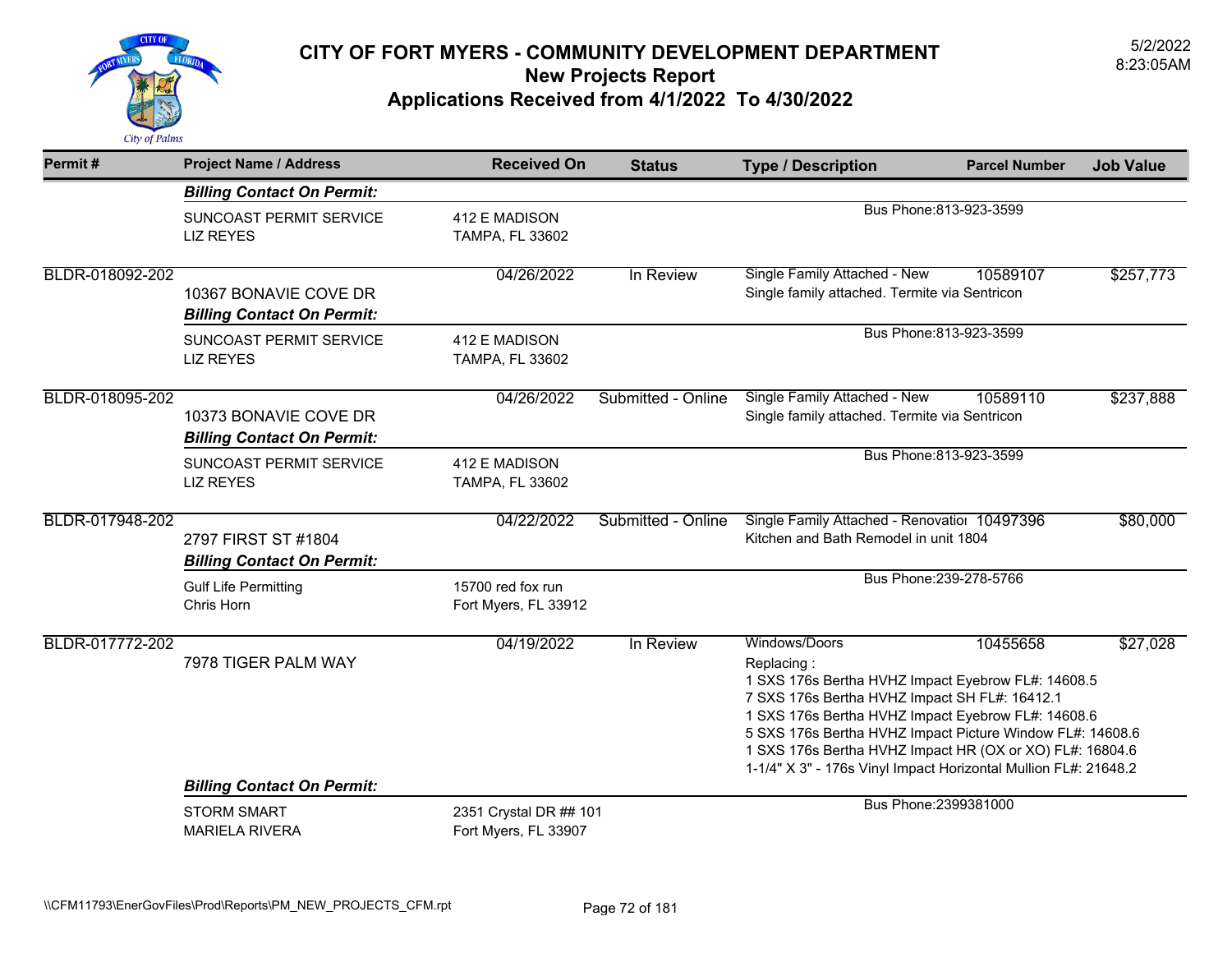# CITY OF FORT MYERS - COMMUNITY DEVELOPMENT DEPARTMENT

## New Projects Report

## Applications Received from 4/1/2022 To 4/30/2022

5/2/2022
8:23:05AM

| Permit # | Project Name / Address | Received On | Status | Type / Description | Parcel Number | Job Value |
|---|---|---|---|---|---|---|
| | ***Billing Contact On Permit:*** | | | | | |
| | SUNCOAST PERMIT SERVICE<br>LIZ REYES | 412 E MADISON<br>TAMPA, FL 33602 | | Bus Phone:813-923-3599 | | |
| BLDR-018092-202 | 10367 BONAVIE COVE DR | 04/26/2022 | In Review | Single Family Attached - New<br>Single family attached. Termite via Sentricon | 10589107 | $257,773 |
| | ***Billing Contact On Permit:*** | | | | | |
| | SUNCOAST PERMIT SERVICE<br>LIZ REYES | 412 E MADISON<br>TAMPA, FL 33602 | | Bus Phone:813-923-3599 | | |
| BLDR-018095-202 | 10373 BONAVIE COVE DR | 04/26/2022 | Submitted - Online | Single Family Attached - New<br>Single family attached. Termite via Sentricon | 10589110 | $237,888 |
| | ***Billing Contact On Permit:*** | | | | | |
| | SUNCOAST PERMIT SERVICE<br>LIZ REYES | 412 E MADISON<br>TAMPA, FL 33602 | | Bus Phone:813-923-3599 | | |
| BLDR-017948-202 | 2797 FIRST ST #1804 | 04/22/2022 | Submitted - Online | Single Family Attached - Renovatioı<br>Kitchen and Bath Remodel in unit 1804 | 10497396 | $80,000 |
| | ***Billing Contact On Permit:*** | | | | | |
| | Gulf Life Permitting<br>Chris Horn | 15700 red fox run<br>Fort Myers, FL 33912 | | Bus Phone:239-278-5766 | | |
| BLDR-017772-202 | 7978 TIGER PALM WAY | 04/19/2022 | In Review | Windows/Doors<br>Replacing :<br>1 SXS 176s Bertha HVHZ Impact Eyebrow FL#: 14608.5<br>7 SXS 176s Bertha HVHZ Impact SH FL#: 16412.1<br>1 SXS 176s Bertha HVHZ Impact Eyebrow FL#: 14608.6<br>5 SXS 176s Bertha HVHZ Impact Picture Window FL#: 14608.6<br>1 SXS 176s Bertha HVHZ Impact HR (OX or XO) FL#: 16804.6<br>1-1/4" X 3" - 176s Vinyl Impact Horizontal Mullion FL#: 21648.2 | 10455658 | $27,028 |
| | ***Billing Contact On Permit:*** | | | | | |
| | STORM SMART<br>MARIELA RIVERA | 2351 Crystal DR ## 101<br>Fort Myers, FL 33907 | | Bus Phone:2399381000 | | |

\\CFM11793\EnerGovFiles\Prod\Reports\PM_NEW_PROJECTS_CFM.rpt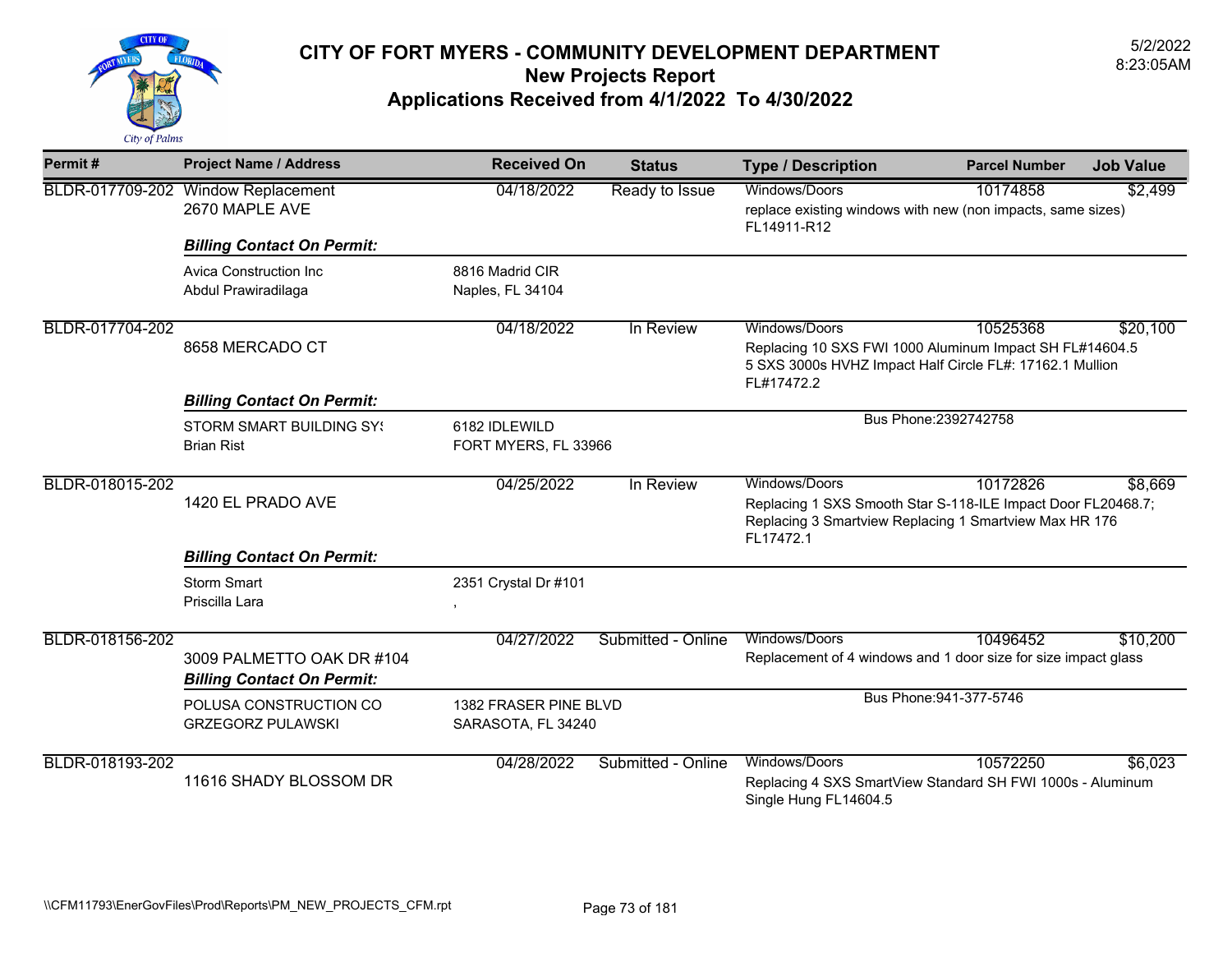# CITY OF FORT MYERS - COMMUNITY DEVELOPMENT DEPARTMENT
## New Projects Report
## Applications Received from 4/1/2022 To 4/30/2022

5/2/2022
8:23:05AM

| Permit # | Project Name / Address | Received On | Status | Type / Description | Parcel Number | Job Value |
|---|---|---|---|---|---|---|
| BLDR-017709-202 | Window Replacement<br>2670 MAPLE AVE | 04/18/2022 | Ready to Issue | Windows/Doors<br>replace existing windows with new (non impacts, same sizes) FL14911-R12 | 10174858 | $2,499 |
| | ***Billing Contact On Permit:*** | | | | | |
| | Avica Construction Inc<br>Abdul Prawiradilaga | 8816 Madrid CIR<br>Naples, FL 34104 | | | | |
| BLDR-017704-202 | 8658 MERCADO CT | 04/18/2022 | In Review | Windows/Doors<br>Replacing 10 SXS FWI 1000 Aluminum Impact SH FL#14604.5 5 SXS 3000s HVHZ Impact Half Circle FL#: 17162.1 Mullion FL#17472.2 | 10525368 | $20,100 |
| | ***Billing Contact On Permit:*** | | | | | |
| | STORM SMART BUILDING SY:<br>Brian Rist | 6182 IDLEWILD<br>FORT MYERS, FL 33966 | | Bus Phone:2392742758 | | |
| BLDR-018015-202 | 1420 EL PRADO AVE | 04/25/2022 | In Review | Windows/Doors<br>Replacing 1 SXS Smooth Star S-118-ILE Impact Door FL20468.7; Replacing 3 Smartview Replacing 1 Smartview Max HR 176 FL17472.1 | 10172826 | $8,669 |
| | ***Billing Contact On Permit:*** | | | | | |
| | Storm Smart<br>Priscilla Lara | 2351 Crystal Dr #101<br>, | | | | |
| BLDR-018156-202 | 3009 PALMETTO OAK DR #104 | 04/27/2022 | Submitted - Online | Windows/Doors<br>Replacement of 4 windows and 1 door size for size impact glass | 10496452 | $10,200 |
| | ***Billing Contact On Permit:*** | | | | | |
| | POLUSA CONSTRUCTION CO<br>GRZEGORZ PULAWSKI | 1382 FRASER PINE BLVD<br>SARASOTA, FL 34240 | | Bus Phone:941-377-5746 | | |
| BLDR-018193-202 | 11616 SHADY BLOSSOM DR | 04/28/2022 | Submitted - Online | Windows/Doors<br>Replacing 4 SXS SmartView Standard SH FWI 1000s - Aluminum Single Hung FL14604.5 | 10572250 | $6,023 |

\\CFM11793\EnerGovFiles\Prod\Reports\PM_NEW_PROJECTS_CFM.rpt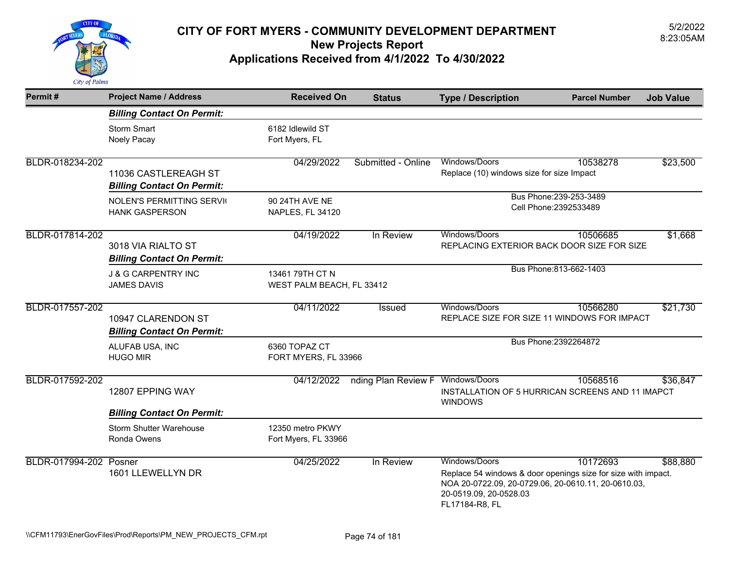# CITY OF FORT MYERS - COMMUNITY DEVELOPMENT DEPARTMENT
## New Projects Report
## Applications Received from 4/1/2022 To 4/30/2022

5/2/2022
8:23:05AM

| Permit # | Project Name / Address | Received On | Status | Type / Description | Parcel Number | Job Value |
|---|---|---|---|---|---|---|
| | ***Billing Contact On Permit:*** | | | | | |
| | Storm Smart<br>Noely Pacay | 6182 Idlewild ST<br>Fort Myers, FL | | | | |
| BLDR-018234-202 | 11036 CASTLEREAGH ST | 04/29/2022 | Submitted - Online | Windows/Doors<br>Replace (10) windows size for size Impact | 10538278 | $23,500 |
| | ***Billing Contact On Permit:*** | | | | | |
| | NOLEN'S PERMITTING SERVI(<br>HANK GASPERSON | 90 24TH AVE NE<br>NAPLES, FL 34120 | | Bus Phone:239-253-3489<br>Cell Phone:2392533489 | | |
| BLDR-017814-202 | 3018 VIA RIALTO ST | 04/19/2022 | In Review | Windows/Doors<br>REPLACING EXTERIOR BACK DOOR SIZE FOR SIZE | 10506685 | $1,668 |
| | ***Billing Contact On Permit:*** | | | | | |
| | J & G CARPENTRY INC<br>JAMES DAVIS | 13461 79TH CT N<br>WEST PALM BEACH, FL 33412 | | Bus Phone:813-662-1403 | | |
| BLDR-017557-202 | 10947 CLARENDON ST | 04/11/2022 | Issued | Windows/Doors<br>REPLACE SIZE FOR SIZE 11 WINDOWS FOR IMPACT | 10566280 | $21,730 |
| | ***Billing Contact On Permit:*** | | | | | |
| | ALUFAB USA, INC<br>HUGO MIR | 6360 TOPAZ CT<br>FORT MYERS, FL 33966 | | Bus Phone:2392264872 | | |
| BLDR-017592-202 | 12807 EPPING WAY | 04/12/2022 | nding Plan Review F | Windows/Doors<br>INSTALLATION OF 5 HURRICAN SCREENS AND 11 IMAPCT WINDOWS | 10568516 | $36,847 |
| | ***Billing Contact On Permit:*** | | | | | |
| | Storm Shutter Warehouse<br>Ronda Owens | 12350 metro PKWY<br>Fort Myers, FL 33966 | | | | |
| BLDR-017994-202 | Posner<br>1601 LLEWELLYN DR | 04/25/2022 | In Review | Windows/Doors<br>Replace 54 windows & door openings size for size with impact. NOA 20-0722.09, 20-0729.06, 20-0610.11, 20-0610.03, 20-0519.09, 20-0528.03<br>FL17184-R8, FL | 10172693 | $88,880 |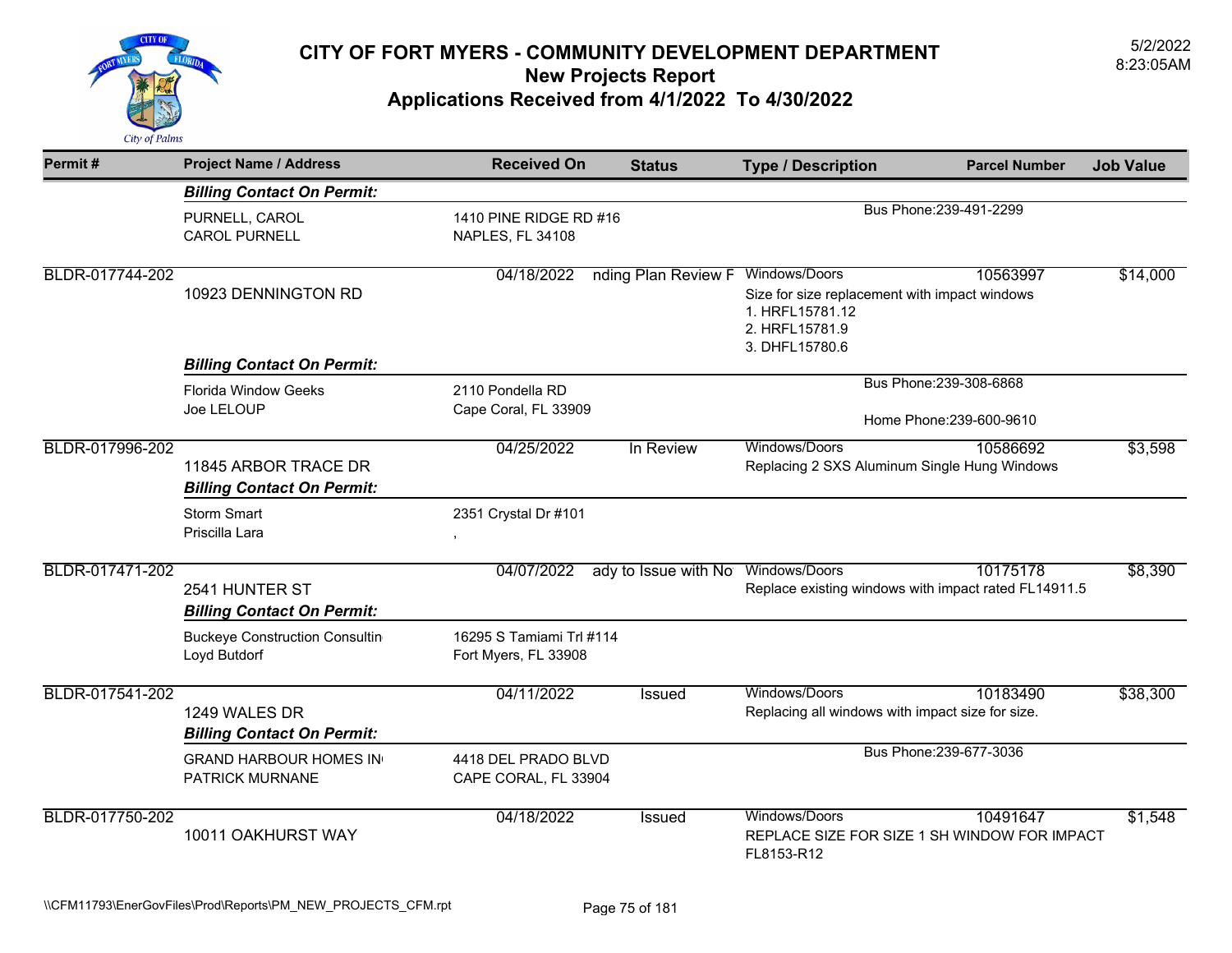# CITY OF FORT MYERS - COMMUNITY DEVELOPMENT DEPARTMENT

## New Projects Report

## Applications Received from 4/1/2022 To 4/30/2022

5/2/2022
8:23:05AM

| Permit # | Project Name / Address | Received On | Status | Type / Description | Parcel Number | Job Value |
|---|---|---|---|---|---|---|
| | ***Billing Contact On Permit:*** | | | | | |
| | PURNELL, CAROL<br>CAROL PURNELL | 1410 PINE RIDGE RD #16<br>NAPLES, FL 34108 | | Bus Phone:239-491-2299 | | |
| BLDR-017744-202 | 10923 DENNINGTON RD | 04/18/2022 | nding Plan Review F | Windows/Doors<br>Size for size replacement with impact windows<br>1. HRFL15781.12<br>2. HRFL15781.9<br>3. DHFL15780.6 | 10563997 | $14,000 |
| | ***Billing Contact On Permit:*** | | | | | |
| | Florida Window Geeks<br>Joe LELOUP | 2110 Pondella RD<br>Cape Coral, FL 33909 | | Bus Phone:239-308-6868<br>Home Phone:239-600-9610 | | |
| BLDR-017996-202 | 11845 ARBOR TRACE DR | 04/25/2022 | In Review | Windows/Doors<br>Replacing 2 SXS Aluminum Single Hung Windows | 10586692 | $3,598 |
| | ***Billing Contact On Permit:*** | | | | | |
| | Storm Smart<br>Priscilla Lara | 2351 Crystal Dr #101<br>, | | | | |
| BLDR-017471-202 | 2541 HUNTER ST | 04/07/2022 | ady to Issue with No | Windows/Doors<br>Replace existing windows with impact rated FL14911.5 | 10175178 | $8,390 |
| | ***Billing Contact On Permit:*** | | | | | |
| | Buckeye Construction Consultin<br>Loyd Butdorf | 16295 S Tamiami Trl #114<br>Fort Myers, FL 33908 | | | | |
| BLDR-017541-202 | 1249 WALES DR | 04/11/2022 | Issued | Windows/Doors<br>Replacing all windows with impact size for size. | 10183490 | $38,300 |
| | ***Billing Contact On Permit:*** | | | | | |
| | GRAND HARBOUR HOMES IN<br>PATRICK MURNANE | 4418 DEL PRADO BLVD<br>CAPE CORAL, FL 33904 | | Bus Phone:239-677-3036 | | |
| BLDR-017750-202 | 10011 OAKHURST WAY | 04/18/2022 | Issued | Windows/Doors<br>REPLACE SIZE FOR SIZE 1 SH WINDOW FOR IMPACT FL8153-R12 | 10491647 | $1,548 |

\\CFM11793\EnerGovFiles\Prod\Reports\PM_NEW_PROJECTS_CFM.rpt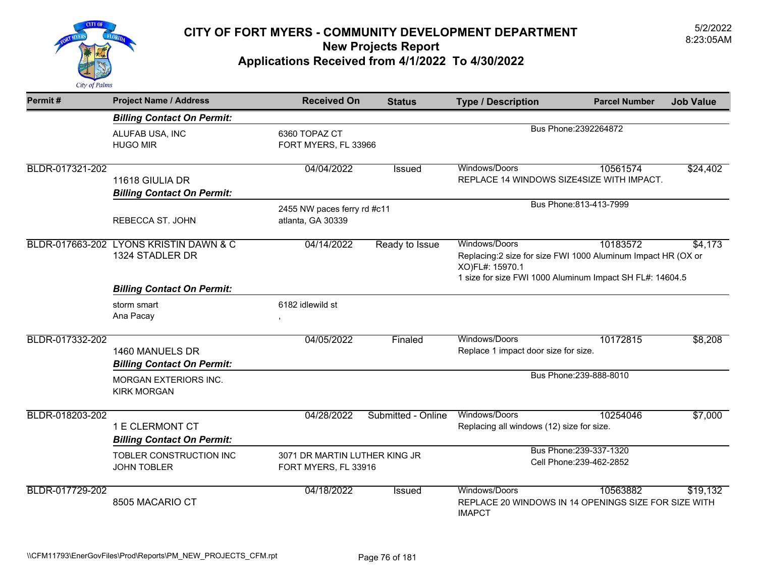# CITY OF FORT MYERS - COMMUNITY DEVELOPMENT DEPARTMENT
## New Projects Report
## Applications Received from 4/1/2022 To 4/30/2022

5/2/2022
8:23:05AM

| Permit # | Project Name / Address | Received On | Status | Type / Description | Parcel Number | Job Value |
|---|---|---|---|---|---|---|
| | ***Billing Contact On Permit:*** | | | | | |
| | ALUFAB USA, INC<br>HUGO MIR | 6360 TOPAZ CT<br>FORT MYERS, FL 33966 | | Bus Phone:2392264872 | | |
| BLDR-017321-202 | 11618 GIULIA DR | 04/04/2022 | Issued | Windows/Doors<br>REPLACE 14 WINDOWS SIZE4SIZE WITH IMPACT. | 10561574 | $24,402 |
| | ***Billing Contact On Permit:*** | | | | | |
| | REBECCA ST. JOHN | 2455 NW paces ferry rd #c11<br>atlanta, GA 30339 | | Bus Phone:813-413-7999 | | |
| BLDR-017663-202 | LYONS KRISTIN DAWN & C<br>1324 STADLER DR | 04/14/2022 | Ready to Issue | Windows/Doors<br>Replacing:2 size for size FWI 1000 Aluminum Impact HR (OX or XO)FL#: 15970.1<br>1 size for size FWI 1000 Aluminum Impact SH FL#: 14604.5 | 10183572 | $4,173 |
| | ***Billing Contact On Permit:*** | | | | | |
| | storm smart<br>Ana Pacay | 6182 idlewild st<br>, | | | | |
| BLDR-017332-202 | 1460 MANUELS DR | 04/05/2022 | Finaled | Windows/Doors<br>Replace 1 impact door size for size. | 10172815 | $8,208 |
| | ***Billing Contact On Permit:*** | | | | | |
| | MORGAN EXTERIORS INC.<br>KIRK MORGAN | | | Bus Phone:239-888-8010 | | |
| BLDR-018203-202 | 1 E CLERMONT CT | 04/28/2022 | Submitted - Online | Windows/Doors<br>Replacing all windows (12) size for size. | 10254046 | $7,000 |
| | ***Billing Contact On Permit:*** | | | | | |
| | TOBLER CONSTRUCTION INC<br>JOHN TOBLER | 3071 DR MARTIN LUTHER KING JR<br>FORT MYERS, FL 33916 | | Bus Phone:239-337-1320<br>Cell Phone:239-462-2852 | | |
| BLDR-017729-202 | 8505 MACARIO CT | 04/18/2022 | Issued | Windows/Doors<br>REPLACE 20 WINDOWS IN 14 OPENINGS SIZE FOR SIZE WITH IMAPCT | 10563882 | $19,132 |

\\CFM11793\EnerGovFiles\Prod\Reports\PM_NEW_PROJECTS_CFM.rpt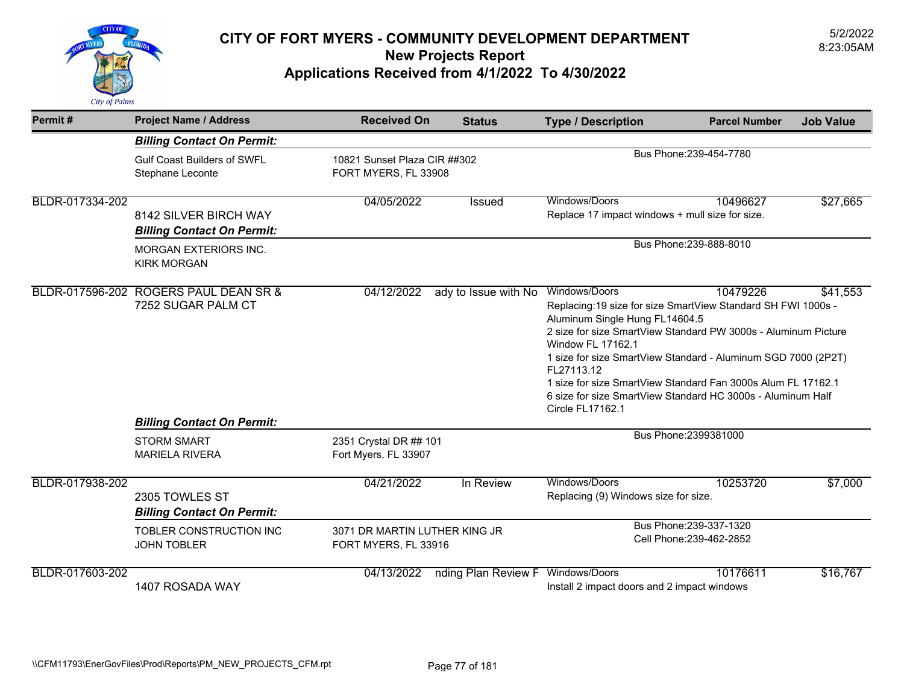# CITY OF FORT MYERS - COMMUNITY DEVELOPMENT DEPARTMENT
## New Projects Report
## Applications Received from 4/1/2022 To 4/30/2022

5/2/2022
8:23:05AM

| Permit # | Project Name / Address | Received On | Status | Type / Description | Parcel Number | Job Value |
|---|---|---|---|---|---|---|
| | ***Billing Contact On Permit:*** | | | | | |
| | Gulf Coast Builders of SWFL<br>Stephane Leconte | 10821 Sunset Plaza CIR ##302<br>FORT MYERS, FL 33908 | | Bus Phone:239-454-7780 | | |
| BLDR-017334-202 | 8142 SILVER BIRCH WAY | 04/05/2022 | Issued | Windows/Doors<br>Replace 17 impact windows + mull size for size. | 10496627 | $27,665 |
| | ***Billing Contact On Permit:*** | | | | | |
| | MORGAN EXTERIORS INC.<br>KIRK MORGAN | | | Bus Phone:239-888-8010 | | |
| BLDR-017596-202 | ROGERS PAUL DEAN SR &<br>7252 SUGAR PALM CT | 04/12/2022 | ady to Issue with No | Windows/Doors<br>Replacing:19 size for size SmartView Standard SH FWI 1000s - Aluminum Single Hung FL14604.5<br>2 size for size SmartView Standard PW 3000s - Aluminum Picture Window FL 17162.1<br>1 size for size SmartView Standard - Aluminum SGD 7000 (2P2T) FL27113.12<br>1 size for size SmartView Standard Fan 3000s Alum FL 17162.1<br>6 size for size SmartView Standard HC 3000s - Aluminum Half Circle FL17162.1 | 10479226 | $41,553 |
| | ***Billing Contact On Permit:*** | | | | | |
| | STORM SMART<br>MARIELA RIVERA | 2351 Crystal DR ## 101<br>Fort Myers, FL 33907 | | Bus Phone:2399381000 | | |
| BLDR-017938-202 | 2305 TOWLES ST | 04/21/2022 | In Review | Windows/Doors<br>Replacing (9) Windows size for size. | 10253720 | $7,000 |
| | ***Billing Contact On Permit:*** | | | | | |
| | TOBLER CONSTRUCTION INC<br>JOHN TOBLER | 3071 DR MARTIN LUTHER KING JR<br>FORT MYERS, FL 33916 | | Bus Phone:239-337-1320<br>Cell Phone:239-462-2852 | | |
| BLDR-017603-202 | 1407 ROSADA WAY | 04/13/2022 | nding Plan Review F | Windows/Doors<br>Install 2 impact doors and 2 impact windows | 10176611 | $16,767 |

\\CFM11793\EnerGovFiles\Prod\Reports\PM_NEW_PROJECTS_CFM.rpt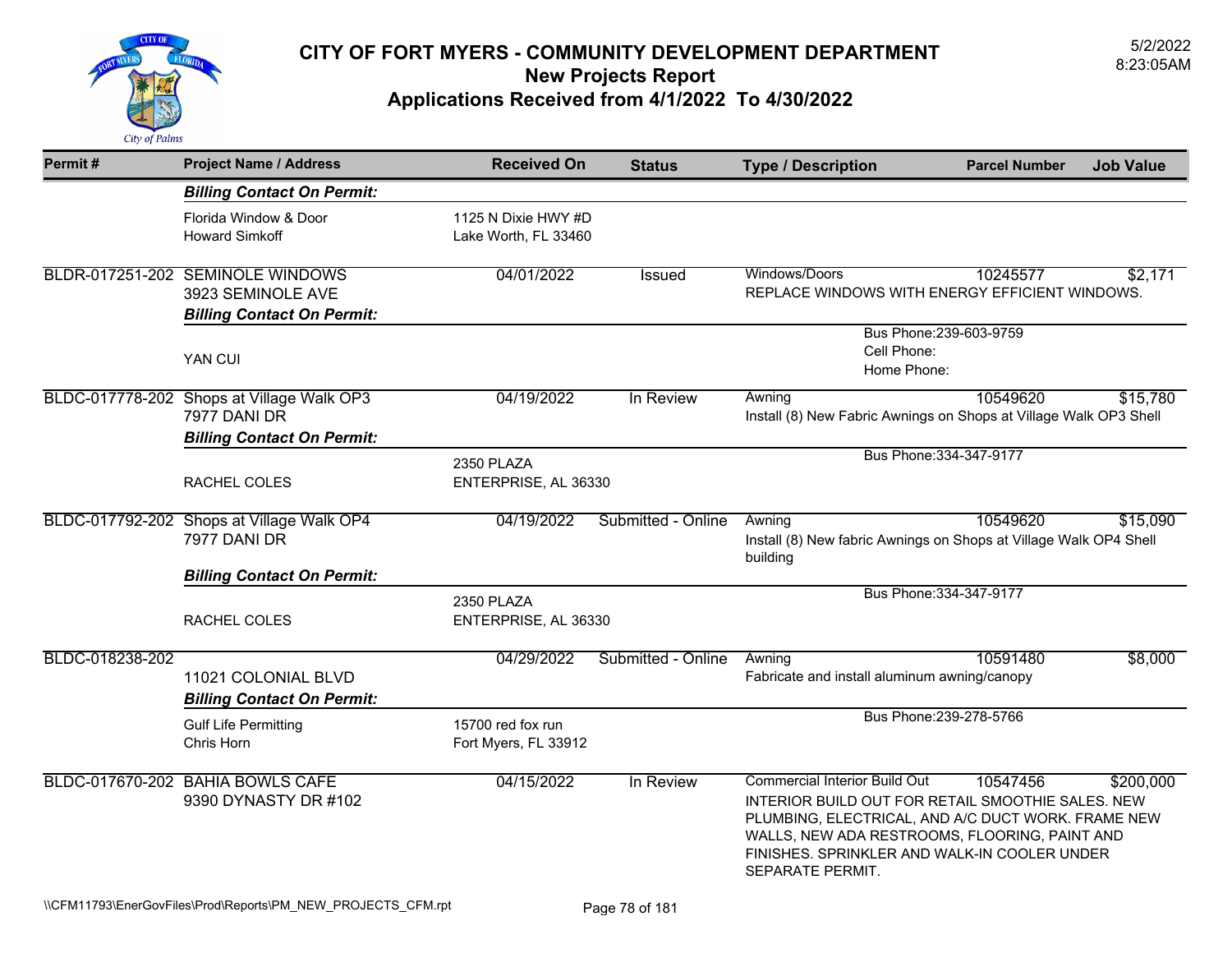# CITY OF FORT MYERS - COMMUNITY DEVELOPMENT DEPARTMENT
## New Projects Report
## Applications Received from 4/1/2022 To 4/30/2022

5/2/2022
8:23:05AM

| Permit # | Project Name / Address | Received On | Status | Type / Description | Parcel Number | Job Value |
|---|---|---|---|---|---|---|
| | ***Billing Contact On Permit:*** | | | | | |
| | Florida Window & Door<br>Howard Simkoff | 1125 N Dixie HWY #D<br>Lake Worth, FL 33460 | | | | |
| BLDR-017251-202 | SEMINOLE WINDOWS<br>3923 SEMINOLE AVE | 04/01/2022 | Issued | Windows/Doors<br>REPLACE WINDOWS WITH ENERGY EFFICIENT WINDOWS. | 10245577 | $2,171 |
| | ***Billing Contact On Permit:*** | | | | | |
| | YAN CUI | | | Bus Phone:239-603-9759<br>Cell Phone:<br>Home Phone: | | |
| BLDC-017778-202 | Shops at Village Walk OP3<br>7977 DANI DR | 04/19/2022 | In Review | Awning<br>Install (8) New Fabric Awnings on Shops at Village Walk OP3 Shell | 10549620 | $15,780 |
| | ***Billing Contact On Permit:*** | | | | | |
| | RACHEL COLES | 2350 PLAZA<br>ENTERPRISE, AL 36330 | | Bus Phone:334-347-9177 | | |
| BLDC-017792-202 | Shops at Village Walk OP4<br>7977 DANI DR | 04/19/2022 | Submitted - Online | Awning<br>Install (8) New fabric Awnings on Shops at Village Walk OP4 Shell building | 10549620 | $15,090 |
| | ***Billing Contact On Permit:*** | | | | | |
| | RACHEL COLES | 2350 PLAZA<br>ENTERPRISE, AL 36330 | | Bus Phone:334-347-9177 | | |
| BLDC-018238-202 | 11021 COLONIAL BLVD | 04/29/2022 | Submitted - Online | Awning<br>Fabricate and install aluminum awning/canopy | 10591480 | $8,000 |
| | ***Billing Contact On Permit:*** | | | | | |
| | Gulf Life Permitting<br>Chris Horn | 15700 red fox run<br>Fort Myers, FL 33912 | | Bus Phone:239-278-5766 | | |
| BLDC-017670-202 | BAHIA BOWLS CAFE<br>9390 DYNASTY DR #102 | 04/15/2022 | In Review | Commercial Interior Build Out<br>INTERIOR BUILD OUT FOR RETAIL SMOOTHIE SALES. NEW PLUMBING, ELECTRICAL, AND A/C DUCT WORK. FRAME NEW WALLS, NEW ADA RESTROOMS, FLOORING, PAINT AND FINISHES. SPRINKLER AND WALK-IN COOLER UNDER SEPARATE PERMIT. | 10547456 | $200,000 |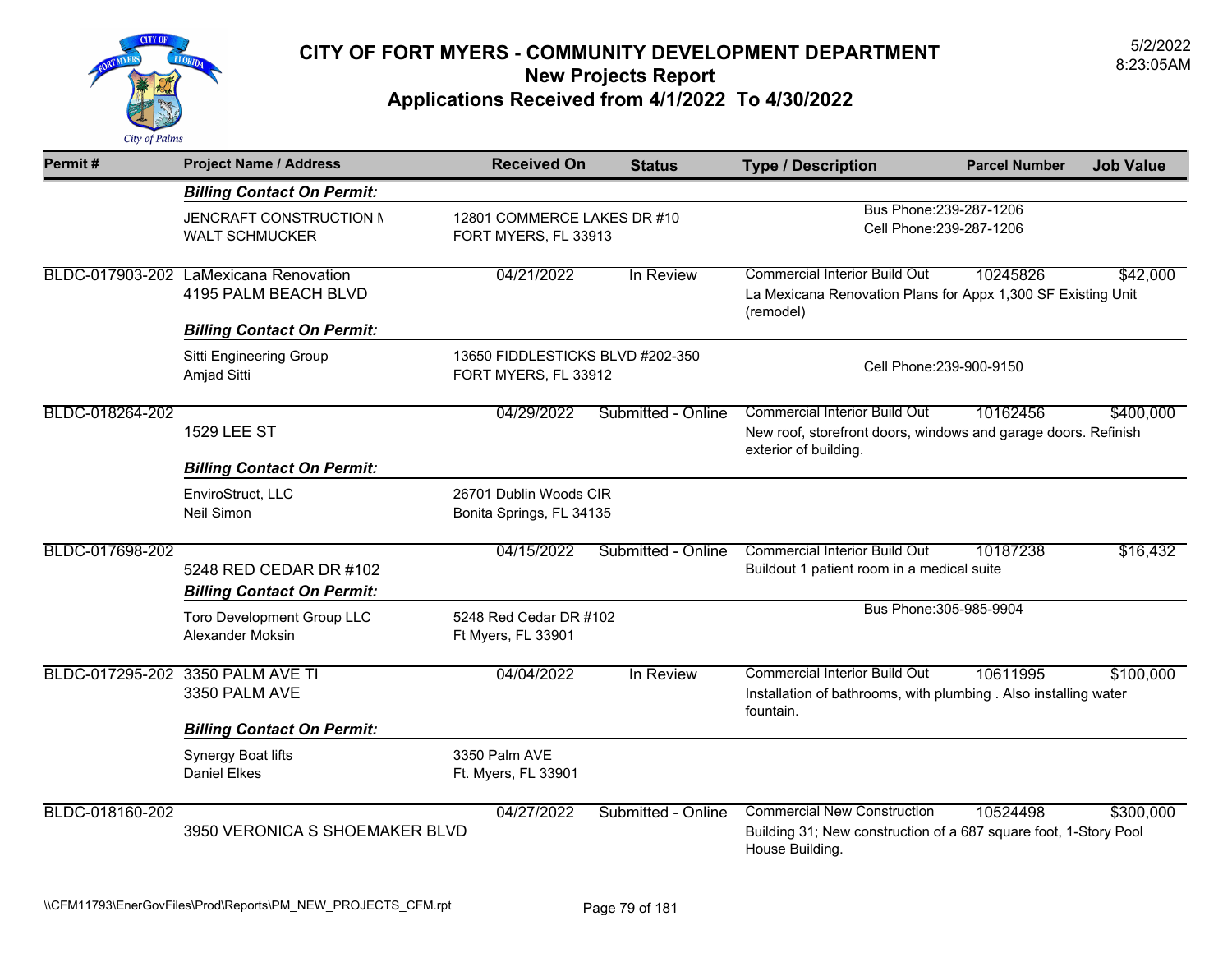# CITY OF FORT MYERS - COMMUNITY DEVELOPMENT DEPARTMENT
## New Projects Report
### Applications Received from 4/1/2022 To 4/30/2022

5/2/2022
8:23:05AM

| Permit # | Project Name / Address | Received On | Status | Type / Description | Parcel Number | Job Value |
|---|---|---|---|---|---|---|
| | ***Billing Contact On Permit:*** | | | | | |
| | JENCRAFT CONSTRUCTION M<br>WALT SCHMUCKER | 12801 COMMERCE LAKES DR #10<br>FORT MYERS, FL 33913 | | Bus Phone:239-287-1206<br>Cell Phone:239-287-1206 | | |
| BLDC-017903-202 | LaMexicana Renovation<br>4195 PALM BEACH BLVD | 04/21/2022 | In Review | Commercial Interior Build Out<br>La Mexicana Renovation Plans for Appx 1,300 SF Existing Unit (remodel) | 10245826 | $42,000 |
| | ***Billing Contact On Permit:*** | | | | | |
| | Sitti Engineering Group<br>Amjad Sitti | 13650 FIDDLESTICKS BLVD #202-350<br>FORT MYERS, FL 33912 | | Cell Phone:239-900-9150 | | |
| BLDC-018264-202 | 1529 LEE ST | 04/29/2022 | Submitted - Online | Commercial Interior Build Out<br>New roof, storefront doors, windows and garage doors. Refinish exterior of building. | 10162456 | $400,000 |
| | ***Billing Contact On Permit:*** | | | | | |
| | EnviroStruct, LLC<br>Neil Simon | 26701 Dublin Woods CIR<br>Bonita Springs, FL 34135 | | | | |
| BLDC-017698-202 | 5248 RED CEDAR DR #102 | 04/15/2022 | Submitted - Online | Commercial Interior Build Out<br>Buildout 1 patient room in a medical suite | 10187238 | $16,432 |
| | ***Billing Contact On Permit:*** | | | | | |
| | Toro Development Group LLC<br>Alexander Moksin | 5248 Red Cedar DR #102<br>Ft Myers, FL 33901 | | Bus Phone:305-985-9904 | | |
| BLDC-017295-202 | 3350 PALM AVE TI<br>3350 PALM AVE | 04/04/2022 | In Review | Commercial Interior Build Out<br>Installation of bathrooms, with plumbing . Also installing water fountain. | 10611995 | $100,000 |
| | ***Billing Contact On Permit:*** | | | | | |
| | Synergy Boat lifts<br>Daniel Elkes | 3350 Palm AVE<br>Ft. Myers, FL 33901 | | | | |
| BLDC-018160-202 | 3950 VERONICA S SHOEMAKER BLVD | 04/27/2022 | Submitted - Online | Commercial New Construction<br>Building 31; New construction of a 687 square foot, 1-Story Pool House Building. | 10524498 | $300,000 |

\\CFM11793\EnerGovFiles\Prod\Reports\PM_NEW_PROJECTS_CFM.rpt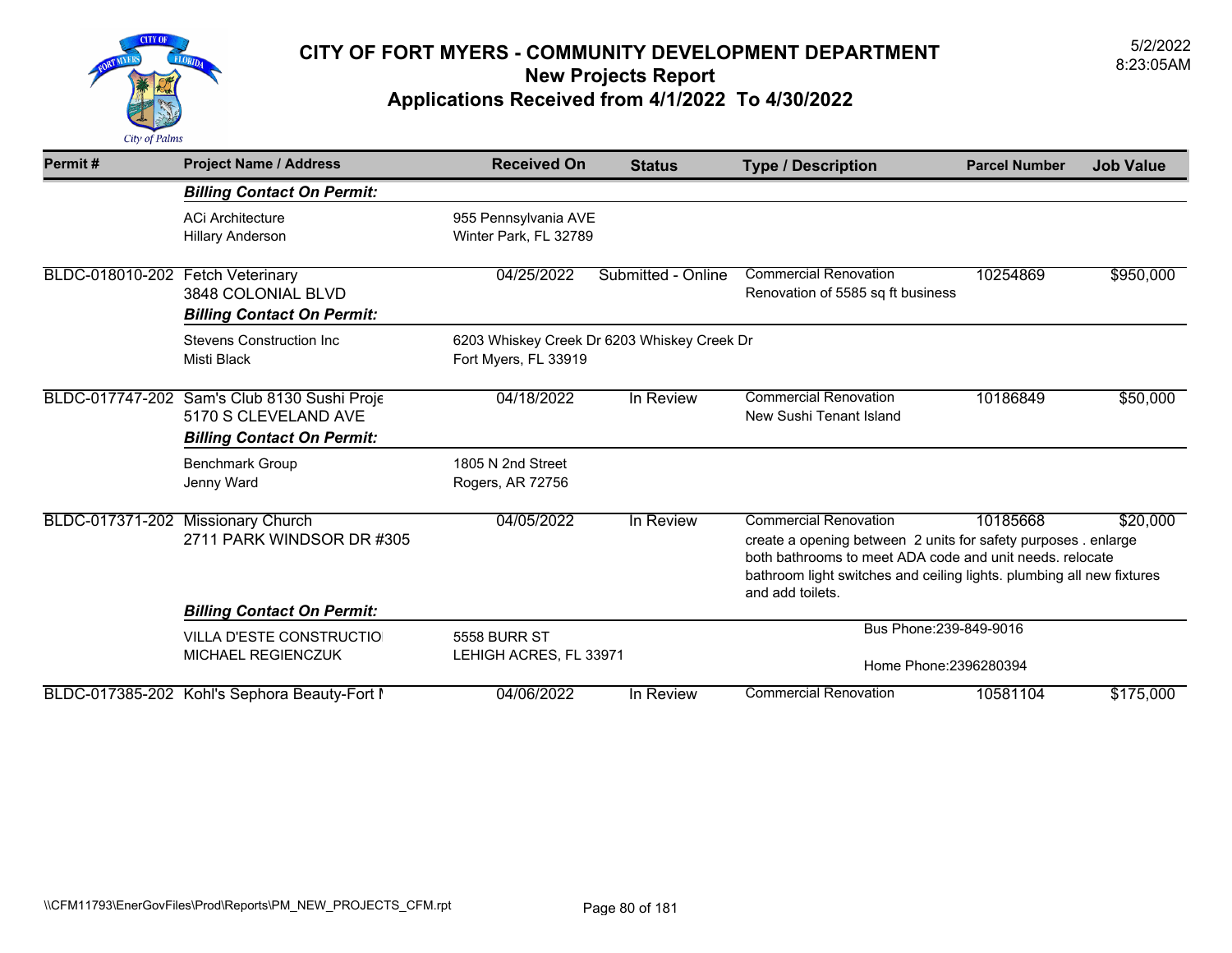# CITY OF FORT MYERS - COMMUNITY DEVELOPMENT DEPARTMENT

## New Projects Report

## Applications Received from 4/1/2022 To 4/30/2022

5/2/2022
8:23:05AM

| Permit # | Project Name / Address | Received On | Status | Type / Description | Parcel Number | Job Value |
|---|---|---|---|---|---|---|
| | ***Billing Contact On Permit:*** | | | | | |
| | ACi Architecture<br>Hillary Anderson | 955 Pennsylvania AVE<br>Winter Park, FL 32789 | | | | |
| BLDC-018010-202 | Fetch Veterinary<br>3848 COLONIAL BLVD | 04/25/2022 | Submitted - Online | Commercial Renovation<br>Renovation of 5585 sq ft business | 10254869 | $950,000 |
| | ***Billing Contact On Permit:*** | | | | | |
| | Stevens Construction Inc<br>Misti Black | 6203 Whiskey Creek Dr 6203 Whiskey Creek Dr<br>Fort Myers, FL 33919 | | | | |
| BLDC-017747-202 | Sam's Club 8130 Sushi Proje<br>5170 S CLEVELAND AVE | 04/18/2022 | In Review | Commercial Renovation<br>New Sushi Tenant Island | 10186849 | $50,000 |
| | ***Billing Contact On Permit:*** | | | | | |
| | Benchmark Group<br>Jenny Ward | 1805 N 2nd Street<br>Rogers, AR 72756 | | | | |
| BLDC-017371-202 | Missionary Church<br>2711 PARK WINDSOR DR #305 | 04/05/2022 | In Review | Commercial Renovation<br>create a opening between 2 units for safety purposes . enlarge both bathrooms to meet ADA code and unit needs. relocate bathroom light switches and ceiling lights. plumbing all new fixtures and add toilets. | 10185668 | $20,000 |
| | ***Billing Contact On Permit:*** | | | | | |
| | VILLA D'ESTE CONSTRUCTIO<br>MICHAEL REGIENCZUK | 5558 BURR ST<br>LEHIGH ACRES, FL 33971 | | Bus Phone:239-849-9016<br>Home Phone:2396280394 | | |
| BLDC-017385-202 | Kohl's Sephora Beauty-Fort M | 04/06/2022 | In Review | Commercial Renovation | 10581104 | $175,000 |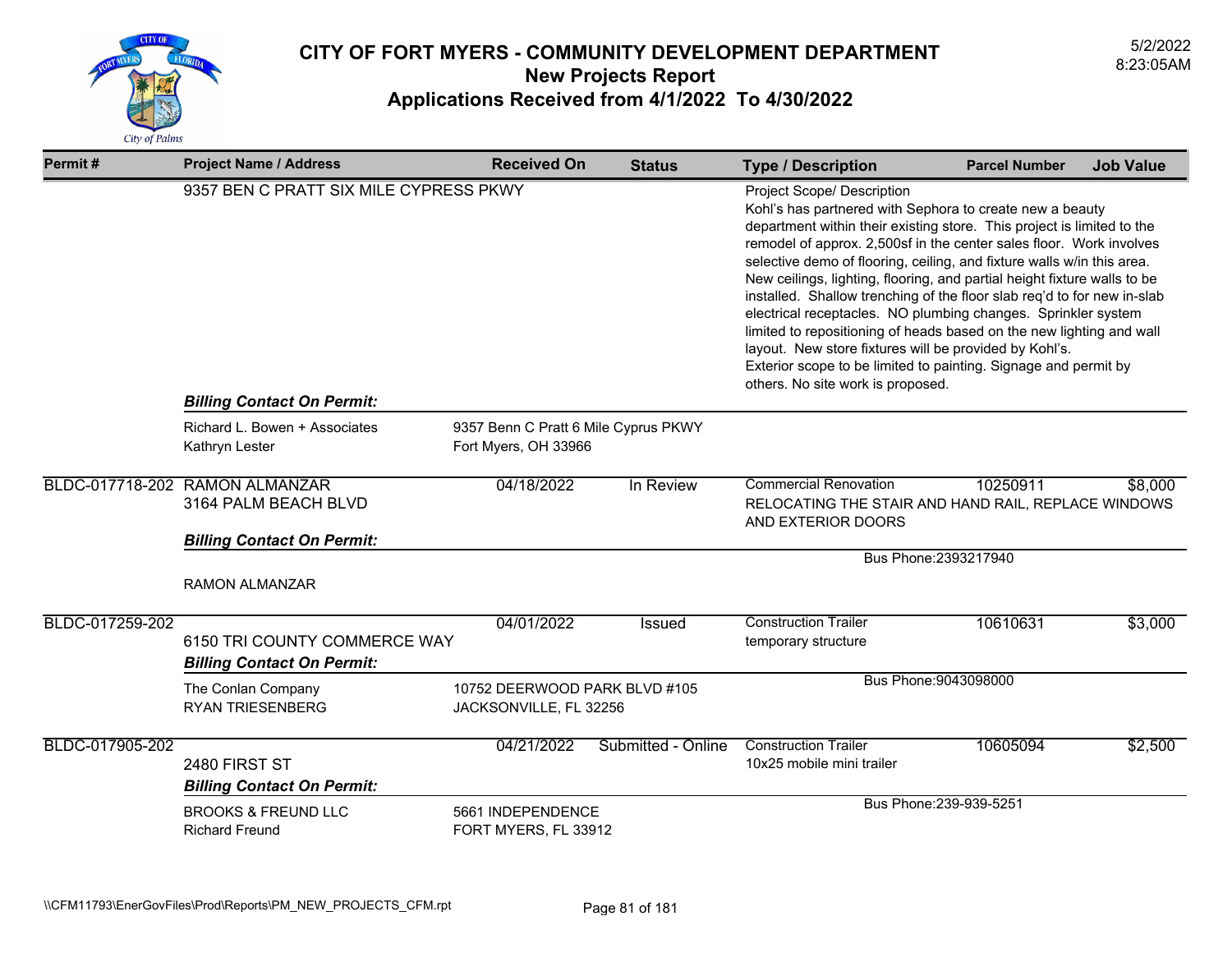# CITY OF FORT MYERS - COMMUNITY DEVELOPMENT DEPARTMENT

## New Projects Report

## Applications Received from 4/1/2022 To 4/30/2022

5/2/2022
8:23:05AM

| Permit # | Project Name / Address | Received On | Status | Type / Description | Parcel Number | Job Value |
|---|---|---|---|---|---|---|
| | 9357 BEN C PRATT SIX MILE CYPRESS PKWY | | | Project Scope/ Description<br>Kohl's has partnered with Sephora to create new a beauty department within their existing store. This project is limited to the remodel of approx. 2,500sf in the center sales floor. Work involves selective demo of flooring, ceiling, and fixture walls w/in this area. New ceilings, lighting, flooring, and partial height fixture walls to be installed. Shallow trenching of the floor slab req'd to for new in-slab electrical receptacles. NO plumbing changes. Sprinkler system limited to repositioning of heads based on the new lighting and wall layout. New store fixtures will be provided by Kohl's.<br>Exterior scope to be limited to painting. Signage and permit by others. No site work is proposed. | | |
| | ***Billing Contact On Permit:*** | | | | | |
| | Richard L. Bowen + Associates<br>Kathryn Lester | 9357 Benn C Pratt 6 Mile Cyprus PKWY<br>Fort Myers, OH 33966 | | | | |
| BLDC-017718-202 | RAMON ALMANZAR<br>3164 PALM BEACH BLVD | 04/18/2022 | In Review | Commercial Renovation<br>RELOCATING THE STAIR AND HAND RAIL, REPLACE WINDOWS AND EXTERIOR DOORS | 10250911 | $8,000 |
| | ***Billing Contact On Permit:*** | | | | | |
| | RAMON ALMANZAR | | | Bus Phone:2393217940 | | |
| BLDC-017259-202 | 6150 TRI COUNTY COMMERCE WAY | 04/01/2022 | Issued | Construction Trailer<br>temporary structure | 10610631 | $3,000 |
| | ***Billing Contact On Permit:*** | | | | | |
| | The Conlan Company<br>RYAN TRIESENBERG | 10752 DEERWOOD PARK BLVD #105<br>JACKSONVILLE, FL 32256 | | Bus Phone:9043098000 | | |
| BLDC-017905-202 | 2480 FIRST ST | 04/21/2022 | Submitted - Online | Construction Trailer<br>10x25 mobile mini trailer | 10605094 | $2,500 |
| | ***Billing Contact On Permit:*** | | | | | |
| | BROOKS & FREUND LLC<br>Richard Freund | 5661 INDEPENDENCE<br>FORT MYERS, FL 33912 | | Bus Phone:239-939-5251 | | |

\\CFM11793\EnerGovFiles\Prod\Reports\PM_NEW_PROJECTS_CFM.rpt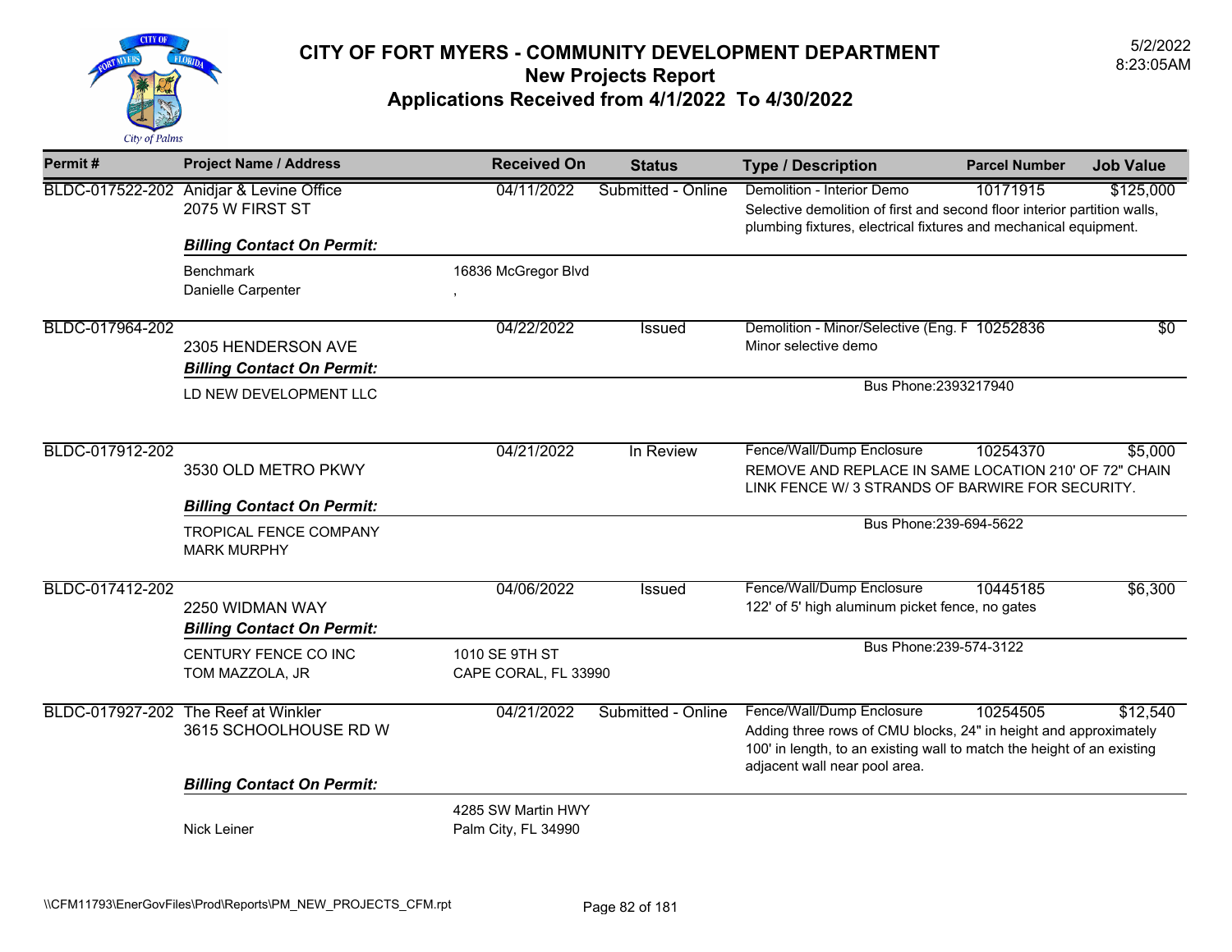# CITY OF FORT MYERS - COMMUNITY DEVELOPMENT DEPARTMENT
## New Projects Report
### Applications Received from 4/1/2022 To 4/30/2022

5/2/2022
8:23:05AM

| Permit # | Project Name / Address | Received On | Status | Type / Description | Parcel Number | Job Value |
|---|---|---|---|---|---|---|
| BLDC-017522-202 | Anidjar & Levine Office<br>2075 W FIRST ST | 04/11/2022 | Submitted - Online | Demolition - Interior Demo<br>Selective demolition of first and second floor interior partition walls, plumbing fixtures, electrical fixtures and mechanical equipment. | 10171915 | $125,000 |
| | ***Billing Contact On Permit:*** | | | | | |
| | Benchmark<br>Danielle Carpenter | 16836 McGregor Blvd<br>, | | | | |
| BLDC-017964-202 | 2305 HENDERSON AVE | 04/22/2022 | Issued | Demolition - Minor/Selective (Eng. F<br>Minor selective demo | 10252836 | $0 |
| | ***Billing Contact On Permit:*** | | | | | |
| | LD NEW DEVELOPMENT LLC | | | Bus Phone:2393217940 | | |
| BLDC-017912-202 | 3530 OLD METRO PKWY | 04/21/2022 | In Review | Fence/Wall/Dump Enclosure<br>REMOVE AND REPLACE IN SAME LOCATION 210' OF 72" CHAIN LINK FENCE W/ 3 STRANDS OF BARWIRE FOR SECURITY. | 10254370 | $5,000 |
| | ***Billing Contact On Permit:*** | | | | | |
| | TROPICAL FENCE COMPANY<br>MARK MURPHY | | | Bus Phone:239-694-5622 | | |
| BLDC-017412-202 | 2250 WIDMAN WAY | 04/06/2022 | Issued | Fence/Wall/Dump Enclosure<br>122' of 5' high aluminum picket fence, no gates | 10445185 | $6,300 |
| | ***Billing Contact On Permit:*** | | | | | |
| | CENTURY FENCE CO INC<br>TOM MAZZOLA, JR | 1010 SE 9TH ST<br>CAPE CORAL, FL 33990 | | Bus Phone:239-574-3122 | | |
| BLDC-017927-202 | The Reef at Winkler<br>3615 SCHOOLHOUSE RD W | 04/21/2022 | Submitted - Online | Fence/Wall/Dump Enclosure<br>Adding three rows of CMU blocks, 24" in height and approximately 100' in length, to an existing wall to match the height of an existing adjacent wall near pool area. | 10254505 | $12,540 |
| | ***Billing Contact On Permit:*** | | | | | |
| | Nick Leiner | 4285 SW Martin HWY<br>Palm City, FL 34990 | | | | |

\\CFM11793\EnerGovFiles\Prod\Reports\PM_NEW_PROJECTS_CFM.rpt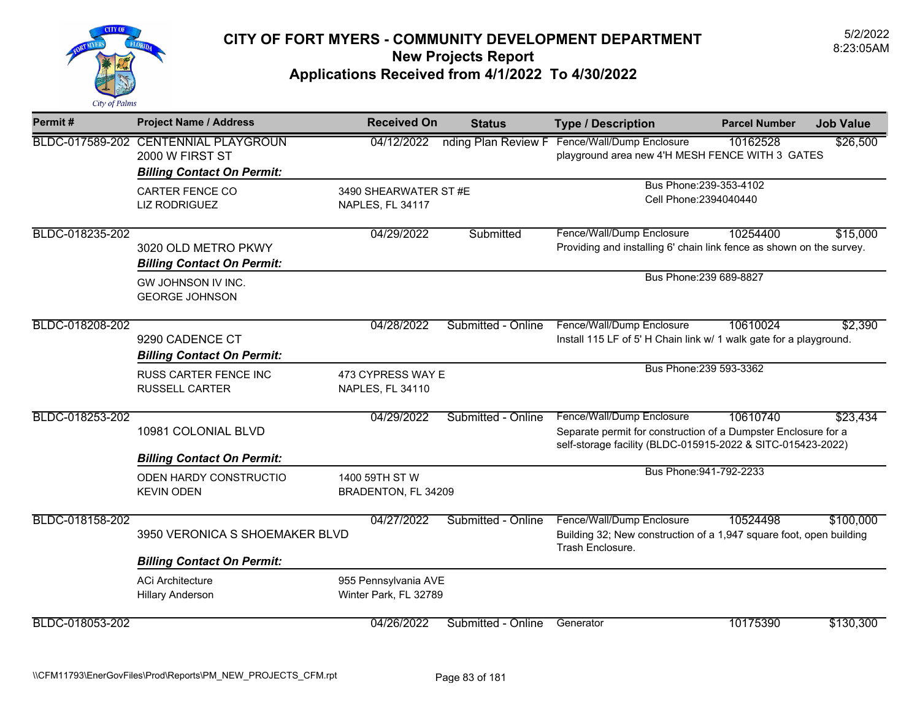# CITY OF FORT MYERS - COMMUNITY DEVELOPMENT DEPARTMENT
## New Projects Report
## Applications Received from 4/1/2022 To 4/30/2022

5/2/2022
8:23:05AM

| Permit # | Project Name / Address | Received On | Status | Type / Description | Parcel Number | Job Value |
|---|---|---|---|---|---|---|
| BLDC-017589-202 | CENTENNIAL PLAYGROUN<br>2000 W FIRST ST | 04/12/2022 | nding Plan Review F | Fence/Wall/Dump Enclosure<br>playground area new 4'H MESH FENCE WITH 3 GATES | 10162528 | $26,500 |
| | ***Billing Contact On Permit:***<br>CARTER FENCE CO<br>LIZ RODRIGUEZ | 3490 SHEARWATER ST #E<br>NAPLES, FL 34117 | | Bus Phone:239-353-4102<br>Cell Phone:2394040440 | | |
| BLDC-018235-202 | 3020 OLD METRO PKWY | 04/29/2022 | Submitted | Fence/Wall/Dump Enclosure<br>Providing and installing 6' chain link fence as shown on the survey. | 10254400 | $15,000 |
| | ***Billing Contact On Permit:***<br>GW JOHNSON IV INC.<br>GEORGE JOHNSON | | | Bus Phone:239 689-8827 | | |
| BLDC-018208-202 | 9290 CADENCE CT | 04/28/2022 | Submitted - Online | Fence/Wall/Dump Enclosure<br>Install 115 LF of 5' H Chain link w/ 1 walk gate for a playground. | 10610024 | $2,390 |
| | ***Billing Contact On Permit:***<br>RUSS CARTER FENCE INC<br>RUSSELL CARTER | 473 CYPRESS WAY E<br>NAPLES, FL 34110 | | Bus Phone:239 593-3362 | | |
| BLDC-018253-202 | 10981 COLONIAL BLVD | 04/29/2022 | Submitted - Online | Fence/Wall/Dump Enclosure<br>Separate permit for construction of a Dumpster Enclosure for a self-storage facility (BLDC-015915-2022 & SITC-015423-2022) | 10610740 | $23,434 |
| | ***Billing Contact On Permit:***<br>ODEN HARDY CONSTRUCTIO<br>KEVIN ODEN | 1400 59TH ST W<br>BRADENTON, FL 34209 | | Bus Phone:941-792-2233 | | |
| BLDC-018158-202 | 3950 VERONICA S SHOEMAKER BLVD | 04/27/2022 | Submitted - Online | Fence/Wall/Dump Enclosure<br>Building 32; New construction of a 1,947 square foot, open building Trash Enclosure. | 10524498 | $100,000 |
| | ***Billing Contact On Permit:***<br>ACi Architecture<br>Hillary Anderson | 955 Pennsylvania AVE<br>Winter Park, FL 32789 | | | | |
| BLDC-018053-202 | | 04/26/2022 | Submitted - Online | Generator | 10175390 | $130,300 |

\\CFM11793\EnerGovFiles\Prod\Reports\PM_NEW_PROJECTS_CFM.rpt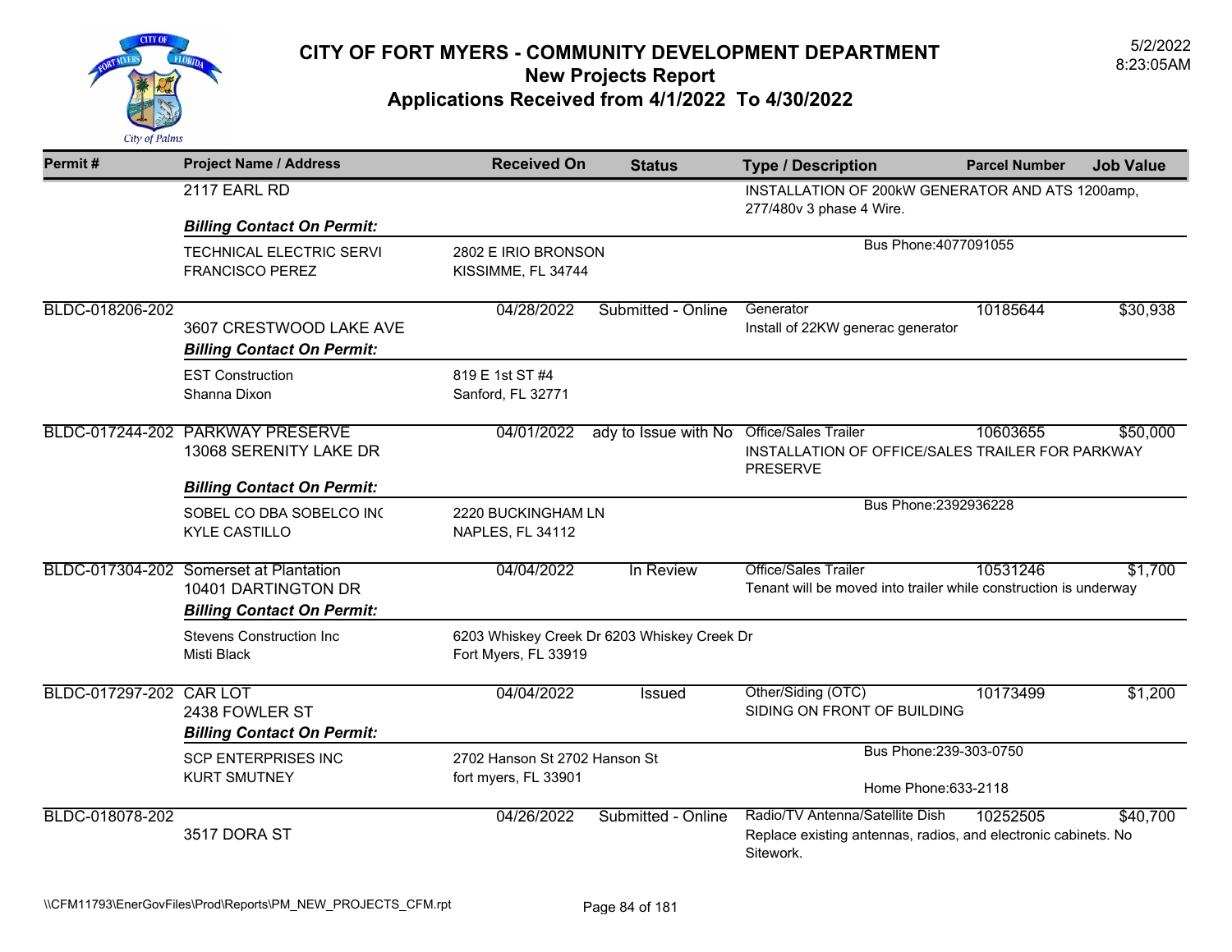# CITY OF FORT MYERS - COMMUNITY DEVELOPMENT DEPARTMENT
## New Projects Report
## Applications Received from 4/1/2022 To 4/30/2022

5/2/2022
8:23:05AM

| Permit # | Project Name / Address | Received On | Status | Type / Description | Parcel Number | Job Value |
|---|---|---|---|---|---|---|
| | 2117 EARL RD | | | INSTALLATION OF 200kW GENERATOR AND ATS 1200amp, 277/480v 3 phase 4 Wire. | | |
| | ***Billing Contact On Permit:*** | | | | | |
| | TECHNICAL ELECTRIC SERVI<br>FRANCISCO PEREZ | 2802 E IRIO BRONSON<br>KISSIMME, FL 34744 | | Bus Phone:4077091055 | | |
| BLDC-018206-202 | 3607 CRESTWOOD LAKE AVE | 04/28/2022 | Submitted - Online | Generator<br>Install of 22KW generac generator | 10185644 | $30,938 |
| | ***Billing Contact On Permit:*** | | | | | |
| | EST Construction<br>Shanna Dixon | 819 E 1st ST #4<br>Sanford, FL 32771 | | | | |
| BLDC-017244-202 | PARKWAY PRESERVE<br>13068 SERENITY LAKE DR | 04/01/2022 | ady to Issue with No | Office/Sales Trailer<br>INSTALLATION OF OFFICE/SALES TRAILER FOR PARKWAY PRESERVE | 10603655 | $50,000 |
| | ***Billing Contact On Permit:*** | | | | | |
| | SOBEL CO DBA SOBELCO INC<br>KYLE CASTILLO | 2220 BUCKINGHAM LN<br>NAPLES, FL 34112 | | Bus Phone:2392936228 | | |
| BLDC-017304-202 | Somerset at Plantation<br>10401 DARTINGTON DR | 04/04/2022 | In Review | Office/Sales Trailer<br>Tenant will be moved into trailer while construction is underway | 10531246 | $1,700 |
| | ***Billing Contact On Permit:*** | | | | | |
| | Stevens Construction Inc<br>Misti Black | 6203 Whiskey Creek Dr 6203 Whiskey Creek Dr<br>Fort Myers, FL 33919 | | | | |
| BLDC-017297-202 | CAR LOT<br>2438 FOWLER ST | 04/04/2022 | Issued | Other/Siding (OTC)<br>SIDING ON FRONT OF BUILDING | 10173499 | $1,200 |
| | ***Billing Contact On Permit:*** | | | | | |
| | SCP ENTERPRISES INC<br>KURT SMUTNEY | 2702 Hanson St 2702 Hanson St<br>fort myers, FL 33901 | | Bus Phone:239-303-0750<br>Home Phone:633-2118 | | |
| BLDC-018078-202 | 3517 DORA ST | 04/26/2022 | Submitted - Online | Radio/TV Antenna/Satellite Dish<br>Replace existing antennas, radios, and electronic cabinets. No Sitework. | 10252505 | $40,700 |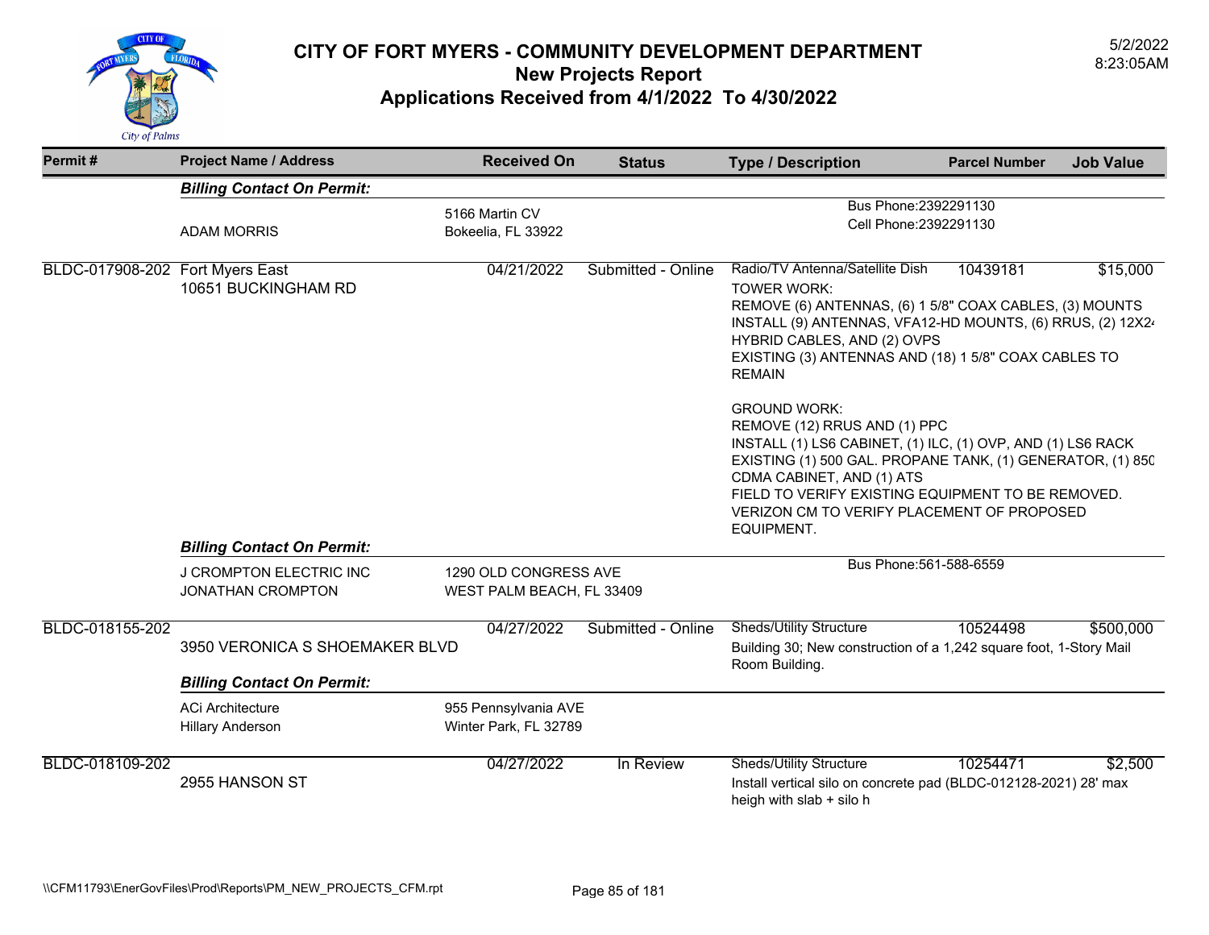# CITY OF FORT MYERS - COMMUNITY DEVELOPMENT DEPARTMENT

## New Projects Report

## Applications Received from 4/1/2022 To 4/30/2022

5/2/2022
8:23:05AM

| Permit # | Project Name / Address | Received On | Status | Type / Description | Parcel Number | Job Value |
|---|---|---|---|---|---|---|
| | ***Billing Contact On Permit:*** | | | | | |
| | ADAM MORRIS | 5166 Martin CV<br>Bokeelia, FL 33922 | | Bus Phone:2392291130<br>Cell Phone:2392291130 | | |
| BLDC-017908-202 | Fort Myers East<br>10651 BUCKINGHAM RD | 04/21/2022 | Submitted - Online | Radio/TV Antenna/Satellite Dish<br>TOWER WORK:<br>REMOVE (6) ANTENNAS, (6) 1 5/8" COAX CABLES, (3) MOUNTS<br>INSTALL (9) ANTENNAS, VFA12-HD MOUNTS, (6) RRUS, (2) 12X24 HYBRID CABLES, AND (2) OVPS<br>EXISTING (3) ANTENNAS AND (18) 1 5/8" COAX CABLES TO REMAIN<br><br>GROUND WORK:<br>REMOVE (12) RRUS AND (1) PPC<br>INSTALL (1) LS6 CABINET, (1) ILC, (1) OVP, AND (1) LS6 RACK<br>EXISTING (1) 500 GAL. PROPANE TANK, (1) GENERATOR, (1) 850 CDMA CABINET, AND (1) ATS<br>FIELD TO VERIFY EXISTING EQUIPMENT TO BE REMOVED.<br>VERIZON CM TO VERIFY PLACEMENT OF PROPOSED EQUIPMENT. | 10439181 | $15,000 |
| | ***Billing Contact On Permit:*** | | | | | |
| | J CROMPTON ELECTRIC INC<br>JONATHAN CROMPTON | 1290 OLD CONGRESS AVE<br>WEST PALM BEACH, FL 33409 | | Bus Phone:561-588-6559 | | |
| BLDC-018155-202 | 3950 VERONICA S SHOEMAKER BLVD | 04/27/2022 | Submitted - Online | Sheds/Utility Structure<br>Building 30; New construction of a 1,242 square foot, 1-Story Mail Room Building. | 10524498 | $500,000 |
| | ***Billing Contact On Permit:*** | | | | | |
| | ACi Architecture<br>Hillary Anderson | 955 Pennsylvania AVE<br>Winter Park, FL 32789 | | | | |
| BLDC-018109-202 | 2955 HANSON ST | 04/27/2022 | In Review | Sheds/Utility Structure<br>Install vertical silo on concrete pad (BLDC-012128-2021) 28' max heigh with slab + silo h | 10254471 | $2,500 |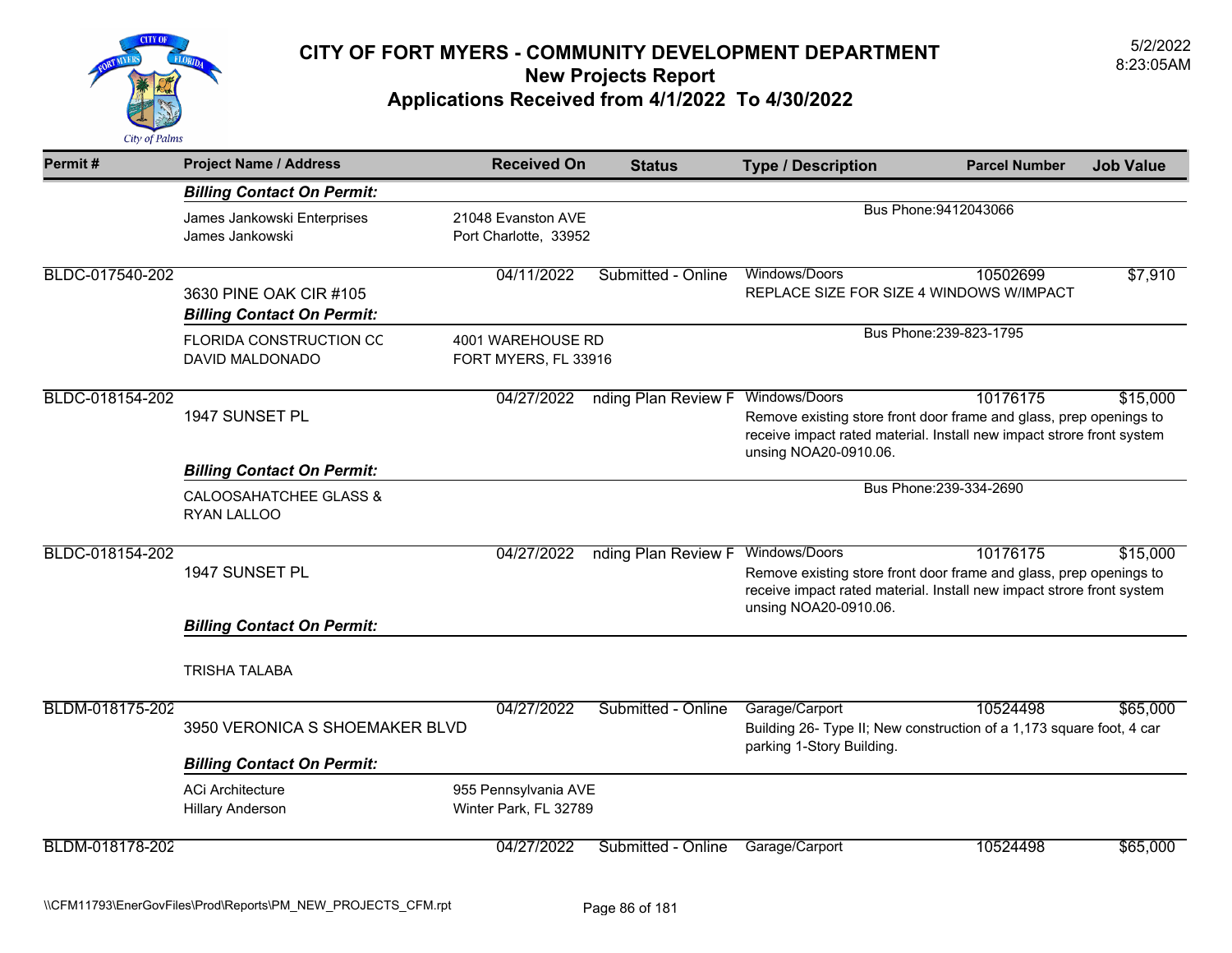# CITY OF FORT MYERS - COMMUNITY DEVELOPMENT DEPARTMENT
## New Projects Report
## Applications Received from 4/1/2022 To 4/30/2022

5/2/2022
8:23:05AM

| Permit # | Project Name / Address | Received On | Status | Type / Description | Parcel Number | Job Value |
|---|---|---|---|---|---|---|
| | ***Billing Contact On Permit:*** | | | | | |
| | James Jankowski Enterprises<br>James Jankowski | 21048 Evanston AVE<br>Port Charlotte, 33952 | | Bus Phone:9412043066 | | |
| BLDC-017540-202 | 3630 PINE OAK CIR #105 | 04/11/2022 | Submitted - Online | Windows/Doors<br>REPLACE SIZE FOR SIZE 4 WINDOWS W/IMPACT | 10502699 | $7,910 |
| | ***Billing Contact On Permit:*** | | | | | |
| | FLORIDA CONSTRUCTION CC<br>DAVID MALDONADO | 4001 WAREHOUSE RD<br>FORT MYERS, FL 33916 | | Bus Phone:239-823-1795 | | |
| BLDC-018154-202 | 1947 SUNSET PL | 04/27/2022 | nding Plan Review F | Windows/Doors<br>Remove existing store front door frame and glass, prep openings to receive impact rated material. Install new impact strore front system unsing NOA20-0910.06. | 10176175 | $15,000 |
| | ***Billing Contact On Permit:*** | | | | | |
| | CALOOSAHATCHEE GLASS &<br>RYAN LALLOO | | | Bus Phone:239-334-2690 | | |
| BLDC-018154-202 | 1947 SUNSET PL | 04/27/2022 | nding Plan Review F | Windows/Doors<br>Remove existing store front door frame and glass, prep openings to receive impact rated material. Install new impact strore front system unsing NOA20-0910.06. | 10176175 | $15,000 |
| | ***Billing Contact On Permit:*** | | | | | |
| | TRISHA TALABA | | | | | |
| BLDM-018175-202 | 3950 VERONICA S SHOEMAKER BLVD | 04/27/2022 | Submitted - Online | Garage/Carport<br>Building 26- Type II; New construction of a 1,173 square foot, 4 car parking 1-Story Building. | 10524498 | $65,000 |
| | ***Billing Contact On Permit:*** | | | | | |
| | ACi Architecture<br>Hillary Anderson | 955 Pennsylvania AVE<br>Winter Park, FL 32789 | | | | |
| BLDM-018178-202 | | 04/27/2022 | Submitted - Online | Garage/Carport | 10524498 | $65,000 |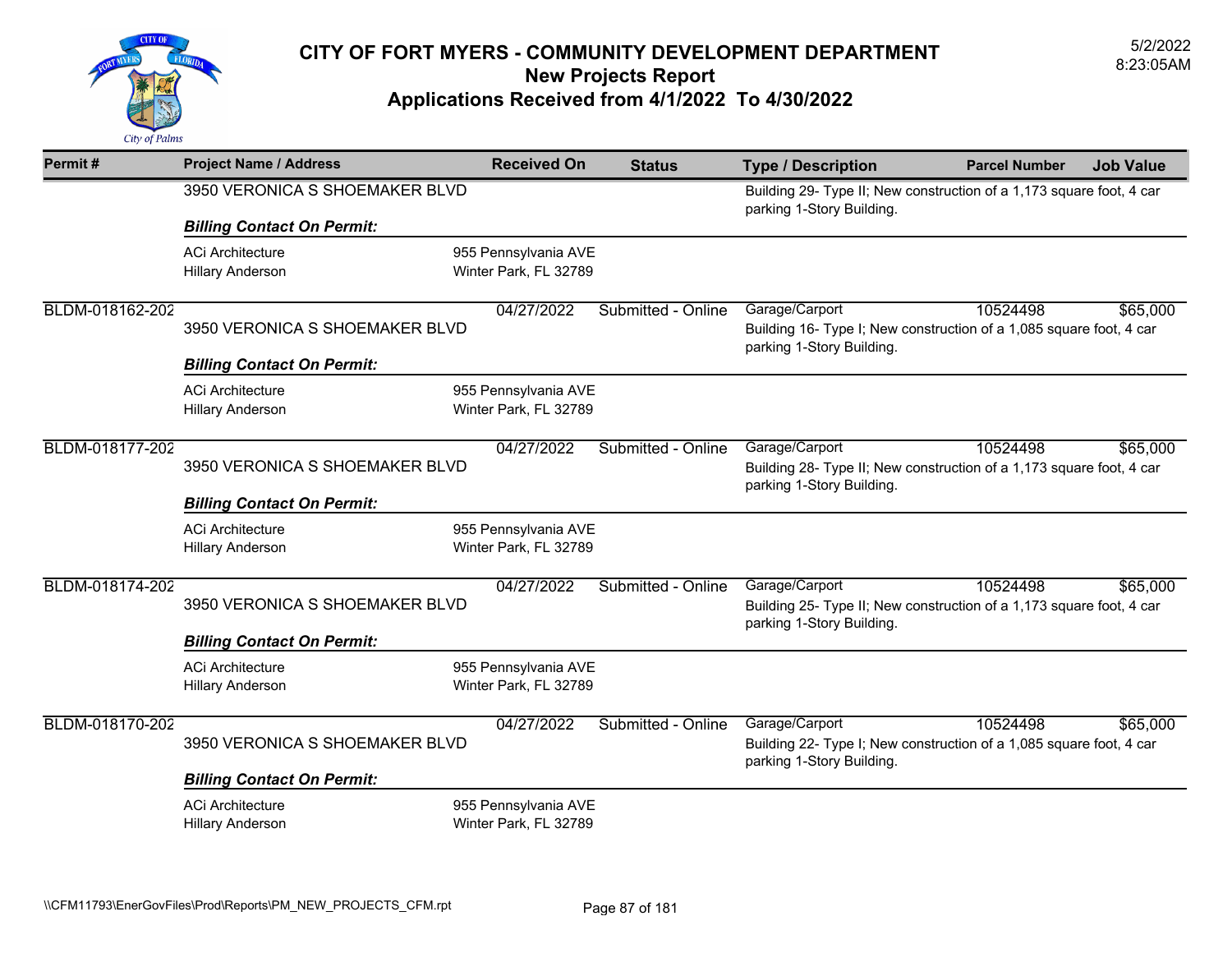# CITY OF FORT MYERS - COMMUNITY DEVELOPMENT DEPARTMENT
## New Projects Report
## Applications Received from 4/1/2022 To 4/30/2022

5/2/2022
8:23:05AM

| Permit # | Project Name / Address | Received On | Status | Type / Description | Parcel Number | Job Value |
|---|---|---|---|---|---|---|
| | 3950 VERONICA S SHOEMAKER BLVD | | | Building 29- Type II; New construction of a 1,173 square foot, 4 car parking 1-Story Building. | | |

***Billing Contact On Permit:***

ACi Architecture — 955 Pennsylvania AVE
Hillary Anderson — Winter Park, FL 32789

| Permit # | Project Name / Address | Received On | Status | Type / Description | Parcel Number | Job Value |
|---|---|---|---|---|---|---|
| BLDM-018162-202 | 3950 VERONICA S SHOEMAKER BLVD | 04/27/2022 | Submitted - Online | Garage/Carport<br>Building 16- Type I; New construction of a 1,085 square foot, 4 car parking 1-Story Building. | 10524498 | $65,000 |

***Billing Contact On Permit:***

ACi Architecture — 955 Pennsylvania AVE
Hillary Anderson — Winter Park, FL 32789

| Permit # | Project Name / Address | Received On | Status | Type / Description | Parcel Number | Job Value |
|---|---|---|---|---|---|---|
| BLDM-018177-202 | 3950 VERONICA S SHOEMAKER BLVD | 04/27/2022 | Submitted - Online | Garage/Carport<br>Building 28- Type II; New construction of a 1,173 square foot, 4 car parking 1-Story Building. | 10524498 | $65,000 |

***Billing Contact On Permit:***

ACi Architecture — 955 Pennsylvania AVE
Hillary Anderson — Winter Park, FL 32789

| Permit # | Project Name / Address | Received On | Status | Type / Description | Parcel Number | Job Value |
|---|---|---|---|---|---|---|
| BLDM-018174-202 | 3950 VERONICA S SHOEMAKER BLVD | 04/27/2022 | Submitted - Online | Garage/Carport<br>Building 25- Type II; New construction of a 1,173 square foot, 4 car parking 1-Story Building. | 10524498 | $65,000 |

***Billing Contact On Permit:***

ACi Architecture — 955 Pennsylvania AVE
Hillary Anderson — Winter Park, FL 32789

| Permit # | Project Name / Address | Received On | Status | Type / Description | Parcel Number | Job Value |
|---|---|---|---|---|---|---|
| BLDM-018170-202 | 3950 VERONICA S SHOEMAKER BLVD | 04/27/2022 | Submitted - Online | Garage/Carport<br>Building 22- Type I; New construction of a 1,085 square foot, 4 car parking 1-Story Building. | 10524498 | $65,000 |

***Billing Contact On Permit:***

ACi Architecture — 955 Pennsylvania AVE
Hillary Anderson — Winter Park, FL 32789

\\CFM11793\EnerGovFiles\Prod\Reports\PM_NEW_PROJECTS_CFM.rpt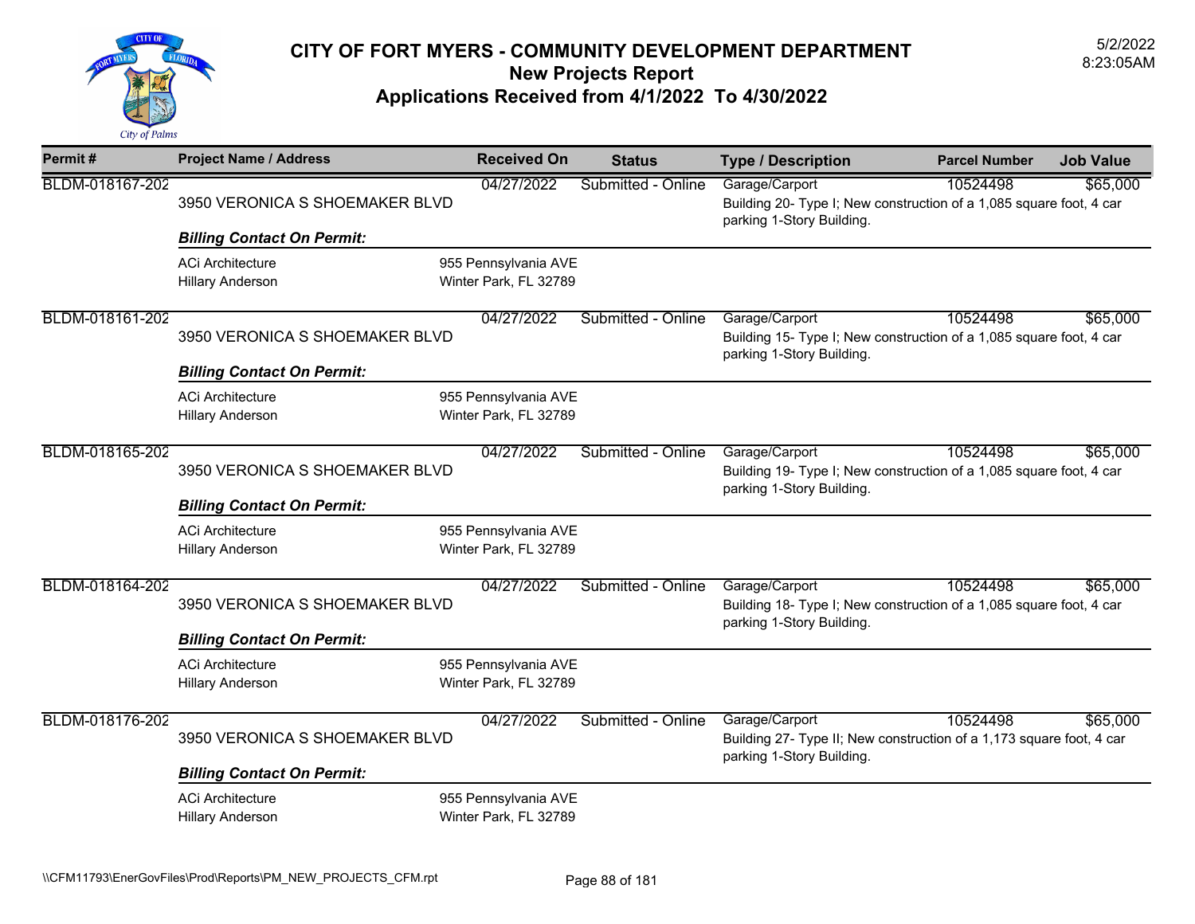# CITY OF FORT MYERS - COMMUNITY DEVELOPMENT DEPARTMENT

## New Projects Report

## Applications Received from 4/1/2022 To 4/30/2022

5/2/2022
8:23:05AM

| Permit # | Project Name / Address | Received On | Status | Type / Description | Parcel Number | Job Value |
|---|---|---|---|---|---|---|
| BLDM-018167-202 | 3950 VERONICA S SHOEMAKER BLVD | 04/27/2022 | Submitted - Online | Garage/Carport<br>Building 20- Type I; New construction of a 1,085 square foot, 4 car parking 1-Story Building. | 10524498 | $65,000 |
| | ***Billing Contact On Permit:*** | | | | | |
| | ACi Architecture<br>Hillary Anderson | 955 Pennsylvania AVE<br>Winter Park, FL 32789 | | | | |
| BLDM-018161-202 | 3950 VERONICA S SHOEMAKER BLVD | 04/27/2022 | Submitted - Online | Garage/Carport<br>Building 15- Type I; New construction of a 1,085 square foot, 4 car parking 1-Story Building. | 10524498 | $65,000 |
| | ***Billing Contact On Permit:*** | | | | | |
| | ACi Architecture<br>Hillary Anderson | 955 Pennsylvania AVE<br>Winter Park, FL 32789 | | | | |
| BLDM-018165-202 | 3950 VERONICA S SHOEMAKER BLVD | 04/27/2022 | Submitted - Online | Garage/Carport<br>Building 19- Type I; New construction of a 1,085 square foot, 4 car parking 1-Story Building. | 10524498 | $65,000 |
| | ***Billing Contact On Permit:*** | | | | | |
| | ACi Architecture<br>Hillary Anderson | 955 Pennsylvania AVE<br>Winter Park, FL 32789 | | | | |
| BLDM-018164-202 | 3950 VERONICA S SHOEMAKER BLVD | 04/27/2022 | Submitted - Online | Garage/Carport<br>Building 18- Type I; New construction of a 1,085 square foot, 4 car parking 1-Story Building. | 10524498 | $65,000 |
| | ***Billing Contact On Permit:*** | | | | | |
| | ACi Architecture<br>Hillary Anderson | 955 Pennsylvania AVE<br>Winter Park, FL 32789 | | | | |
| BLDM-018176-202 | 3950 VERONICA S SHOEMAKER BLVD | 04/27/2022 | Submitted - Online | Garage/Carport<br>Building 27- Type II; New construction of a 1,173 square foot, 4 car parking 1-Story Building. | 10524498 | $65,000 |
| | ***Billing Contact On Permit:*** | | | | | |
| | ACi Architecture<br>Hillary Anderson | 955 Pennsylvania AVE<br>Winter Park, FL 32789 | | | | |

\\CFM11793\EnerGovFiles\Prod\Reports\PM_NEW_PROJECTS_CFM.rpt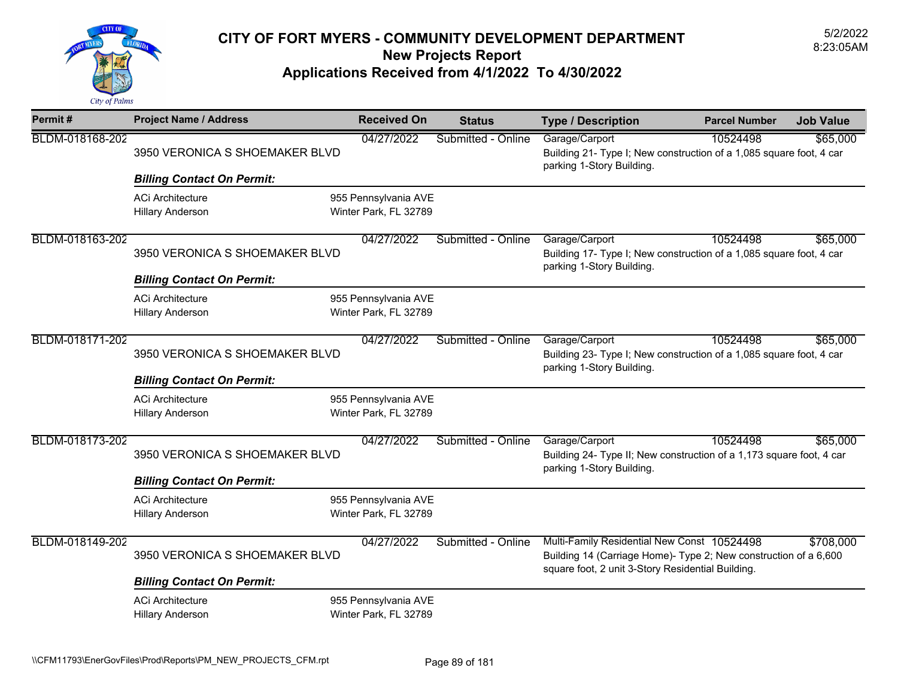# CITY OF FORT MYERS - COMMUNITY DEVELOPMENT DEPARTMENT
## New Projects Report
## Applications Received from 4/1/2022 To 4/30/2022

5/2/2022
8:23:05AM

| Permit # | Project Name / Address | Received On | Status | Type / Description | Parcel Number | Job Value |
|---|---|---|---|---|---|---|
| BLDM-018168-202 | 3950 VERONICA S SHOEMAKER BLVD | 04/27/2022 | Submitted - Online | Garage/Carport<br>Building 21- Type I; New construction of a 1,085 square foot, 4 car parking 1-Story Building. | 10524498 | $65,000 |
| | ***Billing Contact On Permit:***<br>ACi Architecture<br>Hillary Anderson | 955 Pennsylvania AVE<br>Winter Park, FL 32789 | | | | |
| BLDM-018163-202 | 3950 VERONICA S SHOEMAKER BLVD | 04/27/2022 | Submitted - Online | Garage/Carport<br>Building 17- Type I; New construction of a 1,085 square foot, 4 car parking 1-Story Building. | 10524498 | $65,000 |
| | ***Billing Contact On Permit:***<br>ACi Architecture<br>Hillary Anderson | 955 Pennsylvania AVE<br>Winter Park, FL 32789 | | | | |
| BLDM-018171-202 | 3950 VERONICA S SHOEMAKER BLVD | 04/27/2022 | Submitted - Online | Garage/Carport<br>Building 23- Type I; New construction of a 1,085 square foot, 4 car parking 1-Story Building. | 10524498 | $65,000 |
| | ***Billing Contact On Permit:***<br>ACi Architecture<br>Hillary Anderson | 955 Pennsylvania AVE<br>Winter Park, FL 32789 | | | | |
| BLDM-018173-202 | 3950 VERONICA S SHOEMAKER BLVD | 04/27/2022 | Submitted - Online | Garage/Carport<br>Building 24- Type II; New construction of a 1,173 square foot, 4 car parking 1-Story Building. | 10524498 | $65,000 |
| | ***Billing Contact On Permit:***<br>ACi Architecture<br>Hillary Anderson | 955 Pennsylvania AVE<br>Winter Park, FL 32789 | | | | |
| BLDM-018149-202 | 3950 VERONICA S SHOEMAKER BLVD | 04/27/2022 | Submitted - Online | Multi-Family Residential New Const<br>Building 14 (Carriage Home)- Type 2; New construction of a 6,600 square foot, 2 unit 3-Story Residential Building. | 10524498 | $708,000 |
| | ***Billing Contact On Permit:***<br>ACi Architecture<br>Hillary Anderson | 955 Pennsylvania AVE<br>Winter Park, FL 32789 | | | | |

\\CFM11793\EnerGovFiles\Prod\Reports\PM_NEW_PROJECTS_CFM.rpt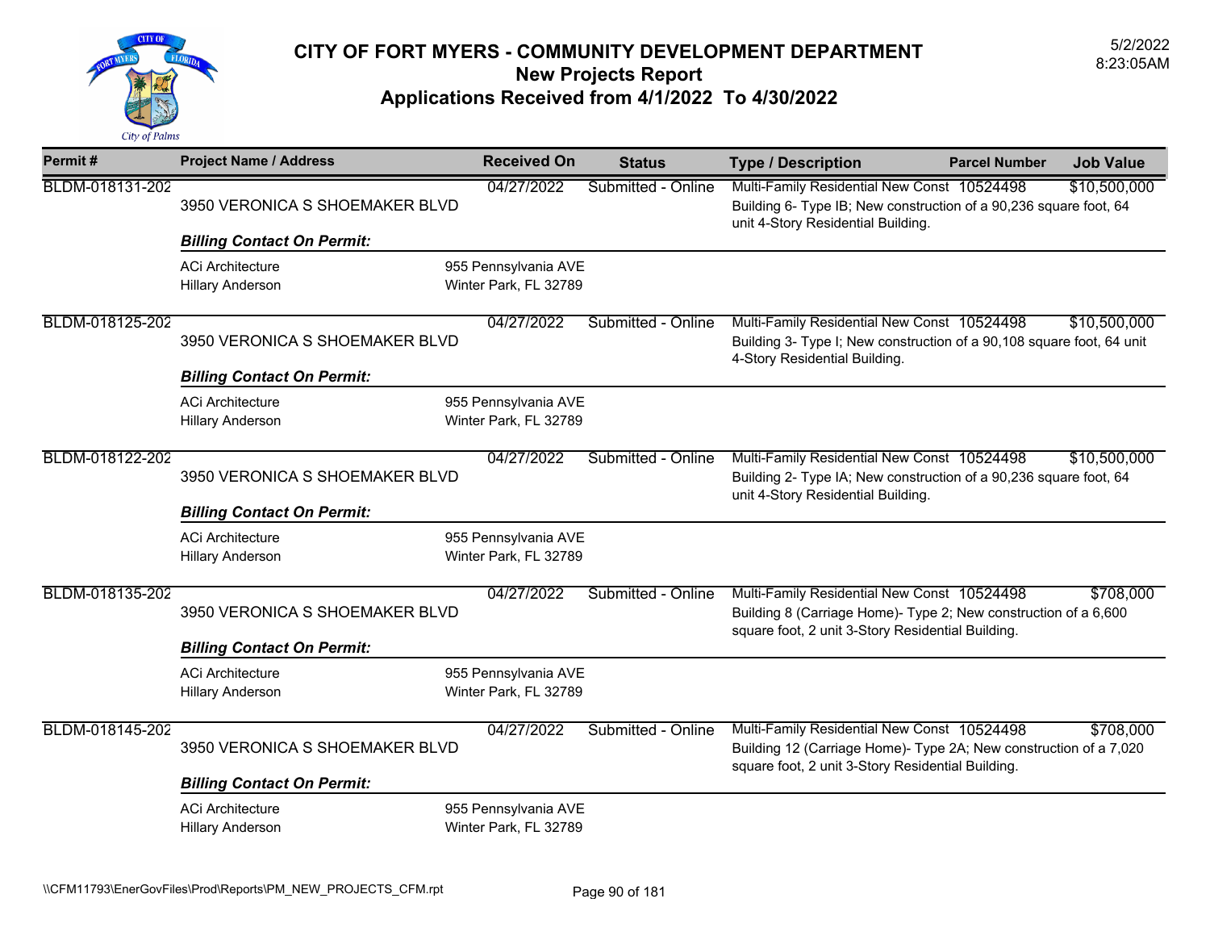# CITY OF FORT MYERS - COMMUNITY DEVELOPMENT DEPARTMENT
## New Projects Report
## Applications Received from 4/1/2022 To 4/30/2022

5/2/2022
8:23:05AM

| Permit # | Project Name / Address | Received On | Status | Type / Description | Parcel Number | Job Value |
|---|---|---|---|---|---|---|
| BLDM-018131-202 | 3950 VERONICA S SHOEMAKER BLVD | 04/27/2022 | Submitted - Online | Multi-Family Residential New Const<br>Building 6- Type IB; New construction of a 90,236 square foot, 64 unit 4-Story Residential Building. | 10524498 | $10,500,000 |
| | ***Billing Contact On Permit:***<br>ACi Architecture<br>Hillary Anderson | 955 Pennsylvania AVE<br>Winter Park, FL 32789 | | | | |
| BLDM-018125-202 | 3950 VERONICA S SHOEMAKER BLVD | 04/27/2022 | Submitted - Online | Multi-Family Residential New Const<br>Building 3- Type I; New construction of a 90,108 square foot, 64 unit 4-Story Residential Building. | 10524498 | $10,500,000 |
| | ***Billing Contact On Permit:***<br>ACi Architecture<br>Hillary Anderson | 955 Pennsylvania AVE<br>Winter Park, FL 32789 | | | | |
| BLDM-018122-202 | 3950 VERONICA S SHOEMAKER BLVD | 04/27/2022 | Submitted - Online | Multi-Family Residential New Const<br>Building 2- Type IA; New construction of a 90,236 square foot, 64 unit 4-Story Residential Building. | 10524498 | $10,500,000 |
| | ***Billing Contact On Permit:***<br>ACi Architecture<br>Hillary Anderson | 955 Pennsylvania AVE<br>Winter Park, FL 32789 | | | | |
| BLDM-018135-202 | 3950 VERONICA S SHOEMAKER BLVD | 04/27/2022 | Submitted - Online | Multi-Family Residential New Const<br>Building 8 (Carriage Home)- Type 2; New construction of a 6,600 square foot, 2 unit 3-Story Residential Building. | 10524498 | $708,000 |
| | ***Billing Contact On Permit:***<br>ACi Architecture<br>Hillary Anderson | 955 Pennsylvania AVE<br>Winter Park, FL 32789 | | | | |
| BLDM-018145-202 | 3950 VERONICA S SHOEMAKER BLVD | 04/27/2022 | Submitted - Online | Multi-Family Residential New Const<br>Building 12 (Carriage Home)- Type 2A; New construction of a 7,020 square foot, 2 unit 3-Story Residential Building. | 10524498 | $708,000 |
| | ***Billing Contact On Permit:***<br>ACi Architecture<br>Hillary Anderson | 955 Pennsylvania AVE<br>Winter Park, FL 32789 | | | | |

\\CFM11793\EnerGovFiles\Prod\Reports\PM_NEW_PROJECTS_CFM.rpt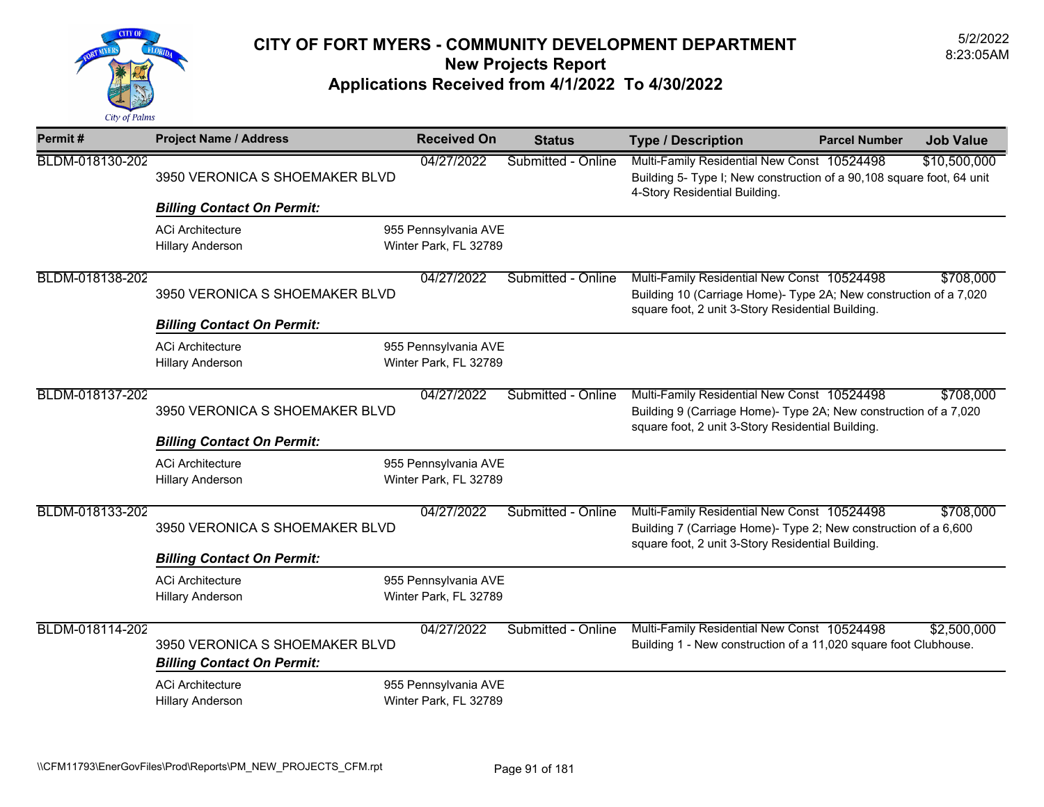# CITY OF FORT MYERS - COMMUNITY DEVELOPMENT DEPARTMENT
## New Projects Report
## Applications Received from 4/1/2022 To 4/30/2022

5/2/2022
8:23:05AM

| Permit # | Project Name / Address | Received On | Status | Type / Description | Parcel Number | Job Value |
|---|---|---|---|---|---|---|
| BLDM-018130-202 | 3950 VERONICA S SHOEMAKER BLVD | 04/27/2022 | Submitted - Online | Multi-Family Residential New Const<br>Building 5- Type I; New construction of a 90,108 square foot, 64 unit 4-Story Residential Building. | 10524498 | $10,500,000 |
| | ***Billing Contact On Permit:*** | | | | | |
| | ACi Architecture<br>Hillary Anderson | 955 Pennsylvania AVE<br>Winter Park, FL 32789 | | | | |
| BLDM-018138-202 | 3950 VERONICA S SHOEMAKER BLVD | 04/27/2022 | Submitted - Online | Multi-Family Residential New Const<br>Building 10 (Carriage Home)- Type 2A; New construction of a 7,020 square foot, 2 unit 3-Story Residential Building. | 10524498 | $708,000 |
| | ***Billing Contact On Permit:*** | | | | | |
| | ACi Architecture<br>Hillary Anderson | 955 Pennsylvania AVE<br>Winter Park, FL 32789 | | | | |
| BLDM-018137-202 | 3950 VERONICA S SHOEMAKER BLVD | 04/27/2022 | Submitted - Online | Multi-Family Residential New Const<br>Building 9 (Carriage Home)- Type 2A; New construction of a 7,020 square foot, 2 unit 3-Story Residential Building. | 10524498 | $708,000 |
| | ***Billing Contact On Permit:*** | | | | | |
| | ACi Architecture<br>Hillary Anderson | 955 Pennsylvania AVE<br>Winter Park, FL 32789 | | | | |
| BLDM-018133-202 | 3950 VERONICA S SHOEMAKER BLVD | 04/27/2022 | Submitted - Online | Multi-Family Residential New Const<br>Building 7 (Carriage Home)- Type 2; New construction of a 6,600 square foot, 2 unit 3-Story Residential Building. | 10524498 | $708,000 |
| | ***Billing Contact On Permit:*** | | | | | |
| | ACi Architecture<br>Hillary Anderson | 955 Pennsylvania AVE<br>Winter Park, FL 32789 | | | | |
| BLDM-018114-202 | 3950 VERONICA S SHOEMAKER BLVD | 04/27/2022 | Submitted - Online | Multi-Family Residential New Const<br>Building 1 - New construction of a 11,020 square foot Clubhouse. | 10524498 | $2,500,000 |
| | ***Billing Contact On Permit:*** | | | | | |
| | ACi Architecture<br>Hillary Anderson | 955 Pennsylvania AVE<br>Winter Park, FL 32789 | | | | |

\\CFM11793\EnerGovFiles\Prod\Reports\PM_NEW_PROJECTS_CFM.rpt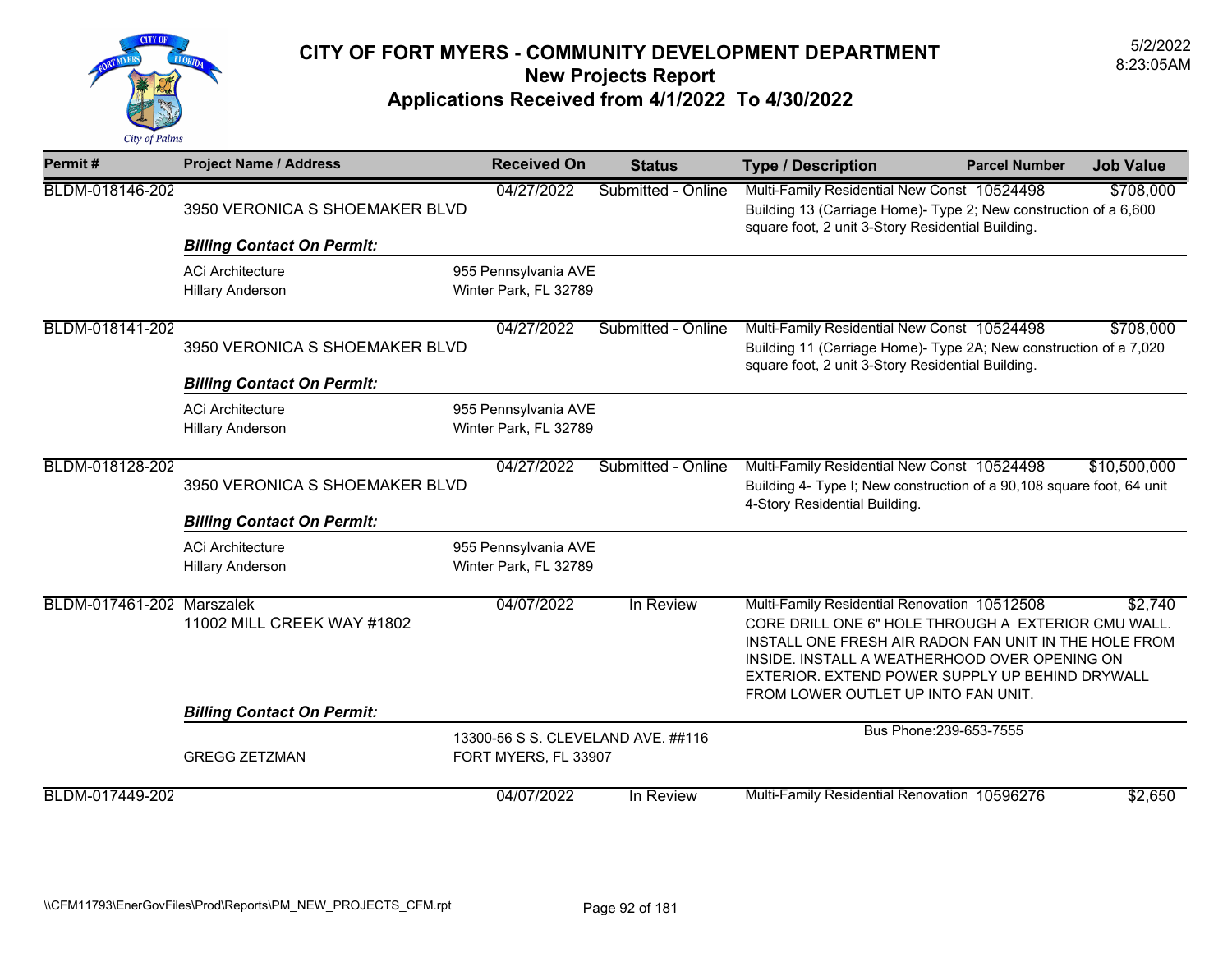# CITY OF FORT MYERS - COMMUNITY DEVELOPMENT DEPARTMENT
## New Projects Report
## Applications Received from 4/1/2022 To 4/30/2022

5/2/2022
8:23:05AM

| Permit # | Project Name / Address | Received On | Status | Type / Description | Parcel Number | Job Value |
|---|---|---|---|---|---|---|
| BLDM-018146-202 | 3950 VERONICA S SHOEMAKER BLVD | 04/27/2022 | Submitted - Online | Multi-Family Residential New Const<br>Building 13 (Carriage Home)- Type 2; New construction of a 6,600 square foot, 2 unit 3-Story Residential Building. | 10524498 | $708,000 |
| | ***Billing Contact On Permit:*** | | | | | |
| | ACi Architecture<br>Hillary Anderson | 955 Pennsylvania AVE<br>Winter Park, FL 32789 | | | | |
| BLDM-018141-202 | 3950 VERONICA S SHOEMAKER BLVD | 04/27/2022 | Submitted - Online | Multi-Family Residential New Const<br>Building 11 (Carriage Home)- Type 2A; New construction of a 7,020 square foot, 2 unit 3-Story Residential Building. | 10524498 | $708,000 |
| | ***Billing Contact On Permit:*** | | | | | |
| | ACi Architecture<br>Hillary Anderson | 955 Pennsylvania AVE<br>Winter Park, FL 32789 | | | | |
| BLDM-018128-202 | 3950 VERONICA S SHOEMAKER BLVD | 04/27/2022 | Submitted - Online | Multi-Family Residential New Const<br>Building 4- Type I; New construction of a 90,108 square foot, 64 unit 4-Story Residential Building. | 10524498 | $10,500,000 |
| | ***Billing Contact On Permit:*** | | | | | |
| | ACi Architecture<br>Hillary Anderson | 955 Pennsylvania AVE<br>Winter Park, FL 32789 | | | | |
| BLDM-017461-202 | Marszalek<br>11002 MILL CREEK WAY #1802 | 04/07/2022 | In Review | Multi-Family Residential Renovation<br>CORE DRILL ONE 6" HOLE THROUGH A EXTERIOR CMU WALL. INSTALL ONE FRESH AIR RADON FAN UNIT IN THE HOLE FROM INSIDE. INSTALL A WEATHERHOOD OVER OPENING ON EXTERIOR. EXTEND POWER SUPPLY UP BEHIND DRYWALL FROM LOWER OUTLET UP INTO FAN UNIT. | 10512508 | $2,740 |
| | ***Billing Contact On Permit:*** | | | | | |
| | GREGG ZETZMAN | 13300-56 S S. CLEVELAND AVE. ##116<br>FORT MYERS, FL 33907 | | Bus Phone:239-653-7555 | | |
| BLDM-017449-202 | | 04/07/2022 | In Review | Multi-Family Residential Renovation | 10596276 | $2,650 |

\\CFM11793\EnerGovFiles\Prod\Reports\PM_NEW_PROJECTS_CFM.rpt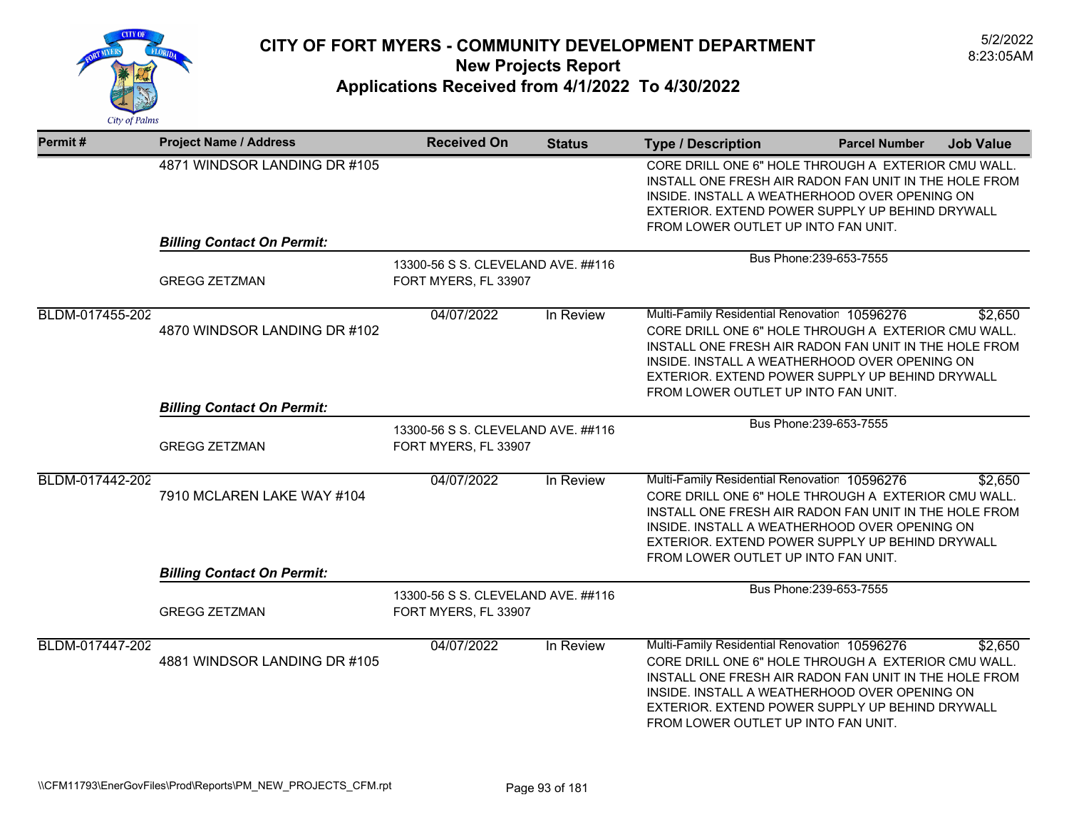# CITY OF FORT MYERS - COMMUNITY DEVELOPMENT DEPARTMENT
## New Projects Report
## Applications Received from 4/1/2022 To 4/30/2022

5/2/2022
8:23:05AM

| Permit # | Project Name / Address | Received On | Status | Type / Description | Parcel Number | Job Value |
|---|---|---|---|---|---|---|
| | 4871 WINDSOR LANDING DR #105 | | | CORE DRILL ONE 6" HOLE THROUGH A EXTERIOR CMU WALL. INSTALL ONE FRESH AIR RADON FAN UNIT IN THE HOLE FROM INSIDE. INSTALL A WEATHERHOOD OVER OPENING ON EXTERIOR. EXTEND POWER SUPPLY UP BEHIND DRYWALL FROM LOWER OUTLET UP INTO FAN UNIT. | | |
| | ***Billing Contact On Permit:*** | | | | | |
| | GREGG ZETZMAN | 13300-56 S S. CLEVELAND AVE. ##116 FORT MYERS, FL 33907 | | Bus Phone:239-653-7555 | | |
| BLDM-017455-202 | 4870 WINDSOR LANDING DR #102 | 04/07/2022 | In Review | Multi-Family Residential Renovation CORE DRILL ONE 6" HOLE THROUGH A EXTERIOR CMU WALL. INSTALL ONE FRESH AIR RADON FAN UNIT IN THE HOLE FROM INSIDE. INSTALL A WEATHERHOOD OVER OPENING ON EXTERIOR. EXTEND POWER SUPPLY UP BEHIND DRYWALL FROM LOWER OUTLET UP INTO FAN UNIT. | 10596276 | $2,650 |
| | ***Billing Contact On Permit:*** | | | | | |
| | GREGG ZETZMAN | 13300-56 S S. CLEVELAND AVE. ##116 FORT MYERS, FL 33907 | | Bus Phone:239-653-7555 | | |
| BLDM-017442-202 | 7910 MCLAREN LAKE WAY #104 | 04/07/2022 | In Review | Multi-Family Residential Renovation CORE DRILL ONE 6" HOLE THROUGH A EXTERIOR CMU WALL. INSTALL ONE FRESH AIR RADON FAN UNIT IN THE HOLE FROM INSIDE. INSTALL A WEATHERHOOD OVER OPENING ON EXTERIOR. EXTEND POWER SUPPLY UP BEHIND DRYWALL FROM LOWER OUTLET UP INTO FAN UNIT. | 10596276 | $2,650 |
| | ***Billing Contact On Permit:*** | | | | | |
| | GREGG ZETZMAN | 13300-56 S S. CLEVELAND AVE. ##116 FORT MYERS, FL 33907 | | Bus Phone:239-653-7555 | | |
| BLDM-017447-202 | 4881 WINDSOR LANDING DR #105 | 04/07/2022 | In Review | Multi-Family Residential Renovation CORE DRILL ONE 6" HOLE THROUGH A EXTERIOR CMU WALL. INSTALL ONE FRESH AIR RADON FAN UNIT IN THE HOLE FROM INSIDE. INSTALL A WEATHERHOOD OVER OPENING ON EXTERIOR. EXTEND POWER SUPPLY UP BEHIND DRYWALL FROM LOWER OUTLET UP INTO FAN UNIT. | 10596276 | $2,650 |

\\CFM11793\EnerGovFiles\Prod\Reports\PM_NEW_PROJECTS_CFM.rpt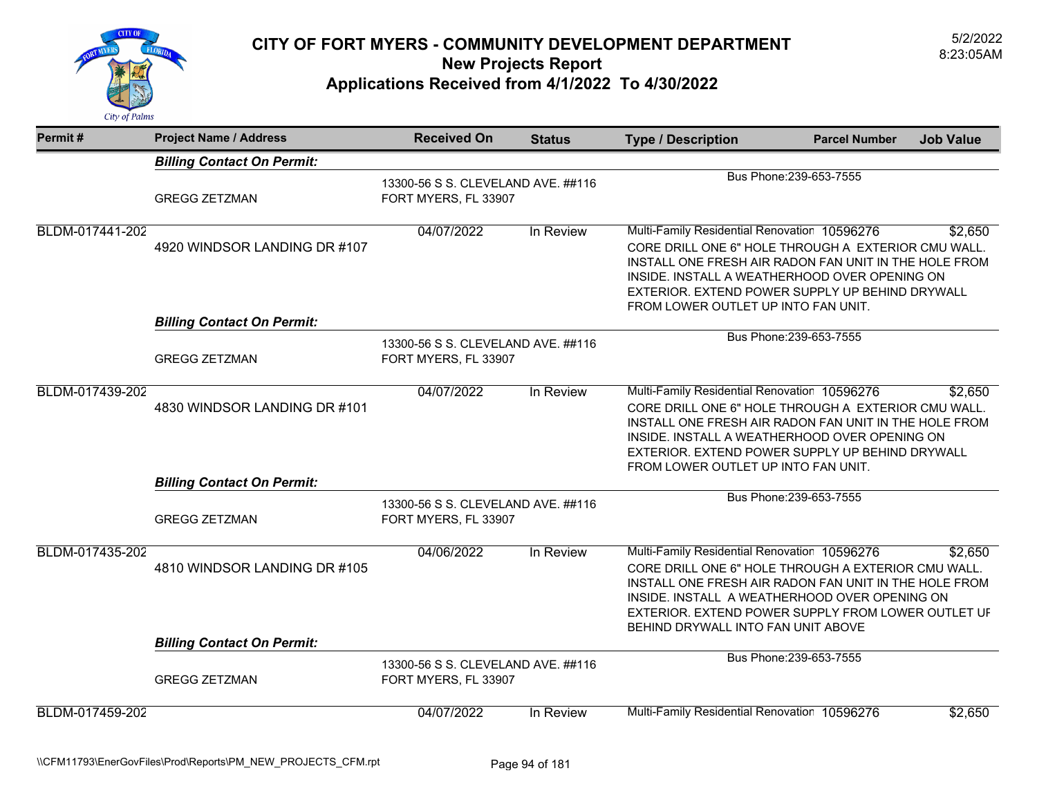# CITY OF FORT MYERS - COMMUNITY DEVELOPMENT DEPARTMENT

## New Projects Report

## Applications Received from 4/1/2022 To 4/30/2022

5/2/2022
8:23:05AM

| Permit # | Project Name / Address | Received On | Status | Type / Description | Parcel Number | Job Value |
|---|---|---|---|---|---|---|
| | ***Billing Contact On Permit:*** | | | | | |
| | GREGG ZETZMAN | 13300-56 S S. CLEVELAND AVE. ##116 FORT MYERS, FL 33907 | | Bus Phone:239-653-7555 | | |
| BLDM-017441-202 | 4920 WINDSOR LANDING DR #107 | 04/07/2022 | In Review | Multi-Family Residential Renovation CORE DRILL ONE 6" HOLE THROUGH A EXTERIOR CMU WALL. INSTALL ONE FRESH AIR RADON FAN UNIT IN THE HOLE FROM INSIDE. INSTALL A WEATHERHOOD OVER OPENING ON EXTERIOR. EXTEND POWER SUPPLY UP BEHIND DRYWALL FROM LOWER OUTLET UP INTO FAN UNIT. | 10596276 | $2,650 |
| | ***Billing Contact On Permit:*** | | | | | |
| | GREGG ZETZMAN | 13300-56 S S. CLEVELAND AVE. ##116 FORT MYERS, FL 33907 | | Bus Phone:239-653-7555 | | |
| BLDM-017439-202 | 4830 WINDSOR LANDING DR #101 | 04/07/2022 | In Review | Multi-Family Residential Renovation CORE DRILL ONE 6" HOLE THROUGH A EXTERIOR CMU WALL. INSTALL ONE FRESH AIR RADON FAN UNIT IN THE HOLE FROM INSIDE. INSTALL A WEATHERHOOD OVER OPENING ON EXTERIOR. EXTEND POWER SUPPLY UP BEHIND DRYWALL FROM LOWER OUTLET UP INTO FAN UNIT. | 10596276 | $2,650 |
| | ***Billing Contact On Permit:*** | | | | | |
| | GREGG ZETZMAN | 13300-56 S S. CLEVELAND AVE. ##116 FORT MYERS, FL 33907 | | Bus Phone:239-653-7555 | | |
| BLDM-017435-202 | 4810 WINDSOR LANDING DR #105 | 04/06/2022 | In Review | Multi-Family Residential Renovation CORE DRILL ONE 6" HOLE THROUGH A EXTERIOR CMU WALL. INSTALL ONE FRESH AIR RADON FAN UNIT IN THE HOLE FROM INSIDE. INSTALL A WEATHERHOOD OVER OPENING ON EXTERIOR. EXTEND POWER SUPPLY FROM LOWER OUTLET UF BEHIND DRYWALL INTO FAN UNIT ABOVE | 10596276 | $2,650 |
| | ***Billing Contact On Permit:*** | | | | | |
| | GREGG ZETZMAN | 13300-56 S S. CLEVELAND AVE. ##116 FORT MYERS, FL 33907 | | Bus Phone:239-653-7555 | | |
| BLDM-017459-202 | | 04/07/2022 | In Review | Multi-Family Residential Renovation | 10596276 | $2,650 |

\\CFM11793\EnerGovFiles\Prod\Reports\PM_NEW_PROJECTS_CFM.rpt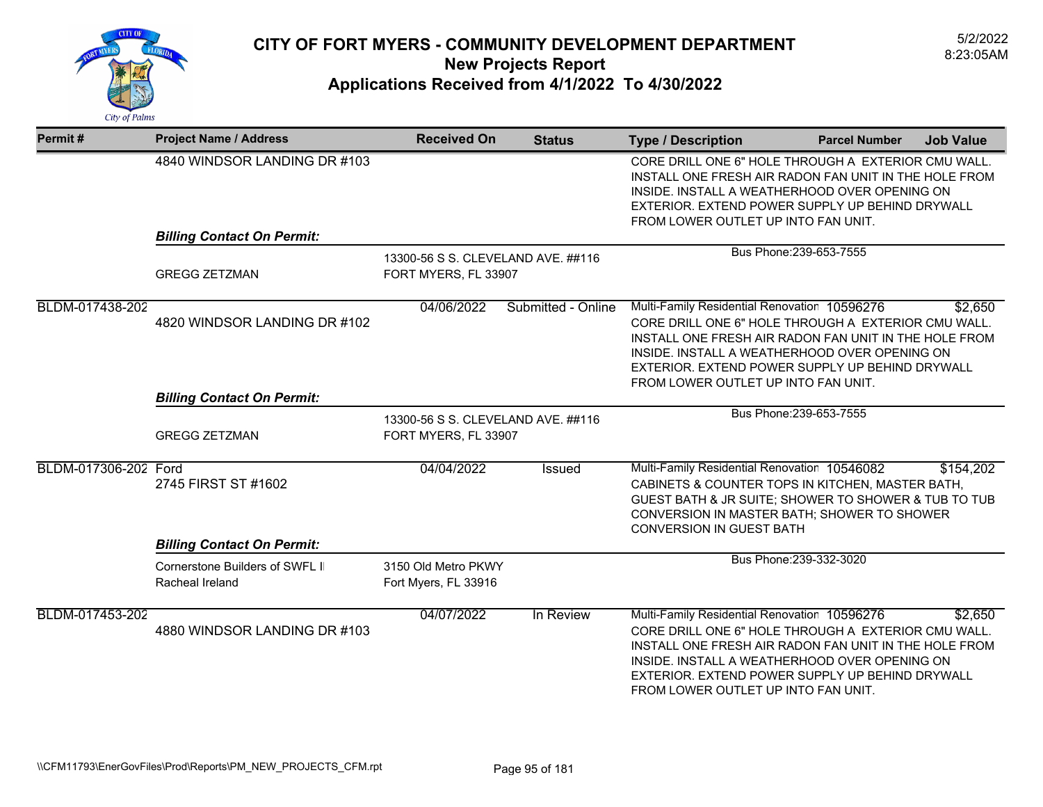# CITY OF FORT MYERS - COMMUNITY DEVELOPMENT DEPARTMENT
## New Projects Report
## Applications Received from 4/1/2022 To 4/30/2022

5/2/2022
8:23:05AM

| Permit # | Project Name / Address | Received On | Status | Type / Description | Parcel Number | Job Value |
|---|---|---|---|---|---|---|
| | 4840 WINDSOR LANDING DR #103 | | | CORE DRILL ONE 6" HOLE THROUGH A EXTERIOR CMU WALL. INSTALL ONE FRESH AIR RADON FAN UNIT IN THE HOLE FROM INSIDE. INSTALL A WEATHERHOOD OVER OPENING ON EXTERIOR. EXTEND POWER SUPPLY UP BEHIND DRYWALL FROM LOWER OUTLET UP INTO FAN UNIT. | | |
| | ***Billing Contact On Permit:*** | | | | | |
| | GREGG ZETZMAN | 13300-56 S S. CLEVELAND AVE. ##116 FORT MYERS, FL 33907 | | Bus Phone:239-653-7555 | | |
| BLDM-017438-202 | 4820 WINDSOR LANDING DR #102 | 04/06/2022 | Submitted - Online | Multi-Family Residential Renovation CORE DRILL ONE 6" HOLE THROUGH A EXTERIOR CMU WALL. INSTALL ONE FRESH AIR RADON FAN UNIT IN THE HOLE FROM INSIDE. INSTALL A WEATHERHOOD OVER OPENING ON EXTERIOR. EXTEND POWER SUPPLY UP BEHIND DRYWALL FROM LOWER OUTLET UP INTO FAN UNIT. | 10596276 | $2,650 |
| | ***Billing Contact On Permit:*** | | | | | |
| | GREGG ZETZMAN | 13300-56 S S. CLEVELAND AVE. ##116 FORT MYERS, FL 33907 | | Bus Phone:239-653-7555 | | |
| BLDM-017306-202 | Ford 2745 FIRST ST #1602 | 04/04/2022 | Issued | Multi-Family Residential Renovation CABINETS & COUNTER TOPS IN KITCHEN, MASTER BATH, GUEST BATH & JR SUITE; SHOWER TO SHOWER & TUB TO TUB CONVERSION IN MASTER BATH; SHOWER TO SHOWER CONVERSION IN GUEST BATH | 10546082 | $154,202 |
| | ***Billing Contact On Permit:*** | | | | | |
| | Cornerstone Builders of SWFL I Racheal Ireland | 3150 Old Metro PKWY Fort Myers, FL 33916 | | Bus Phone:239-332-3020 | | |
| BLDM-017453-202 | 4880 WINDSOR LANDING DR #103 | 04/07/2022 | In Review | Multi-Family Residential Renovation CORE DRILL ONE 6" HOLE THROUGH A EXTERIOR CMU WALL. INSTALL ONE FRESH AIR RADON FAN UNIT IN THE HOLE FROM INSIDE. INSTALL A WEATHERHOOD OVER OPENING ON EXTERIOR. EXTEND POWER SUPPLY UP BEHIND DRYWALL FROM LOWER OUTLET UP INTO FAN UNIT. | 10596276 | $2,650 |

\\CFM11793\EnerGovFiles\Prod\Reports\PM_NEW_PROJECTS_CFM.rpt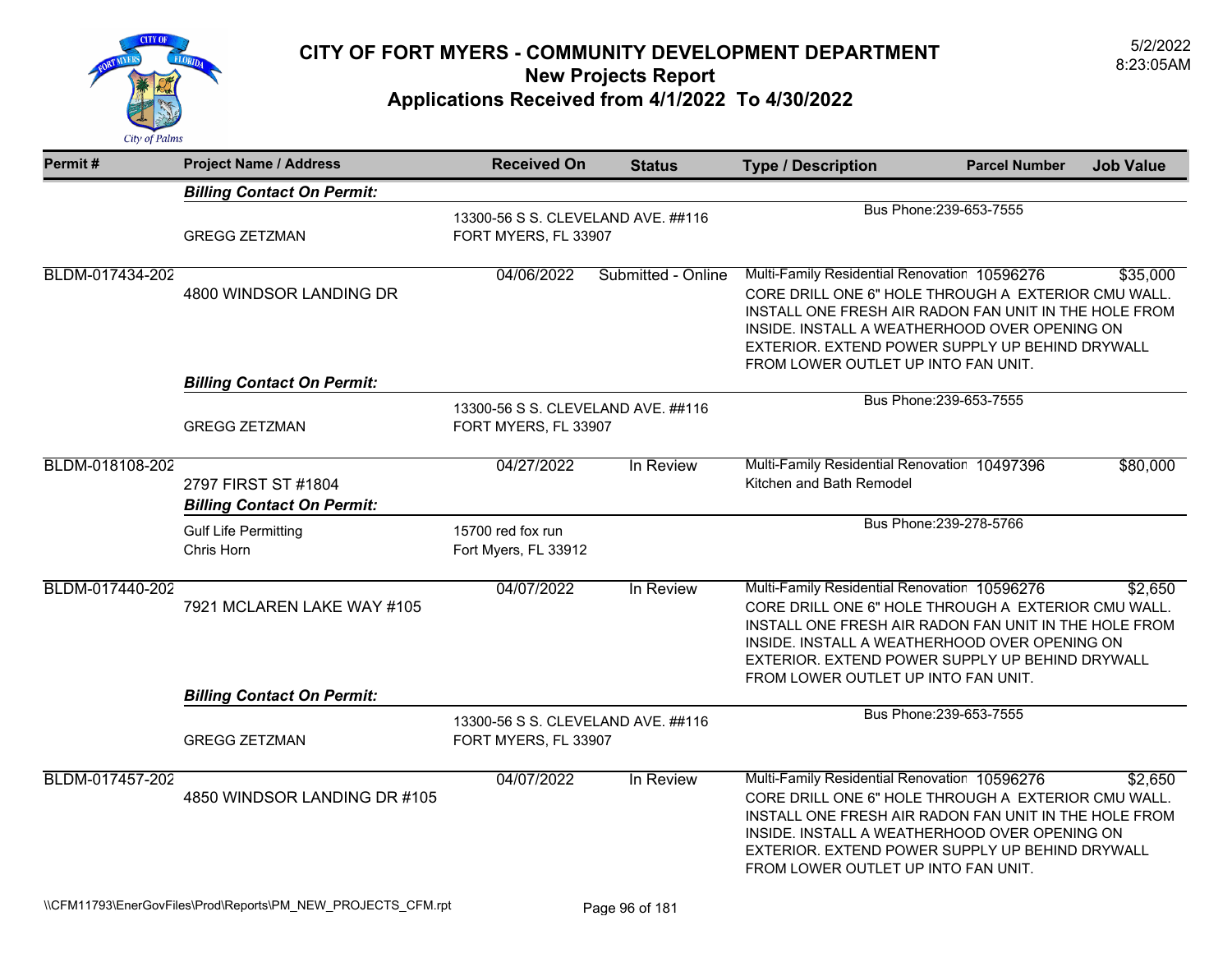# CITY OF FORT MYERS - COMMUNITY DEVELOPMENT DEPARTMENT

## New Projects Report

## Applications Received from 4/1/2022 To 4/30/2022

5/2/2022
8:23:05AM

| Permit # | Project Name / Address | Received On | Status | Type / Description | Parcel Number | Job Value |
|---|---|---|---|---|---|---|
| | ***Billing Contact On Permit:*** | | | | | |
| | GREGG ZETZMAN | 13300-56 S S. CLEVELAND AVE. ##116<br>FORT MYERS, FL 33907 | | Bus Phone:239-653-7555 | | |
| BLDM-017434-202 | 4800 WINDSOR LANDING DR | 04/06/2022 | Submitted - Online | Multi-Family Residential Renovation<br>CORE DRILL ONE 6" HOLE THROUGH A EXTERIOR CMU WALL. INSTALL ONE FRESH AIR RADON FAN UNIT IN THE HOLE FROM INSIDE. INSTALL A WEATHERHOOD OVER OPENING ON EXTERIOR. EXTEND POWER SUPPLY UP BEHIND DRYWALL FROM LOWER OUTLET UP INTO FAN UNIT. | 10596276 | $35,000 |
| | ***Billing Contact On Permit:*** | | | | | |
| | GREGG ZETZMAN | 13300-56 S S. CLEVELAND AVE. ##116<br>FORT MYERS, FL 33907 | | Bus Phone:239-653-7555 | | |
| BLDM-018108-202 | 2797 FIRST ST #1804 | 04/27/2022 | In Review | Multi-Family Residential Renovation<br>Kitchen and Bath Remodel | 10497396 | $80,000 |
| | ***Billing Contact On Permit:*** | | | | | |
| | Gulf Life Permitting<br>Chris Horn | 15700 red fox run<br>Fort Myers, FL 33912 | | Bus Phone:239-278-5766 | | |
| BLDM-017440-202 | 7921 MCLAREN LAKE WAY #105 | 04/07/2022 | In Review | Multi-Family Residential Renovation<br>CORE DRILL ONE 6" HOLE THROUGH A EXTERIOR CMU WALL. INSTALL ONE FRESH AIR RADON FAN UNIT IN THE HOLE FROM INSIDE. INSTALL A WEATHERHOOD OVER OPENING ON EXTERIOR. EXTEND POWER SUPPLY UP BEHIND DRYWALL FROM LOWER OUTLET UP INTO FAN UNIT. | 10596276 | $2,650 |
| | ***Billing Contact On Permit:*** | | | | | |
| | GREGG ZETZMAN | 13300-56 S S. CLEVELAND AVE. ##116<br>FORT MYERS, FL 33907 | | Bus Phone:239-653-7555 | | |
| BLDM-017457-202 | 4850 WINDSOR LANDING DR #105 | 04/07/2022 | In Review | Multi-Family Residential Renovation<br>CORE DRILL ONE 6" HOLE THROUGH A EXTERIOR CMU WALL. INSTALL ONE FRESH AIR RADON FAN UNIT IN THE HOLE FROM INSIDE. INSTALL A WEATHERHOOD OVER OPENING ON EXTERIOR. EXTEND POWER SUPPLY UP BEHIND DRYWALL FROM LOWER OUTLET UP INTO FAN UNIT. | 10596276 | $2,650 |

\\CFM11793\EnerGovFiles\Prod\Reports\PM_NEW_PROJECTS_CFM.rpt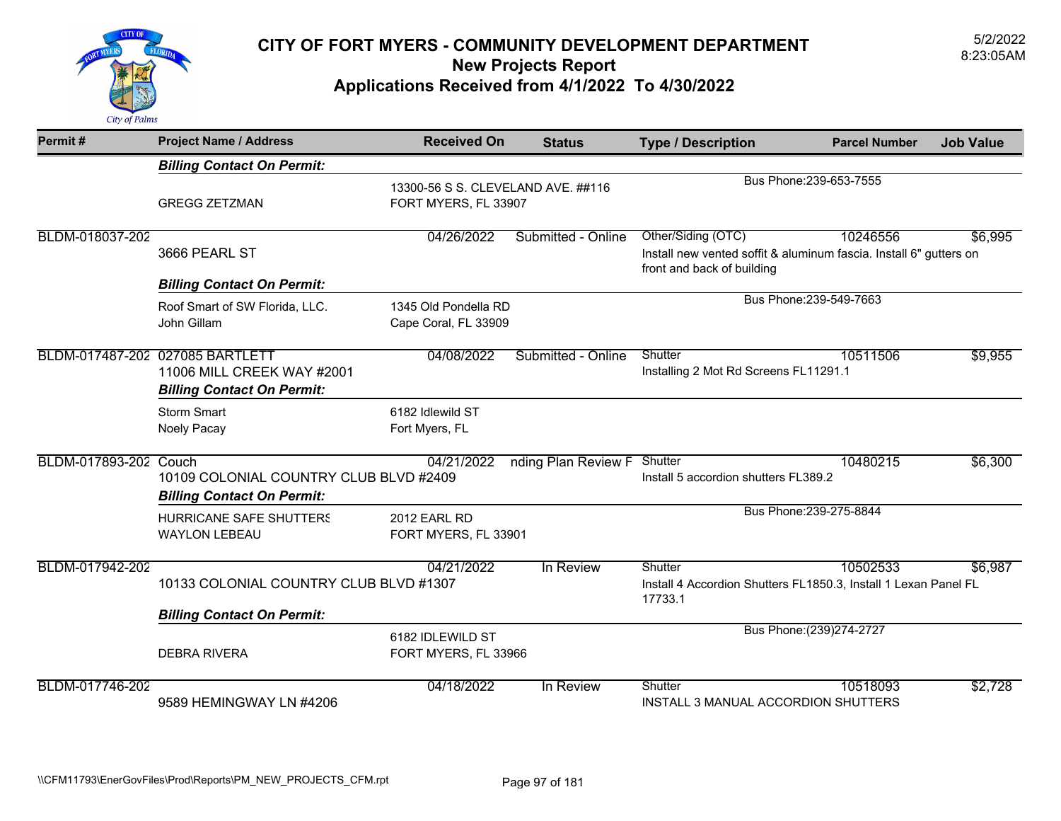# CITY OF FORT MYERS - COMMUNITY DEVELOPMENT DEPARTMENT
## New Projects Report
## Applications Received from 4/1/2022 To 4/30/2022

5/2/2022
8:23:05AM

| Permit # | Project Name / Address | Received On | Status | Type / Description | Parcel Number | Job Value |
|---|---|---|---|---|---|---|
| | ***Billing Contact On Permit:*** | | | | | |
| | GREGG ZETZMAN | 13300-56 S S. CLEVELAND AVE. ##116 FORT MYERS, FL 33907 | | Bus Phone:239-653-7555 | | |
| BLDM-018037-202 | 3666 PEARL ST | 04/26/2022 | Submitted - Online | Other/Siding (OTC) Install new vented soffit & aluminum fascia. Install 6" gutters on front and back of building | 10246556 | $6,995 |
| | ***Billing Contact On Permit:*** | | | | | |
| | Roof Smart of SW Florida, LLC. John Gillam | 1345 Old Pondella RD Cape Coral, FL 33909 | | Bus Phone:239-549-7663 | | |
| BLDM-017487-202 | 027085 BARTLETT 11006 MILL CREEK WAY #2001 | 04/08/2022 | Submitted - Online | Shutter Installing 2 Mot Rd Screens FL11291.1 | 10511506 | $9,955 |
| | ***Billing Contact On Permit:*** | | | | | |
| | Storm Smart Noely Pacay | 6182 Idlewild ST Fort Myers, FL | | | | |
| BLDM-017893-202 | Couch 10109 COLONIAL COUNTRY CLUB BLVD #2409 | 04/21/2022 | nding Plan Review F | Shutter Install 5 accordion shutters FL389.2 | 10480215 | $6,300 |
| | ***Billing Contact On Permit:*** | | | | | |
| | HURRICANE SAFE SHUTTERS WAYLON LEBEAU | 2012 EARL RD FORT MYERS, FL 33901 | | Bus Phone:239-275-8844 | | |
| BLDM-017942-202 | 10133 COLONIAL COUNTRY CLUB BLVD #1307 | 04/21/2022 | In Review | Shutter Install 4 Accordion Shutters FL1850.3, Install 1 Lexan Panel FL 17733.1 | 10502533 | $6,987 |
| | ***Billing Contact On Permit:*** | | | | | |
| | DEBRA RIVERA | 6182 IDLEWILD ST FORT MYERS, FL 33966 | | Bus Phone:(239)274-2727 | | |
| BLDM-017746-202 | 9589 HEMINGWAY LN #4206 | 04/18/2022 | In Review | Shutter INSTALL 3 MANUAL ACCORDION SHUTTERS | 10518093 | $2,728 |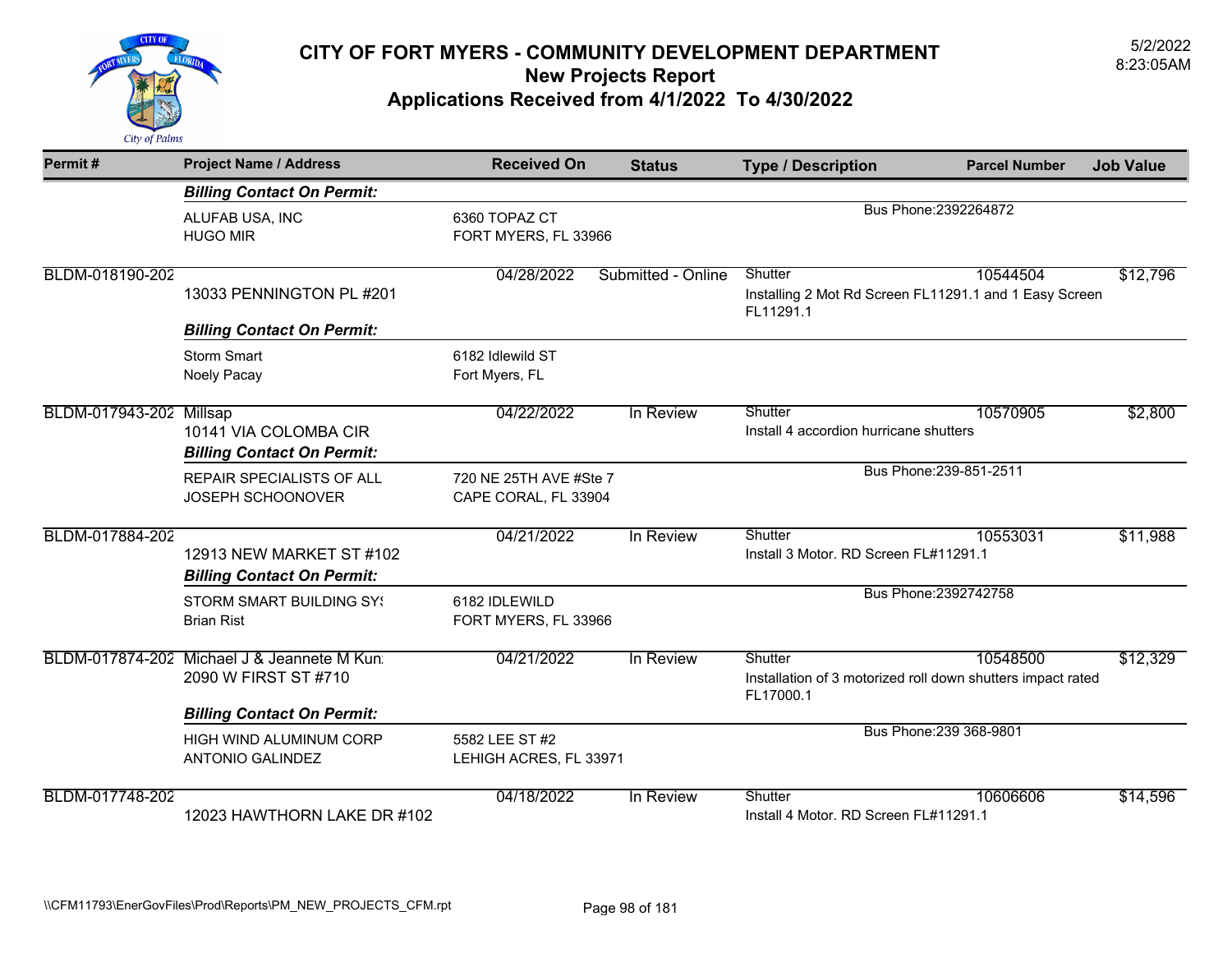# CITY OF FORT MYERS - COMMUNITY DEVELOPMENT DEPARTMENT

## New Projects Report

## Applications Received from 4/1/2022 To 4/30/2022

5/2/2022
8:23:05AM

| Permit # | Project Name / Address | Received On | Status | Type / Description | Parcel Number | Job Value |
|---|---|---|---|---|---|---|
| | ***Billing Contact On Permit:*** | | | | | |
| | ALUFAB USA, INC<br>HUGO MIR | 6360 TOPAZ CT<br>FORT MYERS, FL 33966 | | Bus Phone:2392264872 | | |
| BLDM-018190-202 | 13033 PENNINGTON PL #201 | 04/28/2022 | Submitted - Online | Shutter<br>Installing 2 Mot Rd Screen FL11291.1 and 1 Easy Screen FL11291.1 | 10544504 | $12,796 |
| | ***Billing Contact On Permit:*** | | | | | |
| | Storm Smart<br>Noely Pacay | 6182 Idlewild ST<br>Fort Myers, FL | | | | |
| BLDM-017943-202 | Millsap<br>10141 VIA COLOMBA CIR | 04/22/2022 | In Review | Shutter<br>Install 4 accordion hurricane shutters | 10570905 | $2,800 |
| | ***Billing Contact On Permit:*** | | | | | |
| | REPAIR SPECIALISTS OF ALL<br>JOSEPH SCHOONOVER | 720 NE 25TH AVE #Ste 7<br>CAPE CORAL, FL 33904 | | Bus Phone:239-851-2511 | | |
| BLDM-017884-202 | 12913 NEW MARKET ST #102 | 04/21/2022 | In Review | Shutter<br>Install 3 Motor. RD Screen FL#11291.1 | 10553031 | $11,988 |
| | ***Billing Contact On Permit:*** | | | | | |
| | STORM SMART BUILDING SY:<br>Brian Rist | 6182 IDLEWILD<br>FORT MYERS, FL 33966 | | Bus Phone:2392742758 | | |
| BLDM-017874-202 | Michael J & Jeannete M Kun:<br>2090 W FIRST ST #710 | 04/21/2022 | In Review | Shutter<br>Installation of 3 motorized roll down shutters impact rated FL17000.1 | 10548500 | $12,329 |
| | ***Billing Contact On Permit:*** | | | | | |
| | HIGH WIND ALUMINUM CORP<br>ANTONIO GALINDEZ | 5582 LEE ST #2<br>LEHIGH ACRES, FL 33971 | | Bus Phone:239 368-9801 | | |
| BLDM-017748-202 | 12023 HAWTHORN LAKE DR #102 | 04/18/2022 | In Review | Shutter<br>Install 4 Motor. RD Screen FL#11291.1 | 10606606 | $14,596 |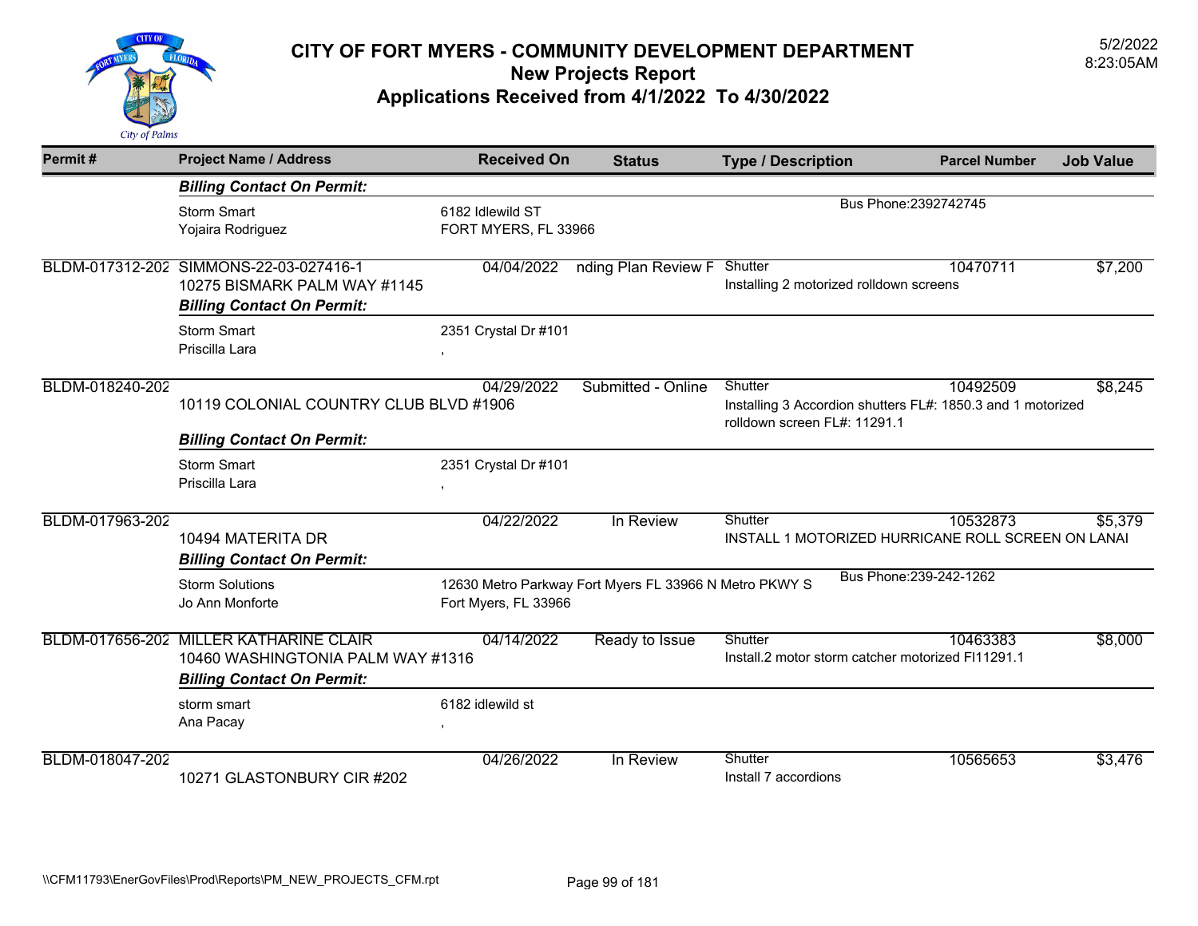# CITY OF FORT MYERS - COMMUNITY DEVELOPMENT DEPARTMENT
## New Projects Report
## Applications Received from 4/1/2022 To 4/30/2022

5/2/2022
8:23:05AM

| Permit # | Project Name / Address | Received On | Status | Type / Description | Parcel Number | Job Value |
|---|---|---|---|---|---|---|
| | ***Billing Contact On Permit:*** | | | | | |
| | Storm Smart<br>Yojaira Rodriguez | 6182 Idlewild ST<br>FORT MYERS, FL 33966 | | Bus Phone:2392742745 | | |
| BLDM-017312-202 | SIMMONS-22-03-027416-1<br>10275 BISMARK PALM WAY #1145 | 04/04/2022 | nding Plan Review F | Shutter<br>Installing 2 motorized rolldown screens | 10470711 | $7,200 |
| | ***Billing Contact On Permit:*** | | | | | |
| | Storm Smart<br>Priscilla Lara | 2351 Crystal Dr #101<br>, | | | | |
| BLDM-018240-202 | 10119 COLONIAL COUNTRY CLUB BLVD #1906 | 04/29/2022 | Submitted - Online | Shutter<br>Installing 3 Accordion shutters FL#: 1850.3 and 1 motorized rolldown screen FL#: 11291.1 | 10492509 | $8,245 |
| | ***Billing Contact On Permit:*** | | | | | |
| | Storm Smart<br>Priscilla Lara | 2351 Crystal Dr #101<br>, | | | | |
| BLDM-017963-202 | 10494 MATERITA DR | 04/22/2022 | In Review | Shutter<br>INSTALL 1 MOTORIZED HURRICANE ROLL SCREEN ON LANAI | 10532873 | $5,379 |
| | ***Billing Contact On Permit:*** | | | | | |
| | Storm Solutions<br>Jo Ann Monforte | 12630 Metro Parkway Fort Myers FL 33966 N Metro PKWY S<br>Fort Myers, FL 33966 | | Bus Phone:239-242-1262 | | |
| BLDM-017656-202 | MILLER KATHARINE CLAIR<br>10460 WASHINGTONIA PALM WAY #1316 | 04/14/2022 | Ready to Issue | Shutter<br>Install.2 motor storm catcher motorized Fl11291.1 | 10463383 | $8,000 |
| | ***Billing Contact On Permit:*** | | | | | |
| | storm smart<br>Ana Pacay | 6182 idlewild st<br>, | | | | |
| BLDM-018047-202 | 10271 GLASTONBURY CIR #202 | 04/26/2022 | In Review | Shutter<br>Install 7 accordions | 10565653 | $3,476 |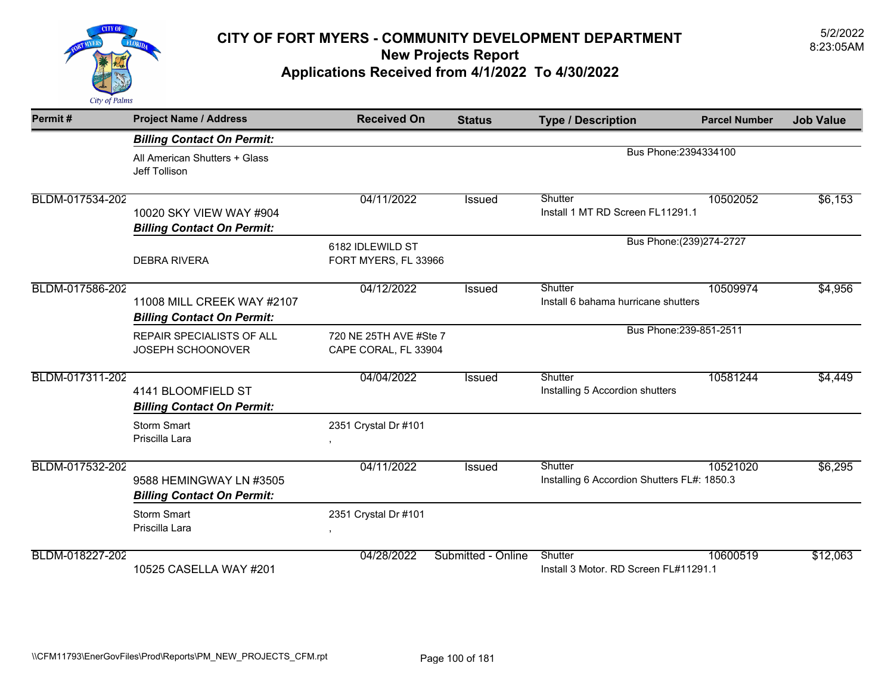# CITY OF FORT MYERS - COMMUNITY DEVELOPMENT DEPARTMENT
## New Projects Report
## Applications Received from 4/1/2022 To 4/30/2022

5/2/2022
8:23:05AM

| Permit # | Project Name / Address | Received On | Status | Type / Description | Parcel Number | Job Value |
|---|---|---|---|---|---|---|
| | ***Billing Contact On Permit:*** | | | | | |
| | All American Shutters + Glass<br>Jeff Tollison | | | Bus Phone:2394334100 | | |
| BLDM-017534-202 | 10020 SKY VIEW WAY #904 | 04/11/2022 | Issued | Shutter<br>Install 1 MT RD Screen FL11291.1 | 10502052 | $6,153 |
| | ***Billing Contact On Permit:*** | | | | | |
| | DEBRA RIVERA | 6182 IDLEWILD ST<br>FORT MYERS, FL 33966 | | Bus Phone:(239)274-2727 | | |
| BLDM-017586-202 | 11008 MILL CREEK WAY #2107 | 04/12/2022 | Issued | Shutter<br>Install 6 bahama hurricane shutters | 10509974 | $4,956 |
| | ***Billing Contact On Permit:*** | | | | | |
| | REPAIR SPECIALISTS OF ALL<br>JOSEPH SCHOONOVER | 720 NE 25TH AVE #Ste 7<br>CAPE CORAL, FL 33904 | | Bus Phone:239-851-2511 | | |
| BLDM-017311-202 | 4141 BLOOMFIELD ST | 04/04/2022 | Issued | Shutter<br>Installing 5 Accordion shutters | 10581244 | $4,449 |
| | ***Billing Contact On Permit:*** | | | | | |
| | Storm Smart<br>Priscilla Lara | 2351 Crystal Dr #101<br>, | | | | |
| BLDM-017532-202 | 9588 HEMINGWAY LN #3505 | 04/11/2022 | Issued | Shutter<br>Installing 6 Accordion Shutters FL#: 1850.3 | 10521020 | $6,295 |
| | ***Billing Contact On Permit:*** | | | | | |
| | Storm Smart<br>Priscilla Lara | 2351 Crystal Dr #101<br>, | | | | |
| BLDM-018227-202 | 10525 CASELLA WAY #201 | 04/28/2022 | Submitted - Online | Shutter<br>Install 3 Motor. RD Screen FL#11291.1 | 10600519 | $12,063 |

\\CFM11793\EnerGovFiles\Prod\Reports\PM_NEW_PROJECTS_CFM.rpt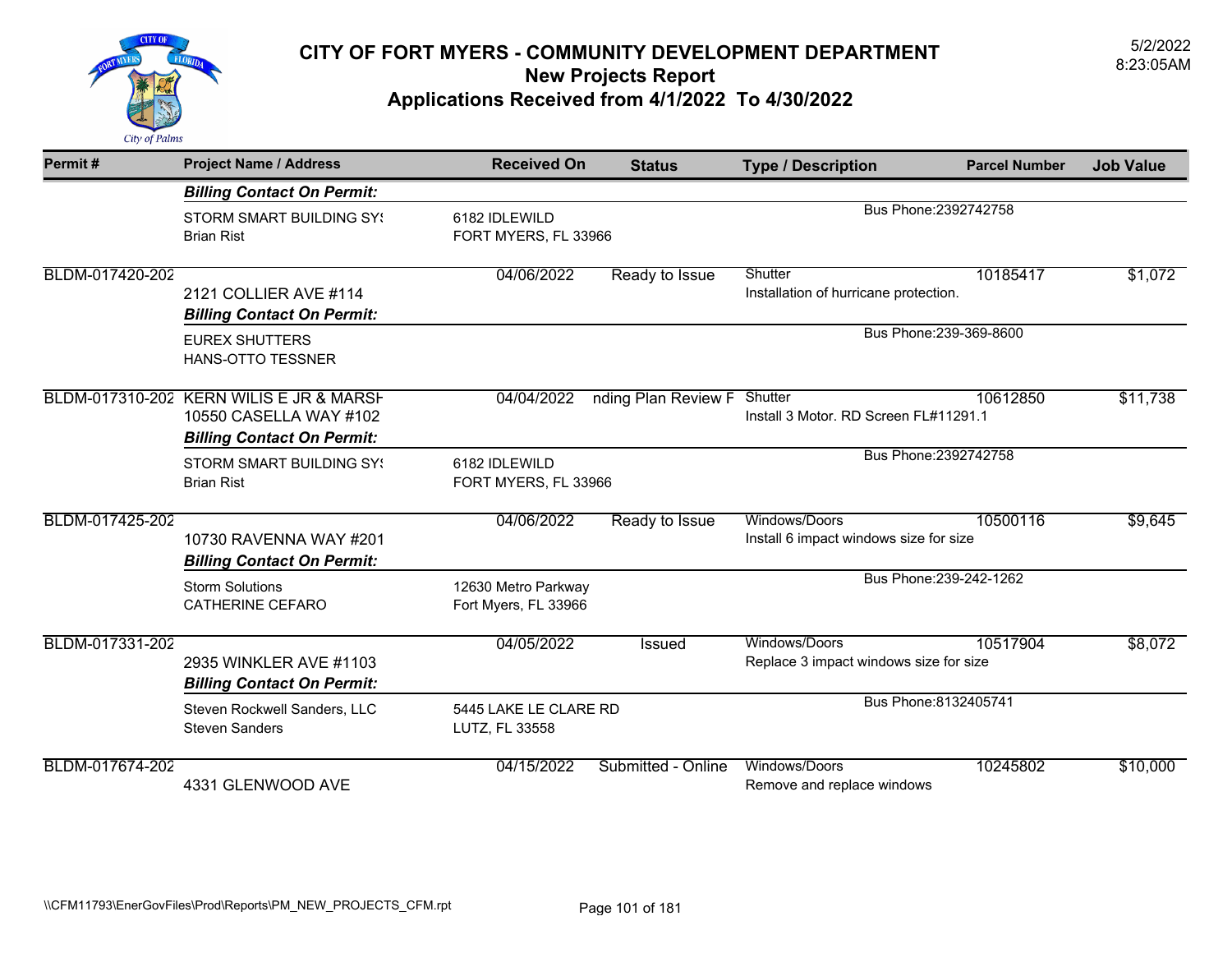# CITY OF FORT MYERS - COMMUNITY DEVELOPMENT DEPARTMENT

## New Projects Report

## Applications Received from 4/1/2022 To 4/30/2022

5/2/2022
8:23:05AM

| Permit # | Project Name / Address | Received On | Status | Type / Description | Parcel Number | Job Value |
|---|---|---|---|---|---|---|
| | ***Billing Contact On Permit:*** | | | | | |
| | STORM SMART BUILDING SY! Brian Rist | 6182 IDLEWILD FORT MYERS, FL 33966 | | Bus Phone:2392742758 | | |
| BLDM-017420-202 | 2121 COLLIER AVE #114 | 04/06/2022 | Ready to Issue | Shutter Installation of hurricane protection. | 10185417 | $1,072 |
| | ***Billing Contact On Permit:*** | | | | | |
| | EUREX SHUTTERS HANS-OTTO TESSNER | | | Bus Phone:239-369-8600 | | |
| BLDM-017310-202 | KERN WILIS E JR & MARSH 10550 CASELLA WAY #102 | 04/04/2022 | nding Plan Review F | Shutter Install 3 Motor. RD Screen FL#11291.1 | 10612850 | $11,738 |
| | ***Billing Contact On Permit:*** | | | | | |
| | STORM SMART BUILDING SY! Brian Rist | 6182 IDLEWILD FORT MYERS, FL 33966 | | Bus Phone:2392742758 | | |
| BLDM-017425-202 | 10730 RAVENNA WAY #201 | 04/06/2022 | Ready to Issue | Windows/Doors Install 6 impact windows size for size | 10500116 | $9,645 |
| | ***Billing Contact On Permit:*** | | | | | |
| | Storm Solutions CATHERINE CEFARO | 12630 Metro Parkway Fort Myers, FL 33966 | | Bus Phone:239-242-1262 | | |
| BLDM-017331-202 | 2935 WINKLER AVE #1103 | 04/05/2022 | Issued | Windows/Doors Replace 3 impact windows size for size | 10517904 | $8,072 |
| | ***Billing Contact On Permit:*** | | | | | |
| | Steven Rockwell Sanders, LLC Steven Sanders | 5445 LAKE LE CLARE RD LUTZ, FL 33558 | | Bus Phone:8132405741 | | |
| BLDM-017674-202 | 4331 GLENWOOD AVE | 04/15/2022 | Submitted - Online | Windows/Doors Remove and replace windows | 10245802 | $10,000 |

\\CFM11793\EnerGovFiles\Prod\Reports\PM_NEW_PROJECTS_CFM.rpt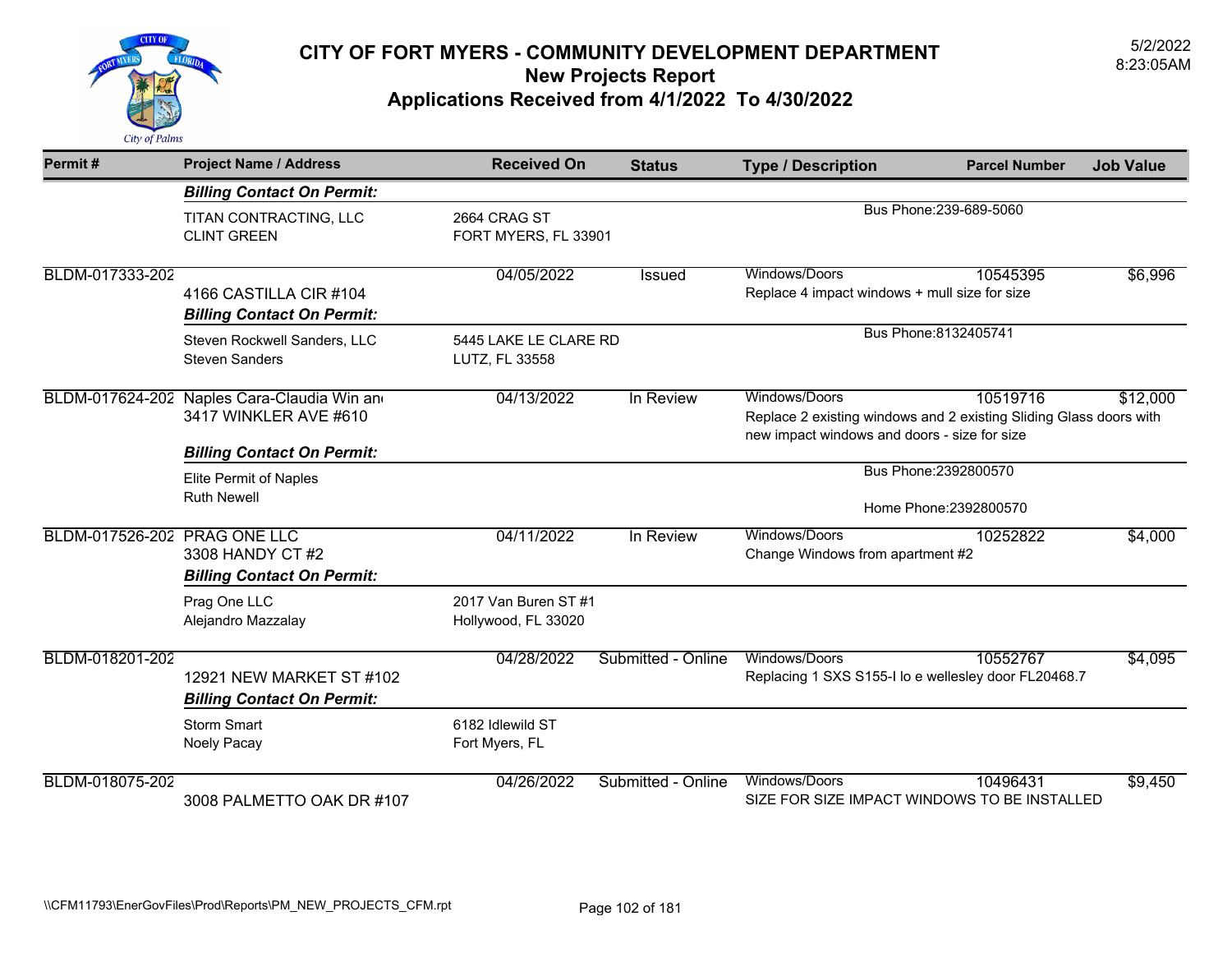# CITY OF FORT MYERS - COMMUNITY DEVELOPMENT DEPARTMENT

## New Projects Report

## Applications Received from 4/1/2022 To 4/30/2022

5/2/2022
8:23:05AM

| Permit # | Project Name / Address | Received On | Status | Type / Description | Parcel Number | Job Value |
|---|---|---|---|---|---|---|
| | ***Billing Contact On Permit:*** | | | | | |
| | TITAN CONTRACTING, LLC<br>CLINT GREEN | 2664 CRAG ST<br>FORT MYERS, FL 33901 | | Bus Phone:239-689-5060 | | |
| BLDM-017333-202 | 4166 CASTILLA CIR #104 | 04/05/2022 | Issued | Windows/Doors<br>Replace 4 impact windows + mull size for size | 10545395 | $6,996 |
| | ***Billing Contact On Permit:*** | | | | | |
| | Steven Rockwell Sanders, LLC<br>Steven Sanders | 5445 LAKE LE CLARE RD<br>LUTZ, FL 33558 | | Bus Phone:8132405741 | | |
| BLDM-017624-202 | Naples Cara-Claudia Win and<br>3417 WINKLER AVE #610 | 04/13/2022 | In Review | Windows/Doors<br>Replace 2 existing windows and 2 existing Sliding Glass doors with new impact windows and doors - size for size | 10519716 | $12,000 |
| | ***Billing Contact On Permit:*** | | | | | |
| | Elite Permit of Naples<br>Ruth Newell | | | Bus Phone:2392800570<br>Home Phone:2392800570 | | |
| BLDM-017526-202 | PRAG ONE LLC<br>3308 HANDY CT #2 | 04/11/2022 | In Review | Windows/Doors<br>Change Windows from apartment #2 | 10252822 | $4,000 |
| | ***Billing Contact On Permit:*** | | | | | |
| | Prag One LLC<br>Alejandro Mazzalay | 2017 Van Buren ST #1<br>Hollywood, FL 33020 | | | | |
| BLDM-018201-202 | 12921 NEW MARKET ST #102 | 04/28/2022 | Submitted - Online | Windows/Doors<br>Replacing 1 SXS S155-I lo e wellesley door FL20468.7 | 10552767 | $4,095 |
| | ***Billing Contact On Permit:*** | | | | | |
| | Storm Smart<br>Noely Pacay | 6182 Idlewild ST<br>Fort Myers, FL | | | | |
| BLDM-018075-202 | 3008 PALMETTO OAK DR #107 | 04/26/2022 | Submitted - Online | Windows/Doors<br>SIZE FOR SIZE IMPACT WINDOWS TO BE INSTALLED | 10496431 | $9,450 |

\\CFM11793\EnerGovFiles\Prod\Reports\PM_NEW_PROJECTS_CFM.rpt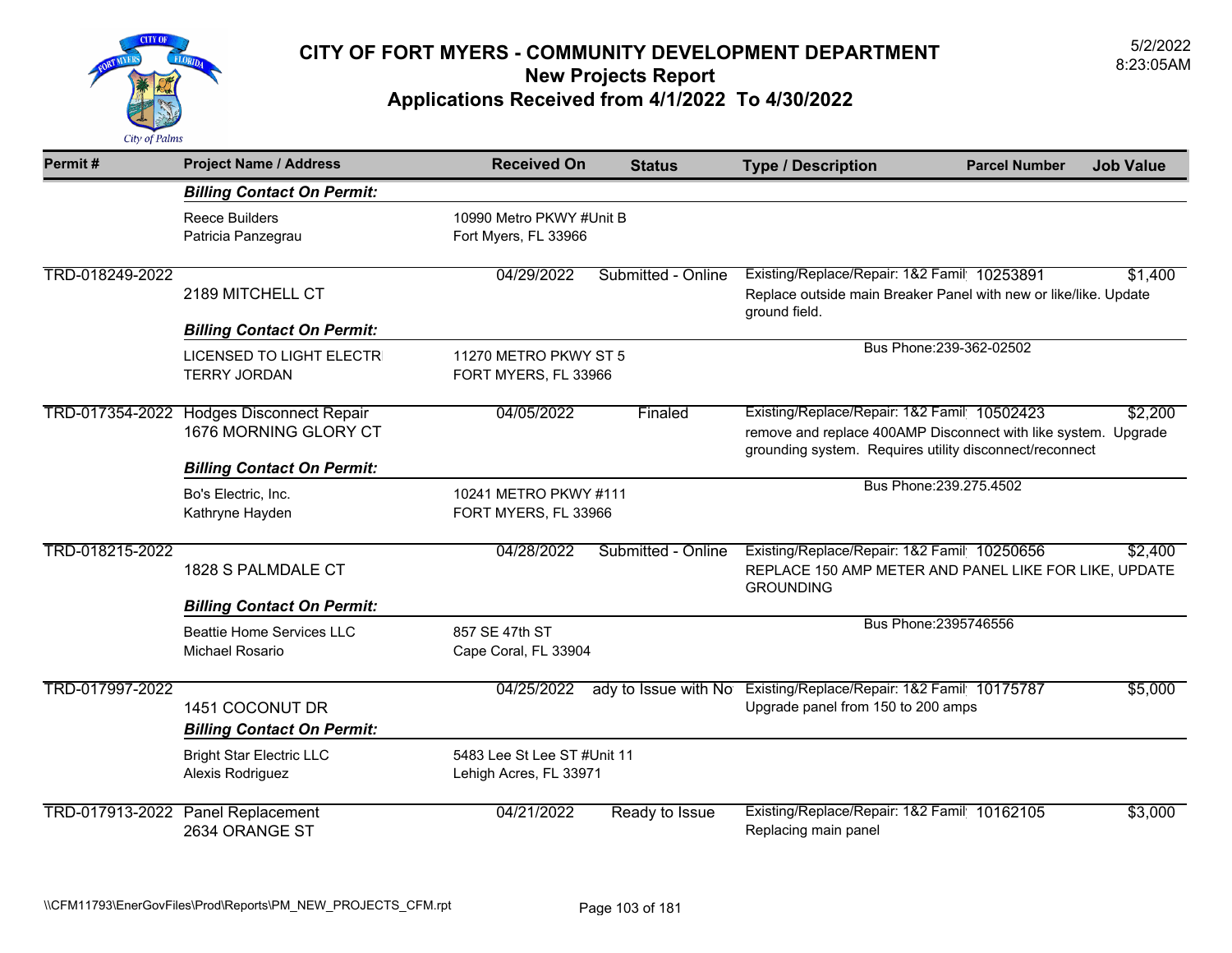# CITY OF FORT MYERS - COMMUNITY DEVELOPMENT DEPARTMENT
## New Projects Report
## Applications Received from 4/1/2022 To 4/30/2022

5/2/2022
8:23:05AM

| Permit # | Project Name / Address | Received On | Status | Type / Description | Parcel Number | Job Value |
|---|---|---|---|---|---|---|
| | ***Billing Contact On Permit:*** | | | | | |
| | Reece Builders<br>Patricia Panzegrau | 10990 Metro PKWY #Unit B<br>Fort Myers, FL 33966 | | | | |
| TRD-018249-2022 | 2189 MITCHELL CT | 04/29/2022 | Submitted - Online | Existing/Replace/Repair: 1&2 Famil<br>Replace outside main Breaker Panel with new or like/like. Update ground field. | 10253891 | $1,400 |
| | ***Billing Contact On Permit:*** | | | | | |
| | LICENSED TO LIGHT ELECTR<br>TERRY JORDAN | 11270 METRO PKWY ST 5<br>FORT MYERS, FL 33966 | | Bus Phone:239-362-02502 | | |
| TRD-017354-2022 | Hodges Disconnect Repair<br>1676 MORNING GLORY CT | 04/05/2022 | Finaled | Existing/Replace/Repair: 1&2 Famil<br>remove and replace 400AMP Disconnect with like system. Upgrade grounding system. Requires utility disconnect/reconnect | 10502423 | $2,200 |
| | ***Billing Contact On Permit:*** | | | | | |
| | Bo's Electric, Inc.<br>Kathryne Hayden | 10241 METRO PKWY #111<br>FORT MYERS, FL 33966 | | Bus Phone:239.275.4502 | | |
| TRD-018215-2022 | 1828 S PALMDALE CT | 04/28/2022 | Submitted - Online | Existing/Replace/Repair: 1&2 Famil<br>REPLACE 150 AMP METER AND PANEL LIKE FOR LIKE, UPDATE GROUNDING | 10250656 | $2,400 |
| | ***Billing Contact On Permit:*** | | | | | |
| | Beattie Home Services LLC<br>Michael Rosario | 857 SE 47th ST<br>Cape Coral, FL 33904 | | Bus Phone:2395746556 | | |
| TRD-017997-2022 | 1451 COCONUT DR | 04/25/2022 | ady to Issue with No | Existing/Replace/Repair: 1&2 Famil<br>Upgrade panel from 150 to 200 amps | 10175787 | $5,000 |
| | ***Billing Contact On Permit:*** | | | | | |
| | Bright Star Electric LLC<br>Alexis Rodriguez | 5483 Lee St Lee ST #Unit 11<br>Lehigh Acres, FL 33971 | | | | |
| TRD-017913-2022 | Panel Replacement<br>2634 ORANGE ST | 04/21/2022 | Ready to Issue | Existing/Replace/Repair: 1&2 Famil<br>Replacing main panel | 10162105 | $3,000 |

\\CFM11793\EnerGovFiles\Prod\Reports\PM_NEW_PROJECTS_CFM.rpt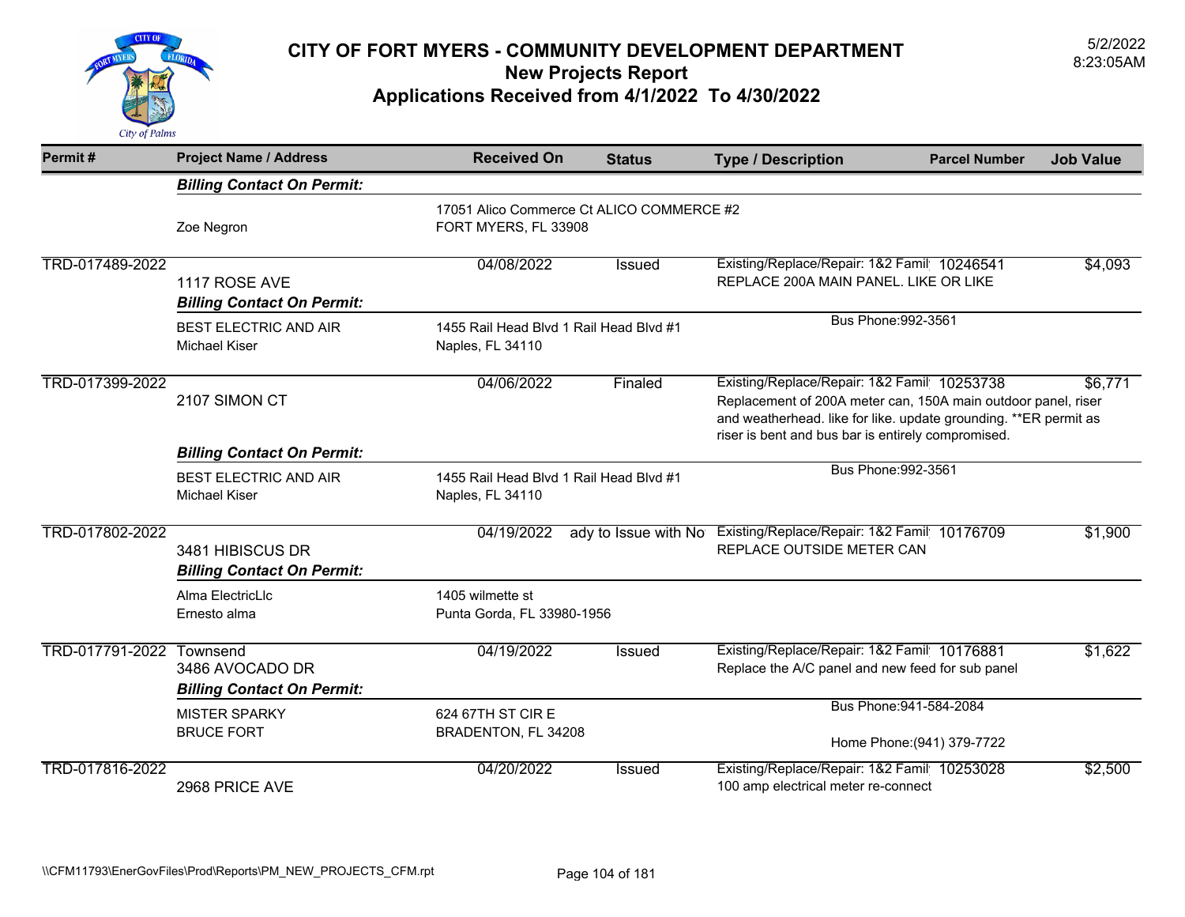# CITY OF FORT MYERS - COMMUNITY DEVELOPMENT DEPARTMENT
## New Projects Report
## Applications Received from 4/1/2022 To 4/30/2022

5/2/2022
8:23:05AM

| Permit # | Project Name / Address | Received On | Status | Type / Description | Parcel Number | Job Value |
|---|---|---|---|---|---|---|
| | ***Billing Contact On Permit:*** | | | | | |
| | Zoe Negron | 17051 Alico Commerce Ct ALICO COMMERCE #2 FORT MYERS, FL 33908 | | | | |
| TRD-017489-2022 | 1117 ROSE AVE | 04/08/2022 | Issued | Existing/Replace/Repair: 1&2 Famil REPLACE 200A MAIN PANEL. LIKE OR LIKE | 10246541 | $4,093 |
| | ***Billing Contact On Permit:*** | | | | | |
| | BEST ELECTRIC AND AIR Michael Kiser | 1455 Rail Head Blvd 1 Rail Head Blvd #1 Naples, FL 34110 | | Bus Phone:992-3561 | | |
| TRD-017399-2022 | 2107 SIMON CT | 04/06/2022 | Finaled | Existing/Replace/Repair: 1&2 Famil Replacement of 200A meter can, 150A main outdoor panel, riser and weatherhead. like for like. update grounding. **ER permit as riser is bent and bus bar is entirely compromised. | 10253738 | $6,771 |
| | ***Billing Contact On Permit:*** | | | | | |
| | BEST ELECTRIC AND AIR Michael Kiser | 1455 Rail Head Blvd 1 Rail Head Blvd #1 Naples, FL 34110 | | Bus Phone:992-3561 | | |
| TRD-017802-2022 | 3481 HIBISCUS DR | 04/19/2022 | ady to Issue with No | Existing/Replace/Repair: 1&2 Famil REPLACE OUTSIDE METER CAN | 10176709 | $1,900 |
| | ***Billing Contact On Permit:*** | | | | | |
| | Alma ElectricLlc Ernesto alma | 1405 wilmette st Punta Gorda, FL 33980-1956 | | | | |
| TRD-017791-2022 | Townsend 3486 AVOCADO DR | 04/19/2022 | Issued | Existing/Replace/Repair: 1&2 Famil Replace the A/C panel and new feed for sub panel | 10176881 | $1,622 |
| | ***Billing Contact On Permit:*** | | | | | |
| | MISTER SPARKY BRUCE FORT | 624 67TH ST CIR E BRADENTON, FL 34208 | | Bus Phone:941-584-2084 Home Phone:(941) 379-7722 | | |
| TRD-017816-2022 | 2968 PRICE AVE | 04/20/2022 | Issued | Existing/Replace/Repair: 1&2 Famil 100 amp electrical meter re-connect | 10253028 | $2,500 |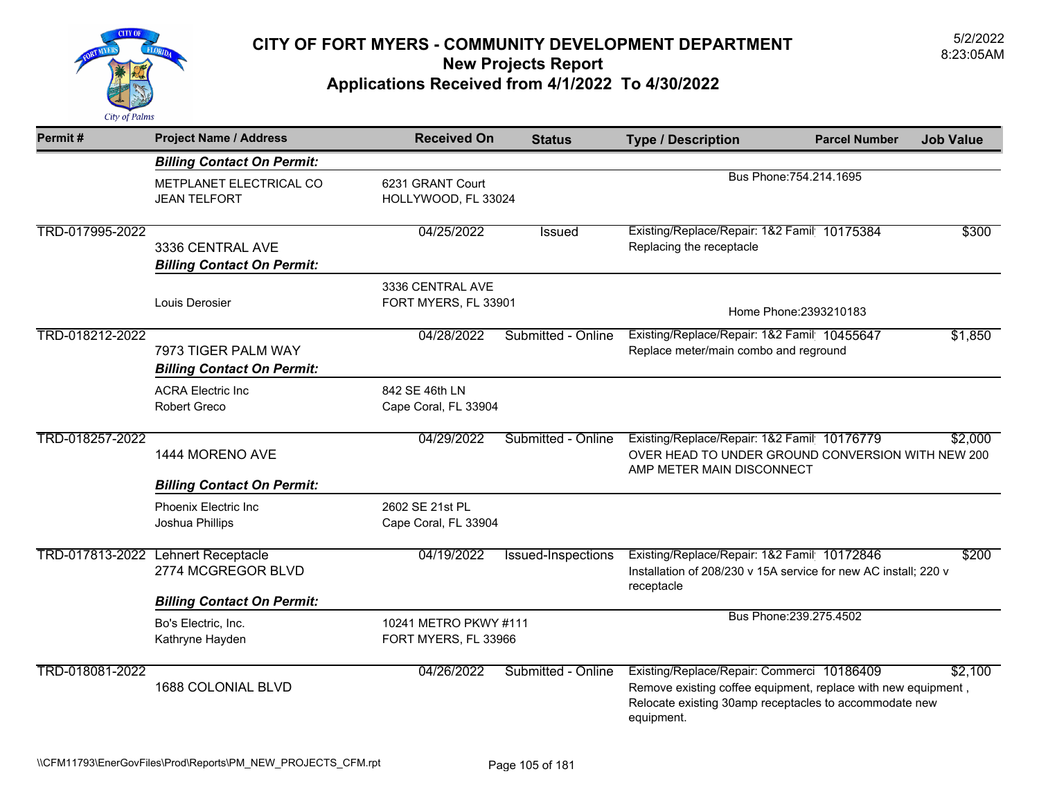# CITY OF FORT MYERS - COMMUNITY DEVELOPMENT DEPARTMENT
## New Projects Report
## Applications Received from 4/1/2022 To 4/30/2022

5/2/2022
8:23:05AM

| Permit # | Project Name / Address | Received On | Status | Type / Description | Parcel Number | Job Value |
|---|---|---|---|---|---|---|
| | ***Billing Contact On Permit:*** | | | | | |
| | METPLANET ELECTRICAL CO<br>JEAN TELFORT | 6231 GRANT Court<br>HOLLYWOOD, FL 33024 | | Bus Phone:754.214.1695 | | |
| TRD-017995-2022 | 3336 CENTRAL AVE | 04/25/2022 | Issued | Existing/Replace/Repair: 1&2 Famil<br>Replacing the receptacle | 10175384 | $300 |
| | ***Billing Contact On Permit:*** | | | | | |
| | Louis Derosier | 3336 CENTRAL AVE<br>FORT MYERS, FL 33901 | | Home Phone:2393210183 | | |
| TRD-018212-2022 | 7973 TIGER PALM WAY | 04/28/2022 | Submitted - Online | Existing/Replace/Repair: 1&2 Famil<br>Replace meter/main combo and reground | 10455647 | $1,850 |
| | ***Billing Contact On Permit:*** | | | | | |
| | ACRA Electric Inc<br>Robert Greco | 842 SE 46th LN<br>Cape Coral, FL 33904 | | | | |
| TRD-018257-2022 | 1444 MORENO AVE | 04/29/2022 | Submitted - Online | Existing/Replace/Repair: 1&2 Famil<br>OVER HEAD TO UNDER GROUND CONVERSION WITH NEW 200 AMP METER MAIN DISCONNECT | 10176779 | $2,000 |
| | ***Billing Contact On Permit:*** | | | | | |
| | Phoenix Electric Inc<br>Joshua Phillips | 2602 SE 21st PL<br>Cape Coral, FL 33904 | | | | |
| TRD-017813-2022 | Lehnert Receptacle<br>2774 MCGREGOR BLVD | 04/19/2022 | Issued-Inspections | Existing/Replace/Repair: 1&2 Famil<br>Installation of 208/230 v 15A service for new AC install; 220 v receptacle | 10172846 | $200 |
| | ***Billing Contact On Permit:*** | | | | | |
| | Bo's Electric, Inc.<br>Kathryne Hayden | 10241 METRO PKWY #111<br>FORT MYERS, FL 33966 | | Bus Phone:239.275.4502 | | |
| TRD-018081-2022 | 1688 COLONIAL BLVD | 04/26/2022 | Submitted - Online | Existing/Replace/Repair: Commerci<br>Remove existing coffee equipment, replace with new equipment , Relocate existing 30amp receptacles to accommodate new equipment. | 10186409 | $2,100 |

\\CFM11793\EnerGovFiles\Prod\Reports\PM_NEW_PROJECTS_CFM.rpt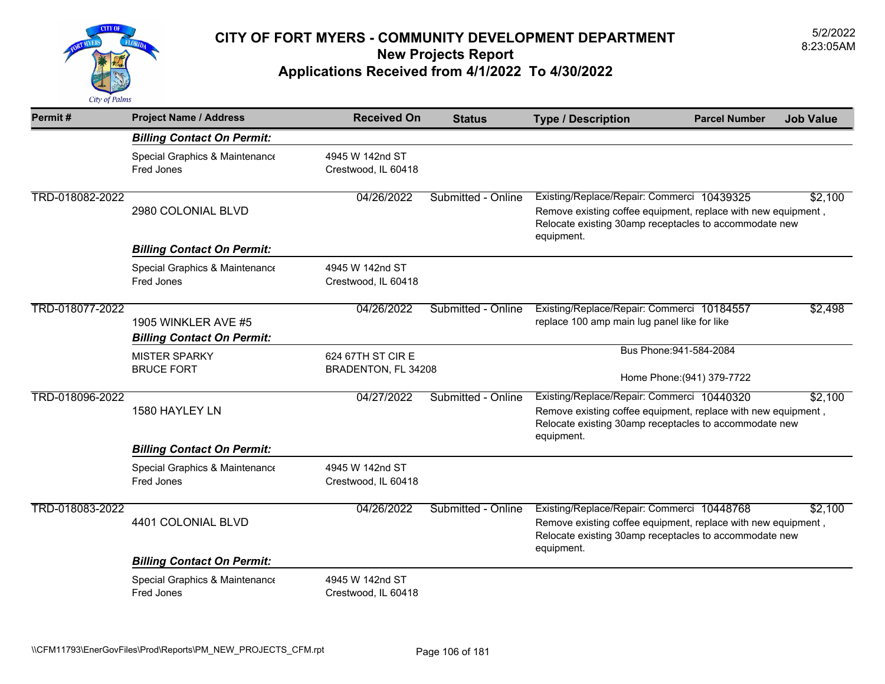# CITY OF FORT MYERS - COMMUNITY DEVELOPMENT DEPARTMENT
## New Projects Report
## Applications Received from 4/1/2022 To 4/30/2022

5/2/2022
8:23:05AM

| Permit # | Project Name / Address | Received On | Status | Type / Description | Parcel Number | Job Value |
|---|---|---|---|---|---|---|
| | ***Billing Contact On Permit:*** | | | | | |
| | Special Graphics & Maintenance<br>Fred Jones | 4945 W 142nd ST<br>Crestwood, IL 60418 | | | | |
| TRD-018082-2022 | 2980 COLONIAL BLVD | 04/26/2022 | Submitted - Online | Existing/Replace/Repair: Commerci<br>Remove existing coffee equipment, replace with new equipment , Relocate existing 30amp receptacles to accommodate new equipment. | 10439325 | $2,100 |
| | ***Billing Contact On Permit:*** | | | | | |
| | Special Graphics & Maintenance<br>Fred Jones | 4945 W 142nd ST<br>Crestwood, IL 60418 | | | | |
| TRD-018077-2022 | 1905 WINKLER AVE #5 | 04/26/2022 | Submitted - Online | Existing/Replace/Repair: Commerci<br>replace 100 amp main lug panel like for like | 10184557 | $2,498 |
| | ***Billing Contact On Permit:*** | | | | | |
| | MISTER SPARKY<br>BRUCE FORT | 624 67TH ST CIR E<br>BRADENTON, FL 34208 | | Bus Phone:941-584-2084<br>Home Phone:(941) 379-7722 | | |
| TRD-018096-2022 | 1580 HAYLEY LN | 04/27/2022 | Submitted - Online | Existing/Replace/Repair: Commerci<br>Remove existing coffee equipment, replace with new equipment , Relocate existing 30amp receptacles to accommodate new equipment. | 10440320 | $2,100 |
| | ***Billing Contact On Permit:*** | | | | | |
| | Special Graphics & Maintenance<br>Fred Jones | 4945 W 142nd ST<br>Crestwood, IL 60418 | | | | |
| TRD-018083-2022 | 4401 COLONIAL BLVD | 04/26/2022 | Submitted - Online | Existing/Replace/Repair: Commerci<br>Remove existing coffee equipment, replace with new equipment , Relocate existing 30amp receptacles to accommodate new equipment. | 10448768 | $2,100 |
| | ***Billing Contact On Permit:*** | | | | | |
| | Special Graphics & Maintenance<br>Fred Jones | 4945 W 142nd ST<br>Crestwood, IL 60418 | | | | |

\\CFM11793\EnerGovFiles\Prod\Reports\PM_NEW_PROJECTS_CFM.rpt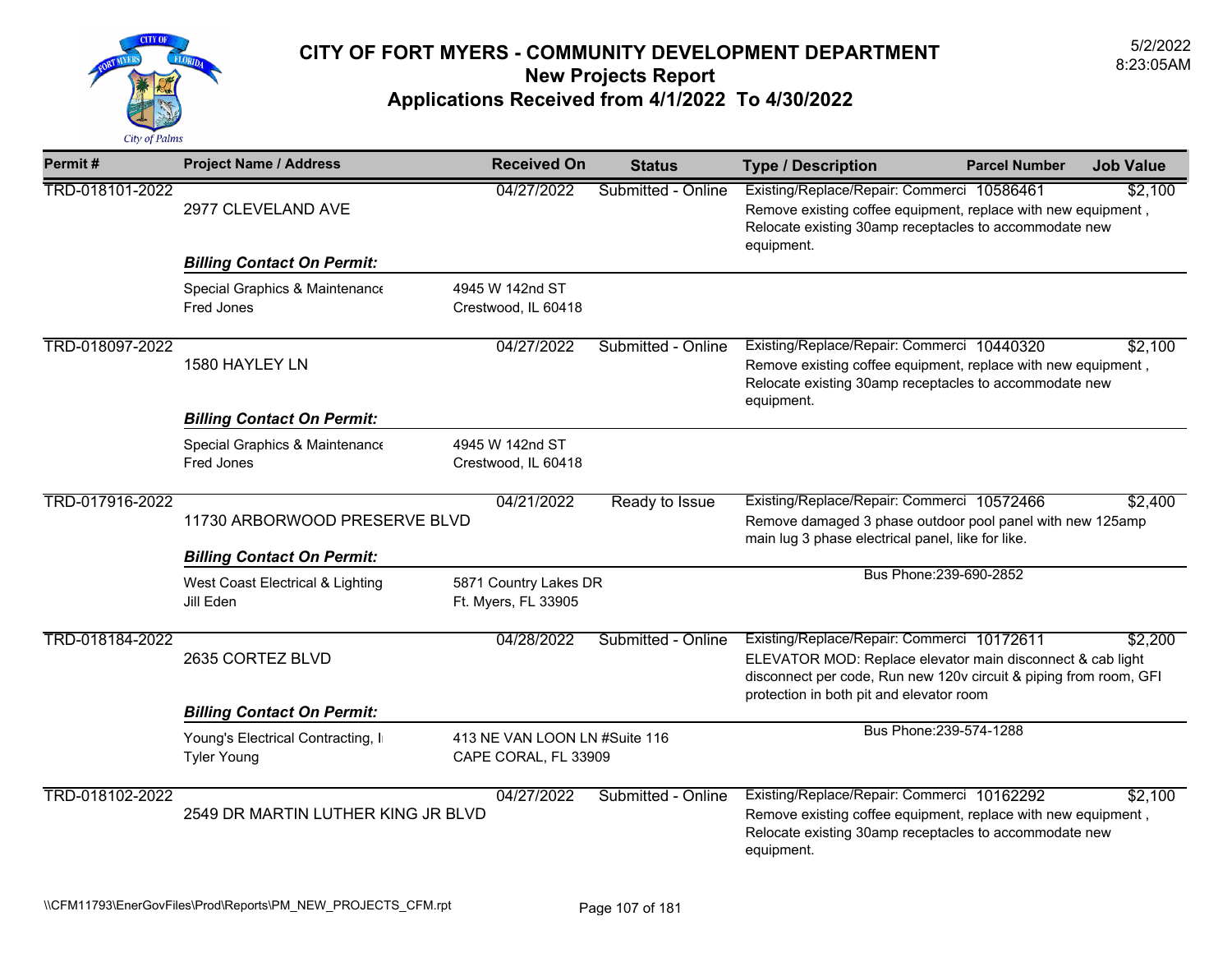# CITY OF FORT MYERS - COMMUNITY DEVELOPMENT DEPARTMENT

## New Projects Report

## Applications Received from 4/1/2022 To 4/30/2022

5/2/2022
8:23:05AM

| Permit # | Project Name / Address | Received On | Status | Type / Description | Parcel Number | Job Value |
|---|---|---|---|---|---|---|
| TRD-018101-2022 | 2977 CLEVELAND AVE | 04/27/2022 | Submitted - Online | Existing/Replace/Repair: Commerci<br>Remove existing coffee equipment, replace with new equipment , Relocate existing 30amp receptacles to accommodate new equipment. | 10586461 | $2,100 |
| | ***Billing Contact On Permit:*** | | | | | |
| | Special Graphics & Maintenance<br>Fred Jones | 4945 W 142nd ST<br>Crestwood, IL 60418 | | | | |
| TRD-018097-2022 | 1580 HAYLEY LN | 04/27/2022 | Submitted - Online | Existing/Replace/Repair: Commerci<br>Remove existing coffee equipment, replace with new equipment , Relocate existing 30amp receptacles to accommodate new equipment. | 10440320 | $2,100 |
| | ***Billing Contact On Permit:*** | | | | | |
| | Special Graphics & Maintenance<br>Fred Jones | 4945 W 142nd ST<br>Crestwood, IL 60418 | | | | |
| TRD-017916-2022 | 11730 ARBORWOOD PRESERVE BLVD | 04/21/2022 | Ready to Issue | Existing/Replace/Repair: Commerci<br>Remove damaged 3 phase outdoor pool panel with new 125amp main lug 3 phase electrical panel, like for like. | 10572466 | $2,400 |
| | ***Billing Contact On Permit:*** | | | | | |
| | West Coast Electrical & Lighting<br>Jill Eden | 5871 Country Lakes DR<br>Ft. Myers, FL 33905 | | Bus Phone:239-690-2852 | | |
| TRD-018184-2022 | 2635 CORTEZ BLVD | 04/28/2022 | Submitted - Online | Existing/Replace/Repair: Commerci<br>ELEVATOR MOD: Replace elevator main disconnect & cab light disconnect per code, Run new 120v circuit & piping from room, GFI protection in both pit and elevator room | 10172611 | $2,200 |
| | ***Billing Contact On Permit:*** | | | | | |
| | Young's Electrical Contracting, I<br>Tyler Young | 413 NE VAN LOON LN #Suite 116<br>CAPE CORAL, FL 33909 | | Bus Phone:239-574-1288 | | |
| TRD-018102-2022 | 2549 DR MARTIN LUTHER KING JR BLVD | 04/27/2022 | Submitted - Online | Existing/Replace/Repair: Commerci<br>Remove existing coffee equipment, replace with new equipment , Relocate existing 30amp receptacles to accommodate new equipment. | 10162292 | $2,100 |

\\CFM11793\EnerGovFiles\Prod\Reports\PM_NEW_PROJECTS_CFM.rpt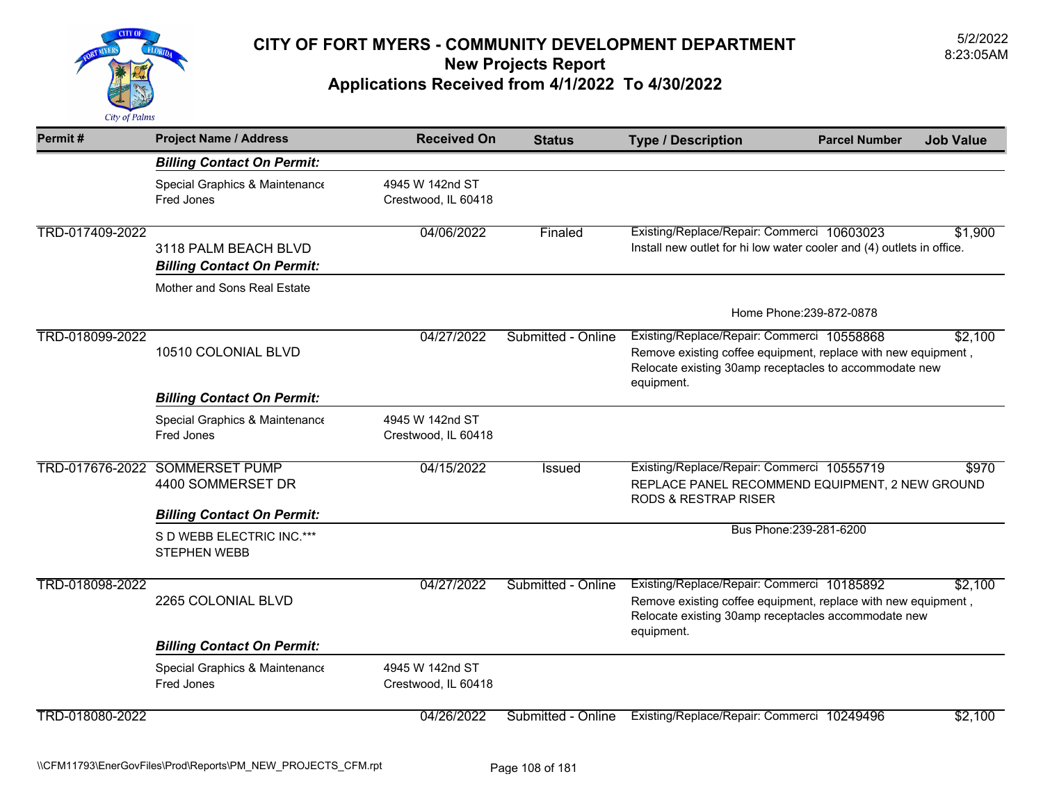# CITY OF FORT MYERS - COMMUNITY DEVELOPMENT DEPARTMENT
## New Projects Report
## Applications Received from 4/1/2022 To 4/30/2022

5/2/2022
8:23:05AM

| Permit # | Project Name / Address | Received On | Status | Type / Description | Parcel Number | Job Value |
|---|---|---|---|---|---|---|
| | ***Billing Contact On Permit:*** | | | | | |
| | Special Graphics & Maintenance<br>Fred Jones | 4945 W 142nd ST<br>Crestwood, IL 60418 | | | | |
| TRD-017409-2022 | 3118 PALM BEACH BLVD | 04/06/2022 | Finaled | Existing/Replace/Repair: Commerci<br>Install new outlet for hi low water cooler and (4) outlets in office. | 10603023 | $1,900 |
| | ***Billing Contact On Permit:*** | | | | | |
| | Mother and Sons Real Estate | | | Home Phone:239-872-0878 | | |
| TRD-018099-2022 | 10510 COLONIAL BLVD | 04/27/2022 | Submitted - Online | Existing/Replace/Repair: Commerci<br>Remove existing coffee equipment, replace with new equipment , Relocate existing 30amp receptacles to accommodate new equipment. | 10558868 | $2,100 |
| | ***Billing Contact On Permit:*** | | | | | |
| | Special Graphics & Maintenance<br>Fred Jones | 4945 W 142nd ST<br>Crestwood, IL 60418 | | | | |
| TRD-017676-2022 | SOMMERSET PUMP<br>4400 SOMMERSET DR | 04/15/2022 | Issued | Existing/Replace/Repair: Commerci<br>REPLACE PANEL RECOMMEND EQUIPMENT, 2 NEW GROUND RODS & RESTRAP RISER | 10555719 | $970 |
| | ***Billing Contact On Permit:*** | | | | | |
| | S D WEBB ELECTRIC INC.***<br>STEPHEN WEBB | | | Bus Phone:239-281-6200 | | |
| TRD-018098-2022 | 2265 COLONIAL BLVD | 04/27/2022 | Submitted - Online | Existing/Replace/Repair: Commerci<br>Remove existing coffee equipment, replace with new equipment , Relocate existing 30amp receptacles accommodate new equipment. | 10185892 | $2,100 |
| | ***Billing Contact On Permit:*** | | | | | |
| | Special Graphics & Maintenance<br>Fred Jones | 4945 W 142nd ST<br>Crestwood, IL 60418 | | | | |
| TRD-018080-2022 | | 04/26/2022 | Submitted - Online | Existing/Replace/Repair: Commerci | 10249496 | $2,100 |

\\CFM11793\EnerGovFiles\Prod\Reports\PM_NEW_PROJECTS_CFM.rpt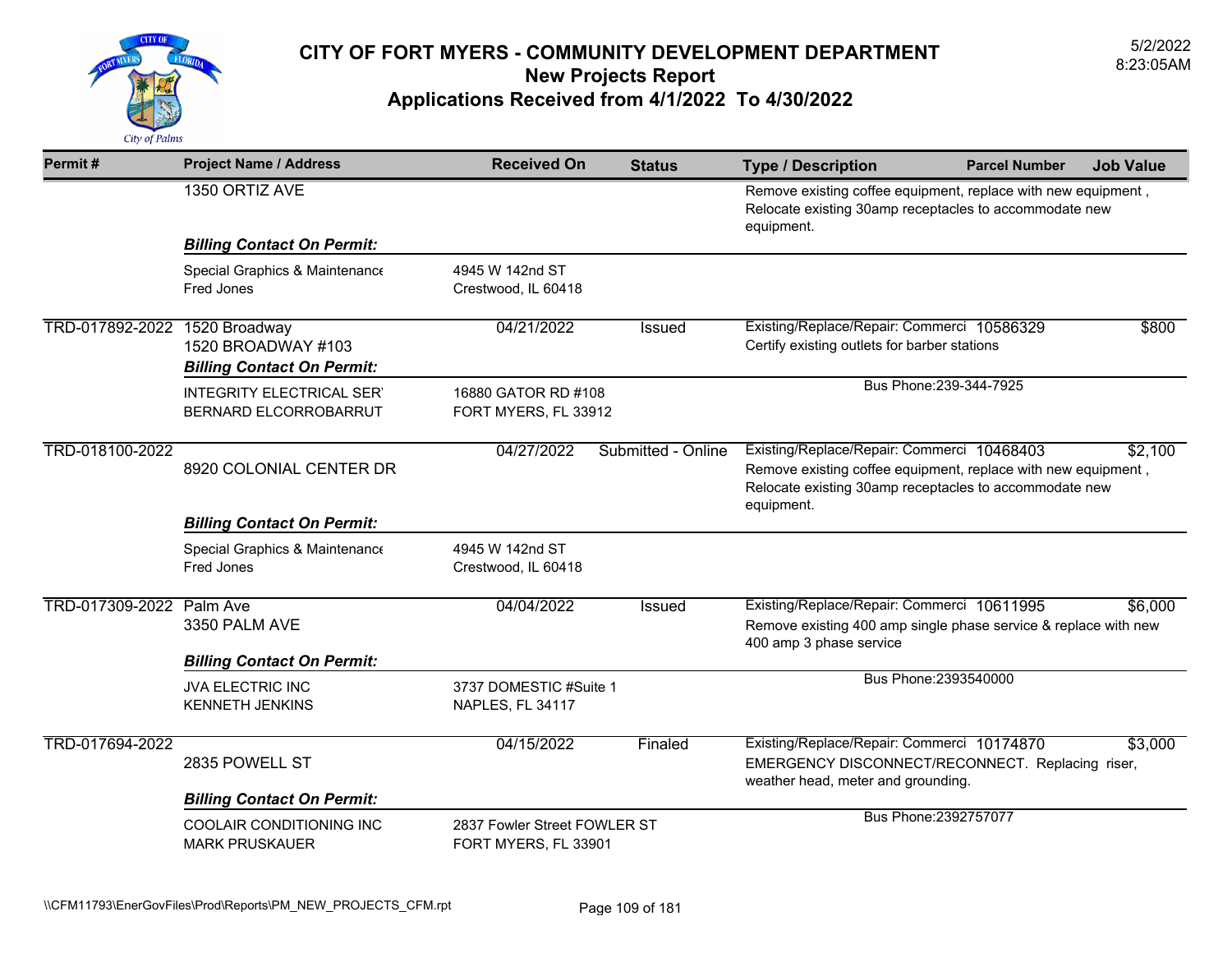# CITY OF FORT MYERS - COMMUNITY DEVELOPMENT DEPARTMENT
## New Projects Report
## Applications Received from 4/1/2022 To 4/30/2022

5/2/2022
8:23:05AM

| Permit # | Project Name / Address | Received On | Status | Type / Description | Parcel Number | Job Value |
|---|---|---|---|---|---|---|
| | 1350 ORTIZ AVE | | | Remove existing coffee equipment, replace with new equipment , Relocate existing 30amp receptacles to accommodate new equipment. | | |
| | ***Billing Contact On Permit:*** | | | | | |
| | Special Graphics & Maintenance<br>Fred Jones | 4945 W 142nd ST<br>Crestwood, IL 60418 | | | | |
| TRD-017892-2022 | 1520 Broadway<br>1520 BROADWAY #103 | 04/21/2022 | Issued | Existing/Replace/Repair: Commerci<br>Certify existing outlets for barber stations | 10586329 | $800 |
| | ***Billing Contact On Permit:*** | | | | | |
| | INTEGRITY ELECTRICAL SER'<br>BERNARD ELCORROBARRUT | 16880 GATOR RD #108<br>FORT MYERS, FL 33912 | | Bus Phone:239-344-7925 | | |
| TRD-018100-2022 | 8920 COLONIAL CENTER DR | 04/27/2022 | Submitted - Online | Existing/Replace/Repair: Commerci<br>Remove existing coffee equipment, replace with new equipment , Relocate existing 30amp receptacles to accommodate new equipment. | 10468403 | $2,100 |
| | ***Billing Contact On Permit:*** | | | | | |
| | Special Graphics & Maintenance<br>Fred Jones | 4945 W 142nd ST<br>Crestwood, IL 60418 | | | | |
| TRD-017309-2022 | Palm Ave<br>3350 PALM AVE | 04/04/2022 | Issued | Existing/Replace/Repair: Commerci<br>Remove existing 400 amp single phase service & replace with new 400 amp 3 phase service | 10611995 | $6,000 |
| | ***Billing Contact On Permit:*** | | | | | |
| | JVA ELECTRIC INC<br>KENNETH JENKINS | 3737 DOMESTIC #Suite 1<br>NAPLES, FL 34117 | | Bus Phone:2393540000 | | |
| TRD-017694-2022 | 2835 POWELL ST | 04/15/2022 | Finaled | Existing/Replace/Repair: Commerci<br>EMERGENCY DISCONNECT/RECONNECT. Replacing riser, weather head, meter and grounding. | 10174870 | $3,000 |
| | ***Billing Contact On Permit:*** | | | | | |
| | COOLAIR CONDITIONING INC<br>MARK PRUSKAUER | 2837 Fowler Street FOWLER ST<br>FORT MYERS, FL 33901 | | Bus Phone:2392757077 | | |

\\CFM11793\EnerGovFiles\Prod\Reports\PM_NEW_PROJECTS_CFM.rpt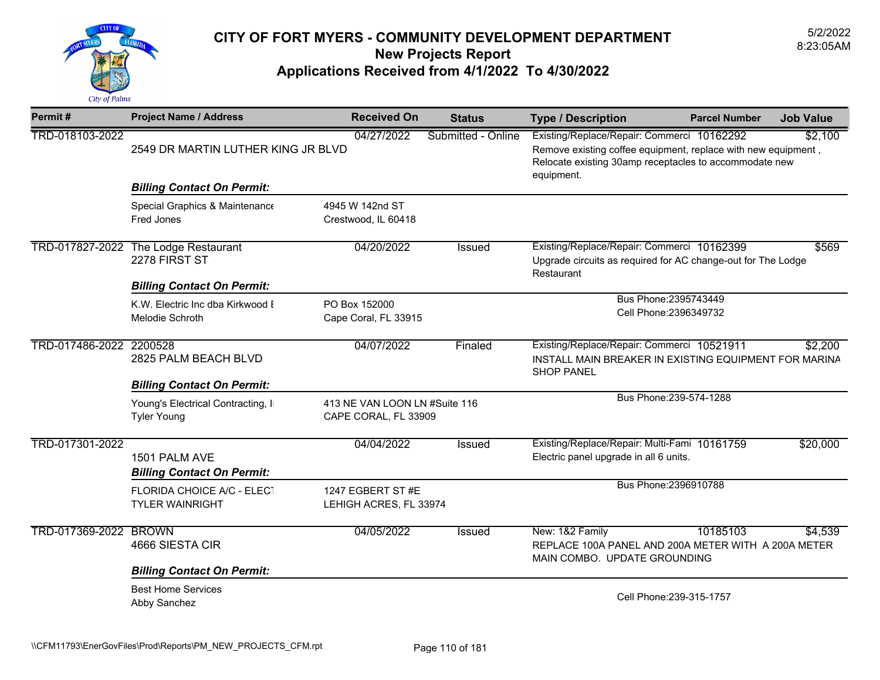# CITY OF FORT MYERS - COMMUNITY DEVELOPMENT DEPARTMENT
## New Projects Report
## Applications Received from 4/1/2022 To 4/30/2022

5/2/2022
8:23:05AM

| Permit # | Project Name / Address | Received On | Status | Type / Description | Parcel Number | Job Value |
|---|---|---|---|---|---|---|
| TRD-018103-2022 | 2549 DR MARTIN LUTHER KING JR BLVD | 04/27/2022 | Submitted - Online | Existing/Replace/Repair: Commerci<br>Remove existing coffee equipment, replace with new equipment , Relocate existing 30amp receptacles to accommodate new equipment. | 10162292 | $2,100 |
| | ***Billing Contact On Permit:*** | | | | | |
| | Special Graphics & Maintenance<br>Fred Jones | 4945 W 142nd ST<br>Crestwood, IL 60418 | | | | |
| TRD-017827-2022 | The Lodge Restaurant<br>2278 FIRST ST | 04/20/2022 | Issued | Existing/Replace/Repair: Commerci<br>Upgrade circuits as required for AC change-out for The Lodge Restaurant | 10162399 | $569 |
| | ***Billing Contact On Permit:*** | | | | | |
| | K.W. Electric Inc dba Kirkwood E<br>Melodie Schroth | PO Box 152000<br>Cape Coral, FL 33915 | | Bus Phone:2395743449<br>Cell Phone:2396349732 | | |
| TRD-017486-2022 | 2200528<br>2825 PALM BEACH BLVD | 04/07/2022 | Finaled | Existing/Replace/Repair: Commerci<br>INSTALL MAIN BREAKER IN EXISTING EQUIPMENT FOR MARINA SHOP PANEL | 10521911 | $2,200 |
| | ***Billing Contact On Permit:*** | | | | | |
| | Young's Electrical Contracting, I<br>Tyler Young | 413 NE VAN LOON LN #Suite 116<br>CAPE CORAL, FL 33909 | | Bus Phone:239-574-1288 | | |
| TRD-017301-2022 | 1501 PALM AVE | 04/04/2022 | Issued | Existing/Replace/Repair: Multi-Fami<br>Electric panel upgrade in all 6 units. | 10161759 | $20,000 |
| | ***Billing Contact On Permit:*** | | | | | |
| | FLORIDA CHOICE A/C - ELECT<br>TYLER WAINRIGHT | 1247 EGBERT ST #E<br>LEHIGH ACRES, FL 33974 | | Bus Phone:2396910788 | | |
| TRD-017369-2022 | BROWN<br>4666 SIESTA CIR | 04/05/2022 | Issued | New: 1&2 Family<br>REPLACE 100A PANEL AND 200A METER WITH A 200A METER MAIN COMBO. UPDATE GROUNDING | 10185103 | $4,539 |
| | ***Billing Contact On Permit:*** | | | | | |
| | Best Home Services<br>Abby Sanchez | | | Cell Phone:239-315-1757 | | |

\\CFM11793\EnerGovFiles\Prod\Reports\PM_NEW_PROJECTS_CFM.rpt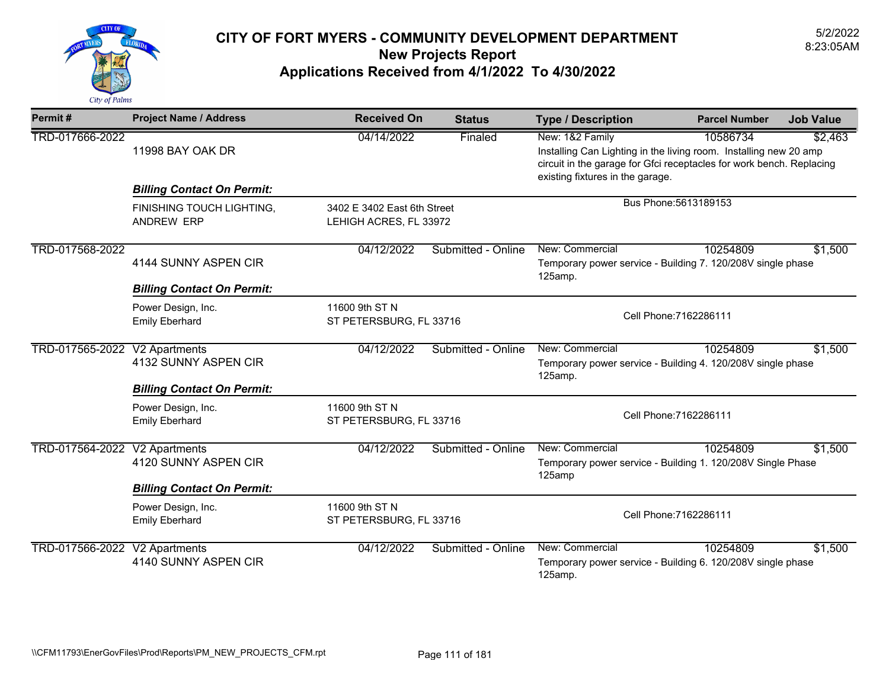# CITY OF FORT MYERS - COMMUNITY DEVELOPMENT DEPARTMENT
## New Projects Report
## Applications Received from 4/1/2022 To 4/30/2022

5/2/2022
8:23:05AM

| Permit # | Project Name / Address | Received On | Status | Type / Description | Parcel Number | Job Value |
|---|---|---|---|---|---|---|
| TRD-017666-2022 | 11998 BAY OAK DR | 04/14/2022 | Finaled | New: 1&2 Family<br>Installing Can Lighting in the living room. Installing new 20 amp circuit in the garage for Gfci receptacles for work bench. Replacing existing fixtures in the garage. | 10586734 | $2,463 |
| | ***Billing Contact On Permit:*** | | | | | |
| | FINISHING TOUCH LIGHTING, ANDREW ERP | 3402 E 3402 East 6th Street<br>LEHIGH ACRES, FL 33972 | | Bus Phone:5613189153 | | |
| TRD-017568-2022 | 4144 SUNNY ASPEN CIR | 04/12/2022 | Submitted - Online | New: Commercial<br>Temporary power service - Building 7. 120/208V single phase 125amp. | 10254809 | $1,500 |
| | ***Billing Contact On Permit:*** | | | | | |
| | Power Design, Inc.<br>Emily Eberhard | 11600 9th ST N<br>ST PETERSBURG, FL 33716 | | Cell Phone:7162286111 | | |
| TRD-017565-2022 | V2 Apartments<br>4132 SUNNY ASPEN CIR | 04/12/2022 | Submitted - Online | New: Commercial<br>Temporary power service - Building 4. 120/208V single phase 125amp. | 10254809 | $1,500 |
| | ***Billing Contact On Permit:*** | | | | | |
| | Power Design, Inc.<br>Emily Eberhard | 11600 9th ST N<br>ST PETERSBURG, FL 33716 | | Cell Phone:7162286111 | | |
| TRD-017564-2022 | V2 Apartments<br>4120 SUNNY ASPEN CIR | 04/12/2022 | Submitted - Online | New: Commercial<br>Temporary power service - Building 1. 120/208V Single Phase 125amp | 10254809 | $1,500 |
| | ***Billing Contact On Permit:*** | | | | | |
| | Power Design, Inc.<br>Emily Eberhard | 11600 9th ST N<br>ST PETERSBURG, FL 33716 | | Cell Phone:7162286111 | | |
| TRD-017566-2022 | V2 Apartments<br>4140 SUNNY ASPEN CIR | 04/12/2022 | Submitted - Online | New: Commercial<br>Temporary power service - Building 6. 120/208V single phase 125amp. | 10254809 | $1,500 |

\\CFM11793\EnerGovFiles\Prod\Reports\PM_NEW_PROJECTS_CFM.rpt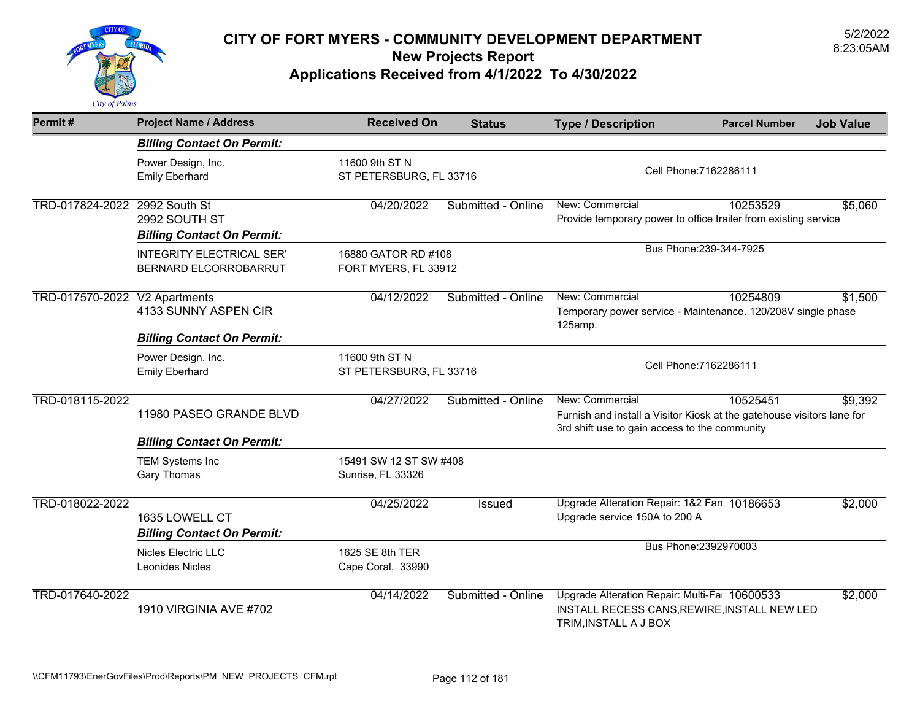# CITY OF FORT MYERS - COMMUNITY DEVELOPMENT DEPARTMENT
## New Projects Report
## Applications Received from 4/1/2022 To 4/30/2022

5/2/2022
8:23:05AM

| Permit # | Project Name / Address | Received On | Status | Type / Description | Parcel Number | Job Value |
|---|---|---|---|---|---|---|
| | ***Billing Contact On Permit:*** | | | | | |
| | Power Design, Inc.<br>Emily Eberhard | 11600 9th ST N<br>ST PETERSBURG, FL 33716 | | Cell Phone:7162286111 | | |
| TRD-017824-2022 | 2992 South St<br>2992 SOUTH ST | 04/20/2022 | Submitted - Online | New: Commercial<br>Provide temporary power to office trailer from existing service | 10253529 | $5,060 |
| | ***Billing Contact On Permit:*** | | | | | |
| | INTEGRITY ELECTRICAL SER'<br>BERNARD ELCORROBARRUT | 16880 GATOR RD #108<br>FORT MYERS, FL 33912 | | Bus Phone:239-344-7925 | | |
| TRD-017570-2022 | V2 Apartments<br>4133 SUNNY ASPEN CIR | 04/12/2022 | Submitted - Online | New: Commercial<br>Temporary power service - Maintenance. 120/208V single phase 125amp. | 10254809 | $1,500 |
| | ***Billing Contact On Permit:*** | | | | | |
| | Power Design, Inc.<br>Emily Eberhard | 11600 9th ST N<br>ST PETERSBURG, FL 33716 | | Cell Phone:7162286111 | | |
| TRD-018115-2022 | 11980 PASEO GRANDE BLVD | 04/27/2022 | Submitted - Online | New: Commercial<br>Furnish and install a Visitor Kiosk at the gatehouse visitors lane for 3rd shift use to gain access to the community | 10525451 | $9,392 |
| | ***Billing Contact On Permit:*** | | | | | |
| | TEM Systems Inc<br>Gary Thomas | 15491 SW 12 ST SW #408<br>Sunrise, FL 33326 | | | | |
| TRD-018022-2022 | 1635 LOWELL CT | 04/25/2022 | Issued | Upgrade Alteration Repair: 1&2 Fan<br>Upgrade service 150A to 200 A | 10186653 | $2,000 |
| | ***Billing Contact On Permit:*** | | | | | |
| | Nicles Electric LLC<br>Leonides Nicles | 1625 SE 8th TER<br>Cape Coral, 33990 | | Bus Phone:2392970003 | | |
| TRD-017640-2022 | 1910 VIRGINIA AVE #702 | 04/14/2022 | Submitted - Online | Upgrade Alteration Repair: Multi-Fa<br>INSTALL RECESS CANS,REWIRE,INSTALL NEW LED TRIM,INSTALL A J BOX | 10600533 | $2,000 |

\\CFM11793\EnerGovFiles\Prod\Reports\PM_NEW_PROJECTS_CFM.rpt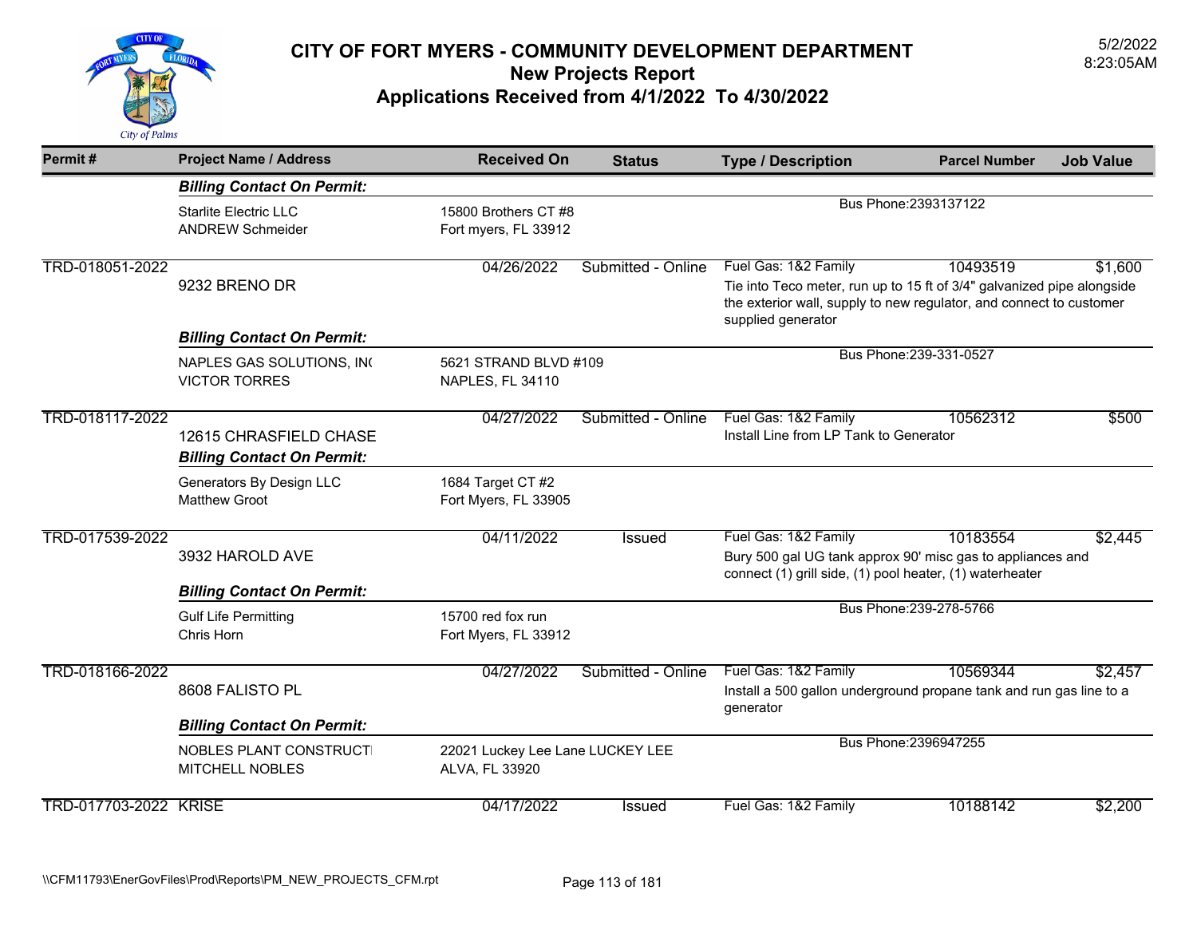# CITY OF FORT MYERS - COMMUNITY DEVELOPMENT DEPARTMENT
## New Projects Report
## Applications Received from 4/1/2022 To 4/30/2022

5/2/2022
8:23:05AM

| Permit # | Project Name / Address | Received On | Status | Type / Description | Parcel Number | Job Value |
|---|---|---|---|---|---|---|
| | ***Billing Contact On Permit:*** | | | | | |
| | Starlite Electric LLC<br>ANDREW Schmeider | 15800 Brothers CT #8<br>Fort myers, FL 33912 | | Bus Phone:2393137122 | | |
| TRD-018051-2022 | 9232 BRENO DR | 04/26/2022 | Submitted - Online | Fuel Gas: 1&2 Family<br>Tie into Teco meter, run up to 15 ft of 3/4" galvanized pipe alongside the exterior wall, supply to new regulator, and connect to customer supplied generator | 10493519 | $1,600 |
| | ***Billing Contact On Permit:*** | | | | | |
| | NAPLES GAS SOLUTIONS, IN(<br>VICTOR TORRES | 5621 STRAND BLVD #109<br>NAPLES, FL 34110 | | Bus Phone:239-331-0527 | | |
| TRD-018117-2022 | 12615 CHRASFIELD CHASE | 04/27/2022 | Submitted - Online | Fuel Gas: 1&2 Family<br>Install Line from LP Tank to Generator | 10562312 | $500 |
| | ***Billing Contact On Permit:*** | | | | | |
| | Generators By Design LLC<br>Matthew Groot | 1684 Target CT #2<br>Fort Myers, FL 33905 | | | | |
| TRD-017539-2022 | 3932 HAROLD AVE | 04/11/2022 | Issued | Fuel Gas: 1&2 Family<br>Bury 500 gal UG tank approx 90' misc gas to appliances and connect (1) grill side, (1) pool heater, (1) waterheater | 10183554 | $2,445 |
| | ***Billing Contact On Permit:*** | | | | | |
| | Gulf Life Permitting<br>Chris Horn | 15700 red fox run<br>Fort Myers, FL 33912 | | Bus Phone:239-278-5766 | | |
| TRD-018166-2022 | 8608 FALISTO PL | 04/27/2022 | Submitted - Online | Fuel Gas: 1&2 Family<br>Install a 500 gallon underground propane tank and run gas line to a generator | 10569344 | $2,457 |
| | ***Billing Contact On Permit:*** | | | | | |
| | NOBLES PLANT CONSTRUCTI<br>MITCHELL NOBLES | 22021 Luckey Lee Lane LUCKEY LEE<br>ALVA, FL 33920 | | Bus Phone:2396947255 | | |
| TRD-017703-2022 | KRISE | 04/17/2022 | Issued | Fuel Gas: 1&2 Family | 10188142 | $2,200 |

\\CFM11793\EnerGovFiles\Prod\Reports\PM_NEW_PROJECTS_CFM.rpt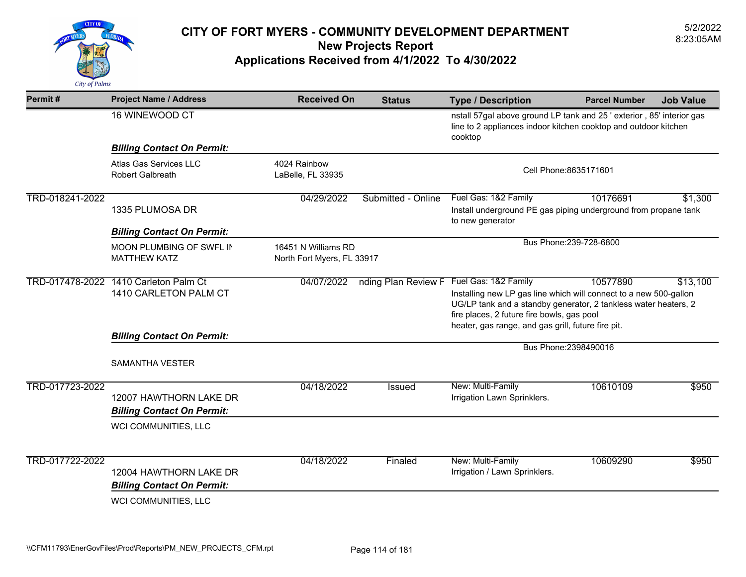# CITY OF FORT MYERS - COMMUNITY DEVELOPMENT DEPARTMENT
## New Projects Report
## Applications Received from 4/1/2022 To 4/30/2022

5/2/2022
8:23:05AM

| Permit # | Project Name / Address | Received On | Status | Type / Description | Parcel Number | Job Value |
|---|---|---|---|---|---|---|
| | 16 WINEWOOD CT | | | nstall 57gal above ground LP tank and 25 ' exterior , 85' interior gas line to 2 appliances indoor kitchen cooktop and outdoor kitchen cooktop | | |

***Billing Contact On Permit:***

Atlas Gas Services LLC
Robert Galbreath
4024 Rainbow
LaBelle, FL 33935
Cell Phone:8635171601

| Permit # | Project Name / Address | Received On | Status | Type / Description | Parcel Number | Job Value |
|---|---|---|---|---|---|---|
| TRD-018241-2022 | 1335 PLUMOSA DR | 04/29/2022 | Submitted - Online | Fuel Gas: 1&2 Family<br>Install underground PE gas piping underground from propane tank to new generator | 10176691 | $1,300 |

***Billing Contact On Permit:***

MOON PLUMBING OF SWFL IN
MATTHEW KATZ
16451 N Williams RD
North Fort Myers, FL 33917
Bus Phone:239-728-6800

| Permit # | Project Name / Address | Received On | Status | Type / Description | Parcel Number | Job Value |
|---|---|---|---|---|---|---|
| TRD-017478-2022 | 1410 Carleton Palm Ct<br>1410 CARLETON PALM CT | 04/07/2022 | nding Plan Review F | Fuel Gas: 1&2 Family<br>Installing new LP gas line which will connect to a new 500-gallon UG/LP tank and a standby generator, 2 tankless water heaters, 2 fire places, 2 future fire bowls, gas pool heater, gas range, and gas grill, future fire pit. | 10577890 | $13,100 |

***Billing Contact On Permit:***

SAMANTHA VESTER
Bus Phone:2398490016

| Permit # | Project Name / Address | Received On | Status | Type / Description | Parcel Number | Job Value |
|---|---|---|---|---|---|---|
| TRD-017723-2022 | 12007 HAWTHORN LAKE DR | 04/18/2022 | Issued | New: Multi-Family<br>Irrigation Lawn Sprinklers. | 10610109 | $950 |

***Billing Contact On Permit:***

WCI COMMUNITIES, LLC

| Permit # | Project Name / Address | Received On | Status | Type / Description | Parcel Number | Job Value |
|---|---|---|---|---|---|---|
| TRD-017722-2022 | 12004 HAWTHORN LAKE DR | 04/18/2022 | Finaled | New: Multi-Family<br>Irrigation / Lawn Sprinklers. | 10609290 | $950 |

***Billing Contact On Permit:***

WCI COMMUNITIES, LLC

\\CFM11793\EnerGovFiles\Prod\Reports\PM_NEW_PROJECTS_CFM.rpt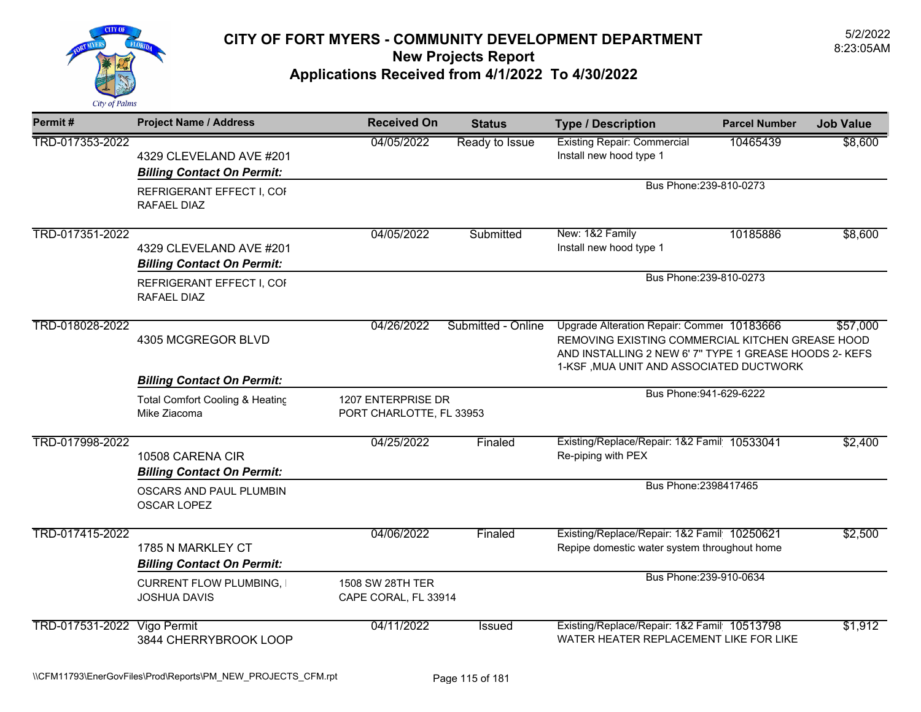# CITY OF FORT MYERS - COMMUNITY DEVELOPMENT DEPARTMENT

## New Projects Report

## Applications Received from 4/1/2022 To 4/30/2022

5/2/2022
8:23:05AM

| Permit # | Project Name / Address | Received On | Status | Type / Description | Parcel Number | Job Value |
|---|---|---|---|---|---|---|
| TRD-017353-2022 | 4329 CLEVELAND AVE #201 | 04/05/2022 | Ready to Issue | Existing Repair: Commercial<br>Install new hood type 1 | 10465439 | $8,600 |
| | ***Billing Contact On Permit:***<br>REFRIGERANT EFFECT I, COI<br>RAFAEL DIAZ | | | Bus Phone:239-810-0273 | | |
| TRD-017351-2022 | 4329 CLEVELAND AVE #201 | 04/05/2022 | Submitted | New: 1&2 Family<br>Install new hood type 1 | 10185886 | $8,600 |
| | ***Billing Contact On Permit:***<br>REFRIGERANT EFFECT I, COI<br>RAFAEL DIAZ | | | Bus Phone:239-810-0273 | | |
| TRD-018028-2022 | 4305 MCGREGOR BLVD | 04/26/2022 | Submitted - Online | Upgrade Alteration Repair: Commer<br>REMOVING EXISTING COMMERCIAL KITCHEN GREASE HOOD AND INSTALLING 2 NEW 6' 7" TYPE 1 GREASE HOODS 2- KEFS 1-KSF ,MUA UNIT AND ASSOCIATED DUCTWORK | 10183666 | $57,000 |
| | ***Billing Contact On Permit:***<br>Total Comfort Cooling & Heating<br>Mike Ziacoma | 1207 ENTERPRISE DR<br>PORT CHARLOTTE, FL 33953 | | Bus Phone:941-629-6222 | | |
| TRD-017998-2022 | 10508 CARENA CIR | 04/25/2022 | Finaled | Existing/Replace/Repair: 1&2 Famil<br>Re-piping with PEX | 10533041 | $2,400 |
| | ***Billing Contact On Permit:***<br>OSCARS AND PAUL PLUMBIN<br>OSCAR LOPEZ | | | Bus Phone:2398417465 | | |
| TRD-017415-2022 | 1785 N MARKLEY CT | 04/06/2022 | Finaled | Existing/Replace/Repair: 1&2 Famil<br>Repipe domestic water system throughout home | 10250621 | $2,500 |
| | ***Billing Contact On Permit:***<br>CURRENT FLOW PLUMBING, I<br>JOSHUA DAVIS | 1508 SW 28TH TER<br>CAPE CORAL, FL 33914 | | Bus Phone:239-910-0634 | | |
| TRD-017531-2022 | Vigo Permit<br>3844 CHERRYBROOK LOOP | 04/11/2022 | Issued | Existing/Replace/Repair: 1&2 Famil<br>WATER HEATER REPLACEMENT LIKE FOR LIKE | 10513798 | $1,912 |

\\CFM11793\EnerGovFiles\Prod\Reports\PM_NEW_PROJECTS_CFM.rpt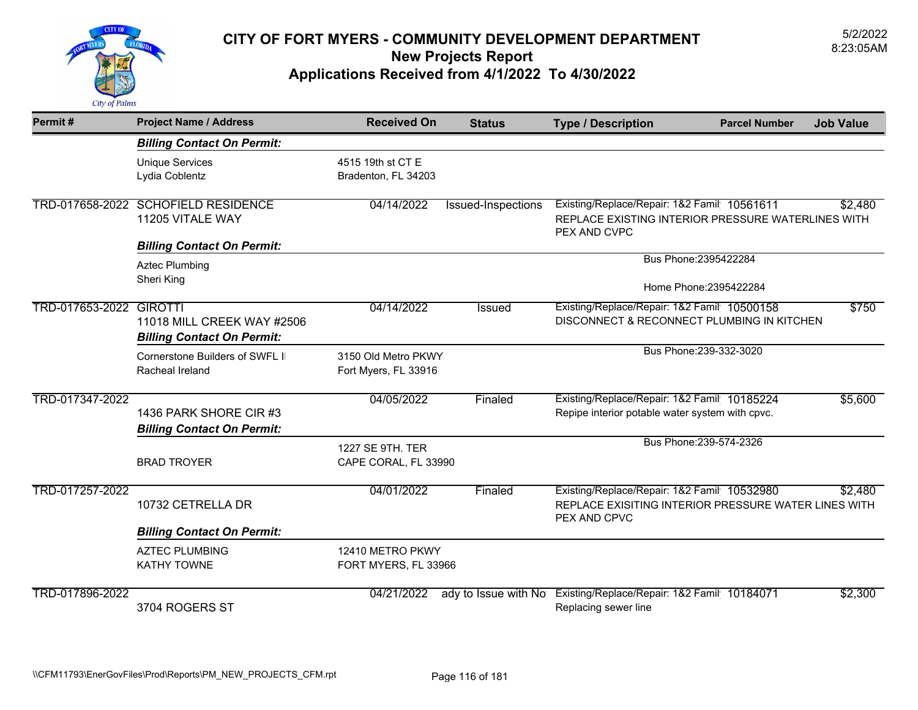# CITY OF FORT MYERS - COMMUNITY DEVELOPMENT DEPARTMENT
## New Projects Report
## Applications Received from 4/1/2022 To 4/30/2022

5/2/2022
8:23:05AM

| Permit # | Project Name / Address | Received On | Status | Type / Description | Parcel Number | Job Value |
|---|---|---|---|---|---|---|
| | ***Billing Contact On Permit:*** | | | | | |
| | Unique Services<br>Lydia Coblentz | 4515 19th st CT E<br>Bradenton, FL 34203 | | | | |
| TRD-017658-2022 | SCHOFIELD RESIDENCE<br>11205 VITALE WAY | 04/14/2022 | Issued-Inspections | Existing/Replace/Repair: 1&2 Famil<br>REPLACE EXISTING INTERIOR PRESSURE WATERLINES WITH PEX AND CVPC | 10561611 | $2,480 |
| | ***Billing Contact On Permit:*** | | | | | |
| | Aztec Plumbing<br>Sheri King | | | Bus Phone:2395422284<br>Home Phone:2395422284 | | |
| TRD-017653-2022 | GIROTTI<br>11018 MILL CREEK WAY #2506 | 04/14/2022 | Issued | Existing/Replace/Repair: 1&2 Famil<br>DISCONNECT & RECONNECT PLUMBING IN KITCHEN | 10500158 | $750 |
| | ***Billing Contact On Permit:*** | | | | | |
| | Cornerstone Builders of SWFL I<br>Racheal Ireland | 3150 Old Metro PKWY<br>Fort Myers, FL 33916 | | Bus Phone:239-332-3020 | | |
| TRD-017347-2022 | 1436 PARK SHORE CIR #3 | 04/05/2022 | Finaled | Existing/Replace/Repair: 1&2 Famil<br>Repipe interior potable water system with cpvc. | 10185224 | $5,600 |
| | ***Billing Contact On Permit:*** | | | | | |
| | BRAD TROYER | 1227 SE 9TH. TER<br>CAPE CORAL, FL 33990 | | Bus Phone:239-574-2326 | | |
| TRD-017257-2022 | 10732 CETRELLA DR | 04/01/2022 | Finaled | Existing/Replace/Repair: 1&2 Famil<br>REPLACE EXISITING INTERIOR PRESSURE WATER LINES WITH PEX AND CPVC | 10532980 | $2,480 |
| | ***Billing Contact On Permit:*** | | | | | |
| | AZTEC PLUMBING<br>KATHY TOWNE | 12410 METRO PKWY<br>FORT MYERS, FL 33966 | | | | |
| TRD-017896-2022 | 3704 ROGERS ST | 04/21/2022 | ady to Issue with No | Existing/Replace/Repair: 1&2 Famil<br>Replacing sewer line | 10184071 | $2,300 |

\\CFM11793\EnerGovFiles\Prod\Reports\PM_NEW_PROJECTS_CFM.rpt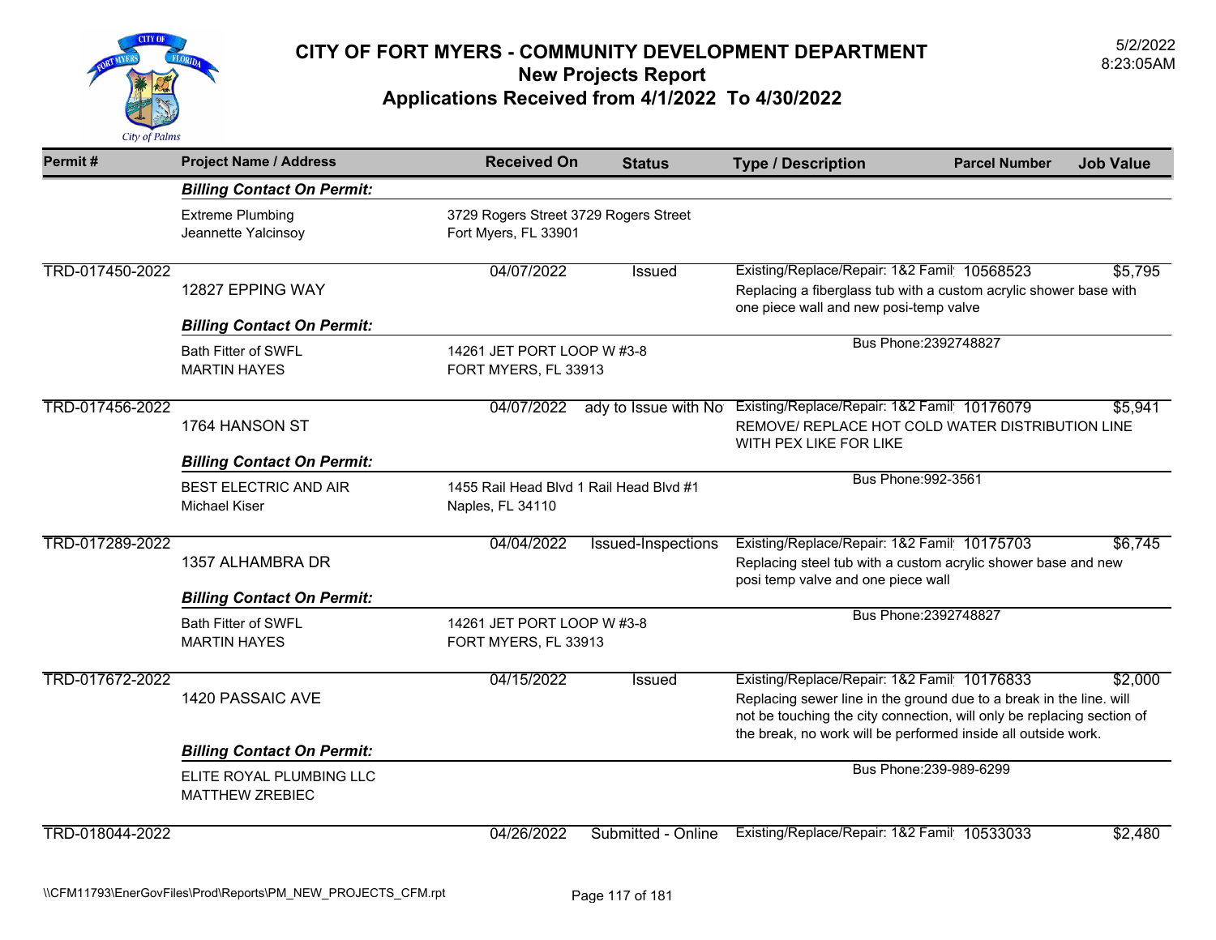# CITY OF FORT MYERS - COMMUNITY DEVELOPMENT DEPARTMENT
## New Projects Report
## Applications Received from 4/1/2022 To 4/30/2022

5/2/2022
8:23:05AM

| Permit # | Project Name / Address | Received On | Status | Type / Description | Parcel Number | Job Value |
|---|---|---|---|---|---|---|
| | ***Billing Contact On Permit:*** | | | | | |
| | Extreme Plumbing<br>Jeannette Yalcinsoy | 3729 Rogers Street 3729 Rogers Street<br>Fort Myers, FL 33901 | | | | |
| TRD-017450-2022 | 12827 EPPING WAY | 04/07/2022 | Issued | Existing/Replace/Repair: 1&2 Famil<br>Replacing a fiberglass tub with a custom acrylic shower base with one piece wall and new posi-temp valve | 10568523 | $5,795 |
| | ***Billing Contact On Permit:*** | | | | | |
| | Bath Fitter of SWFL<br>MARTIN HAYES | 14261 JET PORT LOOP W #3-8<br>FORT MYERS, FL 33913 | | Bus Phone:2392748827 | | |
| TRD-017456-2022 | 1764 HANSON ST | 04/07/2022 | ady to Issue with No | Existing/Replace/Repair: 1&2 Famil<br>REMOVE/ REPLACE HOT COLD WATER DISTRIBUTION LINE WITH PEX LIKE FOR LIKE | 10176079 | $5,941 |
| | ***Billing Contact On Permit:*** | | | | | |
| | BEST ELECTRIC AND AIR<br>Michael Kiser | 1455 Rail Head Blvd 1 Rail Head Blvd #1<br>Naples, FL 34110 | | Bus Phone:992-3561 | | |
| TRD-017289-2022 | 1357 ALHAMBRA DR | 04/04/2022 | Issued-Inspections | Existing/Replace/Repair: 1&2 Famil<br>Replacing steel tub with a custom acrylic shower base and new posi temp valve and one piece wall | 10175703 | $6,745 |
| | ***Billing Contact On Permit:*** | | | | | |
| | Bath Fitter of SWFL<br>MARTIN HAYES | 14261 JET PORT LOOP W #3-8<br>FORT MYERS, FL 33913 | | Bus Phone:2392748827 | | |
| TRD-017672-2022 | 1420 PASSAIC AVE | 04/15/2022 | Issued | Existing/Replace/Repair: 1&2 Famil<br>Replacing sewer line in the ground due to a break in the line. will not be touching the city connection, will only be replacing section of the break, no work will be performed inside all outside work. | 10176833 | $2,000 |
| | ***Billing Contact On Permit:*** | | | | | |
| | ELITE ROYAL PLUMBING LLC<br>MATTHEW ZREBIEC | | | Bus Phone:239-989-6299 | | |
| TRD-018044-2022 | | 04/26/2022 | Submitted - Online | Existing/Replace/Repair: 1&2 Famil | 10533033 | $2,480 |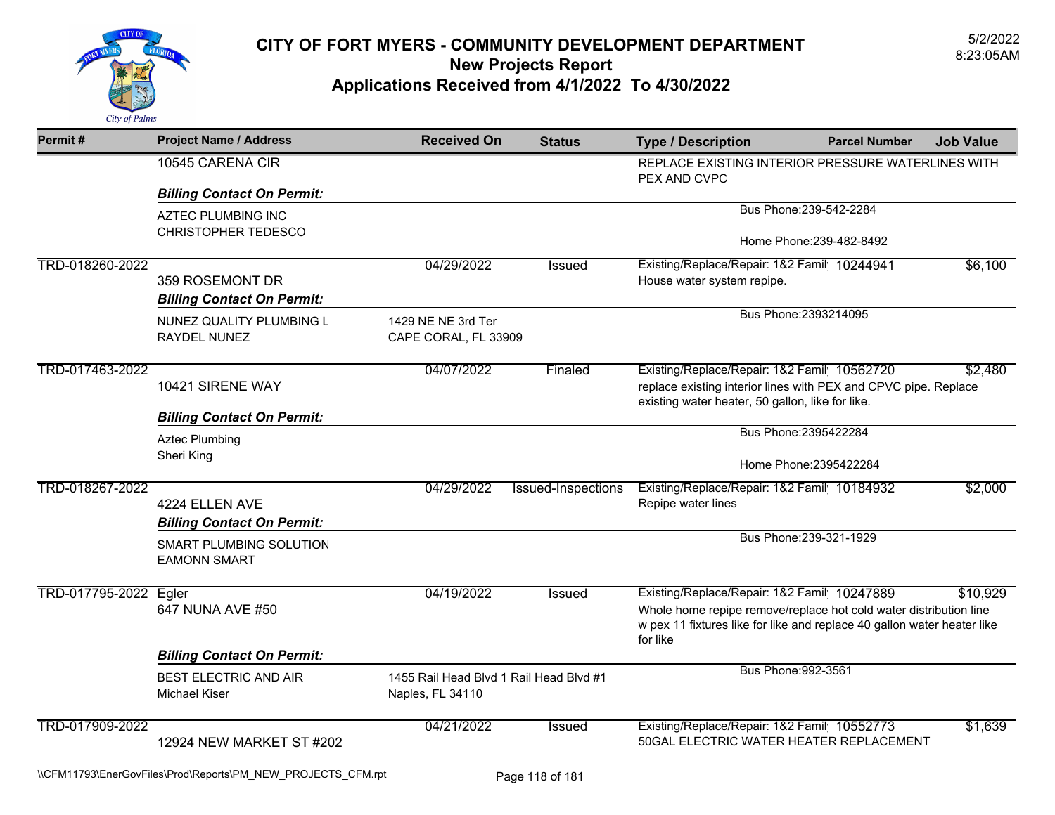# CITY OF FORT MYERS - COMMUNITY DEVELOPMENT DEPARTMENT

## New Projects Report

## Applications Received from 4/1/2022 To 4/30/2022

5/2/2022
8:23:05AM

| Permit # | Project Name / Address | Received On | Status | Type / Description | Parcel Number | Job Value |
|---|---|---|---|---|---|---|
| | 10545 CARENA CIR | | | REPLACE EXISTING INTERIOR PRESSURE WATERLINES WITH PEX AND CVPC | | |
| | ***Billing Contact On Permit:*** | | | | | |
| | AZTEC PLUMBING INC<br>CHRISTOPHER TEDESCO | | | Bus Phone:239-542-2284<br>Home Phone:239-482-8492 | | |
| TRD-018260-2022 | 359 ROSEMONT DR | 04/29/2022 | Issued | Existing/Replace/Repair: 1&2 Famil<br>House water system repipe. | 10244941 | $6,100 |
| | ***Billing Contact On Permit:*** | | | | | |
| | NUNEZ QUALITY PLUMBING L<br>RAYDEL NUNEZ | 1429 NE NE 3rd Ter<br>CAPE CORAL, FL 33909 | | Bus Phone:2393214095 | | |
| TRD-017463-2022 | 10421 SIRENE WAY | 04/07/2022 | Finaled | Existing/Replace/Repair: 1&2 Famil<br>replace existing interior lines with PEX and CPVC pipe. Replace existing water heater, 50 gallon, like for like. | 10562720 | $2,480 |
| | ***Billing Contact On Permit:*** | | | | | |
| | Aztec Plumbing<br>Sheri King | | | Bus Phone:2395422284<br>Home Phone:2395422284 | | |
| TRD-018267-2022 | 4224 ELLEN AVE | 04/29/2022 | Issued-Inspections | Existing/Replace/Repair: 1&2 Famil<br>Repipe water lines | 10184932 | $2,000 |
| | ***Billing Contact On Permit:*** | | | | | |
| | SMART PLUMBING SOLUTION<br>EAMONN SMART | | | Bus Phone:239-321-1929 | | |
| TRD-017795-2022 | Egler<br>647 NUNA AVE #50 | 04/19/2022 | Issued | Existing/Replace/Repair: 1&2 Famil<br>Whole home repipe remove/replace hot cold water distribution line w pex 11 fixtures like for like and replace 40 gallon water heater like for like | 10247889 | $10,929 |
| | ***Billing Contact On Permit:*** | | | | | |
| | BEST ELECTRIC AND AIR<br>Michael Kiser | 1455 Rail Head Blvd 1 Rail Head Blvd #1<br>Naples, FL 34110 | | Bus Phone:992-3561 | | |
| TRD-017909-2022 | 12924 NEW MARKET ST #202 | 04/21/2022 | Issued | Existing/Replace/Repair: 1&2 Famil<br>50GAL ELECTRIC WATER HEATER REPLACEMENT | 10552773 | $1,639 |

\\CFM11793\EnerGovFiles\Prod\Reports\PM_NEW_PROJECTS_CFM.rpt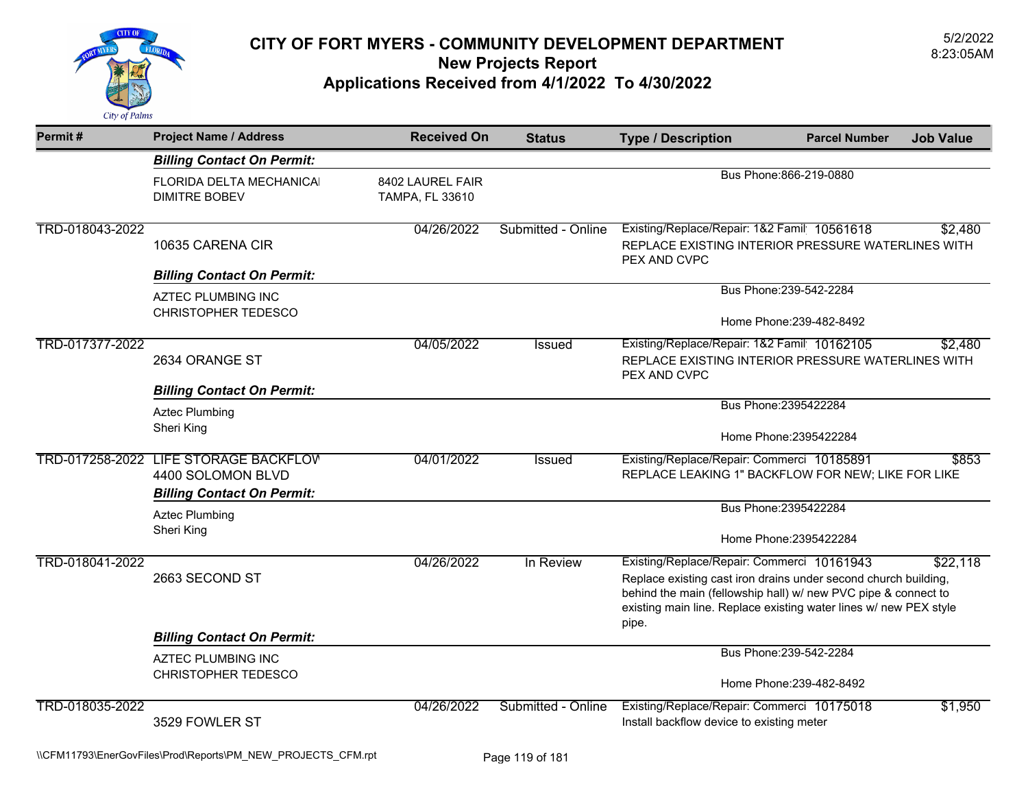# CITY OF FORT MYERS - COMMUNITY DEVELOPMENT DEPARTMENT
## New Projects Report
## Applications Received from 4/1/2022 To 4/30/2022

5/2/2022
8:23:05AM

| Permit # | Project Name / Address | Received On | Status | Type / Description | Parcel Number | Job Value |
|---|---|---|---|---|---|---|
| | ***Billing Contact On Permit:*** | | | | | |
| | FLORIDA DELTA MECHANICAL<br>DIMITRE BOBEV | 8402 LAUREL FAIR<br>TAMPA, FL 33610 | | Bus Phone:866-219-0880 | | |
| TRD-018043-2022 | 10635 CARENA CIR | 04/26/2022 | Submitted - Online | Existing/Replace/Repair: 1&2 Famil<br>REPLACE EXISTING INTERIOR PRESSURE WATERLINES WITH PEX AND CVPC | 10561618 | $2,480 |
| | ***Billing Contact On Permit:*** | | | | | |
| | AZTEC PLUMBING INC<br>CHRISTOPHER TEDESCO | | | Bus Phone:239-542-2284<br>Home Phone:239-482-8492 | | |
| TRD-017377-2022 | 2634 ORANGE ST | 04/05/2022 | Issued | Existing/Replace/Repair: 1&2 Famil<br>REPLACE EXISTING INTERIOR PRESSURE WATERLINES WITH PEX AND CVPC | 10162105 | $2,480 |
| | ***Billing Contact On Permit:*** | | | | | |
| | Aztec Plumbing<br>Sheri King | | | Bus Phone:2395422284<br>Home Phone:2395422284 | | |
| TRD-017258-2022 | LIFE STORAGE BACKFLOW<br>4400 SOLOMON BLVD | 04/01/2022 | Issued | Existing/Replace/Repair: Commerci<br>REPLACE LEAKING 1" BACKFLOW FOR NEW; LIKE FOR LIKE | 10185891 | $853 |
| | ***Billing Contact On Permit:*** | | | | | |
| | Aztec Plumbing<br>Sheri King | | | Bus Phone:2395422284<br>Home Phone:2395422284 | | |
| TRD-018041-2022 | 2663 SECOND ST | 04/26/2022 | In Review | Existing/Replace/Repair: Commerci<br>Replace existing cast iron drains under second church building, behind the main (fellowship hall) w/ new PVC pipe & connect to existing main line. Replace existing water lines w/ new PEX style pipe. | 10161943 | $22,118 |
| | ***Billing Contact On Permit:*** | | | | | |
| | AZTEC PLUMBING INC<br>CHRISTOPHER TEDESCO | | | Bus Phone:239-542-2284<br>Home Phone:239-482-8492 | | |
| TRD-018035-2022 | 3529 FOWLER ST | 04/26/2022 | Submitted - Online | Existing/Replace/Repair: Commerci<br>Install backflow device to existing meter | 10175018 | $1,950 |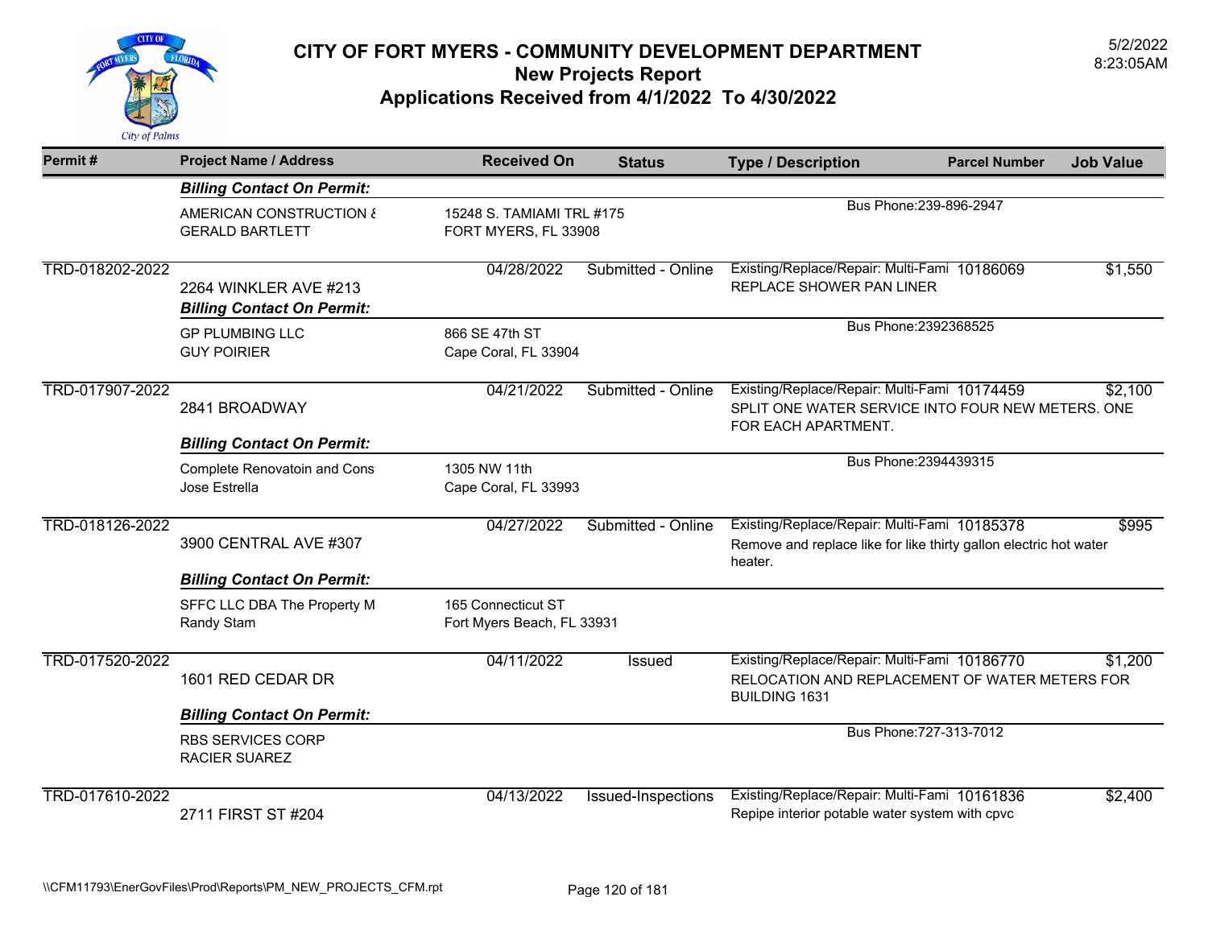# CITY OF FORT MYERS - COMMUNITY DEVELOPMENT DEPARTMENT
## New Projects Report
## Applications Received from 4/1/2022 To 4/30/2022

5/2/2022
8:23:05AM

| Permit # | Project Name / Address | Received On | Status | Type / Description | Parcel Number | Job Value |
|---|---|---|---|---|---|---|
| | ***Billing Contact On Permit:*** | | | | | |
| | AMERICAN CONSTRUCTION & GERALD BARTLETT | 15248 S. TAMIAMI TRL #175 FORT MYERS, FL 33908 | | Bus Phone:239-896-2947 | | |
| TRD-018202-2022 | 2264 WINKLER AVE #213 | 04/28/2022 | Submitted - Online | Existing/Replace/Repair: Multi-Fami REPLACE SHOWER PAN LINER | 10186069 | $1,550 |
| | ***Billing Contact On Permit:*** | | | | | |
| | GP PLUMBING LLC GUY POIRIER | 866 SE 47th ST Cape Coral, FL 33904 | | Bus Phone:2392368525 | | |
| TRD-017907-2022 | 2841 BROADWAY | 04/21/2022 | Submitted - Online | Existing/Replace/Repair: Multi-Fami SPLIT ONE WATER SERVICE INTO FOUR NEW METERS. ONE FOR EACH APARTMENT. | 10174459 | $2,100 |
| | ***Billing Contact On Permit:*** | | | | | |
| | Complete Renovatoin and Cons Jose Estrella | 1305 NW 11th Cape Coral, FL 33993 | | Bus Phone:2394439315 | | |
| TRD-018126-2022 | 3900 CENTRAL AVE #307 | 04/27/2022 | Submitted - Online | Existing/Replace/Repair: Multi-Fami Remove and replace like for like thirty gallon electric hot water heater. | 10185378 | $995 |
| | ***Billing Contact On Permit:*** | | | | | |
| | SFFC LLC DBA The Property M Randy Stam | 165 Connecticut ST Fort Myers Beach, FL 33931 | | | | |
| TRD-017520-2022 | 1601 RED CEDAR DR | 04/11/2022 | Issued | Existing/Replace/Repair: Multi-Fami RELOCATION AND REPLACEMENT OF WATER METERS FOR BUILDING 1631 | 10186770 | $1,200 |
| | ***Billing Contact On Permit:*** | | | | | |
| | RBS SERVICES CORP RACIER SUAREZ | | | Bus Phone:727-313-7012 | | |
| TRD-017610-2022 | 2711 FIRST ST #204 | 04/13/2022 | Issued-Inspections | Existing/Replace/Repair: Multi-Fami Repipe interior potable water system with cpvc | 10161836 | $2,400 |

\\CFM11793\EnerGovFiles\Prod\Reports\PM_NEW_PROJECTS_CFM.rpt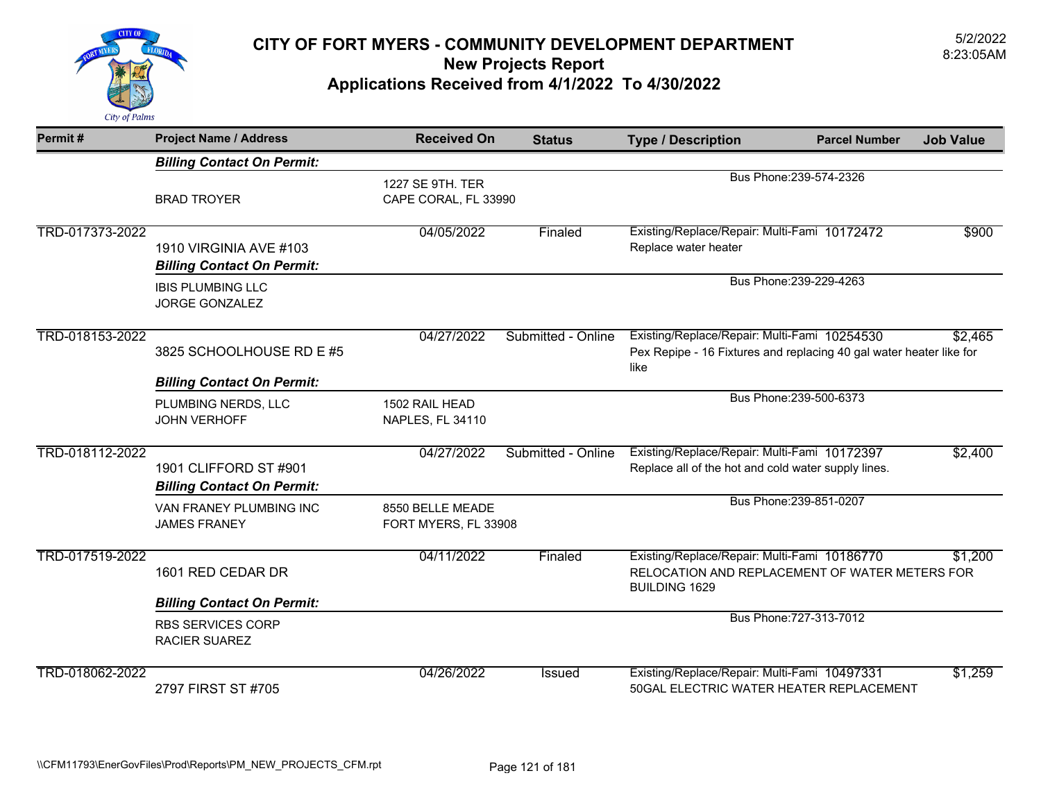# CITY OF FORT MYERS - COMMUNITY DEVELOPMENT DEPARTMENT
## New Projects Report
## Applications Received from 4/1/2022 To 4/30/2022

5/2/2022
8:23:05AM

| Permit # | Project Name / Address | Received On | Status | Type / Description | Parcel Number | Job Value |
|---|---|---|---|---|---|---|
| | ***Billing Contact On Permit:*** | | | | | |
| | BRAD TROYER | 1227 SE 9TH. TER<br>CAPE CORAL, FL 33990 | | Bus Phone:239-574-2326 | | |
| TRD-017373-2022 | 1910 VIRGINIA AVE #103 | 04/05/2022 | Finaled | Existing/Replace/Repair: Multi-Fami<br>Replace water heater | 10172472 | $900 |
| | ***Billing Contact On Permit:*** | | | | | |
| | IBIS PLUMBING LLC<br>JORGE GONZALEZ | | | Bus Phone:239-229-4263 | | |
| TRD-018153-2022 | 3825 SCHOOLHOUSE RD E #5 | 04/27/2022 | Submitted - Online | Existing/Replace/Repair: Multi-Fami<br>Pex Repipe - 16 Fixtures and replacing 40 gal water heater like for like | 10254530 | $2,465 |
| | ***Billing Contact On Permit:*** | | | | | |
| | PLUMBING NERDS, LLC<br>JOHN VERHOFF | 1502 RAIL HEAD<br>NAPLES, FL 34110 | | Bus Phone:239-500-6373 | | |
| TRD-018112-2022 | 1901 CLIFFORD ST #901 | 04/27/2022 | Submitted - Online | Existing/Replace/Repair: Multi-Fami<br>Replace all of the hot and cold water supply lines. | 10172397 | $2,400 |
| | ***Billing Contact On Permit:*** | | | | | |
| | VAN FRANEY PLUMBING INC<br>JAMES FRANEY | 8550 BELLE MEADE<br>FORT MYERS, FL 33908 | | Bus Phone:239-851-0207 | | |
| TRD-017519-2022 | 1601 RED CEDAR DR | 04/11/2022 | Finaled | Existing/Replace/Repair: Multi-Fami<br>RELOCATION AND REPLACEMENT OF WATER METERS FOR BUILDING 1629 | 10186770 | $1,200 |
| | ***Billing Contact On Permit:*** | | | | | |
| | RBS SERVICES CORP<br>RACIER SUAREZ | | | Bus Phone:727-313-7012 | | |
| TRD-018062-2022 | 2797 FIRST ST #705 | 04/26/2022 | Issued | Existing/Replace/Repair: Multi-Fami<br>50GAL ELECTRIC WATER HEATER REPLACEMENT | 10497331 | $1,259 |

\\CFM11793\EnerGovFiles\Prod\Reports\PM_NEW_PROJECTS_CFM.rpt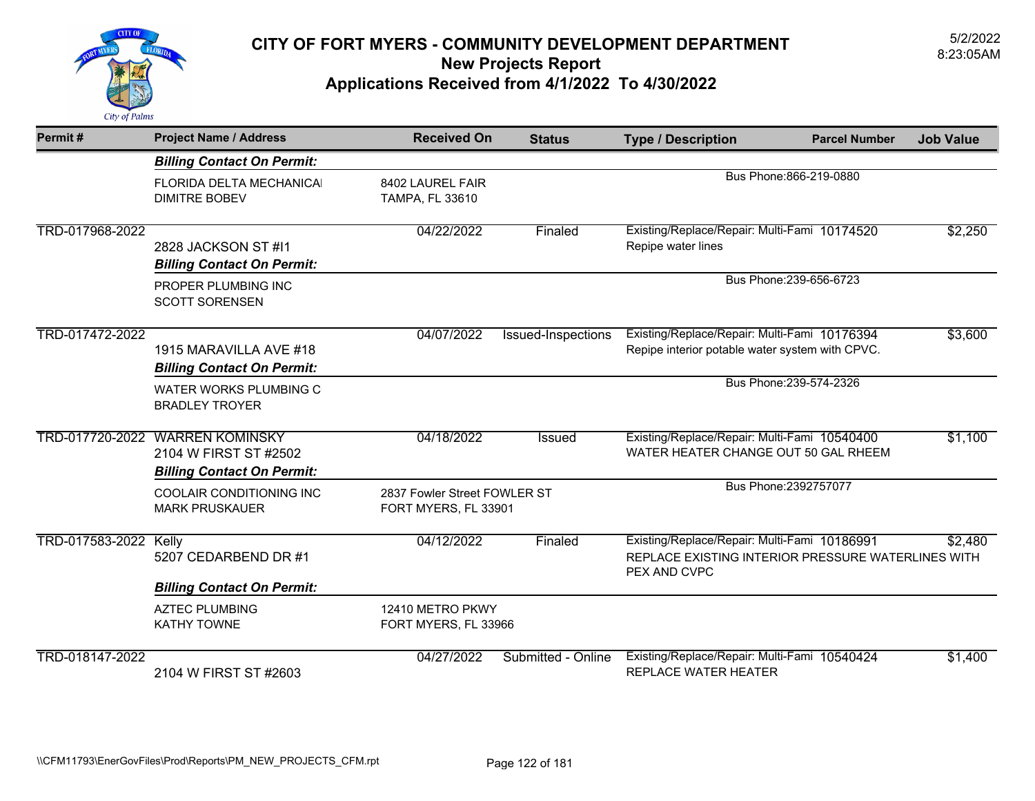# CITY OF FORT MYERS - COMMUNITY DEVELOPMENT DEPARTMENT

## New Projects Report

## Applications Received from 4/1/2022 To 4/30/2022

5/2/2022
8:23:05AM

| Permit # | Project Name / Address | Received On | Status | Type / Description | Parcel Number | Job Value |
|---|---|---|---|---|---|---|
| | ***Billing Contact On Permit:*** | | | | | |
| | FLORIDA DELTA MECHANICAI<br>DIMITRE BOBEV | 8402 LAUREL FAIR<br>TAMPA, FL 33610 | | Bus Phone:866-219-0880 | | |
| TRD-017968-2022 | 2828 JACKSON ST #I1 | 04/22/2022 | Finaled | Existing/Replace/Repair: Multi-Fami<br>Repipe water lines | 10174520 | $2,250 |
| | ***Billing Contact On Permit:*** | | | | | |
| | PROPER PLUMBING INC<br>SCOTT SORENSEN | | | Bus Phone:239-656-6723 | | |
| TRD-017472-2022 | 1915 MARAVILLA AVE #18 | 04/07/2022 | Issued-Inspections | Existing/Replace/Repair: Multi-Fami<br>Repipe interior potable water system with CPVC. | 10176394 | $3,600 |
| | ***Billing Contact On Permit:*** | | | | | |
| | WATER WORKS PLUMBING C<br>BRADLEY TROYER | | | Bus Phone:239-574-2326 | | |
| TRD-017720-2022 | WARREN KOMINSKY<br>2104 W FIRST ST #2502 | 04/18/2022 | Issued | Existing/Replace/Repair: Multi-Fami<br>WATER HEATER CHANGE OUT 50 GAL RHEEM | 10540400 | $1,100 |
| | ***Billing Contact On Permit:*** | | | | | |
| | COOLAIR CONDITIONING INC<br>MARK PRUSKAUER | 2837 Fowler Street FOWLER ST<br>FORT MYERS, FL 33901 | | Bus Phone:2392757077 | | |
| TRD-017583-2022 | Kelly<br>5207 CEDARBEND DR #1 | 04/12/2022 | Finaled | Existing/Replace/Repair: Multi-Fami<br>REPLACE EXISTING INTERIOR PRESSURE WATERLINES WITH PEX AND CVPC | 10186991 | $2,480 |
| | ***Billing Contact On Permit:*** | | | | | |
| | AZTEC PLUMBING<br>KATHY TOWNE | 12410 METRO PKWY<br>FORT MYERS, FL 33966 | | | | |
| TRD-018147-2022 | 2104 W FIRST ST #2603 | 04/27/2022 | Submitted - Online | Existing/Replace/Repair: Multi-Fami<br>REPLACE WATER HEATER | 10540424 | $1,400 |

\\CFM11793\EnerGovFiles\Prod\Reports\PM_NEW_PROJECTS_CFM.rpt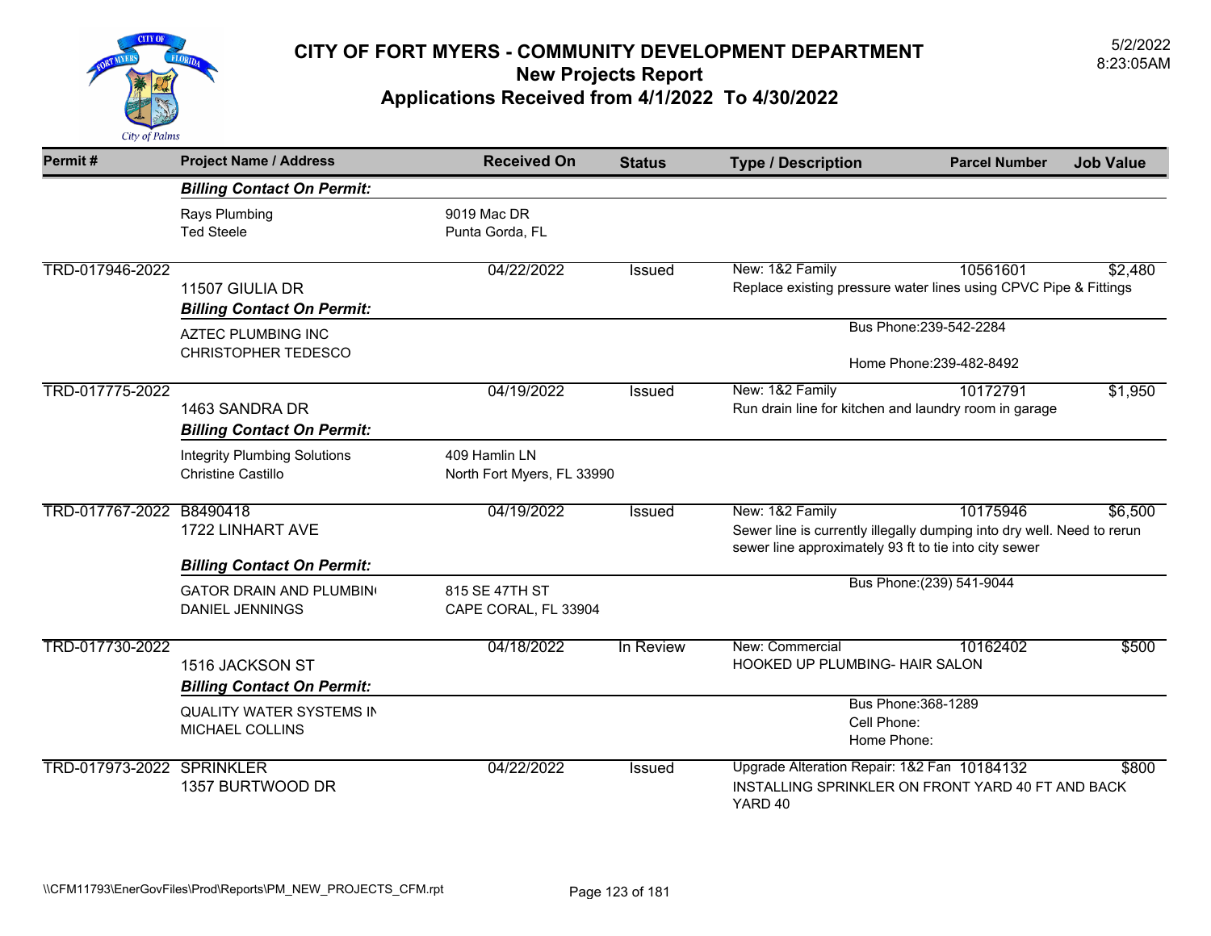# CITY OF FORT MYERS - COMMUNITY DEVELOPMENT DEPARTMENT
## New Projects Report
## Applications Received from 4/1/2022 To 4/30/2022

5/2/2022
8:23:05AM

| Permit # | Project Name / Address | Received On | Status | Type / Description | Parcel Number | Job Value |
|---|---|---|---|---|---|---|
| | ***Billing Contact On Permit:*** | | | | | |
| | Rays Plumbing<br>Ted Steele | 9019 Mac DR<br>Punta Gorda, FL | | | | |
| TRD-017946-2022 | 11507 GIULIA DR | 04/22/2022 | Issued | New: 1&2 Family<br>Replace existing pressure water lines using CPVC Pipe & Fittings | 10561601 | $2,480 |
| | ***Billing Contact On Permit:*** | | | | | |
| | AZTEC PLUMBING INC<br>CHRISTOPHER TEDESCO | | | Bus Phone:239-542-2284<br>Home Phone:239-482-8492 | | |
| TRD-017775-2022 | 1463 SANDRA DR | 04/19/2022 | Issued | New: 1&2 Family<br>Run drain line for kitchen and laundry room in garage | 10172791 | $1,950 |
| | ***Billing Contact On Permit:*** | | | | | |
| | Integrity Plumbing Solutions<br>Christine Castillo | 409 Hamlin LN<br>North Fort Myers, FL 33990 | | | | |
| TRD-017767-2022 | B8490418<br>1722 LINHART AVE | 04/19/2022 | Issued | New: 1&2 Family<br>Sewer line is currently illegally dumping into dry well. Need to rerun sewer line approximately 93 ft to tie into city sewer | 10175946 | $6,500 |
| | ***Billing Contact On Permit:*** | | | | | |
| | GATOR DRAIN AND PLUMBIN<br>DANIEL JENNINGS | 815 SE 47TH ST<br>CAPE CORAL, FL 33904 | | Bus Phone:(239) 541-9044 | | |
| TRD-017730-2022 | 1516 JACKSON ST | 04/18/2022 | In Review | New: Commercial<br>HOOKED UP PLUMBING- HAIR SALON | 10162402 | $500 |
| | ***Billing Contact On Permit:*** | | | | | |
| | QUALITY WATER SYSTEMS IN<br>MICHAEL COLLINS | | | Bus Phone:368-1289<br>Cell Phone:<br>Home Phone: | | |
| TRD-017973-2022 | SPRINKLER<br>1357 BURTWOOD DR | 04/22/2022 | Issued | Upgrade Alteration Repair: 1&2 Fan<br>INSTALLING SPRINKLER ON FRONT YARD 40 FT AND BACK YARD 40 | 10184132 | $800 |

\\CFM11793\EnerGovFiles\Prod\Reports\PM_NEW_PROJECTS_CFM.rpt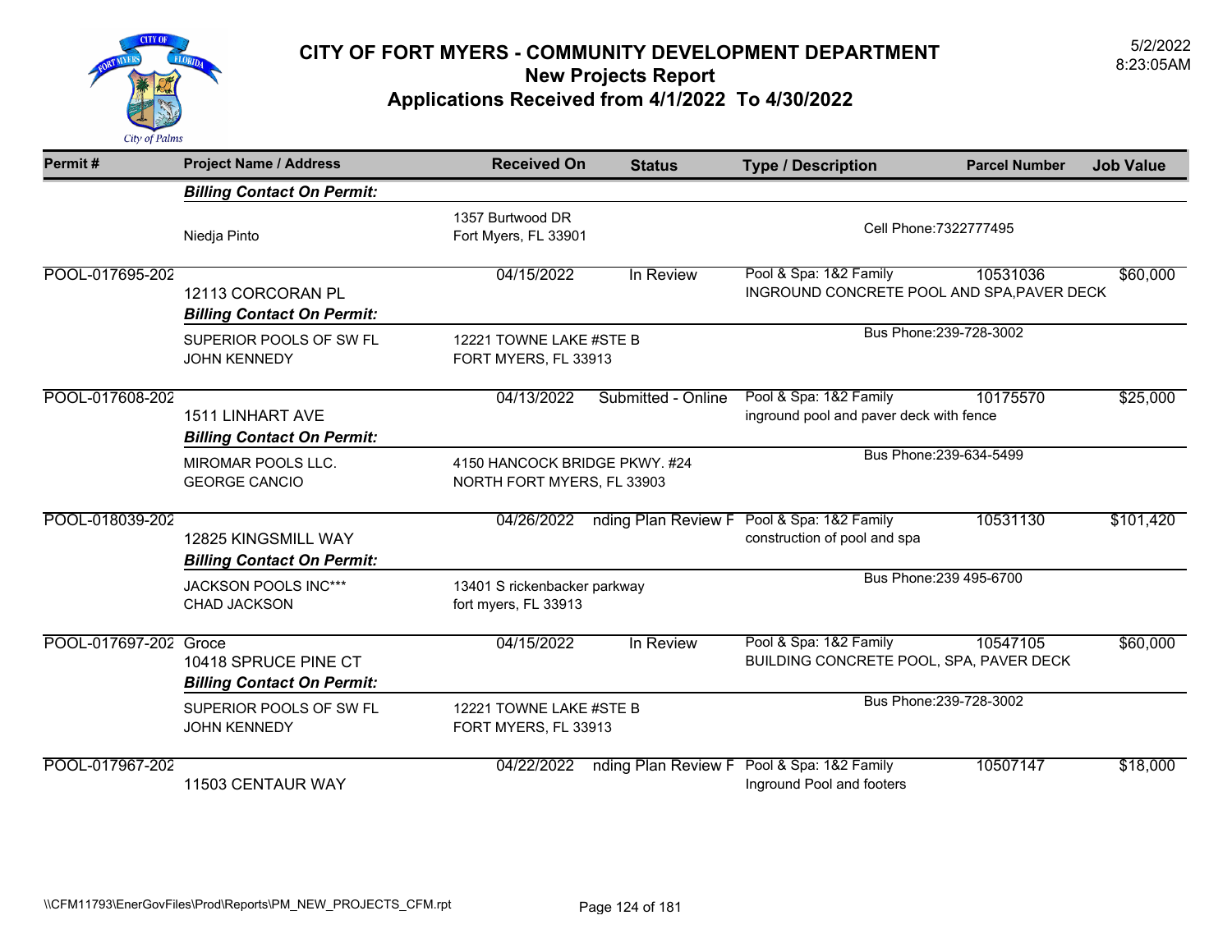# CITY OF FORT MYERS - COMMUNITY DEVELOPMENT DEPARTMENT
## New Projects Report
## Applications Received from 4/1/2022 To 4/30/2022

5/2/2022
8:23:05AM

| Permit # | Project Name / Address | Received On | Status | Type / Description | Parcel Number | Job Value |
|---|---|---|---|---|---|---|
| | ***Billing Contact On Permit:*** | | | | | |
| | Niedja Pinto | 1357 Burtwood DR<br>Fort Myers, FL 33901 | | Cell Phone:7322777495 | | |
| POOL-017695-202 | 12113 CORCORAN PL | 04/15/2022 | In Review | Pool & Spa: 1&2 Family<br>INGROUND CONCRETE POOL AND SPA,PAVER DECK | 10531036 | $60,000 |
| | ***Billing Contact On Permit:*** | | | | | |
| | SUPERIOR POOLS OF SW FL<br>JOHN KENNEDY | 12221 TOWNE LAKE #STE B<br>FORT MYERS, FL 33913 | | Bus Phone:239-728-3002 | | |
| POOL-017608-202 | 1511 LINHART AVE | 04/13/2022 | Submitted - Online | Pool & Spa: 1&2 Family<br>inground pool and paver deck with fence | 10175570 | $25,000 |
| | ***Billing Contact On Permit:*** | | | | | |
| | MIROMAR POOLS LLC.<br>GEORGE CANCIO | 4150 HANCOCK BRIDGE PKWY. #24<br>NORTH FORT MYERS, FL 33903 | | Bus Phone:239-634-5499 | | |
| POOL-018039-202 | 12825 KINGSMILL WAY | 04/26/2022 | nding Plan Review F | Pool & Spa: 1&2 Family<br>construction of pool and spa | 10531130 | $101,420 |
| | ***Billing Contact On Permit:*** | | | | | |
| | JACKSON POOLS INC***<br>CHAD JACKSON | 13401 S rickenbacker parkway<br>fort myers, FL 33913 | | Bus Phone:239 495-6700 | | |
| POOL-017697-202 | Groce<br>10418 SPRUCE PINE CT | 04/15/2022 | In Review | Pool & Spa: 1&2 Family<br>BUILDING CONCRETE POOL, SPA, PAVER DECK | 10547105 | $60,000 |
| | ***Billing Contact On Permit:*** | | | | | |
| | SUPERIOR POOLS OF SW FL<br>JOHN KENNEDY | 12221 TOWNE LAKE #STE B<br>FORT MYERS, FL 33913 | | Bus Phone:239-728-3002 | | |
| POOL-017967-202 | 11503 CENTAUR WAY | 04/22/2022 | nding Plan Review F | Pool & Spa: 1&2 Family<br>Inground Pool and footers | 10507147 | $18,000 |

\\CFM11793\EnerGovFiles\Prod\Reports\PM_NEW_PROJECTS_CFM.rpt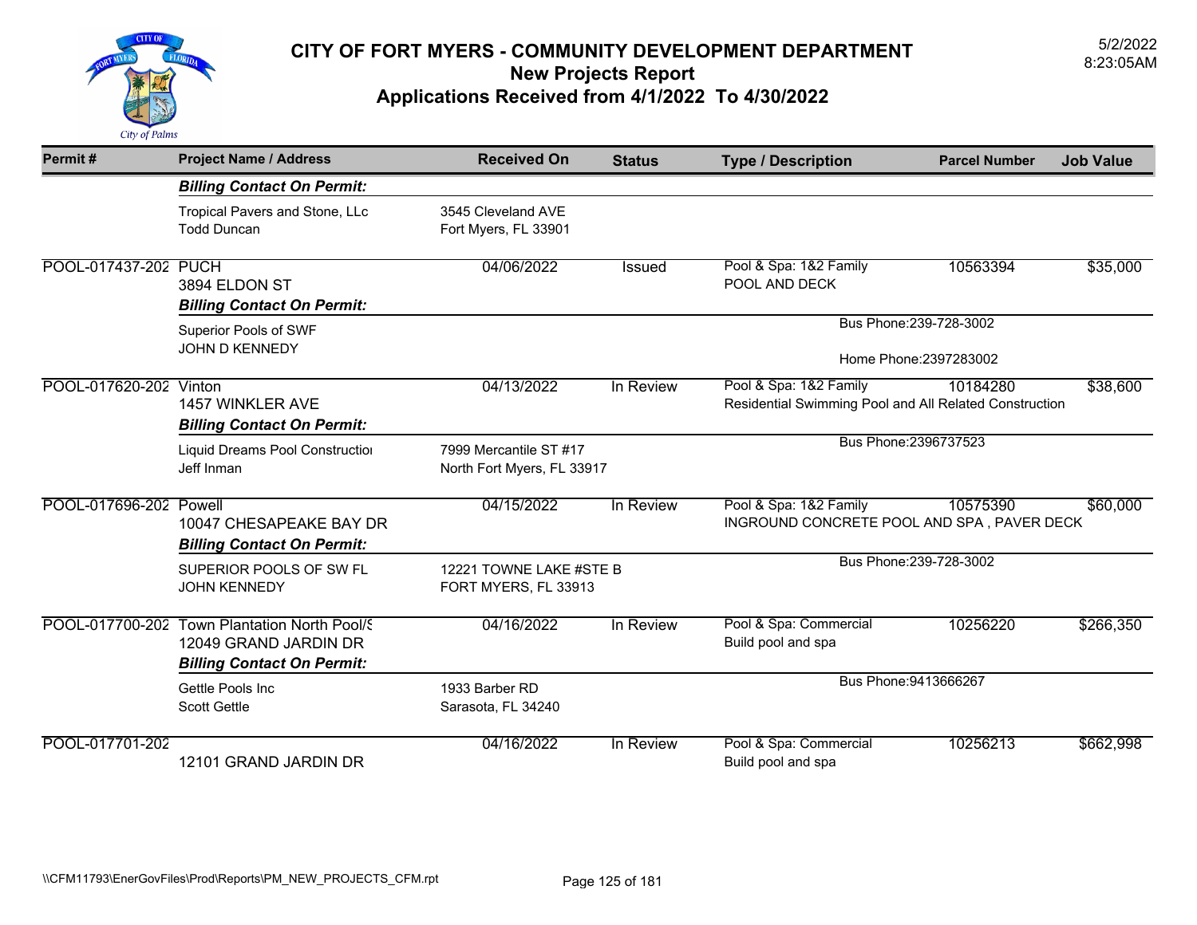# CITY OF FORT MYERS - COMMUNITY DEVELOPMENT DEPARTMENT

## New Projects Report

## Applications Received from 4/1/2022 To 4/30/2022

5/2/2022
8:23:05AM

| Permit # | Project Name / Address | Received On | Status | Type / Description | Parcel Number | Job Value |
|---|---|---|---|---|---|---|
| | ***Billing Contact On Permit:*** | | | | | |
| | Tropical Pavers and Stone, LLc<br>Todd Duncan | 3545 Cleveland AVE<br>Fort Myers, FL 33901 | | | | |
| POOL-017437-202 | PUCH<br>3894 ELDON ST | 04/06/2022 | Issued | Pool & Spa: 1&2 Family<br>POOL AND DECK | 10563394 | $35,000 |
| | ***Billing Contact On Permit:*** | | | | | |
| | Superior Pools of SWF<br>JOHN D KENNEDY | | | Bus Phone:239-728-3002<br>Home Phone:2397283002 | | |
| POOL-017620-202 | Vinton<br>1457 WINKLER AVE | 04/13/2022 | In Review | Pool & Spa: 1&2 Family<br>Residential Swimming Pool and All Related Construction | 10184280 | $38,600 |
| | ***Billing Contact On Permit:*** | | | | | |
| | Liquid Dreams Pool Constructio<br>Jeff Inman | 7999 Mercantile ST #17<br>North Fort Myers, FL 33917 | | Bus Phone:2396737523 | | |
| POOL-017696-202 | Powell<br>10047 CHESAPEAKE BAY DR | 04/15/2022 | In Review | Pool & Spa: 1&2 Family<br>INGROUND CONCRETE POOL AND SPA , PAVER DECK | 10575390 | $60,000 |
| | ***Billing Contact On Permit:*** | | | | | |
| | SUPERIOR POOLS OF SW FL<br>JOHN KENNEDY | 12221 TOWNE LAKE #STE B<br>FORT MYERS, FL 33913 | | Bus Phone:239-728-3002 | | |
| POOL-017700-202 | Town Plantation North Pool/S<br>12049 GRAND JARDIN DR | 04/16/2022 | In Review | Pool & Spa: Commercial<br>Build pool and spa | 10256220 | $266,350 |
| | ***Billing Contact On Permit:*** | | | | | |
| | Gettle Pools Inc<br>Scott Gettle | 1933 Barber RD<br>Sarasota, FL 34240 | | Bus Phone:9413666267 | | |
| POOL-017701-202 | 12101 GRAND JARDIN DR | 04/16/2022 | In Review | Pool & Spa: Commercial<br>Build pool and spa | 10256213 | $662,998 |

\\CFM11793\EnerGovFiles\Prod\Reports\PM_NEW_PROJECTS_CFM.rpt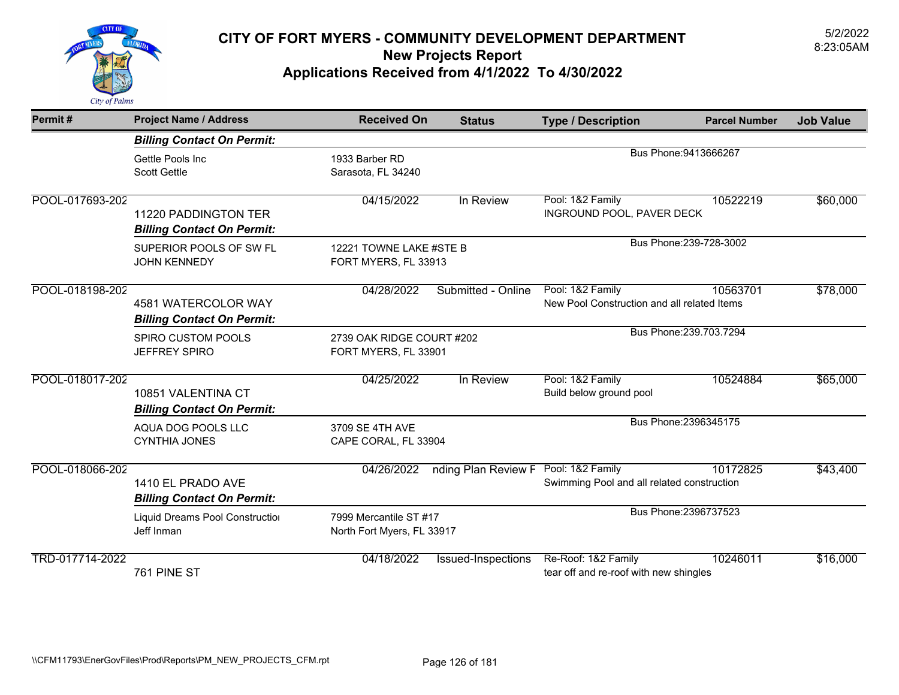# CITY OF FORT MYERS - COMMUNITY DEVELOPMENT DEPARTMENT
## New Projects Report
## Applications Received from 4/1/2022 To 4/30/2022

5/2/2022
8:23:05AM

| Permit # | Project Name / Address | Received On | Status | Type / Description | Parcel Number | Job Value |
|---|---|---|---|---|---|---|
| | ***Billing Contact On Permit:*** | | | | | |
| | Gettle Pools Inc<br>Scott Gettle | 1933 Barber RD<br>Sarasota, FL 34240 | | Bus Phone:9413666267 | | |
| POOL-017693-202 | 11220 PADDINGTON TER | 04/15/2022 | In Review | Pool: 1&2 Family<br>INGROUND POOL, PAVER DECK | 10522219 | $60,000 |
| | ***Billing Contact On Permit:*** | | | | | |
| | SUPERIOR POOLS OF SW FL<br>JOHN KENNEDY | 12221 TOWNE LAKE #STE B<br>FORT MYERS, FL 33913 | | Bus Phone:239-728-3002 | | |
| POOL-018198-202 | 4581 WATERCOLOR WAY | 04/28/2022 | Submitted - Online | Pool: 1&2 Family<br>New Pool Construction and all related Items | 10563701 | $78,000 |
| | ***Billing Contact On Permit:*** | | | | | |
| | SPIRO CUSTOM POOLS<br>JEFFREY SPIRO | 2739 OAK RIDGE COURT #202<br>FORT MYERS, FL 33901 | | Bus Phone:239.703.7294 | | |
| POOL-018017-202 | 10851 VALENTINA CT | 04/25/2022 | In Review | Pool: 1&2 Family<br>Build below ground pool | 10524884 | $65,000 |
| | ***Billing Contact On Permit:*** | | | | | |
| | AQUA DOG POOLS LLC<br>CYNTHIA JONES | 3709 SE 4TH AVE<br>CAPE CORAL, FL 33904 | | Bus Phone:2396345175 | | |
| POOL-018066-202 | 1410 EL PRADO AVE | 04/26/2022 | nding Plan Review F | Pool: 1&2 Family<br>Swimming Pool and all related construction | 10172825 | $43,400 |
| | ***Billing Contact On Permit:*** | | | | | |
| | Liquid Dreams Pool Constructior<br>Jeff Inman | 7999 Mercantile ST #17<br>North Fort Myers, FL 33917 | | Bus Phone:2396737523 | | |
| TRD-017714-2022 | 761 PINE ST | 04/18/2022 | Issued-Inspections | Re-Roof: 1&2 Family<br>tear off and re-roof with new shingles | 10246011 | $16,000 |

\\CFM11793\EnerGovFiles\Prod\Reports\PM_NEW_PROJECTS_CFM.rpt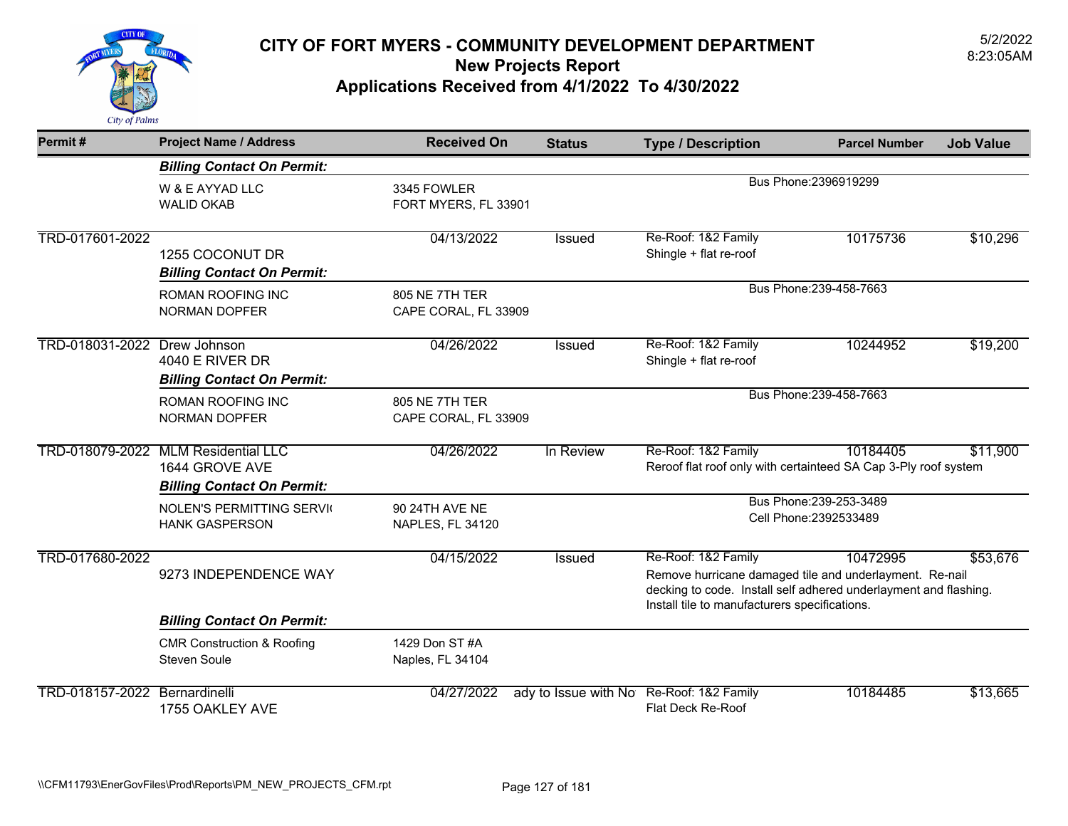# CITY OF FORT MYERS - COMMUNITY DEVELOPMENT DEPARTMENT
## New Projects Report
## Applications Received from 4/1/2022 To 4/30/2022

5/2/2022
8:23:05AM

| Permit # | Project Name / Address | Received On | Status | Type / Description | Parcel Number | Job Value |
|---|---|---|---|---|---|---|
| | ***Billing Contact On Permit:*** | | | | | |
| | W & E AYYAD LLC<br>WALID OKAB | 3345 FOWLER<br>FORT MYERS, FL 33901 | | Bus Phone:2396919299 | | |
| TRD-017601-2022 | 1255 COCONUT DR | 04/13/2022 | Issued | Re-Roof: 1&2 Family<br>Shingle + flat re-roof | 10175736 | $10,296 |
| | ***Billing Contact On Permit:*** | | | | | |
| | ROMAN ROOFING INC<br>NORMAN DOPFER | 805 NE 7TH TER<br>CAPE CORAL, FL 33909 | | Bus Phone:239-458-7663 | | |
| TRD-018031-2022 | Drew Johnson<br>4040 E RIVER DR | 04/26/2022 | Issued | Re-Roof: 1&2 Family<br>Shingle + flat re-roof | 10244952 | $19,200 |
| | ***Billing Contact On Permit:*** | | | | | |
| | ROMAN ROOFING INC<br>NORMAN DOPFER | 805 NE 7TH TER<br>CAPE CORAL, FL 33909 | | Bus Phone:239-458-7663 | | |
| TRD-018079-2022 | MLM Residential LLC<br>1644 GROVE AVE | 04/26/2022 | In Review | Re-Roof: 1&2 Family<br>Reroof flat roof only with certainteed SA Cap 3-Ply roof system | 10184405 | $11,900 |
| | ***Billing Contact On Permit:*** | | | | | |
| | NOLEN'S PERMITTING SERVI(<br>HANK GASPERSON | 90 24TH AVE NE<br>NAPLES, FL 34120 | | Bus Phone:239-253-3489<br>Cell Phone:2392533489 | | |
| TRD-017680-2022 | 9273 INDEPENDENCE WAY | 04/15/2022 | Issued | Re-Roof: 1&2 Family<br>Remove hurricane damaged tile and underlayment. Re-nail decking to code. Install self adhered underlayment and flashing. Install tile to manufacturers specifications. | 10472995 | $53,676 |
| | ***Billing Contact On Permit:*** | | | | | |
| | CMR Construction & Roofing<br>Steven Soule | 1429 Don ST #A<br>Naples, FL 34104 | | | | |
| TRD-018157-2022 | Bernardinelli<br>1755 OAKLEY AVE | 04/27/2022 | ady to Issue with No | Re-Roof: 1&2 Family<br>Flat Deck Re-Roof | 10184485 | $13,665 |

\\CFM11793\EnerGovFiles\Prod\Reports\PM_NEW_PROJECTS_CFM.rpt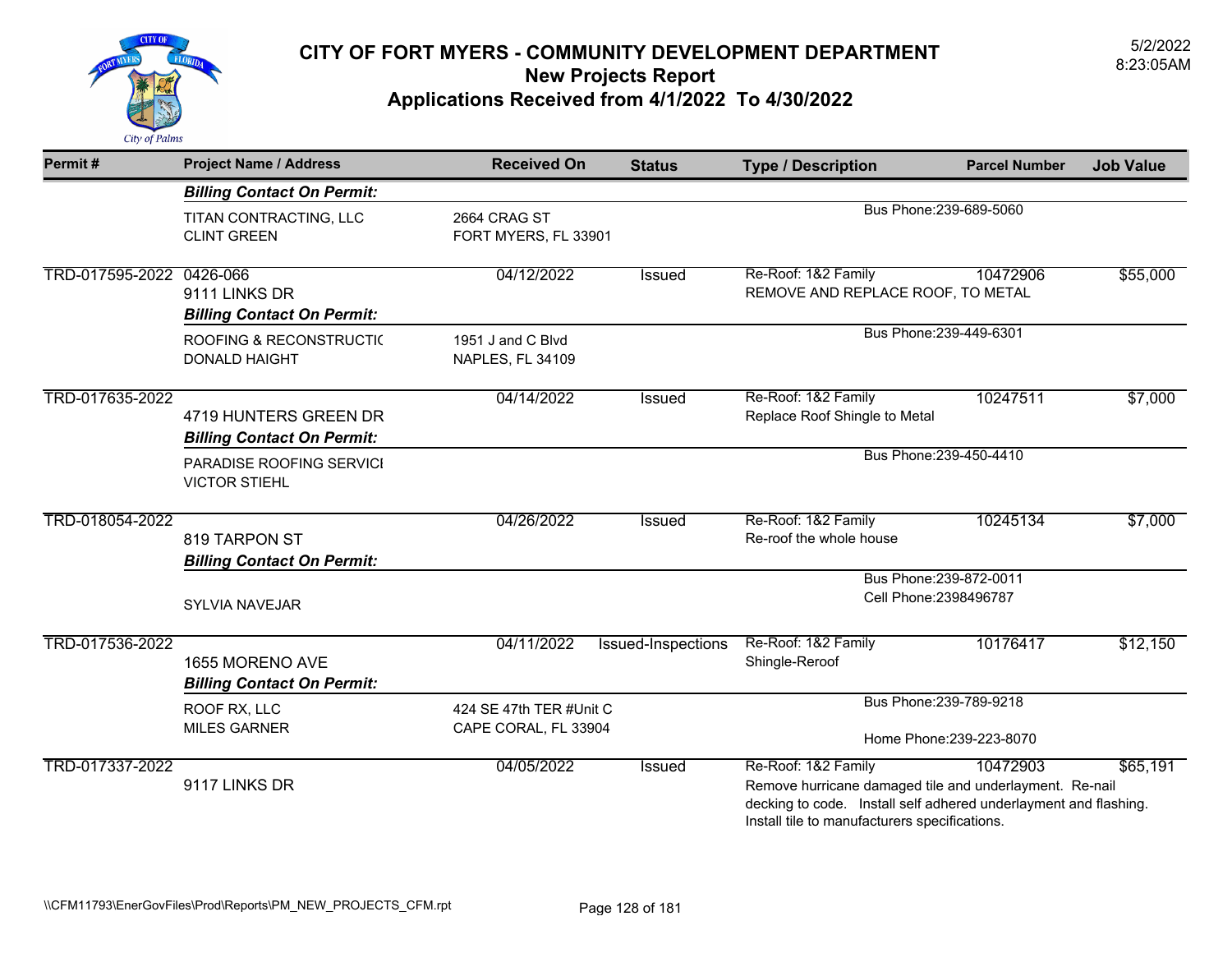# CITY OF FORT MYERS - COMMUNITY DEVELOPMENT DEPARTMENT

## New Projects Report

## Applications Received from 4/1/2022 To 4/30/2022

5/2/2022
8:23:05AM

| Permit # | Project Name / Address | Received On | Status | Type / Description | Parcel Number | Job Value |
|---|---|---|---|---|---|---|
| | ***Billing Contact On Permit:*** | | | | | |
| | TITAN CONTRACTING, LLC<br>CLINT GREEN | 2664 CRAG ST<br>FORT MYERS, FL 33901 | | Bus Phone:239-689-5060 | | |
| TRD-017595-2022 | 0426-066<br>9111 LINKS DR<br>***Billing Contact On Permit:*** | 04/12/2022 | Issued | Re-Roof: 1&2 Family<br>REMOVE AND REPLACE ROOF, TO METAL | 10472906 | $55,000 |
| | ROOFING & RECONSTRUCTIC<br>DONALD HAIGHT | 1951 J and C Blvd<br>NAPLES, FL 34109 | | Bus Phone:239-449-6301 | | |
| TRD-017635-2022 | 4719 HUNTERS GREEN DR<br>***Billing Contact On Permit:*** | 04/14/2022 | Issued | Re-Roof: 1&2 Family<br>Replace Roof Shingle to Metal | 10247511 | $7,000 |
| | PARADISE ROOFING SERVICI<br>VICTOR STIEHL | | | Bus Phone:239-450-4410 | | |
| TRD-018054-2022 | 819 TARPON ST<br>***Billing Contact On Permit:*** | 04/26/2022 | Issued | Re-Roof: 1&2 Family<br>Re-roof the whole house | 10245134 | $7,000 |
| | SYLVIA NAVEJAR | | | Bus Phone:239-872-0011<br>Cell Phone:2398496787 | | |
| TRD-017536-2022 | 1655 MORENO AVE<br>***Billing Contact On Permit:*** | 04/11/2022 | Issued-Inspections | Re-Roof: 1&2 Family<br>Shingle-Reroof | 10176417 | $12,150 |
| | ROOF RX, LLC<br>MILES GARNER | 424 SE 47th TER #Unit C<br>CAPE CORAL, FL 33904 | | Bus Phone:239-789-9218<br>Home Phone:239-223-8070 | | |
| TRD-017337-2022 | 9117 LINKS DR | 04/05/2022 | Issued | Re-Roof: 1&2 Family<br>Remove hurricane damaged tile and underlayment. Re-nail decking to code. Install self adhered underlayment and flashing. Install tile to manufacturers specifications. | 10472903 | $65,191 |

\\CFM11793\EnerGovFiles\Prod\Reports\PM_NEW_PROJECTS_CFM.rpt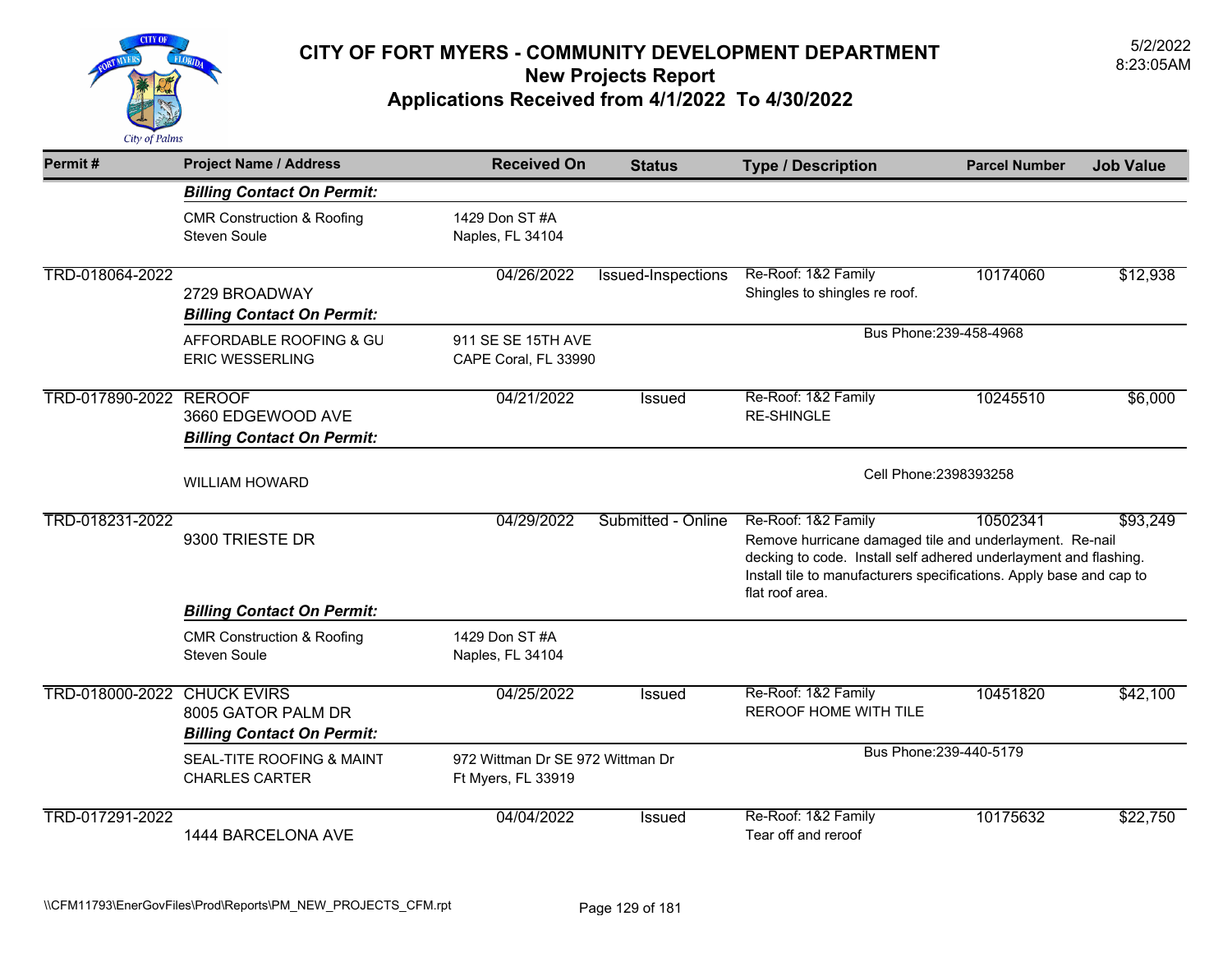# CITY OF FORT MYERS - COMMUNITY DEVELOPMENT DEPARTMENT
## New Projects Report
## Applications Received from 4/1/2022 To 4/30/2022

5/2/2022
8:23:05AM

| Permit # | Project Name / Address | Received On | Status | Type / Description | Parcel Number | Job Value |
|---|---|---|---|---|---|---|
| | ***Billing Contact On Permit:*** | | | | | |
| | CMR Construction & Roofing<br>Steven Soule | 1429 Don ST #A<br>Naples, FL 34104 | | | | |
| TRD-018064-2022 | 2729 BROADWAY | 04/26/2022 | Issued-Inspections | Re-Roof: 1&2 Family<br>Shingles to shingles re roof. | 10174060 | $12,938 |
| | ***Billing Contact On Permit:*** | | | | | |
| | AFFORDABLE ROOFING & GU<br>ERIC WESSERLING | 911 SE SE 15TH AVE<br>CAPE Coral, FL 33990 | | Bus Phone:239-458-4968 | | |
| TRD-017890-2022 | REROOF<br>3660 EDGEWOOD AVE | 04/21/2022 | Issued | Re-Roof: 1&2 Family<br>RE-SHINGLE | 10245510 | $6,000 |
| | ***Billing Contact On Permit:*** | | | | | |
| | WILLIAM HOWARD | | | Cell Phone:2398393258 | | |
| TRD-018231-2022 | 9300 TRIESTE DR | 04/29/2022 | Submitted - Online | Re-Roof: 1&2 Family<br>Remove hurricane damaged tile and underlayment. Re-nail decking to code. Install self adhered underlayment and flashing. Install tile to manufacturers specifications. Apply base and cap to flat roof area. | 10502341 | $93,249 |
| | ***Billing Contact On Permit:*** | | | | | |
| | CMR Construction & Roofing<br>Steven Soule | 1429 Don ST #A<br>Naples, FL 34104 | | | | |
| TRD-018000-2022 | CHUCK EVIRS<br>8005 GATOR PALM DR | 04/25/2022 | Issued | Re-Roof: 1&2 Family<br>REROOF HOME WITH TILE | 10451820 | $42,100 |
| | ***Billing Contact On Permit:*** | | | | | |
| | SEAL-TITE ROOFING & MAINT<br>CHARLES CARTER | 972 Wittman Dr SE 972 Wittman Dr<br>Ft Myers, FL 33919 | | Bus Phone:239-440-5179 | | |
| TRD-017291-2022 | 1444 BARCELONA AVE | 04/04/2022 | Issued | Re-Roof: 1&2 Family<br>Tear off and reroof | 10175632 | $22,750 |

\\CFM11793\EnerGovFiles\Prod\Reports\PM_NEW_PROJECTS_CFM.rpt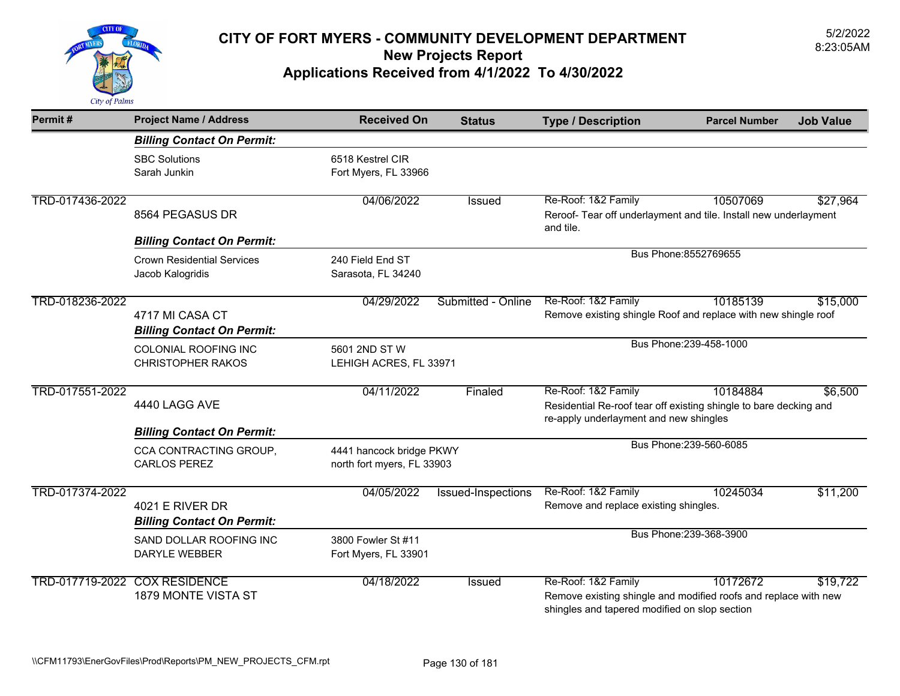# CITY OF FORT MYERS - COMMUNITY DEVELOPMENT DEPARTMENT

## New Projects Report

## Applications Received from 4/1/2022 To 4/30/2022

5/2/2022
8:23:05AM

| Permit # | Project Name / Address | Received On | Status | Type / Description | Parcel Number | Job Value |
|---|---|---|---|---|---|---|
| | ***Billing Contact On Permit:*** | | | | | |
| | SBC Solutions<br>Sarah Junkin | 6518 Kestrel CIR<br>Fort Myers, FL 33966 | | | | |
| TRD-017436-2022 | 8564 PEGASUS DR | 04/06/2022 | Issued | Re-Roof: 1&2 Family<br>Reroof- Tear off underlayment and tile. Install new underlayment and tile. | 10507069 | $27,964 |
| | ***Billing Contact On Permit:*** | | | | | |
| | Crown Residential Services<br>Jacob Kalogridis | 240 Field End ST<br>Sarasota, FL 34240 | | Bus Phone:8552769655 | | |
| TRD-018236-2022 | 4717 MI CASA CT | 04/29/2022 | Submitted - Online | Re-Roof: 1&2 Family<br>Remove existing shingle Roof and replace with new shingle roof | 10185139 | $15,000 |
| | ***Billing Contact On Permit:*** | | | | | |
| | COLONIAL ROOFING INC<br>CHRISTOPHER RAKOS | 5601 2ND ST W<br>LEHIGH ACRES, FL 33971 | | Bus Phone:239-458-1000 | | |
| TRD-017551-2022 | 4440 LAGG AVE | 04/11/2022 | Finaled | Re-Roof: 1&2 Family<br>Residential Re-roof tear off existing shingle to bare decking and re-apply underlayment and new shingles | 10184884 | $6,500 |
| | ***Billing Contact On Permit:*** | | | | | |
| | CCA CONTRACTING GROUP,<br>CARLOS PEREZ | 4441 hancock bridge PKWY<br>north fort myers, FL 33903 | | Bus Phone:239-560-6085 | | |
| TRD-017374-2022 | 4021 E RIVER DR | 04/05/2022 | Issued-Inspections | Re-Roof: 1&2 Family<br>Remove and replace existing shingles. | 10245034 | $11,200 |
| | ***Billing Contact On Permit:*** | | | | | |
| | SAND DOLLAR ROOFING INC<br>DARYLE WEBBER | 3800 Fowler St #11<br>Fort Myers, FL 33901 | | Bus Phone:239-368-3900 | | |
| TRD-017719-2022 | COX RESIDENCE<br>1879 MONTE VISTA ST | 04/18/2022 | Issued | Re-Roof: 1&2 Family<br>Remove existing shingle and modified roofs and replace with new shingles and tapered modified on slop section | 10172672 | $19,722 |

\\CFM11793\EnerGovFiles\Prod\Reports\PM_NEW_PROJECTS_CFM.rpt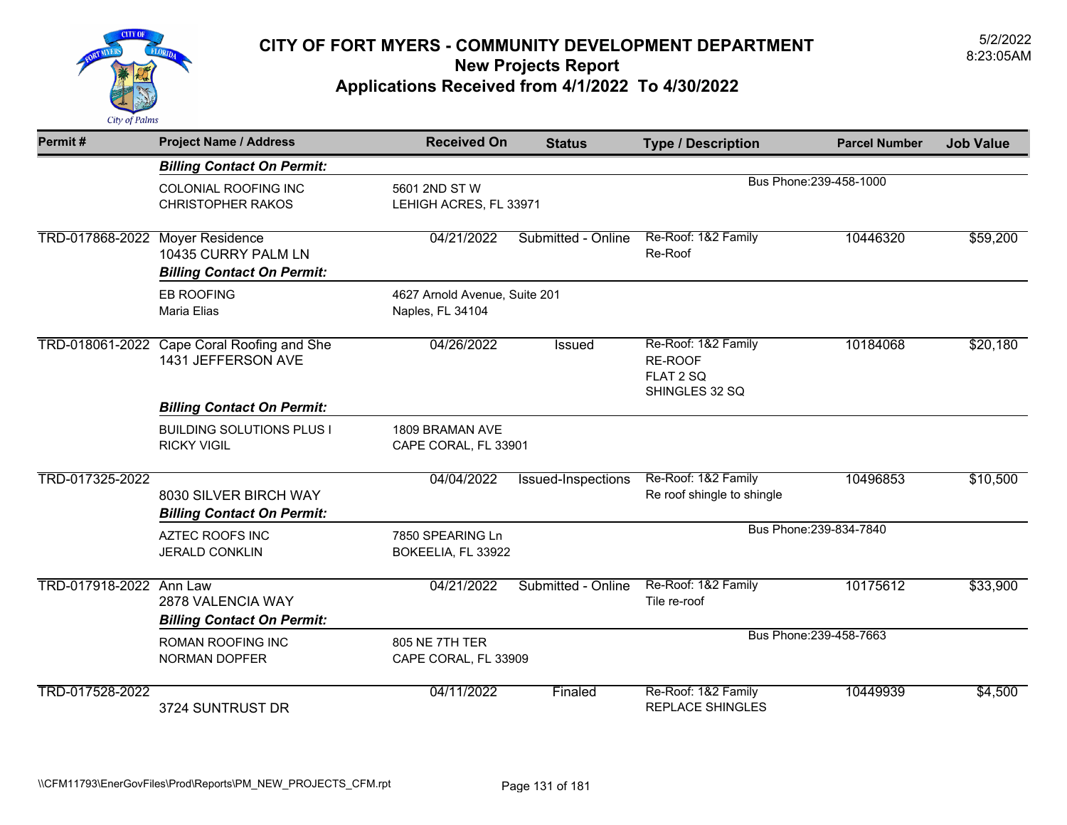# CITY OF FORT MYERS - COMMUNITY DEVELOPMENT DEPARTMENT
## New Projects Report
## Applications Received from 4/1/2022 To 4/30/2022

5/2/2022
8:23:05AM

| Permit # | Project Name / Address | Received On | Status | Type / Description | Parcel Number | Job Value |
|---|---|---|---|---|---|---|
| | ***Billing Contact On Permit:*** | | | | | |
| | COLONIAL ROOFING INC<br>CHRISTOPHER RAKOS | 5601 2ND ST W<br>LEHIGH ACRES, FL 33971 | | Bus Phone:239-458-1000 | | |
| TRD-017868-2022 | Moyer Residence<br>10435 CURRY PALM LN | 04/21/2022 | Submitted - Online | Re-Roof: 1&2 Family<br>Re-Roof | 10446320 | $59,200 |
| | ***Billing Contact On Permit:*** | | | | | |
| | EB ROOFING<br>Maria Elias | 4627 Arnold Avenue, Suite 201<br>Naples, FL 34104 | | | | |
| TRD-018061-2022 | Cape Coral Roofing and She<br>1431 JEFFERSON AVE | 04/26/2022 | Issued | Re-Roof: 1&2 Family<br>RE-ROOF<br>FLAT 2 SQ<br>SHINGLES 32 SQ | 10184068 | $20,180 |
| | ***Billing Contact On Permit:*** | | | | | |
| | BUILDING SOLUTIONS PLUS I<br>RICKY VIGIL | 1809 BRAMAN AVE<br>CAPE CORAL, FL 33901 | | | | |
| TRD-017325-2022 | 8030 SILVER BIRCH WAY | 04/04/2022 | Issued-Inspections | Re-Roof: 1&2 Family<br>Re roof shingle to shingle | 10496853 | $10,500 |
| | ***Billing Contact On Permit:*** | | | | | |
| | AZTEC ROOFS INC<br>JERALD CONKLIN | 7850 SPEARING Ln<br>BOKEELIA, FL 33922 | | Bus Phone:239-834-7840 | | |
| TRD-017918-2022 | Ann Law<br>2878 VALENCIA WAY | 04/21/2022 | Submitted - Online | Re-Roof: 1&2 Family<br>Tile re-roof | 10175612 | $33,900 |
| | ***Billing Contact On Permit:*** | | | | | |
| | ROMAN ROOFING INC<br>NORMAN DOPFER | 805 NE 7TH TER<br>CAPE CORAL, FL 33909 | | Bus Phone:239-458-7663 | | |
| TRD-017528-2022 | 3724 SUNTRUST DR | 04/11/2022 | Finaled | Re-Roof: 1&2 Family<br>REPLACE SHINGLES | 10449939 | $4,500 |

\\CFM11793\EnerGovFiles\Prod\Reports\PM_NEW_PROJECTS_CFM.rpt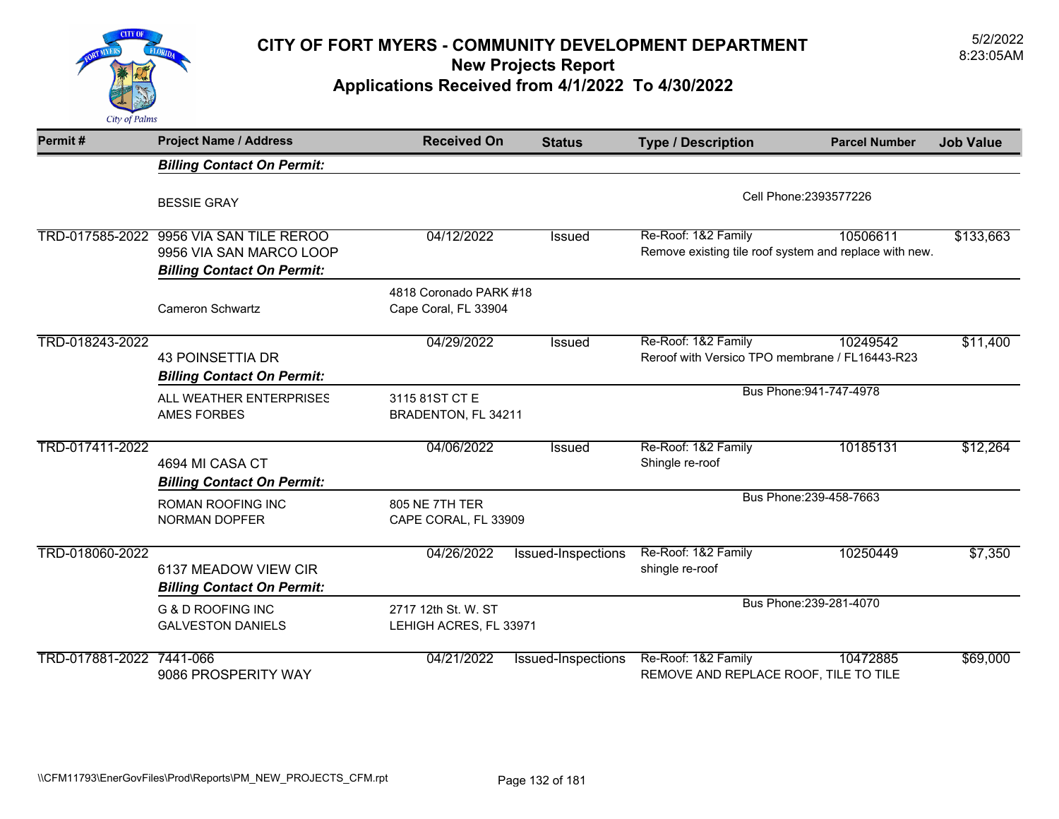# CITY OF FORT MYERS - COMMUNITY DEVELOPMENT DEPARTMENT
## New Projects Report
## Applications Received from 4/1/2022 To 4/30/2022

5/2/2022
8:23:05AM

| Permit # | Project Name / Address | Received On | Status | Type / Description | Parcel Number | Job Value |
|---|---|---|---|---|---|---|
| | ***Billing Contact On Permit:*** | | | | | |
| | BESSIE GRAY | | | Cell Phone:2393577226 | | |
| TRD-017585-2022 | 9956 VIA SAN TILE REROO<br>9956 VIA SAN MARCO LOOP | 04/12/2022 | Issued | Re-Roof: 1&2 Family<br>Remove existing tile roof system and replace with new. | 10506611 | $133,663 |
| | ***Billing Contact On Permit:*** | | | | | |
| | Cameron Schwartz | 4818 Coronado PARK #18<br>Cape Coral, FL 33904 | | | | |
| TRD-018243-2022 | 43 POINSETTIA DR | 04/29/2022 | Issued | Re-Roof: 1&2 Family<br>Reroof with Versico TPO membrane / FL16443-R23 | 10249542 | $11,400 |
| | ***Billing Contact On Permit:*** | | | | | |
| | ALL WEATHER ENTERPRISES<br>AMES FORBES | 3115 81ST CT E<br>BRADENTON, FL 34211 | | Bus Phone:941-747-4978 | | |
| TRD-017411-2022 | 4694 MI CASA CT | 04/06/2022 | Issued | Re-Roof: 1&2 Family<br>Shingle re-roof | 10185131 | $12,264 |
| | ***Billing Contact On Permit:*** | | | | | |
| | ROMAN ROOFING INC<br>NORMAN DOPFER | 805 NE 7TH TER<br>CAPE CORAL, FL 33909 | | Bus Phone:239-458-7663 | | |
| TRD-018060-2022 | 6137 MEADOW VIEW CIR | 04/26/2022 | Issued-Inspections | Re-Roof: 1&2 Family<br>shingle re-roof | 10250449 | $7,350 |
| | ***Billing Contact On Permit:*** | | | | | |
| | G & D ROOFING INC<br>GALVESTON DANIELS | 2717 12th St. W. ST<br>LEHIGH ACRES, FL 33971 | | Bus Phone:239-281-4070 | | |
| TRD-017881-2022 | 7441-066<br>9086 PROSPERITY WAY | 04/21/2022 | Issued-Inspections | Re-Roof: 1&2 Family<br>REMOVE AND REPLACE ROOF, TILE TO TILE | 10472885 | $69,000 |

\\CFM11793\EnerGovFiles\Prod\Reports\PM_NEW_PROJECTS_CFM.rpt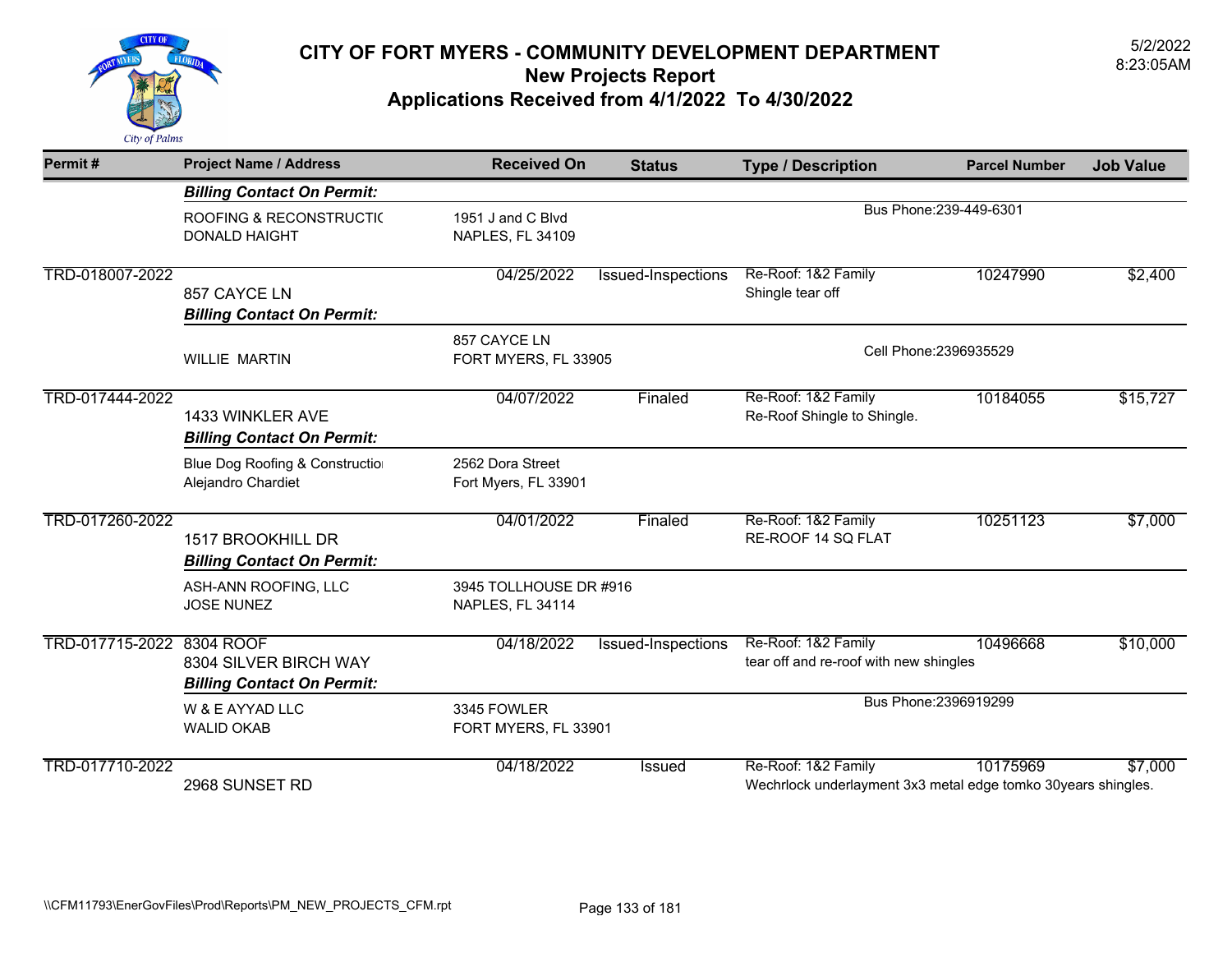# CITY OF FORT MYERS - COMMUNITY DEVELOPMENT DEPARTMENT

## New Projects Report

## Applications Received from 4/1/2022 To 4/30/2022

5/2/2022
8:23:05AM

| Permit # | Project Name / Address | Received On | Status | Type / Description | Parcel Number | Job Value |
|---|---|---|---|---|---|---|
| | ***Billing Contact On Permit:*** | | | | | |
| | ROOFING & RECONSTRUCTIC<br>DONALD HAIGHT | 1951 J and C Blvd<br>NAPLES, FL 34109 | | Bus Phone:239-449-6301 | | |
| TRD-018007-2022 | 857 CAYCE LN<br>***Billing Contact On Permit:*** | 04/25/2022 | Issued-Inspections | Re-Roof: 1&2 Family<br>Shingle tear off | 10247990 | $2,400 |
| | WILLIE MARTIN | 857 CAYCE LN<br>FORT MYERS, FL 33905 | | Cell Phone:2396935529 | | |
| TRD-017444-2022 | 1433 WINKLER AVE<br>***Billing Contact On Permit:*** | 04/07/2022 | Finaled | Re-Roof: 1&2 Family<br>Re-Roof Shingle to Shingle. | 10184055 | $15,727 |
| | Blue Dog Roofing & Constructio<br>Alejandro Chardiet | 2562 Dora Street<br>Fort Myers, FL 33901 | | | | |
| TRD-017260-2022 | 1517 BROOKHILL DR<br>***Billing Contact On Permit:*** | 04/01/2022 | Finaled | Re-Roof: 1&2 Family<br>RE-ROOF 14 SQ FLAT | 10251123 | $7,000 |
| | ASH-ANN ROOFING, LLC<br>JOSE NUNEZ | 3945 TOLLHOUSE DR #916<br>NAPLES, FL 34114 | | | | |
| TRD-017715-2022 | 8304 ROOF<br>8304 SILVER BIRCH WAY<br>***Billing Contact On Permit:*** | 04/18/2022 | Issued-Inspections | Re-Roof: 1&2 Family<br>tear off and re-roof with new shingles | 10496668 | $10,000 |
| | W & E AYYAD LLC<br>WALID OKAB | 3345 FOWLER<br>FORT MYERS, FL 33901 | | Bus Phone:2396919299 | | |
| TRD-017710-2022 | 2968 SUNSET RD | 04/18/2022 | Issued | Re-Roof: 1&2 Family<br>Wechrlock underlayment 3x3 metal edge tomko 30years shingles. | 10175969 | $7,000 |

\\CFM11793\EnerGovFiles\Prod\Reports\PM_NEW_PROJECTS_CFM.rpt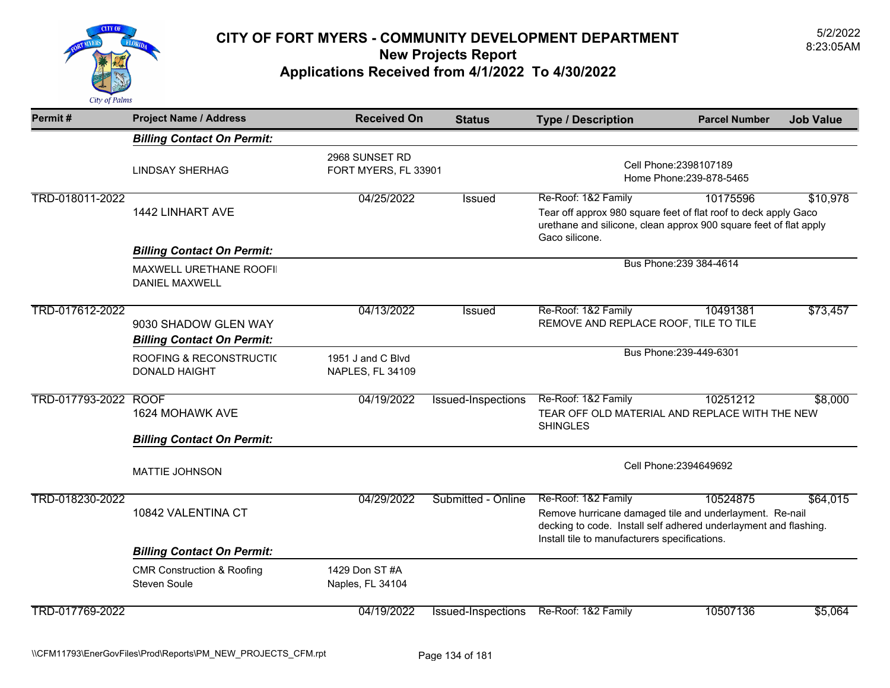# CITY OF FORT MYERS - COMMUNITY DEVELOPMENT DEPARTMENT
## New Projects Report
## Applications Received from 4/1/2022 To 4/30/2022

5/2/2022
8:23:05AM

| Permit # | Project Name / Address | Received On | Status | Type / Description | Parcel Number | Job Value |
|---|---|---|---|---|---|---|
| | ***Billing Contact On Permit:*** | | | | | |
| | LINDSAY SHERHAG | 2968 SUNSET RD<br>FORT MYERS, FL 33901 | | Cell Phone:2398107189<br>Home Phone:239-878-5465 | | |
| TRD-018011-2022 | 1442 LINHART AVE | 04/25/2022 | Issued | Re-Roof: 1&2 Family<br>Tear off approx 980 square feet of flat roof to deck apply Gaco urethane and silicone, clean approx 900 square feet of flat apply Gaco silicone. | 10175596 | $10,978 |
| | ***Billing Contact On Permit:*** | | | | | |
| | MAXWELL URETHANE ROOFI<br>DANIEL MAXWELL | | | Bus Phone:239 384-4614 | | |
| TRD-017612-2022 | 9030 SHADOW GLEN WAY | 04/13/2022 | Issued | Re-Roof: 1&2 Family<br>REMOVE AND REPLACE ROOF, TILE TO TILE | 10491381 | $73,457 |
| | ***Billing Contact On Permit:*** | | | | | |
| | ROOFING & RECONSTRUCTIC<br>DONALD HAIGHT | 1951 J and C Blvd<br>NAPLES, FL 34109 | | Bus Phone:239-449-6301 | | |
| TRD-017793-2022 | ROOF<br>1624 MOHAWK AVE | 04/19/2022 | Issued-Inspections | Re-Roof: 1&2 Family<br>TEAR OFF OLD MATERIAL AND REPLACE WITH THE NEW SHINGLES | 10251212 | $8,000 |
| | ***Billing Contact On Permit:*** | | | | | |
| | MATTIE JOHNSON | | | Cell Phone:2394649692 | | |
| TRD-018230-2022 | 10842 VALENTINA CT | 04/29/2022 | Submitted - Online | Re-Roof: 1&2 Family<br>Remove hurricane damaged tile and underlayment. Re-nail decking to code. Install self adhered underlayment and flashing. Install tile to manufacturers specifications. | 10524875 | $64,015 |
| | ***Billing Contact On Permit:*** | | | | | |
| | CMR Construction & Roofing<br>Steven Soule | 1429 Don ST #A<br>Naples, FL 34104 | | | | |
| TRD-017769-2022 | | 04/19/2022 | Issued-Inspections | Re-Roof: 1&2 Family | 10507136 | $5,064 |

\\CFM11793\EnerGovFiles\Prod\Reports\PM_NEW_PROJECTS_CFM.rpt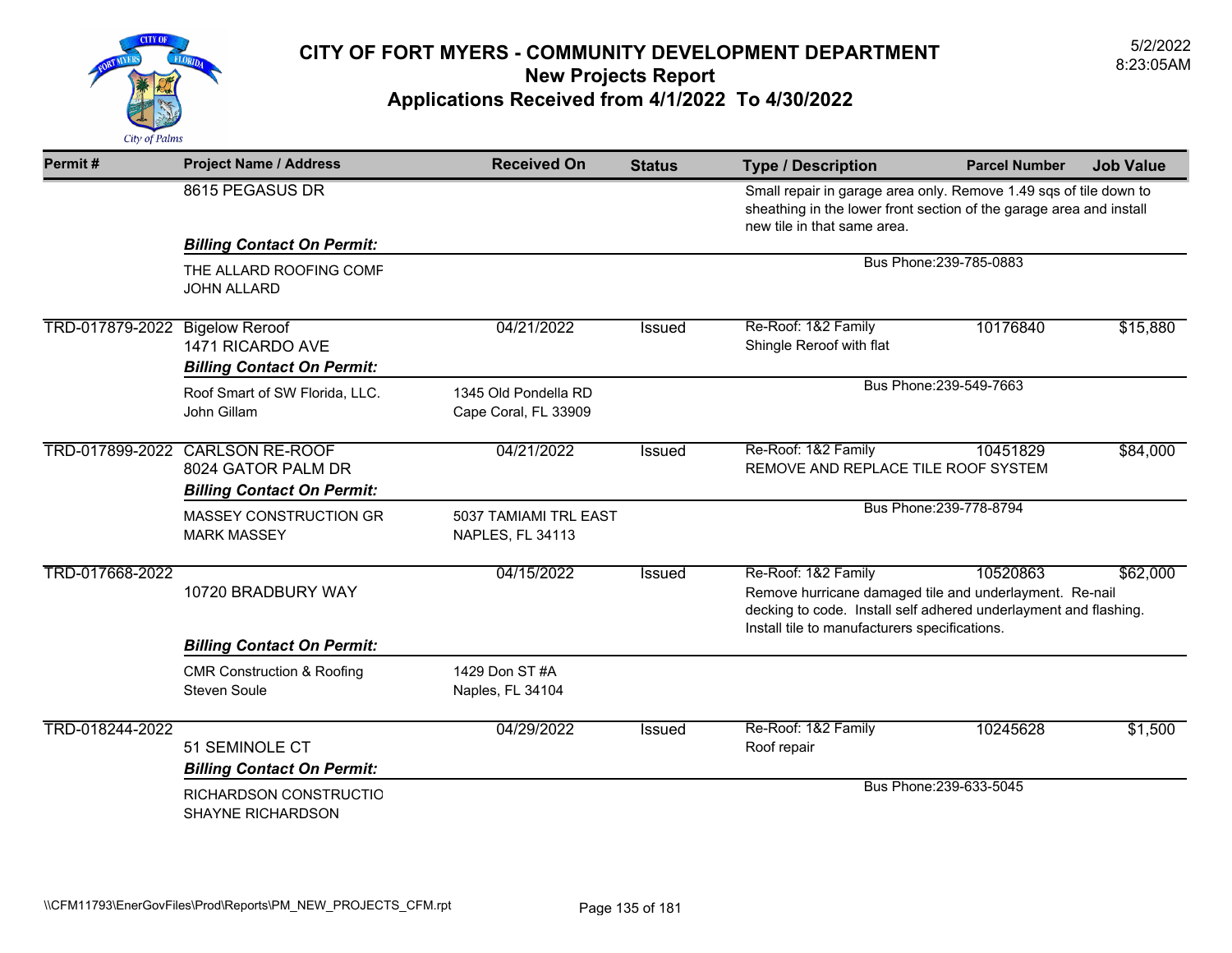# CITY OF FORT MYERS - COMMUNITY DEVELOPMENT DEPARTMENT
## New Projects Report
## Applications Received from 4/1/2022 To 4/30/2022

5/2/2022
8:23:05AM

| Permit # | Project Name / Address | Received On | Status | Type / Description | Parcel Number | Job Value |
|---|---|---|---|---|---|---|
| | 8615 PEGASUS DR | | | Small repair in garage area only. Remove 1.49 sqs of tile down to sheathing in the lower front section of the garage area and install new tile in that same area. | | |
| | ***Billing Contact On Permit:*** | | | | | |
| | THE ALLARD ROOFING COMF<br>JOHN ALLARD | | | Bus Phone:239-785-0883 | | |
| TRD-017879-2022 | Bigelow Reroof<br>1471 RICARDO AVE | 04/21/2022 | Issued | Re-Roof: 1&2 Family<br>Shingle Reroof with flat | 10176840 | $15,880 |
| | ***Billing Contact On Permit:*** | | | | | |
| | Roof Smart of SW Florida, LLC.<br>John Gillam | 1345 Old Pondella RD<br>Cape Coral, FL 33909 | | Bus Phone:239-549-7663 | | |
| TRD-017899-2022 | CARLSON RE-ROOF<br>8024 GATOR PALM DR | 04/21/2022 | Issued | Re-Roof: 1&2 Family<br>REMOVE AND REPLACE TILE ROOF SYSTEM | 10451829 | $84,000 |
| | ***Billing Contact On Permit:*** | | | | | |
| | MASSEY CONSTRUCTION GR<br>MARK MASSEY | 5037 TAMIAMI TRL EAST<br>NAPLES, FL 34113 | | Bus Phone:239-778-8794 | | |
| TRD-017668-2022 | 10720 BRADBURY WAY | 04/15/2022 | Issued | Re-Roof: 1&2 Family<br>Remove hurricane damaged tile and underlayment. Re-nail decking to code. Install self adhered underlayment and flashing. Install tile to manufacturers specifications. | 10520863 | $62,000 |
| | ***Billing Contact On Permit:*** | | | | | |
| | CMR Construction & Roofing<br>Steven Soule | 1429 Don ST #A<br>Naples, FL 34104 | | | | |
| TRD-018244-2022 | 51 SEMINOLE CT | 04/29/2022 | Issued | Re-Roof: 1&2 Family<br>Roof repair | 10245628 | $1,500 |
| | ***Billing Contact On Permit:*** | | | | | |
| | RICHARDSON CONSTRUCTIO<br>SHAYNE RICHARDSON | | | Bus Phone:239-633-5045 | | |

\\CFM11793\EnerGovFiles\Prod\Reports\PM_NEW_PROJECTS_CFM.rpt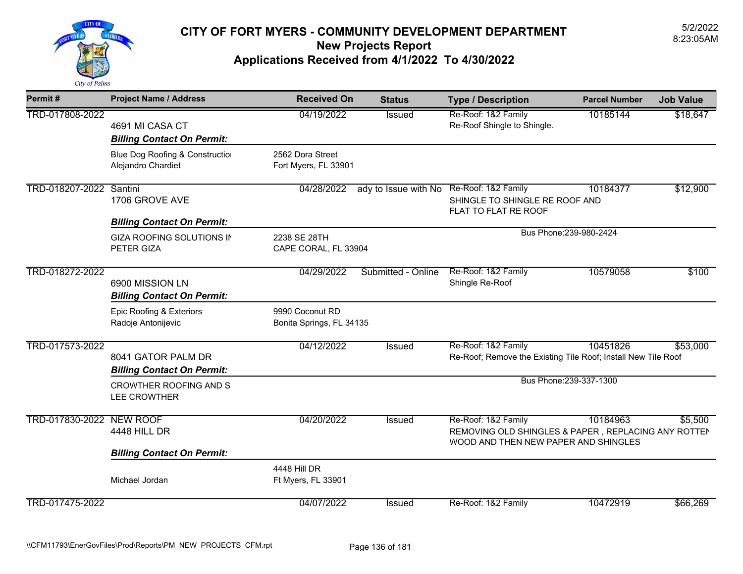# CITY OF FORT MYERS - COMMUNITY DEVELOPMENT DEPARTMENT

## New Projects Report

## Applications Received from 4/1/2022 To 4/30/2022

5/2/2022
8:23:05AM

| Permit # | Project Name / Address | Received On | Status | Type / Description | Parcel Number | Job Value |
|---|---|---|---|---|---|---|
| TRD-017808-2022 | 4691 MI CASA CT | 04/19/2022 | Issued | Re-Roof: 1&2 Family<br>Re-Roof Shingle to Shingle. | 10185144 | $18,647 |
| | ***Billing Contact On Permit:***<br>Blue Dog Roofing & Constructio<br>Alejandro Chardiet | 2562 Dora Street<br>Fort Myers, FL 33901 | | | | |
| TRD-018207-2022 | Santini<br>1706 GROVE AVE | 04/28/2022 | ady to Issue with No | Re-Roof: 1&2 Family<br>SHINGLE TO SHINGLE RE ROOF AND FLAT TO FLAT RE ROOF | 10184377 | $12,900 |
| | ***Billing Contact On Permit:***<br>GIZA ROOFING SOLUTIONS IN<br>PETER GIZA | 2238 SE 28TH<br>CAPE CORAL, FL 33904 | | Bus Phone:239-980-2424 | | |
| TRD-018272-2022 | 6900 MISSION LN | 04/29/2022 | Submitted - Online | Re-Roof: 1&2 Family<br>Shingle Re-Roof | 10579058 | $100 |
| | ***Billing Contact On Permit:***<br>Epic Roofing & Exteriors<br>Radoje Antonijevic | 9990 Coconut RD<br>Bonita Springs, FL 34135 | | | | |
| TRD-017573-2022 | 8041 GATOR PALM DR | 04/12/2022 | Issued | Re-Roof: 1&2 Family<br>Re-Roof; Remove the Existing Tile Roof; Install New Tile Roof | 10451826 | $53,000 |
| | ***Billing Contact On Permit:***<br>CROWTHER ROOFING AND S<br>LEE CROWTHER | | | Bus Phone:239-337-1300 | | |
| TRD-017830-2022 | NEW ROOF<br>4448 HILL DR | 04/20/2022 | Issued | Re-Roof: 1&2 Family<br>REMOVING OLD SHINGLES & PAPER , REPLACING ANY ROTTEN WOOD AND THEN NEW PAPER AND SHINGLES | 10184963 | $5,500 |
| | ***Billing Contact On Permit:***<br>Michael Jordan | 4448 Hill DR<br>Ft Myers, FL 33901 | | | | |
| TRD-017475-2022 | | 04/07/2022 | Issued | Re-Roof: 1&2 Family | 10472919 | $66,269 |

\\CFM11793\EnerGovFiles\Prod\Reports\PM_NEW_PROJECTS_CFM.rpt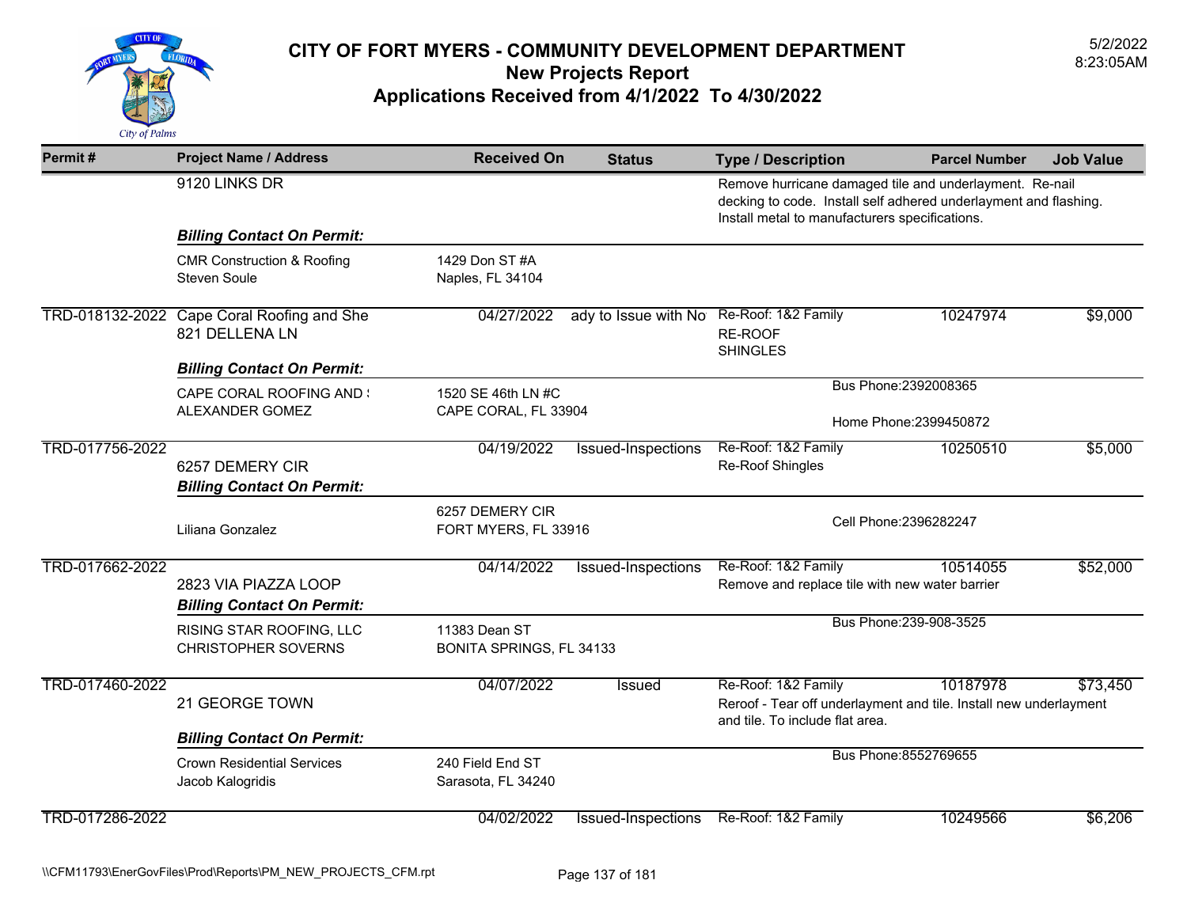# CITY OF FORT MYERS - COMMUNITY DEVELOPMENT DEPARTMENT
## New Projects Report
## Applications Received from 4/1/2022 To 4/30/2022

5/2/2022
8:23:05AM

| Permit # | Project Name / Address | Received On | Status | Type / Description | Parcel Number | Job Value |
|---|---|---|---|---|---|---|
| | 9120 LINKS DR | | | Remove hurricane damaged tile and underlayment. Re-nail decking to code. Install self adhered underlayment and flashing. Install metal to manufacturers specifications. | | |
| | ***Billing Contact On Permit:*** | | | | | |
| | CMR Construction & Roofing<br>Steven Soule | 1429 Don ST #A<br>Naples, FL 34104 | | | | |
| TRD-018132-2022 | Cape Coral Roofing and She<br>821 DELLENA LN | 04/27/2022 | ady to Issue with No | Re-Roof: 1&2 Family<br>RE-ROOF<br>SHINGLES | 10247974 | $9,000 |
| | ***Billing Contact On Permit:*** | | | | | |
| | CAPE CORAL ROOFING AND !<br>ALEXANDER GOMEZ | 1520 SE 46th LN #C<br>CAPE CORAL, FL 33904 | | Bus Phone:2392008365<br>Home Phone:2399450872 | | |
| TRD-017756-2022 | 6257 DEMERY CIR | 04/19/2022 | Issued-Inspections | Re-Roof: 1&2 Family<br>Re-Roof Shingles | 10250510 | $5,000 |
| | ***Billing Contact On Permit:*** | | | | | |
| | Liliana Gonzalez | 6257 DEMERY CIR<br>FORT MYERS, FL 33916 | | Cell Phone:2396282247 | | |
| TRD-017662-2022 | 2823 VIA PIAZZA LOOP | 04/14/2022 | Issued-Inspections | Re-Roof: 1&2 Family<br>Remove and replace tile with new water barrier | 10514055 | $52,000 |
| | ***Billing Contact On Permit:*** | | | | | |
| | RISING STAR ROOFING, LLC<br>CHRISTOPHER SOVERNS | 11383 Dean ST<br>BONITA SPRINGS, FL 34133 | | Bus Phone:239-908-3525 | | |
| TRD-017460-2022 | 21 GEORGE TOWN | 04/07/2022 | Issued | Re-Roof: 1&2 Family<br>Reroof - Tear off underlayment and tile. Install new underlayment and tile. To include flat area. | 10187978 | $73,450 |
| | ***Billing Contact On Permit:*** | | | | | |
| | Crown Residential Services<br>Jacob Kalogridis | 240 Field End ST<br>Sarasota, FL 34240 | | Bus Phone:8552769655 | | |
| TRD-017286-2022 | | 04/02/2022 | Issued-Inspections | Re-Roof: 1&2 Family | 10249566 | $6,206 |

\\CFM11793\EnerGovFiles\Prod\Reports\PM_NEW_PROJECTS_CFM.rpt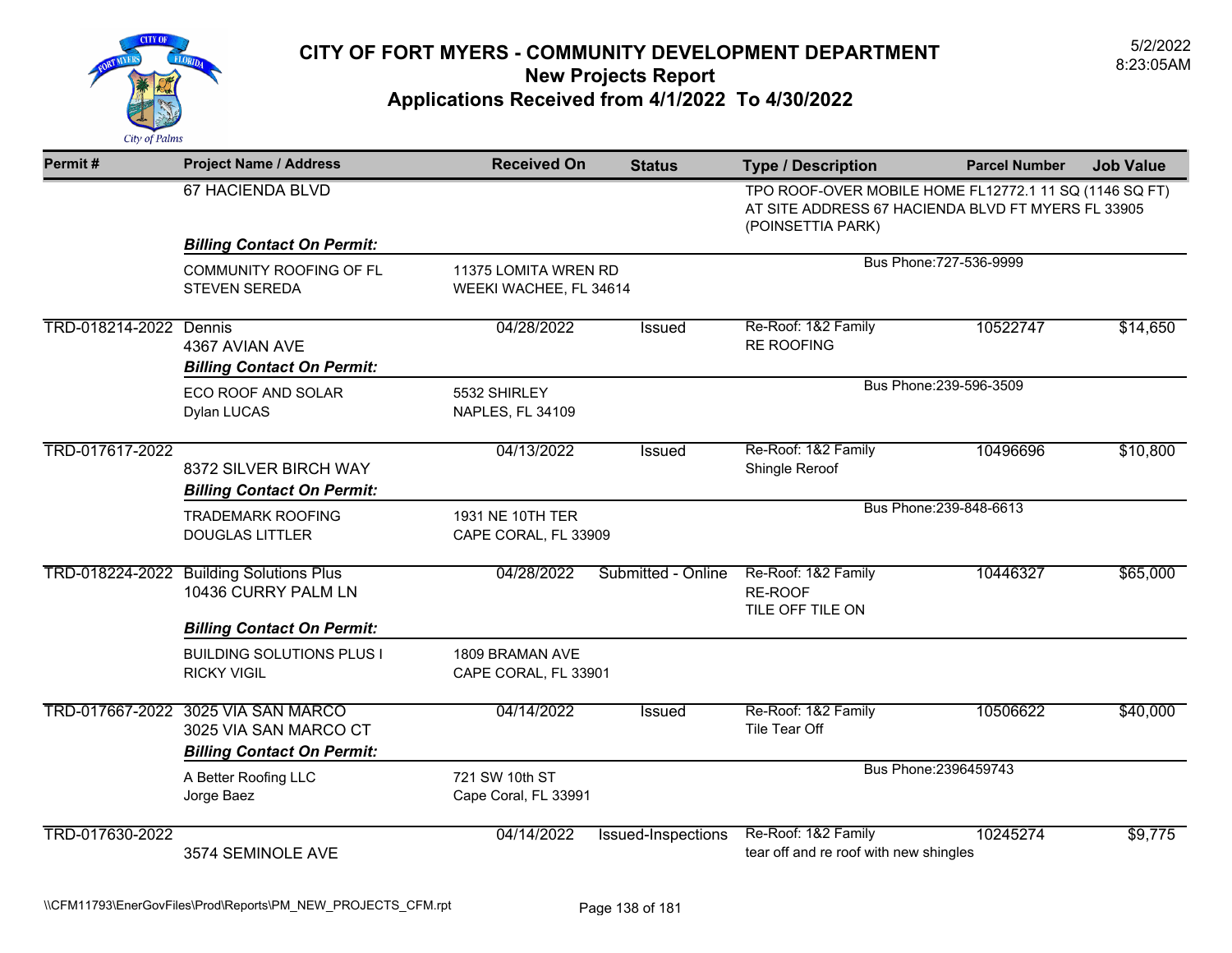# CITY OF FORT MYERS - COMMUNITY DEVELOPMENT DEPARTMENT
## New Projects Report
## Applications Received from 4/1/2022 To 4/30/2022

5/2/2022
8:23:05AM

| Permit # | Project Name / Address | Received On | Status | Type / Description | Parcel Number | Job Value |
|---|---|---|---|---|---|---|
| | 67 HACIENDA BLVD | | | TPO ROOF-OVER MOBILE HOME FL12772.1 11 SQ (1146 SQ FT) AT SITE ADDRESS 67 HACIENDA BLVD FT MYERS FL 33905 (POINSETTIA PARK) | | |
| | ***Billing Contact On Permit:*** | | | | | |
| | COMMUNITY ROOFING OF FL<br>STEVEN SEREDA | 11375 LOMITA WREN RD<br>WEEKI WACHEE, FL 34614 | | Bus Phone:727-536-9999 | | |
| TRD-018214-2022 | Dennis<br>4367 AVIAN AVE | 04/28/2022 | Issued | Re-Roof: 1&2 Family<br>RE ROOFING | 10522747 | $14,650 |
| | ***Billing Contact On Permit:*** | | | | | |
| | ECO ROOF AND SOLAR<br>Dylan LUCAS | 5532 SHIRLEY<br>NAPLES, FL 34109 | | Bus Phone:239-596-3509 | | |
| TRD-017617-2022 | 8372 SILVER BIRCH WAY | 04/13/2022 | Issued | Re-Roof: 1&2 Family<br>Shingle Reroof | 10496696 | $10,800 |
| | ***Billing Contact On Permit:*** | | | | | |
| | TRADEMARK ROOFING<br>DOUGLAS LITTLER | 1931 NE 10TH TER<br>CAPE CORAL, FL 33909 | | Bus Phone:239-848-6613 | | |
| TRD-018224-2022 | Building Solutions Plus<br>10436 CURRY PALM LN | 04/28/2022 | Submitted - Online | Re-Roof: 1&2 Family<br>RE-ROOF<br>TILE OFF TILE ON | 10446327 | $65,000 |
| | ***Billing Contact On Permit:*** | | | | | |
| | BUILDING SOLUTIONS PLUS I<br>RICKY VIGIL | 1809 BRAMAN AVE<br>CAPE CORAL, FL 33901 | | | | |
| TRD-017667-2022 | 3025 VIA SAN MARCO<br>3025 VIA SAN MARCO CT | 04/14/2022 | Issued | Re-Roof: 1&2 Family<br>Tile Tear Off | 10506622 | $40,000 |
| | ***Billing Contact On Permit:*** | | | | | |
| | A Better Roofing LLC<br>Jorge Baez | 721 SW 10th ST<br>Cape Coral, FL 33991 | | Bus Phone:2396459743 | | |
| TRD-017630-2022 | 3574 SEMINOLE AVE | 04/14/2022 | Issued-Inspections | Re-Roof: 1&2 Family<br>tear off and re roof with new shingles | 10245274 | $9,775 |

\\CFM11793\EnerGovFiles\Prod\Reports\PM_NEW_PROJECTS_CFM.rpt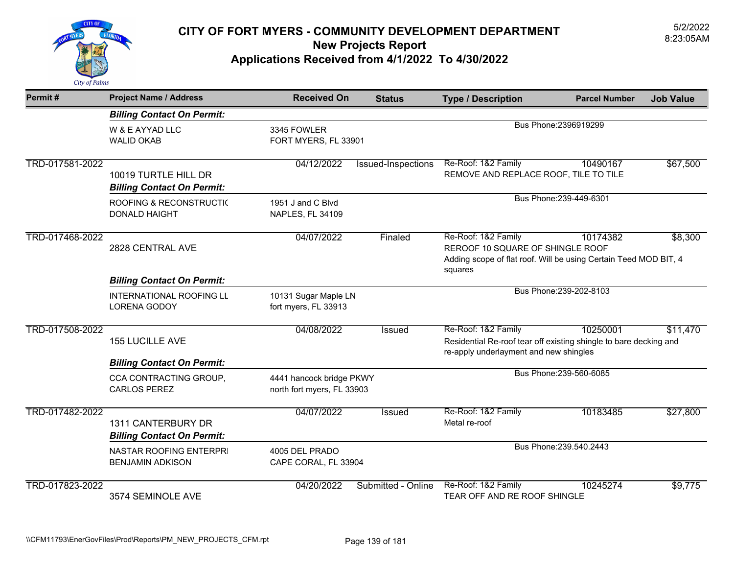# CITY OF FORT MYERS - COMMUNITY DEVELOPMENT DEPARTMENT

## New Projects Report

## Applications Received from 4/1/2022 To 4/30/2022

5/2/2022
8:23:05AM

| Permit # | Project Name / Address | Received On | Status | Type / Description | Parcel Number | Job Value |
|---|---|---|---|---|---|---|
| | ***Billing Contact On Permit:*** | | | | | |
| | W & E AYYAD LLC<br>WALID OKAB | 3345 FOWLER<br>FORT MYERS, FL 33901 | | Bus Phone:2396919299 | | |
| TRD-017581-2022 | 10019 TURTLE HILL DR | 04/12/2022 | Issued-Inspections | Re-Roof: 1&2 Family<br>REMOVE AND REPLACE ROOF, TILE TO TILE | 10490167 | $67,500 |
| | ***Billing Contact On Permit:*** | | | | | |
| | ROOFING & RECONSTRUCTIC<br>DONALD HAIGHT | 1951 J and C Blvd<br>NAPLES, FL 34109 | | Bus Phone:239-449-6301 | | |
| TRD-017468-2022 | 2828 CENTRAL AVE | 04/07/2022 | Finaled | Re-Roof: 1&2 Family<br>REROOF 10 SQUARE OF SHINGLE ROOF<br>Adding scope of flat roof. Will be using Certain Teed MOD BIT, 4 squares | 10174382 | $8,300 |
| | ***Billing Contact On Permit:*** | | | | | |
| | INTERNATIONAL ROOFING LL<br>LORENA GODOY | 10131 Sugar Maple LN<br>fort myers, FL 33913 | | Bus Phone:239-202-8103 | | |
| TRD-017508-2022 | 155 LUCILLE AVE | 04/08/2022 | Issued | Re-Roof: 1&2 Family<br>Residential Re-roof tear off existing shingle to bare decking and re-apply underlayment and new shingles | 10250001 | $11,470 |
| | ***Billing Contact On Permit:*** | | | | | |
| | CCA CONTRACTING GROUP,<br>CARLOS PEREZ | 4441 hancock bridge PKWY<br>north fort myers, FL 33903 | | Bus Phone:239-560-6085 | | |
| TRD-017482-2022 | 1311 CANTERBURY DR | 04/07/2022 | Issued | Re-Roof: 1&2 Family<br>Metal re-roof | 10183485 | $27,800 |
| | ***Billing Contact On Permit:*** | | | | | |
| | NASTAR ROOFING ENTERPRI<br>BENJAMIN ADKISON | 4005 DEL PRADO<br>CAPE CORAL, FL 33904 | | Bus Phone:239.540.2443 | | |
| TRD-017823-2022 | 3574 SEMINOLE AVE | 04/20/2022 | Submitted - Online | Re-Roof: 1&2 Family<br>TEAR OFF AND RE ROOF SHINGLE | 10245274 | $9,775 |

\\CFM11793\EnerGovFiles\Prod\Reports\PM_NEW_PROJECTS_CFM.rpt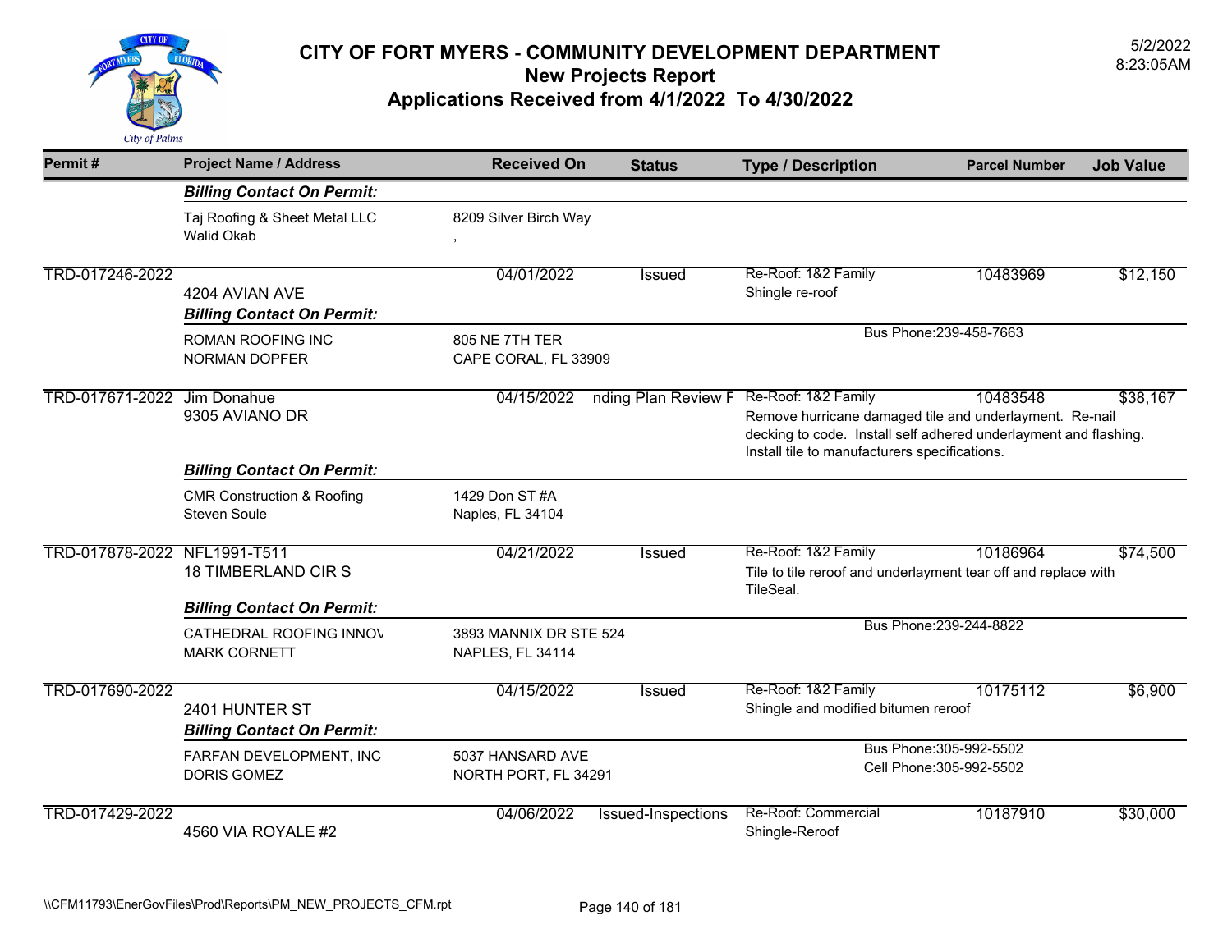# CITY OF FORT MYERS - COMMUNITY DEVELOPMENT DEPARTMENT

## New Projects Report

## Applications Received from 4/1/2022 To 4/30/2022

5/2/2022
8:23:05AM

| Permit # | Project Name / Address | Received On | Status | Type / Description | Parcel Number | Job Value |
|---|---|---|---|---|---|---|
| | ***Billing Contact On Permit:*** | | | | | |
| | Taj Roofing & Sheet Metal LLC<br>Walid Okab | 8209 Silver Birch Way<br>, | | | | |
| TRD-017246-2022 | 4204 AVIAN AVE | 04/01/2022 | Issued | Re-Roof: 1&2 Family<br>Shingle re-roof | 10483969 | $12,150 |
| | ***Billing Contact On Permit:*** | | | | | |
| | ROMAN ROOFING INC<br>NORMAN DOPFER | 805 NE 7TH TER<br>CAPE CORAL, FL 33909 | | Bus Phone:239-458-7663 | | |
| TRD-017671-2022 | Jim Donahue<br>9305 AVIANO DR | 04/15/2022 | nding Plan Review F | Re-Roof: 1&2 Family<br>Remove hurricane damaged tile and underlayment. Re-nail decking to code. Install self adhered underlayment and flashing. Install tile to manufacturers specifications. | 10483548 | $38,167 |
| | ***Billing Contact On Permit:*** | | | | | |
| | CMR Construction & Roofing<br>Steven Soule | 1429 Don ST #A<br>Naples, FL 34104 | | | | |
| TRD-017878-2022 | NFL1991-T511<br>18 TIMBERLAND CIR S | 04/21/2022 | Issued | Re-Roof: 1&2 Family<br>Tile to tile reroof and underlayment tear off and replace with TileSeal. | 10186964 | $74,500 |
| | ***Billing Contact On Permit:*** | | | | | |
| | CATHEDRAL ROOFING INNOV<br>MARK CORNETT | 3893 MANNIX DR STE 524<br>NAPLES, FL 34114 | | Bus Phone:239-244-8822 | | |
| TRD-017690-2022 | 2401 HUNTER ST | 04/15/2022 | Issued | Re-Roof: 1&2 Family<br>Shingle and modified bitumen reroof | 10175112 | $6,900 |
| | ***Billing Contact On Permit:*** | | | | | |
| | FARFAN DEVELOPMENT, INC<br>DORIS GOMEZ | 5037 HANSARD AVE<br>NORTH PORT, FL 34291 | | Bus Phone:305-992-5502<br>Cell Phone:305-992-5502 | | |
| TRD-017429-2022 | 4560 VIA ROYALE #2 | 04/06/2022 | Issued-Inspections | Re-Roof: Commercial<br>Shingle-Reroof | 10187910 | $30,000 |

\\CFM11793\EnerGovFiles\Prod\Reports\PM_NEW_PROJECTS_CFM.rpt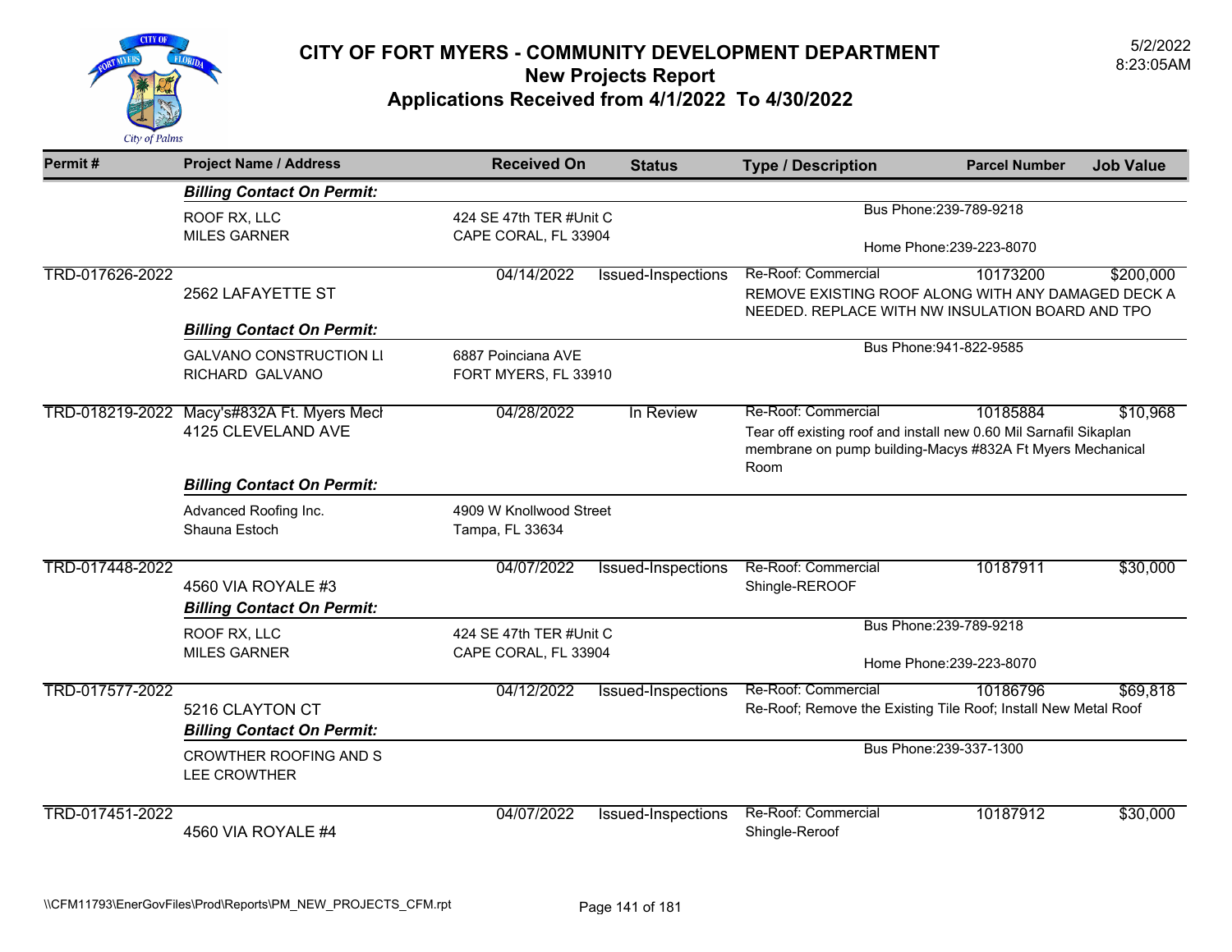# CITY OF FORT MYERS - COMMUNITY DEVELOPMENT DEPARTMENT
## New Projects Report
## Applications Received from 4/1/2022 To 4/30/2022

5/2/2022
8:23:05AM

| Permit # | Project Name / Address | Received On | Status | Type / Description | Parcel Number | Job Value |
|---|---|---|---|---|---|---|
| | ***Billing Contact On Permit:*** | | | | | |
| | ROOF RX, LLC<br>MILES GARNER | 424 SE 47th TER #Unit C<br>CAPE CORAL, FL 33904 | | Bus Phone:239-789-9218<br>Home Phone:239-223-8070 | | |
| TRD-017626-2022 | 2562 LAFAYETTE ST | 04/14/2022 | Issued-Inspections | Re-Roof: Commercial<br>REMOVE EXISTING ROOF ALONG WITH ANY DAMAGED DECK A NEEDED. REPLACE WITH NW INSULATION BOARD AND TPO | 10173200 | $200,000 |
| | ***Billing Contact On Permit:*** | | | | | |
| | GALVANO CONSTRUCTION LI<br>RICHARD GALVANO | 6887 Poinciana AVE<br>FORT MYERS, FL 33910 | | Bus Phone:941-822-9585 | | |
| TRD-018219-2022 | Macy's#832A Ft. Myers Mecl<br>4125 CLEVELAND AVE | 04/28/2022 | In Review | Re-Roof: Commercial<br>Tear off existing roof and install new 0.60 Mil Sarnafil Sikaplan membrane on pump building-Macys #832A Ft Myers Mechanical Room | 10185884 | $10,968 |
| | ***Billing Contact On Permit:*** | | | | | |
| | Advanced Roofing Inc.<br>Shauna Estoch | 4909 W Knollwood Street<br>Tampa, FL 33634 | | | | |
| TRD-017448-2022 | 4560 VIA ROYALE #3 | 04/07/2022 | Issued-Inspections | Re-Roof: Commercial<br>Shingle-REROOF | 10187911 | $30,000 |
| | ***Billing Contact On Permit:*** | | | | | |
| | ROOF RX, LLC<br>MILES GARNER | 424 SE 47th TER #Unit C<br>CAPE CORAL, FL 33904 | | Bus Phone:239-789-9218<br>Home Phone:239-223-8070 | | |
| TRD-017577-2022 | 5216 CLAYTON CT | 04/12/2022 | Issued-Inspections | Re-Roof: Commercial<br>Re-Roof; Remove the Existing Tile Roof; Install New Metal Roof | 10186796 | $69,818 |
| | ***Billing Contact On Permit:*** | | | | | |
| | CROWTHER ROOFING AND S<br>LEE CROWTHER | | | Bus Phone:239-337-1300 | | |
| TRD-017451-2022 | 4560 VIA ROYALE #4 | 04/07/2022 | Issued-Inspections | Re-Roof: Commercial<br>Shingle-Reroof | 10187912 | $30,000 |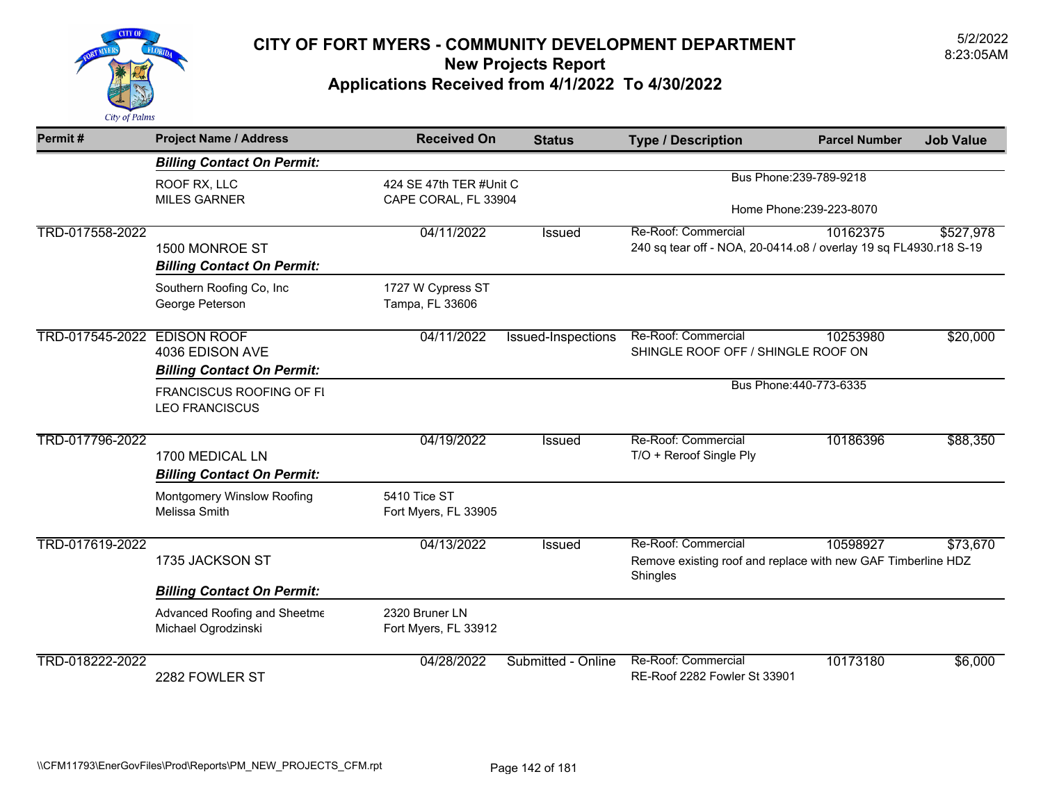# CITY OF FORT MYERS - COMMUNITY DEVELOPMENT DEPARTMENT

## New Projects Report

## Applications Received from 4/1/2022 To 4/30/2022

5/2/2022
8:23:05AM

| Permit # | Project Name / Address | Received On | Status | Type / Description | Parcel Number | Job Value |
|---|---|---|---|---|---|---|
| | ***Billing Contact On Permit:*** | | | | | |
| | ROOF RX, LLC<br>MILES GARNER | 424 SE 47th TER #Unit C<br>CAPE CORAL, FL 33904 | | Bus Phone:239-789-9218<br>Home Phone:239-223-8070 | | |
| TRD-017558-2022 | 1500 MONROE ST | 04/11/2022 | Issued | Re-Roof: Commercial<br>240 sq tear off - NOA, 20-0414.o8 / overlay 19 sq FL4930.r18 S-19 | 10162375 | $527,978 |
| | ***Billing Contact On Permit:*** | | | | | |
| | Southern Roofing Co, Inc<br>George Peterson | 1727 W Cypress ST<br>Tampa, FL 33606 | | | | |
| TRD-017545-2022 | EDISON ROOF<br>4036 EDISON AVE | 04/11/2022 | Issued-Inspections | Re-Roof: Commercial<br>SHINGLE ROOF OFF / SHINGLE ROOF ON | 10253980 | $20,000 |
| | ***Billing Contact On Permit:*** | | | | | |
| | FRANCISCUS ROOFING OF FI<br>LEO FRANCISCUS | | | Bus Phone:440-773-6335 | | |
| TRD-017796-2022 | 1700 MEDICAL LN | 04/19/2022 | Issued | Re-Roof: Commercial<br>T/O + Reroof Single Ply | 10186396 | $88,350 |
| | ***Billing Contact On Permit:*** | | | | | |
| | Montgomery Winslow Roofing<br>Melissa Smith | 5410 Tice ST<br>Fort Myers, FL 33905 | | | | |
| TRD-017619-2022 | 1735 JACKSON ST | 04/13/2022 | Issued | Re-Roof: Commercial<br>Remove existing roof and replace with new GAF Timberline HDZ Shingles | 10598927 | $73,670 |
| | ***Billing Contact On Permit:*** | | | | | |
| | Advanced Roofing and Sheetme<br>Michael Ogrodzinski | 2320 Bruner LN<br>Fort Myers, FL 33912 | | | | |
| TRD-018222-2022 | 2282 FOWLER ST | 04/28/2022 | Submitted - Online | Re-Roof: Commercial<br>RE-Roof 2282 Fowler St 33901 | 10173180 | $6,000 |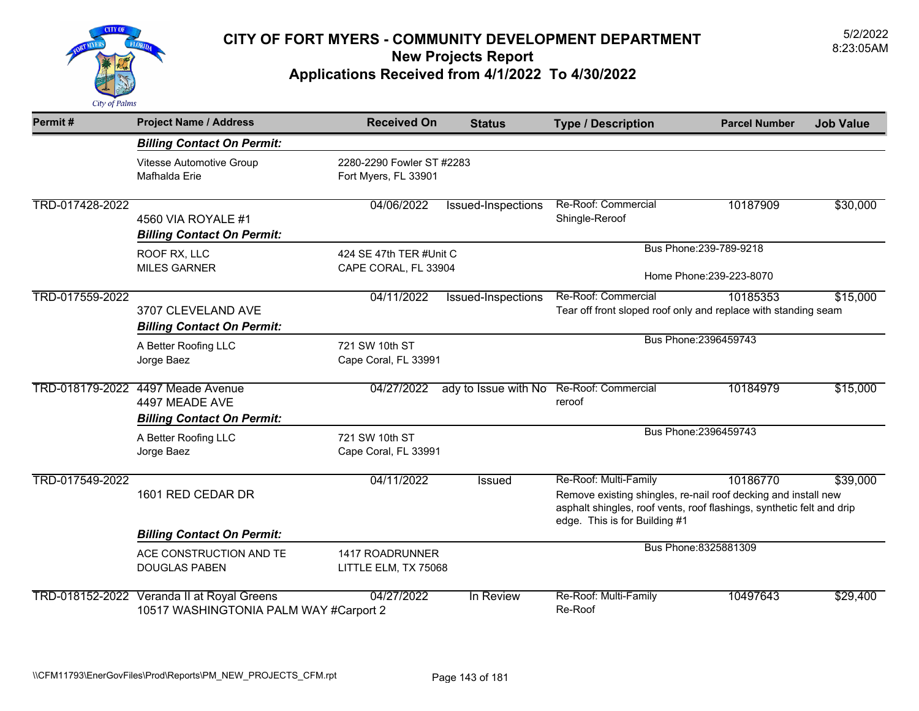# CITY OF FORT MYERS - COMMUNITY DEVELOPMENT DEPARTMENT

## New Projects Report

## Applications Received from 4/1/2022 To 4/30/2022

5/2/2022
8:23:05AM

| Permit # | Project Name / Address | Received On | Status | Type / Description | Parcel Number | Job Value |
|---|---|---|---|---|---|---|
| | ***Billing Contact On Permit:*** | | | | | |
| | Vitesse Automotive Group<br>Mafhalda Erie | 2280-2290 Fowler ST #2283<br>Fort Myers, FL 33901 | | | | |
| TRD-017428-2022 | 4560 VIA ROYALE #1 | 04/06/2022 | Issued-Inspections | Re-Roof: Commercial<br>Shingle-Reroof | 10187909 | $30,000 |
| | ***Billing Contact On Permit:*** | | | | | |
| | ROOF RX, LLC<br>MILES GARNER | 424 SE 47th TER #Unit C<br>CAPE CORAL, FL 33904 | | Bus Phone:239-789-9218<br>Home Phone:239-223-8070 | | |
| TRD-017559-2022 | 3707 CLEVELAND AVE | 04/11/2022 | Issued-Inspections | Re-Roof: Commercial<br>Tear off front sloped roof only and replace with standing seam | 10185353 | $15,000 |
| | ***Billing Contact On Permit:*** | | | | | |
| | A Better Roofing LLC<br>Jorge Baez | 721 SW 10th ST<br>Cape Coral, FL 33991 | | Bus Phone:2396459743 | | |
| TRD-018179-2022 | 4497 Meade Avenue<br>4497 MEADE AVE | 04/27/2022 | ady to Issue with No | Re-Roof: Commercial<br>reroof | 10184979 | $15,000 |
| | ***Billing Contact On Permit:*** | | | | | |
| | A Better Roofing LLC<br>Jorge Baez | 721 SW 10th ST<br>Cape Coral, FL 33991 | | Bus Phone:2396459743 | | |
| TRD-017549-2022 | 1601 RED CEDAR DR | 04/11/2022 | Issued | Re-Roof: Multi-Family<br>Remove existing shingles, re-nail roof decking and install new asphalt shingles, roof vents, roof flashings, synthetic felt and drip edge. This is for Building #1 | 10186770 | $39,000 |
| | ***Billing Contact On Permit:*** | | | | | |
| | ACE CONSTRUCTION AND TE<br>DOUGLAS PABEN | 1417 ROADRUNNER<br>LITTLE ELM, TX 75068 | | Bus Phone:8325881309 | | |
| TRD-018152-2022 | Veranda II at Royal Greens<br>10517 WASHINGTONIA PALM WAY #Carport 2 | 04/27/2022 | In Review | Re-Roof: Multi-Family<br>Re-Roof | 10497643 | $29,400 |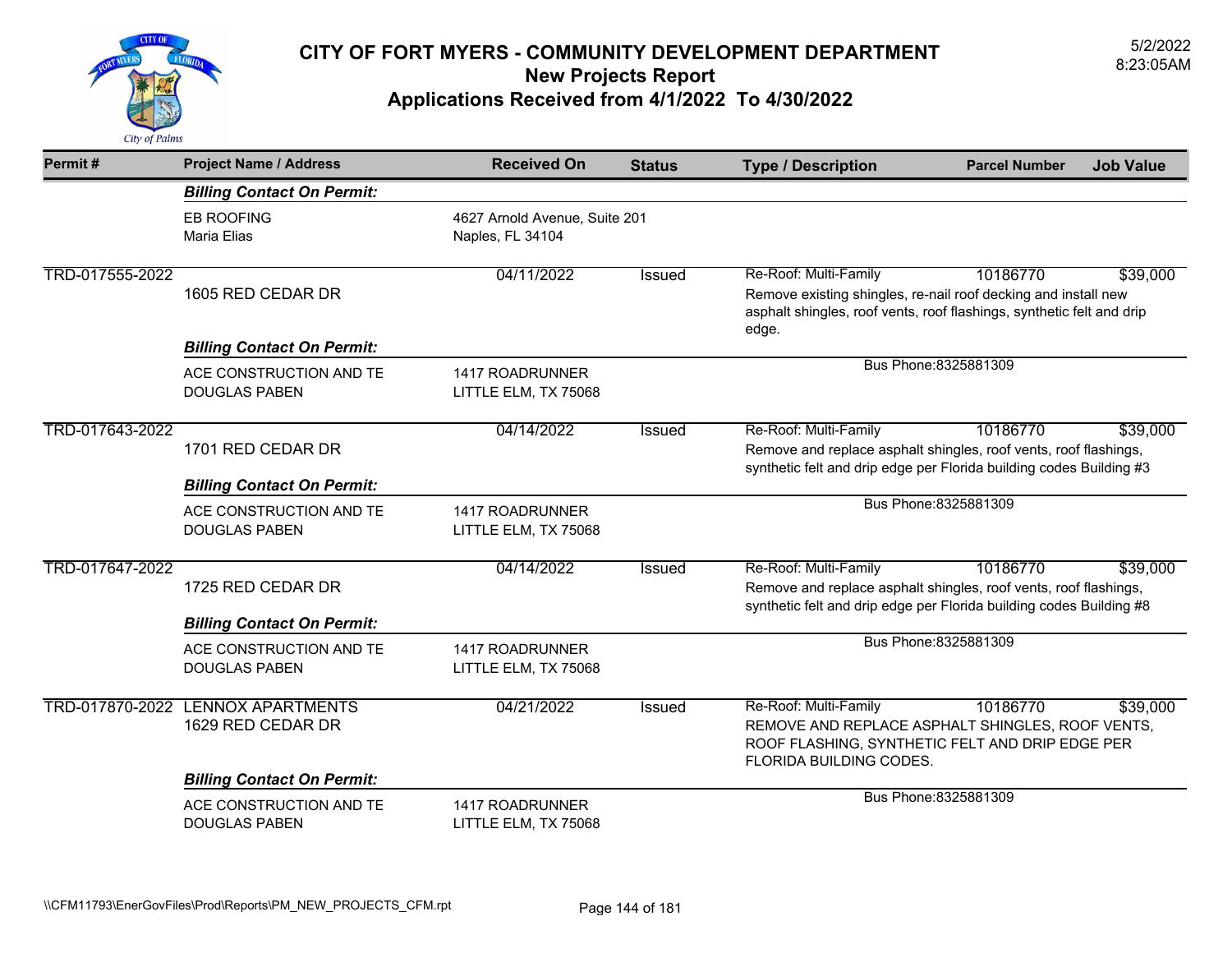# CITY OF FORT MYERS - COMMUNITY DEVELOPMENT DEPARTMENT
## New Projects Report
## Applications Received from 4/1/2022 To 4/30/2022

5/2/2022
8:23:05AM

| Permit # | Project Name / Address | Received On | Status | Type / Description | Parcel Number | Job Value |
|---|---|---|---|---|---|---|
| | ***Billing Contact On Permit:*** | | | | | |
| | EB ROOFING<br>Maria Elias | 4627 Arnold Avenue, Suite 201<br>Naples, FL 34104 | | | | |
| TRD-017555-2022 | 1605 RED CEDAR DR | 04/11/2022 | Issued | Re-Roof: Multi-Family<br>Remove existing shingles, re-nail roof decking and install new asphalt shingles, roof vents, roof flashings, synthetic felt and drip edge. | 10186770 | $39,000 |
| | ***Billing Contact On Permit:*** | | | | | |
| | ACE CONSTRUCTION AND TE<br>DOUGLAS PABEN | 1417 ROADRUNNER<br>LITTLE ELM, TX 75068 | | Bus Phone:8325881309 | | |
| TRD-017643-2022 | 1701 RED CEDAR DR | 04/14/2022 | Issued | Re-Roof: Multi-Family<br>Remove and replace asphalt shingles, roof vents, roof flashings, synthetic felt and drip edge per Florida building codes Building #3 | 10186770 | $39,000 |
| | ***Billing Contact On Permit:*** | | | | | |
| | ACE CONSTRUCTION AND TE<br>DOUGLAS PABEN | 1417 ROADRUNNER<br>LITTLE ELM, TX 75068 | | Bus Phone:8325881309 | | |
| TRD-017647-2022 | 1725 RED CEDAR DR | 04/14/2022 | Issued | Re-Roof: Multi-Family<br>Remove and replace asphalt shingles, roof vents, roof flashings, synthetic felt and drip edge per Florida building codes Building #8 | 10186770 | $39,000 |
| | ***Billing Contact On Permit:*** | | | | | |
| | ACE CONSTRUCTION AND TE<br>DOUGLAS PABEN | 1417 ROADRUNNER<br>LITTLE ELM, TX 75068 | | Bus Phone:8325881309 | | |
| TRD-017870-2022 | LENNOX APARTMENTS<br>1629 RED CEDAR DR | 04/21/2022 | Issued | Re-Roof: Multi-Family<br>REMOVE AND REPLACE ASPHALT SHINGLES, ROOF VENTS, ROOF FLASHING, SYNTHETIC FELT AND DRIP EDGE PER FLORIDA BUILDING CODES. | 10186770 | $39,000 |
| | ***Billing Contact On Permit:*** | | | | | |
| | ACE CONSTRUCTION AND TE<br>DOUGLAS PABEN | 1417 ROADRUNNER<br>LITTLE ELM, TX 75068 | | Bus Phone:8325881309 | | |

\\CFM11793\EnerGovFiles\Prod\Reports\PM_NEW_PROJECTS_CFM.rpt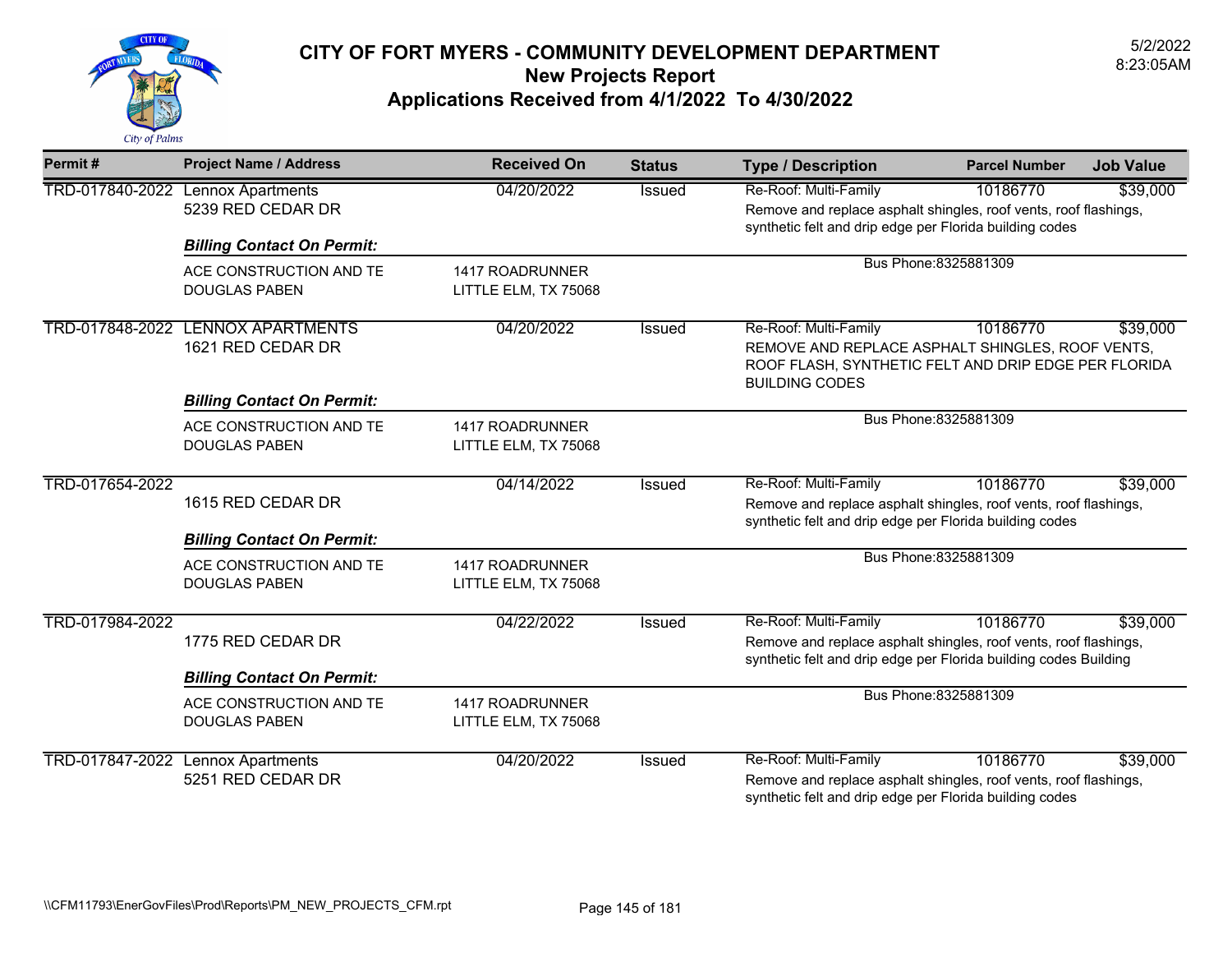# CITY OF FORT MYERS - COMMUNITY DEVELOPMENT DEPARTMENT
## New Projects Report
## Applications Received from 4/1/2022 To 4/30/2022

5/2/2022
8:23:05AM

| Permit # | Project Name / Address | Received On | Status | Type / Description | Parcel Number | Job Value |
|---|---|---|---|---|---|---|
| TRD-017840-2022 | Lennox Apartments<br>5239 RED CEDAR DR | 04/20/2022 | Issued | Re-Roof: Multi-Family<br>Remove and replace asphalt shingles, roof vents, roof flashings, synthetic felt and drip edge per Florida building codes | 10186770 | $39,000 |
| | ***Billing Contact On Permit:***<br>ACE CONSTRUCTION AND TE<br>DOUGLAS PABEN | 1417 ROADRUNNER<br>LITTLE ELM, TX 75068 | | Bus Phone:8325881309 | | |
| TRD-017848-2022 | LENNOX APARTMENTS<br>1621 RED CEDAR DR | 04/20/2022 | Issued | Re-Roof: Multi-Family<br>REMOVE AND REPLACE ASPHALT SHINGLES, ROOF VENTS, ROOF FLASH, SYNTHETIC FELT AND DRIP EDGE PER FLORIDA BUILDING CODES | 10186770 | $39,000 |
| | ***Billing Contact On Permit:***<br>ACE CONSTRUCTION AND TE<br>DOUGLAS PABEN | 1417 ROADRUNNER<br>LITTLE ELM, TX 75068 | | Bus Phone:8325881309 | | |
| TRD-017654-2022 | 1615 RED CEDAR DR | 04/14/2022 | Issued | Re-Roof: Multi-Family<br>Remove and replace asphalt shingles, roof vents, roof flashings, synthetic felt and drip edge per Florida building codes | 10186770 | $39,000 |
| | ***Billing Contact On Permit:***<br>ACE CONSTRUCTION AND TE<br>DOUGLAS PABEN | 1417 ROADRUNNER<br>LITTLE ELM, TX 75068 | | Bus Phone:8325881309 | | |
| TRD-017984-2022 | 1775 RED CEDAR DR | 04/22/2022 | Issued | Re-Roof: Multi-Family<br>Remove and replace asphalt shingles, roof vents, roof flashings, synthetic felt and drip edge per Florida building codes Building | 10186770 | $39,000 |
| | ***Billing Contact On Permit:***<br>ACE CONSTRUCTION AND TE<br>DOUGLAS PABEN | 1417 ROADRUNNER<br>LITTLE ELM, TX 75068 | | Bus Phone:8325881309 | | |
| TRD-017847-2022 | Lennox Apartments<br>5251 RED CEDAR DR | 04/20/2022 | Issued | Re-Roof: Multi-Family<br>Remove and replace asphalt shingles, roof vents, roof flashings, synthetic felt and drip edge per Florida building codes | 10186770 | $39,000 |

\\CFM11793\EnerGovFiles\Prod\Reports\PM_NEW_PROJECTS_CFM.rpt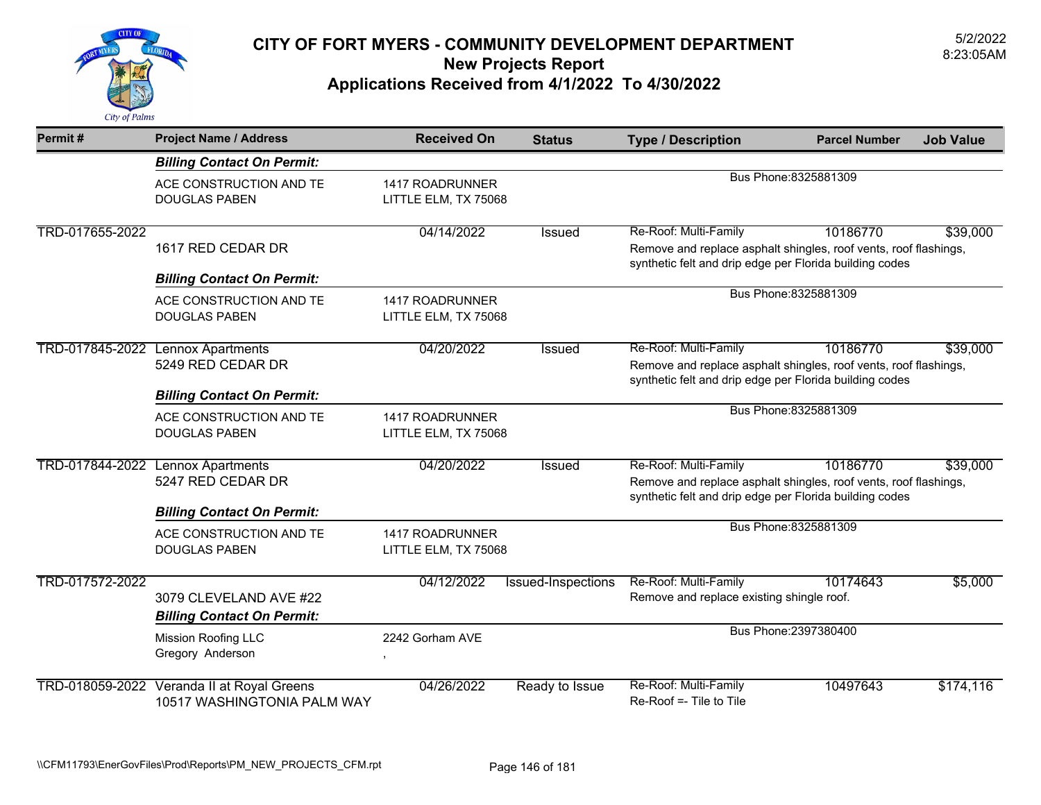# CITY OF FORT MYERS - COMMUNITY DEVELOPMENT DEPARTMENT
## New Projects Report
## Applications Received from 4/1/2022 To 4/30/2022

5/2/2022
8:23:05AM

| Permit # | Project Name / Address | Received On | Status | Type / Description | Parcel Number | Job Value |
|---|---|---|---|---|---|---|
| | ***Billing Contact On Permit:*** | | | | | |
| | ACE CONSTRUCTION AND TE<br>DOUGLAS PABEN | 1417 ROADRUNNER<br>LITTLE ELM, TX 75068 | | Bus Phone:8325881309 | | |
| TRD-017655-2022 | 1617 RED CEDAR DR | 04/14/2022 | Issued | Re-Roof: Multi-Family<br>Remove and replace asphalt shingles, roof vents, roof flashings, synthetic felt and drip edge per Florida building codes | 10186770 | $39,000 |
| | ***Billing Contact On Permit:*** | | | | | |
| | ACE CONSTRUCTION AND TE<br>DOUGLAS PABEN | 1417 ROADRUNNER<br>LITTLE ELM, TX 75068 | | Bus Phone:8325881309 | | |
| TRD-017845-2022 | Lennox Apartments<br>5249 RED CEDAR DR | 04/20/2022 | Issued | Re-Roof: Multi-Family<br>Remove and replace asphalt shingles, roof vents, roof flashings, synthetic felt and drip edge per Florida building codes | 10186770 | $39,000 |
| | ***Billing Contact On Permit:*** | | | | | |
| | ACE CONSTRUCTION AND TE<br>DOUGLAS PABEN | 1417 ROADRUNNER<br>LITTLE ELM, TX 75068 | | Bus Phone:8325881309 | | |
| TRD-017844-2022 | Lennox Apartments<br>5247 RED CEDAR DR | 04/20/2022 | Issued | Re-Roof: Multi-Family<br>Remove and replace asphalt shingles, roof vents, roof flashings, synthetic felt and drip edge per Florida building codes | 10186770 | $39,000 |
| | ***Billing Contact On Permit:*** | | | | | |
| | ACE CONSTRUCTION AND TE<br>DOUGLAS PABEN | 1417 ROADRUNNER<br>LITTLE ELM, TX 75068 | | Bus Phone:8325881309 | | |
| TRD-017572-2022 | 3079 CLEVELAND AVE #22 | 04/12/2022 | Issued-Inspections | Re-Roof: Multi-Family<br>Remove and replace existing shingle roof. | 10174643 | $5,000 |
| | ***Billing Contact On Permit:*** | | | | | |
| | Mission Roofing LLC<br>Gregory Anderson | 2242 Gorham AVE<br>, | | Bus Phone:2397380400 | | |
| TRD-018059-2022 | Veranda II at Royal Greens<br>10517 WASHINGTONIA PALM WAY | 04/26/2022 | Ready to Issue | Re-Roof: Multi-Family<br>Re-Roof =- Tile to Tile | 10497643 | $174,116 |

\\CFM11793\EnerGovFiles\Prod\Reports\PM_NEW_PROJECTS_CFM.rpt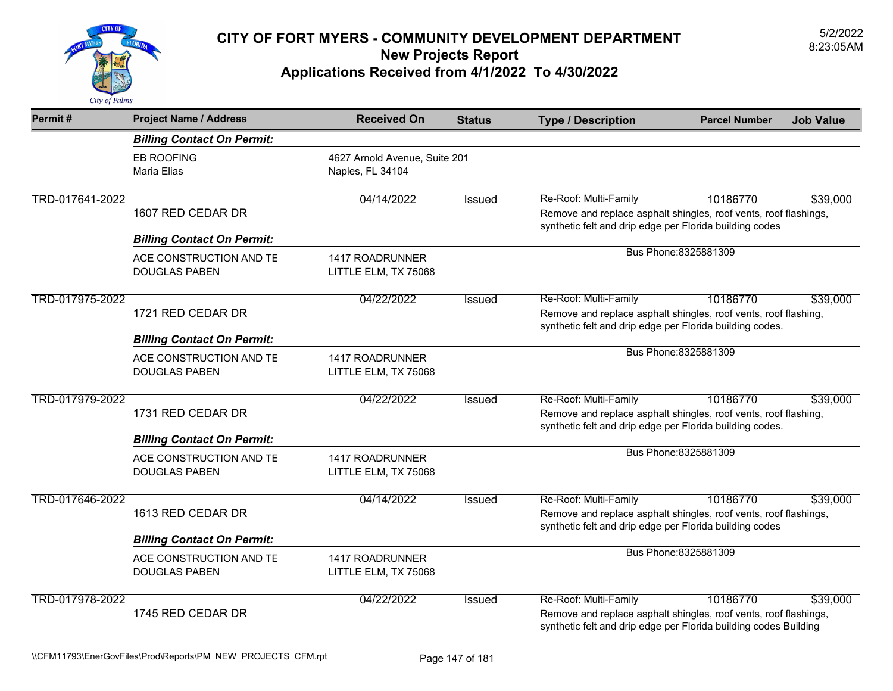# CITY OF FORT MYERS - COMMUNITY DEVELOPMENT DEPARTMENT
## New Projects Report
## Applications Received from 4/1/2022 To 4/30/2022

5/2/2022
8:23:05AM

| Permit # | Project Name / Address | Received On | Status | Type / Description | Parcel Number | Job Value |
|---|---|---|---|---|---|---|
| | ***Billing Contact On Permit:*** | | | | | |
| | EB ROOFING<br>Maria Elias | 4627 Arnold Avenue, Suite 201<br>Naples, FL 34104 | | | | |
| TRD-017641-2022 | 1607 RED CEDAR DR | 04/14/2022 | Issued | Re-Roof: Multi-Family<br>Remove and replace asphalt shingles, roof vents, roof flashings, synthetic felt and drip edge per Florida building codes | 10186770 | $39,000 |
| | ***Billing Contact On Permit:*** | | | | | |
| | ACE CONSTRUCTION AND TE<br>DOUGLAS PABEN | 1417 ROADRUNNER<br>LITTLE ELM, TX 75068 | | Bus Phone:8325881309 | | |
| TRD-017975-2022 | 1721 RED CEDAR DR | 04/22/2022 | Issued | Re-Roof: Multi-Family<br>Remove and replace asphalt shingles, roof vents, roof flashing, synthetic felt and drip edge per Florida building codes. | 10186770 | $39,000 |
| | ***Billing Contact On Permit:*** | | | | | |
| | ACE CONSTRUCTION AND TE<br>DOUGLAS PABEN | 1417 ROADRUNNER<br>LITTLE ELM, TX 75068 | | Bus Phone:8325881309 | | |
| TRD-017979-2022 | 1731 RED CEDAR DR | 04/22/2022 | Issued | Re-Roof: Multi-Family<br>Remove and replace asphalt shingles, roof vents, roof flashing, synthetic felt and drip edge per Florida building codes. | 10186770 | $39,000 |
| | ***Billing Contact On Permit:*** | | | | | |
| | ACE CONSTRUCTION AND TE<br>DOUGLAS PABEN | 1417 ROADRUNNER<br>LITTLE ELM, TX 75068 | | Bus Phone:8325881309 | | |
| TRD-017646-2022 | 1613 RED CEDAR DR | 04/14/2022 | Issued | Re-Roof: Multi-Family<br>Remove and replace asphalt shingles, roof vents, roof flashings, synthetic felt and drip edge per Florida building codes | 10186770 | $39,000 |
| | ***Billing Contact On Permit:*** | | | | | |
| | ACE CONSTRUCTION AND TE<br>DOUGLAS PABEN | 1417 ROADRUNNER<br>LITTLE ELM, TX 75068 | | Bus Phone:8325881309 | | |
| TRD-017978-2022 | 1745 RED CEDAR DR | 04/22/2022 | Issued | Re-Roof: Multi-Family<br>Remove and replace asphalt shingles, roof vents, roof flashings, synthetic felt and drip edge per Florida building codes Building | 10186770 | $39,000 |

\\CFM11793\EnerGovFiles\Prod\Reports\PM_NEW_PROJECTS_CFM.rpt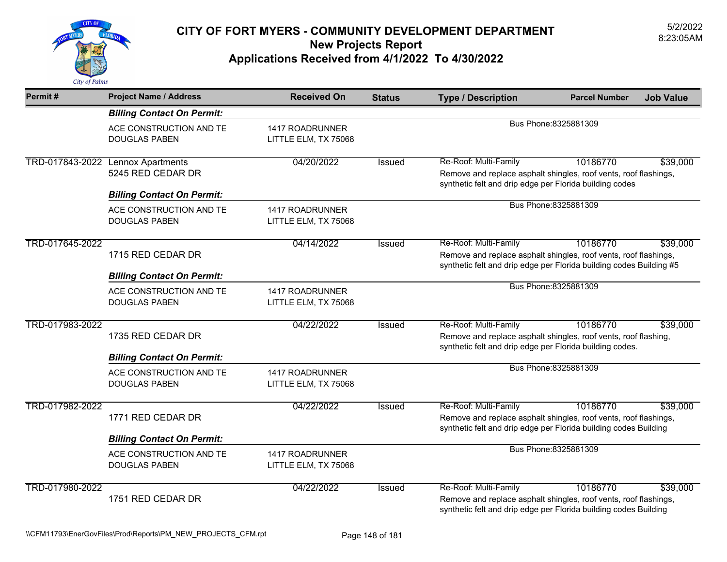# CITY OF FORT MYERS - COMMUNITY DEVELOPMENT DEPARTMENT
## New Projects Report
## Applications Received from 4/1/2022 To 4/30/2022

5/2/2022
8:23:05AM

| Permit # | Project Name / Address | Received On | Status | Type / Description | Parcel Number | Job Value |
|---|---|---|---|---|---|---|
| | ***Billing Contact On Permit:*** | | | | | |
| | ACE CONSTRUCTION AND TE<br>DOUGLAS PABEN | 1417 ROADRUNNER<br>LITTLE ELM, TX 75068 | | Bus Phone:8325881309 | | |
| TRD-017843-2022 | Lennox Apartments<br>5245 RED CEDAR DR | 04/20/2022 | Issued | Re-Roof: Multi-Family<br>Remove and replace asphalt shingles, roof vents, roof flashings, synthetic felt and drip edge per Florida building codes | 10186770 | $39,000 |
| | ***Billing Contact On Permit:*** | | | | | |
| | ACE CONSTRUCTION AND TE<br>DOUGLAS PABEN | 1417 ROADRUNNER<br>LITTLE ELM, TX 75068 | | Bus Phone:8325881309 | | |
| TRD-017645-2022 | 1715 RED CEDAR DR | 04/14/2022 | Issued | Re-Roof: Multi-Family<br>Remove and replace asphalt shingles, roof vents, roof flashings, synthetic felt and drip edge per Florida building codes Building #5 | 10186770 | $39,000 |
| | ***Billing Contact On Permit:*** | | | | | |
| | ACE CONSTRUCTION AND TE<br>DOUGLAS PABEN | 1417 ROADRUNNER<br>LITTLE ELM, TX 75068 | | Bus Phone:8325881309 | | |
| TRD-017983-2022 | 1735 RED CEDAR DR | 04/22/2022 | Issued | Re-Roof: Multi-Family<br>Remove and replace asphalt shingles, roof vents, roof flashing, synthetic felt and drip edge per Florida building codes. | 10186770 | $39,000 |
| | ***Billing Contact On Permit:*** | | | | | |
| | ACE CONSTRUCTION AND TE<br>DOUGLAS PABEN | 1417 ROADRUNNER<br>LITTLE ELM, TX 75068 | | Bus Phone:8325881309 | | |
| TRD-017982-2022 | 1771 RED CEDAR DR | 04/22/2022 | Issued | Re-Roof: Multi-Family<br>Remove and replace asphalt shingles, roof vents, roof flashings, synthetic felt and drip edge per Florida building codes Building | 10186770 | $39,000 |
| | ***Billing Contact On Permit:*** | | | | | |
| | ACE CONSTRUCTION AND TE<br>DOUGLAS PABEN | 1417 ROADRUNNER<br>LITTLE ELM, TX 75068 | | Bus Phone:8325881309 | | |
| TRD-017980-2022 | 1751 RED CEDAR DR | 04/22/2022 | Issued | Re-Roof: Multi-Family<br>Remove and replace asphalt shingles, roof vents, roof flashings, synthetic felt and drip edge per Florida building codes Building | 10186770 | $39,000 |

\\CFM11793\EnerGovFiles\Prod\Reports\PM_NEW_PROJECTS_CFM.rpt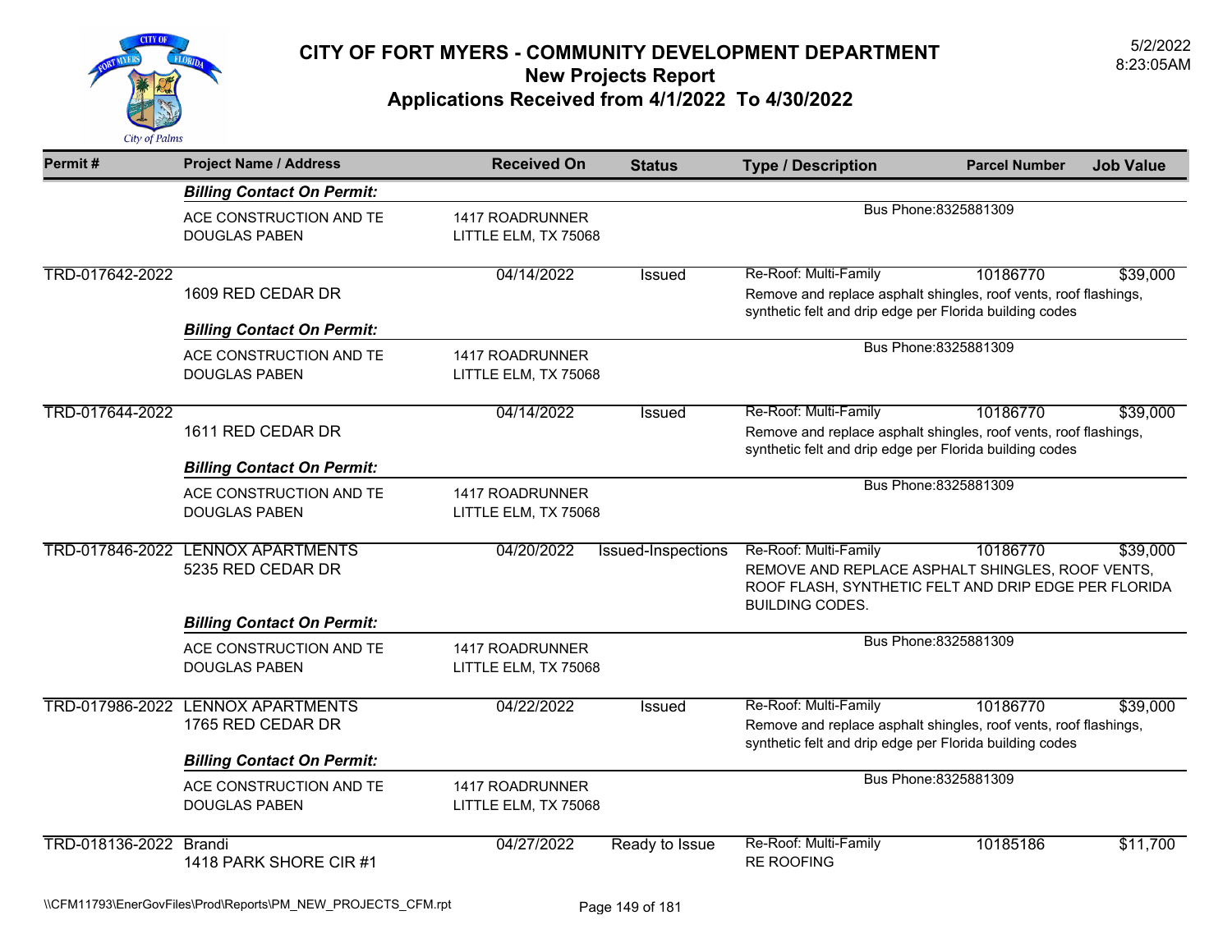# CITY OF FORT MYERS - COMMUNITY DEVELOPMENT DEPARTMENT
## New Projects Report
## Applications Received from 4/1/2022 To 4/30/2022

5/2/2022
8:23:05AM

| Permit # | Project Name / Address | Received On | Status | Type / Description | Parcel Number | Job Value |
|---|---|---|---|---|---|---|
| | ***Billing Contact On Permit:*** | | | | | |
| | ACE CONSTRUCTION AND TE<br>DOUGLAS PABEN | 1417 ROADRUNNER<br>LITTLE ELM, TX 75068 | | Bus Phone:8325881309 | | |
| TRD-017642-2022 | 1609 RED CEDAR DR | 04/14/2022 | Issued | Re-Roof: Multi-Family<br>Remove and replace asphalt shingles, roof vents, roof flashings, synthetic felt and drip edge per Florida building codes | 10186770 | $39,000 |
| | ***Billing Contact On Permit:*** | | | | | |
| | ACE CONSTRUCTION AND TE<br>DOUGLAS PABEN | 1417 ROADRUNNER<br>LITTLE ELM, TX 75068 | | Bus Phone:8325881309 | | |
| TRD-017644-2022 | 1611 RED CEDAR DR | 04/14/2022 | Issued | Re-Roof: Multi-Family<br>Remove and replace asphalt shingles, roof vents, roof flashings, synthetic felt and drip edge per Florida building codes | 10186770 | $39,000 |
| | ***Billing Contact On Permit:*** | | | | | |
| | ACE CONSTRUCTION AND TE<br>DOUGLAS PABEN | 1417 ROADRUNNER<br>LITTLE ELM, TX 75068 | | Bus Phone:8325881309 | | |
| TRD-017846-2022 | LENNOX APARTMENTS<br>5235 RED CEDAR DR | 04/20/2022 | Issued-Inspections | Re-Roof: Multi-Family<br>REMOVE AND REPLACE ASPHALT SHINGLES, ROOF VENTS, ROOF FLASH, SYNTHETIC FELT AND DRIP EDGE PER FLORIDA BUILDING CODES. | 10186770 | $39,000 |
| | ***Billing Contact On Permit:*** | | | | | |
| | ACE CONSTRUCTION AND TE<br>DOUGLAS PABEN | 1417 ROADRUNNER<br>LITTLE ELM, TX 75068 | | Bus Phone:8325881309 | | |
| TRD-017986-2022 | LENNOX APARTMENTS<br>1765 RED CEDAR DR | 04/22/2022 | Issued | Re-Roof: Multi-Family<br>Remove and replace asphalt shingles, roof vents, roof flashings, synthetic felt and drip edge per Florida building codes | 10186770 | $39,000 |
| | ***Billing Contact On Permit:*** | | | | | |
| | ACE CONSTRUCTION AND TE<br>DOUGLAS PABEN | 1417 ROADRUNNER<br>LITTLE ELM, TX 75068 | | Bus Phone:8325881309 | | |
| TRD-018136-2022 | Brandi<br>1418 PARK SHORE CIR #1 | 04/27/2022 | Ready to Issue | Re-Roof: Multi-Family<br>RE ROOFING | 10185186 | $11,700 |

\\CFM11793\EnerGovFiles\Prod\Reports\PM_NEW_PROJECTS_CFM.rpt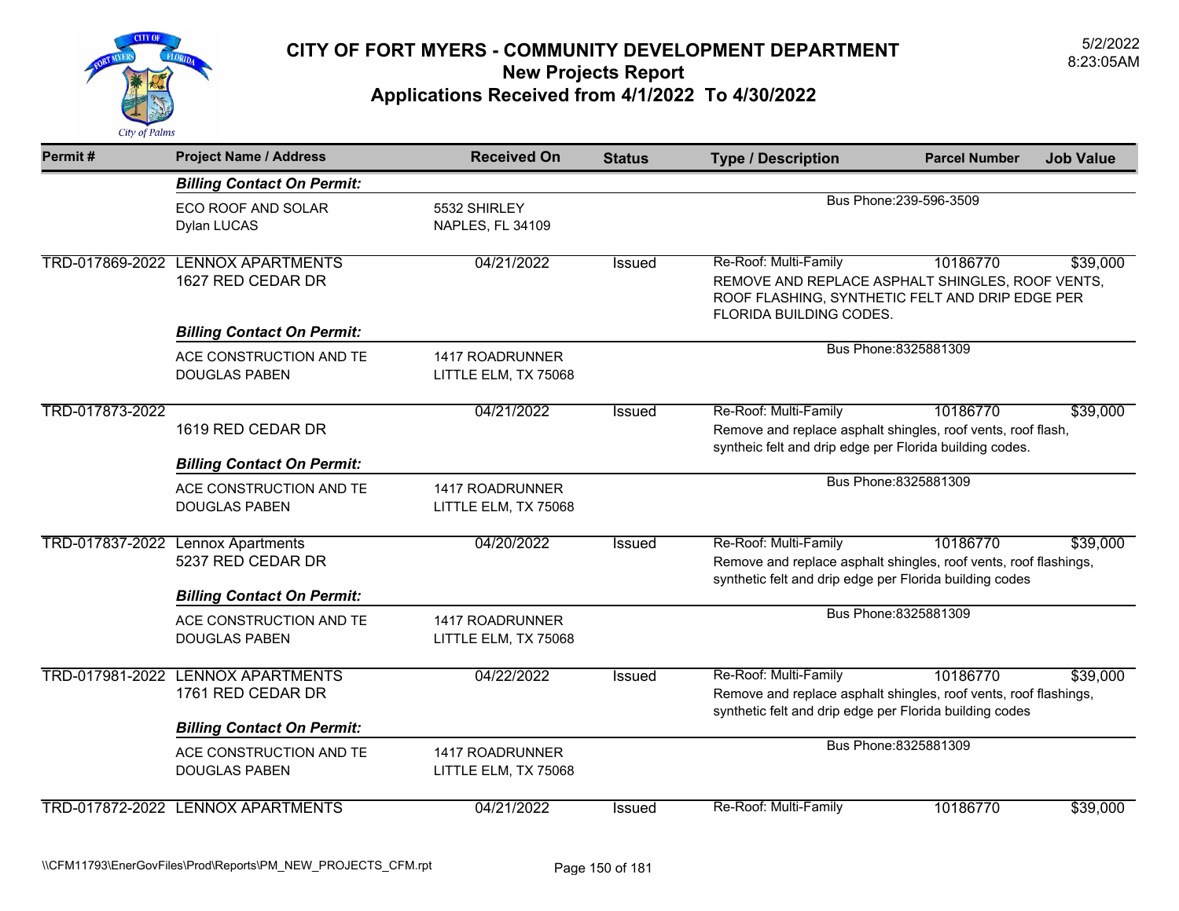# CITY OF FORT MYERS - COMMUNITY DEVELOPMENT DEPARTMENT
## New Projects Report
## Applications Received from 4/1/2022 To 4/30/2022

5/2/2022
8:23:05AM

| Permit # | Project Name / Address | Received On | Status | Type / Description | Parcel Number | Job Value |
|---|---|---|---|---|---|---|
| | ***Billing Contact On Permit:*** | | | | | |
| | ECO ROOF AND SOLAR<br>Dylan LUCAS | 5532 SHIRLEY<br>NAPLES, FL 34109 | | Bus Phone:239-596-3509 | | |
| TRD-017869-2022 | LENNOX APARTMENTS<br>1627 RED CEDAR DR | 04/21/2022 | Issued | Re-Roof: Multi-Family<br>REMOVE AND REPLACE ASPHALT SHINGLES, ROOF VENTS, ROOF FLASHING, SYNTHETIC FELT AND DRIP EDGE PER FLORIDA BUILDING CODES. | 10186770 | $39,000 |
| | ***Billing Contact On Permit:*** | | | | | |
| | ACE CONSTRUCTION AND TE<br>DOUGLAS PABEN | 1417 ROADRUNNER<br>LITTLE ELM, TX 75068 | | Bus Phone:8325881309 | | |
| TRD-017873-2022 | 1619 RED CEDAR DR | 04/21/2022 | Issued | Re-Roof: Multi-Family<br>Remove and replace asphalt shingles, roof vents, roof flash, syntheic felt and drip edge per Florida building codes. | 10186770 | $39,000 |
| | ***Billing Contact On Permit:*** | | | | | |
| | ACE CONSTRUCTION AND TE<br>DOUGLAS PABEN | 1417 ROADRUNNER<br>LITTLE ELM, TX 75068 | | Bus Phone:8325881309 | | |
| TRD-017837-2022 | Lennox Apartments<br>5237 RED CEDAR DR | 04/20/2022 | Issued | Re-Roof: Multi-Family<br>Remove and replace asphalt shingles, roof vents, roof flashings, synthetic felt and drip edge per Florida building codes | 10186770 | $39,000 |
| | ***Billing Contact On Permit:*** | | | | | |
| | ACE CONSTRUCTION AND TE<br>DOUGLAS PABEN | 1417 ROADRUNNER<br>LITTLE ELM, TX 75068 | | Bus Phone:8325881309 | | |
| TRD-017981-2022 | LENNOX APARTMENTS<br>1761 RED CEDAR DR | 04/22/2022 | Issued | Re-Roof: Multi-Family<br>Remove and replace asphalt shingles, roof vents, roof flashings, synthetic felt and drip edge per Florida building codes | 10186770 | $39,000 |
| | ***Billing Contact On Permit:*** | | | | | |
| | ACE CONSTRUCTION AND TE<br>DOUGLAS PABEN | 1417 ROADRUNNER<br>LITTLE ELM, TX 75068 | | Bus Phone:8325881309 | | |
| TRD-017872-2022 | LENNOX APARTMENTS | 04/21/2022 | Issued | Re-Roof: Multi-Family | 10186770 | $39,000 |

\\CFM11793\EnerGovFiles\Prod\Reports\PM_NEW_PROJECTS_CFM.rpt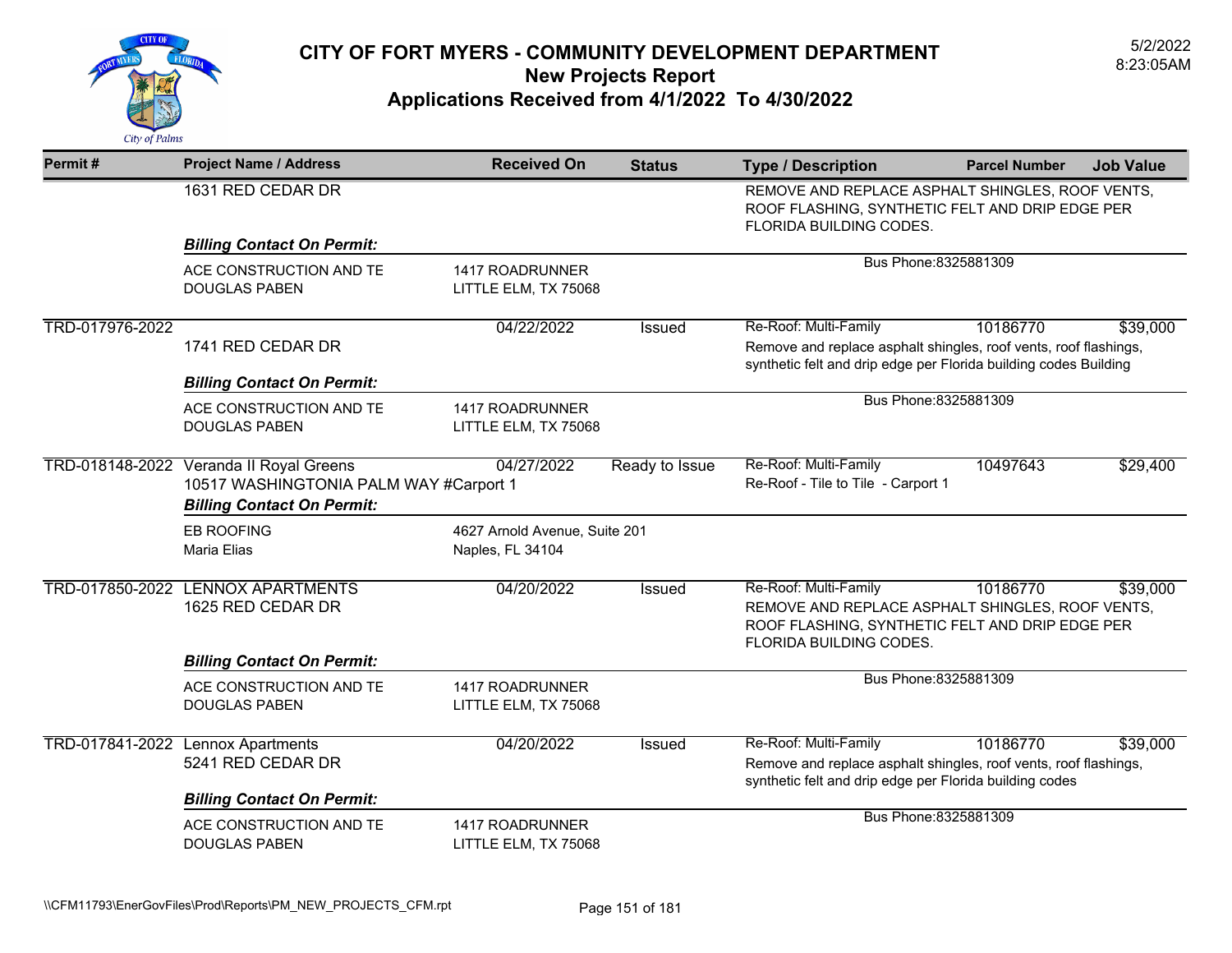# CITY OF FORT MYERS - COMMUNITY DEVELOPMENT DEPARTMENT
## New Projects Report
## Applications Received from 4/1/2022 To 4/30/2022

5/2/2022
8:23:05AM

| Permit # | Project Name / Address | Received On | Status | Type / Description | Parcel Number | Job Value |
|---|---|---|---|---|---|---|
| | 1631 RED CEDAR DR | | | REMOVE AND REPLACE ASPHALT SHINGLES, ROOF VENTS, ROOF FLASHING, SYNTHETIC FELT AND DRIP EDGE PER FLORIDA BUILDING CODES. | | |
| | ***Billing Contact On Permit:*** | | | | | |
| | ACE CONSTRUCTION AND TE<br>DOUGLAS PABEN | 1417 ROADRUNNER<br>LITTLE ELM, TX 75068 | | Bus Phone:8325881309 | | |
| TRD-017976-2022 | 1741 RED CEDAR DR | 04/22/2022 | Issued | Re-Roof: Multi-Family<br>Remove and replace asphalt shingles, roof vents, roof flashings, synthetic felt and drip edge per Florida building codes Building | 10186770 | $39,000 |
| | ***Billing Contact On Permit:*** | | | | | |
| | ACE CONSTRUCTION AND TE<br>DOUGLAS PABEN | 1417 ROADRUNNER<br>LITTLE ELM, TX 75068 | | Bus Phone:8325881309 | | |
| TRD-018148-2022 | Veranda II Royal Greens<br>10517 WASHINGTONIA PALM WAY #Carport 1 | 04/27/2022 | Ready to Issue | Re-Roof: Multi-Family<br>Re-Roof - Tile to Tile - Carport 1 | 10497643 | $29,400 |
| | ***Billing Contact On Permit:*** | | | | | |
| | EB ROOFING<br>Maria Elias | 4627 Arnold Avenue, Suite 201<br>Naples, FL 34104 | | | | |
| TRD-017850-2022 | LENNOX APARTMENTS<br>1625 RED CEDAR DR | 04/20/2022 | Issued | Re-Roof: Multi-Family<br>REMOVE AND REPLACE ASPHALT SHINGLES, ROOF VENTS, ROOF FLASHING, SYNTHETIC FELT AND DRIP EDGE PER FLORIDA BUILDING CODES. | 10186770 | $39,000 |
| | ***Billing Contact On Permit:*** | | | | | |
| | ACE CONSTRUCTION AND TE<br>DOUGLAS PABEN | 1417 ROADRUNNER<br>LITTLE ELM, TX 75068 | | Bus Phone:8325881309 | | |
| TRD-017841-2022 | Lennox Apartments<br>5241 RED CEDAR DR | 04/20/2022 | Issued | Re-Roof: Multi-Family<br>Remove and replace asphalt shingles, roof vents, roof flashings, synthetic felt and drip edge per Florida building codes | 10186770 | $39,000 |
| | ***Billing Contact On Permit:*** | | | | | |
| | ACE CONSTRUCTION AND TE<br>DOUGLAS PABEN | 1417 ROADRUNNER<br>LITTLE ELM, TX 75068 | | Bus Phone:8325881309 | | |

\\CFM11793\EnerGovFiles\Prod\Reports\PM_NEW_PROJECTS_CFM.rpt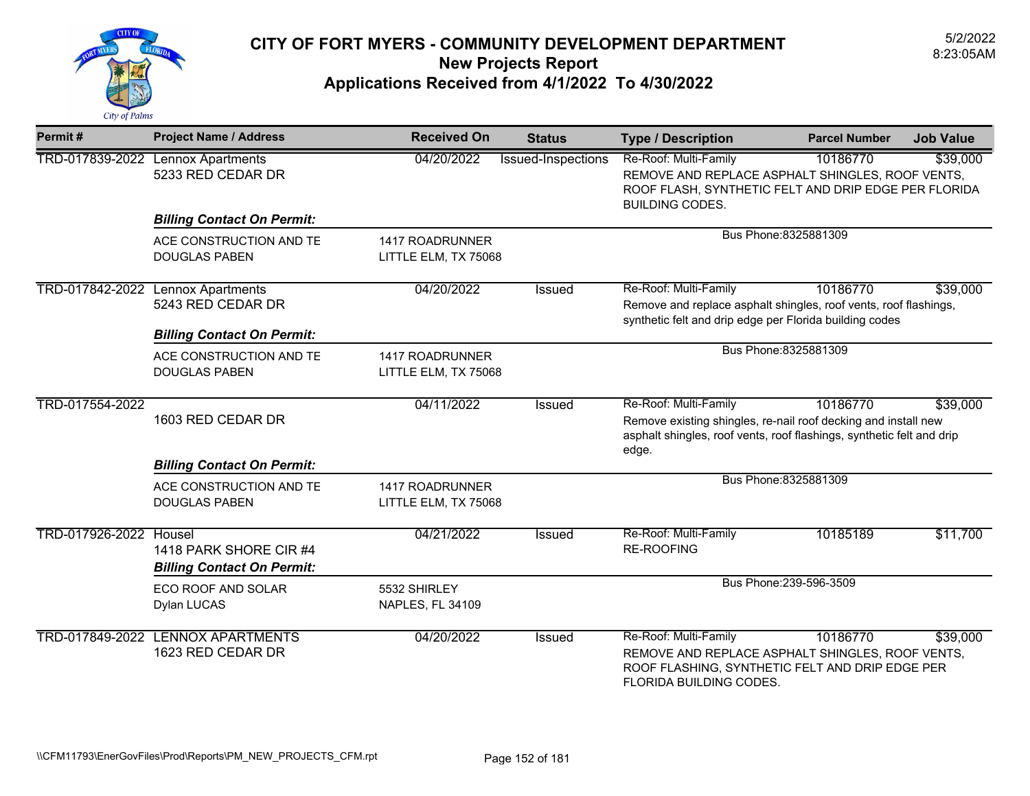# CITY OF FORT MYERS - COMMUNITY DEVELOPMENT DEPARTMENT

## New Projects Report

## Applications Received from 4/1/2022 To 4/30/2022

5/2/2022
8:23:05AM

| Permit # | Project Name / Address | Received On | Status | Type / Description | Parcel Number | Job Value |
|---|---|---|---|---|---|---|
| TRD-017839-2022 | Lennox Apartments<br>5233 RED CEDAR DR | 04/20/2022 | Issued-Inspections | Re-Roof: Multi-Family<br>REMOVE AND REPLACE ASPHALT SHINGLES, ROOF VENTS, ROOF FLASH, SYNTHETIC FELT AND DRIP EDGE PER FLORIDA BUILDING CODES. | 10186770 | $39,000 |
| | ***Billing Contact On Permit:*** | | | | | |
| | ACE CONSTRUCTION AND TE<br>DOUGLAS PABEN | 1417 ROADRUNNER<br>LITTLE ELM, TX 75068 | | Bus Phone:8325881309 | | |
| TRD-017842-2022 | Lennox Apartments<br>5243 RED CEDAR DR | 04/20/2022 | Issued | Re-Roof: Multi-Family<br>Remove and replace asphalt shingles, roof vents, roof flashings, synthetic felt and drip edge per Florida building codes | 10186770 | $39,000 |
| | ***Billing Contact On Permit:*** | | | | | |
| | ACE CONSTRUCTION AND TE<br>DOUGLAS PABEN | 1417 ROADRUNNER<br>LITTLE ELM, TX 75068 | | Bus Phone:8325881309 | | |
| TRD-017554-2022 | 1603 RED CEDAR DR | 04/11/2022 | Issued | Re-Roof: Multi-Family<br>Remove existing shingles, re-nail roof decking and install new asphalt shingles, roof vents, roof flashings, synthetic felt and drip edge. | 10186770 | $39,000 |
| | ***Billing Contact On Permit:*** | | | | | |
| | ACE CONSTRUCTION AND TE<br>DOUGLAS PABEN | 1417 ROADRUNNER<br>LITTLE ELM, TX 75068 | | Bus Phone:8325881309 | | |
| TRD-017926-2022 | Housel<br>1418 PARK SHORE CIR #4 | 04/21/2022 | Issued | Re-Roof: Multi-Family<br>RE-ROOFING | 10185189 | $11,700 |
| | ***Billing Contact On Permit:*** | | | | | |
| | ECO ROOF AND SOLAR<br>Dylan LUCAS | 5532 SHIRLEY<br>NAPLES, FL 34109 | | Bus Phone:239-596-3509 | | |
| TRD-017849-2022 | LENNOX APARTMENTS<br>1623 RED CEDAR DR | 04/20/2022 | Issued | Re-Roof: Multi-Family<br>REMOVE AND REPLACE ASPHALT SHINGLES, ROOF VENTS, ROOF FLASHING, SYNTHETIC FELT AND DRIP EDGE PER FLORIDA BUILDING CODES. | 10186770 | $39,000 |

\\CFM11793\EnerGovFiles\Prod\Reports\PM_NEW_PROJECTS_CFM.rpt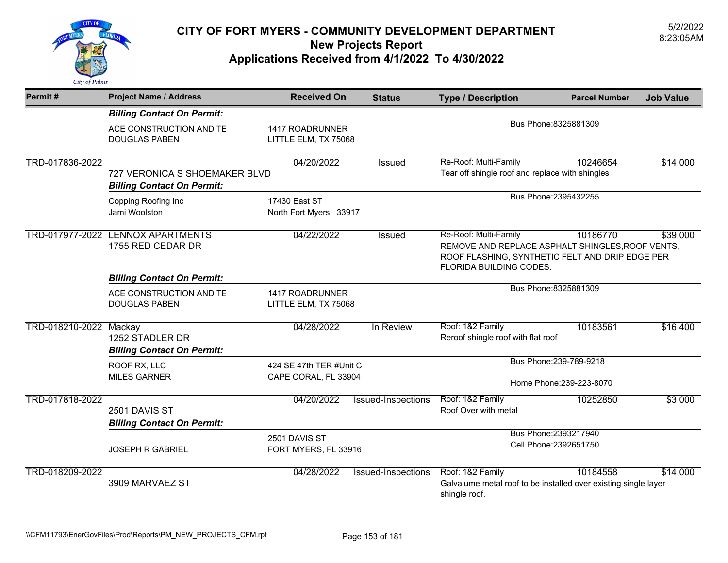# CITY OF FORT MYERS - COMMUNITY DEVELOPMENT DEPARTMENT
## New Projects Report
## Applications Received from 4/1/2022 To 4/30/2022

5/2/2022
8:23:05AM

| Permit # | Project Name / Address | Received On | Status | Type / Description | Parcel Number | Job Value |
|---|---|---|---|---|---|---|
| | ***Billing Contact On Permit:*** | | | | | |
| | ACE CONSTRUCTION AND TE<br>DOUGLAS PABEN | 1417 ROADRUNNER<br>LITTLE ELM, TX 75068 | | Bus Phone:8325881309 | | |
| TRD-017836-2022 | 727 VERONICA S SHOEMAKER BLVD | 04/20/2022 | Issued | Re-Roof: Multi-Family<br>Tear off shingle roof and replace with shingles | 10246654 | $14,000 |
| | ***Billing Contact On Permit:*** | | | | | |
| | Copping Roofing Inc<br>Jami Woolston | 17430 East ST<br>North Fort Myers, 33917 | | Bus Phone:2395432255 | | |
| TRD-017977-2022 | LENNOX APARTMENTS<br>1755 RED CEDAR DR | 04/22/2022 | Issued | Re-Roof: Multi-Family<br>REMOVE AND REPLACE ASPHALT SHINGLES,ROOF VENTS, ROOF FLASHING, SYNTHETIC FELT AND DRIP EDGE PER FLORIDA BUILDING CODES. | 10186770 | $39,000 |
| | ***Billing Contact On Permit:*** | | | | | |
| | ACE CONSTRUCTION AND TE<br>DOUGLAS PABEN | 1417 ROADRUNNER<br>LITTLE ELM, TX 75068 | | Bus Phone:8325881309 | | |
| TRD-018210-2022 | Mackay<br>1252 STADLER DR | 04/28/2022 | In Review | Roof: 1&2 Family<br>Reroof shingle roof with flat roof | 10183561 | $16,400 |
| | ***Billing Contact On Permit:*** | | | | | |
| | ROOF RX, LLC<br>MILES GARNER | 424 SE 47th TER #Unit C<br>CAPE CORAL, FL 33904 | | Bus Phone:239-789-9218<br>Home Phone:239-223-8070 | | |
| TRD-017818-2022 | 2501 DAVIS ST | 04/20/2022 | Issued-Inspections | Roof: 1&2 Family<br>Roof Over with metal | 10252850 | $3,000 |
| | ***Billing Contact On Permit:*** | | | | | |
| | JOSEPH R GABRIEL | 2501 DAVIS ST<br>FORT MYERS, FL 33916 | | Bus Phone:2393217940<br>Cell Phone:2392651750 | | |
| TRD-018209-2022 | 3909 MARVAEZ ST | 04/28/2022 | Issued-Inspections | Roof: 1&2 Family<br>Galvalume metal roof to be installed over existing single layer shingle roof. | 10184558 | $14,000 |

\\CFM11793\EnerGovFiles\Prod\Reports\PM_NEW_PROJECTS_CFM.rpt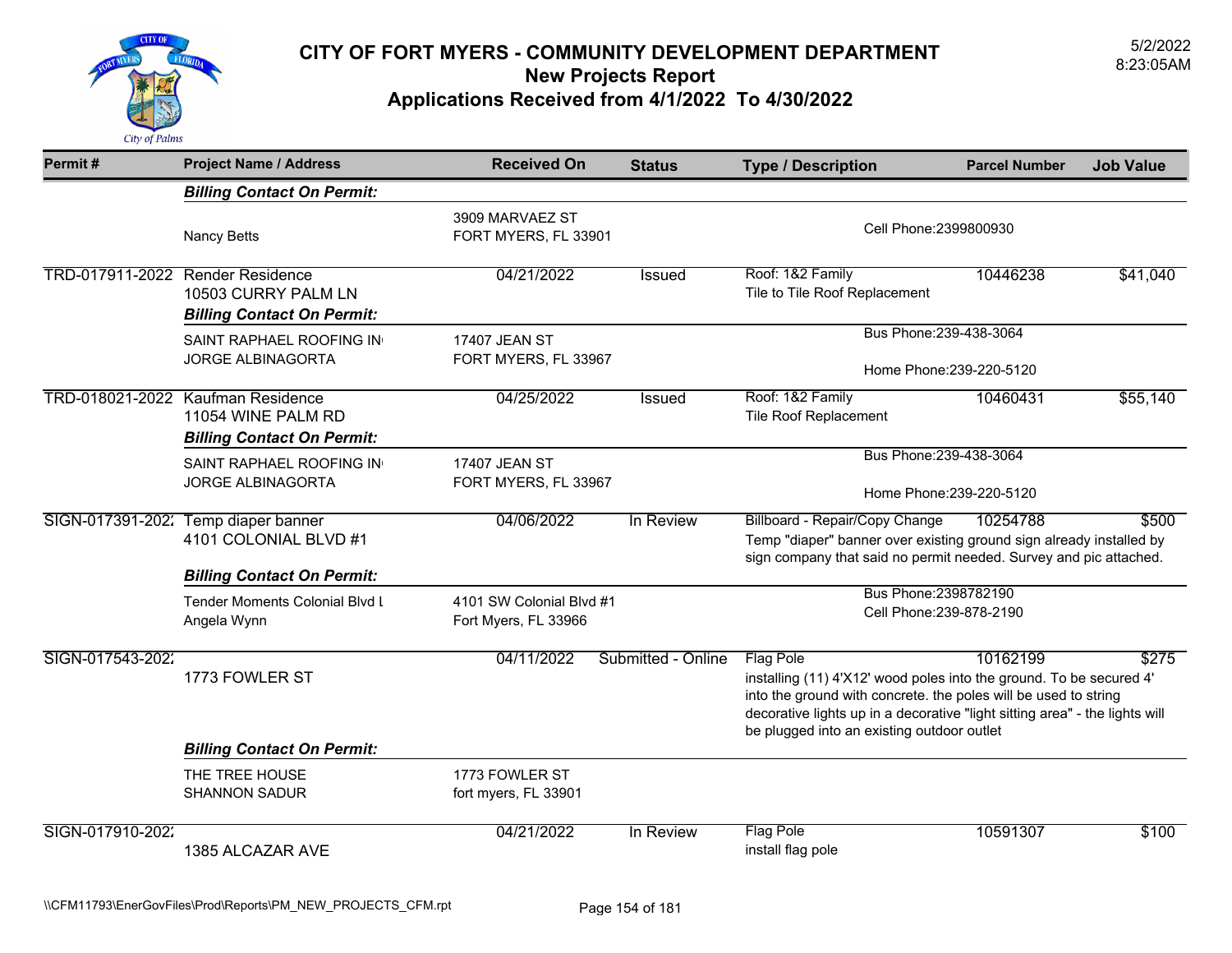# CITY OF FORT MYERS - COMMUNITY DEVELOPMENT DEPARTMENT
## New Projects Report
## Applications Received from 4/1/2022 To 4/30/2022

5/2/2022
8:23:05AM

| Permit # | Project Name / Address | Received On | Status | Type / Description | Parcel Number | Job Value |
|---|---|---|---|---|---|---|
| | ***Billing Contact On Permit:*** | | | | | |
| | Nancy Betts | 3909 MARVAEZ ST<br>FORT MYERS, FL 33901 | | Cell Phone:2399800930 | | |
| TRD-017911-2022 | Render Residence<br>10503 CURRY PALM LN | 04/21/2022 | Issued | Roof: 1&2 Family<br>Tile to Tile Roof Replacement | 10446238 | $41,040 |
| | ***Billing Contact On Permit:*** | | | | | |
| | SAINT RAPHAEL ROOFING IN<br>JORGE ALBINAGORTA | 17407 JEAN ST<br>FORT MYERS, FL 33967 | | Bus Phone:239-438-3064<br>Home Phone:239-220-5120 | | |
| TRD-018021-2022 | Kaufman Residence<br>11054 WINE PALM RD | 04/25/2022 | Issued | Roof: 1&2 Family<br>Tile Roof Replacement | 10460431 | $55,140 |
| | ***Billing Contact On Permit:*** | | | | | |
| | SAINT RAPHAEL ROOFING IN<br>JORGE ALBINAGORTA | 17407 JEAN ST<br>FORT MYERS, FL 33967 | | Bus Phone:239-438-3064<br>Home Phone:239-220-5120 | | |
| SIGN-017391-2022 | Temp diaper banner<br>4101 COLONIAL BLVD #1 | 04/06/2022 | In Review | Billboard - Repair/Copy Change<br>Temp "diaper" banner over existing ground sign already installed by sign company that said no permit needed. Survey and pic attached. | 10254788 | $500 |
| | ***Billing Contact On Permit:*** | | | | | |
| | Tender Moments Colonial Blvd L<br>Angela Wynn | 4101 SW Colonial Blvd #1<br>Fort Myers, FL 33966 | | Bus Phone:2398782190<br>Cell Phone:239-878-2190 | | |
| SIGN-017543-2022 | 1773 FOWLER ST | 04/11/2022 | Submitted - Online | Flag Pole<br>installing (11) 4'X12' wood poles into the ground. To be secured 4' into the ground with concrete. the poles will be used to string decorative lights up in a decorative "light sitting area" - the lights will be plugged into an existing outdoor outlet | 10162199 | $275 |
| | ***Billing Contact On Permit:*** | | | | | |
| | THE TREE HOUSE<br>SHANNON SADUR | 1773 FOWLER ST<br>fort myers, FL 33901 | | | | |
| SIGN-017910-2022 | 1385 ALCAZAR AVE | 04/21/2022 | In Review | Flag Pole<br>install flag pole | 10591307 | $100 |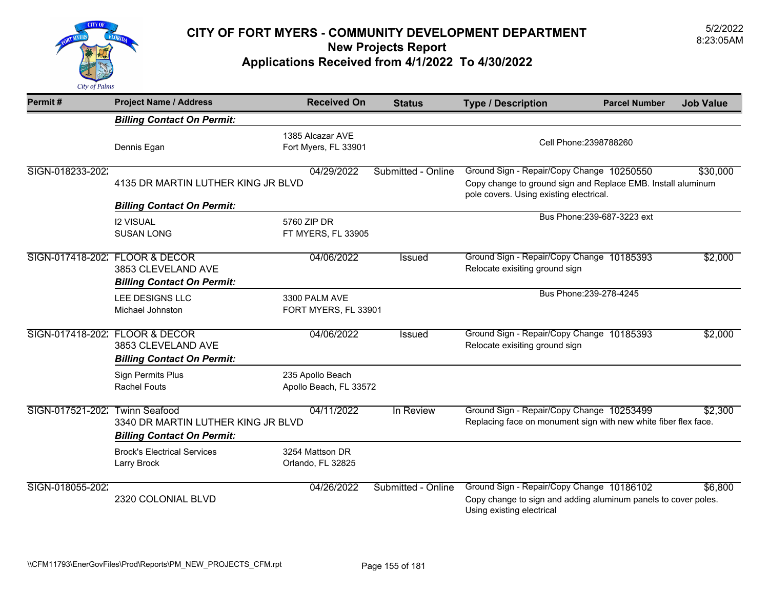# CITY OF FORT MYERS - COMMUNITY DEVELOPMENT DEPARTMENT
## New Projects Report
## Applications Received from 4/1/2022 To 4/30/2022

5/2/2022
8:23:05AM

| Permit # | Project Name / Address | Received On | Status | Type / Description | Parcel Number | Job Value |
|---|---|---|---|---|---|---|
| | ***Billing Contact On Permit:*** | | | | | |
| | Dennis Egan | 1385 Alcazar AVE<br>Fort Myers, FL 33901 | | Cell Phone:2398788260 | | |
| SIGN-018233-202. | 4135 DR MARTIN LUTHER KING JR BLVD | 04/29/2022 | Submitted - Online | Ground Sign - Repair/Copy Change<br>Copy change to ground sign and Replace EMB. Install aluminum pole covers. Using existing electrical. | 10250550 | $30,000 |
| | ***Billing Contact On Permit:*** | | | | | |
| | I2 VISUAL<br>SUSAN LONG | 5760 ZIP DR<br>FT MYERS, FL 33905 | | Bus Phone:239-687-3223 ext | | |
| SIGN-017418-202. | FLOOR & DECOR<br>3853 CLEVELAND AVE | 04/06/2022 | Issued | Ground Sign - Repair/Copy Change<br>Relocate exisiting ground sign | 10185393 | $2,000 |
| | ***Billing Contact On Permit:*** | | | | | |
| | LEE DESIGNS LLC<br>Michael Johnston | 3300 PALM AVE<br>FORT MYERS, FL 33901 | | Bus Phone:239-278-4245 | | |
| SIGN-017418-202. | FLOOR & DECOR<br>3853 CLEVELAND AVE | 04/06/2022 | Issued | Ground Sign - Repair/Copy Change<br>Relocate exisiting ground sign | 10185393 | $2,000 |
| | ***Billing Contact On Permit:*** | | | | | |
| | Sign Permits Plus<br>Rachel Fouts | 235 Apollo Beach<br>Apollo Beach, FL 33572 | | | | |
| SIGN-017521-202. | Twinn Seafood<br>3340 DR MARTIN LUTHER KING JR BLVD | 04/11/2022 | In Review | Ground Sign - Repair/Copy Change<br>Replacing face on monument sign with new white fiber flex face. | 10253499 | $2,300 |
| | ***Billing Contact On Permit:*** | | | | | |
| | Brock's Electrical Services<br>Larry Brock | 3254 Mattson DR<br>Orlando, FL 32825 | | | | |
| SIGN-018055-202. | 2320 COLONIAL BLVD | 04/26/2022 | Submitted - Online | Ground Sign - Repair/Copy Change<br>Copy change to sign and adding aluminum panels to cover poles. Using existing electrical | 10186102 | $6,800 |

\\CFM11793\EnerGovFiles\Prod\Reports\PM_NEW_PROJECTS_CFM.rpt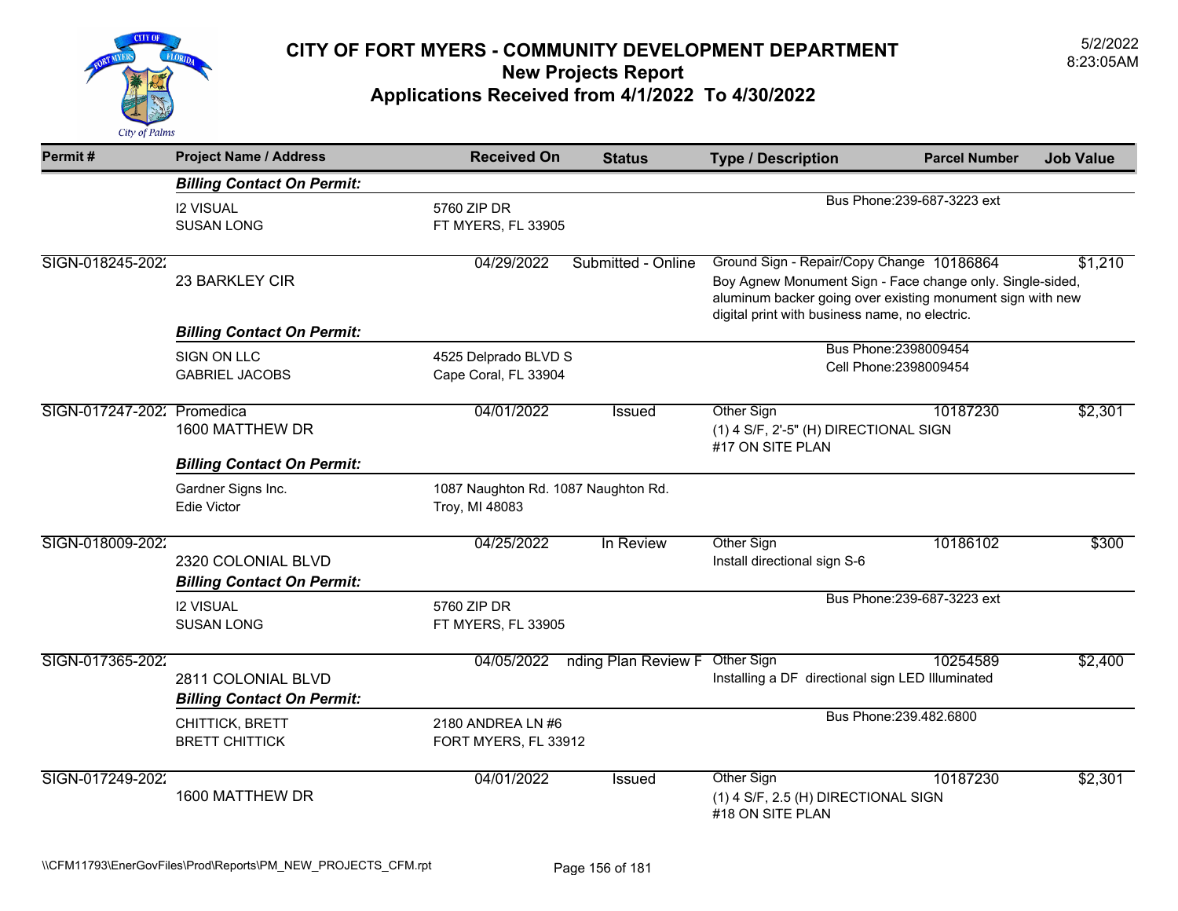# CITY OF FORT MYERS - COMMUNITY DEVELOPMENT DEPARTMENT
## New Projects Report
## Applications Received from 4/1/2022 To 4/30/2022

5/2/2022
8:23:05AM

| Permit # | Project Name / Address | Received On | Status | Type / Description | Parcel Number | Job Value |
|---|---|---|---|---|---|---|
| | ***Billing Contact On Permit:*** | | | | | |
| | I2 VISUAL<br>SUSAN LONG | 5760 ZIP DR<br>FT MYERS, FL 33905 | | Bus Phone:239-687-3223 ext | | |
| SIGN-018245-2022 | 23 BARKLEY CIR | 04/29/2022 | Submitted - Online | Ground Sign - Repair/Copy Change<br>Boy Agnew Monument Sign - Face change only. Single-sided, aluminum backer going over existing monument sign with new digital print with business name, no electric. | 10186864 | $1,210 |
| | ***Billing Contact On Permit:*** | | | | | |
| | SIGN ON LLC<br>GABRIEL JACOBS | 4525 Delprado BLVD S<br>Cape Coral, FL 33904 | | Bus Phone:2398009454<br>Cell Phone:2398009454 | | |
| SIGN-017247-2022 | Promedica<br>1600 MATTHEW DR | 04/01/2022 | Issued | Other Sign<br>(1) 4 S/F, 2'-5" (H) DIRECTIONAL SIGN #17 ON SITE PLAN | 10187230 | $2,301 |
| | ***Billing Contact On Permit:*** | | | | | |
| | Gardner Signs Inc.<br>Edie Victor | 1087 Naughton Rd. 1087 Naughton Rd.<br>Troy, MI 48083 | | | | |
| SIGN-018009-2022 | 2320 COLONIAL BLVD | 04/25/2022 | In Review | Other Sign<br>Install directional sign S-6 | 10186102 | $300 |
| | ***Billing Contact On Permit:*** | | | | | |
| | I2 VISUAL<br>SUSAN LONG | 5760 ZIP DR<br>FT MYERS, FL 33905 | | Bus Phone:239-687-3223 ext | | |
| SIGN-017365-2022 | 2811 COLONIAL BLVD | 04/05/2022 | nding Plan Review F | Other Sign<br>Installing a DF directional sign LED Illuminated | 10254589 | $2,400 |
| | ***Billing Contact On Permit:*** | | | | | |
| | CHITTICK, BRETT<br>BRETT CHITTICK | 2180 ANDREA LN #6<br>FORT MYERS, FL 33912 | | Bus Phone:239.482.6800 | | |
| SIGN-017249-2022 | 1600 MATTHEW DR | 04/01/2022 | Issued | Other Sign<br>(1) 4 S/F, 2.5 (H) DIRECTIONAL SIGN #18 ON SITE PLAN | 10187230 | $2,301 |

\\CFM11793\EnerGovFiles\Prod\Reports\PM_NEW_PROJECTS_CFM.rpt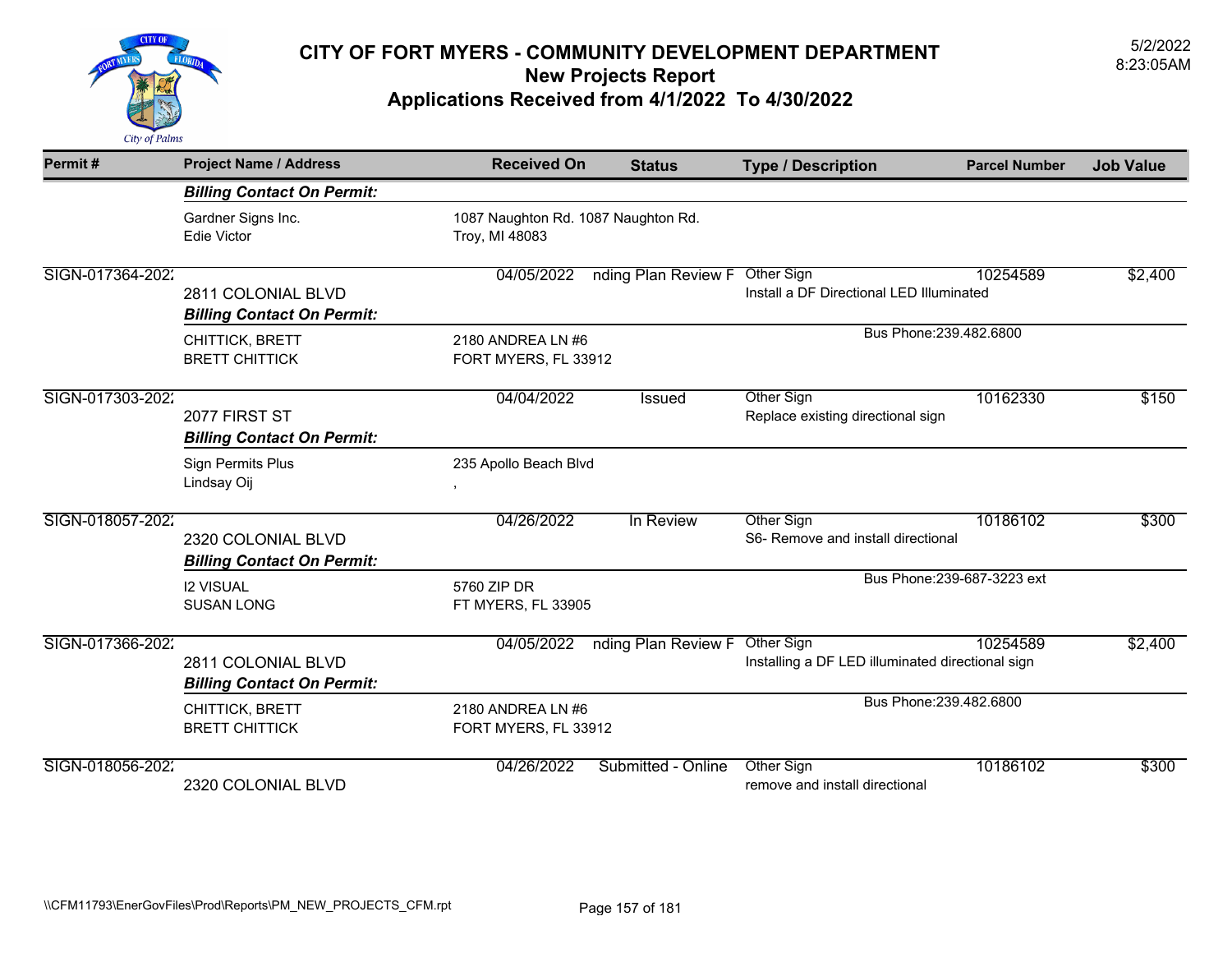# CITY OF FORT MYERS - COMMUNITY DEVELOPMENT DEPARTMENT
## New Projects Report
## Applications Received from 4/1/2022 To 4/30/2022

5/2/2022
8:23:05AM

| Permit # | Project Name / Address | Received On | Status | Type / Description | Parcel Number | Job Value |
|---|---|---|---|---|---|---|
| | ***Billing Contact On Permit:*** | | | | | |
| | Gardner Signs Inc.<br>Edie Victor | 1087 Naughton Rd. 1087 Naughton Rd.<br>Troy, MI 48083 | | | | |
| SIGN-017364-202; | 2811 COLONIAL BLVD | 04/05/2022 | nding Plan Review F | Other Sign<br>Install a DF Directional LED Illuminated | 10254589 | $2,400 |
| | ***Billing Contact On Permit:*** | | | | | |
| | CHITTICK, BRETT<br>BRETT CHITTICK | 2180 ANDREA LN #6<br>FORT MYERS, FL 33912 | | Bus Phone:239.482.6800 | | |
| SIGN-017303-202; | 2077 FIRST ST | 04/04/2022 | Issued | Other Sign<br>Replace existing directional sign | 10162330 | $150 |
| | ***Billing Contact On Permit:*** | | | | | |
| | Sign Permits Plus<br>Lindsay Oij | 235 Apollo Beach Blvd<br>, | | | | |
| SIGN-018057-202; | 2320 COLONIAL BLVD | 04/26/2022 | In Review | Other Sign<br>S6- Remove and install directional | 10186102 | $300 |
| | ***Billing Contact On Permit:*** | | | | | |
| | I2 VISUAL<br>SUSAN LONG | 5760 ZIP DR<br>FT MYERS, FL 33905 | | Bus Phone:239-687-3223 ext | | |
| SIGN-017366-202; | 2811 COLONIAL BLVD | 04/05/2022 | nding Plan Review F | Other Sign<br>Installing a DF LED illuminated directional sign | 10254589 | $2,400 |
| | ***Billing Contact On Permit:*** | | | | | |
| | CHITTICK, BRETT<br>BRETT CHITTICK | 2180 ANDREA LN #6<br>FORT MYERS, FL 33912 | | Bus Phone:239.482.6800 | | |
| SIGN-018056-202; | 2320 COLONIAL BLVD | 04/26/2022 | Submitted - Online | Other Sign<br>remove and install directional | 10186102 | $300 |

\\CFM11793\EnerGovFiles\Prod\Reports\PM_NEW_PROJECTS_CFM.rpt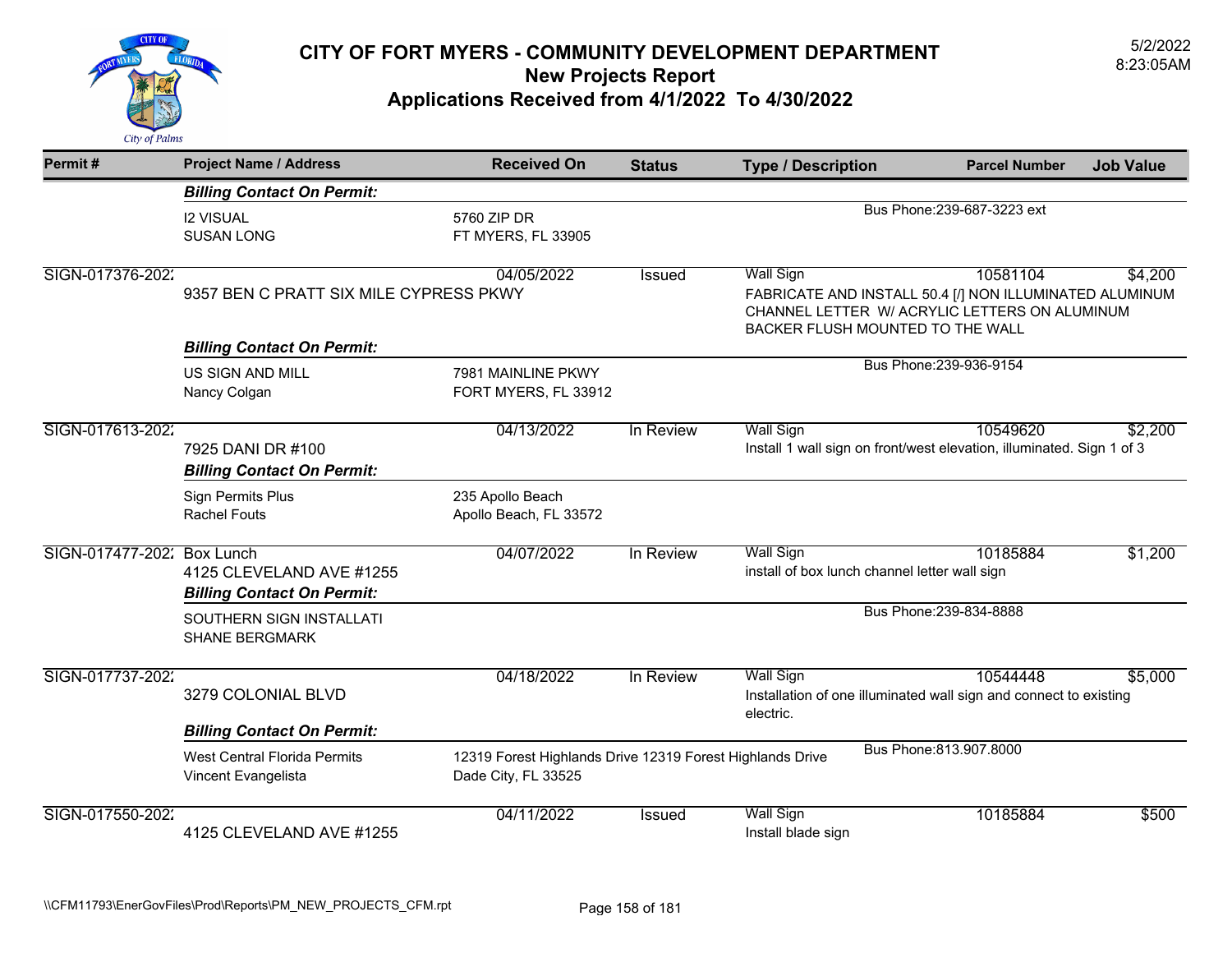# CITY OF FORT MYERS - COMMUNITY DEVELOPMENT DEPARTMENT
## New Projects Report
## Applications Received from 4/1/2022 To 4/30/2022

5/2/2022
8:23:05AM

| Permit # | Project Name / Address | Received On | Status | Type / Description | Parcel Number | Job Value |
|---|---|---|---|---|---|---|
| | ***Billing Contact On Permit:*** | | | | | |
| | I2 VISUAL<br>SUSAN LONG | 5760 ZIP DR<br>FT MYERS, FL 33905 | | Bus Phone:239-687-3223 ext | | |
| SIGN-017376-2022 | 9357 BEN C PRATT SIX MILE CYPRESS PKWY | 04/05/2022 | Issued | Wall Sign<br>FABRICATE AND INSTALL 50.4 [/] NON ILLUMINATED ALUMINUM CHANNEL LETTER W/ ACRYLIC LETTERS ON ALUMINUM BACKER FLUSH MOUNTED TO THE WALL | 10581104 | $4,200 |
| | ***Billing Contact On Permit:*** | | | | | |
| | US SIGN AND MILL<br>Nancy Colgan | 7981 MAINLINE PKWY<br>FORT MYERS, FL 33912 | | Bus Phone:239-936-9154 | | |
| SIGN-017613-2022 | 7925 DANI DR #100 | 04/13/2022 | In Review | Wall Sign<br>Install 1 wall sign on front/west elevation, illuminated. Sign 1 of 3 | 10549620 | $2,200 |
| | ***Billing Contact On Permit:*** | | | | | |
| | Sign Permits Plus<br>Rachel Fouts | 235 Apollo Beach<br>Apollo Beach, FL 33572 | | | | |
| SIGN-017477-2022 | Box Lunch<br>4125 CLEVELAND AVE #1255 | 04/07/2022 | In Review | Wall Sign<br>install of box lunch channel letter wall sign | 10185884 | $1,200 |
| | ***Billing Contact On Permit:*** | | | | | |
| | SOUTHERN SIGN INSTALLATI<br>SHANE BERGMARK | | | Bus Phone:239-834-8888 | | |
| SIGN-017737-2022 | 3279 COLONIAL BLVD | 04/18/2022 | In Review | Wall Sign<br>Installation of one illuminated wall sign and connect to existing electric. | 10544448 | $5,000 |
| | ***Billing Contact On Permit:*** | | | | | |
| | West Central Florida Permits<br>Vincent Evangelista | 12319 Forest Highlands Drive 12319 Forest Highlands Drive<br>Dade City, FL 33525 | | Bus Phone:813.907.8000 | | |
| SIGN-017550-2022 | 4125 CLEVELAND AVE #1255 | 04/11/2022 | Issued | Wall Sign<br>Install blade sign | 10185884 | $500 |

\\CFM11793\EnerGovFiles\Prod\Reports\PM_NEW_PROJECTS_CFM.rpt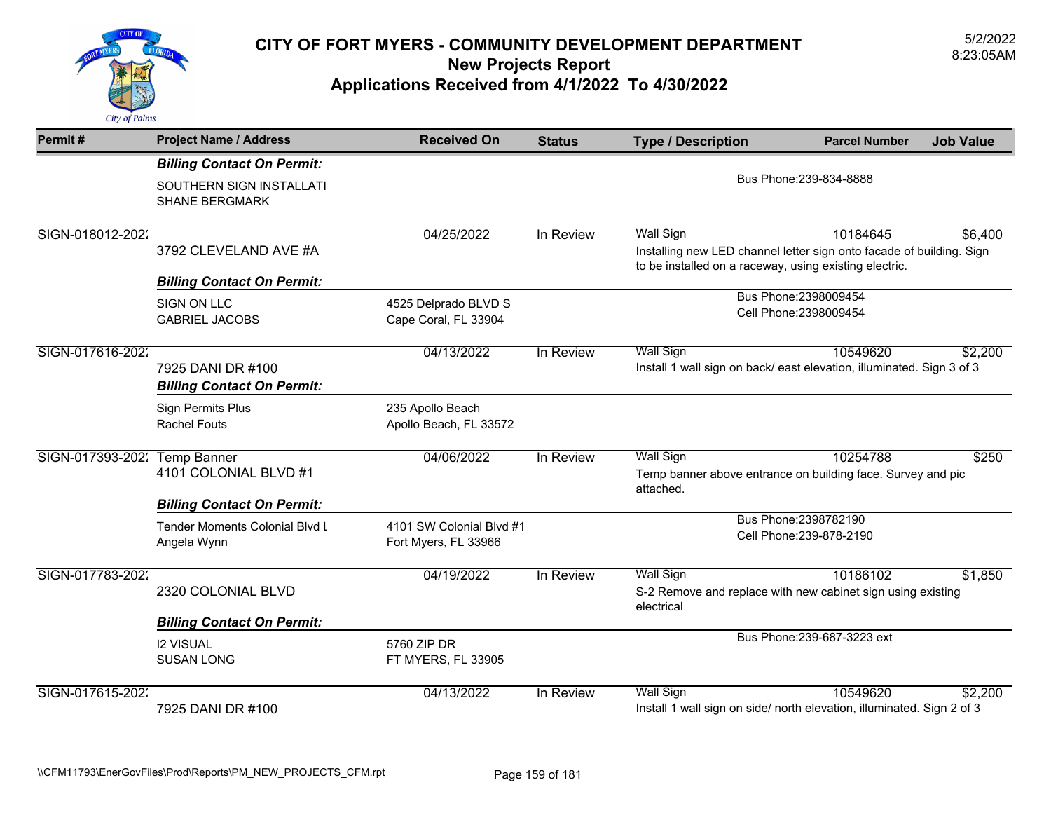# CITY OF FORT MYERS - COMMUNITY DEVELOPMENT DEPARTMENT
## New Projects Report
## Applications Received from 4/1/2022 To 4/30/2022

5/2/2022
8:23:05AM

| Permit # | Project Name / Address | Received On | Status | Type / Description | Parcel Number | Job Value |
|---|---|---|---|---|---|---|
| | ***Billing Contact On Permit:*** | | | | | |
| | SOUTHERN SIGN INSTALLATI<br>SHANE BERGMARK | | | Bus Phone:239-834-8888 | | |
| SIGN-018012-202: | 3792 CLEVELAND AVE #A | 04/25/2022 | In Review | Wall Sign<br>Installing new LED channel letter sign onto facade of building. Sign to be installed on a raceway, using existing electric. | 10184645 | $6,400 |
| | ***Billing Contact On Permit:*** | | | | | |
| | SIGN ON LLC<br>GABRIEL JACOBS | 4525 Delprado BLVD S<br>Cape Coral, FL 33904 | | Bus Phone:2398009454<br>Cell Phone:2398009454 | | |
| SIGN-017616-202: | 7925 DANI DR #100 | 04/13/2022 | In Review | Wall Sign<br>Install 1 wall sign on back/ east elevation, illuminated. Sign 3 of 3 | 10549620 | $2,200 |
| | ***Billing Contact On Permit:*** | | | | | |
| | Sign Permits Plus<br>Rachel Fouts | 235 Apollo Beach<br>Apollo Beach, FL 33572 | | | | |
| SIGN-017393-202: | Temp Banner<br>4101 COLONIAL BLVD #1 | 04/06/2022 | In Review | Wall Sign<br>Temp banner above entrance on building face. Survey and pic attached. | 10254788 | $250 |
| | ***Billing Contact On Permit:*** | | | | | |
| | Tender Moments Colonial Blvd L<br>Angela Wynn | 4101 SW Colonial Blvd #1<br>Fort Myers, FL 33966 | | Bus Phone:2398782190<br>Cell Phone:239-878-2190 | | |
| SIGN-017783-202: | 2320 COLONIAL BLVD | 04/19/2022 | In Review | Wall Sign<br>S-2 Remove and replace with new cabinet sign using existing electrical | 10186102 | $1,850 |
| | ***Billing Contact On Permit:*** | | | | | |
| | I2 VISUAL<br>SUSAN LONG | 5760 ZIP DR<br>FT MYERS, FL 33905 | | Bus Phone:239-687-3223 ext | | |
| SIGN-017615-202: | 7925 DANI DR #100 | 04/13/2022 | In Review | Wall Sign<br>Install 1 wall sign on side/ north elevation, illuminated. Sign 2 of 3 | 10549620 | $2,200 |

\\CFM11793\EnerGovFiles\Prod\Reports\PM_NEW_PROJECTS_CFM.rpt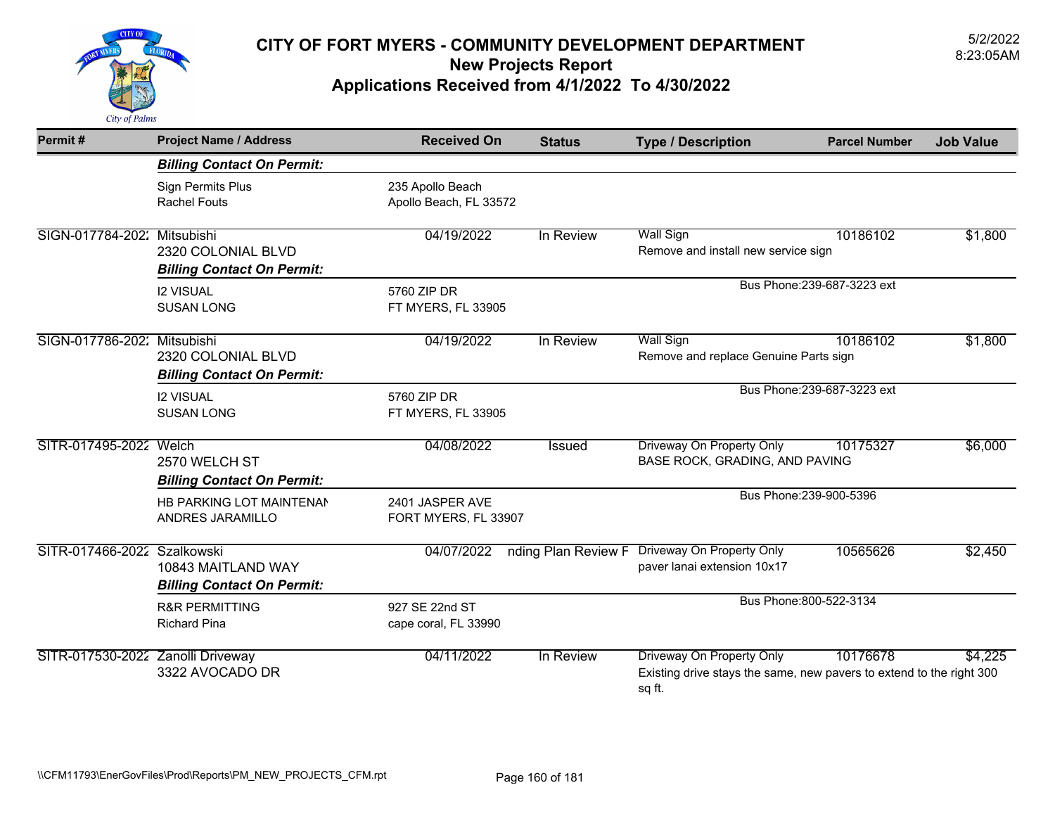# CITY OF FORT MYERS - COMMUNITY DEVELOPMENT DEPARTMENT
## New Projects Report
## Applications Received from 4/1/2022 To 4/30/2022

5/2/2022
8:23:05AM

| Permit # | Project Name / Address | Received On | Status | Type / Description | Parcel Number | Job Value |
|---|---|---|---|---|---|---|
| | ***Billing Contact On Permit:*** | | | | | |
| | Sign Permits Plus<br>Rachel Fouts | 235 Apollo Beach<br>Apollo Beach, FL 33572 | | | | |
| SIGN-017784-2022 | Mitsubishi<br>2320 COLONIAL BLVD | 04/19/2022 | In Review | Wall Sign<br>Remove and install new service sign | 10186102 | $1,800 |
| | ***Billing Contact On Permit:*** | | | | | |
| | I2 VISUAL<br>SUSAN LONG | 5760 ZIP DR<br>FT MYERS, FL 33905 | | Bus Phone:239-687-3223 ext | | |
| SIGN-017786-2022 | Mitsubishi<br>2320 COLONIAL BLVD | 04/19/2022 | In Review | Wall Sign<br>Remove and replace Genuine Parts sign | 10186102 | $1,800 |
| | ***Billing Contact On Permit:*** | | | | | |
| | I2 VISUAL<br>SUSAN LONG | 5760 ZIP DR<br>FT MYERS, FL 33905 | | Bus Phone:239-687-3223 ext | | |
| SITR-017495-2022 | Welch<br>2570 WELCH ST | 04/08/2022 | Issued | Driveway On Property Only<br>BASE ROCK, GRADING, AND PAVING | 10175327 | $6,000 |
| | ***Billing Contact On Permit:*** | | | | | |
| | HB PARKING LOT MAINTENAN<br>ANDRES JARAMILLO | 2401 JASPER AVE<br>FORT MYERS, FL 33907 | | Bus Phone:239-900-5396 | | |
| SITR-017466-2022 | Szalkowski<br>10843 MAITLAND WAY | 04/07/2022 | nding Plan Review F | Driveway On Property Only<br>paver lanai extension 10x17 | 10565626 | $2,450 |
| | ***Billing Contact On Permit:*** | | | | | |
| | R&R PERMITTING<br>Richard Pina | 927 SE 22nd ST<br>cape coral, FL 33990 | | Bus Phone:800-522-3134 | | |
| SITR-017530-2022 | Zanolli Driveway<br>3322 AVOCADO DR | 04/11/2022 | In Review | Driveway On Property Only<br>Existing drive stays the same, new pavers to extend to the right 300 sq ft. | 10176678 | $4,225 |

\\CFM11793\EnerGovFiles\Prod\Reports\PM_NEW_PROJECTS_CFM.rpt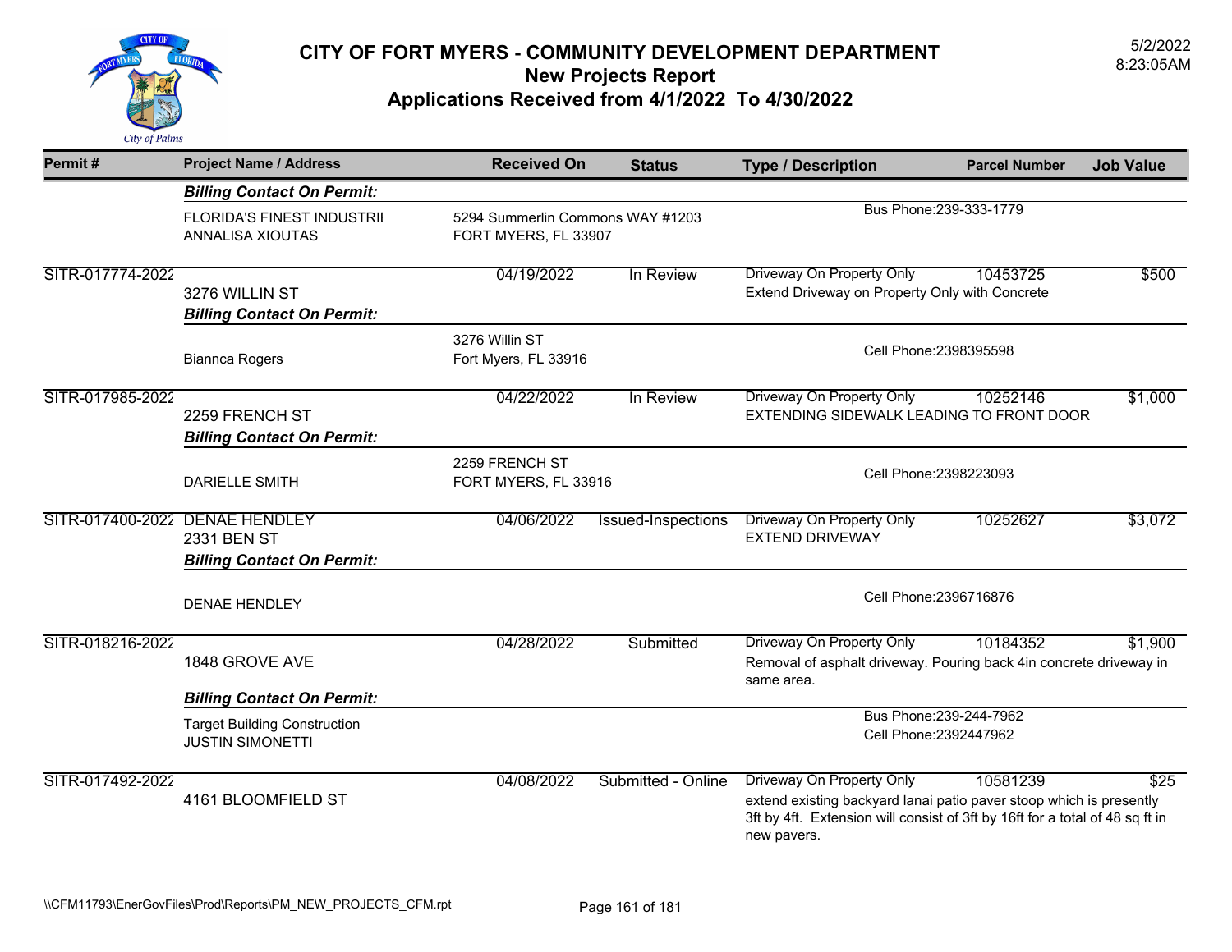# CITY OF FORT MYERS - COMMUNITY DEVELOPMENT DEPARTMENT

## New Projects Report

## Applications Received from 4/1/2022 To 4/30/2022

5/2/2022
8:23:05AM

| Permit # | Project Name / Address | Received On | Status | Type / Description | Parcel Number | Job Value |
|---|---|---|---|---|---|---|
| | ***Billing Contact On Permit:*** | | | | | |
| | FLORIDA'S FINEST INDUSTRII<br>ANNALISA XIOUTAS | 5294 Summerlin Commons WAY #1203<br>FORT MYERS, FL 33907 | | Bus Phone:239-333-1779 | | |
| SITR-017774-2022 | 3276 WILLIN ST | 04/19/2022 | In Review | Driveway On Property Only<br>Extend Driveway on Property Only with Concrete | 10453725 | $500 |
| | ***Billing Contact On Permit:*** | | | | | |
| | Biannca Rogers | 3276 Willin ST<br>Fort Myers, FL 33916 | | Cell Phone:2398395598 | | |
| SITR-017985-2022 | 2259 FRENCH ST | 04/22/2022 | In Review | Driveway On Property Only<br>EXTENDING SIDEWALK LEADING TO FRONT DOOR | 10252146 | $1,000 |
| | ***Billing Contact On Permit:*** | | | | | |
| | DARIELLE SMITH | 2259 FRENCH ST<br>FORT MYERS, FL 33916 | | Cell Phone:2398223093 | | |
| SITR-017400-2022 | DENAE HENDLEY<br>2331 BEN ST | 04/06/2022 | Issued-Inspections | Driveway On Property Only<br>EXTEND DRIVEWAY | 10252627 | $3,072 |
| | ***Billing Contact On Permit:*** | | | | | |
| | DENAE HENDLEY | | | Cell Phone:2396716876 | | |
| SITR-018216-2022 | 1848 GROVE AVE | 04/28/2022 | Submitted | Driveway On Property Only<br>Removal of asphalt driveway. Pouring back 4in concrete driveway in same area. | 10184352 | $1,900 |
| | ***Billing Contact On Permit:*** | | | | | |
| | Target Building Construction<br>JUSTIN SIMONETTI | | | Bus Phone:239-244-7962<br>Cell Phone:2392447962 | | |
| SITR-017492-2022 | 4161 BLOOMFIELD ST | 04/08/2022 | Submitted - Online | Driveway On Property Only<br>extend existing backyard lanai patio paver stoop which is presently 3ft by 4ft. Extension will consist of 3ft by 16ft for a total of 48 sq ft in new pavers. | 10581239 | $25 |

\\CFM11793\EnerGovFiles\Prod\Reports\PM_NEW_PROJECTS_CFM.rpt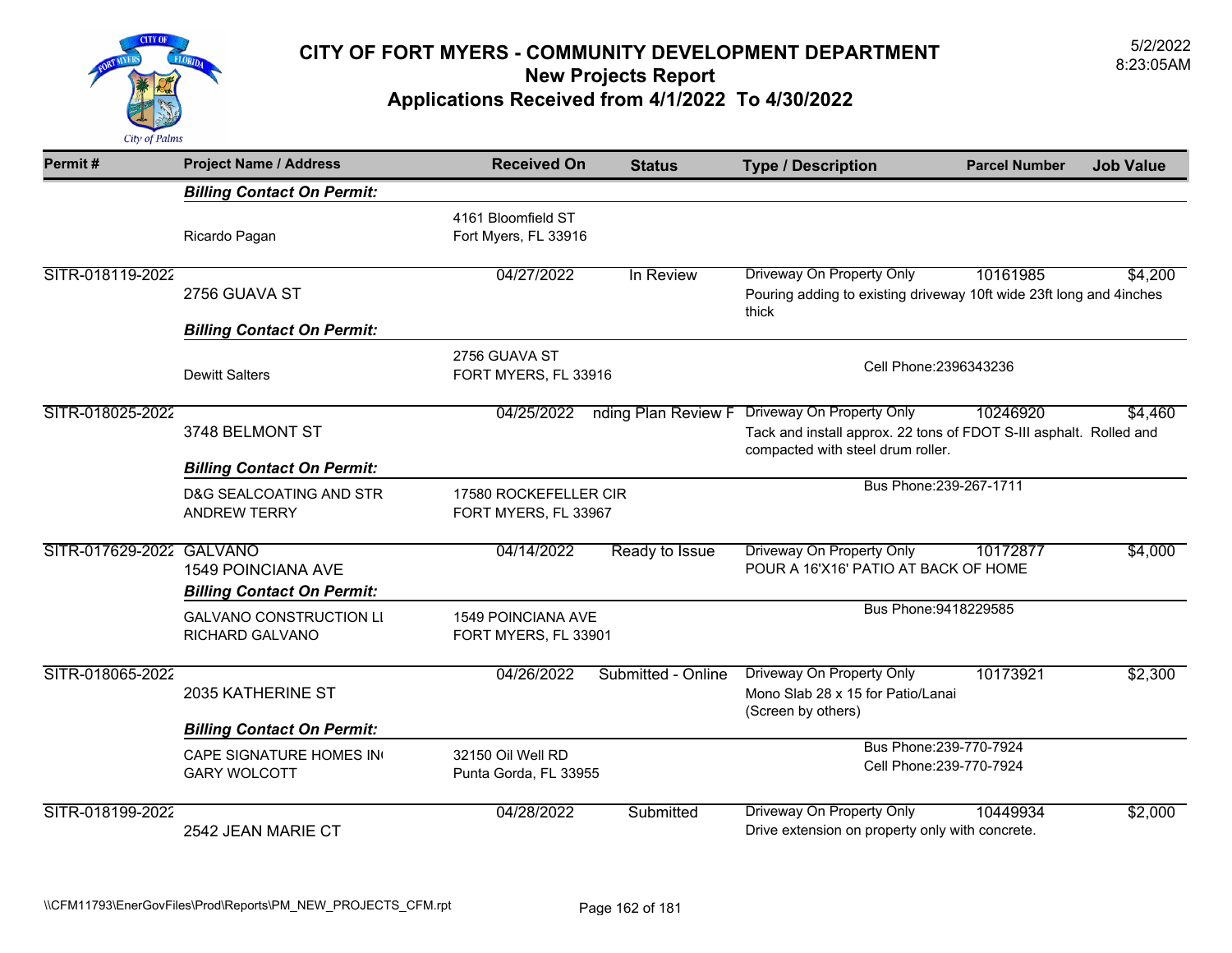# CITY OF FORT MYERS - COMMUNITY DEVELOPMENT DEPARTMENT
## New Projects Report
## Applications Received from 4/1/2022 To 4/30/2022

5/2/2022
8:23:05AM

| Permit # | Project Name / Address | Received On | Status | Type / Description | Parcel Number | Job Value |
|---|---|---|---|---|---|---|
| | ***Billing Contact On Permit:*** | | | | | |
| | Ricardo Pagan | 4161 Bloomfield ST<br>Fort Myers, FL 33916 | | | | |
| SITR-018119-2022 | 2756 GUAVA ST | 04/27/2022 | In Review | Driveway On Property Only<br>Pouring adding to existing driveway 10ft wide 23ft long and 4inches thick | 10161985 | $4,200 |
| | ***Billing Contact On Permit:*** | | | | | |
| | Dewitt Salters | 2756 GUAVA ST<br>FORT MYERS, FL 33916 | | Cell Phone:2396343236 | | |
| SITR-018025-2022 | 3748 BELMONT ST | 04/25/2022 | nding Plan Review F | Driveway On Property Only<br>Tack and install approx. 22 tons of FDOT S-III asphalt. Rolled and compacted with steel drum roller. | 10246920 | $4,460 |
| | ***Billing Contact On Permit:*** | | | | | |
| | D&G SEALCOATING AND STR<br>ANDREW TERRY | 17580 ROCKEFELLER CIR<br>FORT MYERS, FL 33967 | | Bus Phone:239-267-1711 | | |
| SITR-017629-2022 | GALVANO<br>1549 POINCIANA AVE | 04/14/2022 | Ready to Issue | Driveway On Property Only<br>POUR A 16'X16' PATIO AT BACK OF HOME | 10172877 | $4,000 |
| | ***Billing Contact On Permit:*** | | | | | |
| | GALVANO CONSTRUCTION LI<br>RICHARD GALVANO | 1549 POINCIANA AVE<br>FORT MYERS, FL 33901 | | Bus Phone:9418229585 | | |
| SITR-018065-2022 | 2035 KATHERINE ST | 04/26/2022 | Submitted - Online | Driveway On Property Only<br>Mono Slab 28 x 15 for Patio/Lanai (Screen by others) | 10173921 | $2,300 |
| | ***Billing Contact On Permit:*** | | | | | |
| | CAPE SIGNATURE HOMES IN<br>GARY WOLCOTT | 32150 Oil Well RD<br>Punta Gorda, FL 33955 | | Bus Phone:239-770-7924<br>Cell Phone:239-770-7924 | | |
| SITR-018199-2022 | 2542 JEAN MARIE CT | 04/28/2022 | Submitted | Driveway On Property Only<br>Drive extension on property only with concrete. | 10449934 | $2,000 |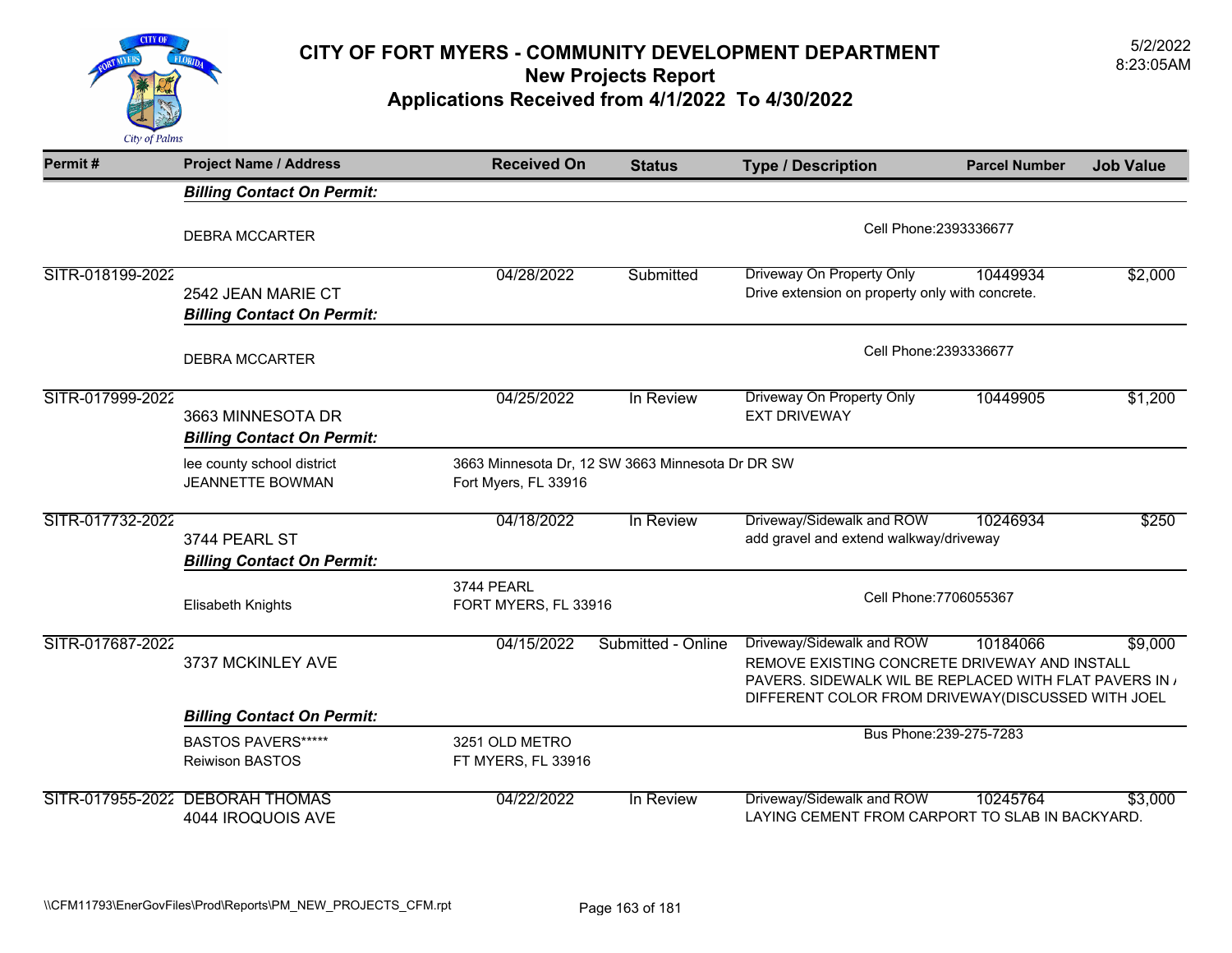# CITY OF FORT MYERS - COMMUNITY DEVELOPMENT DEPARTMENT

## New Projects Report

## Applications Received from 4/1/2022 To 4/30/2022

5/2/2022
8:23:05AM

| Permit # | Project Name / Address | Received On | Status | Type / Description | Parcel Number | Job Value |
|---|---|---|---|---|---|---|
| | ***Billing Contact On Permit:*** | | | | | |
| | DEBRA MCCARTER | | | Cell Phone:2393336677 | | |
| SITR-018199-2022 | 2542 JEAN MARIE CT | 04/28/2022 | Submitted | Driveway On Property Only<br>Drive extension on property only with concrete. | 10449934 | $2,000 |
| | ***Billing Contact On Permit:*** | | | | | |
| | DEBRA MCCARTER | | | Cell Phone:2393336677 | | |
| SITR-017999-2022 | 3663 MINNESOTA DR | 04/25/2022 | In Review | Driveway On Property Only<br>EXT DRIVEWAY | 10449905 | $1,200 |
| | ***Billing Contact On Permit:*** | | | | | |
| | lee county school district<br>JEANNETTE BOWMAN | 3663 Minnesota Dr, 12 SW 3663 Minnesota Dr DR SW<br>Fort Myers, FL 33916 | | | | |
| SITR-017732-2022 | 3744 PEARL ST | 04/18/2022 | In Review | Driveway/Sidewalk and ROW<br>add gravel and extend walkway/driveway | 10246934 | $250 |
| | ***Billing Contact On Permit:*** | | | | | |
| | Elisabeth Knights | 3744 PEARL<br>FORT MYERS, FL 33916 | | Cell Phone:7706055367 | | |
| SITR-017687-2022 | 3737 MCKINLEY AVE | 04/15/2022 | Submitted - Online | Driveway/Sidewalk and ROW<br>REMOVE EXISTING CONCRETE DRIVEWAY AND INSTALL PAVERS. SIDEWALK WIL BE REPLACED WITH FLAT PAVERS IN A DIFFERENT COLOR FROM DRIVEWAY(DISCUSSED WITH JOEL | 10184066 | $9,000 |
| | ***Billing Contact On Permit:*** | | | | | |
| | BASTOS PAVERS*****<br>Reiwison BASTOS | 3251 OLD METRO<br>FT MYERS, FL 33916 | | Bus Phone:239-275-7283 | | |
| SITR-017955-2022 | DEBORAH THOMAS<br>4044 IROQUOIS AVE | 04/22/2022 | In Review | Driveway/Sidewalk and ROW<br>LAYING CEMENT FROM CARPORT TO SLAB IN BACKYARD. | 10245764 | $3,000 |

\\CFM11793\EnerGovFiles\Prod\Reports\PM_NEW_PROJECTS_CFM.rpt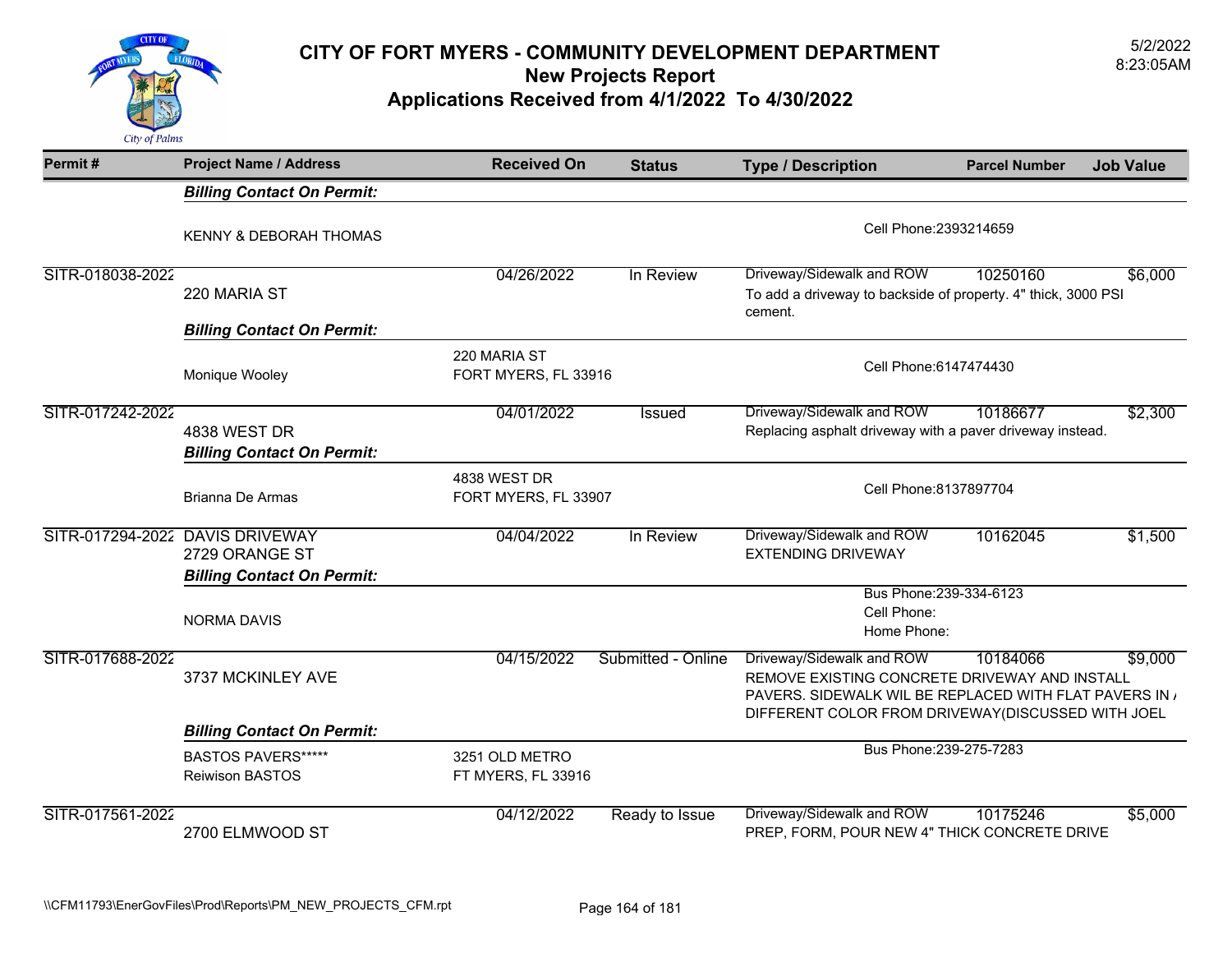# CITY OF FORT MYERS - COMMUNITY DEVELOPMENT DEPARTMENT
## New Projects Report
## Applications Received from 4/1/2022 To 4/30/2022

5/2/2022
8:23:05AM

| Permit # | Project Name / Address | Received On | Status | Type / Description | Parcel Number | Job Value |
|---|---|---|---|---|---|---|
| | ***Billing Contact On Permit:*** | | | | | |
| | KENNY & DEBORAH THOMAS | | | Cell Phone:2393214659 | | |
| SITR-018038-2022 | 220 MARIA ST | 04/26/2022 | In Review | Driveway/Sidewalk and ROW<br>To add a driveway to backside of property. 4" thick, 3000 PSI cement. | 10250160 | $6,000 |
| | ***Billing Contact On Permit:*** | | | | | |
| | Monique Wooley | 220 MARIA ST<br>FORT MYERS, FL 33916 | | Cell Phone:6147474430 | | |
| SITR-017242-2022 | 4838 WEST DR | 04/01/2022 | Issued | Driveway/Sidewalk and ROW<br>Replacing asphalt driveway with a paver driveway instead. | 10186677 | $2,300 |
| | ***Billing Contact On Permit:*** | | | | | |
| | Brianna De Armas | 4838 WEST DR<br>FORT MYERS, FL 33907 | | Cell Phone:8137897704 | | |
| SITR-017294-2022 | DAVIS DRIVEWAY<br>2729 ORANGE ST | 04/04/2022 | In Review | Driveway/Sidewalk and ROW<br>EXTENDING DRIVEWAY | 10162045 | $1,500 |
| | ***Billing Contact On Permit:*** | | | | | |
| | NORMA DAVIS | | | Bus Phone:239-334-6123<br>Cell Phone:<br>Home Phone: | | |
| SITR-017688-2022 | 3737 MCKINLEY AVE | 04/15/2022 | Submitted - Online | Driveway/Sidewalk and ROW<br>REMOVE EXISTING CONCRETE DRIVEWAY AND INSTALL PAVERS. SIDEWALK WIL BE REPLACED WITH FLAT PAVERS IN A DIFFERENT COLOR FROM DRIVEWAY(DISCUSSED WITH JOEL | 10184066 | $9,000 |
| | ***Billing Contact On Permit:*** | | | | | |
| | BASTOS PAVERS*****<br>Reiwison BASTOS | 3251 OLD METRO<br>FT MYERS, FL 33916 | | Bus Phone:239-275-7283 | | |
| SITR-017561-2022 | 2700 ELMWOOD ST | 04/12/2022 | Ready to Issue | Driveway/Sidewalk and ROW<br>PREP, FORM, POUR NEW 4" THICK CONCRETE DRIVE | 10175246 | $5,000 |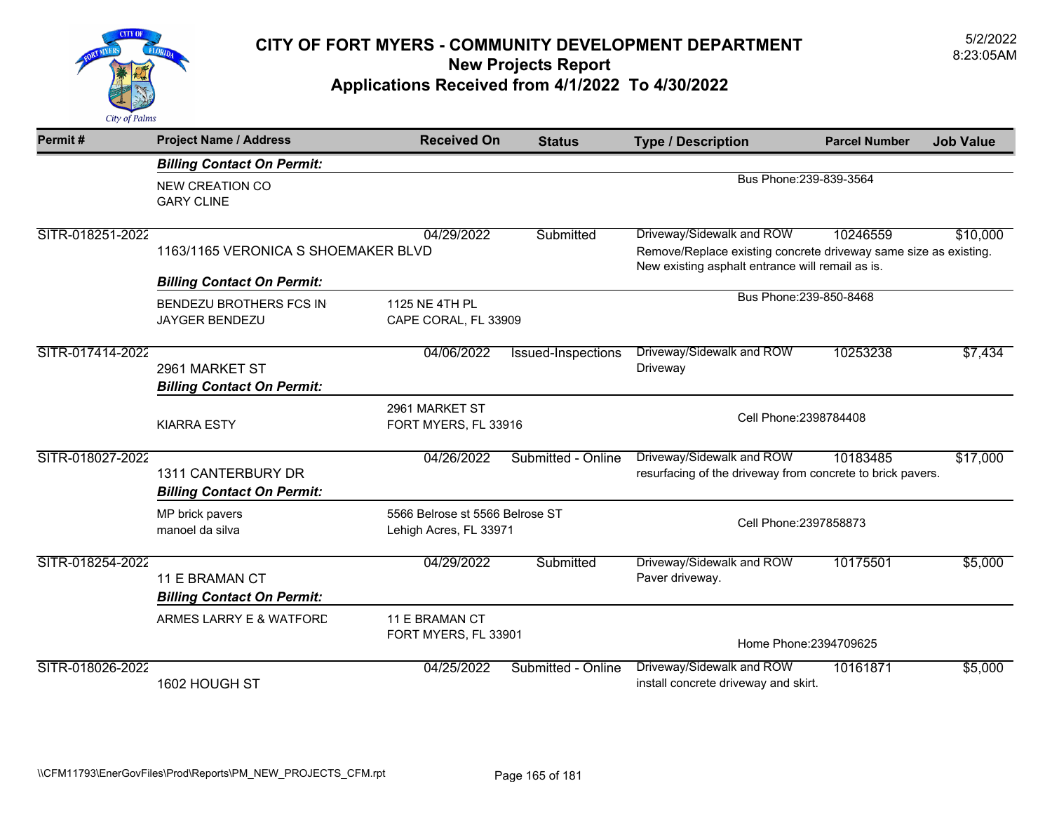# CITY OF FORT MYERS - COMMUNITY DEVELOPMENT DEPARTMENT

## New Projects Report

## Applications Received from 4/1/2022 To 4/30/2022

5/2/2022
8:23:05AM

| Permit # | Project Name / Address | Received On | Status | Type / Description | Parcel Number | Job Value |
|---|---|---|---|---|---|---|
| | ***Billing Contact On Permit:*** | | | | | |
| | NEW CREATION CO<br>GARY CLINE | | | Bus Phone:239-839-3564 | | |
| SITR-018251-2022 | 1163/1165 VERONICA S SHOEMAKER BLVD | 04/29/2022 | Submitted | Driveway/Sidewalk and ROW<br>Remove/Replace existing concrete driveway same size as existing. New existing asphalt entrance will remail as is. | 10246559 | $10,000 |
| | ***Billing Contact On Permit:*** | | | | | |
| | BENDEZU BROTHERS FCS IN<br>JAYGER BENDEZU | 1125 NE 4TH PL<br>CAPE CORAL, FL 33909 | | Bus Phone:239-850-8468 | | |
| SITR-017414-2022 | 2961 MARKET ST | 04/06/2022 | Issued-Inspections | Driveway/Sidewalk and ROW<br>Driveway | 10253238 | $7,434 |
| | ***Billing Contact On Permit:*** | | | | | |
| | KIARRA ESTY | 2961 MARKET ST<br>FORT MYERS, FL 33916 | | Cell Phone:2398784408 | | |
| SITR-018027-2022 | 1311 CANTERBURY DR | 04/26/2022 | Submitted - Online | Driveway/Sidewalk and ROW<br>resurfacing of the driveway from concrete to brick pavers. | 10183485 | $17,000 |
| | ***Billing Contact On Permit:*** | | | | | |
| | MP brick pavers<br>manoel da silva | 5566 Belrose st 5566 Belrose ST<br>Lehigh Acres, FL 33971 | | Cell Phone:2397858873 | | |
| SITR-018254-2022 | 11 E BRAMAN CT | 04/29/2022 | Submitted | Driveway/Sidewalk and ROW<br>Paver driveway. | 10175501 | $5,000 |
| | ***Billing Contact On Permit:*** | | | | | |
| | ARMES LARRY E & WATFORD | 11 E BRAMAN CT<br>FORT MYERS, FL 33901 | | Home Phone:2394709625 | | |
| SITR-018026-2022 | 1602 HOUGH ST | 04/25/2022 | Submitted - Online | Driveway/Sidewalk and ROW<br>install concrete driveway and skirt. | 10161871 | $5,000 |

\\CFM11793\EnerGovFiles\Prod\Reports\PM_NEW_PROJECTS_CFM.rpt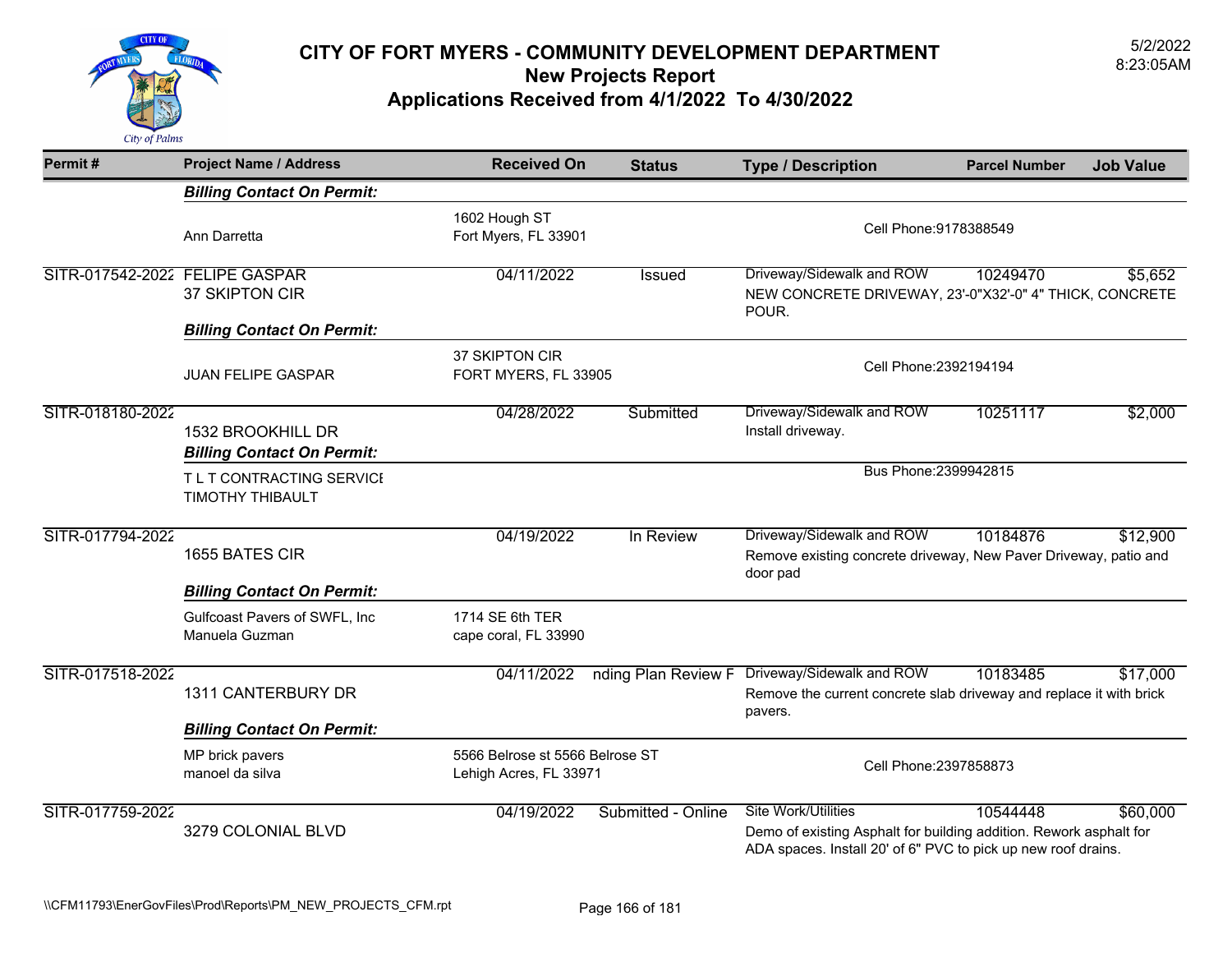# CITY OF FORT MYERS - COMMUNITY DEVELOPMENT DEPARTMENT
## New Projects Report
## Applications Received from 4/1/2022 To 4/30/2022

5/2/2022
8:23:05AM

| Permit # | Project Name / Address | Received On | Status | Type / Description | Parcel Number | Job Value |
|---|---|---|---|---|---|---|
| | ***Billing Contact On Permit:*** | | | | | |
| | Ann Darretta | 1602 Hough ST<br>Fort Myers, FL 33901 | | Cell Phone:9178388549 | | |
| SITR-017542-2022 | FELIPE GASPAR<br>37 SKIPTON CIR | 04/11/2022 | Issued | Driveway/Sidewalk and ROW<br>NEW CONCRETE DRIVEWAY, 23'-0"X32'-0" 4" THICK, CONCRETE POUR. | 10249470 | $5,652 |
| | ***Billing Contact On Permit:*** | | | | | |
| | JUAN FELIPE GASPAR | 37 SKIPTON CIR<br>FORT MYERS, FL 33905 | | Cell Phone:2392194194 | | |
| SITR-018180-2022 | 1532 BROOKHILL DR | 04/28/2022 | Submitted | Driveway/Sidewalk and ROW<br>Install driveway. | 10251117 | $2,000 |
| | ***Billing Contact On Permit:*** | | | | | |
| | T L T CONTRACTING SERVICE<br>TIMOTHY THIBAULT | | | Bus Phone:2399942815 | | |
| SITR-017794-2022 | 1655 BATES CIR | 04/19/2022 | In Review | Driveway/Sidewalk and ROW<br>Remove existing concrete driveway, New Paver Driveway, patio and door pad | 10184876 | $12,900 |
| | ***Billing Contact On Permit:*** | | | | | |
| | Gulfcoast Pavers of SWFL, Inc<br>Manuela Guzman | 1714 SE 6th TER<br>cape coral, FL 33990 | | | | |
| SITR-017518-2022 | 1311 CANTERBURY DR | 04/11/2022 | nding Plan Review F | Driveway/Sidewalk and ROW<br>Remove the current concrete slab driveway and replace it with brick pavers. | 10183485 | $17,000 |
| | ***Billing Contact On Permit:*** | | | | | |
| | MP brick pavers<br>manoel da silva | 5566 Belrose st 5566 Belrose ST<br>Lehigh Acres, FL 33971 | | Cell Phone:2397858873 | | |
| SITR-017759-2022 | 3279 COLONIAL BLVD | 04/19/2022 | Submitted - Online | Site Work/Utilities<br>Demo of existing Asphalt for building addition. Rework asphalt for ADA spaces. Install 20' of 6" PVC to pick up new roof drains. | 10544448 | $60,000 |

\\CFM11793\EnerGovFiles\Prod\Reports\PM_NEW_PROJECTS_CFM.rpt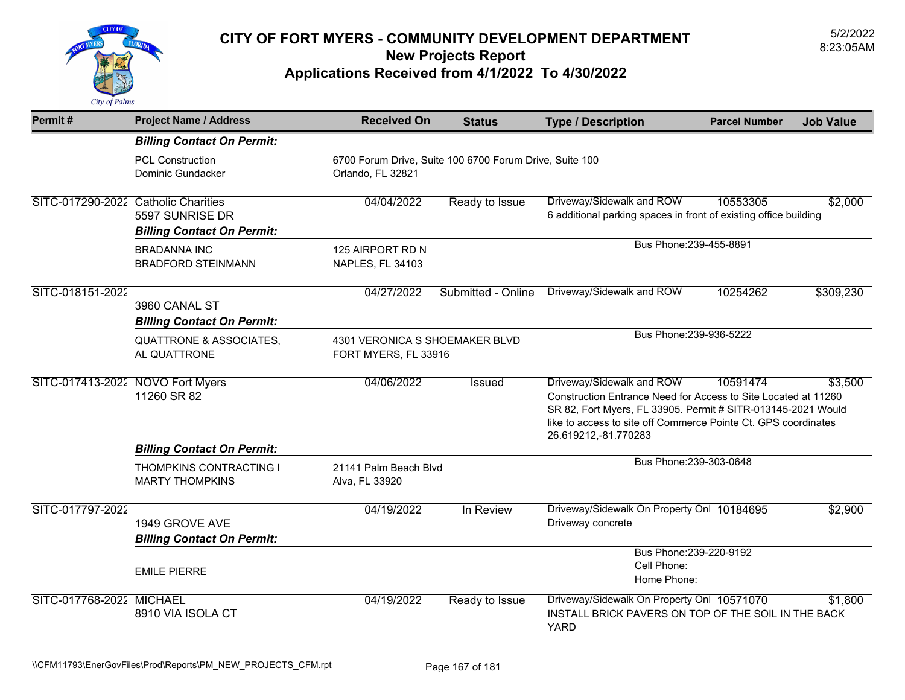# CITY OF FORT MYERS - COMMUNITY DEVELOPMENT DEPARTMENT
## New Projects Report
## Applications Received from 4/1/2022 To 4/30/2022

5/2/2022
8:23:05AM

| Permit # | Project Name / Address | Received On | Status | Type / Description | Parcel Number | Job Value |
|---|---|---|---|---|---|---|
| | ***Billing Contact On Permit:*** | | | | | |
| | PCL Construction<br>Dominic Gundacker | 6700 Forum Drive, Suite 100 6700 Forum Drive, Suite 100<br>Orlando, FL 32821 | | | | |
| SITC-017290-2022 | Catholic Charities<br>5597 SUNRISE DR | 04/04/2022 | Ready to Issue | Driveway/Sidewalk and ROW<br>6 additional parking spaces in front of existing office building | 10553305 | $2,000 |
| | ***Billing Contact On Permit:*** | | | | | |
| | BRADANNA INC<br>BRADFORD STEINMANN | 125 AIRPORT RD N<br>NAPLES, FL 34103 | | Bus Phone:239-455-8891 | | |
| SITC-018151-2022 | 3960 CANAL ST | 04/27/2022 | Submitted - Online | Driveway/Sidewalk and ROW | 10254262 | $309,230 |
| | ***Billing Contact On Permit:*** | | | | | |
| | QUATTRONE & ASSOCIATES,<br>AL QUATTRONE | 4301 VERONICA S SHOEMAKER BLVD<br>FORT MYERS, FL 33916 | | Bus Phone:239-936-5222 | | |
| SITC-017413-2022 | NOVO Fort Myers<br>11260 SR 82 | 04/06/2022 | Issued | Driveway/Sidewalk and ROW<br>Construction Entrance Need for Access to Site Located at 11260 SR 82, Fort Myers, FL 33905. Permit # SITR-013145-2021 Would like to access to site off Commerce Pointe Ct. GPS coordinates 26.619212,-81.770283 | 10591474 | $3,500 |
| | ***Billing Contact On Permit:*** | | | | | |
| | THOMPKINS CONTRACTING I<br>MARTY THOMPKINS | 21141 Palm Beach Blvd<br>Alva, FL 33920 | | Bus Phone:239-303-0648 | | |
| SITC-017797-2022 | 1949 GROVE AVE | 04/19/2022 | In Review | Driveway/Sidewalk On Property Onl<br>Driveway concrete | 10184695 | $2,900 |
| | ***Billing Contact On Permit:*** | | | | | |
| | EMILE PIERRE | | | Bus Phone:239-220-9192<br>Cell Phone:<br>Home Phone: | | |
| SITC-017768-2022 | MICHAEL<br>8910 VIA ISOLA CT | 04/19/2022 | Ready to Issue | Driveway/Sidewalk On Property Onl<br>INSTALL BRICK PAVERS ON TOP OF THE SOIL IN THE BACK YARD | 10571070 | $1,800 |

\\CFM11793\EnerGovFiles\Prod\Reports\PM_NEW_PROJECTS_CFM.rpt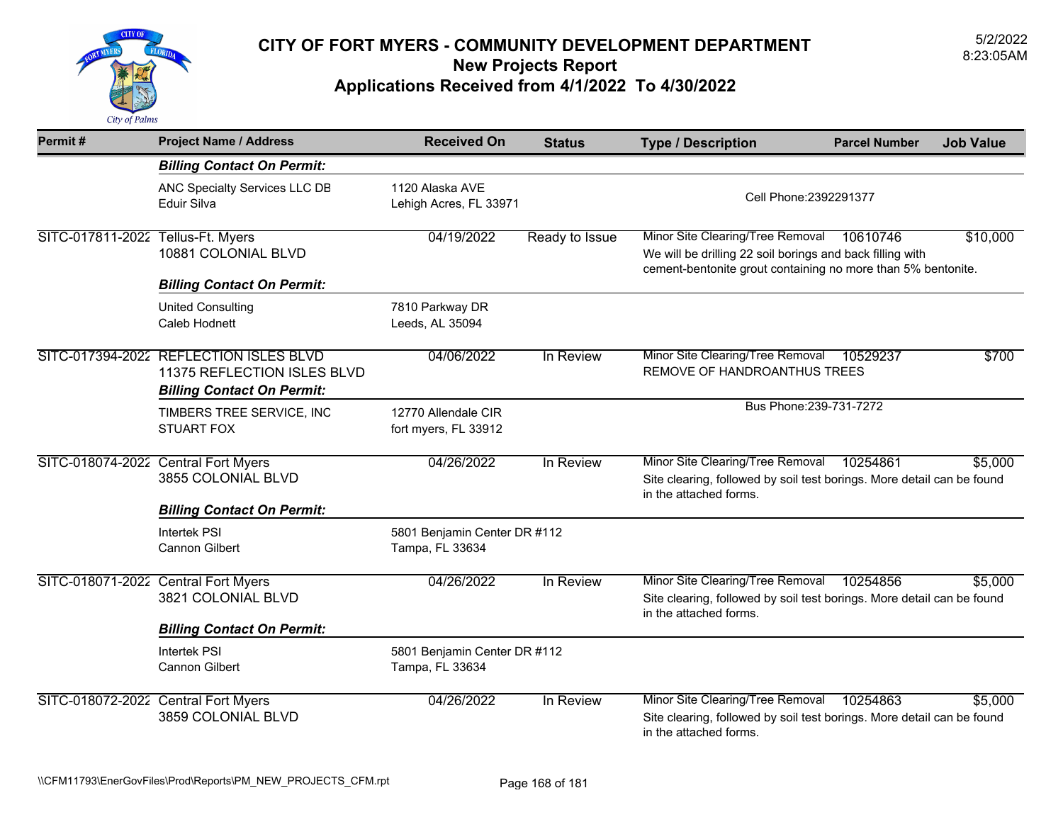# CITY OF FORT MYERS - COMMUNITY DEVELOPMENT DEPARTMENT

## New Projects Report

## Applications Received from 4/1/2022 To 4/30/2022

5/2/2022
8:23:05AM

| Permit # | Project Name / Address | Received On | Status | Type / Description | Parcel Number | Job Value |
|---|---|---|---|---|---|---|
| | ***Billing Contact On Permit:*** | | | | | |
| | ANC Specialty Services LLC DB<br>Eduir Silva | 1120 Alaska AVE<br>Lehigh Acres, FL 33971 | | Cell Phone:2392291377 | | |
| SITC-017811-2022 | Tellus-Ft. Myers<br>10881 COLONIAL BLVD | 04/19/2022 | Ready to Issue | Minor Site Clearing/Tree Removal<br>We will be drilling 22 soil borings and back filling with cement-bentonite grout containing no more than 5% bentonite. | 10610746 | $10,000 |
| | ***Billing Contact On Permit:*** | | | | | |
| | United Consulting<br>Caleb Hodnett | 7810 Parkway DR<br>Leeds, AL 35094 | | | | |
| SITC-017394-2022 | REFLECTION ISLES BLVD<br>11375 REFLECTION ISLES BLVD | 04/06/2022 | In Review | Minor Site Clearing/Tree Removal<br>REMOVE OF HANDROANTHUS TREES | 10529237 | $700 |
| | ***Billing Contact On Permit:*** | | | | | |
| | TIMBERS TREE SERVICE, INC<br>STUART FOX | 12770 Allendale CIR<br>fort myers, FL 33912 | | Bus Phone:239-731-7272 | | |
| SITC-018074-2022 | Central Fort Myers<br>3855 COLONIAL BLVD | 04/26/2022 | In Review | Minor Site Clearing/Tree Removal<br>Site clearing, followed by soil test borings. More detail can be found in the attached forms. | 10254861 | $5,000 |
| | ***Billing Contact On Permit:*** | | | | | |
| | Intertek PSI<br>Cannon Gilbert | 5801 Benjamin Center DR #112<br>Tampa, FL 33634 | | | | |
| SITC-018071-2022 | Central Fort Myers<br>3821 COLONIAL BLVD | 04/26/2022 | In Review | Minor Site Clearing/Tree Removal<br>Site clearing, followed by soil test borings. More detail can be found in the attached forms. | 10254856 | $5,000 |
| | ***Billing Contact On Permit:*** | | | | | |
| | Intertek PSI<br>Cannon Gilbert | 5801 Benjamin Center DR #112<br>Tampa, FL 33634 | | | | |
| SITC-018072-2022 | Central Fort Myers<br>3859 COLONIAL BLVD | 04/26/2022 | In Review | Minor Site Clearing/Tree Removal<br>Site clearing, followed by soil test borings. More detail can be found in the attached forms. | 10254863 | $5,000 |

\\CFM11793\EnerGovFiles\Prod\Reports\PM_NEW_PROJECTS_CFM.rpt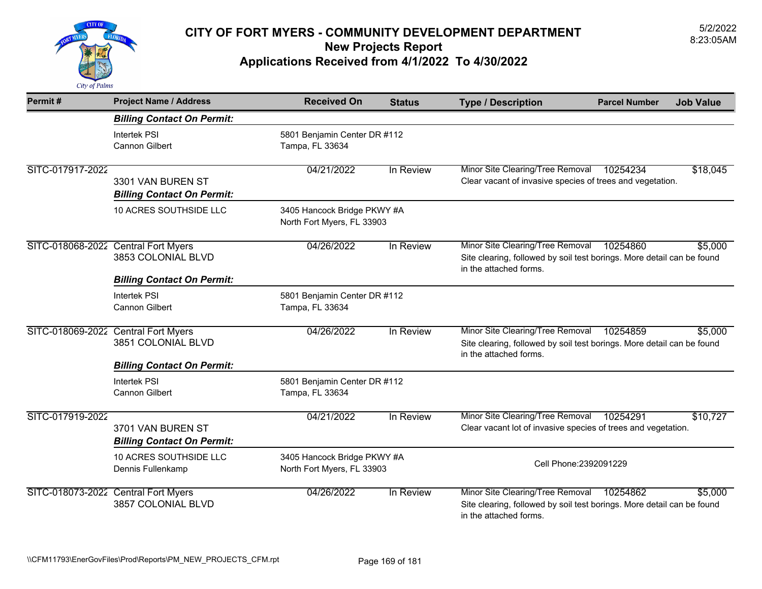# CITY OF FORT MYERS - COMMUNITY DEVELOPMENT DEPARTMENT

## New Projects Report

## Applications Received from 4/1/2022 To 4/30/2022

5/2/2022
8:23:05AM

| Permit # | Project Name / Address | Received On | Status | Type / Description | Parcel Number | Job Value |
|---|---|---|---|---|---|---|
| | ***Billing Contact On Permit:*** | | | | | |
| | Intertek PSI<br>Cannon Gilbert | 5801 Benjamin Center DR #112<br>Tampa, FL 33634 | | | | |
| SITC-017917-2022 | 3301 VAN BUREN ST | 04/21/2022 | In Review | Minor Site Clearing/Tree Removal<br>Clear vacant of invasive species of trees and vegetation. | 10254234 | $18,045 |
| | ***Billing Contact On Permit:*** | | | | | |
| | 10 ACRES SOUTHSIDE LLC | 3405 Hancock Bridge PKWY #A<br>North Fort Myers, FL 33903 | | | | |
| SITC-018068-2022 | Central Fort Myers<br>3853 COLONIAL BLVD | 04/26/2022 | In Review | Minor Site Clearing/Tree Removal<br>Site clearing, followed by soil test borings. More detail can be found in the attached forms. | 10254860 | $5,000 |
| | ***Billing Contact On Permit:*** | | | | | |
| | Intertek PSI<br>Cannon Gilbert | 5801 Benjamin Center DR #112<br>Tampa, FL 33634 | | | | |
| SITC-018069-2022 | Central Fort Myers<br>3851 COLONIAL BLVD | 04/26/2022 | In Review | Minor Site Clearing/Tree Removal<br>Site clearing, followed by soil test borings. More detail can be found in the attached forms. | 10254859 | $5,000 |
| | ***Billing Contact On Permit:*** | | | | | |
| | Intertek PSI<br>Cannon Gilbert | 5801 Benjamin Center DR #112<br>Tampa, FL 33634 | | | | |
| SITC-017919-2022 | 3701 VAN BUREN ST | 04/21/2022 | In Review | Minor Site Clearing/Tree Removal<br>Clear vacant lot of invasive species of trees and vegetation. | 10254291 | $10,727 |
| | ***Billing Contact On Permit:*** | | | | | |
| | 10 ACRES SOUTHSIDE LLC<br>Dennis Fullenkamp | 3405 Hancock Bridge PKWY #A<br>North Fort Myers, FL 33903 | | Cell Phone:2392091229 | | |
| SITC-018073-2022 | Central Fort Myers<br>3857 COLONIAL BLVD | 04/26/2022 | In Review | Minor Site Clearing/Tree Removal<br>Site clearing, followed by soil test borings. More detail can be found in the attached forms. | 10254862 | $5,000 |

\\CFM11793\EnerGovFiles\Prod\Reports\PM_NEW_PROJECTS_CFM.rpt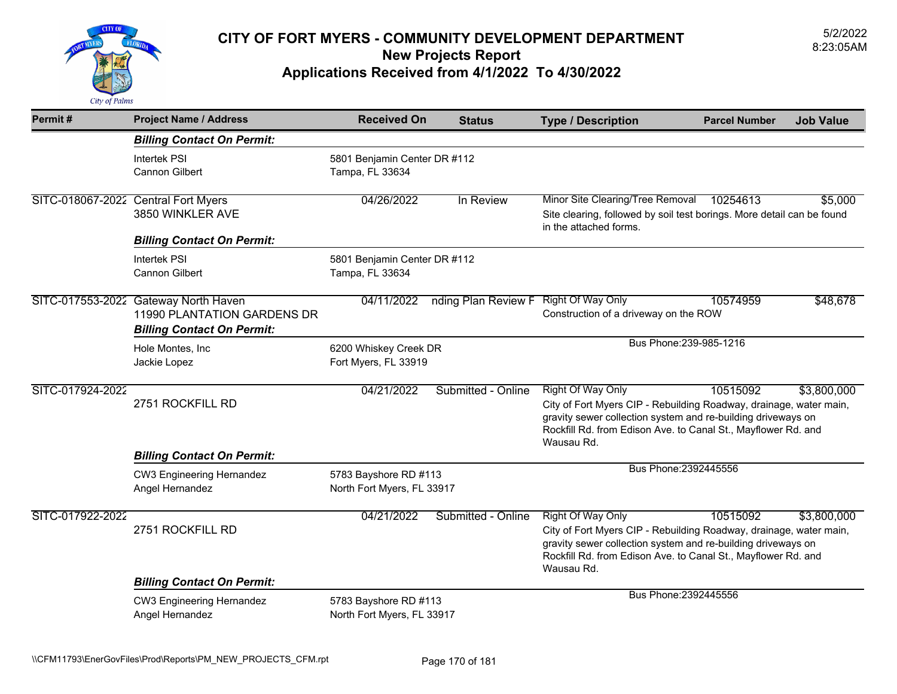# CITY OF FORT MYERS - COMMUNITY DEVELOPMENT DEPARTMENT
## New Projects Report
## Applications Received from 4/1/2022 To 4/30/2022

5/2/2022
8:23:05AM

| Permit # | Project Name / Address | Received On | Status | Type / Description | Parcel Number | Job Value |
|---|---|---|---|---|---|---|
| | ***Billing Contact On Permit:*** | | | | | |
| | Intertek PSI<br>Cannon Gilbert | 5801 Benjamin Center DR #112<br>Tampa, FL 33634 | | | | |
| SITC-018067-2022 | Central Fort Myers<br>3850 WINKLER AVE | 04/26/2022 | In Review | Minor Site Clearing/Tree Removal<br>Site clearing, followed by soil test borings. More detail can be found in the attached forms. | 10254613 | $5,000 |
| | ***Billing Contact On Permit:*** | | | | | |
| | Intertek PSI<br>Cannon Gilbert | 5801 Benjamin Center DR #112<br>Tampa, FL 33634 | | | | |
| SITC-017553-2022 | Gateway North Haven<br>11990 PLANTATION GARDENS DR | 04/11/2022 | nding Plan Review F | Right Of Way Only<br>Construction of a driveway on the ROW | 10574959 | $48,678 |
| | ***Billing Contact On Permit:*** | | | | | |
| | Hole Montes, Inc<br>Jackie Lopez | 6200 Whiskey Creek DR<br>Fort Myers, FL 33919 | | Bus Phone:239-985-1216 | | |
| SITC-017924-2022 | 2751 ROCKFILL RD | 04/21/2022 | Submitted - Online | Right Of Way Only<br>City of Fort Myers CIP - Rebuilding Roadway, drainage, water main, gravity sewer collection system and re-building driveways on Rockfill Rd. from Edison Ave. to Canal St., Mayflower Rd. and Wausau Rd. | 10515092 | $3,800,000 |
| | ***Billing Contact On Permit:*** | | | | | |
| | CW3 Engineering Hernandez<br>Angel Hernandez | 5783 Bayshore RD #113<br>North Fort Myers, FL 33917 | | Bus Phone:2392445556 | | |
| SITC-017922-2022 | 2751 ROCKFILL RD | 04/21/2022 | Submitted - Online | Right Of Way Only<br>City of Fort Myers CIP - Rebuilding Roadway, drainage, water main, gravity sewer collection system and re-building driveways on Rockfill Rd. from Edison Ave. to Canal St., Mayflower Rd. and Wausau Rd. | 10515092 | $3,800,000 |
| | ***Billing Contact On Permit:*** | | | | | |
| | CW3 Engineering Hernandez<br>Angel Hernandez | 5783 Bayshore RD #113<br>North Fort Myers, FL 33917 | | Bus Phone:2392445556 | | |

\\CFM11793\EnerGovFiles\Prod\Reports\PM_NEW_PROJECTS_CFM.rpt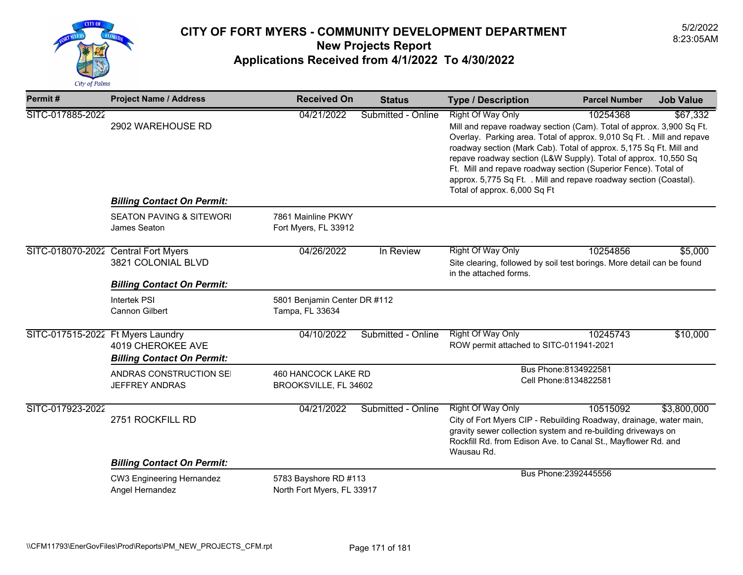# CITY OF FORT MYERS - COMMUNITY DEVELOPMENT DEPARTMENT
## New Projects Report
## Applications Received from 4/1/2022 To 4/30/2022

5/2/2022
8:23:05AM

| Permit # | Project Name / Address | Received On | Status | Type / Description | Parcel Number | Job Value |
|---|---|---|---|---|---|---|
| SITC-017885-2022 | 2902 WAREHOUSE RD | 04/21/2022 | Submitted - Online | Right Of Way Only<br>Mill and repave roadway section (Cam). Total of approx. 3,900 Sq Ft. Overlay. Parking area. Total of approx. 9,010 Sq Ft. . Mill and repave roadway section (Mark Cab). Total of approx. 5,175 Sq Ft. Mill and repave roadway section (L&W Supply). Total of approx. 10,550 Sq Ft. Mill and repave roadway section (Superior Fence). Total of approx. 5,775 Sq Ft. . Mill and repave roadway section (Coastal). Total of approx. 6,000 Sq Ft | 10254368 | $67,332 |
| | ***Billing Contact On Permit:*** | | | | | |
| | SEATON PAVING & SITEWORI<br>James Seaton | 7861 Mainline PKWY<br>Fort Myers, FL 33912 | | | | |
| SITC-018070-2022 | Central Fort Myers<br>3821 COLONIAL BLVD | 04/26/2022 | In Review | Right Of Way Only<br>Site clearing, followed by soil test borings. More detail can be found in the attached forms. | 10254856 | $5,000 |
| | ***Billing Contact On Permit:*** | | | | | |
| | Intertek PSI<br>Cannon Gilbert | 5801 Benjamin Center DR #112<br>Tampa, FL 33634 | | | | |
| SITC-017515-2022 | Ft Myers Laundry<br>4019 CHEROKEE AVE | 04/10/2022 | Submitted - Online | Right Of Way Only<br>ROW permit attached to SITC-011941-2021 | 10245743 | $10,000 |
| | ***Billing Contact On Permit:*** | | | | | |
| | ANDRAS CONSTRUCTION SEI<br>JEFFREY ANDRAS | 460 HANCOCK LAKE RD<br>BROOKSVILLE, FL 34602 | | Bus Phone:8134922581<br>Cell Phone:8134822581 | | |
| SITC-017923-2022 | 2751 ROCKFILL RD | 04/21/2022 | Submitted - Online | Right Of Way Only<br>City of Fort Myers CIP - Rebuilding Roadway, drainage, water main, gravity sewer collection system and re-building driveways on Rockfill Rd. from Edison Ave. to Canal St., Mayflower Rd. and Wausau Rd. | 10515092 | $3,800,000 |
| | ***Billing Contact On Permit:*** | | | | | |
| | CW3 Engineering Hernandez<br>Angel Hernandez | 5783 Bayshore RD #113<br>North Fort Myers, FL 33917 | | Bus Phone:2392445556 | | |

\\CFM11793\EnerGovFiles\Prod\Reports\PM_NEW_PROJECTS_CFM.rpt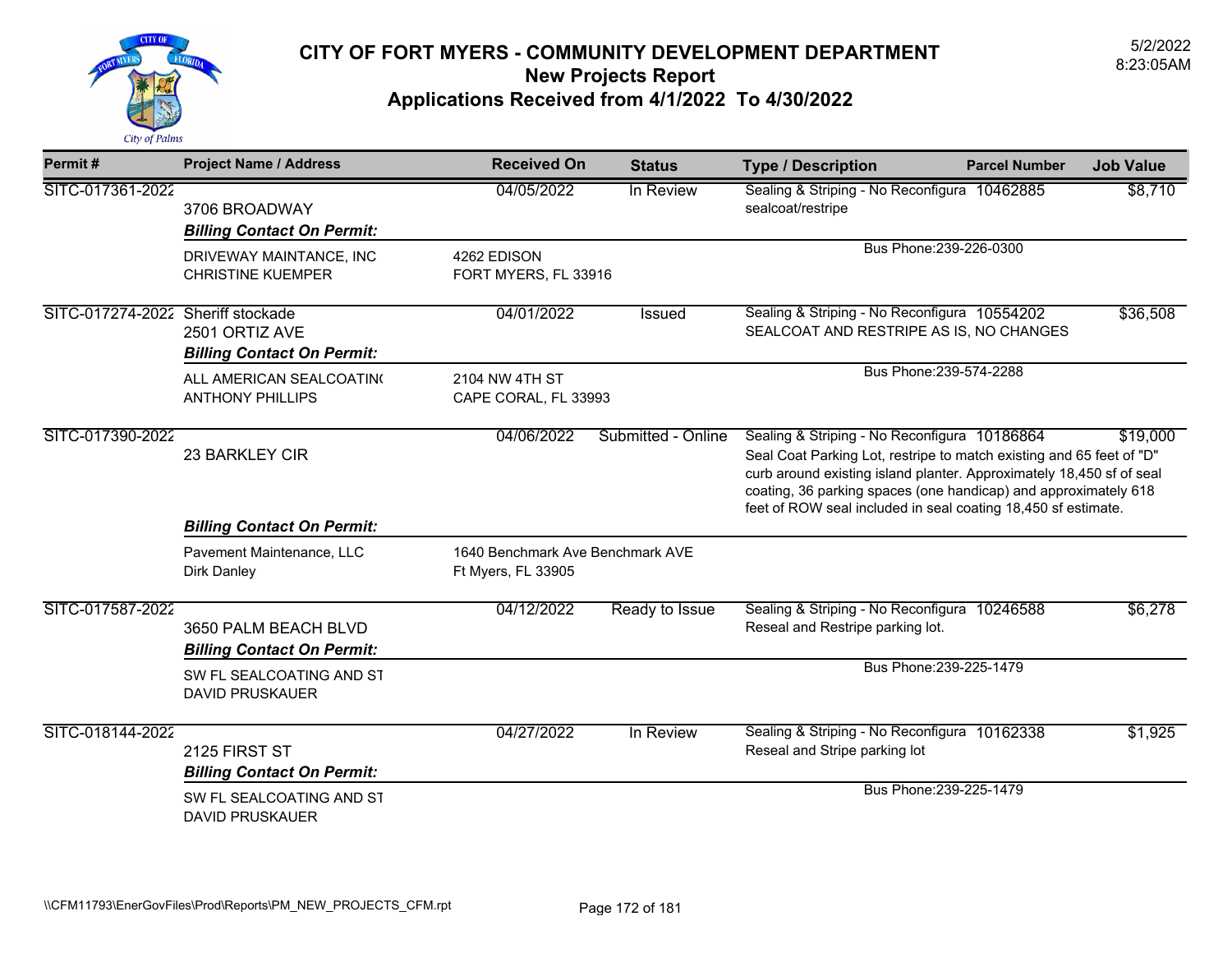# CITY OF FORT MYERS - COMMUNITY DEVELOPMENT DEPARTMENT
## New Projects Report
## Applications Received from 4/1/2022 To 4/30/2022

5/2/2022
8:23:05AM

| Permit # | Project Name / Address | Received On | Status | Type / Description | Parcel Number | Job Value |
|---|---|---|---|---|---|---|
| SITC-017361-2022 | 3706 BROADWAY | 04/05/2022 | In Review | Sealing & Striping - No Reconfigura<br>sealcoat/restripe | 10462885 | $8,710 |
| | ***Billing Contact On Permit:*** | | | | | |
| | DRIVEWAY MAINTANCE, INC<br>CHRISTINE KUEMPER | 4262 EDISON<br>FORT MYERS, FL 33916 | | Bus Phone:239-226-0300 | | |
| SITC-017274-2022 | Sheriff stockade<br>2501 ORTIZ AVE | 04/01/2022 | Issued | Sealing & Striping - No Reconfigura<br>SEALCOAT AND RESTRIPE AS IS, NO CHANGES | 10554202 | $36,508 |
| | ***Billing Contact On Permit:*** | | | | | |
| | ALL AMERICAN SEALCOATIN(<br>ANTHONY PHILLIPS | 2104 NW 4TH ST<br>CAPE CORAL, FL 33993 | | Bus Phone:239-574-2288 | | |
| SITC-017390-2022 | 23 BARKLEY CIR | 04/06/2022 | Submitted - Online | Sealing & Striping - No Reconfigura<br>Seal Coat Parking Lot, restripe to match existing and 65 feet of "D" curb around existing island planter. Approximately 18,450 sf of seal coating, 36 parking spaces (one handicap) and approximately 618 feet of ROW seal included in seal coating 18,450 sf estimate. | 10186864 | $19,000 |
| | ***Billing Contact On Permit:*** | | | | | |
| | Pavement Maintenance, LLC<br>Dirk Danley | 1640 Benchmark Ave Benchmark AVE<br>Ft Myers, FL 33905 | | | | |
| SITC-017587-2022 | 3650 PALM BEACH BLVD | 04/12/2022 | Ready to Issue | Sealing & Striping - No Reconfigura<br>Reseal and Restripe parking lot. | 10246588 | $6,278 |
| | ***Billing Contact On Permit:*** | | | | | |
| | SW FL SEALCOATING AND ST<br>DAVID PRUSKAUER | | | Bus Phone:239-225-1479 | | |
| SITC-018144-2022 | 2125 FIRST ST | 04/27/2022 | In Review | Sealing & Striping - No Reconfigura<br>Reseal and Stripe parking lot | 10162338 | $1,925 |
| | ***Billing Contact On Permit:*** | | | | | |
| | SW FL SEALCOATING AND ST<br>DAVID PRUSKAUER | | | Bus Phone:239-225-1479 | | |

\\CFM11793\EnerGovFiles\Prod\Reports\PM_NEW_PROJECTS_CFM.rpt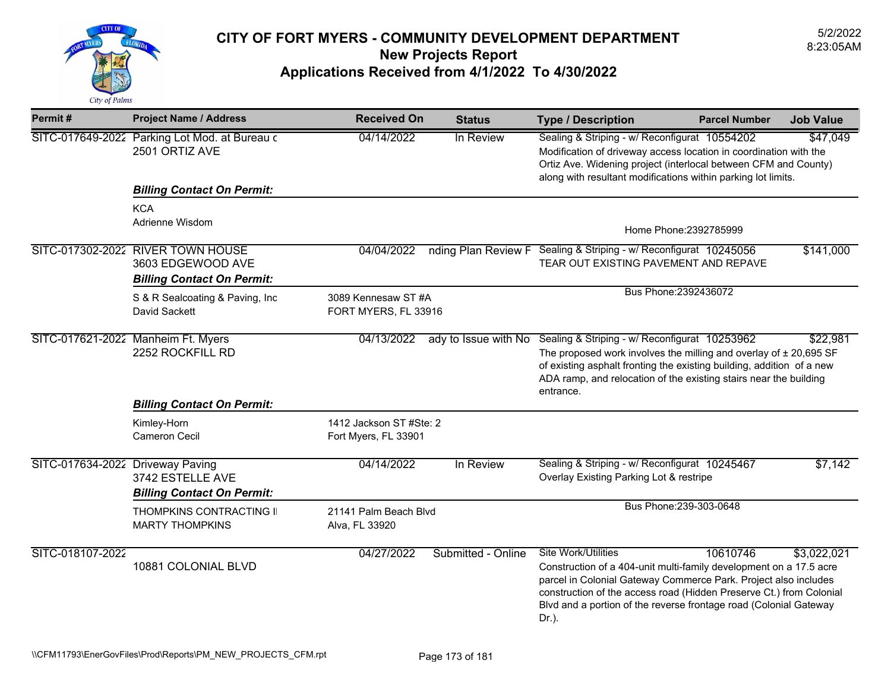# CITY OF FORT MYERS - COMMUNITY DEVELOPMENT DEPARTMENT
## New Projects Report
## Applications Received from 4/1/2022 To 4/30/2022

5/2/2022
8:23:05AM

| Permit # | Project Name / Address | Received On | Status | Type / Description | Parcel Number | Job Value |
|---|---|---|---|---|---|---|
| SITC-017649-2022 | Parking Lot Mod. at Bureau c<br>2501 ORTIZ AVE | 04/14/2022 | In Review | Sealing & Striping - w/ Reconfigurat<br>Modification of driveway access location in coordination with the Ortiz Ave. Widening project (interlocal between CFM and County) along with resultant modifications within parking lot limits. | 10554202 | $47,049 |
| | ***Billing Contact On Permit:*** | | | | | |
| | KCA<br>Adrienne Wisdom | | | Home Phone:2392785999 | | |
| SITC-017302-2022 | RIVER TOWN HOUSE<br>3603 EDGEWOOD AVE | 04/04/2022 | nding Plan Review F | Sealing & Striping - w/ Reconfigurat<br>TEAR OUT EXISTING PAVEMENT AND REPAVE | 10245056 | $141,000 |
| | ***Billing Contact On Permit:*** | | | | | |
| | S & R Sealcoating & Paving, Inc<br>David Sackett | 3089 Kennesaw ST #A<br>FORT MYERS, FL 33916 | | Bus Phone:2392436072 | | |
| SITC-017621-2022 | Manheim Ft. Myers<br>2252 ROCKFILL RD | 04/13/2022 | ady to Issue with No | Sealing & Striping - w/ Reconfigurat<br>The proposed work involves the milling and overlay of ± 20,695 SF of existing asphalt fronting the existing building, addition of a new ADA ramp, and relocation of the existing stairs near the building entrance. | 10253962 | $22,981 |
| | ***Billing Contact On Permit:*** | | | | | |
| | Kimley-Horn<br>Cameron Cecil | 1412 Jackson ST #Ste: 2<br>Fort Myers, FL 33901 | | | | |
| SITC-017634-2022 | Driveway Paving<br>3742 ESTELLE AVE | 04/14/2022 | In Review | Sealing & Striping - w/ Reconfigurat<br>Overlay Existing Parking Lot & restripe | 10245467 | $7,142 |
| | ***Billing Contact On Permit:*** | | | | | |
| | THOMPKINS CONTRACTING I<br>MARTY THOMPKINS | 21141 Palm Beach Blvd<br>Alva, FL 33920 | | Bus Phone:239-303-0648 | | |
| SITC-018107-2022 | 10881 COLONIAL BLVD | 04/27/2022 | Submitted - Online | Site Work/Utilities<br>Construction of a 404-unit multi-family development on a 17.5 acre parcel in Colonial Gateway Commerce Park. Project also includes construction of the access road (Hidden Preserve Ct.) from Colonial Blvd and a portion of the reverse frontage road (Colonial Gateway Dr.). | 10610746 | $3,022,021 |

\\CFM11793\EnerGovFiles\Prod\Reports\PM_NEW_PROJECTS_CFM.rpt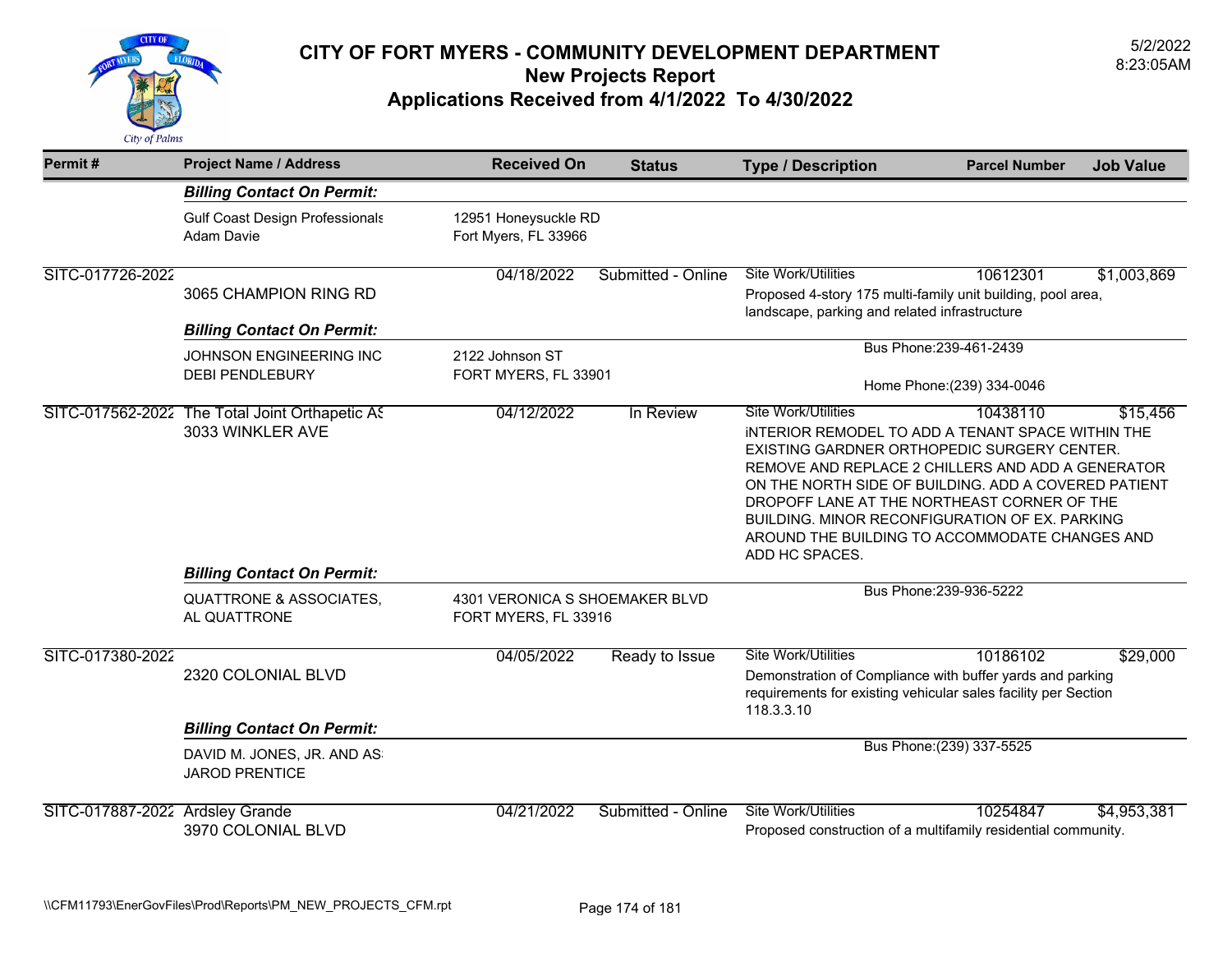# CITY OF FORT MYERS - COMMUNITY DEVELOPMENT DEPARTMENT

## New Projects Report

## Applications Received from 4/1/2022 To 4/30/2022

5/2/2022
8:23:05AM

| Permit # | Project Name / Address | Received On | Status | Type / Description | Parcel Number | Job Value |
|---|---|---|---|---|---|---|
| | ***Billing Contact On Permit:*** | | | | | |
| | Gulf Coast Design Professionals<br>Adam Davie | 12951 Honeysuckle RD<br>Fort Myers, FL 33966 | | | | |
| SITC-017726-2022 | 3065 CHAMPION RING RD | 04/18/2022 | Submitted - Online | Site Work/Utilities<br>Proposed 4-story 175 multi-family unit building, pool area, landscape, parking and related infrastructure | 10612301 | $1,003,869 |
| | ***Billing Contact On Permit:*** | | | | | |
| | JOHNSON ENGINEERING INC<br>DEBI PENDLEBURY | 2122 Johnson ST<br>FORT MYERS, FL 33901 | | Bus Phone:239-461-2439<br>Home Phone:(239) 334-0046 | | |
| SITC-017562-2022 | The Total Joint Orthapetic AS<br>3033 WINKLER AVE | 04/12/2022 | In Review | Site Work/Utilities<br>iNTERIOR REMODEL TO ADD A TENANT SPACE WITHIN THE EXISTING GARDNER ORTHOPEDIC SURGERY CENTER. REMOVE AND REPLACE 2 CHILLERS AND ADD A GENERATOR ON THE NORTH SIDE OF BUILDING. ADD A COVERED PATIENT DROPOFF LANE AT THE NORTHEAST CORNER OF THE BUILDING. MINOR RECONFIGURATION OF EX. PARKING AROUND THE BUILDING TO ACCOMMODATE CHANGES AND ADD HC SPACES. | 10438110 | $15,456 |
| | ***Billing Contact On Permit:*** | | | | | |
| | QUATTRONE & ASSOCIATES,<br>AL QUATTRONE | 4301 VERONICA S SHOEMAKER BLVD<br>FORT MYERS, FL 33916 | | Bus Phone:239-936-5222 | | |
| SITC-017380-2022 | 2320 COLONIAL BLVD | 04/05/2022 | Ready to Issue | Site Work/Utilities<br>Demonstration of Compliance with buffer yards and parking requirements for existing vehicular sales facility per Section 118.3.3.10 | 10186102 | $29,000 |
| | ***Billing Contact On Permit:*** | | | | | |
| | DAVID M. JONES, JR. AND AS<br>JAROD PRENTICE | | | Bus Phone:(239) 337-5525 | | |
| SITC-017887-2022 | Ardsley Grande<br>3970 COLONIAL BLVD | 04/21/2022 | Submitted - Online | Site Work/Utilities<br>Proposed construction of a multifamily residential community. | 10254847 | $4,953,381 |

\\CFM11793\EnerGovFiles\Prod\Reports\PM_NEW_PROJECTS_CFM.rpt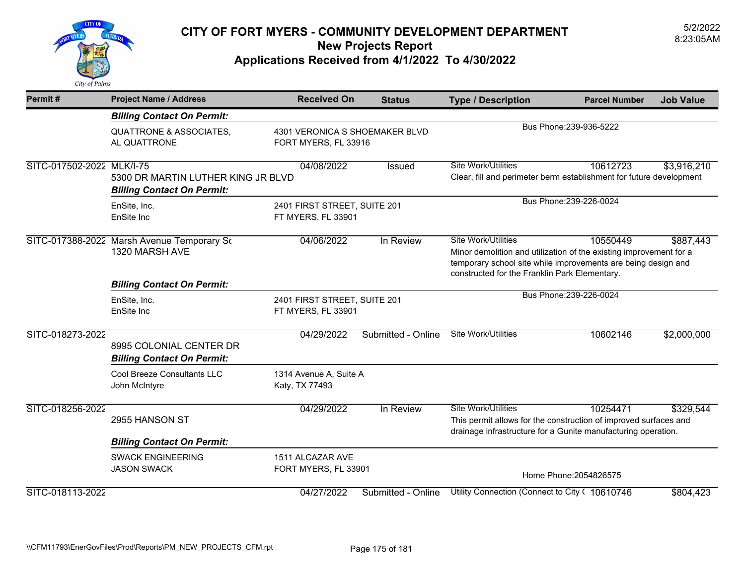# CITY OF FORT MYERS - COMMUNITY DEVELOPMENT DEPARTMENT

## New Projects Report

## Applications Received from 4/1/2022 To 4/30/2022

5/2/2022
8:23:05AM

| Permit # | Project Name / Address | Received On | Status | Type / Description | Parcel Number | Job Value |
|---|---|---|---|---|---|---|
| | ***Billing Contact On Permit:*** | | | | | |
| | QUATTRONE & ASSOCIATES, AL QUATTRONE | 4301 VERONICA S SHOEMAKER BLVD FORT MYERS, FL 33916 | | Bus Phone:239-936-5222 | | |
| SITC-017502-2022 | MLK/I-75 5300 DR MARTIN LUTHER KING JR BLVD | 04/08/2022 | Issued | Site Work/Utilities Clear, fill and perimeter berm establishment for future development | 10612723 | $3,916,210 |
| | ***Billing Contact On Permit:*** | | | | | |
| | EnSite, Inc. EnSite Inc | 2401 FIRST STREET, SUITE 201 FT MYERS, FL 33901 | | Bus Phone:239-226-0024 | | |
| SITC-017388-2022 | Marsh Avenue Temporary Sc 1320 MARSH AVE | 04/06/2022 | In Review | Site Work/Utilities Minor demolition and utilization of the existing improvement for a temporary school site while improvements are being design and constructed for the Franklin Park Elementary. | 10550449 | $887,443 |
| | ***Billing Contact On Permit:*** | | | | | |
| | EnSite, Inc. EnSite Inc | 2401 FIRST STREET, SUITE 201 FT MYERS, FL 33901 | | Bus Phone:239-226-0024 | | |
| SITC-018273-2022 | 8995 COLONIAL CENTER DR | 04/29/2022 | Submitted - Online | Site Work/Utilities | 10602146 | $2,000,000 |
| | ***Billing Contact On Permit:*** | | | | | |
| | Cool Breeze Consultants LLC John McIntyre | 1314 Avenue A, Suite A Katy, TX 77493 | | | | |
| SITC-018256-2022 | 2955 HANSON ST | 04/29/2022 | In Review | Site Work/Utilities This permit allows for the construction of improved surfaces and drainage infrastructure for a Gunite manufacturing operation. | 10254471 | $329,544 |
| | ***Billing Contact On Permit:*** | | | | | |
| | SWACK ENGINEERING JASON SWACK | 1511 ALCAZAR AVE FORT MYERS, FL 33901 | | Home Phone:2054826575 | | |
| SITC-018113-2022 | | 04/27/2022 | Submitted - Online | Utility Connection (Connect to City ( | 10610746 | $804,423 |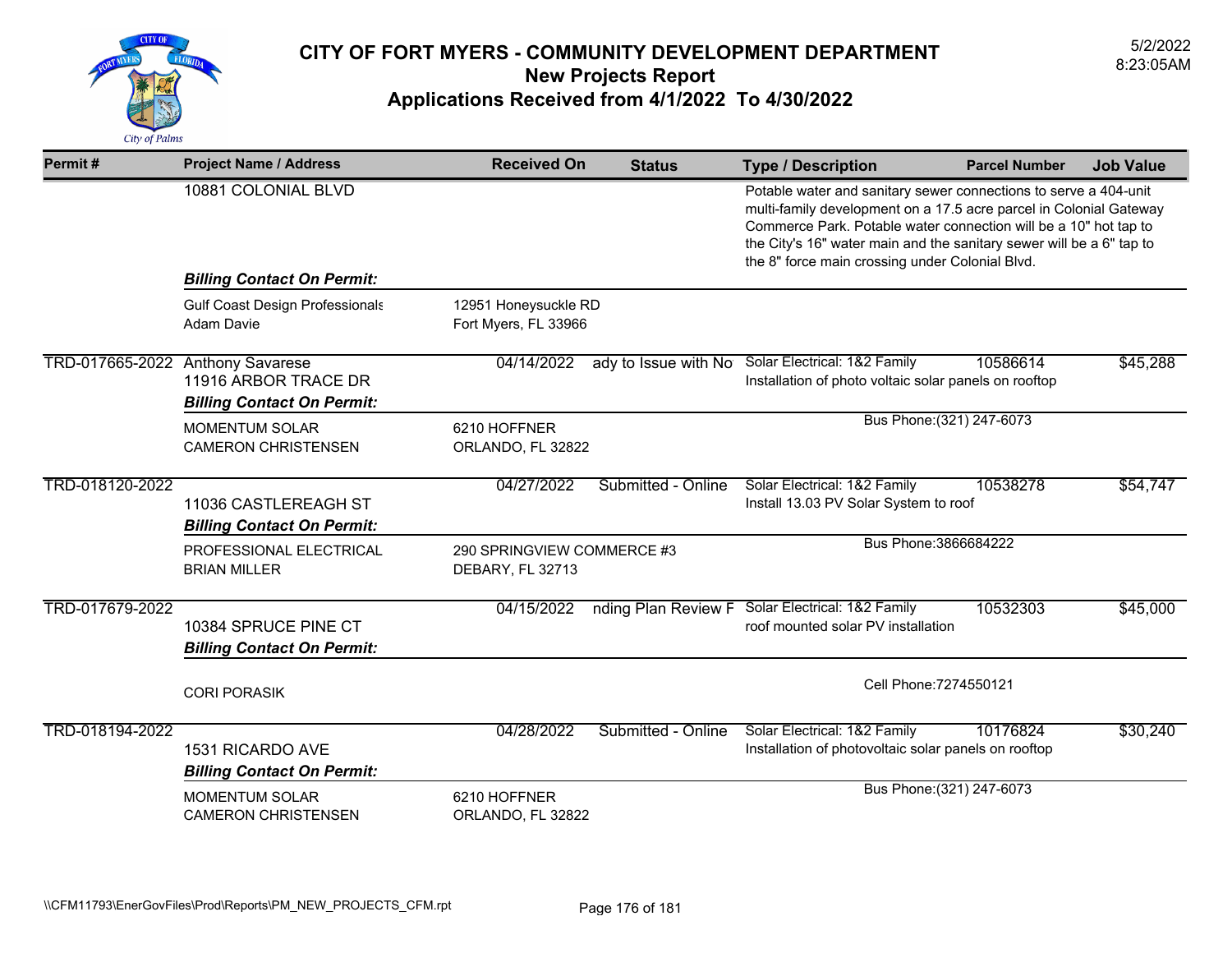# CITY OF FORT MYERS - COMMUNITY DEVELOPMENT DEPARTMENT
## New Projects Report
## Applications Received from 4/1/2022 To 4/30/2022

5/2/2022
8:23:05AM

| Permit # | Project Name / Address | Received On | Status | Type / Description | Parcel Number | Job Value |
|---|---|---|---|---|---|---|
| | 10881 COLONIAL BLVD | | | Potable water and sanitary sewer connections to serve a 404-unit multi-family development on a 17.5 acre parcel in Colonial Gateway Commerce Park. Potable water connection will be a 10" hot tap to the City's 16" water main and the sanitary sewer will be a 6" tap to the 8" force main crossing under Colonial Blvd. | | |
| | ***Billing Contact On Permit:*** | | | | | |
| | Gulf Coast Design Professionals<br>Adam Davie | 12951 Honeysuckle RD<br>Fort Myers, FL 33966 | | | | |
| TRD-017665-2022 | Anthony Savarese<br>11916 ARBOR TRACE DR | 04/14/2022 | ady to Issue with No | Solar Electrical: 1&2 Family<br>Installation of photo voltaic solar panels on rooftop | 10586614 | $45,288 |
| | ***Billing Contact On Permit:*** | | | | | |
| | MOMENTUM SOLAR<br>CAMERON CHRISTENSEN | 6210 HOFFNER<br>ORLANDO, FL 32822 | | Bus Phone:(321) 247-6073 | | |
| TRD-018120-2022 | 11036 CASTLEREAGH ST | 04/27/2022 | Submitted - Online | Solar Electrical: 1&2 Family<br>Install 13.03 PV Solar System to roof | 10538278 | $54,747 |
| | ***Billing Contact On Permit:*** | | | | | |
| | PROFESSIONAL ELECTRICAL<br>BRIAN MILLER | 290 SPRINGVIEW COMMERCE #3<br>DEBARY, FL 32713 | | Bus Phone:3866684222 | | |
| TRD-017679-2022 | 10384 SPRUCE PINE CT | 04/15/2022 | nding Plan Review F | Solar Electrical: 1&2 Family<br>roof mounted solar PV installation | 10532303 | $45,000 |
| | ***Billing Contact On Permit:*** | | | | | |
| | CORI PORASIK | | | Cell Phone:7274550121 | | |
| TRD-018194-2022 | 1531 RICARDO AVE | 04/28/2022 | Submitted - Online | Solar Electrical: 1&2 Family<br>Installation of photovoltaic solar panels on rooftop | 10176824 | $30,240 |
| | ***Billing Contact On Permit:*** | | | | | |
| | MOMENTUM SOLAR<br>CAMERON CHRISTENSEN | 6210 HOFFNER<br>ORLANDO, FL 32822 | | Bus Phone:(321) 247-6073 | | |

\\CFM11793\EnerGovFiles\Prod\Reports\PM_NEW_PROJECTS_CFM.rpt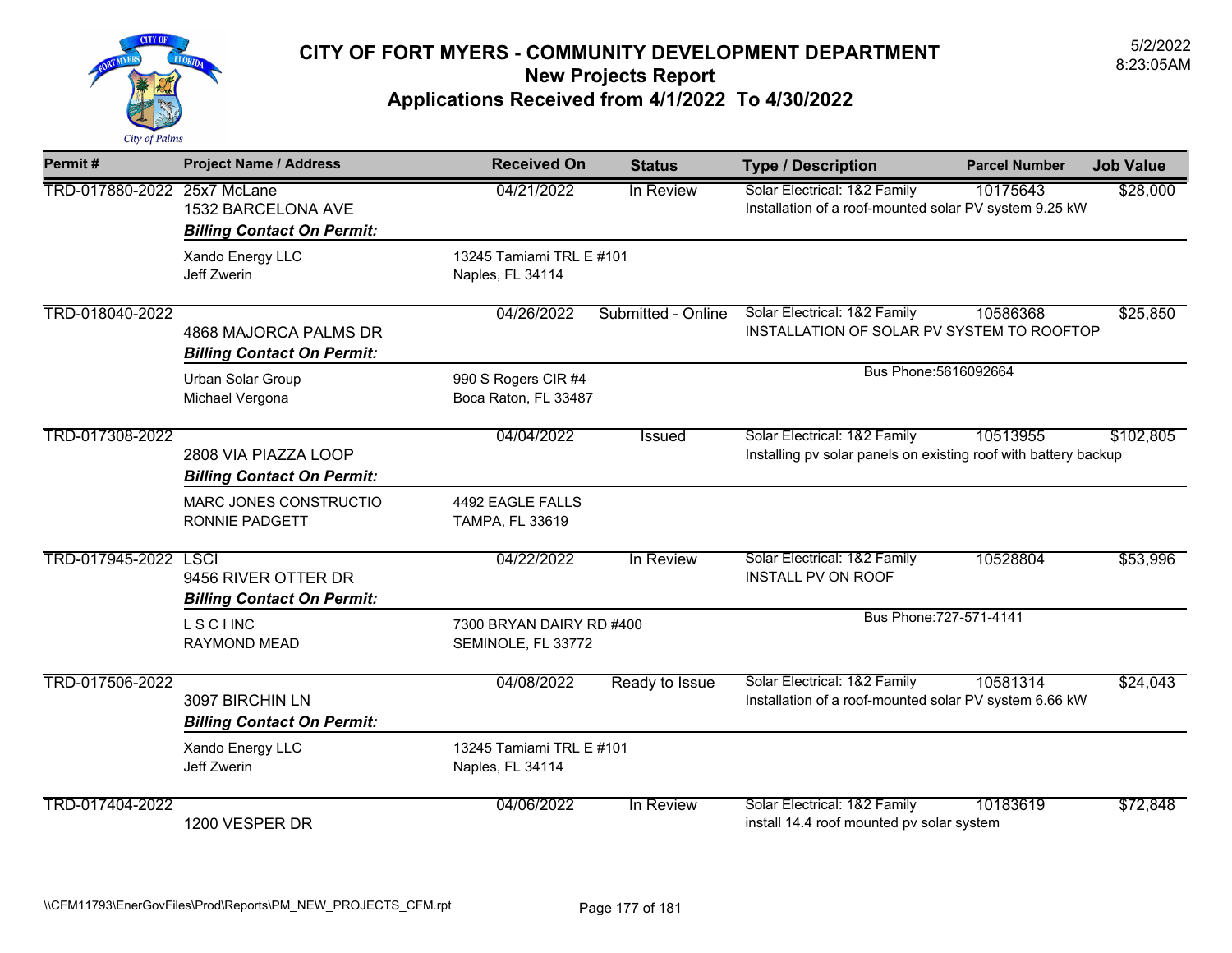# CITY OF FORT MYERS - COMMUNITY DEVELOPMENT DEPARTMENT

## New Projects Report

## Applications Received from 4/1/2022 To 4/30/2022

5/2/2022
8:23:05AM

| Permit # | Project Name / Address | Received On | Status | Type / Description | Parcel Number | Job Value |
|---|---|---|---|---|---|---|
| TRD-017880-2022 | 25x7 McLane<br>1532 BARCELONA AVE | 04/21/2022 | In Review | Solar Electrical: 1&2 Family<br>Installation of a roof-mounted solar PV system 9.25 kW | 10175643 | $28,000 |
| | ***Billing Contact On Permit:***<br>Xando Energy LLC<br>Jeff Zwerin | 13245 Tamiami TRL E #101<br>Naples, FL 34114 | | | | |
| TRD-018040-2022 | 4868 MAJORCA PALMS DR | 04/26/2022 | Submitted - Online | Solar Electrical: 1&2 Family<br>INSTALLATION OF SOLAR PV SYSTEM TO ROOFTOP | 10586368 | $25,850 |
| | ***Billing Contact On Permit:***<br>Urban Solar Group<br>Michael Vergona | 990 S Rogers CIR #4<br>Boca Raton, FL 33487 | | Bus Phone:5616092664 | | |
| TRD-017308-2022 | 2808 VIA PIAZZA LOOP | 04/04/2022 | Issued | Solar Electrical: 1&2 Family<br>Installing pv solar panels on existing roof with battery backup | 10513955 | $102,805 |
| | ***Billing Contact On Permit:***<br>MARC JONES CONSTRUCTIO<br>RONNIE PADGETT | 4492 EAGLE FALLS<br>TAMPA, FL 33619 | | | | |
| TRD-017945-2022 | LSCI<br>9456 RIVER OTTER DR | 04/22/2022 | In Review | Solar Electrical: 1&2 Family<br>INSTALL PV ON ROOF | 10528804 | $53,996 |
| | ***Billing Contact On Permit:***<br>L S C I INC<br>RAYMOND MEAD | 7300 BRYAN DAIRY RD #400<br>SEMINOLE, FL 33772 | | Bus Phone:727-571-4141 | | |
| TRD-017506-2022 | 3097 BIRCHIN LN | 04/08/2022 | Ready to Issue | Solar Electrical: 1&2 Family<br>Installation of a roof-mounted solar PV system 6.66 kW | 10581314 | $24,043 |
| | ***Billing Contact On Permit:***<br>Xando Energy LLC<br>Jeff Zwerin | 13245 Tamiami TRL E #101<br>Naples, FL 34114 | | | | |
| TRD-017404-2022 | 1200 VESPER DR | 04/06/2022 | In Review | Solar Electrical: 1&2 Family<br>install 14.4 roof mounted pv solar system | 10183619 | $72,848 |

\\CFM11793\EnerGovFiles\Prod\Reports\PM_NEW_PROJECTS_CFM.rpt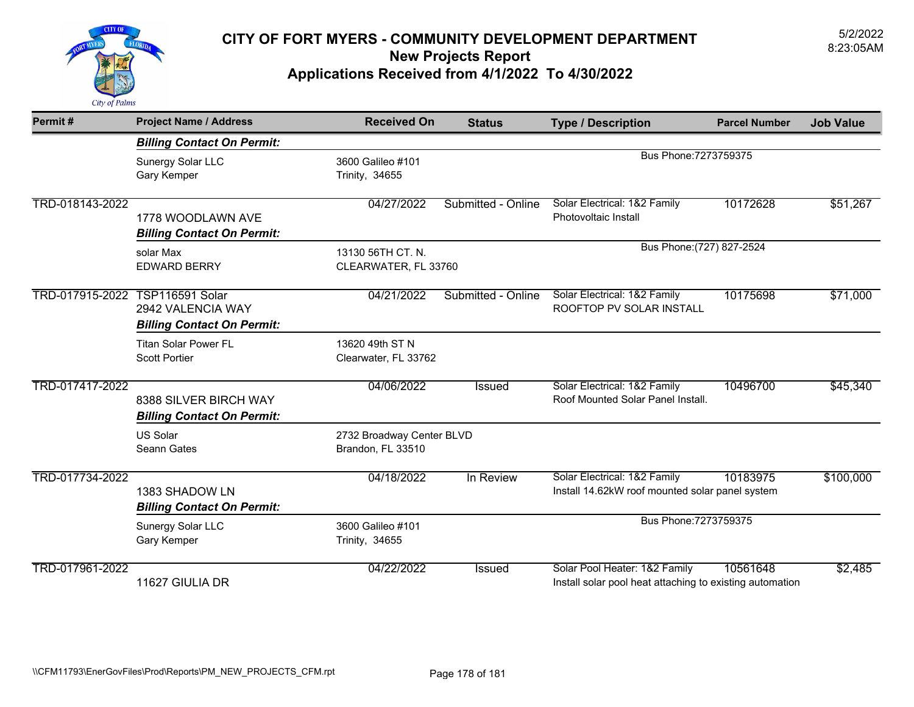# CITY OF FORT MYERS - COMMUNITY DEVELOPMENT DEPARTMENT

## New Projects Report

## Applications Received from 4/1/2022 To 4/30/2022

5/2/2022
8:23:05AM

| Permit # | Project Name / Address | Received On | Status | Type / Description | Parcel Number | Job Value |
|---|---|---|---|---|---|---|
| | ***Billing Contact On Permit:*** | | | | | |
| | Sunergy Solar LLC<br>Gary Kemper | 3600 Galileo #101<br>Trinity, 34655 | | Bus Phone:7273759375 | | |
| TRD-018143-2022 | 1778 WOODLAWN AVE | 04/27/2022 | Submitted - Online | Solar Electrical: 1&2 Family<br>Photovoltaic Install | 10172628 | $51,267 |
| | ***Billing Contact On Permit:*** | | | | | |
| | solar Max<br>EDWARD BERRY | 13130 56TH CT. N.<br>CLEARWATER, FL 33760 | | Bus Phone:(727) 827-2524 | | |
| TRD-017915-2022 | TSP116591 Solar<br>2942 VALENCIA WAY | 04/21/2022 | Submitted - Online | Solar Electrical: 1&2 Family<br>ROOFTOP PV SOLAR INSTALL | 10175698 | $71,000 |
| | ***Billing Contact On Permit:*** | | | | | |
| | Titan Solar Power FL<br>Scott Portier | 13620 49th ST N<br>Clearwater, FL 33762 | | | | |
| TRD-017417-2022 | 8388 SILVER BIRCH WAY | 04/06/2022 | Issued | Solar Electrical: 1&2 Family<br>Roof Mounted Solar Panel Install. | 10496700 | $45,340 |
| | ***Billing Contact On Permit:*** | | | | | |
| | US Solar<br>Seann Gates | 2732 Broadway Center BLVD<br>Brandon, FL 33510 | | | | |
| TRD-017734-2022 | 1383 SHADOW LN | 04/18/2022 | In Review | Solar Electrical: 1&2 Family<br>Install 14.62kW roof mounted solar panel system | 10183975 | $100,000 |
| | ***Billing Contact On Permit:*** | | | | | |
| | Sunergy Solar LLC<br>Gary Kemper | 3600 Galileo #101<br>Trinity, 34655 | | Bus Phone:7273759375 | | |
| TRD-017961-2022 | 11627 GIULIA DR | 04/22/2022 | Issued | Solar Pool Heater: 1&2 Family<br>Install solar pool heat attaching to existing automation | 10561648 | $2,485 |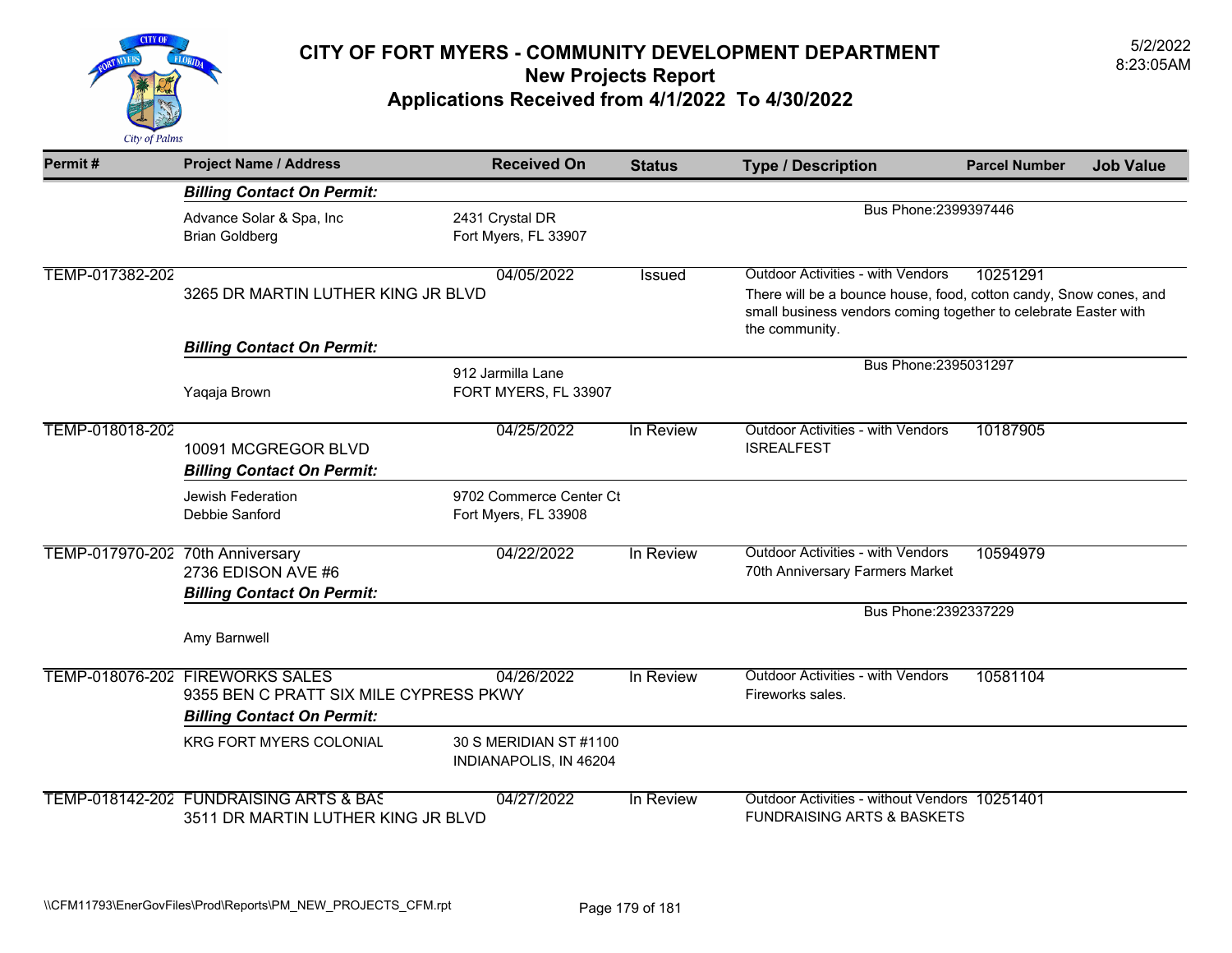# CITY OF FORT MYERS - COMMUNITY DEVELOPMENT DEPARTMENT
## New Projects Report
## Applications Received from 4/1/2022 To 4/30/2022

5/2/2022
8:23:05AM

| Permit # | Project Name / Address | Received On | Status | Type / Description | Parcel Number | Job Value |
|---|---|---|---|---|---|---|
| | ***Billing Contact On Permit:*** | | | | | |
| | Advance Solar & Spa, Inc<br>Brian Goldberg | 2431 Crystal DR<br>Fort Myers, FL 33907 | | Bus Phone:2399397446 | | |
| TEMP-017382-202 | 3265 DR MARTIN LUTHER KING JR BLVD | 04/05/2022 | Issued | Outdoor Activities - with Vendors<br>There will be a bounce house, food, cotton candy, Snow cones, and small business vendors coming together to celebrate Easter with the community. | 10251291 | |
| | ***Billing Contact On Permit:*** | | | | | |
| | Yaqaja Brown | 912 Jarmilla Lane<br>FORT MYERS, FL 33907 | | Bus Phone:2395031297 | | |
| TEMP-018018-202 | 10091 MCGREGOR BLVD | 04/25/2022 | In Review | Outdoor Activities - with Vendors<br>ISREALFEST | 10187905 | |
| | ***Billing Contact On Permit:*** | | | | | |
| | Jewish Federation<br>Debbie Sanford | 9702 Commerce Center Ct<br>Fort Myers, FL 33908 | | | | |
| TEMP-017970-202 | 70th Anniversary<br>2736 EDISON AVE #6 | 04/22/2022 | In Review | Outdoor Activities - with Vendors<br>70th Anniversary Farmers Market | 10594979 | |
| | ***Billing Contact On Permit:*** | | | | | |
| | Amy Barnwell | | | Bus Phone:2392337229 | | |
| TEMP-018076-202 | FIREWORKS SALES<br>9355 BEN C PRATT SIX MILE CYPRESS PKWY | 04/26/2022 | In Review | Outdoor Activities - with Vendors<br>Fireworks sales. | 10581104 | |
| | ***Billing Contact On Permit:*** | | | | | |
| | KRG FORT MYERS COLONIAL | 30 S MERIDIAN ST #1100<br>INDIANAPOLIS, IN 46204 | | | | |
| TEMP-018142-202 | FUNDRAISING ARTS & BAS<br>3511 DR MARTIN LUTHER KING JR BLVD | 04/27/2022 | In Review | Outdoor Activities - without Vendors<br>FUNDRAISING ARTS & BASKETS | 10251401 | |

\\CFM11793\EnerGovFiles\Prod\Reports\PM_NEW_PROJECTS_CFM.rpt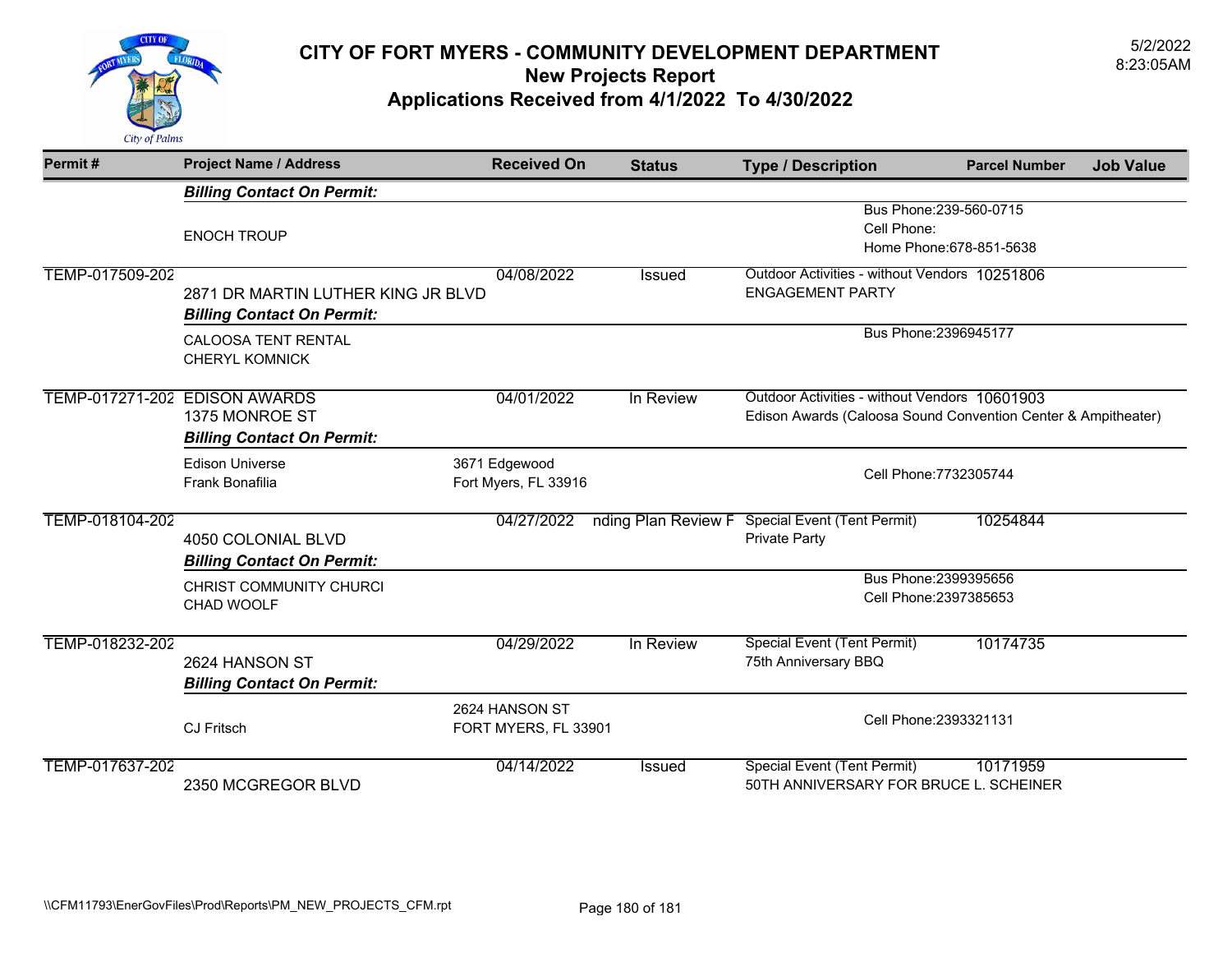# CITY OF FORT MYERS - COMMUNITY DEVELOPMENT DEPARTMENT

## New Projects Report

## Applications Received from 4/1/2022 To 4/30/2022

5/2/2022
8:23:05AM

| Permit # | Project Name / Address | Received On | Status | Type / Description | Parcel Number | Job Value |
|---|---|---|---|---|---|---|
| | ***Billing Contact On Permit:*** | | | | | |
| | ENOCH TROUP | | | Bus Phone:239-560-0715<br>Cell Phone:<br>Home Phone:678-851-5638 | | |
| TEMP-017509-202 | 2871 DR MARTIN LUTHER KING JR BLVD | 04/08/2022 | Issued | Outdoor Activities - without Vendors<br>ENGAGEMENT PARTY | 10251806 | |
| | ***Billing Contact On Permit:*** | | | | | |
| | CALOOSA TENT RENTAL<br>CHERYL KOMNICK | | | Bus Phone:2396945177 | | |
| TEMP-017271-202 | EDISON AWARDS<br>1375 MONROE ST | 04/01/2022 | In Review | Outdoor Activities - without Vendors<br>Edison Awards (Caloosa Sound Convention Center & Ampitheater) | 10601903 | |
| | ***Billing Contact On Permit:*** | | | | | |
| | Edison Universe<br>Frank Bonafilia | 3671 Edgewood<br>Fort Myers, FL 33916 | | Cell Phone:7732305744 | | |
| TEMP-018104-202 | 4050 COLONIAL BLVD | 04/27/2022 | nding Plan Review F | Special Event (Tent Permit)<br>Private Party | 10254844 | |
| | ***Billing Contact On Permit:*** | | | | | |
| | CHRIST COMMUNITY CHURCI<br>CHAD WOOLF | | | Bus Phone:2399395656<br>Cell Phone:2397385653 | | |
| TEMP-018232-202 | 2624 HANSON ST | 04/29/2022 | In Review | Special Event (Tent Permit)<br>75th Anniversary BBQ | 10174735 | |
| | ***Billing Contact On Permit:*** | | | | | |
| | CJ Fritsch | 2624 HANSON ST<br>FORT MYERS, FL 33901 | | Cell Phone:2393321131 | | |
| TEMP-017637-202 | 2350 MCGREGOR BLVD | 04/14/2022 | Issued | Special Event (Tent Permit)<br>50TH ANNIVERSARY FOR BRUCE L. SCHEINER | 10171959 | |

\\CFM11793\EnerGovFiles\Prod\Reports\PM_NEW_PROJECTS_CFM.rpt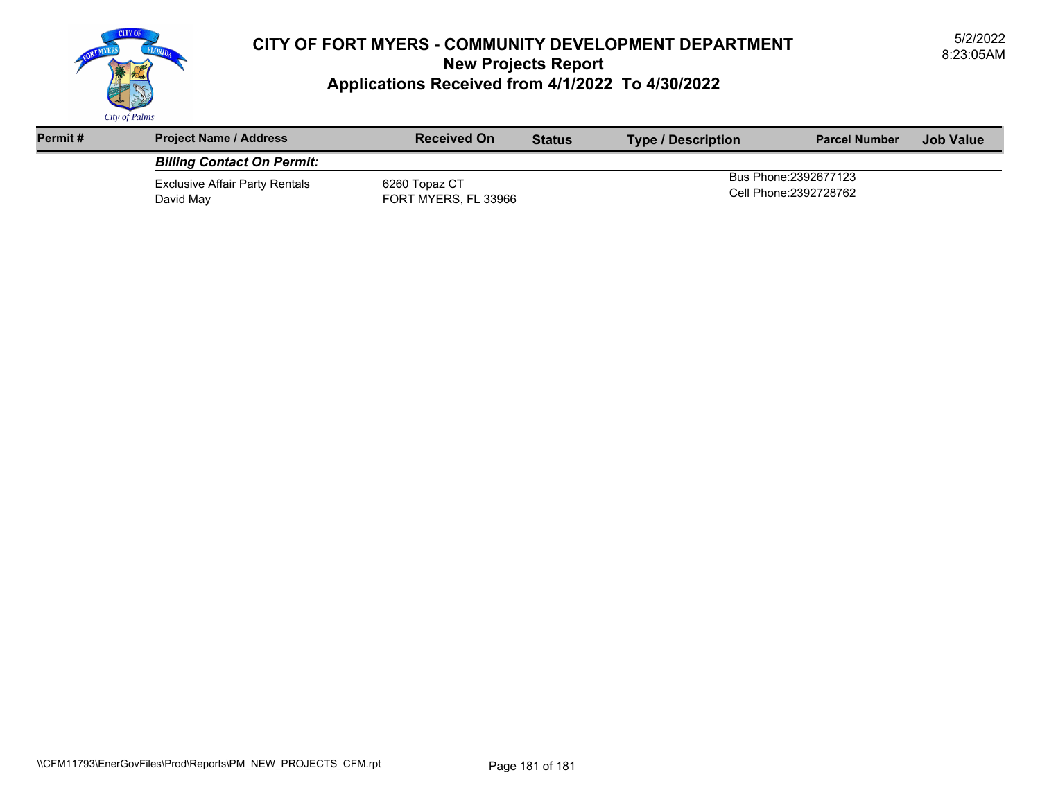# CITY OF FORT MYERS - COMMUNITY DEVELOPMENT DEPARTMENT

## New Projects Report

## Applications Received from 4/1/2022 To 4/30/2022

5/2/2022
8:23:05AM

| Permit # | Project Name / Address | Received On | Status | Type / Description | Parcel Number | Job Value |
|---|---|---|---|---|---|---|
| | ***Billing Contact On Permit:*** | | | | | |
| | Exclusive Affair Party Rentals<br>David May | 6260 Topaz CT<br>FORT MYERS, FL 33966 | | | Bus Phone:2392677123<br>Cell Phone:2392728762 | |

\\CFM11793\EnerGovFiles\Prod\Reports\PM_NEW_PROJECTS_CFM.rpt